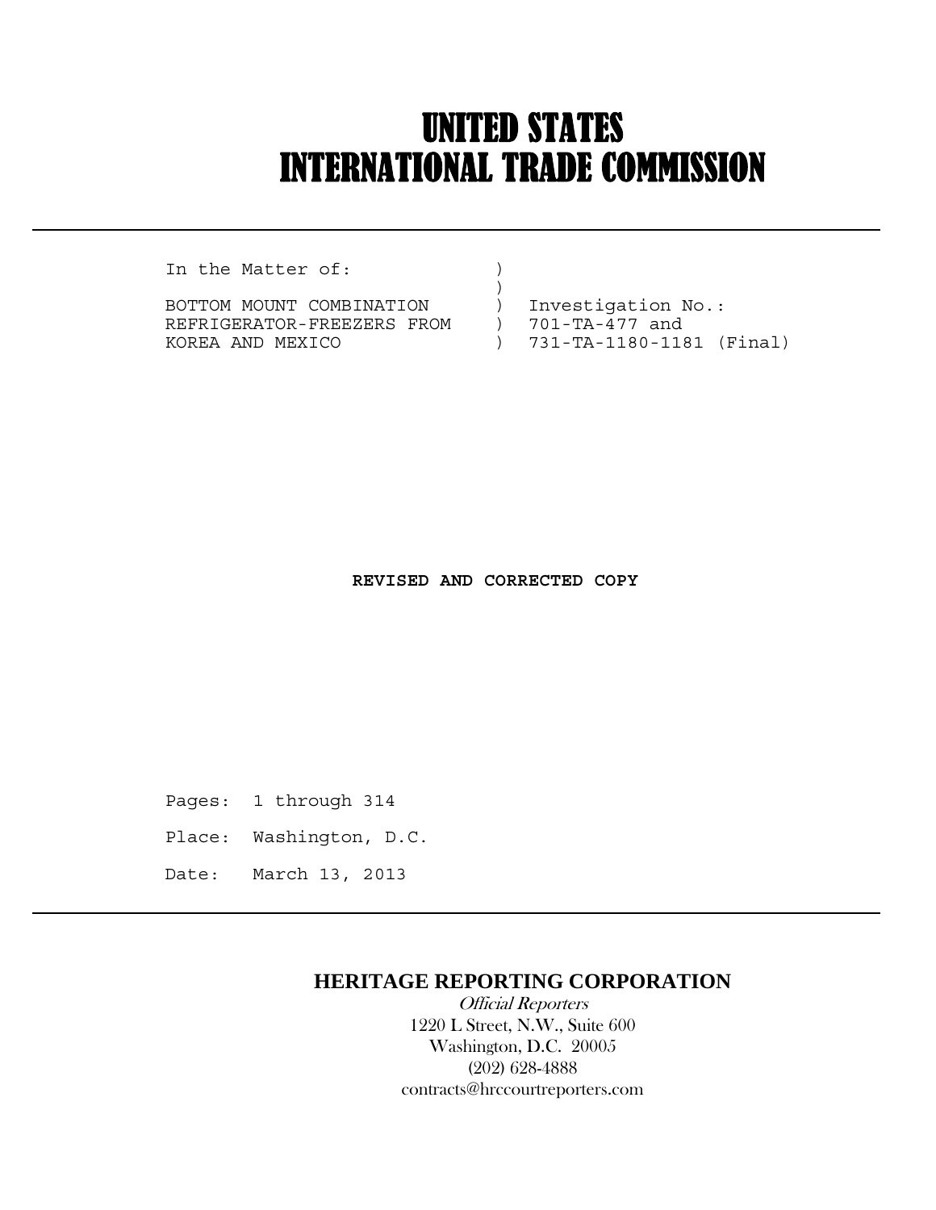# UNITED STATES
# INTERNATIONAL TRADE COMMISSION

---

```
In the Matter of:              )
                               )
BOTTOM MOUNT COMBINATION       )  Investigation No.:
REFRIGERATOR-FREEZERS FROM     )  701-TA-477 and
KOREA AND MEXICO               )  731-TA-1180-1181 (Final)
```

**REVISED AND CORRECTED COPY**

Pages: 1 through 314

Place: Washington, D.C.

Date: March 13, 2013

---

**HERITAGE REPORTING CORPORATION**

*Official Reporters*

1220 L Street, N.W., Suite 600

Washington, D.C. 20005

(202) 628-4888

contracts@hrccourtreporters.com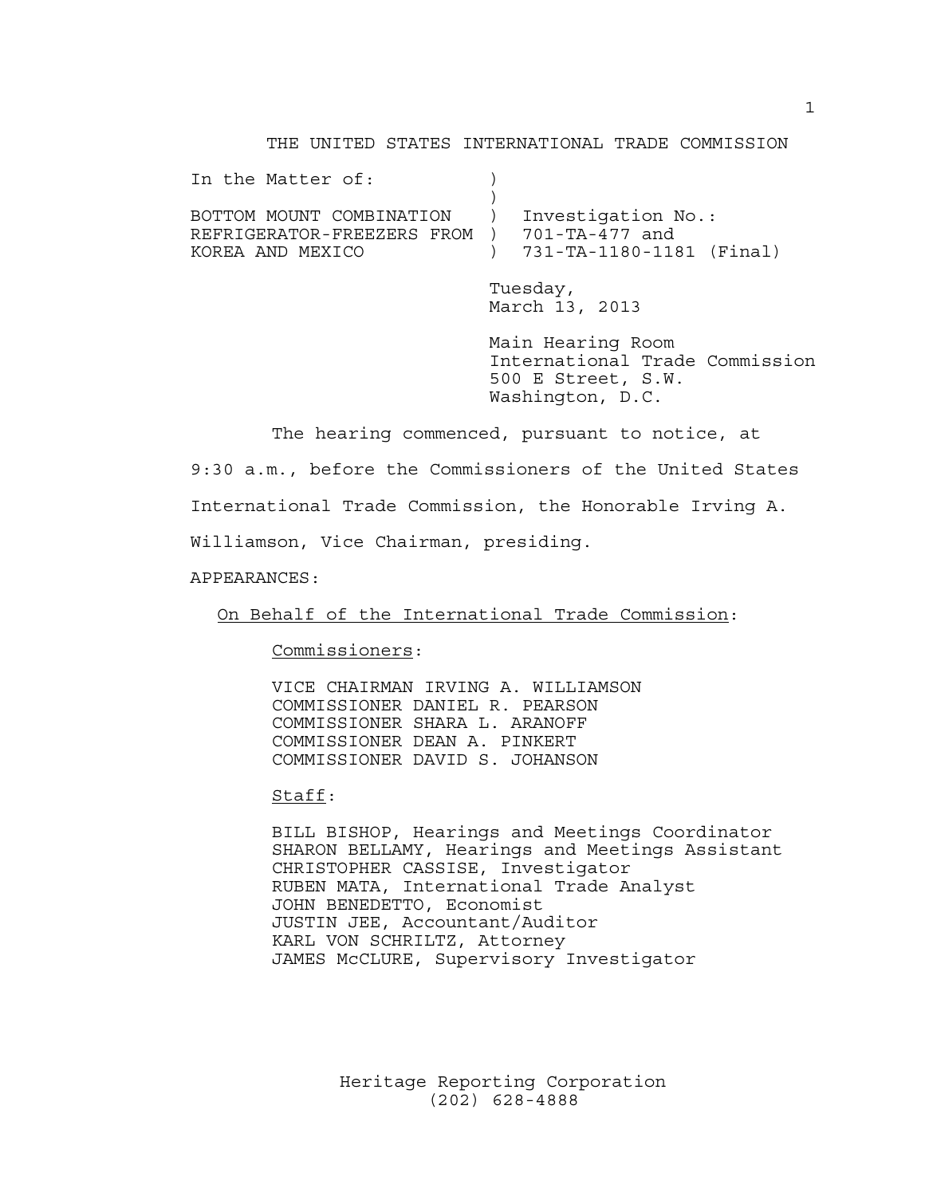THE UNITED STATES INTERNATIONAL TRADE COMMISSION

| In the Matter of: | ) | |
|---|---|---|
| | ) | |
| BOTTOM MOUNT COMBINATION | ) | Investigation No.: |
| REFRIGERATOR-FREEZERS FROM | ) | 701-TA-477 and |
| KOREA AND MEXICO | ) | 731-TA-1180-1181 (Final) |

Tuesday,
March 13, 2013

Main Hearing Room
International Trade Commission
500 E Street, S.W.
Washington, D.C.

The hearing commenced, pursuant to notice, at 9:30 a.m., before the Commissioners of the United States International Trade Commission, the Honorable Irving A. Williamson, Vice Chairman, presiding.

APPEARANCES:

On Behalf of the International Trade Commission:

Commissioners:

VICE CHAIRMAN IRVING A. WILLIAMSON
COMMISSIONER DANIEL R. PEARSON
COMMISSIONER SHARA L. ARANOFF
COMMISSIONER DEAN A. PINKERT
COMMISSIONER DAVID S. JOHANSON

Staff:

BILL BISHOP, Hearings and Meetings Coordinator
SHARON BELLAMY, Hearings and Meetings Assistant
CHRISTOPHER CASSISE, Investigator
RUBEN MATA, International Trade Analyst
JOHN BENEDETTO, Economist
JUSTIN JEE, Accountant/Auditor
KARL VON SCHRILTZ, Attorney
JAMES McCLURE, Supervisory Investigator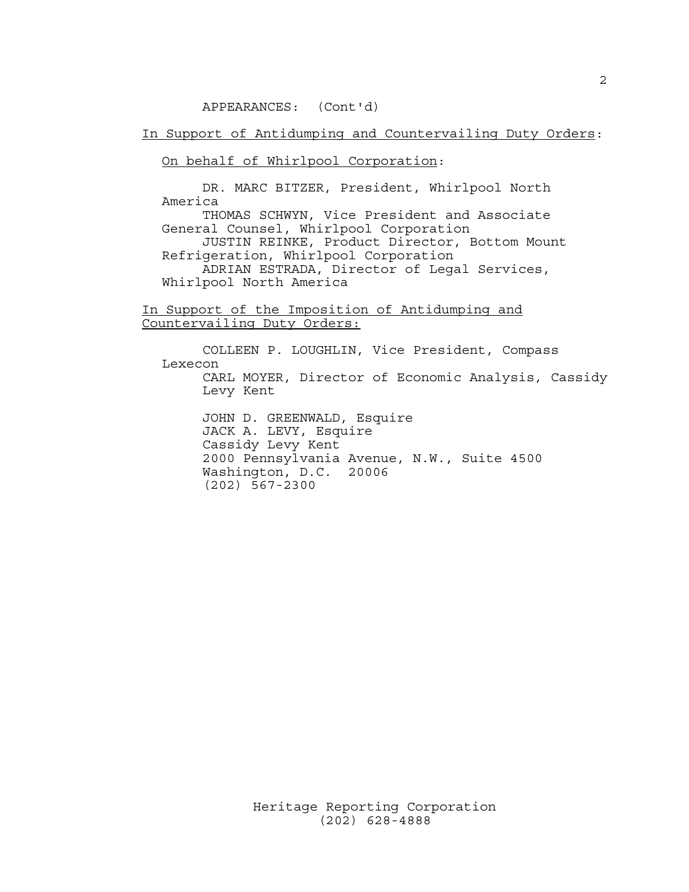APPEARANCES: (Cont'd)

In Support of Antidumping and Countervailing Duty Orders:

On behalf of Whirlpool Corporation:

DR. MARC BITZER, President, Whirlpool North America

THOMAS SCHWYN, Vice President and Associate General Counsel, Whirlpool Corporation

JUSTIN REINKE, Product Director, Bottom Mount Refrigeration, Whirlpool Corporation

ADRIAN ESTRADA, Director of Legal Services, Whirlpool North America

In Support of the Imposition of Antidumping and Countervailing Duty Orders:

COLLEEN P. LOUGHLIN, Vice President, Compass Lexecon

CARL MOYER, Director of Economic Analysis, Cassidy Levy Kent

JOHN D. GREENWALD, Esquire
JACK A. LEVY, Esquire
Cassidy Levy Kent
2000 Pennsylvania Avenue, N.W., Suite 4500
Washington, D.C. 20006
(202) 567-2300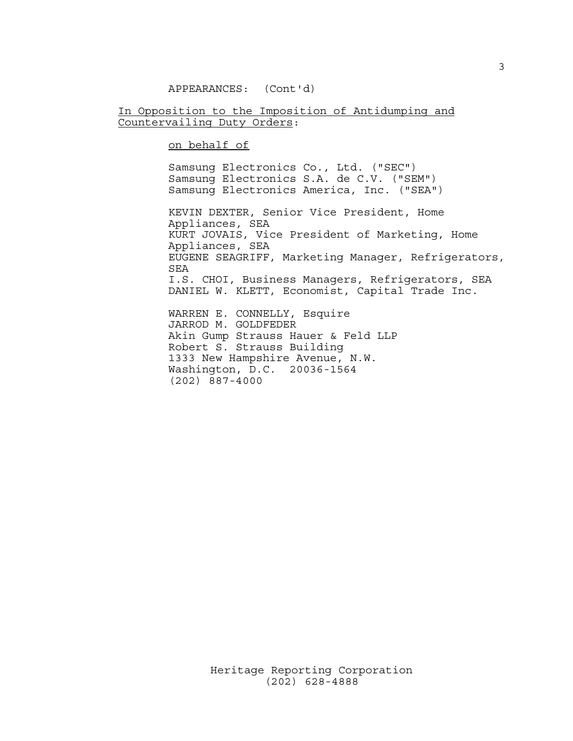APPEARANCES: (Cont'd)

In Opposition to the Imposition of Antidumping and Countervailing Duty Orders:

on behalf of

Samsung Electronics Co., Ltd. ("SEC")
Samsung Electronics S.A. de C.V. ("SEM")
Samsung Electronics America, Inc. ("SEA")

KEVIN DEXTER, Senior Vice President, Home Appliances, SEA
KURT JOVAIS, Vice President of Marketing, Home Appliances, SEA
EUGENE SEAGRIFF, Marketing Manager, Refrigerators, SEA
I.S. CHOI, Business Managers, Refrigerators, SEA
DANIEL W. KLETT, Economist, Capital Trade Inc.

WARREN E. CONNELLY, Esquire
JARROD M. GOLDFEDER
Akin Gump Strauss Hauer & Feld LLP
Robert S. Strauss Building
1333 New Hampshire Avenue, N.W.
Washington, D.C. 20036-1564
(202) 887-4000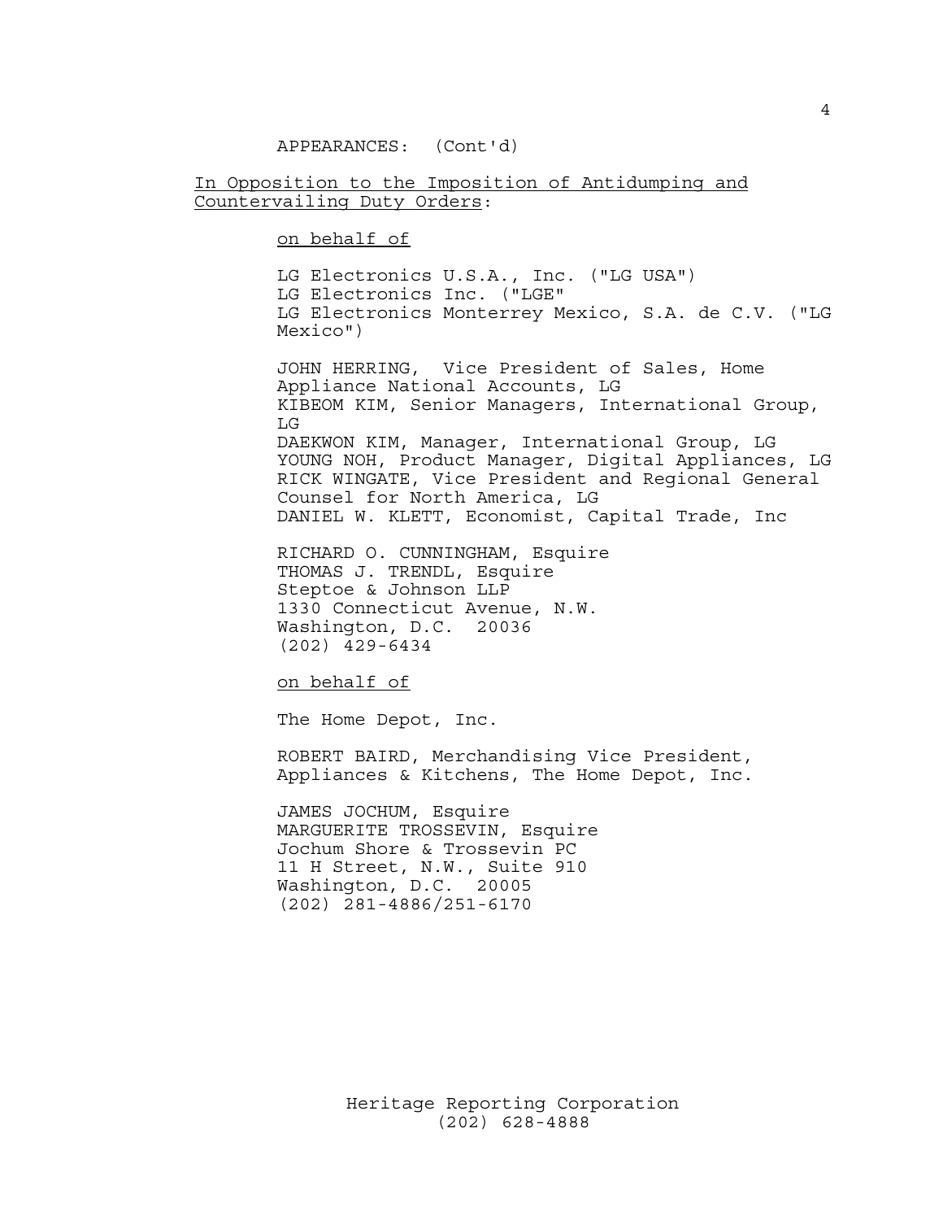APPEARANCES: (Cont'd)

<u>In Opposition to the Imposition of Antidumping and Countervailing Duty Orders</u>:

<u>on behalf of</u>

LG Electronics U.S.A., Inc. ("LG USA")
LG Electronics Inc. ("LGE"
LG Electronics Monterrey Mexico, S.A. de C.V. ("LG Mexico")

JOHN HERRING, Vice President of Sales, Home Appliance National Accounts, LG
KIBEOM KIM, Senior Managers, International Group, LG
DAEKWON KIM, Manager, International Group, LG
YOUNG NOH, Product Manager, Digital Appliances, LG
RICK WINGATE, Vice President and Regional General Counsel for North America, LG
DANIEL W. KLETT, Economist, Capital Trade, Inc

RICHARD O. CUNNINGHAM, Esquire
THOMAS J. TRENDL, Esquire
Steptoe & Johnson LLP
1330 Connecticut Avenue, N.W.
Washington, D.C. 20036
(202) 429-6434

<u>on behalf of</u>

The Home Depot, Inc.

ROBERT BAIRD, Merchandising Vice President, Appliances & Kitchens, The Home Depot, Inc.

JAMES JOCHUM, Esquire
MARGUERITE TROSSEVIN, Esquire
Jochum Shore & Trossevin PC
11 H Street, N.W., Suite 910
Washington, D.C. 20005
(202) 281-4886/251-6170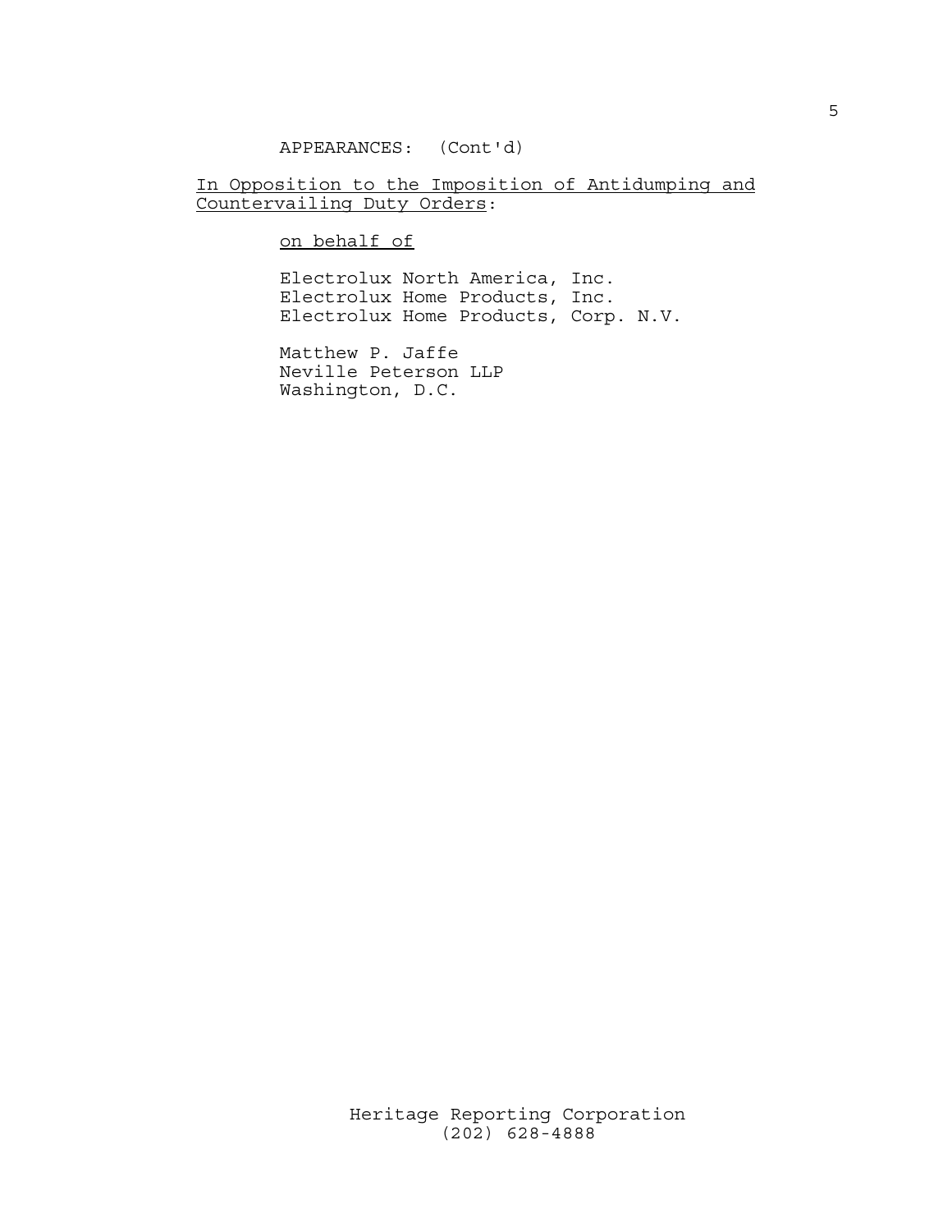APPEARANCES: (Cont'd)

In Opposition to the Imposition of Antidumping and Countervailing Duty Orders:

on behalf of

Electrolux North America, Inc.
Electrolux Home Products, Inc.
Electrolux Home Products, Corp. N.V.

Matthew P. Jaffe
Neville Peterson LLP
Washington, D.C.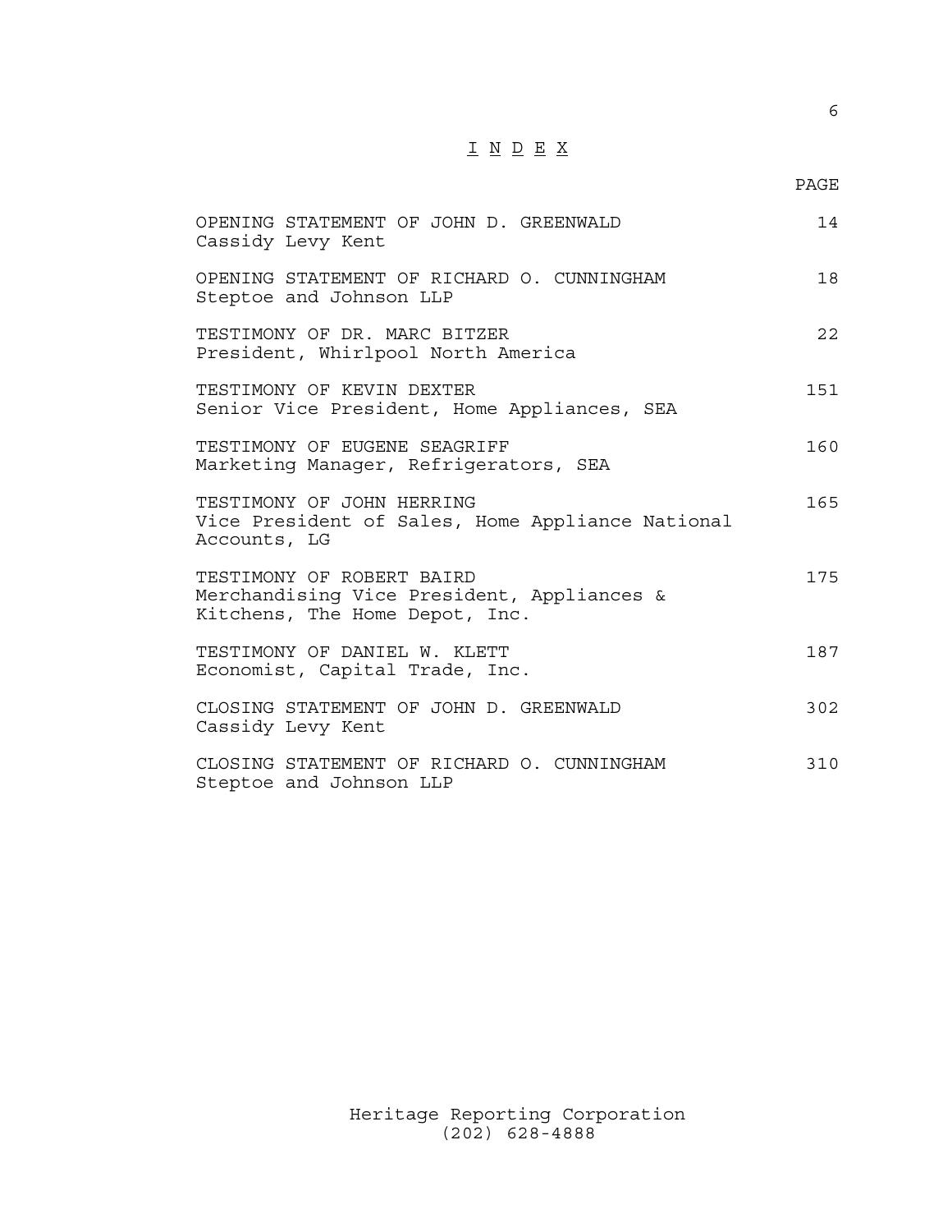# I N D E X

| | PAGE |
|---|---|
| OPENING STATEMENT OF JOHN D. GREENWALD<br>Cassidy Levy Kent | 14 |
| OPENING STATEMENT OF RICHARD O. CUNNINGHAM<br>Steptoe and Johnson LLP | 18 |
| TESTIMONY OF DR. MARC BITZER<br>President, Whirlpool North America | 22 |
| TESTIMONY OF KEVIN DEXTER<br>Senior Vice President, Home Appliances, SEA | 151 |
| TESTIMONY OF EUGENE SEAGRIFF<br>Marketing Manager, Refrigerators, SEA | 160 |
| TESTIMONY OF JOHN HERRING<br>Vice President of Sales, Home Appliance National Accounts, LG | 165 |
| TESTIMONY OF ROBERT BAIRD<br>Merchandising Vice President, Appliances & Kitchens, The Home Depot, Inc. | 175 |
| TESTIMONY OF DANIEL W. KLETT<br>Economist, Capital Trade, Inc. | 187 |
| CLOSING STATEMENT OF JOHN D. GREENWALD<br>Cassidy Levy Kent | 302 |
| CLOSING STATEMENT OF RICHARD O. CUNNINGHAM<br>Steptoe and Johnson LLP | 310 |

Heritage Reporting Corporation
(202) 628-4888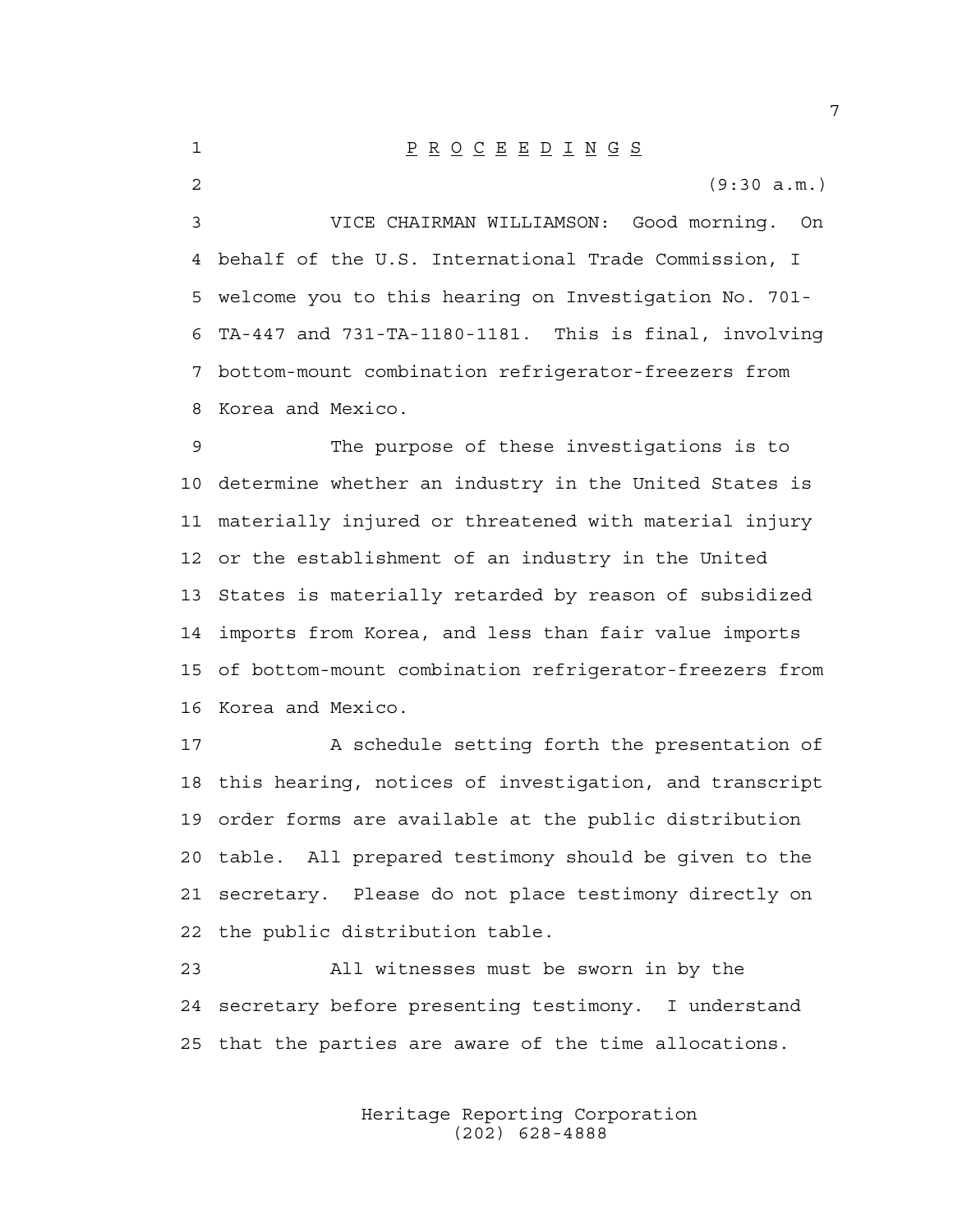P R O C E E D I N G S

(9:30 a.m.)

VICE CHAIRMAN WILLIAMSON: Good morning. On behalf of the U.S. International Trade Commission, I welcome you to this hearing on Investigation No. 701-TA-447 and 731-TA-1180-1181. This is final, involving bottom-mount combination refrigerator-freezers from Korea and Mexico.

The purpose of these investigations is to determine whether an industry in the United States is materially injured or threatened with material injury or the establishment of an industry in the United States is materially retarded by reason of subsidized imports from Korea, and less than fair value imports of bottom-mount combination refrigerator-freezers from Korea and Mexico.

A schedule setting forth the presentation of this hearing, notices of investigation, and transcript order forms are available at the public distribution table. All prepared testimony should be given to the secretary. Please do not place testimony directly on the public distribution table.

All witnesses must be sworn in by the secretary before presenting testimony. I understand that the parties are aware of the time allocations.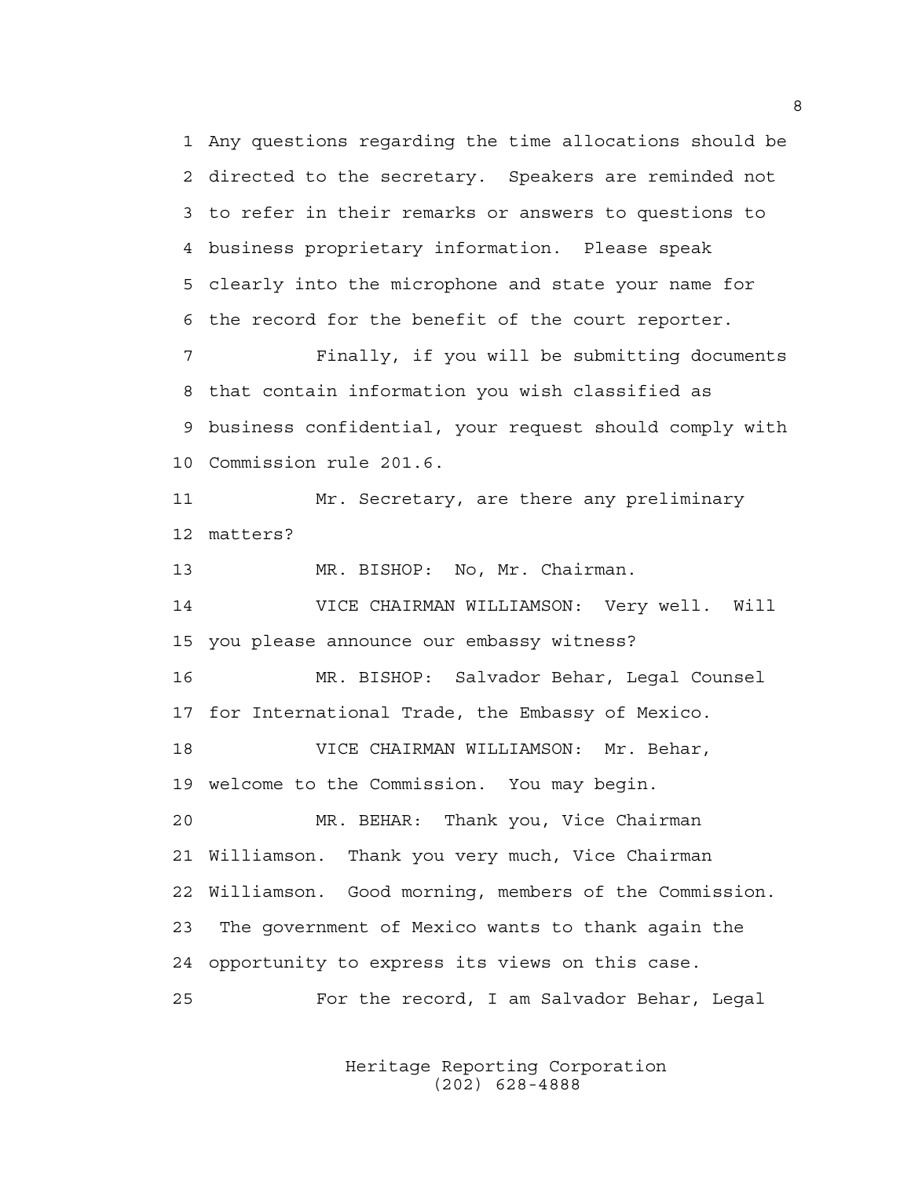1 Any questions regarding the time allocations should be
2 directed to the secretary. Speakers are reminded not
3 to refer in their remarks or answers to questions to
4 business proprietary information. Please speak
5 clearly into the microphone and state your name for
6 the record for the benefit of the court reporter.

7 Finally, if you will be submitting documents
8 that contain information you wish classified as
9 business confidential, your request should comply with
10 Commission rule 201.6.

11 Mr. Secretary, are there any preliminary
12 matters?

13 MR. BISHOP: No, Mr. Chairman.

14 VICE CHAIRMAN WILLIAMSON: Very well. Will
15 you please announce our embassy witness?

16 MR. BISHOP: Salvador Behar, Legal Counsel
17 for International Trade, the Embassy of Mexico.

18 VICE CHAIRMAN WILLIAMSON: Mr. Behar,
19 welcome to the Commission. You may begin.

20 MR. BEHAR: Thank you, Vice Chairman
21 Williamson. Thank you very much, Vice Chairman
22 Williamson. Good morning, members of the Commission.
23 The government of Mexico wants to thank again the
24 opportunity to express its views on this case.

25 For the record, I am Salvador Behar, Legal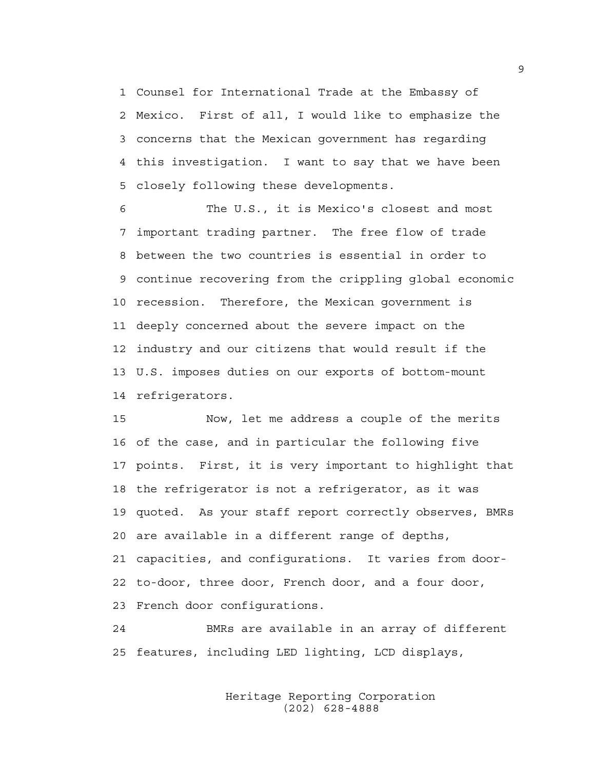Counsel for International Trade at the Embassy of Mexico. First of all, I would like to emphasize the concerns that the Mexican government has regarding this investigation. I want to say that we have been closely following these developments.

The U.S., it is Mexico's closest and most important trading partner. The free flow of trade between the two countries is essential in order to continue recovering from the crippling global economic recession. Therefore, the Mexican government is deeply concerned about the severe impact on the industry and our citizens that would result if the U.S. imposes duties on our exports of bottom-mount refrigerators.

Now, let me address a couple of the merits of the case, and in particular the following five points. First, it is very important to highlight that the refrigerator is not a refrigerator, as it was quoted. As your staff report correctly observes, BMRs are available in a different range of depths, capacities, and configurations. It varies from door-to-door, three door, French door, and a four door, French door configurations.

BMRs are available in an array of different features, including LED lighting, LCD displays,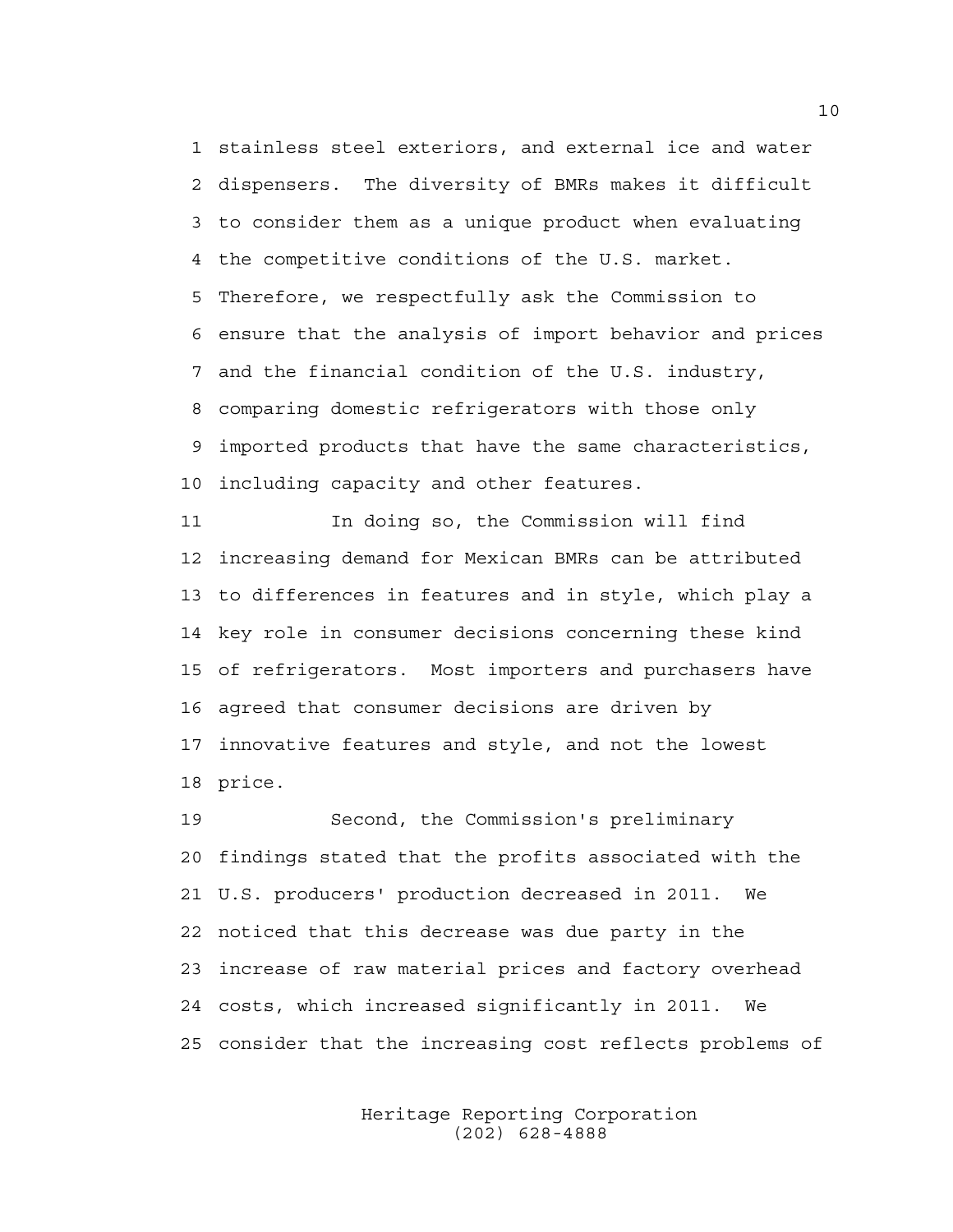stainless steel exteriors, and external ice and water dispensers. The diversity of BMRs makes it difficult to consider them as a unique product when evaluating the competitive conditions of the U.S. market. Therefore, we respectfully ask the Commission to ensure that the analysis of import behavior and prices and the financial condition of the U.S. industry, comparing domestic refrigerators with those only imported products that have the same characteristics, including capacity and other features.

In doing so, the Commission will find increasing demand for Mexican BMRs can be attributed to differences in features and in style, which play a key role in consumer decisions concerning these kind of refrigerators. Most importers and purchasers have agreed that consumer decisions are driven by innovative features and style, and not the lowest price.

Second, the Commission's preliminary findings stated that the profits associated with the U.S. producers' production decreased in 2011. We noticed that this decrease was due party in the increase of raw material prices and factory overhead costs, which increased significantly in 2011. We consider that the increasing cost reflects problems of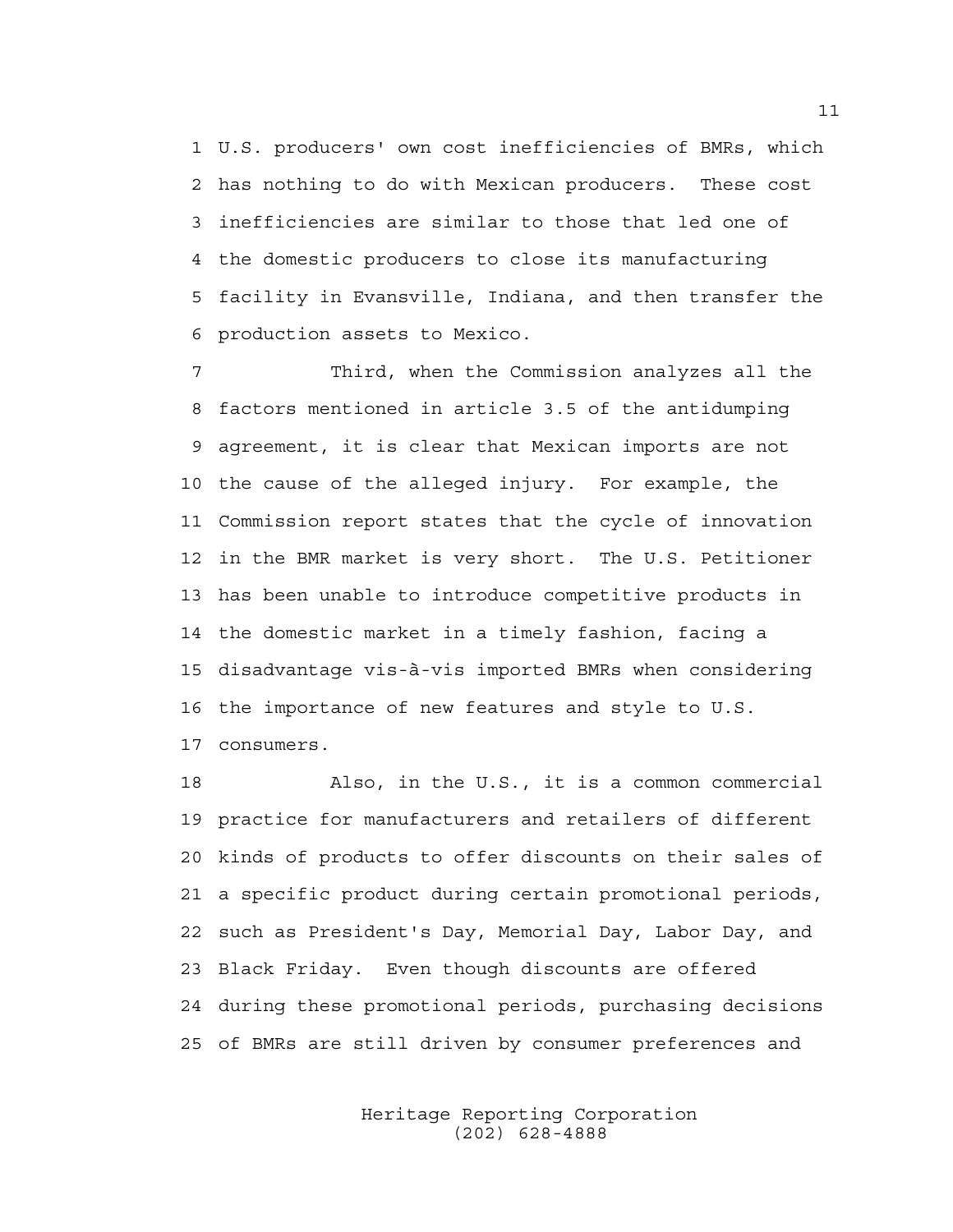U.S. producers' own cost inefficiencies of BMRs, which has nothing to do with Mexican producers. These cost inefficiencies are similar to those that led one of the domestic producers to close its manufacturing facility in Evansville, Indiana, and then transfer the production assets to Mexico.

Third, when the Commission analyzes all the factors mentioned in article 3.5 of the antidumping agreement, it is clear that Mexican imports are not the cause of the alleged injury. For example, the Commission report states that the cycle of innovation in the BMR market is very short. The U.S. Petitioner has been unable to introduce competitive products in the domestic market in a timely fashion, facing a disadvantage vis-à-vis imported BMRs when considering the importance of new features and style to U.S. consumers.

Also, in the U.S., it is a common commercial practice for manufacturers and retailers of different kinds of products to offer discounts on their sales of a specific product during certain promotional periods, such as President's Day, Memorial Day, Labor Day, and Black Friday. Even though discounts are offered during these promotional periods, purchasing decisions of BMRs are still driven by consumer preferences and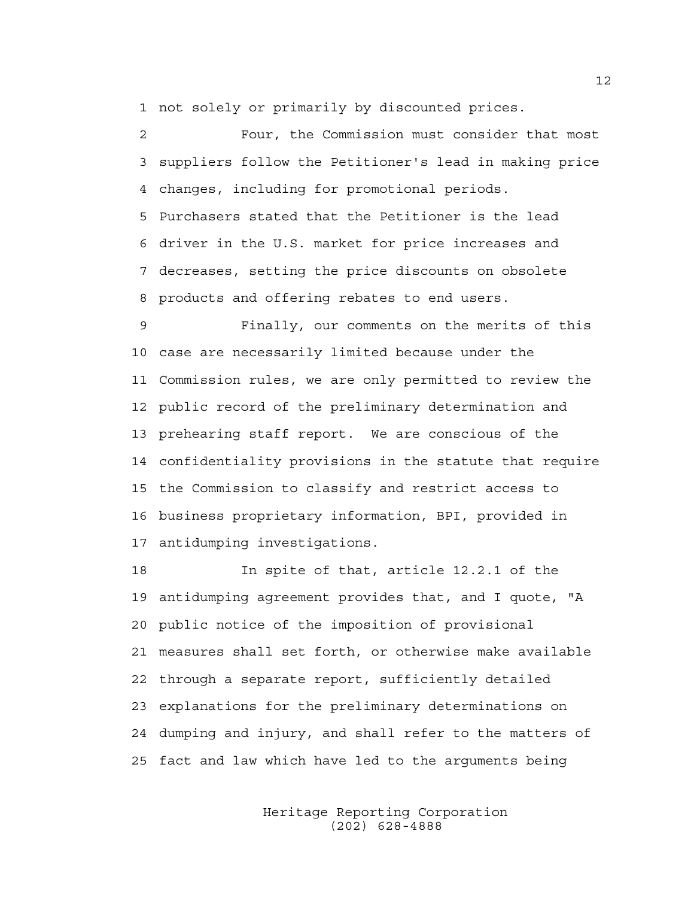not solely or primarily by discounted prices.

Four, the Commission must consider that most suppliers follow the Petitioner's lead in making price changes, including for promotional periods. Purchasers stated that the Petitioner is the lead driver in the U.S. market for price increases and decreases, setting the price discounts on obsolete products and offering rebates to end users.

Finally, our comments on the merits of this case are necessarily limited because under the Commission rules, we are only permitted to review the public record of the preliminary determination and prehearing staff report. We are conscious of the confidentiality provisions in the statute that require the Commission to classify and restrict access to business proprietary information, BPI, provided in antidumping investigations.

In spite of that, article 12.2.1 of the antidumping agreement provides that, and I quote, "A public notice of the imposition of provisional measures shall set forth, or otherwise make available through a separate report, sufficiently detailed explanations for the preliminary determinations on dumping and injury, and shall refer to the matters of fact and law which have led to the arguments being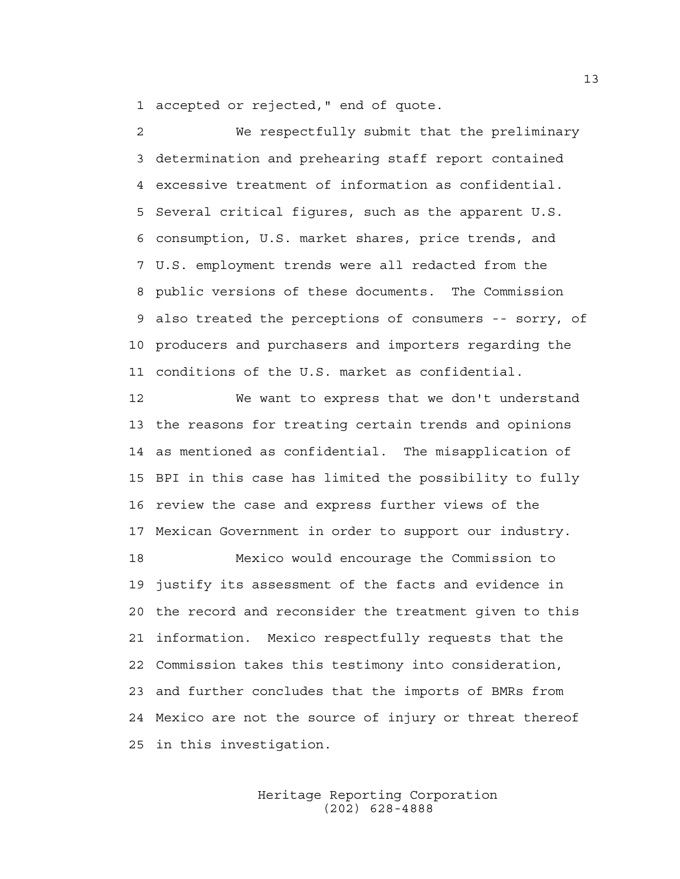accepted or rejected," end of quote.

We respectfully submit that the preliminary determination and prehearing staff report contained excessive treatment of information as confidential. Several critical figures, such as the apparent U.S. consumption, U.S. market shares, price trends, and U.S. employment trends were all redacted from the public versions of these documents. The Commission also treated the perceptions of consumers -- sorry, of producers and purchasers and importers regarding the conditions of the U.S. market as confidential.

We want to express that we don't understand the reasons for treating certain trends and opinions as mentioned as confidential. The misapplication of BPI in this case has limited the possibility to fully review the case and express further views of the Mexican Government in order to support our industry.

Mexico would encourage the Commission to justify its assessment of the facts and evidence in the record and reconsider the treatment given to this information. Mexico respectfully requests that the Commission takes this testimony into consideration, and further concludes that the imports of BMRs from Mexico are not the source of injury or threat thereof in this investigation.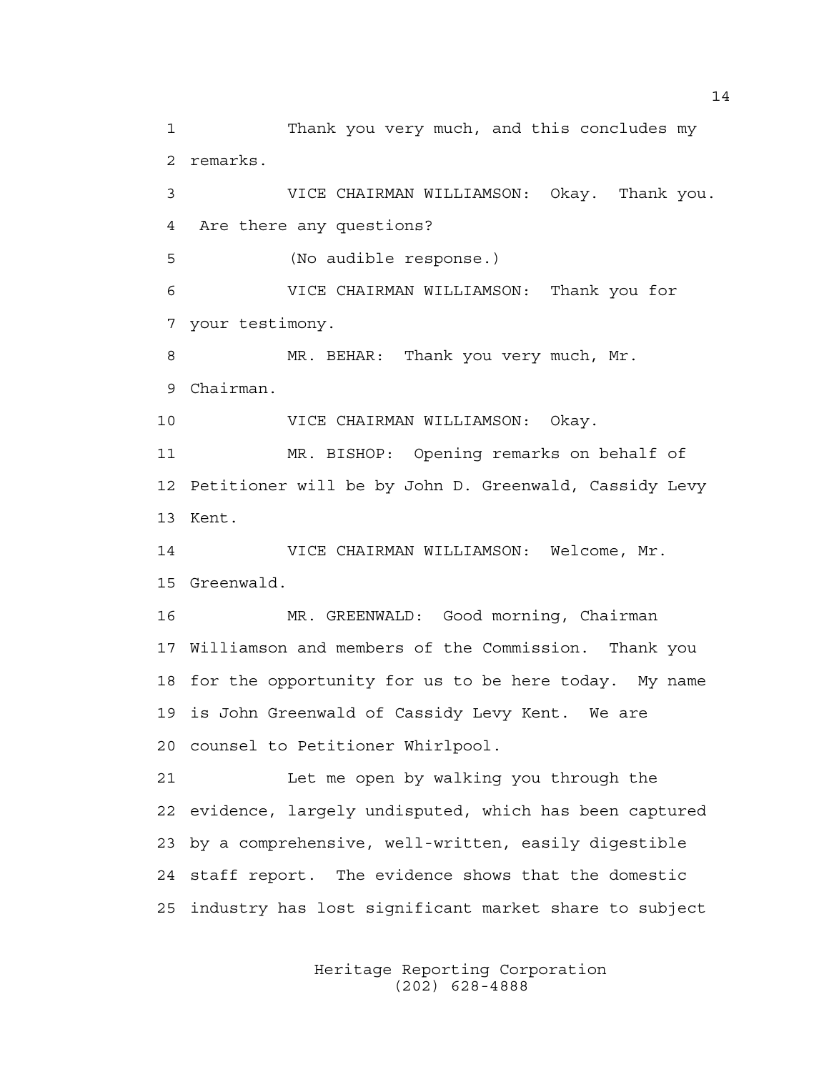Thank you very much, and this concludes my remarks.

VICE CHAIRMAN WILLIAMSON: Okay. Thank you. Are there any questions?

(No audible response.)

VICE CHAIRMAN WILLIAMSON: Thank you for your testimony.

MR. BEHAR: Thank you very much, Mr. Chairman.

VICE CHAIRMAN WILLIAMSON: Okay.

MR. BISHOP: Opening remarks on behalf of Petitioner will be by John D. Greenwald, Cassidy Levy Kent.

VICE CHAIRMAN WILLIAMSON: Welcome, Mr. Greenwald.

MR. GREENWALD: Good morning, Chairman Williamson and members of the Commission. Thank you for the opportunity for us to be here today. My name is John Greenwald of Cassidy Levy Kent. We are counsel to Petitioner Whirlpool.

Let me open by walking you through the evidence, largely undisputed, which has been captured by a comprehensive, well-written, easily digestible staff report. The evidence shows that the domestic industry has lost significant market share to subject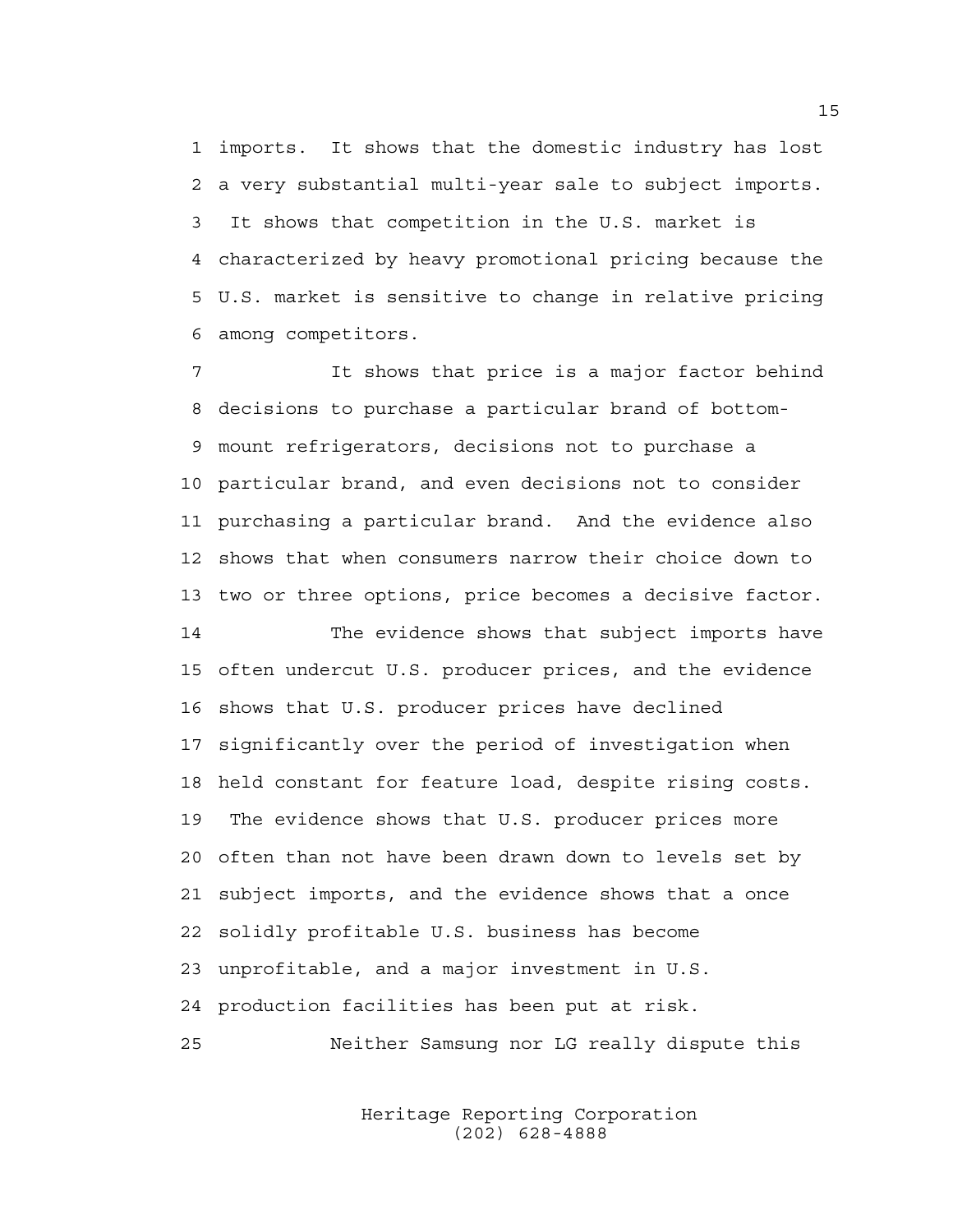imports. It shows that the domestic industry has lost a very substantial multi-year sale to subject imports. It shows that competition in the U.S. market is characterized by heavy promotional pricing because the U.S. market is sensitive to change in relative pricing among competitors.

It shows that price is a major factor behind decisions to purchase a particular brand of bottom-mount refrigerators, decisions not to purchase a particular brand, and even decisions not to consider purchasing a particular brand. And the evidence also shows that when consumers narrow their choice down to two or three options, price becomes a decisive factor.

The evidence shows that subject imports have often undercut U.S. producer prices, and the evidence shows that U.S. producer prices have declined significantly over the period of investigation when held constant for feature load, despite rising costs. The evidence shows that U.S. producer prices more often than not have been drawn down to levels set by subject imports, and the evidence shows that a once solidly profitable U.S. business has become unprofitable, and a major investment in U.S. production facilities has been put at risk.

Neither Samsung nor LG really dispute this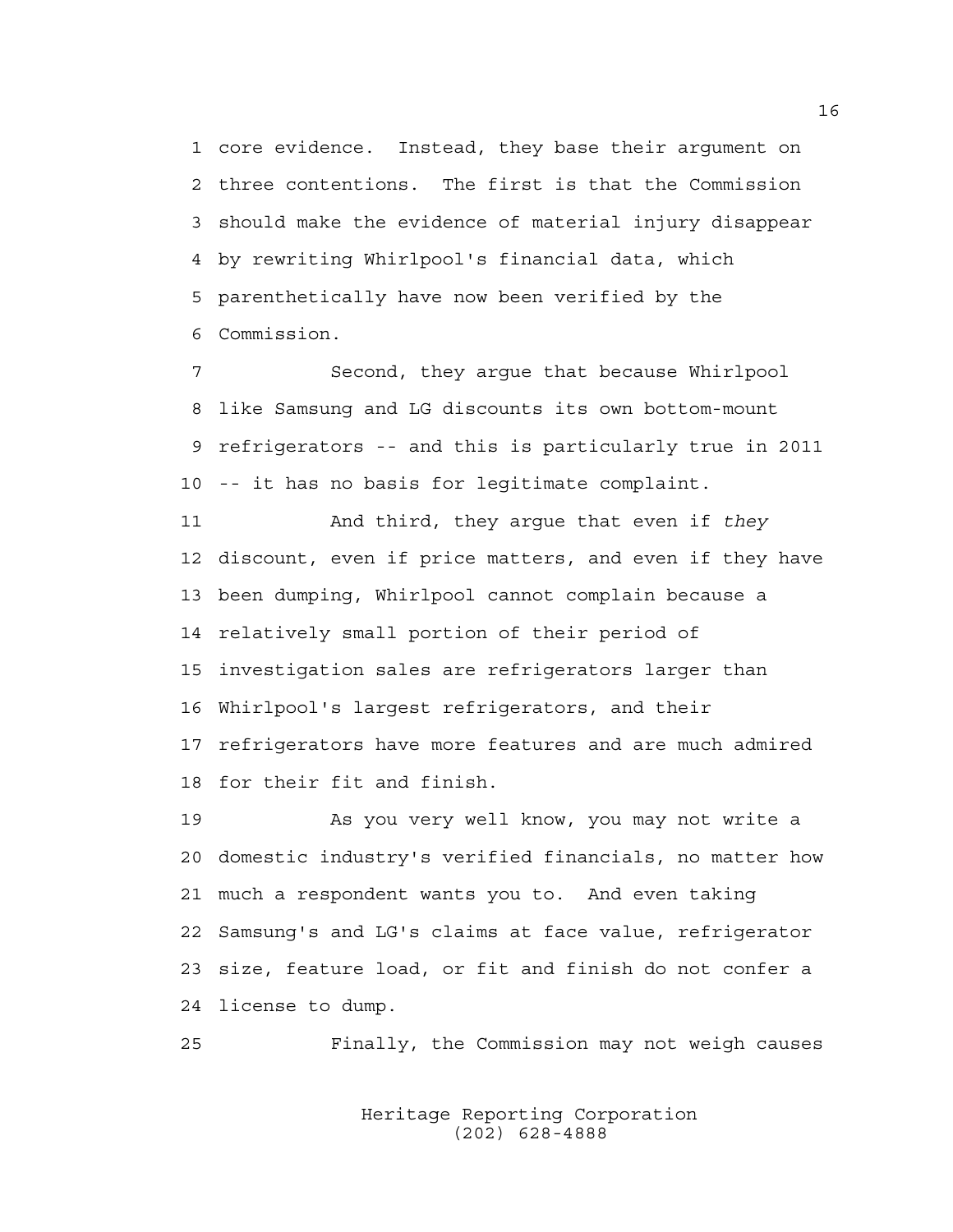core evidence. Instead, they base their argument on three contentions. The first is that the Commission should make the evidence of material injury disappear by rewriting Whirlpool's financial data, which parenthetically have now been verified by the Commission.

Second, they argue that because Whirlpool like Samsung and LG discounts its own bottom-mount refrigerators -- and this is particularly true in 2011 -- it has no basis for legitimate complaint.

And third, they argue that even if *they* discount, even if price matters, and even if they have been dumping, Whirlpool cannot complain because a relatively small portion of their period of investigation sales are refrigerators larger than Whirlpool's largest refrigerators, and their refrigerators have more features and are much admired for their fit and finish.

As you very well know, you may not write a domestic industry's verified financials, no matter how much a respondent wants you to. And even taking Samsung's and LG's claims at face value, refrigerator size, feature load, or fit and finish do not confer a license to dump.

Finally, the Commission may not weigh causes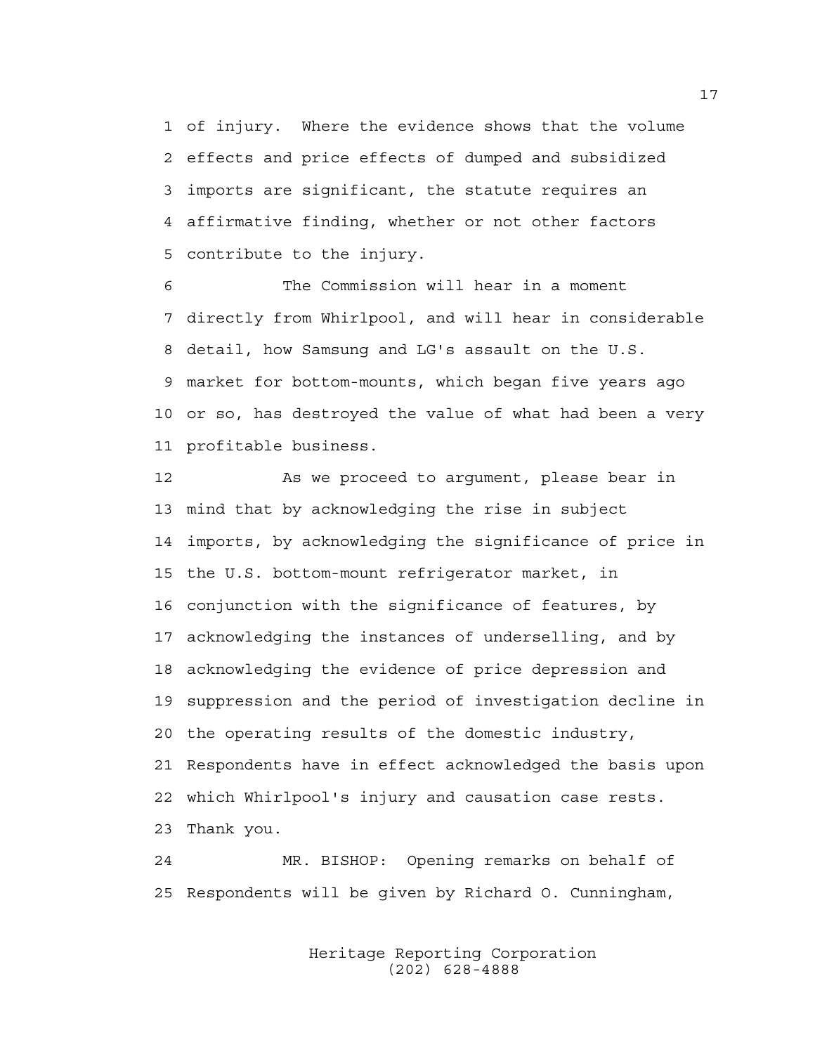of injury. Where the evidence shows that the volume effects and price effects of dumped and subsidized imports are significant, the statute requires an affirmative finding, whether or not other factors contribute to the injury.

The Commission will hear in a moment directly from Whirlpool, and will hear in considerable detail, how Samsung and LG's assault on the U.S. market for bottom-mounts, which began five years ago or so, has destroyed the value of what had been a very profitable business.

As we proceed to argument, please bear in mind that by acknowledging the rise in subject imports, by acknowledging the significance of price in the U.S. bottom-mount refrigerator market, in conjunction with the significance of features, by acknowledging the instances of underselling, and by acknowledging the evidence of price depression and suppression and the period of investigation decline in the operating results of the domestic industry, Respondents have in effect acknowledged the basis upon which Whirlpool's injury and causation case rests. Thank you.

MR. BISHOP: Opening remarks on behalf of Respondents will be given by Richard O. Cunningham,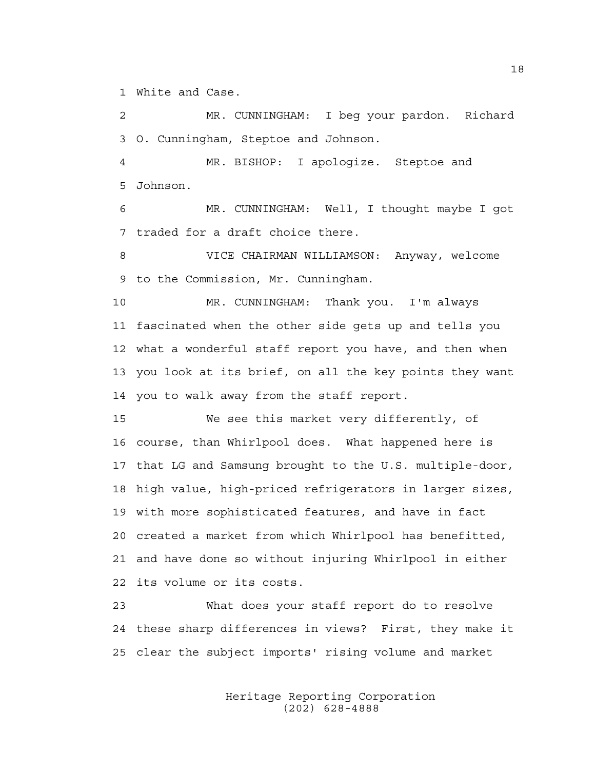1 White and Case.

2 MR. CUNNINGHAM: I beg your pardon. Richard
3 O. Cunningham, Steptoe and Johnson.

4 MR. BISHOP: I apologize. Steptoe and
5 Johnson.

6 MR. CUNNINGHAM: Well, I thought maybe I got
7 traded for a draft choice there.

8 VICE CHAIRMAN WILLIAMSON: Anyway, welcome
9 to the Commission, Mr. Cunningham.

10 MR. CUNNINGHAM: Thank you. I'm always
11 fascinated when the other side gets up and tells you
12 what a wonderful staff report you have, and then when
13 you look at its brief, on all the key points they want
14 you to walk away from the staff report.

15 We see this market very differently, of
16 course, than Whirlpool does. What happened here is
17 that LG and Samsung brought to the U.S. multiple-door,
18 high value, high-priced refrigerators in larger sizes,
19 with more sophisticated features, and have in fact
20 created a market from which Whirlpool has benefitted,
21 and have done so without injuring Whirlpool in either
22 its volume or its costs.

23 What does your staff report do to resolve
24 these sharp differences in views? First, they make it
25 clear the subject imports' rising volume and market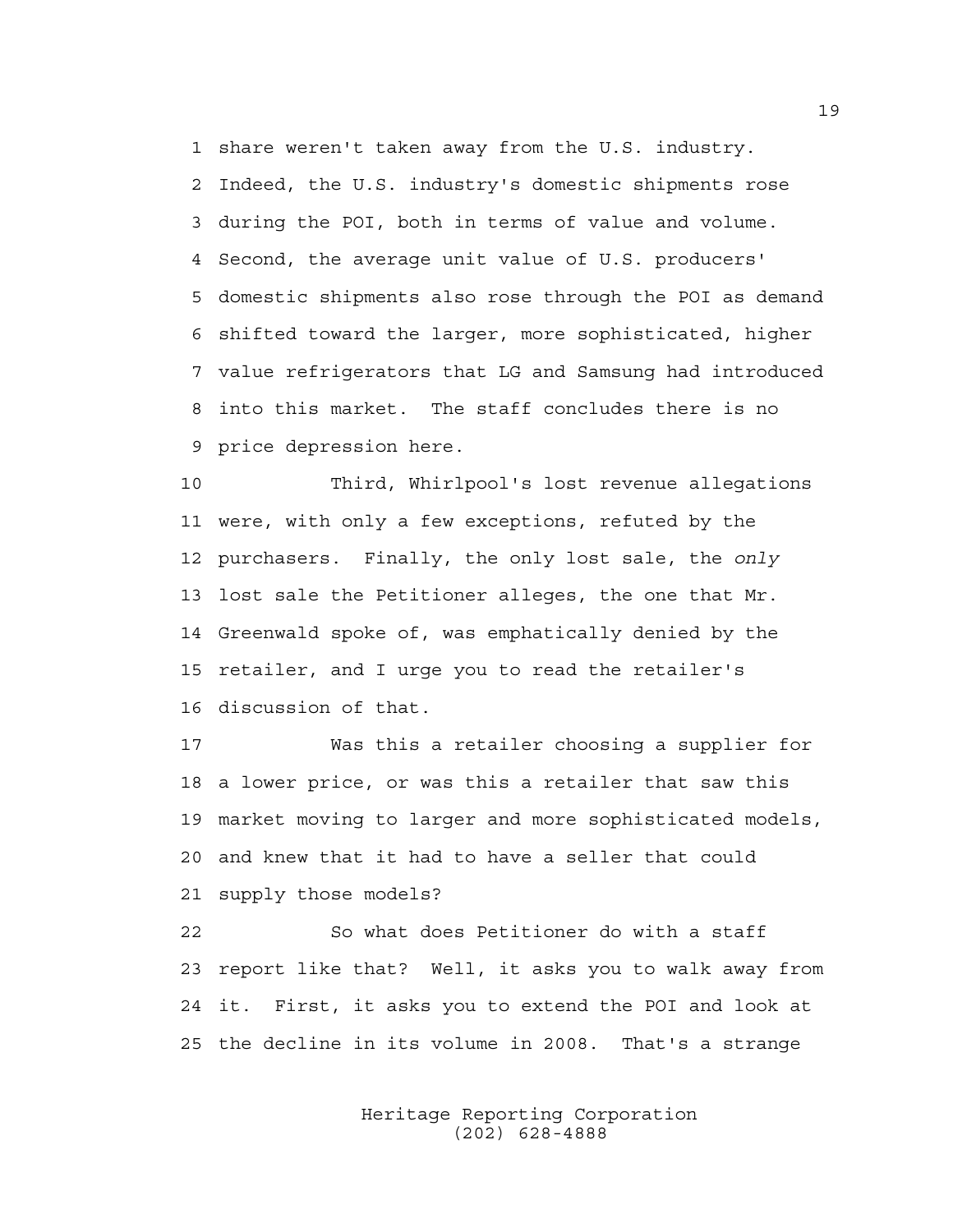share weren't taken away from the U.S. industry. Indeed, the U.S. industry's domestic shipments rose during the POI, both in terms of value and volume. Second, the average unit value of U.S. producers' domestic shipments also rose through the POI as demand shifted toward the larger, more sophisticated, higher value refrigerators that LG and Samsung had introduced into this market. The staff concludes there is no price depression here.

Third, Whirlpool's lost revenue allegations were, with only a few exceptions, refuted by the purchasers. Finally, the only lost sale, the *only* lost sale the Petitioner alleges, the one that Mr. Greenwald spoke of, was emphatically denied by the retailer, and I urge you to read the retailer's discussion of that.

Was this a retailer choosing a supplier for a lower price, or was this a retailer that saw this market moving to larger and more sophisticated models, and knew that it had to have a seller that could supply those models?

So what does Petitioner do with a staff report like that? Well, it asks you to walk away from it. First, it asks you to extend the POI and look at the decline in its volume in 2008. That's a strange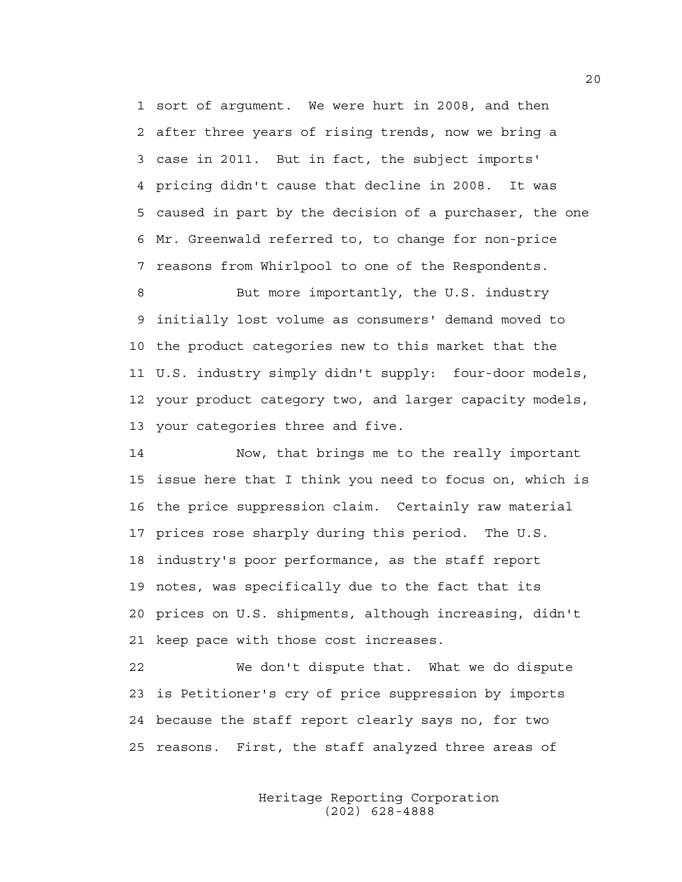sort of argument. We were hurt in 2008, and then after three years of rising trends, now we bring a case in 2011. But in fact, the subject imports' pricing didn't cause that decline in 2008. It was caused in part by the decision of a purchaser, the one Mr. Greenwald referred to, to change for non-price reasons from Whirlpool to one of the Respondents.

But more importantly, the U.S. industry initially lost volume as consumers' demand moved to the product categories new to this market that the U.S. industry simply didn't supply: four-door models, your product category two, and larger capacity models, your categories three and five.

Now, that brings me to the really important issue here that I think you need to focus on, which is the price suppression claim. Certainly raw material prices rose sharply during this period. The U.S. industry's poor performance, as the staff report notes, was specifically due to the fact that its prices on U.S. shipments, although increasing, didn't keep pace with those cost increases.

We don't dispute that. What we do dispute is Petitioner's cry of price suppression by imports because the staff report clearly says no, for two reasons. First, the staff analyzed three areas of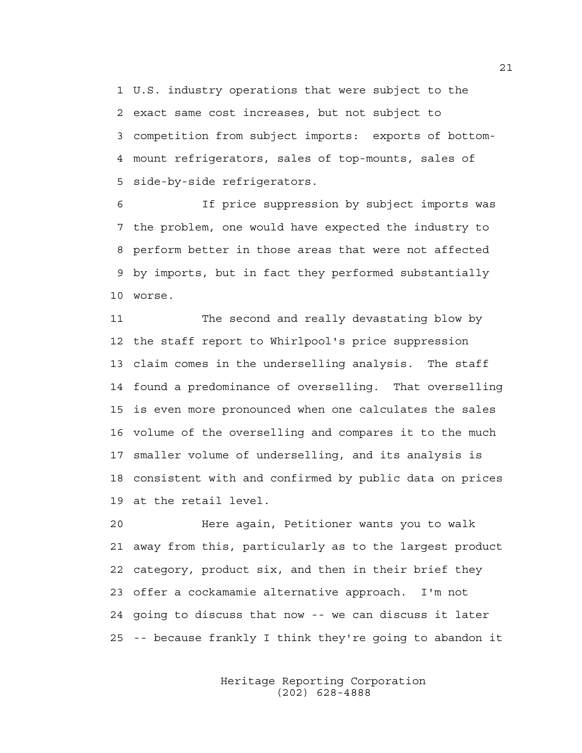U.S. industry operations that were subject to the exact same cost increases, but not subject to competition from subject imports: exports of bottom-mount refrigerators, sales of top-mounts, sales of side-by-side refrigerators.

If price suppression by subject imports was the problem, one would have expected the industry to perform better in those areas that were not affected by imports, but in fact they performed substantially worse.

The second and really devastating blow by the staff report to Whirlpool's price suppression claim comes in the underselling analysis. The staff found a predominance of overselling. That overselling is even more pronounced when one calculates the sales volume of the overselling and compares it to the much smaller volume of underselling, and its analysis is consistent with and confirmed by public data on prices at the retail level.

Here again, Petitioner wants you to walk away from this, particularly as to the largest product category, product six, and then in their brief they offer a cockamamie alternative approach. I'm not going to discuss that now -- we can discuss it later -- because frankly I think they're going to abandon it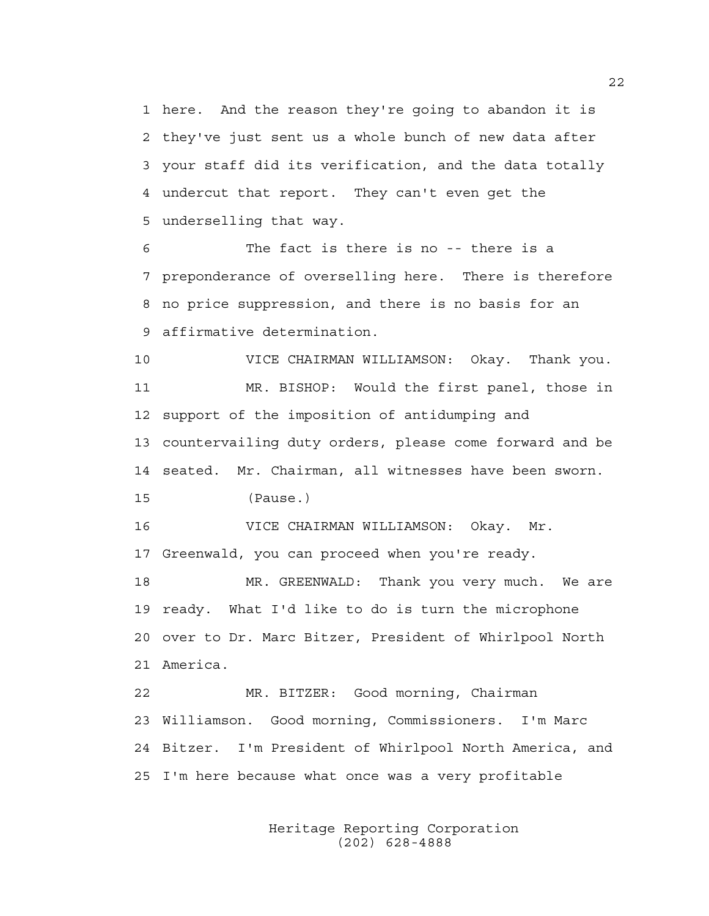here. And the reason they're going to abandon it is they've just sent us a whole bunch of new data after your staff did its verification, and the data totally undercut that report. They can't even get the underselling that way.

The fact is there is no -- there is a preponderance of overselling here. There is therefore no price suppression, and there is no basis for an affirmative determination.

VICE CHAIRMAN WILLIAMSON: Okay. Thank you.

MR. BISHOP: Would the first panel, those in support of the imposition of antidumping and countervailing duty orders, please come forward and be seated. Mr. Chairman, all witnesses have been sworn.

(Pause.)

VICE CHAIRMAN WILLIAMSON: Okay. Mr. Greenwald, you can proceed when you're ready.

MR. GREENWALD: Thank you very much. We are ready. What I'd like to do is turn the microphone over to Dr. Marc Bitzer, President of Whirlpool North America.

MR. BITZER: Good morning, Chairman Williamson. Good morning, Commissioners. I'm Marc Bitzer. I'm President of Whirlpool North America, and I'm here because what once was a very profitable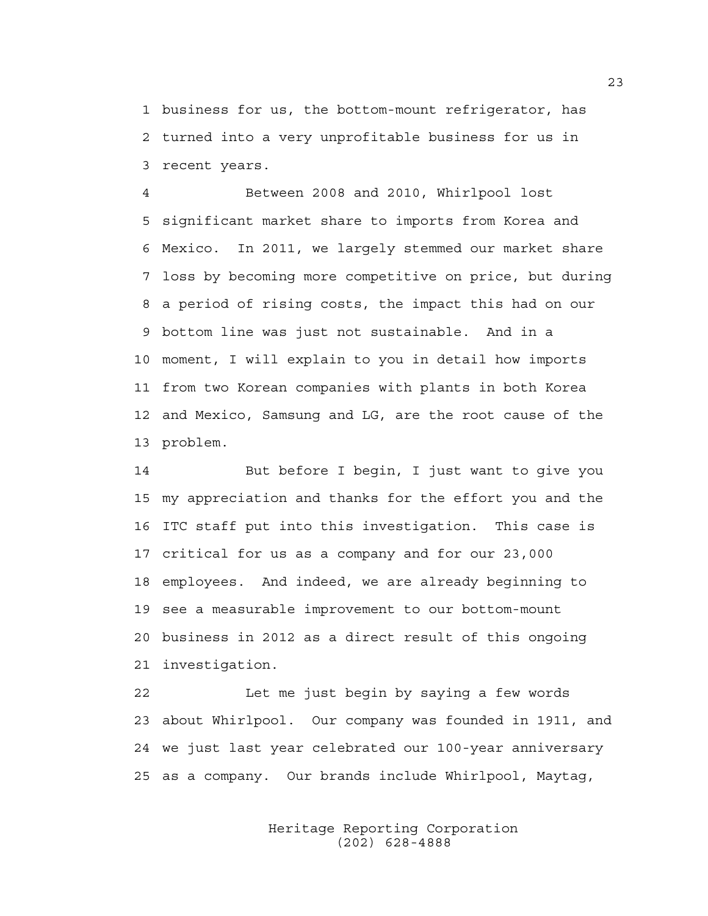business for us, the bottom-mount refrigerator, has turned into a very unprofitable business for us in recent years.

Between 2008 and 2010, Whirlpool lost significant market share to imports from Korea and Mexico. In 2011, we largely stemmed our market share loss by becoming more competitive on price, but during a period of rising costs, the impact this had on our bottom line was just not sustainable. And in a moment, I will explain to you in detail how imports from two Korean companies with plants in both Korea and Mexico, Samsung and LG, are the root cause of the problem.

But before I begin, I just want to give you my appreciation and thanks for the effort you and the ITC staff put into this investigation. This case is critical for us as a company and for our 23,000 employees. And indeed, we are already beginning to see a measurable improvement to our bottom-mount business in 2012 as a direct result of this ongoing investigation.

Let me just begin by saying a few words about Whirlpool. Our company was founded in 1911, and we just last year celebrated our 100-year anniversary as a company. Our brands include Whirlpool, Maytag,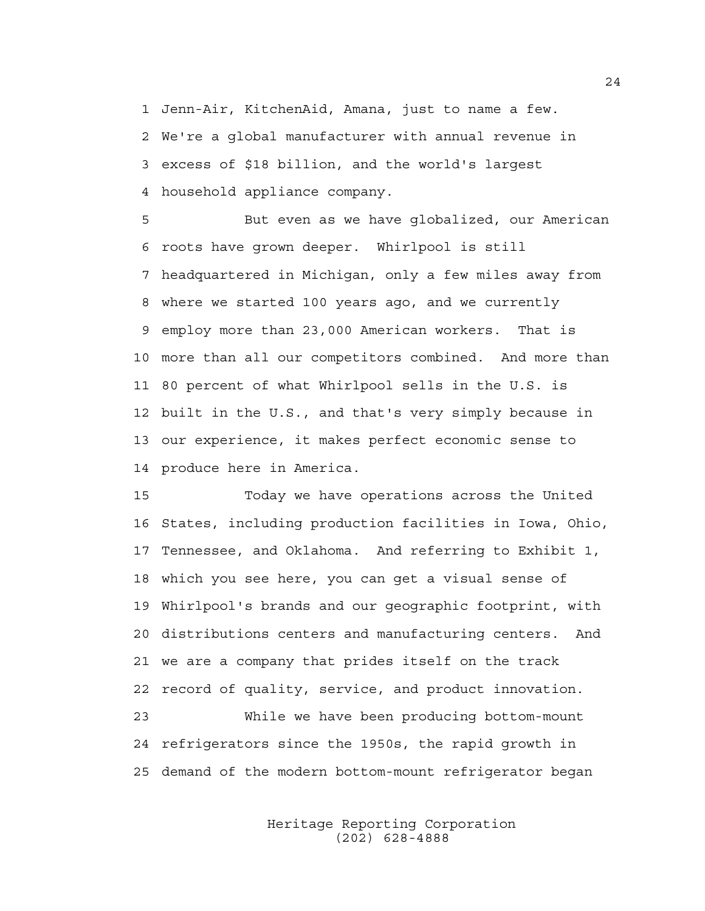Jenn-Air, KitchenAid, Amana, just to name a few. We're a global manufacturer with annual revenue in excess of $18 billion, and the world's largest household appliance company.

But even as we have globalized, our American roots have grown deeper. Whirlpool is still headquartered in Michigan, only a few miles away from where we started 100 years ago, and we currently employ more than 23,000 American workers. That is more than all our competitors combined. And more than 80 percent of what Whirlpool sells in the U.S. is built in the U.S., and that's very simply because in our experience, it makes perfect economic sense to produce here in America.

Today we have operations across the United States, including production facilities in Iowa, Ohio, Tennessee, and Oklahoma. And referring to Exhibit 1, which you see here, you can get a visual sense of Whirlpool's brands and our geographic footprint, with distributions centers and manufacturing centers. And we are a company that prides itself on the track record of quality, service, and product innovation.

While we have been producing bottom-mount refrigerators since the 1950s, the rapid growth in demand of the modern bottom-mount refrigerator began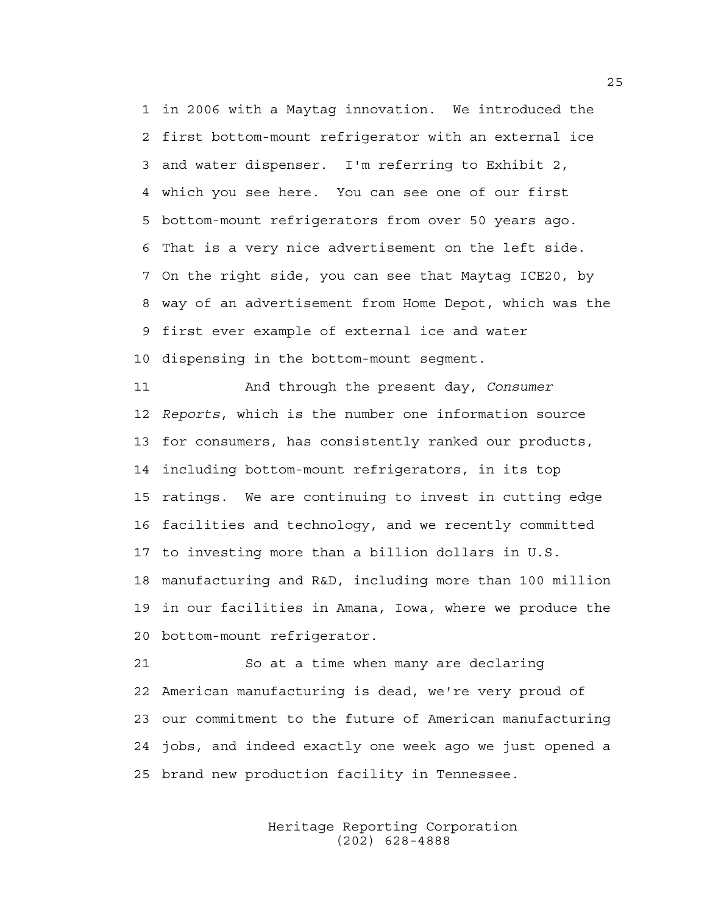in 2006 with a Maytag innovation. We introduced the first bottom-mount refrigerator with an external ice and water dispenser. I'm referring to Exhibit 2, which you see here. You can see one of our first bottom-mount refrigerators from over 50 years ago. That is a very nice advertisement on the left side. On the right side, you can see that Maytag ICE20, by way of an advertisement from Home Depot, which was the first ever example of external ice and water dispensing in the bottom-mount segment.

And through the present day, *Consumer Reports*, which is the number one information source for consumers, has consistently ranked our products, including bottom-mount refrigerators, in its top ratings. We are continuing to invest in cutting edge facilities and technology, and we recently committed to investing more than a billion dollars in U.S. manufacturing and R&D, including more than 100 million in our facilities in Amana, Iowa, where we produce the bottom-mount refrigerator.

So at a time when many are declaring American manufacturing is dead, we're very proud of our commitment to the future of American manufacturing jobs, and indeed exactly one week ago we just opened a brand new production facility in Tennessee.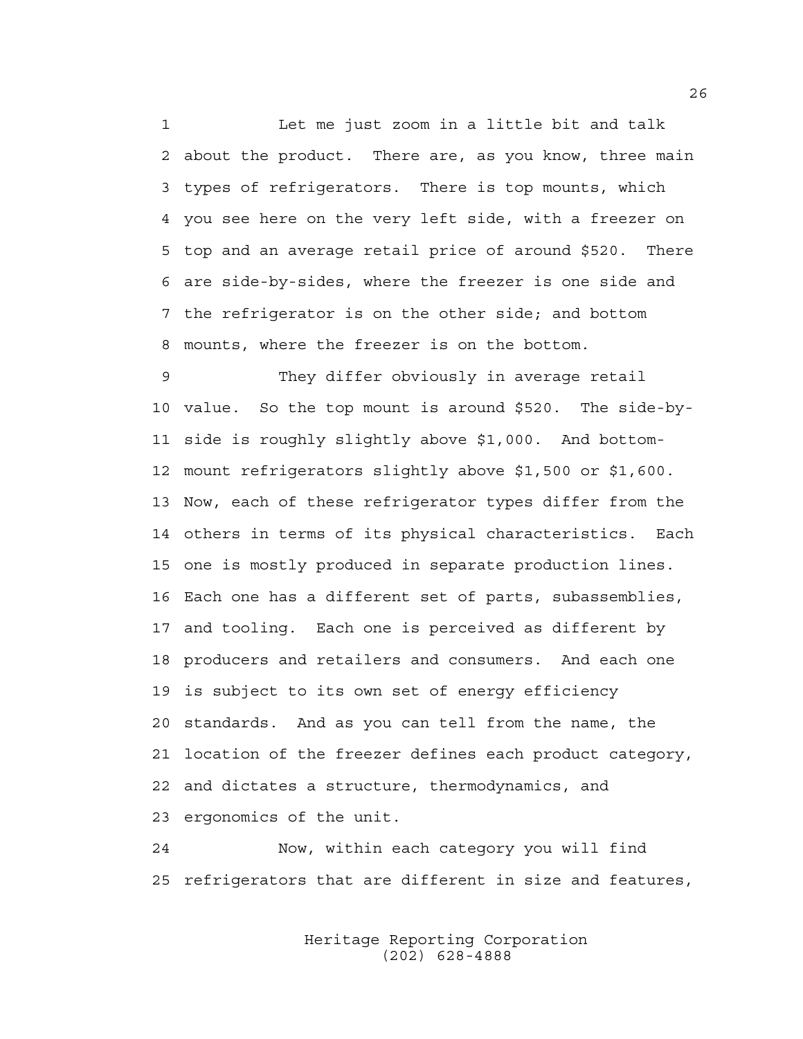1 Let me just zoom in a little bit and talk
2 about the product. There are, as you know, three main
3 types of refrigerators. There is top mounts, which
4 you see here on the very left side, with a freezer on
5 top and an average retail price of around $520. There
6 are side-by-sides, where the freezer is one side and
7 the refrigerator is on the other side; and bottom
8 mounts, where the freezer is on the bottom.

9 They differ obviously in average retail
10 value. So the top mount is around $520. The side-by-
11 side is roughly slightly above $1,000. And bottom-
12 mount refrigerators slightly above $1,500 or $1,600.
13 Now, each of these refrigerator types differ from the
14 others in terms of its physical characteristics. Each
15 one is mostly produced in separate production lines.
16 Each one has a different set of parts, subassemblies,
17 and tooling. Each one is perceived as different by
18 producers and retailers and consumers. And each one
19 is subject to its own set of energy efficiency
20 standards. And as you can tell from the name, the
21 location of the freezer defines each product category,
22 and dictates a structure, thermodynamics, and
23 ergonomics of the unit.

24 Now, within each category you will find
25 refrigerators that are different in size and features,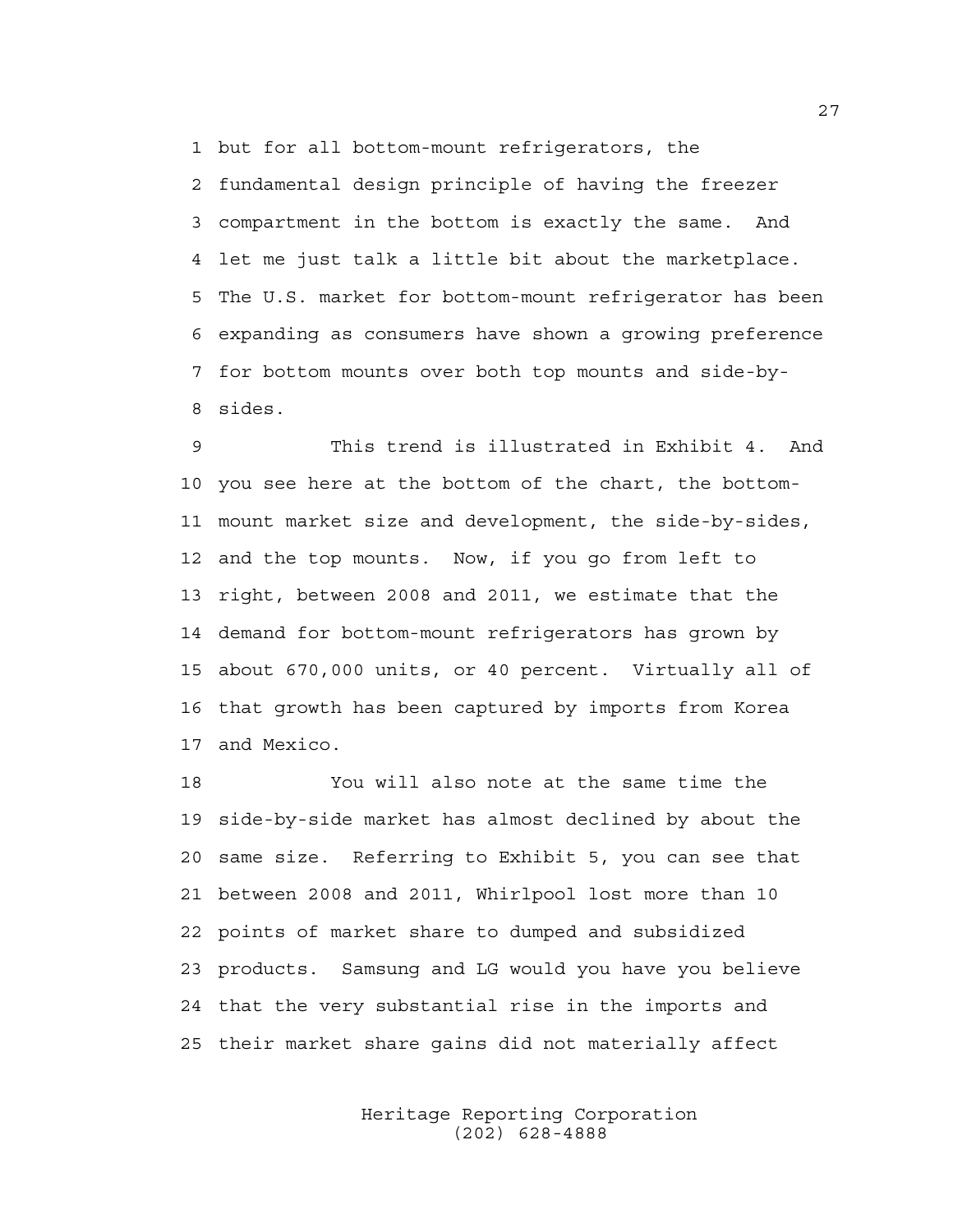but for all bottom-mount refrigerators, the fundamental design principle of having the freezer compartment in the bottom is exactly the same. And let me just talk a little bit about the marketplace. The U.S. market for bottom-mount refrigerator has been expanding as consumers have shown a growing preference for bottom mounts over both top mounts and side-by-sides.

This trend is illustrated in Exhibit 4. And you see here at the bottom of the chart, the bottom-mount market size and development, the side-by-sides, and the top mounts. Now, if you go from left to right, between 2008 and 2011, we estimate that the demand for bottom-mount refrigerators has grown by about 670,000 units, or 40 percent. Virtually all of that growth has been captured by imports from Korea and Mexico.

You will also note at the same time the side-by-side market has almost declined by about the same size. Referring to Exhibit 5, you can see that between 2008 and 2011, Whirlpool lost more than 10 points of market share to dumped and subsidized products. Samsung and LG would you have you believe that the very substantial rise in the imports and their market share gains did not materially affect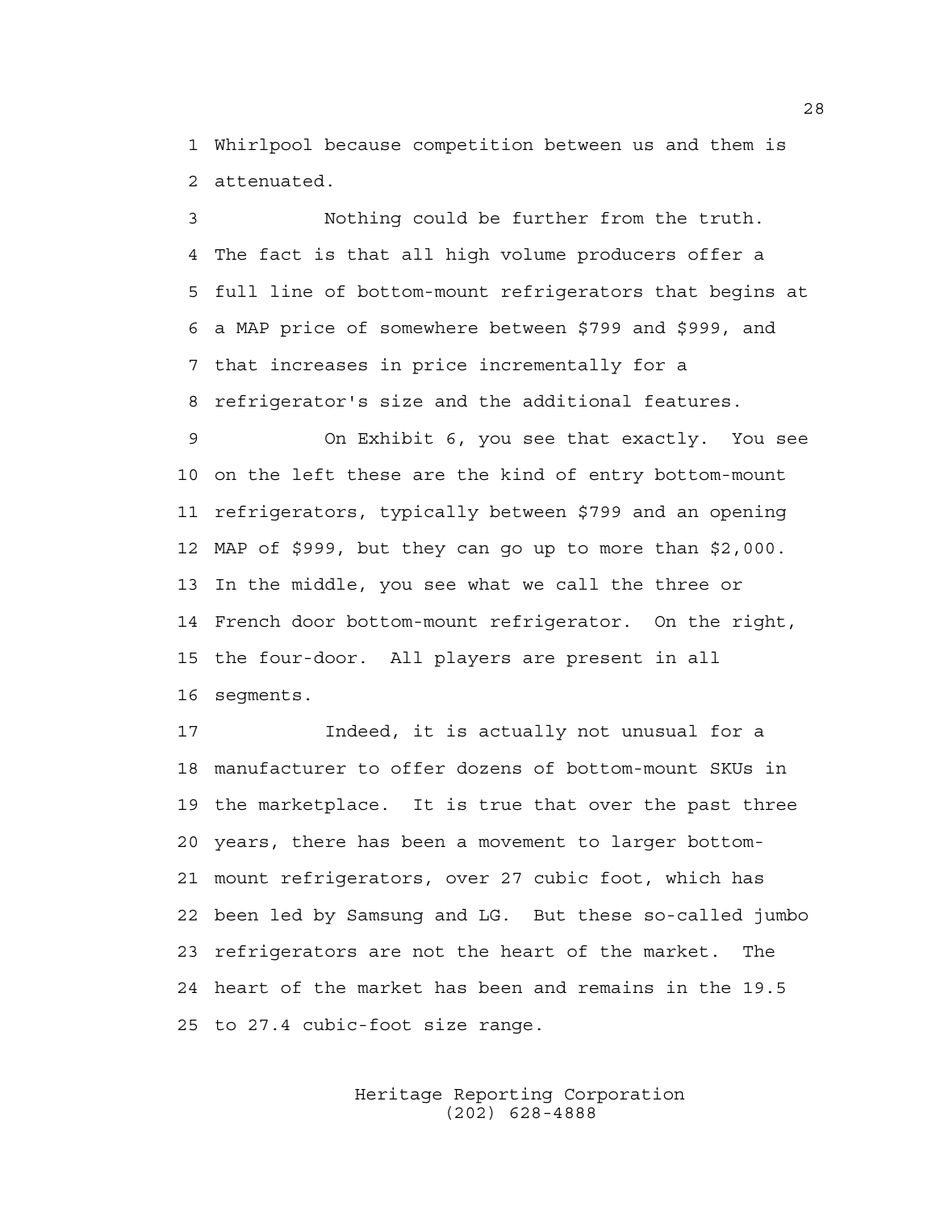Whirlpool because competition between us and them is attenuated.

Nothing could be further from the truth. The fact is that all high volume producers offer a full line of bottom-mount refrigerators that begins at a MAP price of somewhere between $799 and $999, and that increases in price incrementally for a refrigerator's size and the additional features.

On Exhibit 6, you see that exactly. You see on the left these are the kind of entry bottom-mount refrigerators, typically between $799 and an opening MAP of $999, but they can go up to more than $2,000. In the middle, you see what we call the three or French door bottom-mount refrigerator. On the right, the four-door. All players are present in all segments.

Indeed, it is actually not unusual for a manufacturer to offer dozens of bottom-mount SKUs in the marketplace. It is true that over the past three years, there has been a movement to larger bottom-mount refrigerators, over 27 cubic foot, which has been led by Samsung and LG. But these so-called jumbo refrigerators are not the heart of the market. The heart of the market has been and remains in the 19.5 to 27.4 cubic-foot size range.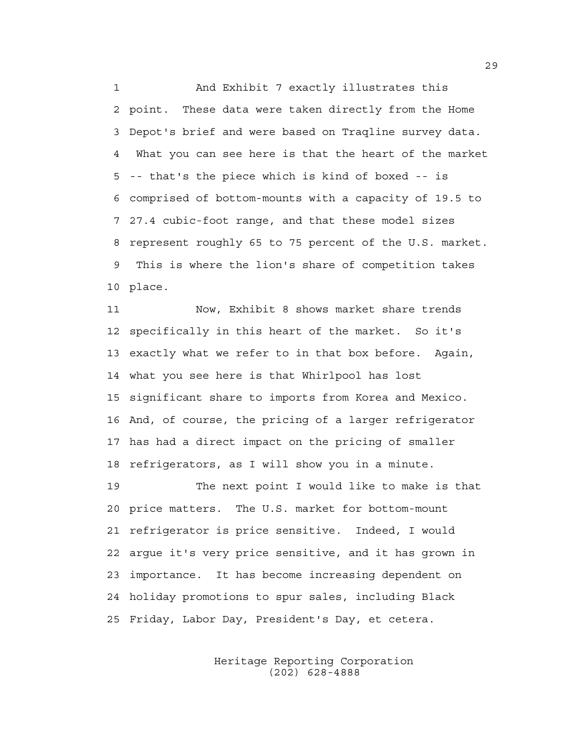And Exhibit 7 exactly illustrates this point. These data were taken directly from the Home Depot's brief and were based on Traqline survey data. What you can see here is that the heart of the market -- that's the piece which is kind of boxed -- is comprised of bottom-mounts with a capacity of 19.5 to 27.4 cubic-foot range, and that these model sizes represent roughly 65 to 75 percent of the U.S. market. This is where the lion's share of competition takes place.

Now, Exhibit 8 shows market share trends specifically in this heart of the market. So it's exactly what we refer to in that box before. Again, what you see here is that Whirlpool has lost significant share to imports from Korea and Mexico. And, of course, the pricing of a larger refrigerator has had a direct impact on the pricing of smaller refrigerators, as I will show you in a minute.

The next point I would like to make is that price matters. The U.S. market for bottom-mount refrigerator is price sensitive. Indeed, I would argue it's very price sensitive, and it has grown in importance. It has become increasing dependent on holiday promotions to spur sales, including Black Friday, Labor Day, President's Day, et cetera.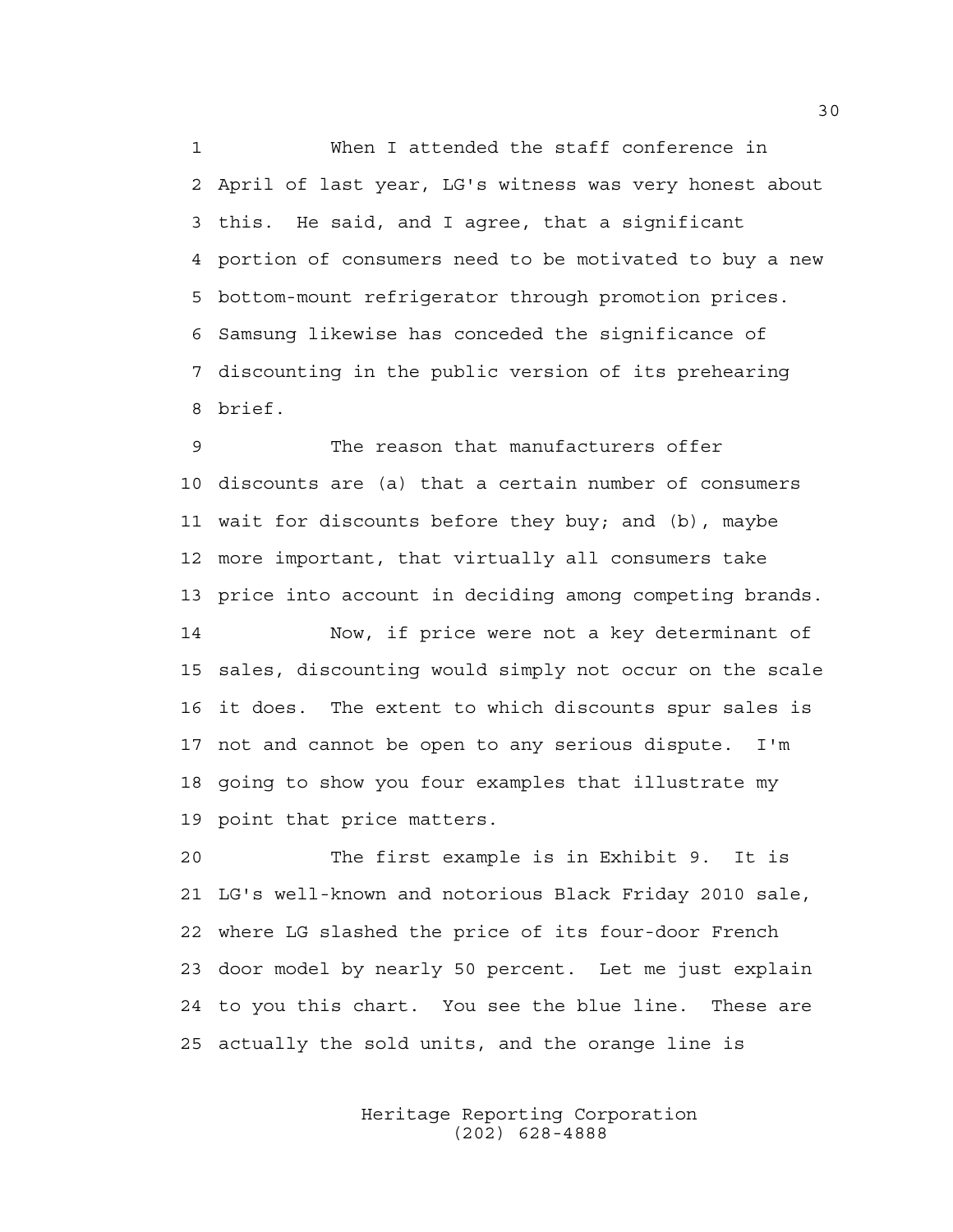1 When I attended the staff conference in
2 April of last year, LG's witness was very honest about
3 this. He said, and I agree, that a significant
4 portion of consumers need to be motivated to buy a new
5 bottom-mount refrigerator through promotion prices.
6 Samsung likewise has conceded the significance of
7 discounting in the public version of its prehearing
8 brief.

9 The reason that manufacturers offer
10 discounts are (a) that a certain number of consumers
11 wait for discounts before they buy; and (b), maybe
12 more important, that virtually all consumers take
13 price into account in deciding among competing brands.

14 Now, if price were not a key determinant of
15 sales, discounting would simply not occur on the scale
16 it does. The extent to which discounts spur sales is
17 not and cannot be open to any serious dispute. I'm
18 going to show you four examples that illustrate my
19 point that price matters.

20 The first example is in Exhibit 9. It is
21 LG's well-known and notorious Black Friday 2010 sale,
22 where LG slashed the price of its four-door French
23 door model by nearly 50 percent. Let me just explain
24 to you this chart. You see the blue line. These are
25 actually the sold units, and the orange line is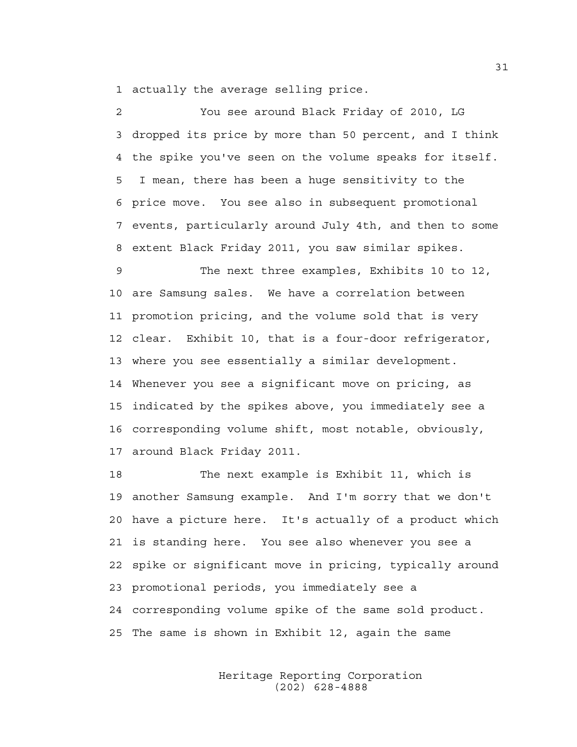actually the average selling price.

You see around Black Friday of 2010, LG dropped its price by more than 50 percent, and I think the spike you've seen on the volume speaks for itself. I mean, there has been a huge sensitivity to the price move. You see also in subsequent promotional events, particularly around July 4th, and then to some extent Black Friday 2011, you saw similar spikes.

The next three examples, Exhibits 10 to 12, are Samsung sales. We have a correlation between promotion pricing, and the volume sold that is very clear. Exhibit 10, that is a four-door refrigerator, where you see essentially a similar development. Whenever you see a significant move on pricing, as indicated by the spikes above, you immediately see a corresponding volume shift, most notable, obviously, around Black Friday 2011.

The next example is Exhibit 11, which is another Samsung example. And I'm sorry that we don't have a picture here. It's actually of a product which is standing here. You see also whenever you see a spike or significant move in pricing, typically around promotional periods, you immediately see a corresponding volume spike of the same sold product. The same is shown in Exhibit 12, again the same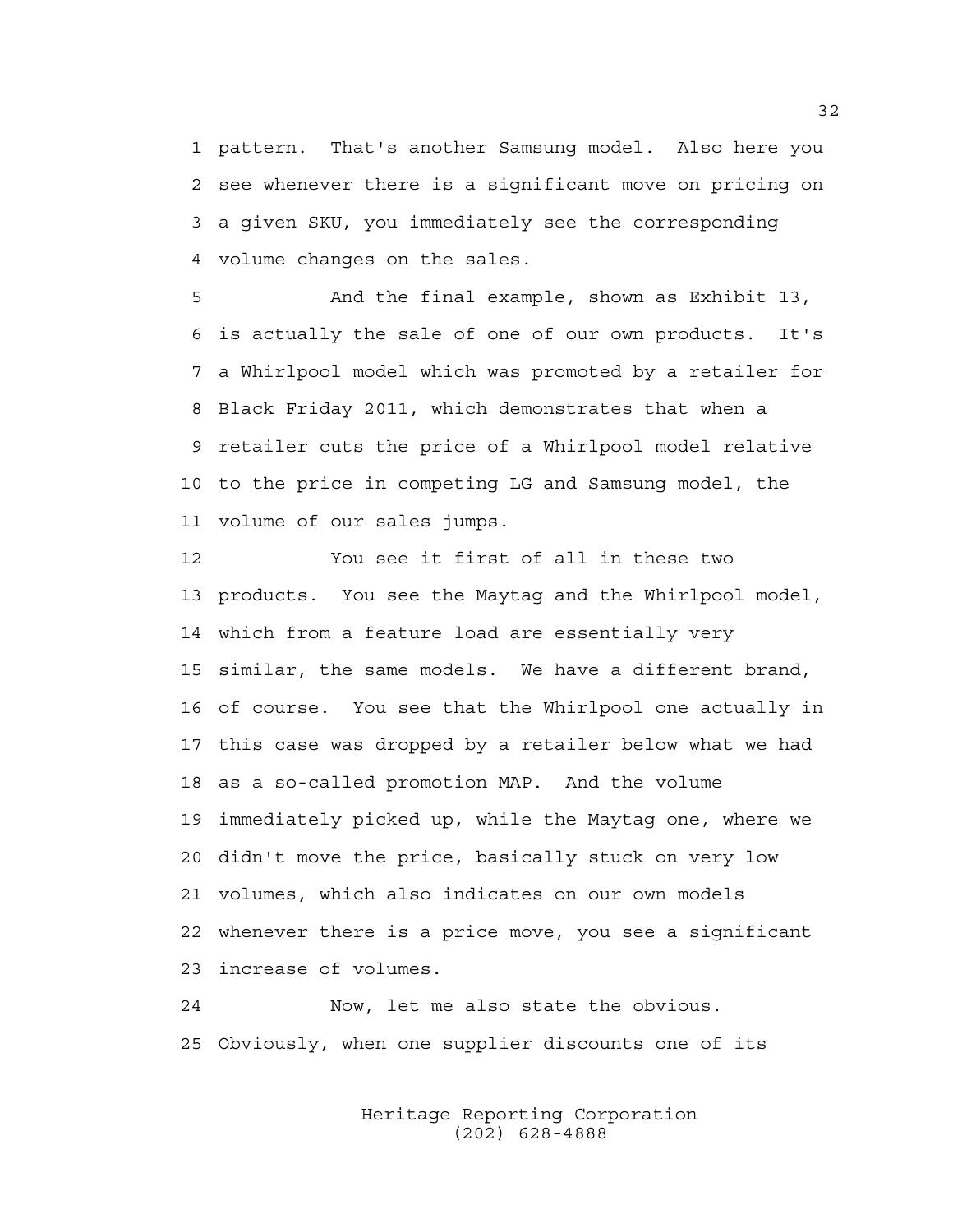pattern. That's another Samsung model. Also here you see whenever there is a significant move on pricing on a given SKU, you immediately see the corresponding volume changes on the sales.

And the final example, shown as Exhibit 13, is actually the sale of one of our own products. It's a Whirlpool model which was promoted by a retailer for Black Friday 2011, which demonstrates that when a retailer cuts the price of a Whirlpool model relative to the price in competing LG and Samsung model, the volume of our sales jumps.

You see it first of all in these two products. You see the Maytag and the Whirlpool model, which from a feature load are essentially very similar, the same models. We have a different brand, of course. You see that the Whirlpool one actually in this case was dropped by a retailer below what we had as a so-called promotion MAP. And the volume immediately picked up, while the Maytag one, where we didn't move the price, basically stuck on very low volumes, which also indicates on our own models whenever there is a price move, you see a significant increase of volumes.

Now, let me also state the obvious. Obviously, when one supplier discounts one of its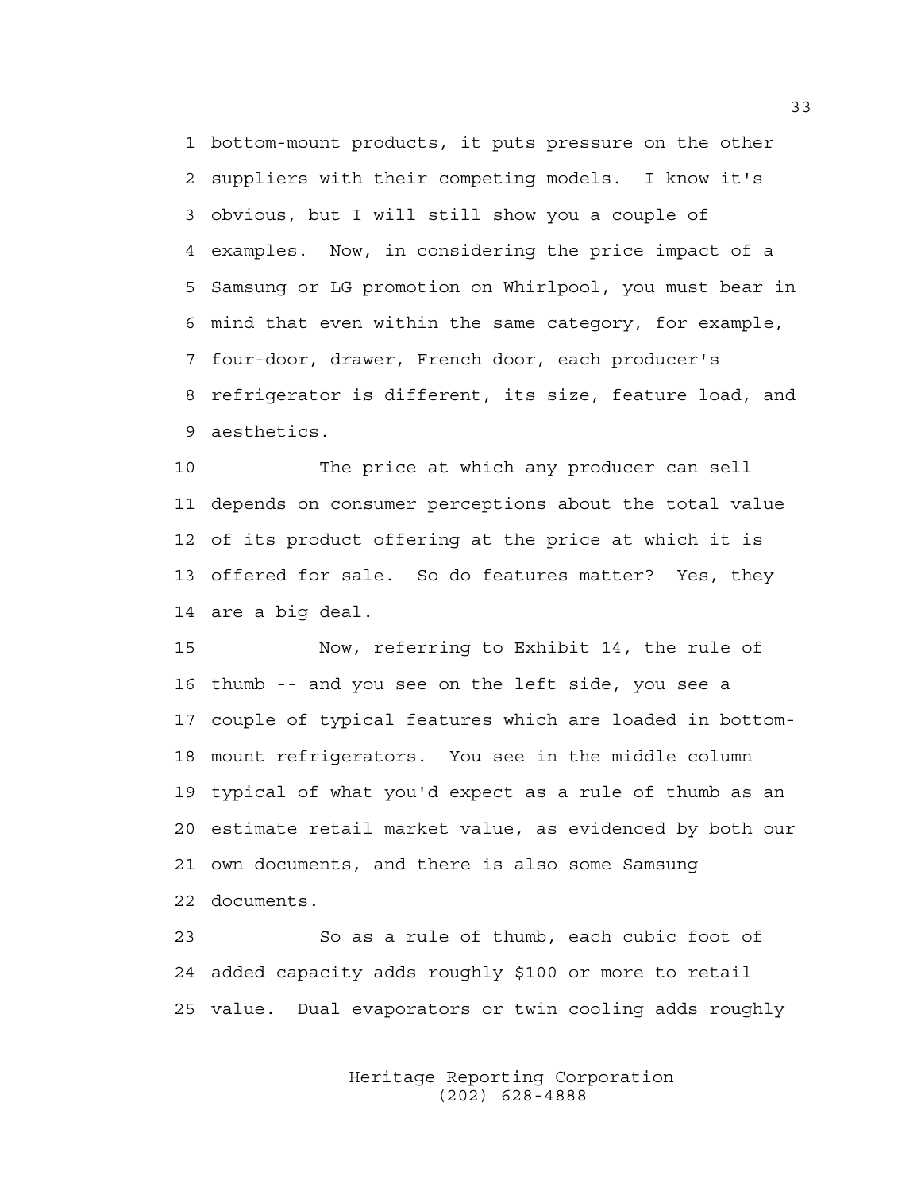1 bottom-mount products, it puts pressure on the other
2 suppliers with their competing models. I know it's
3 obvious, but I will still show you a couple of
4 examples. Now, in considering the price impact of a
5 Samsung or LG promotion on Whirlpool, you must bear in
6 mind that even within the same category, for example,
7 four-door, drawer, French door, each producer's
8 refrigerator is different, its size, feature load, and
9 aesthetics.

10 The price at which any producer can sell
11 depends on consumer perceptions about the total value
12 of its product offering at the price at which it is
13 offered for sale. So do features matter? Yes, they
14 are a big deal.

15 Now, referring to Exhibit 14, the rule of
16 thumb -- and you see on the left side, you see a
17 couple of typical features which are loaded in bottom-
18 mount refrigerators. You see in the middle column
19 typical of what you'd expect as a rule of thumb as an
20 estimate retail market value, as evidenced by both our
21 own documents, and there is also some Samsung
22 documents.

23 So as a rule of thumb, each cubic foot of
24 added capacity adds roughly $100 or more to retail
25 value. Dual evaporators or twin cooling adds roughly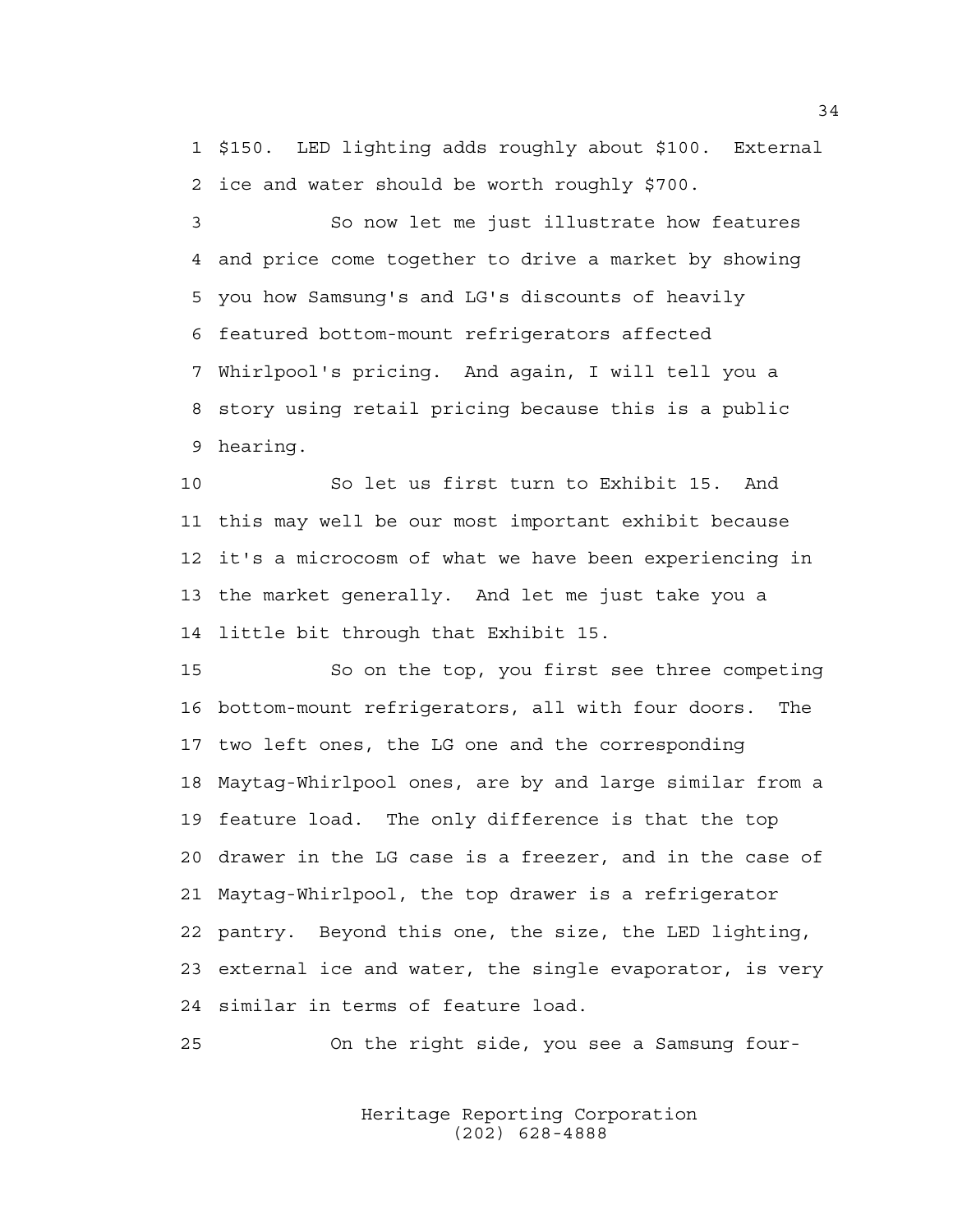$150. LED lighting adds roughly about $100. External ice and water should be worth roughly $700.

So now let me just illustrate how features and price come together to drive a market by showing you how Samsung's and LG's discounts of heavily featured bottom-mount refrigerators affected Whirlpool's pricing. And again, I will tell you a story using retail pricing because this is a public hearing.

So let us first turn to Exhibit 15. And this may well be our most important exhibit because it's a microcosm of what we have been experiencing in the market generally. And let me just take you a little bit through that Exhibit 15.

So on the top, you first see three competing bottom-mount refrigerators, all with four doors. The two left ones, the LG one and the corresponding Maytag-Whirlpool ones, are by and large similar from a feature load. The only difference is that the top drawer in the LG case is a freezer, and in the case of Maytag-Whirlpool, the top drawer is a refrigerator pantry. Beyond this one, the size, the LED lighting, external ice and water, the single evaporator, is very similar in terms of feature load.

On the right side, you see a Samsung four-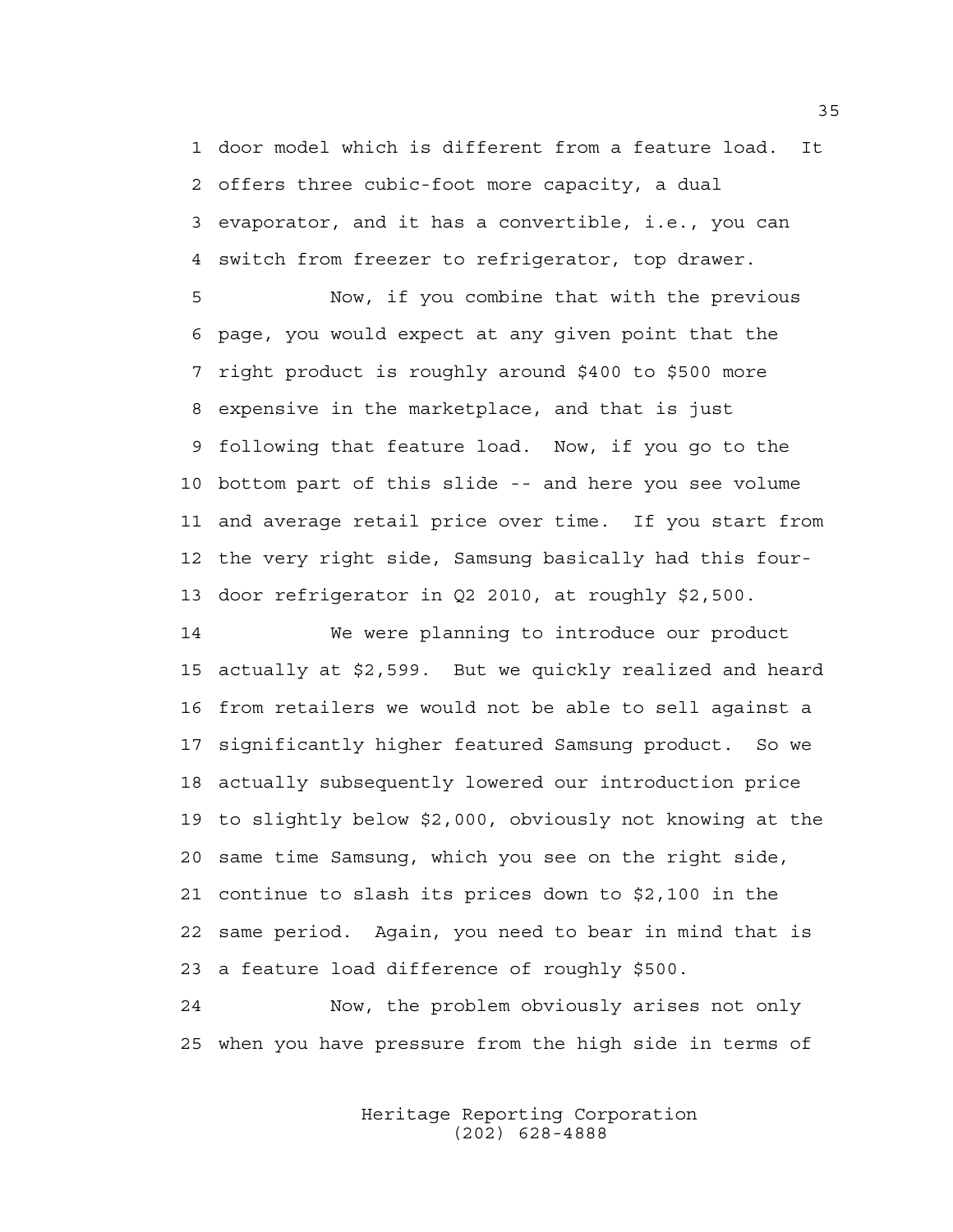door model which is different from a feature load. It offers three cubic-foot more capacity, a dual evaporator, and it has a convertible, i.e., you can switch from freezer to refrigerator, top drawer.

Now, if you combine that with the previous page, you would expect at any given point that the right product is roughly around $400 to $500 more expensive in the marketplace, and that is just following that feature load. Now, if you go to the bottom part of this slide -- and here you see volume and average retail price over time. If you start from the very right side, Samsung basically had this four-door refrigerator in Q2 2010, at roughly $2,500.

We were planning to introduce our product actually at $2,599. But we quickly realized and heard from retailers we would not be able to sell against a significantly higher featured Samsung product. So we actually subsequently lowered our introduction price to slightly below $2,000, obviously not knowing at the same time Samsung, which you see on the right side, continue to slash its prices down to $2,100 in the same period. Again, you need to bear in mind that is a feature load difference of roughly $500.

Now, the problem obviously arises not only when you have pressure from the high side in terms of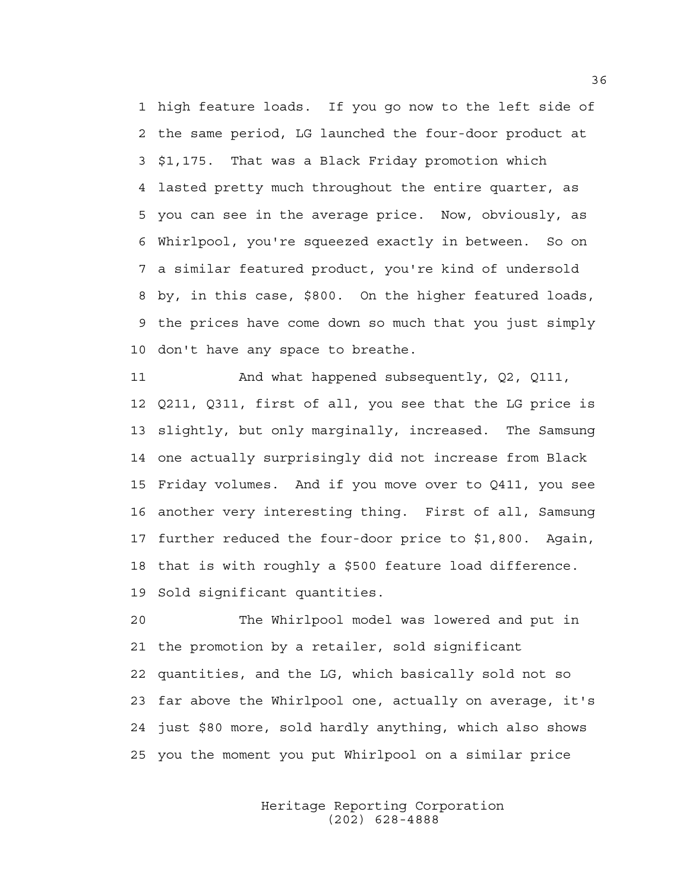high feature loads. If you go now to the left side of the same period, LG launched the four-door product at $1,175. That was a Black Friday promotion which lasted pretty much throughout the entire quarter, as you can see in the average price. Now, obviously, as Whirlpool, you're squeezed exactly in between. So on a similar featured product, you're kind of undersold by, in this case, $800. On the higher featured loads, the prices have come down so much that you just simply don't have any space to breathe.

And what happened subsequently, Q2, Q111, Q211, Q311, first of all, you see that the LG price is slightly, but only marginally, increased. The Samsung one actually surprisingly did not increase from Black Friday volumes. And if you move over to Q411, you see another very interesting thing. First of all, Samsung further reduced the four-door price to $1,800. Again, that is with roughly a $500 feature load difference. Sold significant quantities.

The Whirlpool model was lowered and put in the promotion by a retailer, sold significant quantities, and the LG, which basically sold not so far above the Whirlpool one, actually on average, it's just $80 more, sold hardly anything, which also shows you the moment you put Whirlpool on a similar price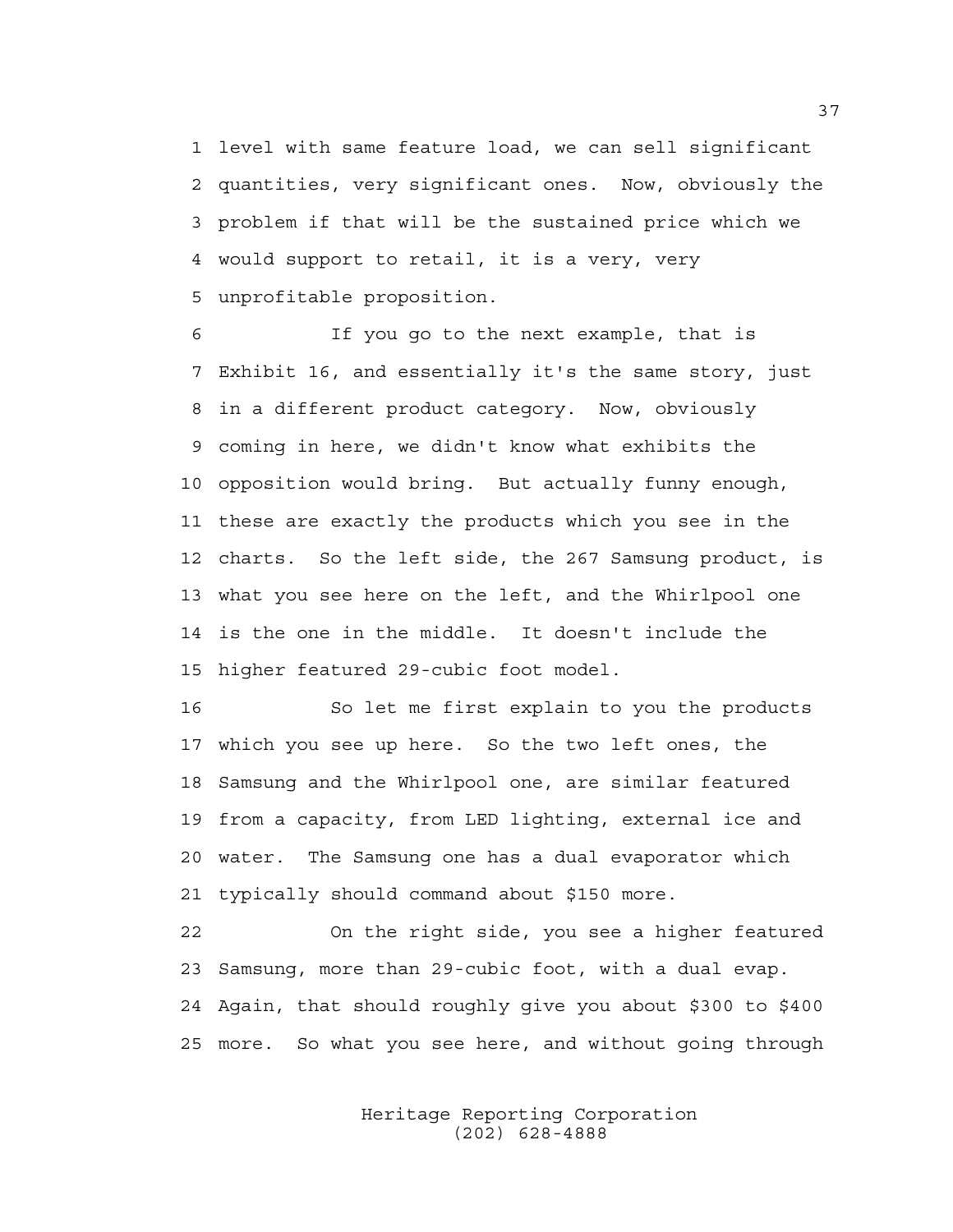level with same feature load, we can sell significant quantities, very significant ones. Now, obviously the problem if that will be the sustained price which we would support to retail, it is a very, very unprofitable proposition.

If you go to the next example, that is Exhibit 16, and essentially it's the same story, just in a different product category. Now, obviously coming in here, we didn't know what exhibits the opposition would bring. But actually funny enough, these are exactly the products which you see in the charts. So the left side, the 267 Samsung product, is what you see here on the left, and the Whirlpool one is the one in the middle. It doesn't include the higher featured 29-cubic foot model.

So let me first explain to you the products which you see up here. So the two left ones, the Samsung and the Whirlpool one, are similar featured from a capacity, from LED lighting, external ice and water. The Samsung one has a dual evaporator which typically should command about $150 more.

On the right side, you see a higher featured Samsung, more than 29-cubic foot, with a dual evap. Again, that should roughly give you about $300 to $400 more. So what you see here, and without going through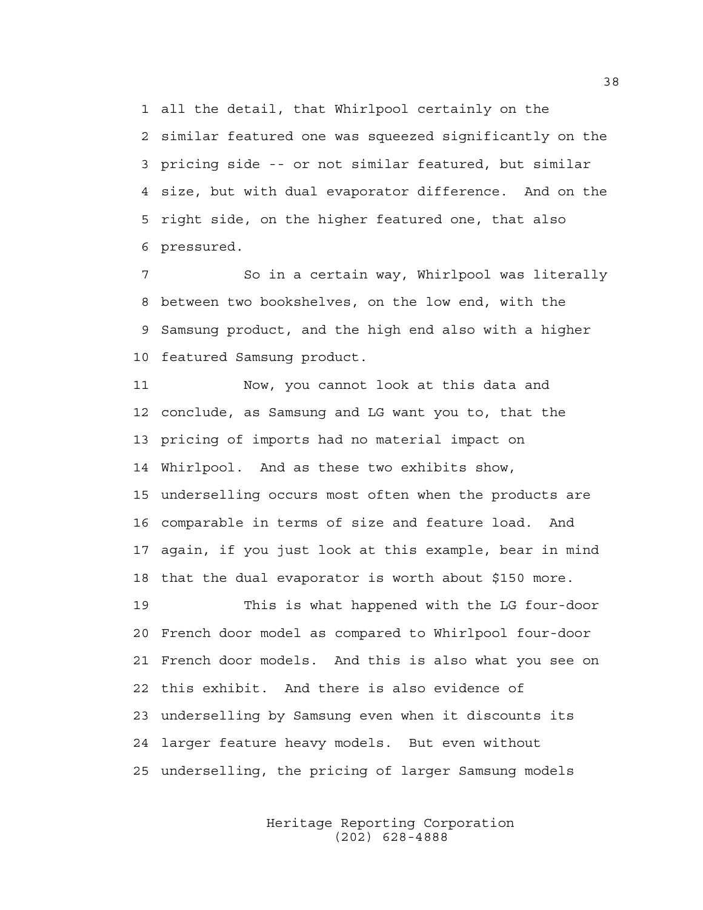all the detail, that Whirlpool certainly on the similar featured one was squeezed significantly on the pricing side -- or not similar featured, but similar size, but with dual evaporator difference. And on the right side, on the higher featured one, that also pressured.

So in a certain way, Whirlpool was literally between two bookshelves, on the low end, with the Samsung product, and the high end also with a higher featured Samsung product.

Now, you cannot look at this data and conclude, as Samsung and LG want you to, that the pricing of imports had no material impact on Whirlpool. And as these two exhibits show, underselling occurs most often when the products are comparable in terms of size and feature load. And again, if you just look at this example, bear in mind that the dual evaporator is worth about $150 more.

This is what happened with the LG four-door French door model as compared to Whirlpool four-door French door models. And this is also what you see on this exhibit. And there is also evidence of underselling by Samsung even when it discounts its larger feature heavy models. But even without underselling, the pricing of larger Samsung models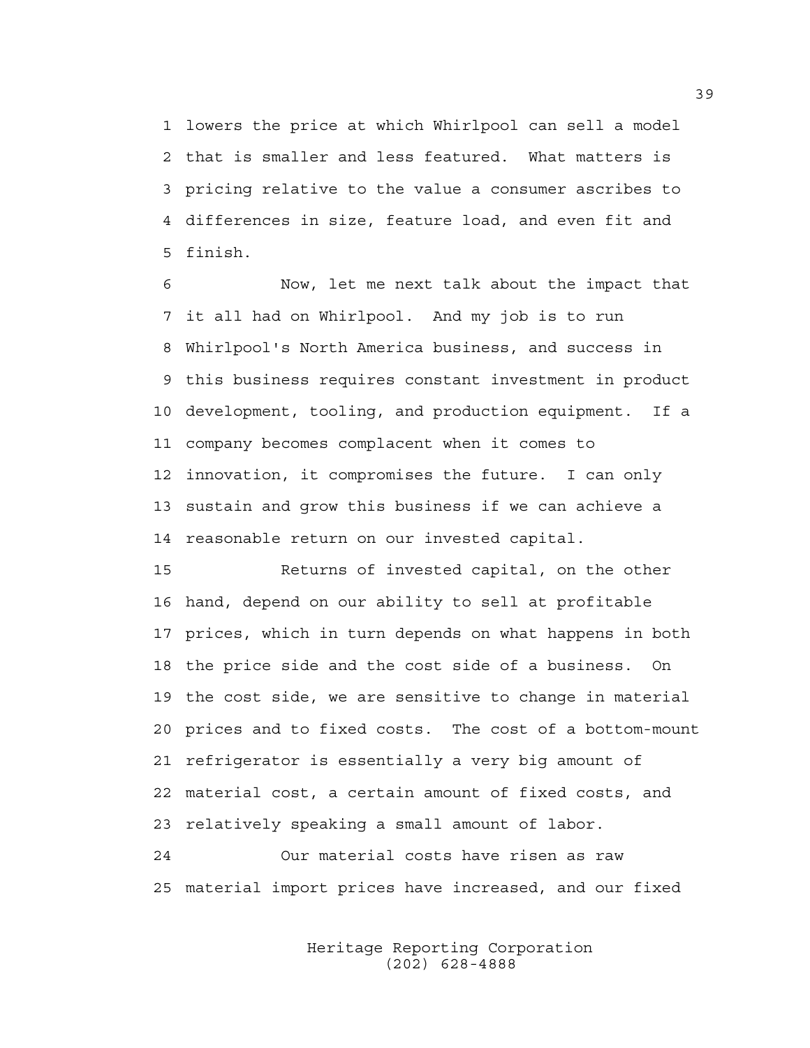lowers the price at which Whirlpool can sell a model that is smaller and less featured. What matters is pricing relative to the value a consumer ascribes to differences in size, feature load, and even fit and finish.

Now, let me next talk about the impact that it all had on Whirlpool. And my job is to run Whirlpool's North America business, and success in this business requires constant investment in product development, tooling, and production equipment. If a company becomes complacent when it comes to innovation, it compromises the future. I can only sustain and grow this business if we can achieve a reasonable return on our invested capital.

Returns of invested capital, on the other hand, depend on our ability to sell at profitable prices, which in turn depends on what happens in both the price side and the cost side of a business. On the cost side, we are sensitive to change in material prices and to fixed costs. The cost of a bottom-mount refrigerator is essentially a very big amount of material cost, a certain amount of fixed costs, and relatively speaking a small amount of labor.

Our material costs have risen as raw material import prices have increased, and our fixed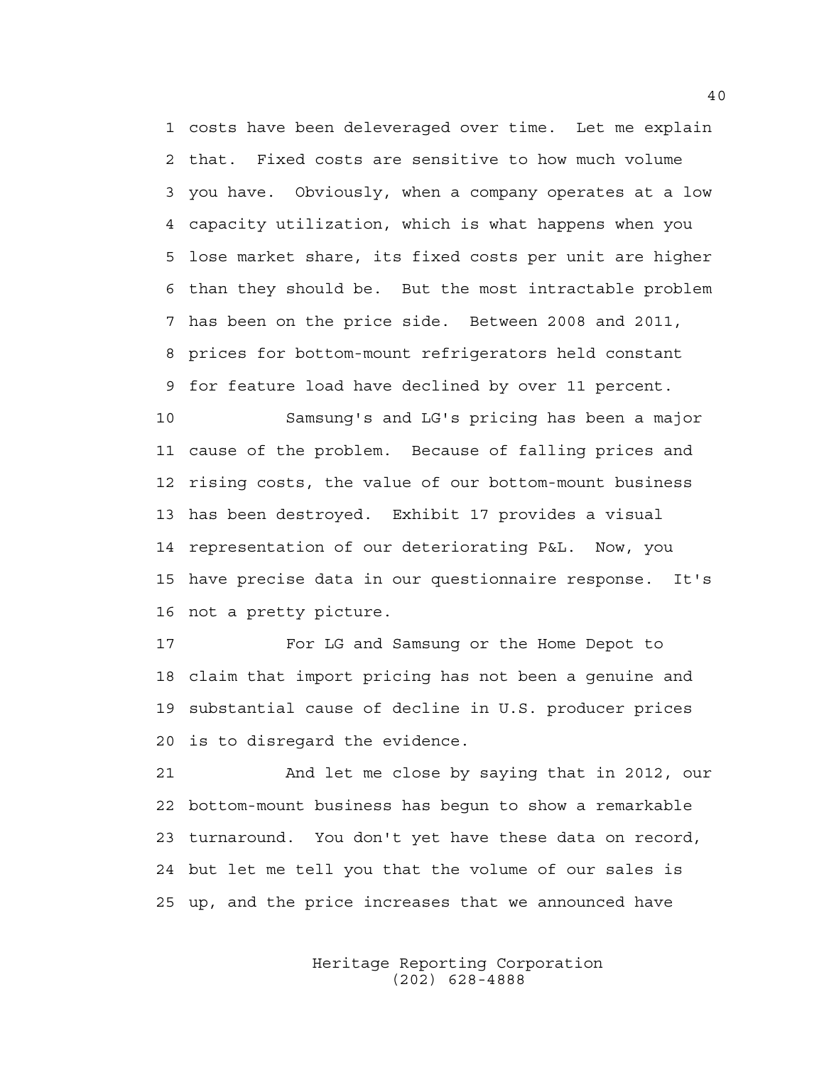costs have been deleveraged over time. Let me explain that. Fixed costs are sensitive to how much volume you have. Obviously, when a company operates at a low capacity utilization, which is what happens when you lose market share, its fixed costs per unit are higher than they should be. But the most intractable problem has been on the price side. Between 2008 and 2011, prices for bottom-mount refrigerators held constant for feature load have declined by over 11 percent.

Samsung's and LG's pricing has been a major cause of the problem. Because of falling prices and rising costs, the value of our bottom-mount business has been destroyed. Exhibit 17 provides a visual representation of our deteriorating P&L. Now, you have precise data in our questionnaire response. It's not a pretty picture.

For LG and Samsung or the Home Depot to claim that import pricing has not been a genuine and substantial cause of decline in U.S. producer prices is to disregard the evidence.

And let me close by saying that in 2012, our bottom-mount business has begun to show a remarkable turnaround. You don't yet have these data on record, but let me tell you that the volume of our sales is up, and the price increases that we announced have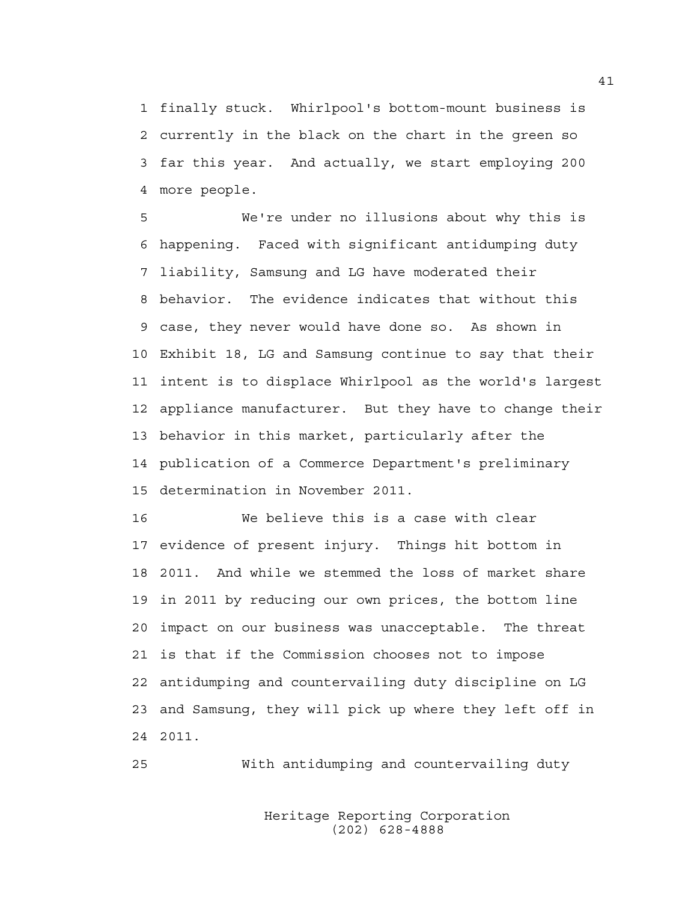finally stuck. Whirlpool's bottom-mount business is currently in the black on the chart in the green so far this year. And actually, we start employing 200 more people.

We're under no illusions about why this is happening. Faced with significant antidumping duty liability, Samsung and LG have moderated their behavior. The evidence indicates that without this case, they never would have done so. As shown in Exhibit 18, LG and Samsung continue to say that their intent is to displace Whirlpool as the world's largest appliance manufacturer. But they have to change their behavior in this market, particularly after the publication of a Commerce Department's preliminary determination in November 2011.

We believe this is a case with clear evidence of present injury. Things hit bottom in 2011. And while we stemmed the loss of market share in 2011 by reducing our own prices, the bottom line impact on our business was unacceptable. The threat is that if the Commission chooses not to impose antidumping and countervailing duty discipline on LG and Samsung, they will pick up where they left off in 2011.

With antidumping and countervailing duty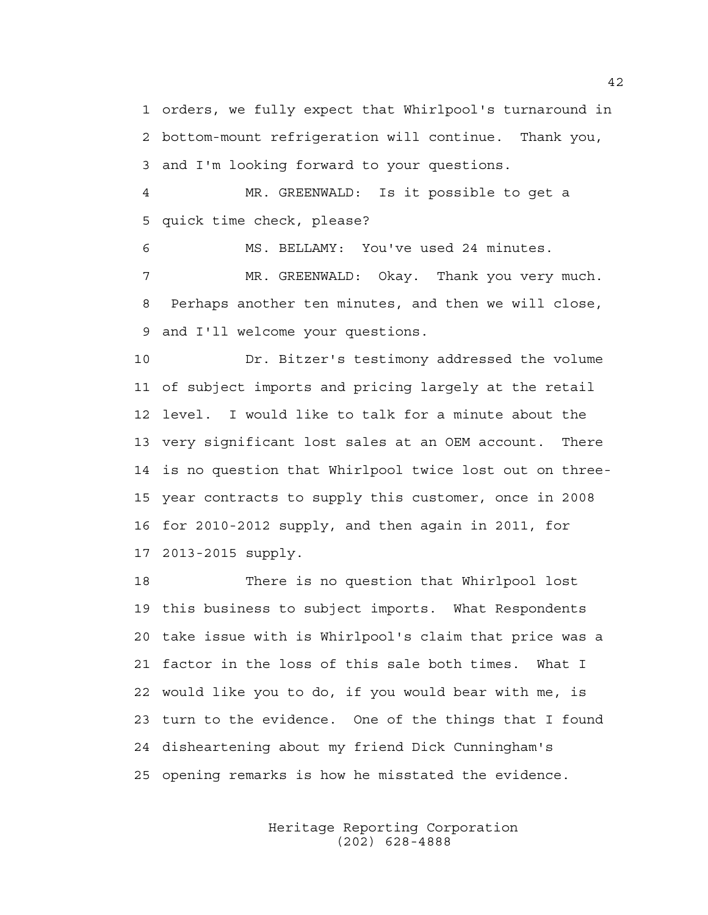orders, we fully expect that Whirlpool's turnaround in bottom-mount refrigeration will continue. Thank you, and I'm looking forward to your questions.

MR. GREENWALD: Is it possible to get a quick time check, please?

MS. BELLAMY: You've used 24 minutes.

MR. GREENWALD: Okay. Thank you very much. Perhaps another ten minutes, and then we will close, and I'll welcome your questions.

Dr. Bitzer's testimony addressed the volume of subject imports and pricing largely at the retail level. I would like to talk for a minute about the very significant lost sales at an OEM account. There is no question that Whirlpool twice lost out on three-year contracts to supply this customer, once in 2008 for 2010-2012 supply, and then again in 2011, for 2013-2015 supply.

There is no question that Whirlpool lost this business to subject imports. What Respondents take issue with is Whirlpool's claim that price was a factor in the loss of this sale both times. What I would like you to do, if you would bear with me, is turn to the evidence. One of the things that I found disheartening about my friend Dick Cunningham's opening remarks is how he misstated the evidence.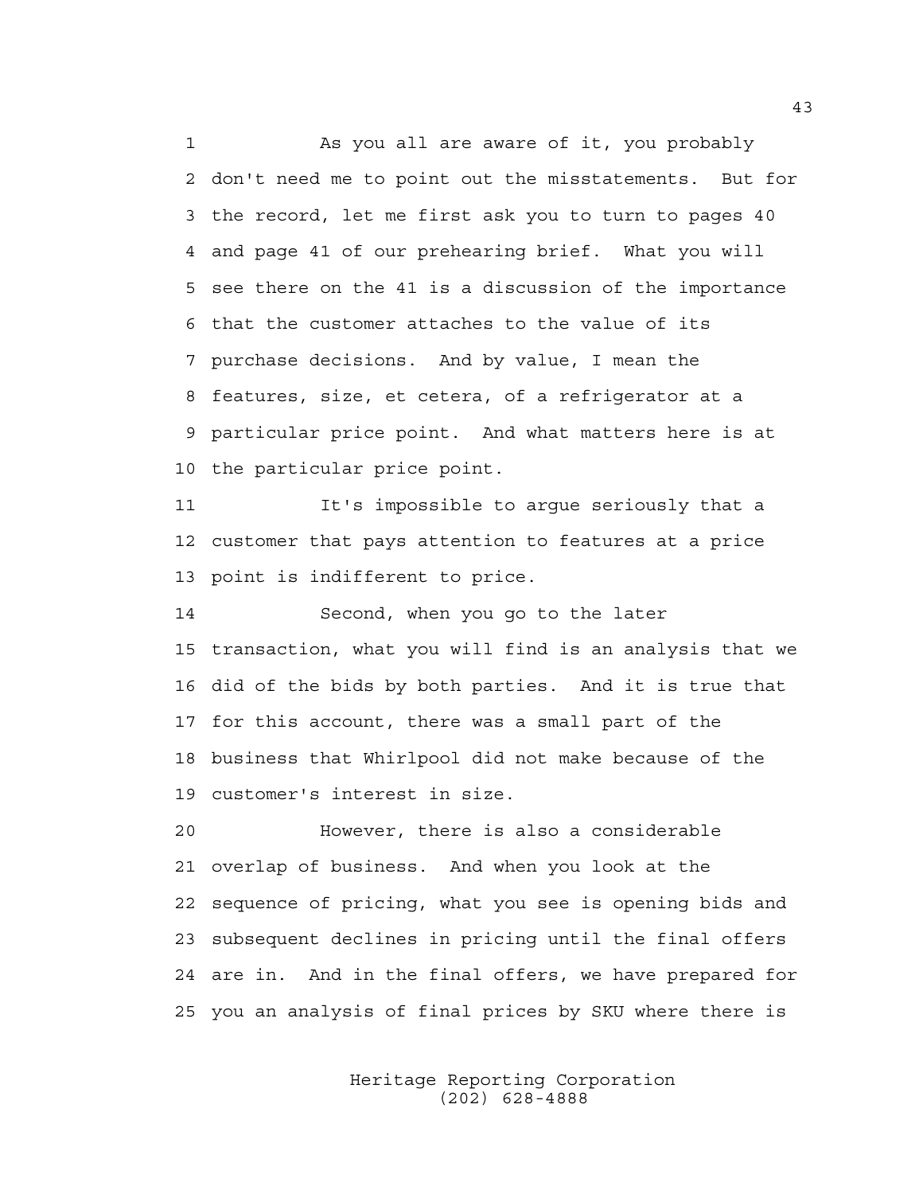As you all are aware of it, you probably don't need me to point out the misstatements. But for the record, let me first ask you to turn to pages 40 and page 41 of our prehearing brief. What you will see there on the 41 is a discussion of the importance that the customer attaches to the value of its purchase decisions. And by value, I mean the features, size, et cetera, of a refrigerator at a particular price point. And what matters here is at the particular price point.

It's impossible to argue seriously that a customer that pays attention to features at a price point is indifferent to price.

Second, when you go to the later transaction, what you will find is an analysis that we did of the bids by both parties. And it is true that for this account, there was a small part of the business that Whirlpool did not make because of the customer's interest in size.

However, there is also a considerable overlap of business. And when you look at the sequence of pricing, what you see is opening bids and subsequent declines in pricing until the final offers are in. And in the final offers, we have prepared for you an analysis of final prices by SKU where there is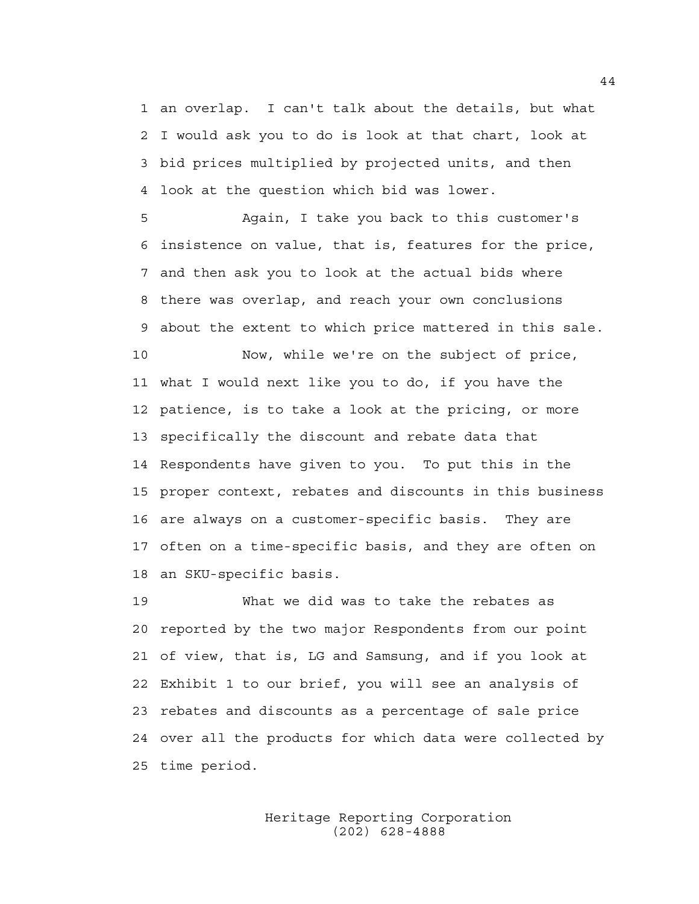an overlap. I can't talk about the details, but what I would ask you to do is look at that chart, look at bid prices multiplied by projected units, and then look at the question which bid was lower.

Again, I take you back to this customer's insistence on value, that is, features for the price, and then ask you to look at the actual bids where there was overlap, and reach your own conclusions about the extent to which price mattered in this sale.

Now, while we're on the subject of price, what I would next like you to do, if you have the patience, is to take a look at the pricing, or more specifically the discount and rebate data that Respondents have given to you. To put this in the proper context, rebates and discounts in this business are always on a customer-specific basis. They are often on a time-specific basis, and they are often on an SKU-specific basis.

What we did was to take the rebates as reported by the two major Respondents from our point of view, that is, LG and Samsung, and if you look at Exhibit 1 to our brief, you will see an analysis of rebates and discounts as a percentage of sale price over all the products for which data were collected by time period.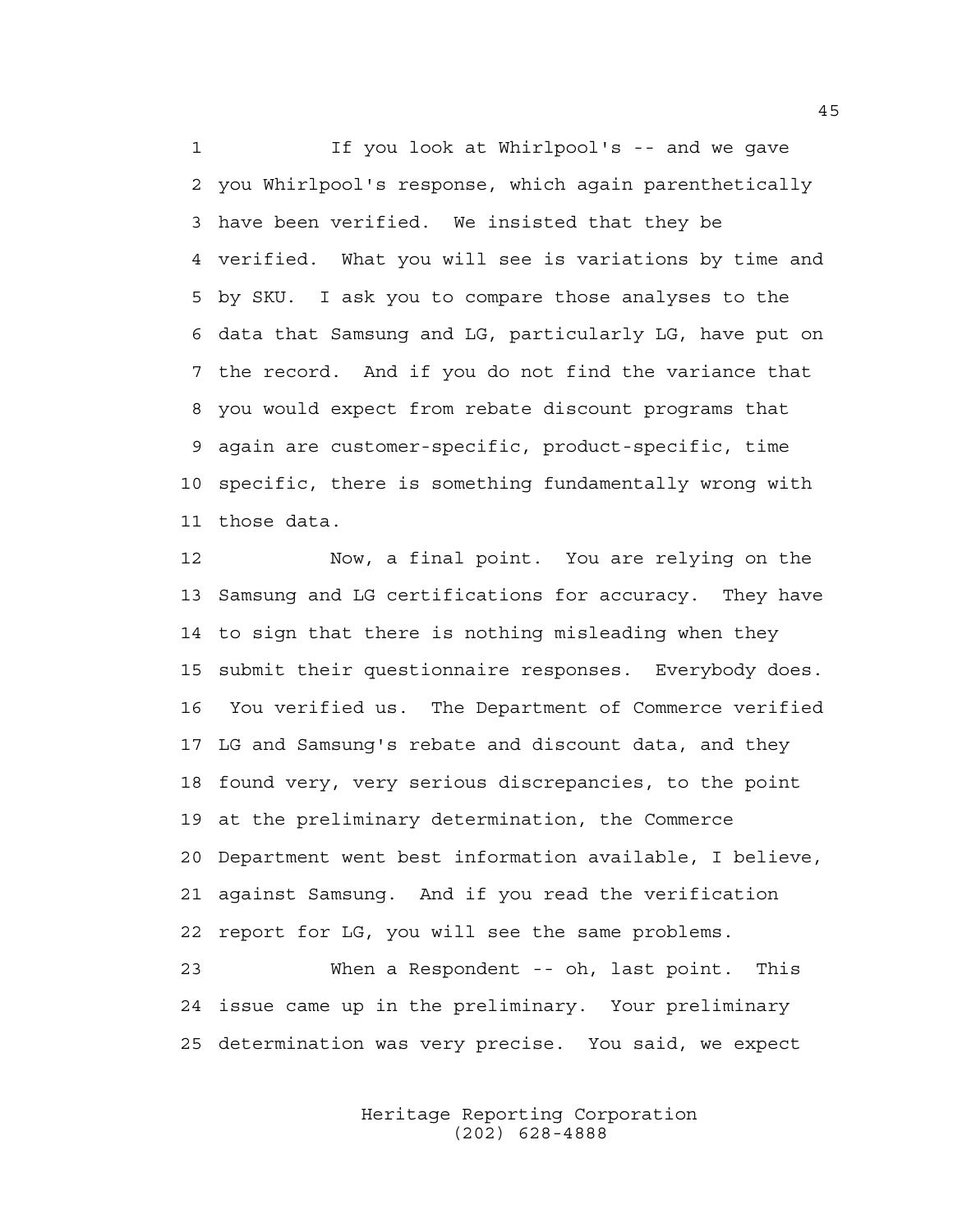If you look at Whirlpool's -- and we gave you Whirlpool's response, which again parenthetically have been verified. We insisted that they be verified. What you will see is variations by time and by SKU. I ask you to compare those analyses to the data that Samsung and LG, particularly LG, have put on the record. And if you do not find the variance that you would expect from rebate discount programs that again are customer-specific, product-specific, time specific, there is something fundamentally wrong with those data.

Now, a final point. You are relying on the Samsung and LG certifications for accuracy. They have to sign that there is nothing misleading when they submit their questionnaire responses. Everybody does. You verified us. The Department of Commerce verified LG and Samsung's rebate and discount data, and they found very, very serious discrepancies, to the point at the preliminary determination, the Commerce Department went best information available, I believe, against Samsung. And if you read the verification report for LG, you will see the same problems.

When a Respondent -- oh, last point. This issue came up in the preliminary. Your preliminary determination was very precise. You said, we expect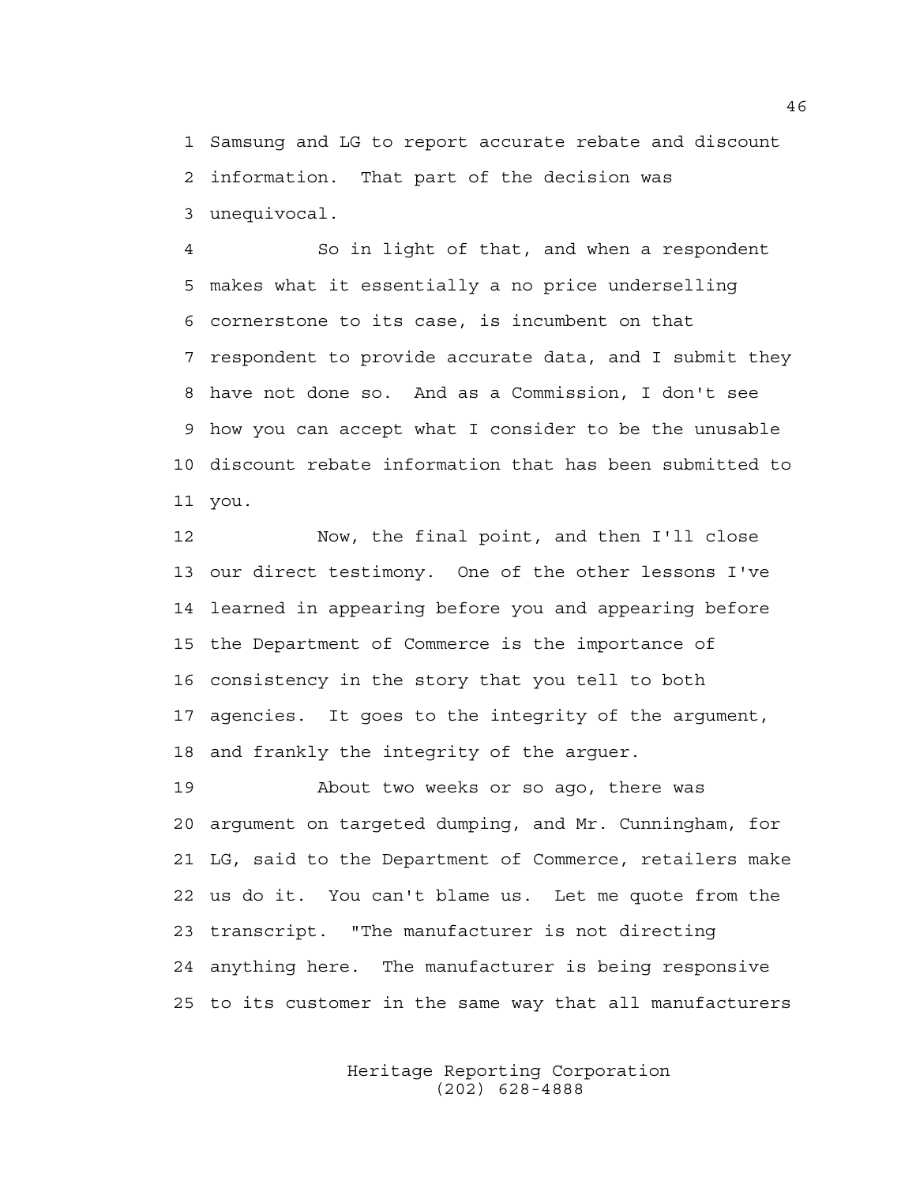Samsung and LG to report accurate rebate and discount information. That part of the decision was unequivocal.

So in light of that, and when a respondent makes what it essentially a no price underselling cornerstone to its case, is incumbent on that respondent to provide accurate data, and I submit they have not done so. And as a Commission, I don't see how you can accept what I consider to be the unusable discount rebate information that has been submitted to you.

Now, the final point, and then I'll close our direct testimony. One of the other lessons I've learned in appearing before you and appearing before the Department of Commerce is the importance of consistency in the story that you tell to both agencies. It goes to the integrity of the argument, and frankly the integrity of the arguer.

About two weeks or so ago, there was argument on targeted dumping, and Mr. Cunningham, for LG, said to the Department of Commerce, retailers make us do it. You can't blame us. Let me quote from the transcript. "The manufacturer is not directing anything here. The manufacturer is being responsive to its customer in the same way that all manufacturers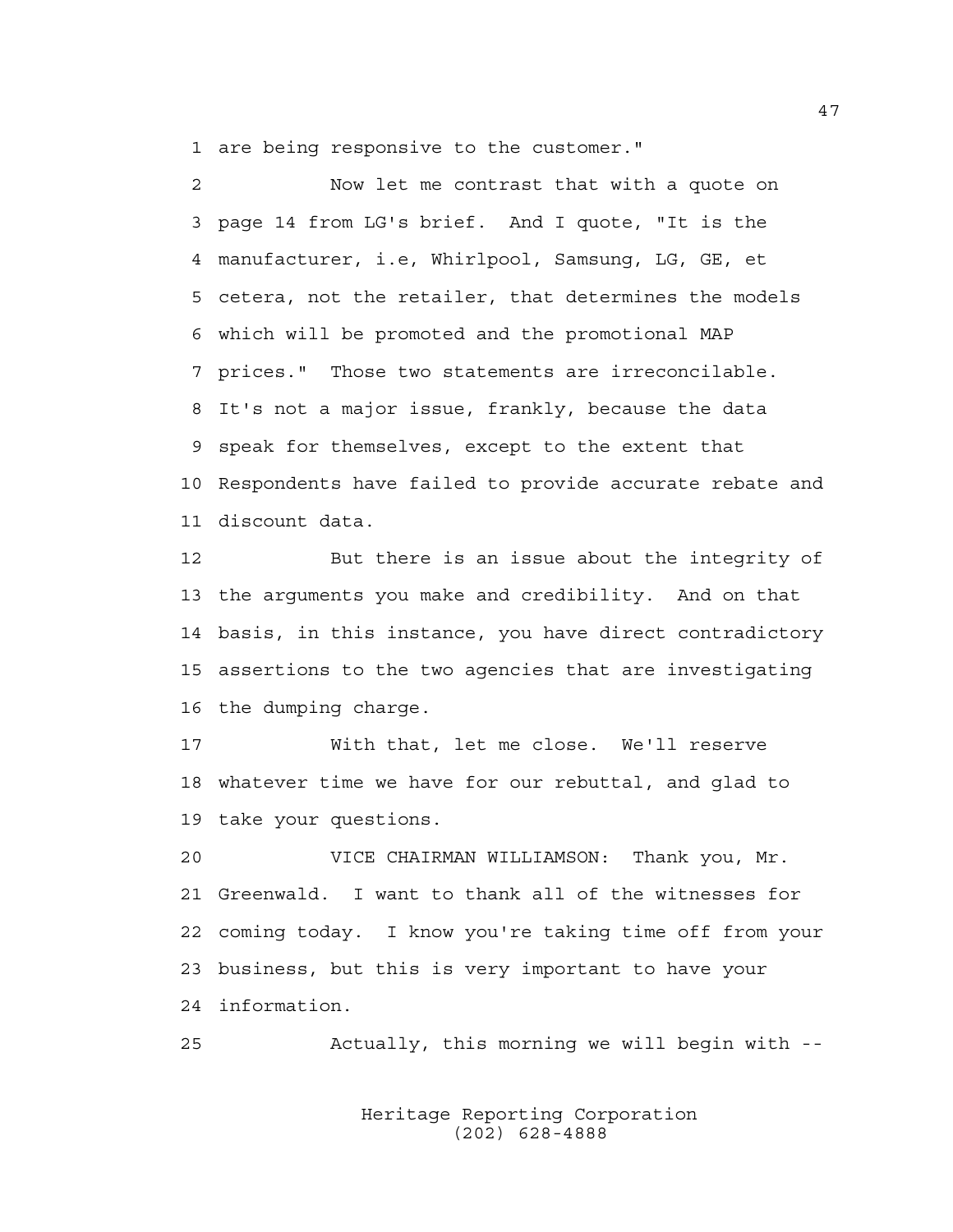are being responsive to the customer."

Now let me contrast that with a quote on page 14 from LG's brief. And I quote, "It is the manufacturer, i.e, Whirlpool, Samsung, LG, GE, et cetera, not the retailer, that determines the models which will be promoted and the promotional MAP prices." Those two statements are irreconcilable. It's not a major issue, frankly, because the data speak for themselves, except to the extent that Respondents have failed to provide accurate rebate and discount data.

But there is an issue about the integrity of the arguments you make and credibility. And on that basis, in this instance, you have direct contradictory assertions to the two agencies that are investigating the dumping charge.

With that, let me close. We'll reserve whatever time we have for our rebuttal, and glad to take your questions.

VICE CHAIRMAN WILLIAMSON: Thank you, Mr. Greenwald. I want to thank all of the witnesses for coming today. I know you're taking time off from your business, but this is very important to have your information.

Actually, this morning we will begin with --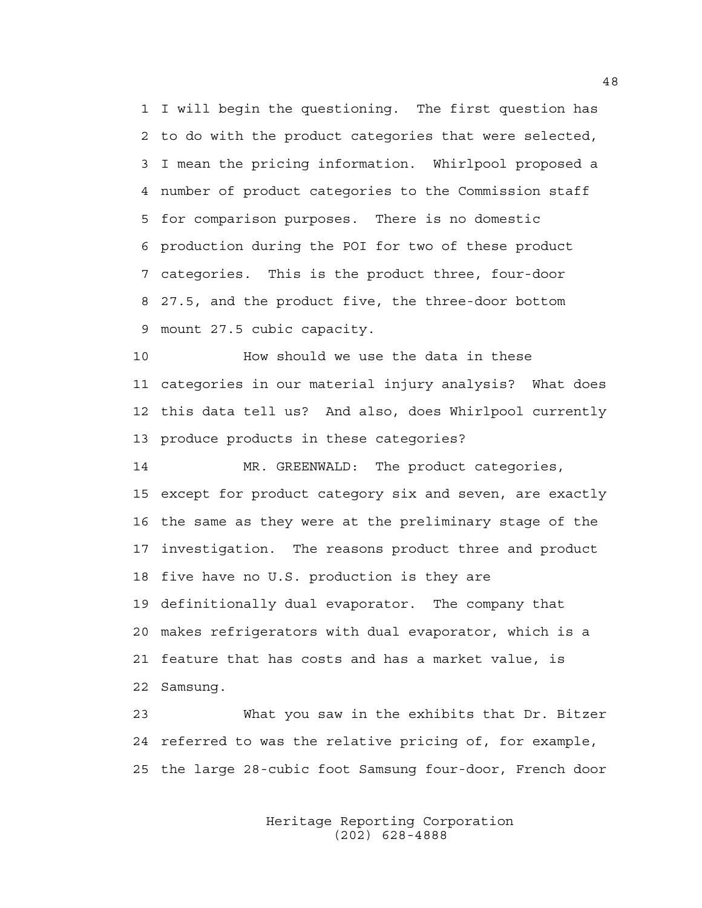I will begin the questioning. The first question has to do with the product categories that were selected, I mean the pricing information. Whirlpool proposed a number of product categories to the Commission staff for comparison purposes. There is no domestic production during the POI for two of these product categories. This is the product three, four-door 27.5, and the product five, the three-door bottom mount 27.5 cubic capacity.

How should we use the data in these categories in our material injury analysis? What does this data tell us? And also, does Whirlpool currently produce products in these categories?

MR. GREENWALD: The product categories, except for product category six and seven, are exactly the same as they were at the preliminary stage of the investigation. The reasons product three and product five have no U.S. production is they are definitionally dual evaporator. The company that makes refrigerators with dual evaporator, which is a feature that has costs and has a market value, is Samsung.

What you saw in the exhibits that Dr. Bitzer referred to was the relative pricing of, for example, the large 28-cubic foot Samsung four-door, French door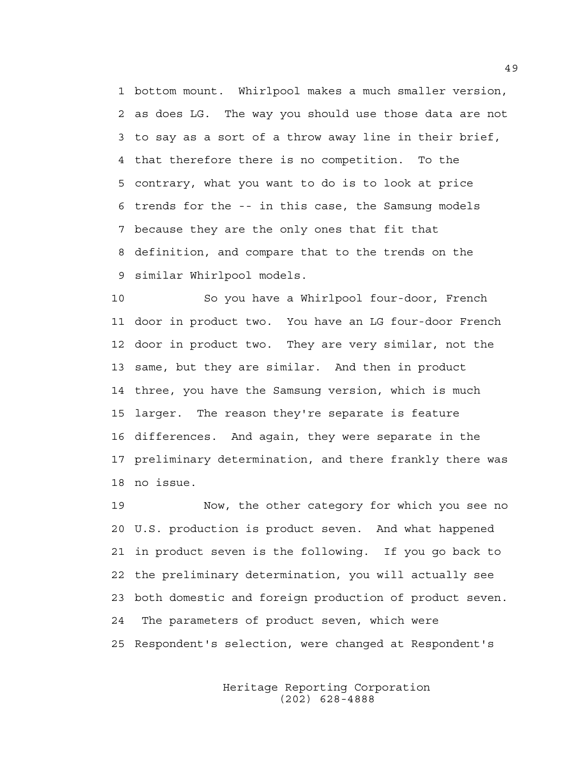1 bottom mount. Whirlpool makes a much smaller version,
2 as does LG. The way you should use those data are not
3 to say as a sort of a throw away line in their brief,
4 that therefore there is no competition. To the
5 contrary, what you want to do is to look at price
6 trends for the -- in this case, the Samsung models
7 because they are the only ones that fit that
8 definition, and compare that to the trends on the
9 similar Whirlpool models.

10 So you have a Whirlpool four-door, French
11 door in product two. You have an LG four-door French
12 door in product two. They are very similar, not the
13 same, but they are similar. And then in product
14 three, you have the Samsung version, which is much
15 larger. The reason they're separate is feature
16 differences. And again, they were separate in the
17 preliminary determination, and there frankly there was
18 no issue.

19 Now, the other category for which you see no
20 U.S. production is product seven. And what happened
21 in product seven is the following. If you go back to
22 the preliminary determination, you will actually see
23 both domestic and foreign production of product seven.
24 The parameters of product seven, which were
25 Respondent's selection, were changed at Respondent's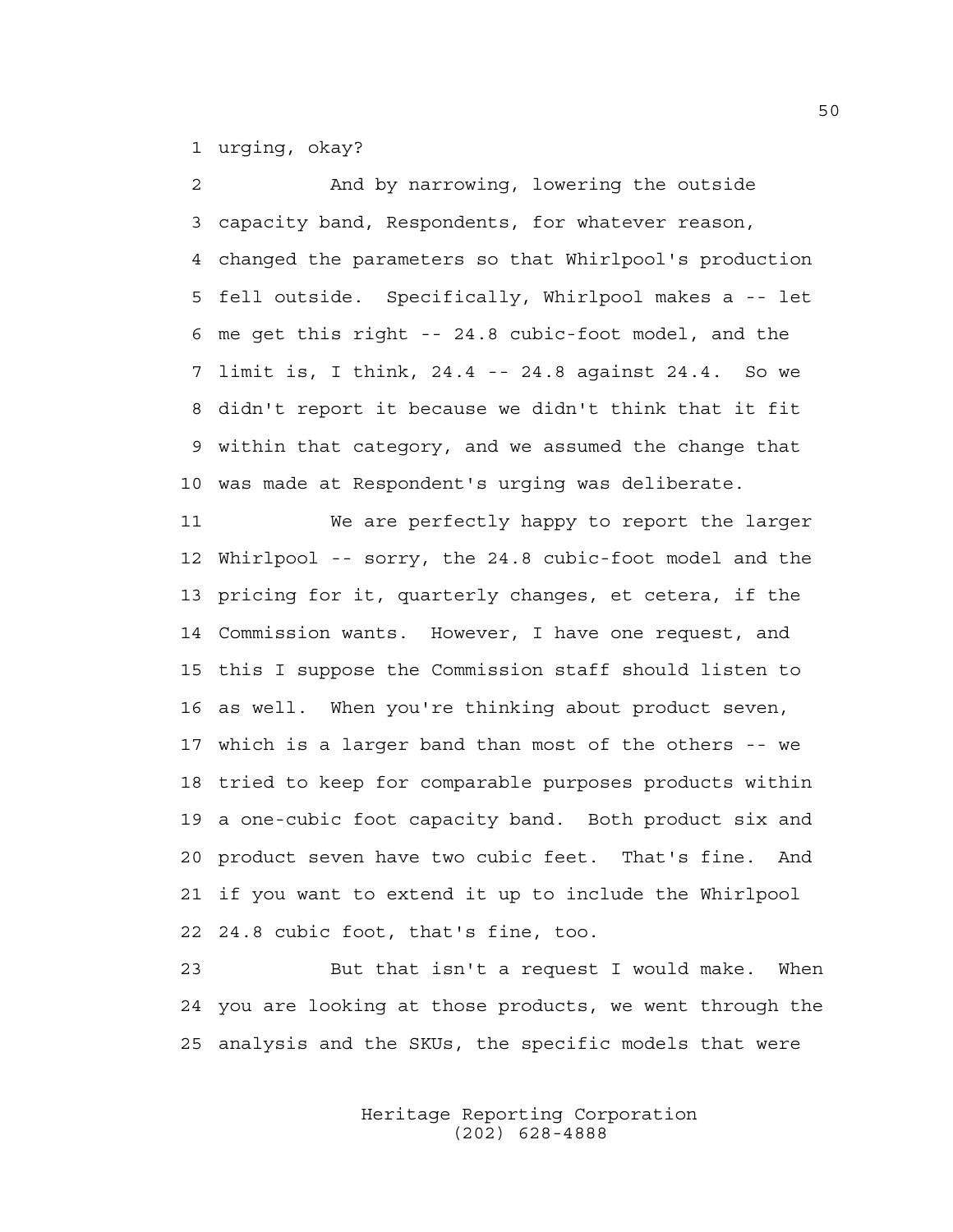urging, okay?

And by narrowing, lowering the outside capacity band, Respondents, for whatever reason, changed the parameters so that Whirlpool's production fell outside. Specifically, Whirlpool makes a -- let me get this right -- 24.8 cubic-foot model, and the limit is, I think, 24.4 -- 24.8 against 24.4. So we didn't report it because we didn't think that it fit within that category, and we assumed the change that was made at Respondent's urging was deliberate.

We are perfectly happy to report the larger Whirlpool -- sorry, the 24.8 cubic-foot model and the pricing for it, quarterly changes, et cetera, if the Commission wants. However, I have one request, and this I suppose the Commission staff should listen to as well. When you're thinking about product seven, which is a larger band than most of the others -- we tried to keep for comparable purposes products within a one-cubic foot capacity band. Both product six and product seven have two cubic feet. That's fine. And if you want to extend it up to include the Whirlpool 24.8 cubic foot, that's fine, too.

But that isn't a request I would make. When you are looking at those products, we went through the analysis and the SKUs, the specific models that were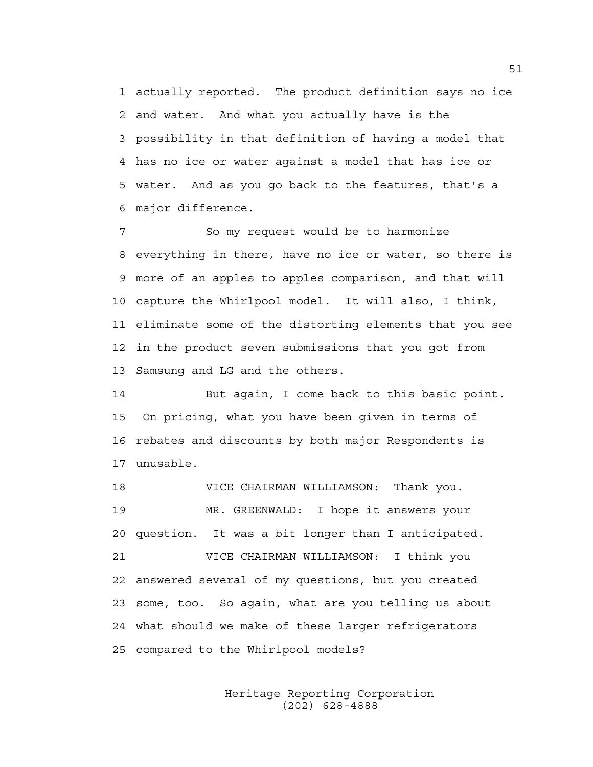actually reported. The product definition says no ice and water. And what you actually have is the possibility in that definition of having a model that has no ice or water against a model that has ice or water. And as you go back to the features, that's a major difference.

So my request would be to harmonize everything in there, have no ice or water, so there is more of an apples to apples comparison, and that will capture the Whirlpool model. It will also, I think, eliminate some of the distorting elements that you see in the product seven submissions that you got from Samsung and LG and the others.

But again, I come back to this basic point. On pricing, what you have been given in terms of rebates and discounts by both major Respondents is unusable.

VICE CHAIRMAN WILLIAMSON: Thank you.

MR. GREENWALD: I hope it answers your question. It was a bit longer than I anticipated.

VICE CHAIRMAN WILLIAMSON: I think you answered several of my questions, but you created some, too. So again, what are you telling us about what should we make of these larger refrigerators compared to the Whirlpool models?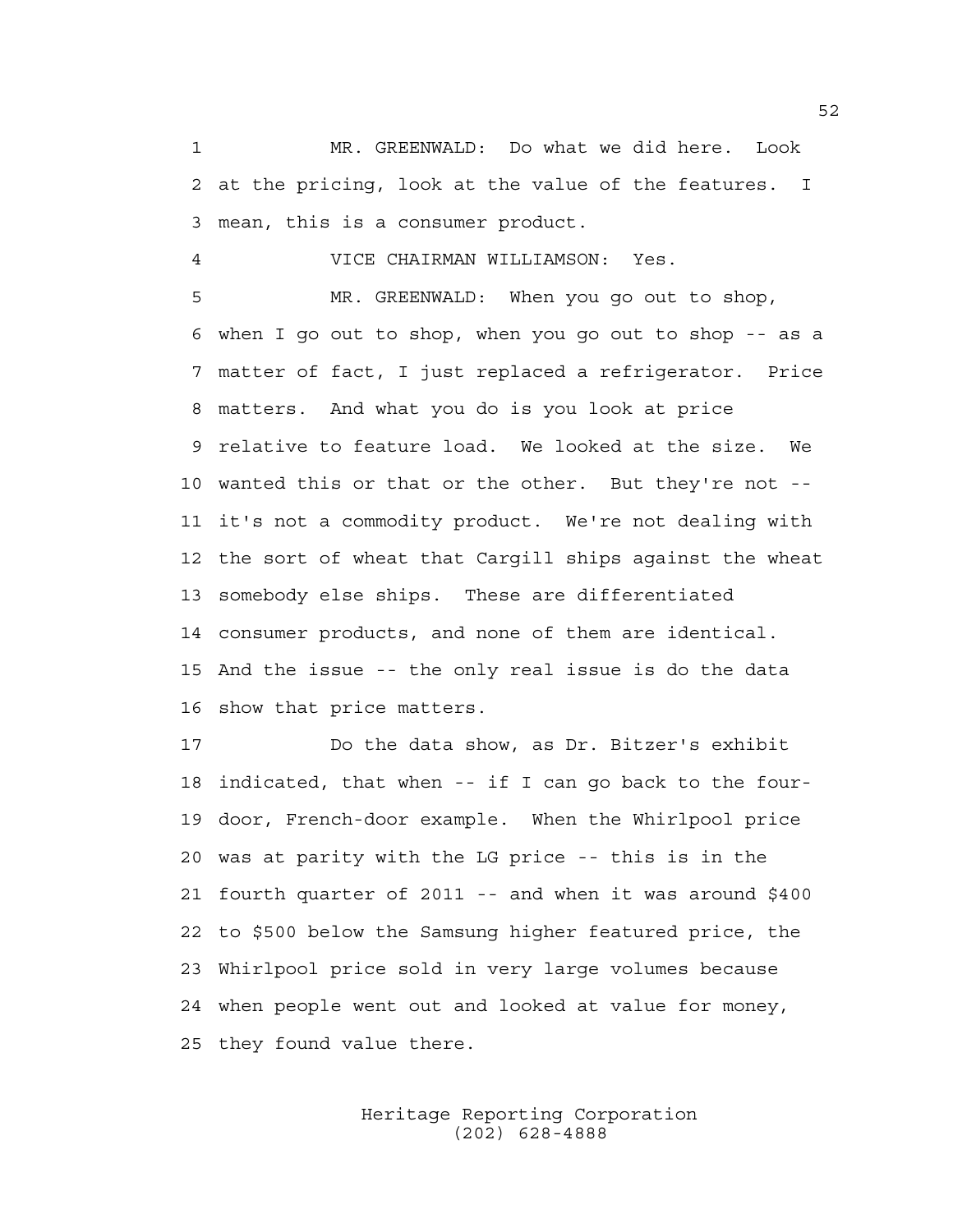MR. GREENWALD: Do what we did here. Look at the pricing, look at the value of the features. I mean, this is a consumer product.

VICE CHAIRMAN WILLIAMSON: Yes.

MR. GREENWALD: When you go out to shop, when I go out to shop, when you go out to shop -- as a matter of fact, I just replaced a refrigerator. Price matters. And what you do is you look at price relative to feature load. We looked at the size. We wanted this or that or the other. But they're not -- it's not a commodity product. We're not dealing with the sort of wheat that Cargill ships against the wheat somebody else ships. These are differentiated consumer products, and none of them are identical. And the issue -- the only real issue is do the data show that price matters.

Do the data show, as Dr. Bitzer's exhibit indicated, that when -- if I can go back to the four-door, French-door example. When the Whirlpool price was at parity with the LG price -- this is in the fourth quarter of 2011 -- and when it was around $400 to $500 below the Samsung higher featured price, the Whirlpool price sold in very large volumes because when people went out and looked at value for money, they found value there.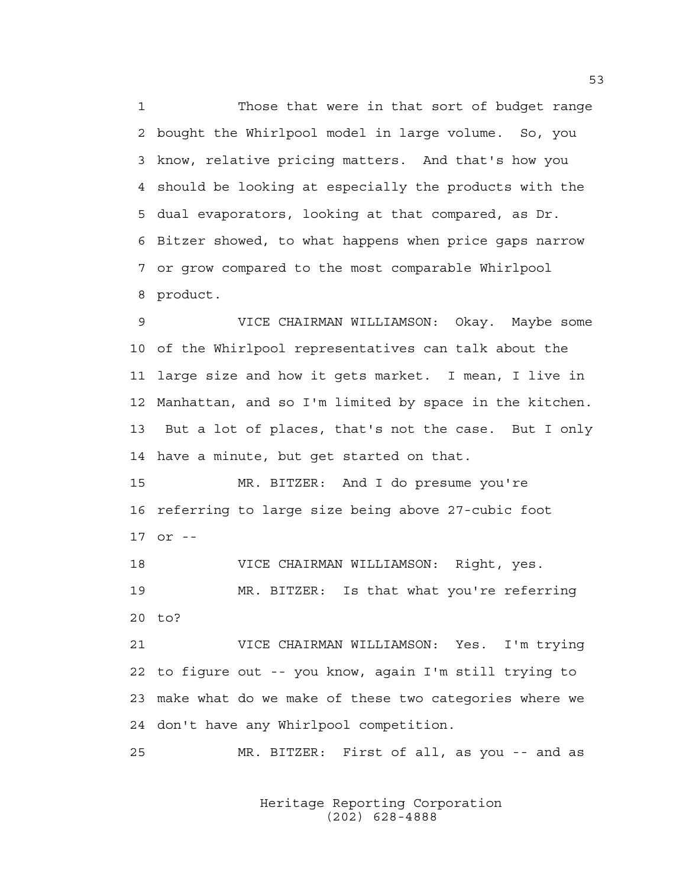1 Those that were in that sort of budget range
2 bought the Whirlpool model in large volume. So, you
3 know, relative pricing matters. And that's how you
4 should be looking at especially the products with the
5 dual evaporators, looking at that compared, as Dr.
6 Bitzer showed, to what happens when price gaps narrow
7 or grow compared to the most comparable Whirlpool
8 product.

9 VICE CHAIRMAN WILLIAMSON: Okay. Maybe some
10 of the Whirlpool representatives can talk about the
11 large size and how it gets market. I mean, I live in
12 Manhattan, and so I'm limited by space in the kitchen.
13 But a lot of places, that's not the case. But I only
14 have a minute, but get started on that.

15 MR. BITZER: And I do presume you're
16 referring to large size being above 27-cubic foot
17 or --

18 VICE CHAIRMAN WILLIAMSON: Right, yes.

19 MR. BITZER: Is that what you're referring
20 to?

21 VICE CHAIRMAN WILLIAMSON: Yes. I'm trying
22 to figure out -- you know, again I'm still trying to
23 make what do we make of these two categories where we
24 don't have any Whirlpool competition.

25 MR. BITZER: First of all, as you -- and as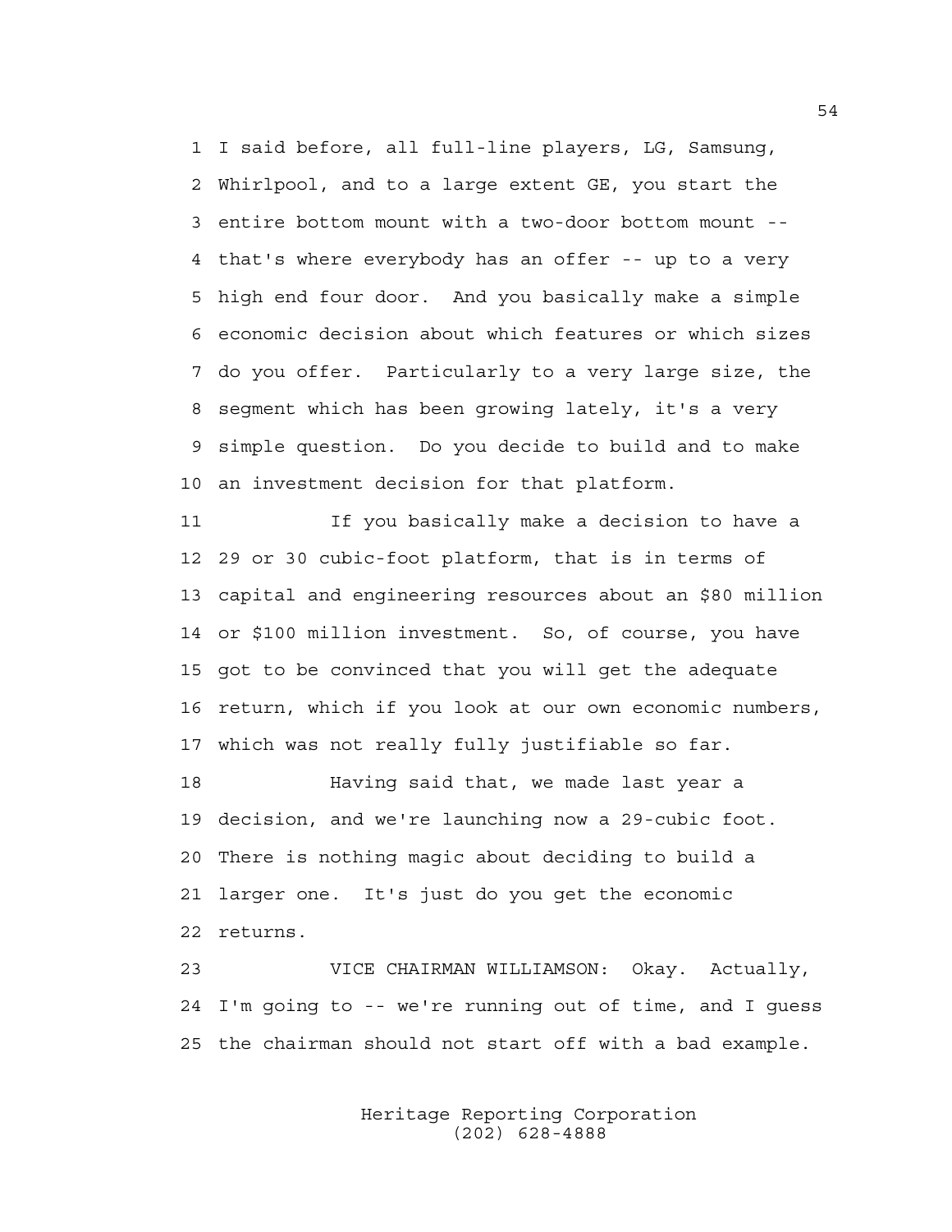1 I said before, all full-line players, LG, Samsung,
2 Whirlpool, and to a large extent GE, you start the
3 entire bottom mount with a two-door bottom mount --
4 that's where everybody has an offer -- up to a very
5 high end four door. And you basically make a simple
6 economic decision about which features or which sizes
7 do you offer. Particularly to a very large size, the
8 segment which has been growing lately, it's a very
9 simple question. Do you decide to build and to make
10 an investment decision for that platform.

11 If you basically make a decision to have a
12 29 or 30 cubic-foot platform, that is in terms of
13 capital and engineering resources about an $80 million
14 or $100 million investment. So, of course, you have
15 got to be convinced that you will get the adequate
16 return, which if you look at our own economic numbers,
17 which was not really fully justifiable so far.

18 Having said that, we made last year a
19 decision, and we're launching now a 29-cubic foot.
20 There is nothing magic about deciding to build a
21 larger one. It's just do you get the economic
22 returns.

23 VICE CHAIRMAN WILLIAMSON: Okay. Actually,
24 I'm going to -- we're running out of time, and I guess
25 the chairman should not start off with a bad example.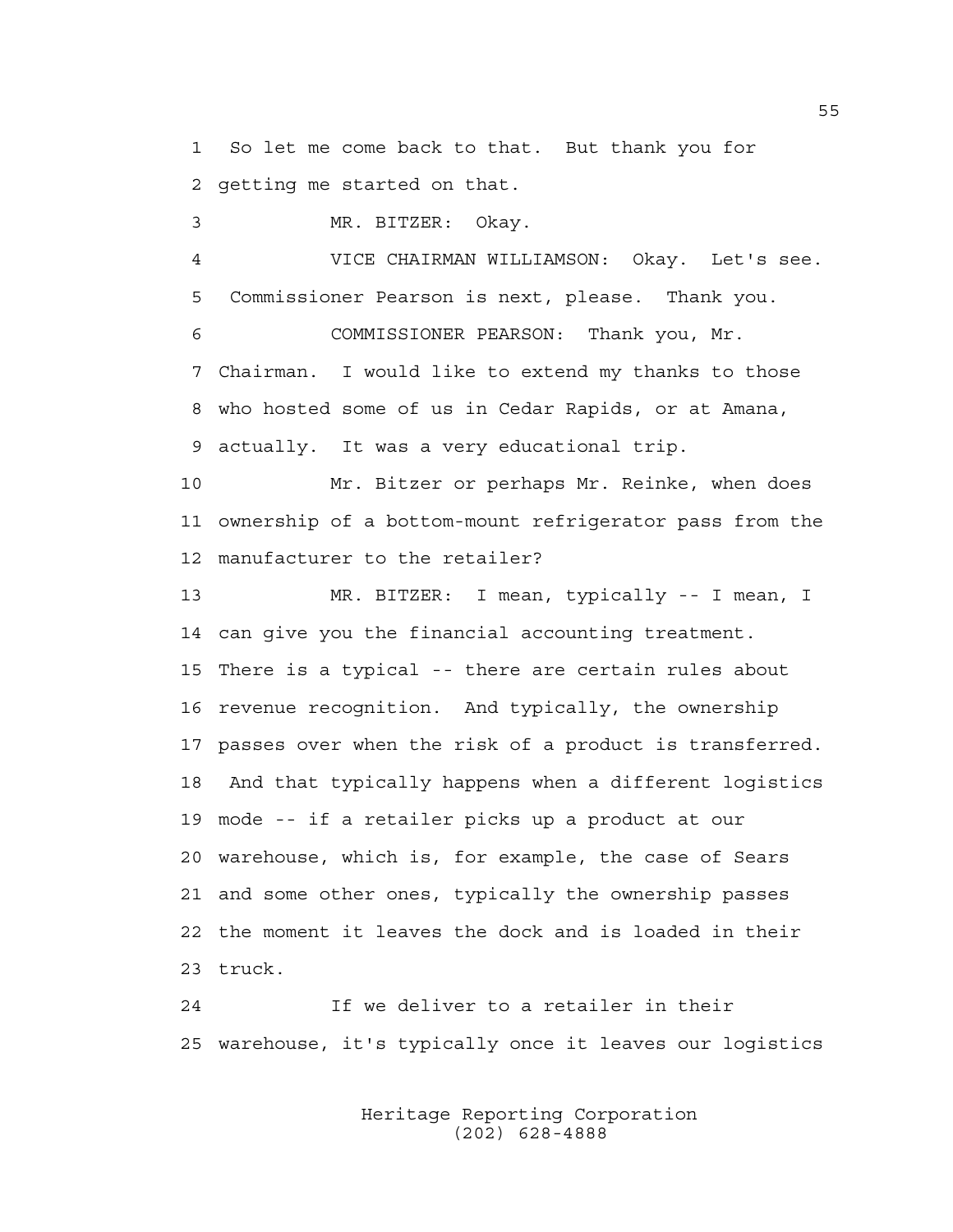1 So let me come back to that. But thank you for
2 getting me started on that.

3 MR. BITZER: Okay.

4 VICE CHAIRMAN WILLIAMSON: Okay. Let's see.
5 Commissioner Pearson is next, please. Thank you.

6 COMMISSIONER PEARSON: Thank you, Mr.
7 Chairman. I would like to extend my thanks to those
8 who hosted some of us in Cedar Rapids, or at Amana,
9 actually. It was a very educational trip.

10 Mr. Bitzer or perhaps Mr. Reinke, when does
11 ownership of a bottom-mount refrigerator pass from the
12 manufacturer to the retailer?

13 MR. BITZER: I mean, typically -- I mean, I
14 can give you the financial accounting treatment.
15 There is a typical -- there are certain rules about
16 revenue recognition. And typically, the ownership
17 passes over when the risk of a product is transferred.
18 And that typically happens when a different logistics
19 mode -- if a retailer picks up a product at our
20 warehouse, which is, for example, the case of Sears
21 and some other ones, typically the ownership passes
22 the moment it leaves the dock and is loaded in their
23 truck.

24 If we deliver to a retailer in their
25 warehouse, it's typically once it leaves our logistics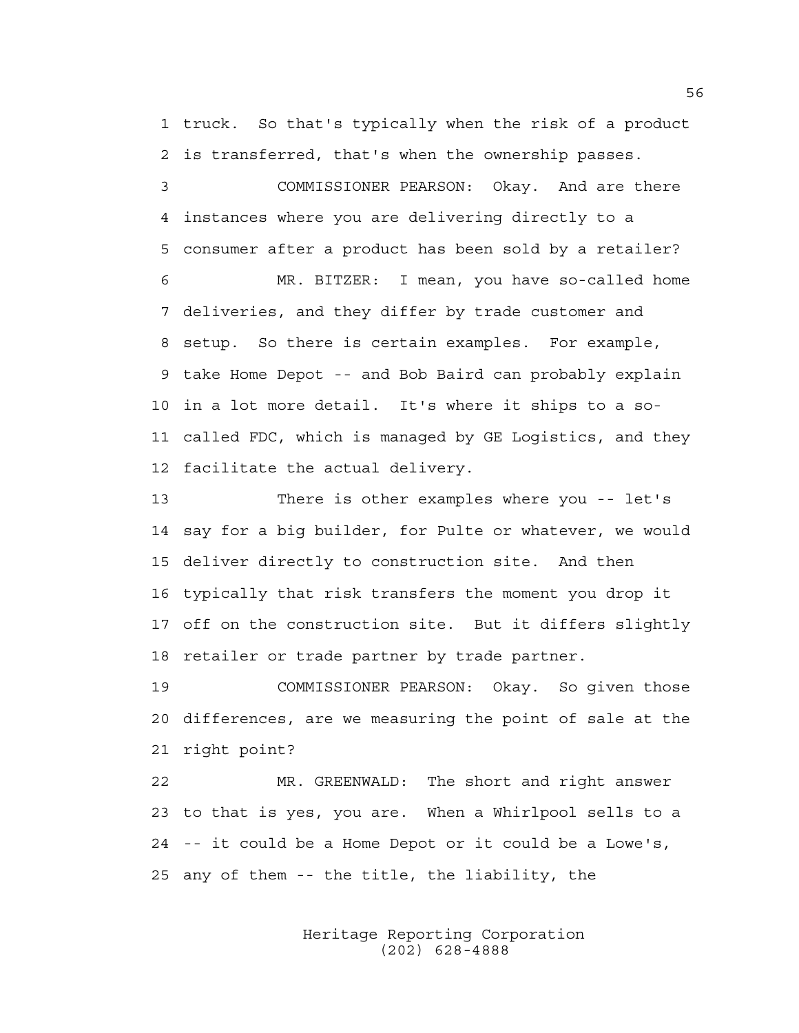truck. So that's typically when the risk of a product is transferred, that's when the ownership passes.

COMMISSIONER PEARSON: Okay. And are there instances where you are delivering directly to a consumer after a product has been sold by a retailer?

MR. BITZER: I mean, you have so-called home deliveries, and they differ by trade customer and setup. So there is certain examples. For example, take Home Depot -- and Bob Baird can probably explain in a lot more detail. It's where it ships to a so-called FDC, which is managed by GE Logistics, and they facilitate the actual delivery.

There is other examples where you -- let's say for a big builder, for Pulte or whatever, we would deliver directly to construction site. And then typically that risk transfers the moment you drop it off on the construction site. But it differs slightly retailer or trade partner by trade partner.

COMMISSIONER PEARSON: Okay. So given those differences, are we measuring the point of sale at the right point?

MR. GREENWALD: The short and right answer to that is yes, you are. When a Whirlpool sells to a -- it could be a Home Depot or it could be a Lowe's, any of them -- the title, the liability, the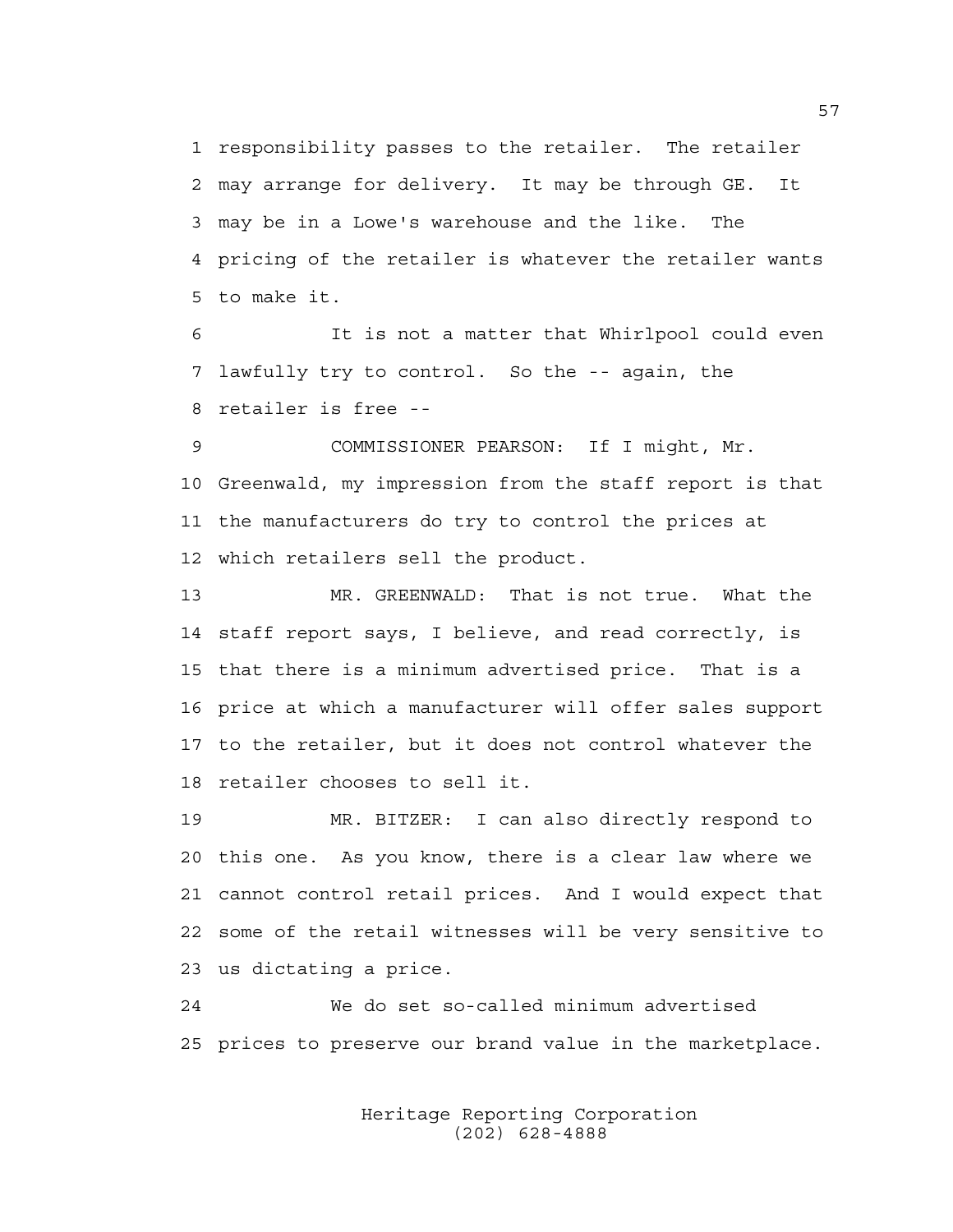responsibility passes to the retailer. The retailer may arrange for delivery. It may be through GE. It may be in a Lowe's warehouse and the like. The pricing of the retailer is whatever the retailer wants to make it.

It is not a matter that Whirlpool could even lawfully try to control. So the -- again, the retailer is free --

COMMISSIONER PEARSON: If I might, Mr. Greenwald, my impression from the staff report is that the manufacturers do try to control the prices at which retailers sell the product.

MR. GREENWALD: That is not true. What the staff report says, I believe, and read correctly, is that there is a minimum advertised price. That is a price at which a manufacturer will offer sales support to the retailer, but it does not control whatever the retailer chooses to sell it.

MR. BITZER: I can also directly respond to this one. As you know, there is a clear law where we cannot control retail prices. And I would expect that some of the retail witnesses will be very sensitive to us dictating a price.

We do set so-called minimum advertised prices to preserve our brand value in the marketplace.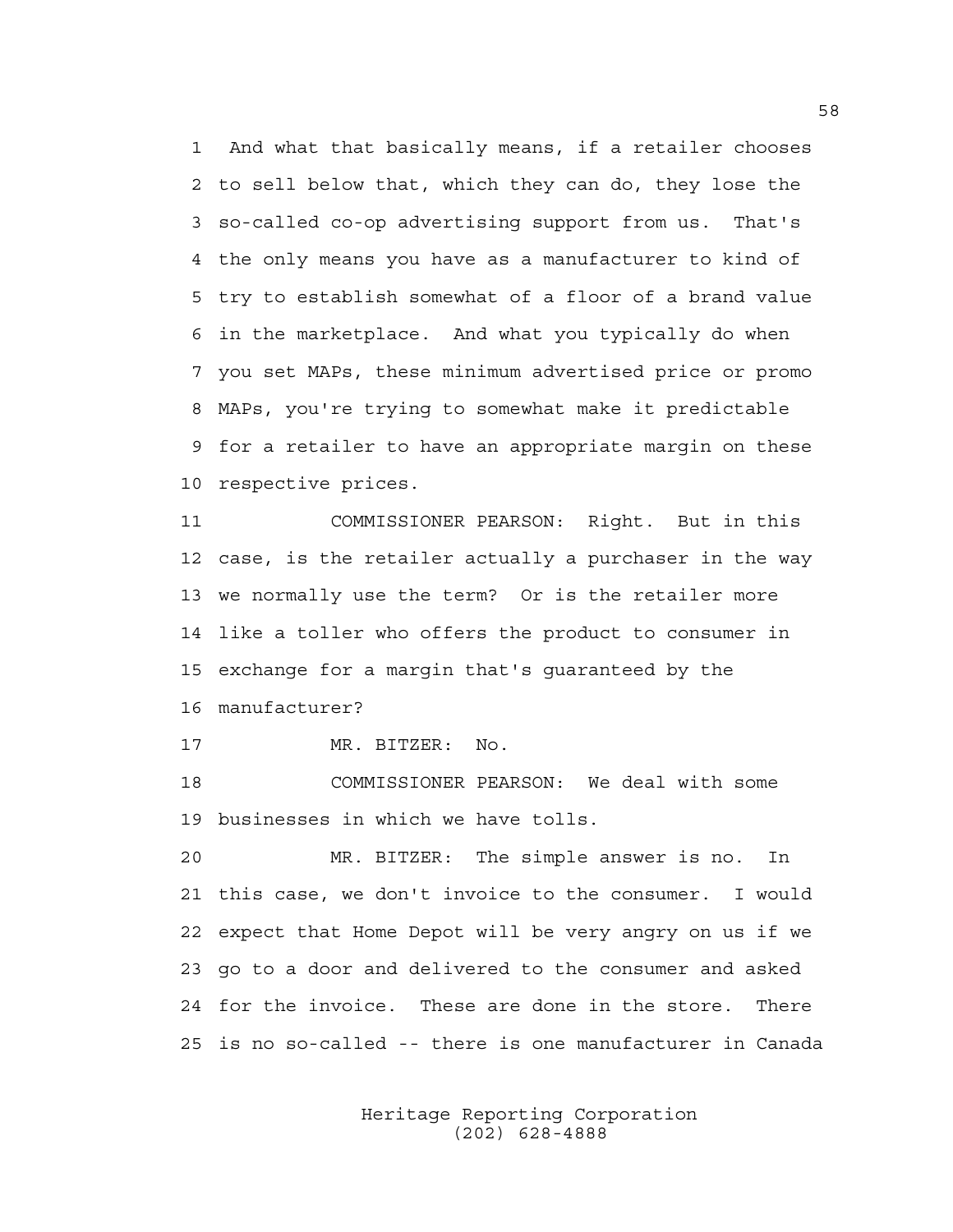1 And what that basically means, if a retailer chooses
2 to sell below that, which they can do, they lose the
3 so-called co-op advertising support from us. That's
4 the only means you have as a manufacturer to kind of
5 try to establish somewhat of a floor of a brand value
6 in the marketplace. And what you typically do when
7 you set MAPs, these minimum advertised price or promo
8 MAPs, you're trying to somewhat make it predictable
9 for a retailer to have an appropriate margin on these
10 respective prices.

11 COMMISSIONER PEARSON: Right. But in this
12 case, is the retailer actually a purchaser in the way
13 we normally use the term? Or is the retailer more
14 like a toller who offers the product to consumer in
15 exchange for a margin that's guaranteed by the
16 manufacturer?

17 MR. BITZER: No.

18 COMMISSIONER PEARSON: We deal with some
19 businesses in which we have tolls.

20 MR. BITZER: The simple answer is no. In
21 this case, we don't invoice to the consumer. I would
22 expect that Home Depot will be very angry on us if we
23 go to a door and delivered to the consumer and asked
24 for the invoice. These are done in the store. There
25 is no so-called -- there is one manufacturer in Canada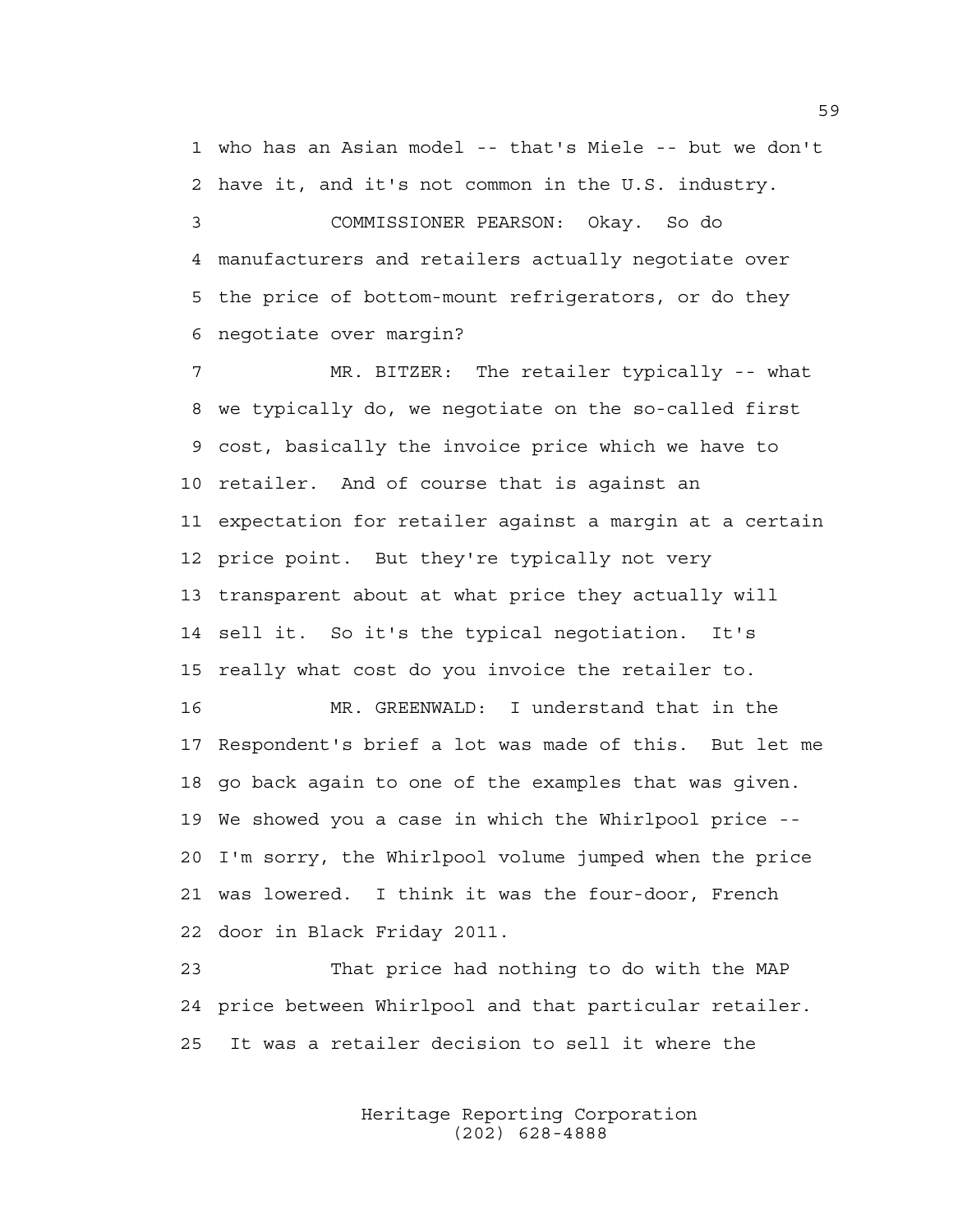1 who has an Asian model -- that's Miele -- but we don't
2 have it, and it's not common in the U.S. industry.

3 COMMISSIONER PEARSON: Okay. So do
4 manufacturers and retailers actually negotiate over
5 the price of bottom-mount refrigerators, or do they
6 negotiate over margin?

7 MR. BITZER: The retailer typically -- what
8 we typically do, we negotiate on the so-called first
9 cost, basically the invoice price which we have to
10 retailer. And of course that is against an
11 expectation for retailer against a margin at a certain
12 price point. But they're typically not very
13 transparent about at what price they actually will
14 sell it. So it's the typical negotiation. It's
15 really what cost do you invoice the retailer to.

16 MR. GREENWALD: I understand that in the
17 Respondent's brief a lot was made of this. But let me
18 go back again to one of the examples that was given.
19 We showed you a case in which the Whirlpool price --
20 I'm sorry, the Whirlpool volume jumped when the price
21 was lowered. I think it was the four-door, French
22 door in Black Friday 2011.

23 That price had nothing to do with the MAP
24 price between Whirlpool and that particular retailer.
25 It was a retailer decision to sell it where the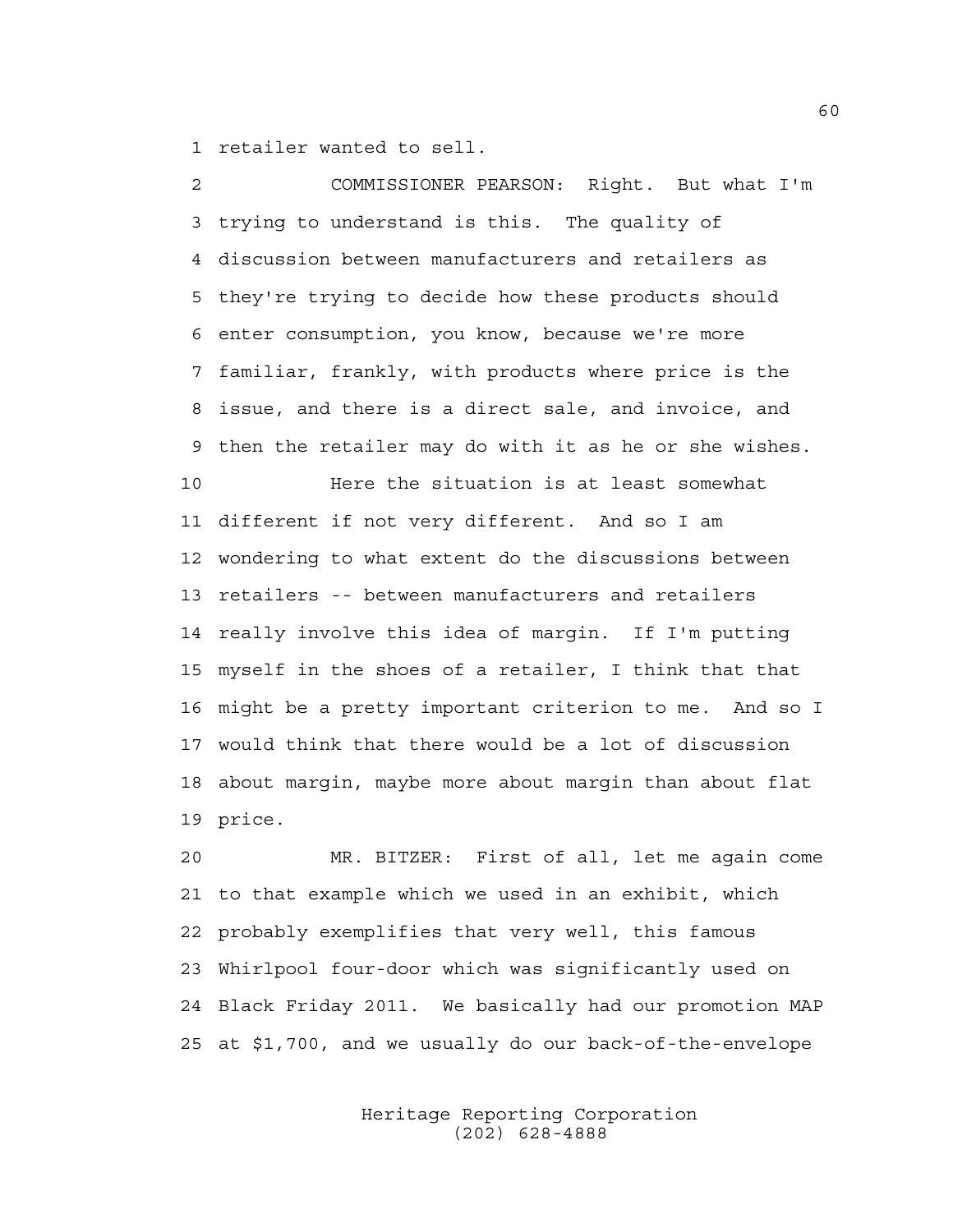retailer wanted to sell.

COMMISSIONER PEARSON: Right. But what I'm trying to understand is this. The quality of discussion between manufacturers and retailers as they're trying to decide how these products should enter consumption, you know, because we're more familiar, frankly, with products where price is the issue, and there is a direct sale, and invoice, and then the retailer may do with it as he or she wishes.

Here the situation is at least somewhat different if not very different. And so I am wondering to what extent do the discussions between retailers -- between manufacturers and retailers really involve this idea of margin. If I'm putting myself in the shoes of a retailer, I think that that might be a pretty important criterion to me. And so I would think that there would be a lot of discussion about margin, maybe more about margin than about flat price.

MR. BITZER: First of all, let me again come to that example which we used in an exhibit, which probably exemplifies that very well, this famous Whirlpool four-door which was significantly used on Black Friday 2011. We basically had our promotion MAP at $1,700, and we usually do our back-of-the-envelope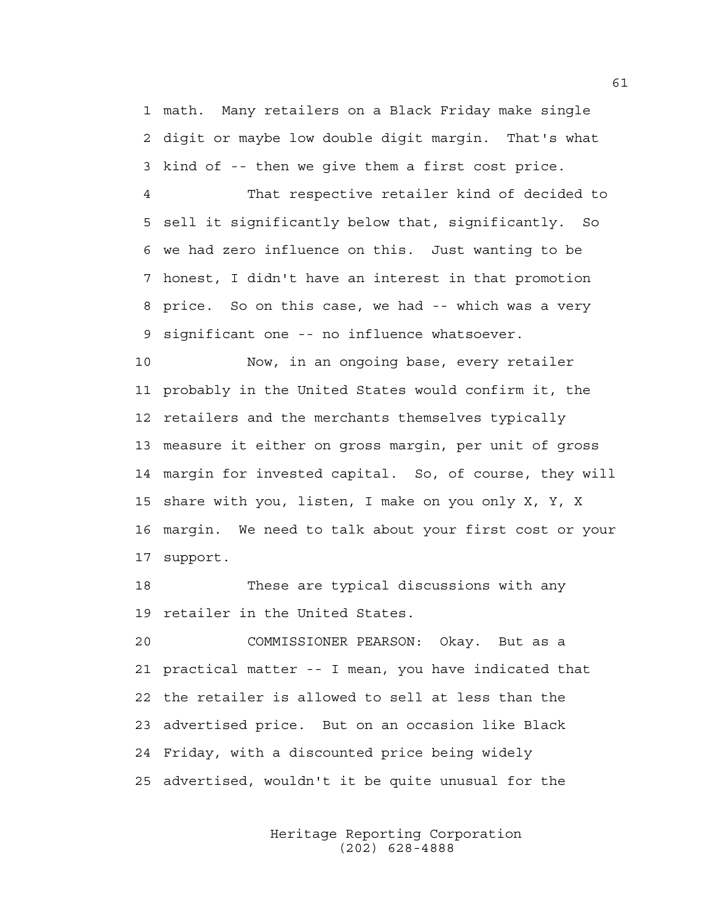math. Many retailers on a Black Friday make single digit or maybe low double digit margin. That's what kind of -- then we give them a first cost price.

That respective retailer kind of decided to sell it significantly below that, significantly. So we had zero influence on this. Just wanting to be honest, I didn't have an interest in that promotion price. So on this case, we had -- which was a very significant one -- no influence whatsoever.

Now, in an ongoing base, every retailer probably in the United States would confirm it, the retailers and the merchants themselves typically measure it either on gross margin, per unit of gross margin for invested capital. So, of course, they will share with you, listen, I make on you only X, Y, X margin. We need to talk about your first cost or your support.

These are typical discussions with any retailer in the United States.

COMMISSIONER PEARSON: Okay. But as a practical matter -- I mean, you have indicated that the retailer is allowed to sell at less than the advertised price. But on an occasion like Black Friday, with a discounted price being widely advertised, wouldn't it be quite unusual for the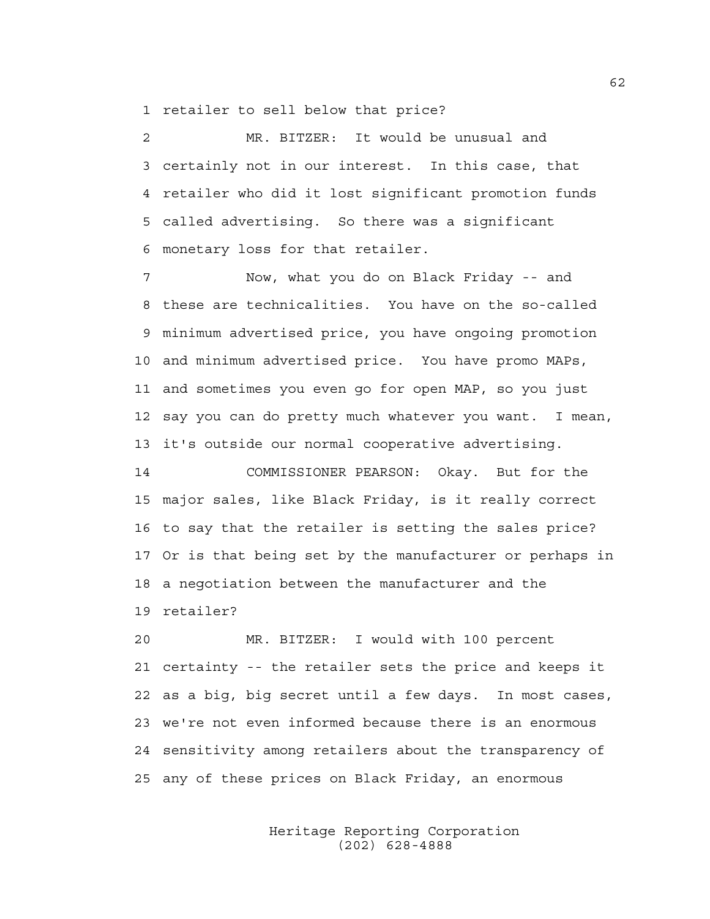retailer to sell below that price?

MR. BITZER: It would be unusual and certainly not in our interest. In this case, that retailer who did it lost significant promotion funds called advertising. So there was a significant monetary loss for that retailer.

Now, what you do on Black Friday -- and these are technicalities. You have on the so-called minimum advertised price, you have ongoing promotion and minimum advertised price. You have promo MAPs, and sometimes you even go for open MAP, so you just say you can do pretty much whatever you want. I mean, it's outside our normal cooperative advertising.

COMMISSIONER PEARSON: Okay. But for the major sales, like Black Friday, is it really correct to say that the retailer is setting the sales price? Or is that being set by the manufacturer or perhaps in a negotiation between the manufacturer and the retailer?

MR. BITZER: I would with 100 percent certainty -- the retailer sets the price and keeps it as a big, big secret until a few days. In most cases, we're not even informed because there is an enormous sensitivity among retailers about the transparency of any of these prices on Black Friday, an enormous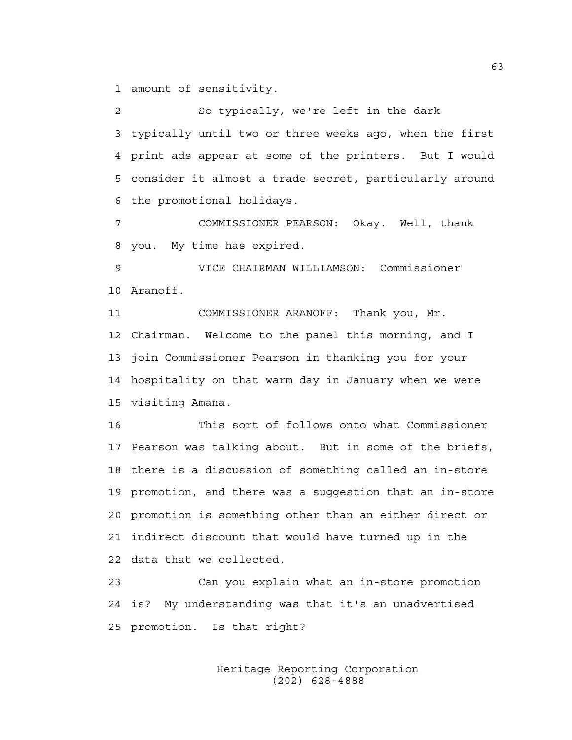amount of sensitivity.

So typically, we're left in the dark typically until two or three weeks ago, when the first print ads appear at some of the printers. But I would consider it almost a trade secret, particularly around the promotional holidays.

COMMISSIONER PEARSON: Okay. Well, thank you. My time has expired.

VICE CHAIRMAN WILLIAMSON: Commissioner Aranoff.

COMMISSIONER ARANOFF: Thank you, Mr. Chairman. Welcome to the panel this morning, and I join Commissioner Pearson in thanking you for your hospitality on that warm day in January when we were visiting Amana.

This sort of follows onto what Commissioner Pearson was talking about. But in some of the briefs, there is a discussion of something called an in-store promotion, and there was a suggestion that an in-store promotion is something other than an either direct or indirect discount that would have turned up in the data that we collected.

Can you explain what an in-store promotion is? My understanding was that it's an unadvertised promotion. Is that right?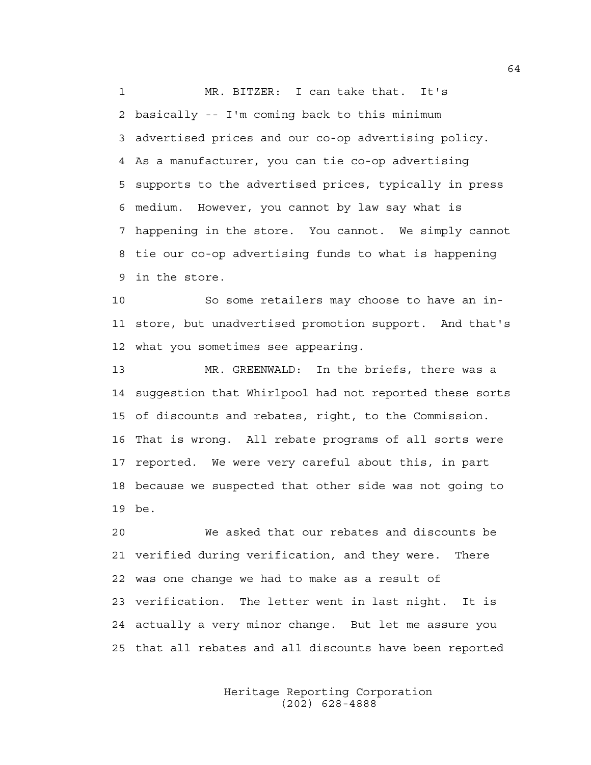MR. BITZER: I can take that. It's basically -- I'm coming back to this minimum advertised prices and our co-op advertising policy. As a manufacturer, you can tie co-op advertising supports to the advertised prices, typically in press medium. However, you cannot by law say what is happening in the store. You cannot. We simply cannot tie our co-op advertising funds to what is happening in the store.

So some retailers may choose to have an in-store, but unadvertised promotion support. And that's what you sometimes see appearing.

MR. GREENWALD: In the briefs, there was a suggestion that Whirlpool had not reported these sorts of discounts and rebates, right, to the Commission. That is wrong. All rebate programs of all sorts were reported. We were very careful about this, in part because we suspected that other side was not going to be.

We asked that our rebates and discounts be verified during verification, and they were. There was one change we had to make as a result of verification. The letter went in last night. It is actually a very minor change. But let me assure you that all rebates and all discounts have been reported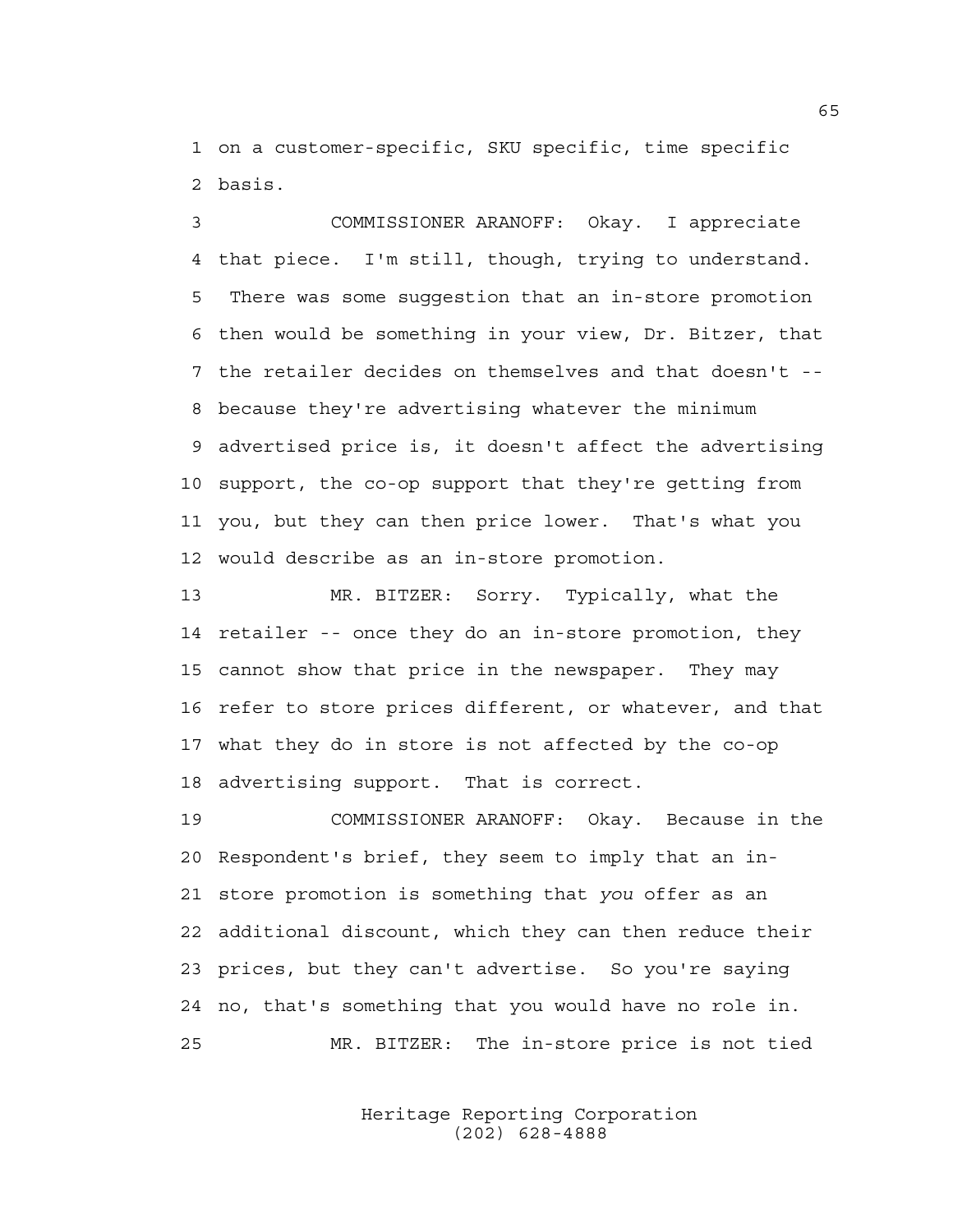1 on a customer-specific, SKU specific, time specific
2 basis.

3 COMMISSIONER ARANOFF: Okay. I appreciate
4 that piece. I'm still, though, trying to understand.
5 There was some suggestion that an in-store promotion
6 then would be something in your view, Dr. Bitzer, that
7 the retailer decides on themselves and that doesn't --
8 because they're advertising whatever the minimum
9 advertised price is, it doesn't affect the advertising
10 support, the co-op support that they're getting from
11 you, but they can then price lower. That's what you
12 would describe as an in-store promotion.

13 MR. BITZER: Sorry. Typically, what the
14 retailer -- once they do an in-store promotion, they
15 cannot show that price in the newspaper. They may
16 refer to store prices different, or whatever, and that
17 what they do in store is not affected by the co-op
18 advertising support. That is correct.

19 COMMISSIONER ARANOFF: Okay. Because in the
20 Respondent's brief, they seem to imply that an in-
21 store promotion is something that *you* offer as an
22 additional discount, which they can then reduce their
23 prices, but they can't advertise. So you're saying
24 no, that's something that you would have no role in.

25 MR. BITZER: The in-store price is not tied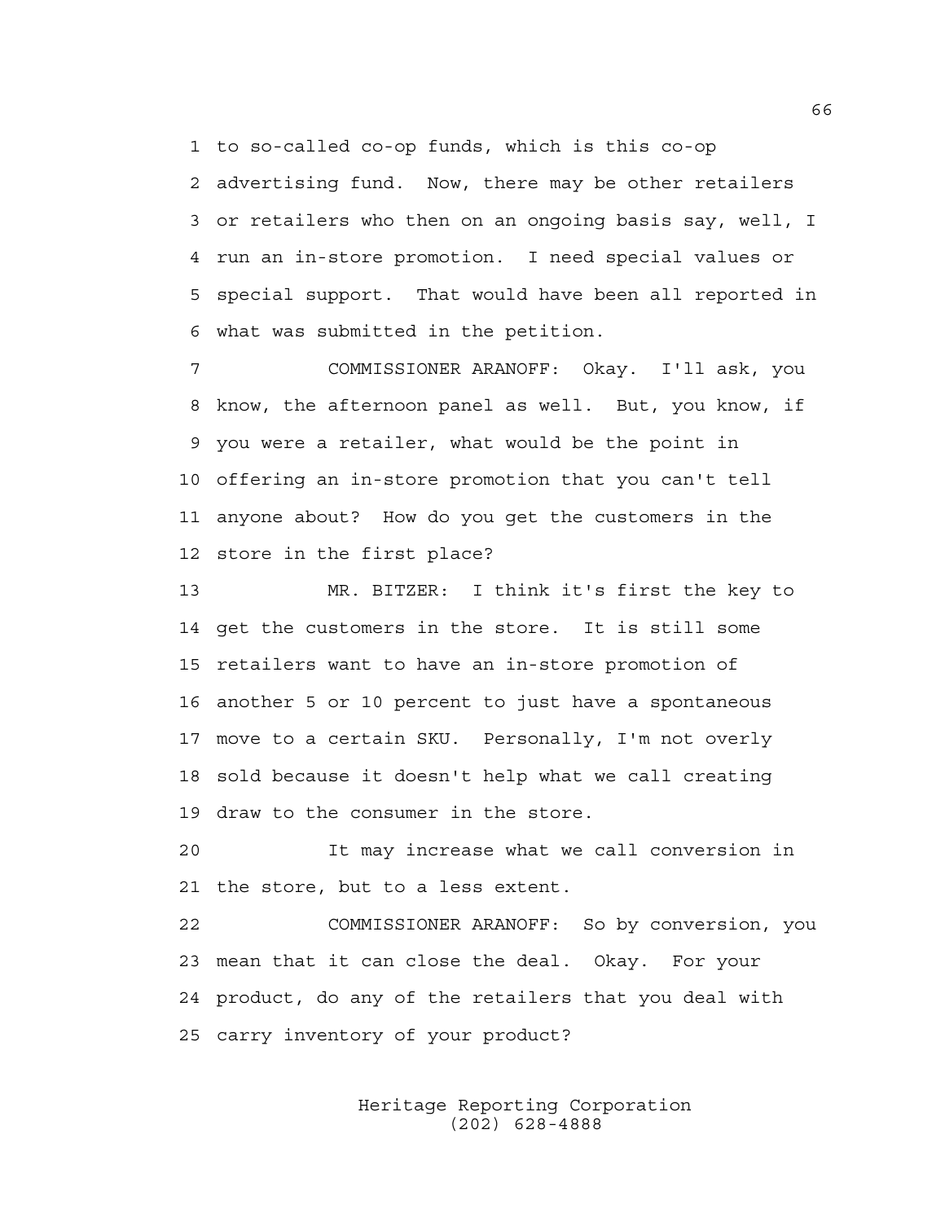to so-called co-op funds, which is this co-op advertising fund. Now, there may be other retailers or retailers who then on an ongoing basis say, well, I run an in-store promotion. I need special values or special support. That would have been all reported in what was submitted in the petition.

COMMISSIONER ARANOFF: Okay. I'll ask, you know, the afternoon panel as well. But, you know, if you were a retailer, what would be the point in offering an in-store promotion that you can't tell anyone about? How do you get the customers in the store in the first place?

MR. BITZER: I think it's first the key to get the customers in the store. It is still some retailers want to have an in-store promotion of another 5 or 10 percent to just have a spontaneous move to a certain SKU. Personally, I'm not overly sold because it doesn't help what we call creating draw to the consumer in the store.

It may increase what we call conversion in the store, but to a less extent.

COMMISSIONER ARANOFF: So by conversion, you mean that it can close the deal. Okay. For your product, do any of the retailers that you deal with carry inventory of your product?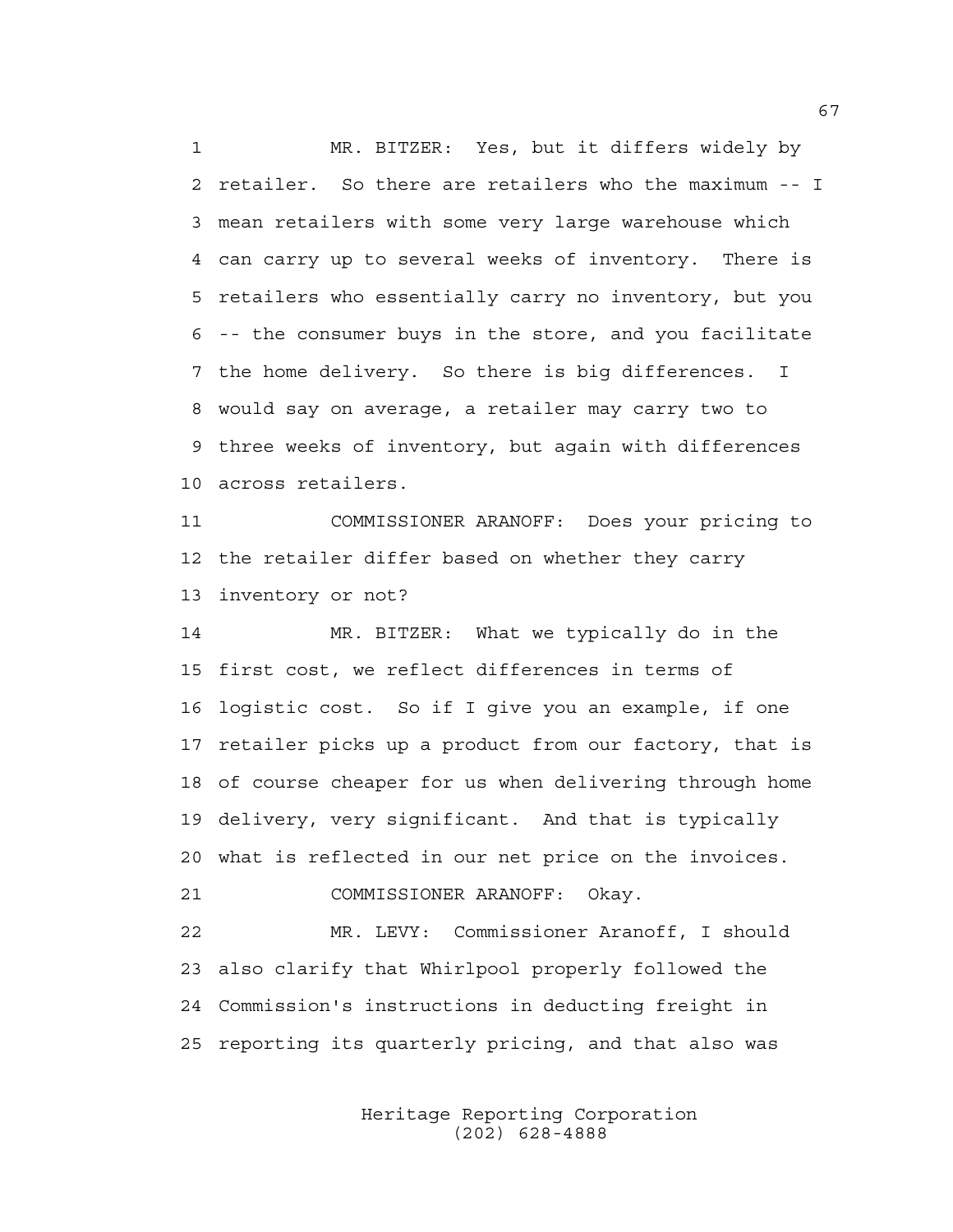MR. BITZER: Yes, but it differs widely by retailer. So there are retailers who the maximum -- I mean retailers with some very large warehouse which can carry up to several weeks of inventory. There is retailers who essentially carry no inventory, but you -- the consumer buys in the store, and you facilitate the home delivery. So there is big differences. I would say on average, a retailer may carry two to three weeks of inventory, but again with differences across retailers.

COMMISSIONER ARANOFF: Does your pricing to the retailer differ based on whether they carry inventory or not?

MR. BITZER: What we typically do in the first cost, we reflect differences in terms of logistic cost. So if I give you an example, if one retailer picks up a product from our factory, that is of course cheaper for us when delivering through home delivery, very significant. And that is typically what is reflected in our net price on the invoices.

COMMISSIONER ARANOFF: Okay.

MR. LEVY: Commissioner Aranoff, I should also clarify that Whirlpool properly followed the Commission's instructions in deducting freight in reporting its quarterly pricing, and that also was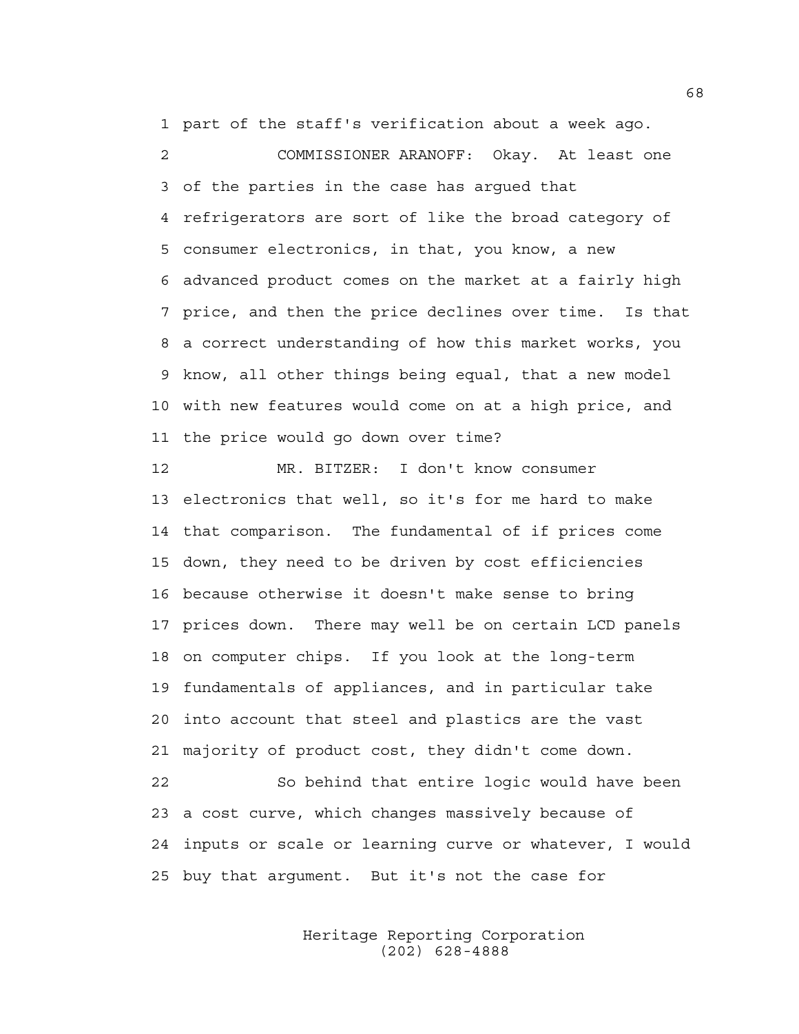part of the staff's verification about a week ago.

COMMISSIONER ARANOFF: Okay. At least one of the parties in the case has argued that refrigerators are sort of like the broad category of consumer electronics, in that, you know, a new advanced product comes on the market at a fairly high price, and then the price declines over time. Is that a correct understanding of how this market works, you know, all other things being equal, that a new model with new features would come on at a high price, and the price would go down over time?

MR. BITZER: I don't know consumer electronics that well, so it's for me hard to make that comparison. The fundamental of if prices come down, they need to be driven by cost efficiencies because otherwise it doesn't make sense to bring prices down. There may well be on certain LCD panels on computer chips. If you look at the long-term fundamentals of appliances, and in particular take into account that steel and plastics are the vast majority of product cost, they didn't come down.

So behind that entire logic would have been a cost curve, which changes massively because of inputs or scale or learning curve or whatever, I would buy that argument. But it's not the case for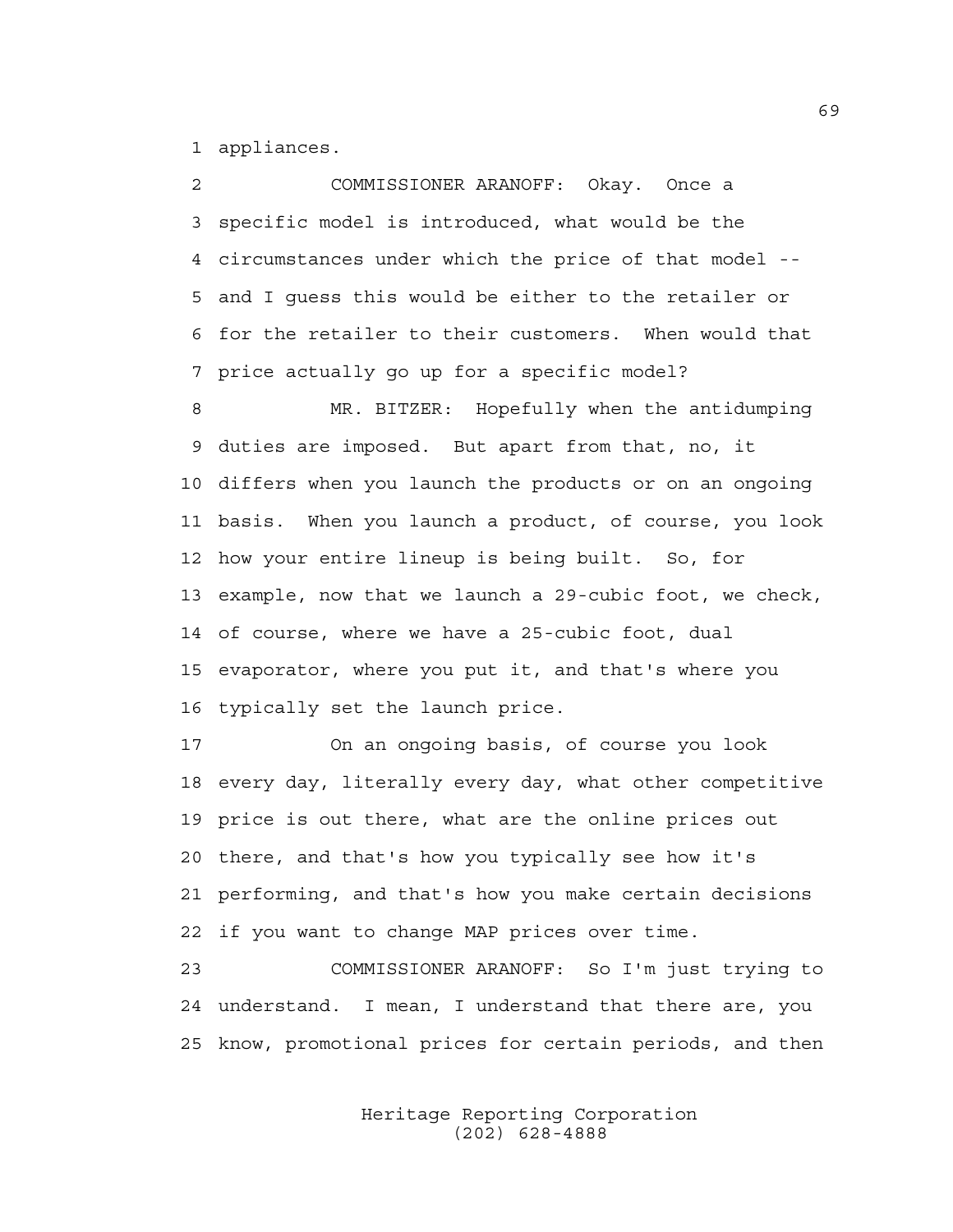appliances.

COMMISSIONER ARANOFF: Okay. Once a specific model is introduced, what would be the circumstances under which the price of that model -- and I guess this would be either to the retailer or for the retailer to their customers. When would that price actually go up for a specific model?

MR. BITZER: Hopefully when the antidumping duties are imposed. But apart from that, no, it differs when you launch the products or on an ongoing basis. When you launch a product, of course, you look how your entire lineup is being built. So, for example, now that we launch a 29-cubic foot, we check, of course, where we have a 25-cubic foot, dual evaporator, where you put it, and that's where you typically set the launch price.

On an ongoing basis, of course you look every day, literally every day, what other competitive price is out there, what are the online prices out there, and that's how you typically see how it's performing, and that's how you make certain decisions if you want to change MAP prices over time.

COMMISSIONER ARANOFF: So I'm just trying to understand. I mean, I understand that there are, you know, promotional prices for certain periods, and then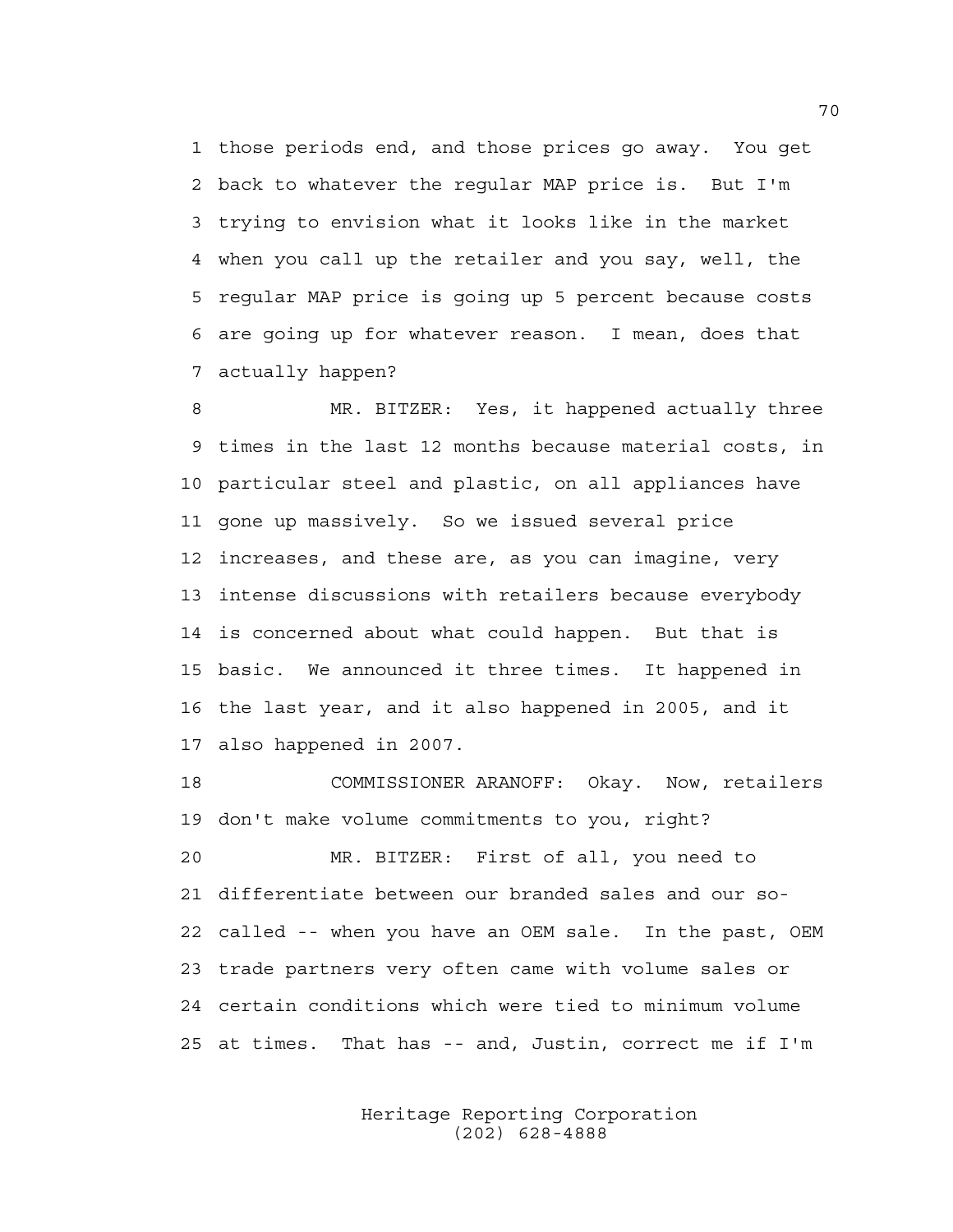1 those periods end, and those prices go away. You get
2 back to whatever the regular MAP price is. But I'm
3 trying to envision what it looks like in the market
4 when you call up the retailer and you say, well, the
5 regular MAP price is going up 5 percent because costs
6 are going up for whatever reason. I mean, does that
7 actually happen?

8 MR. BITZER: Yes, it happened actually three
9 times in the last 12 months because material costs, in
10 particular steel and plastic, on all appliances have
11 gone up massively. So we issued several price
12 increases, and these are, as you can imagine, very
13 intense discussions with retailers because everybody
14 is concerned about what could happen. But that is
15 basic. We announced it three times. It happened in
16 the last year, and it also happened in 2005, and it
17 also happened in 2007.

18 COMMISSIONER ARANOFF: Okay. Now, retailers
19 don't make volume commitments to you, right?

20 MR. BITZER: First of all, you need to
21 differentiate between our branded sales and our so-
22 called -- when you have an OEM sale. In the past, OEM
23 trade partners very often came with volume sales or
24 certain conditions which were tied to minimum volume
25 at times. That has -- and, Justin, correct me if I'm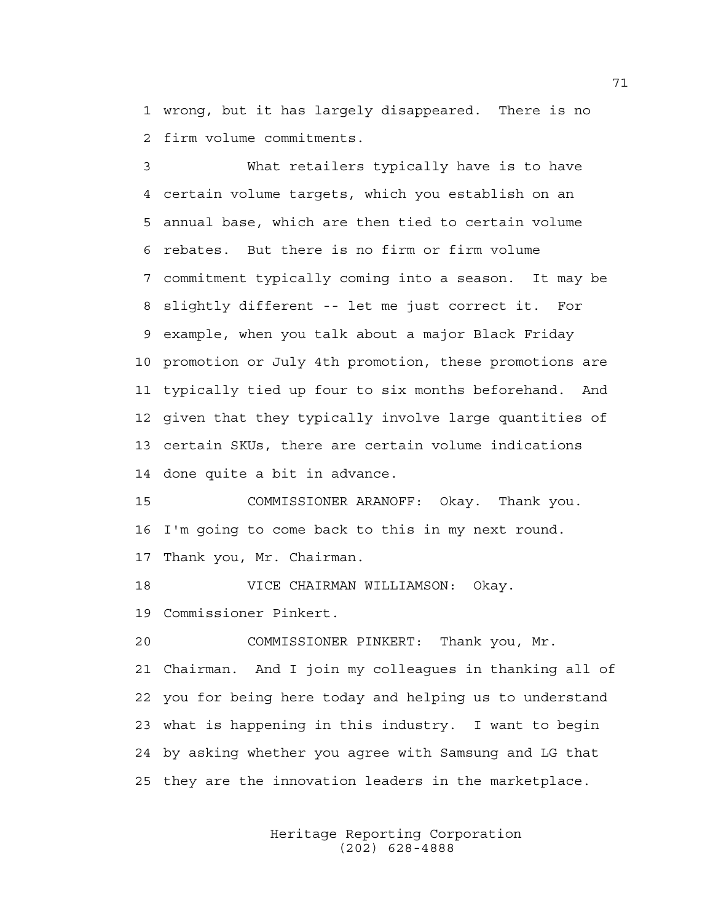wrong, but it has largely disappeared. There is no firm volume commitments.

What retailers typically have is to have certain volume targets, which you establish on an annual base, which are then tied to certain volume rebates. But there is no firm or firm volume commitment typically coming into a season. It may be slightly different -- let me just correct it. For example, when you talk about a major Black Friday promotion or July 4th promotion, these promotions are typically tied up four to six months beforehand. And given that they typically involve large quantities of certain SKUs, there are certain volume indications done quite a bit in advance.

COMMISSIONER ARANOFF: Okay. Thank you. I'm going to come back to this in my next round. Thank you, Mr. Chairman.

VICE CHAIRMAN WILLIAMSON: Okay. Commissioner Pinkert.

COMMISSIONER PINKERT: Thank you, Mr. Chairman. And I join my colleagues in thanking all of you for being here today and helping us to understand what is happening in this industry. I want to begin by asking whether you agree with Samsung and LG that they are the innovation leaders in the marketplace.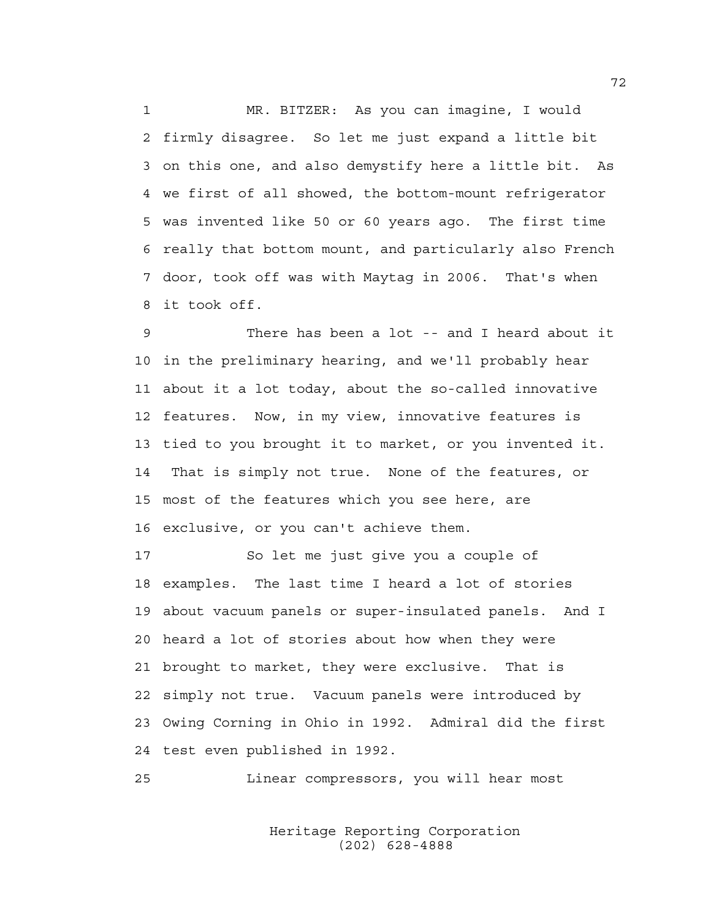MR. BITZER: As you can imagine, I would firmly disagree. So let me just expand a little bit on this one, and also demystify here a little bit. As we first of all showed, the bottom-mount refrigerator was invented like 50 or 60 years ago. The first time really that bottom mount, and particularly also French door, took off was with Maytag in 2006. That's when it took off.

There has been a lot -- and I heard about it in the preliminary hearing, and we'll probably hear about it a lot today, about the so-called innovative features. Now, in my view, innovative features is tied to you brought it to market, or you invented it. That is simply not true. None of the features, or most of the features which you see here, are exclusive, or you can't achieve them.

So let me just give you a couple of examples. The last time I heard a lot of stories about vacuum panels or super-insulated panels. And I heard a lot of stories about how when they were brought to market, they were exclusive. That is simply not true. Vacuum panels were introduced by Owing Corning in Ohio in 1992. Admiral did the first test even published in 1992.

Linear compressors, you will hear most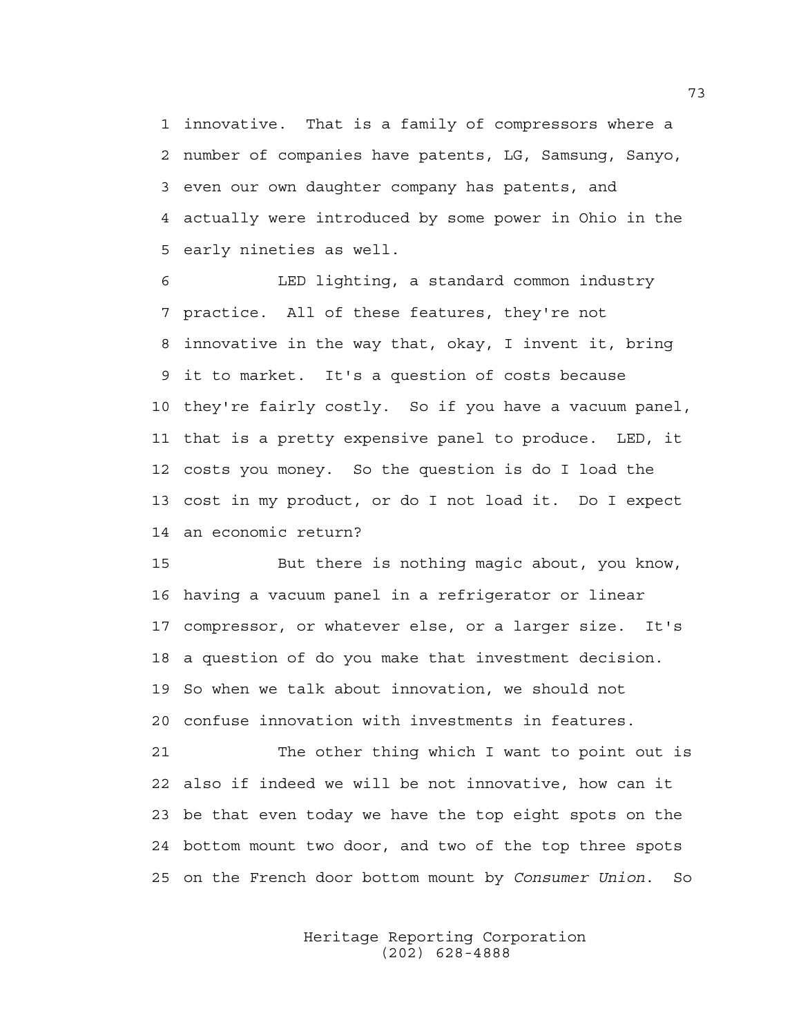innovative. That is a family of compressors where a number of companies have patents, LG, Samsung, Sanyo, even our own daughter company has patents, and actually were introduced by some power in Ohio in the early nineties as well.

LED lighting, a standard common industry practice. All of these features, they're not innovative in the way that, okay, I invent it, bring it to market. It's a question of costs because they're fairly costly. So if you have a vacuum panel, that is a pretty expensive panel to produce. LED, it costs you money. So the question is do I load the cost in my product, or do I not load it. Do I expect an economic return?

But there is nothing magic about, you know, having a vacuum panel in a refrigerator or linear compressor, or whatever else, or a larger size. It's a question of do you make that investment decision. So when we talk about innovation, we should not confuse innovation with investments in features.

The other thing which I want to point out is also if indeed we will be not innovative, how can it be that even today we have the top eight spots on the bottom mount two door, and two of the top three spots on the French door bottom mount by *Consumer Union*. So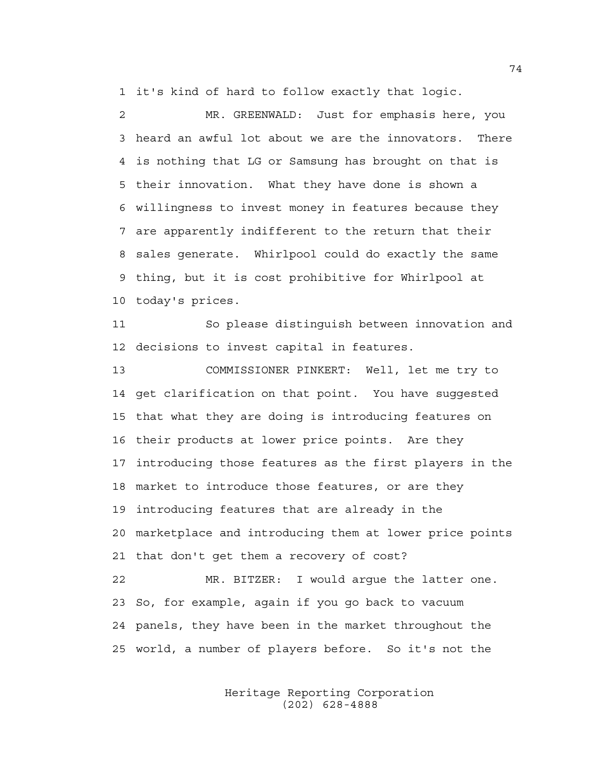it's kind of hard to follow exactly that logic.

MR. GREENWALD: Just for emphasis here, you heard an awful lot about we are the innovators. There is nothing that LG or Samsung has brought on that is their innovation. What they have done is shown a willingness to invest money in features because they are apparently indifferent to the return that their sales generate. Whirlpool could do exactly the same thing, but it is cost prohibitive for Whirlpool at today's prices.

So please distinguish between innovation and decisions to invest capital in features.

COMMISSIONER PINKERT: Well, let me try to get clarification on that point. You have suggested that what they are doing is introducing features on their products at lower price points. Are they introducing those features as the first players in the market to introduce those features, or are they introducing features that are already in the marketplace and introducing them at lower price points that don't get them a recovery of cost?

MR. BITZER: I would argue the latter one. So, for example, again if you go back to vacuum panels, they have been in the market throughout the world, a number of players before. So it's not the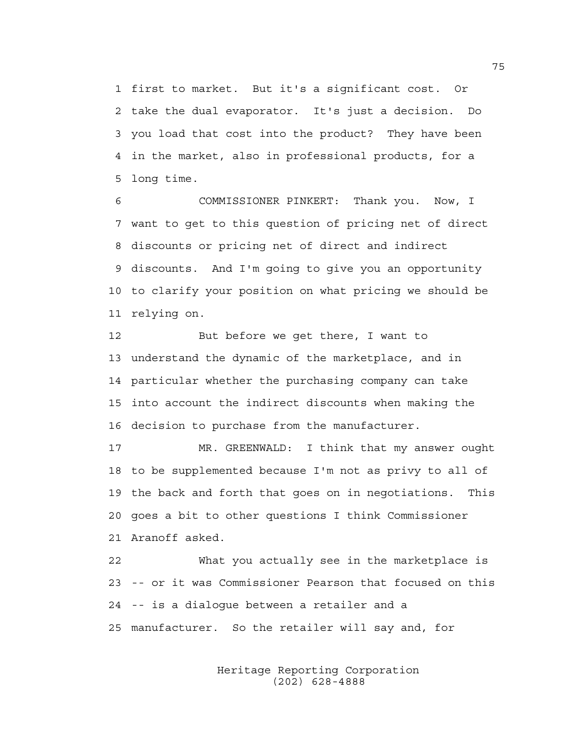first to market. But it's a significant cost. Or take the dual evaporator. It's just a decision. Do you load that cost into the product? They have been in the market, also in professional products, for a long time.

COMMISSIONER PINKERT: Thank you. Now, I want to get to this question of pricing net of direct discounts or pricing net of direct and indirect discounts. And I'm going to give you an opportunity to clarify your position on what pricing we should be relying on.

But before we get there, I want to understand the dynamic of the marketplace, and in particular whether the purchasing company can take into account the indirect discounts when making the decision to purchase from the manufacturer.

MR. GREENWALD: I think that my answer ought to be supplemented because I'm not as privy to all of the back and forth that goes on in negotiations. This goes a bit to other questions I think Commissioner Aranoff asked.

What you actually see in the marketplace is -- or it was Commissioner Pearson that focused on this -- is a dialogue between a retailer and a manufacturer. So the retailer will say and, for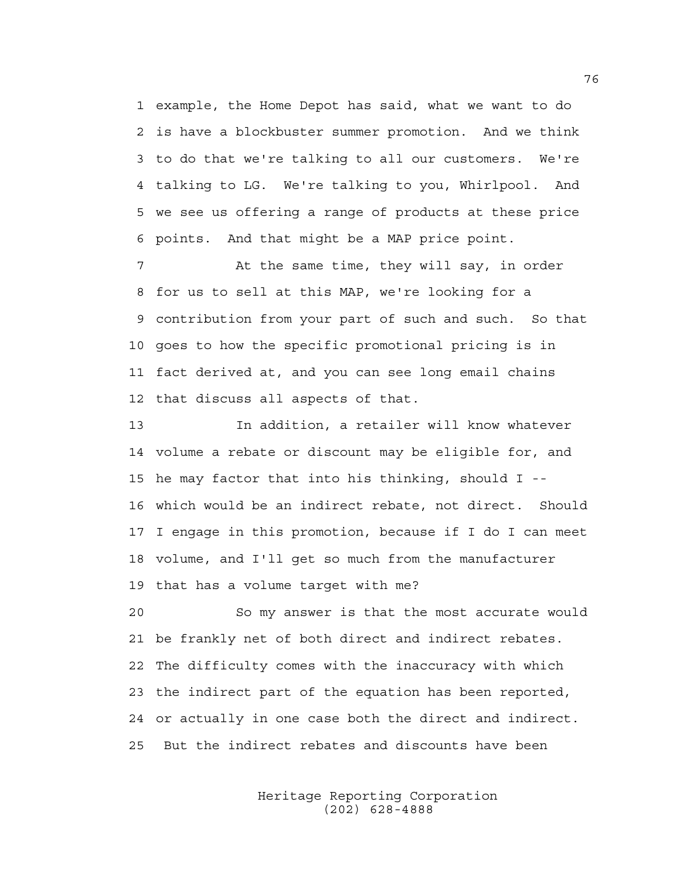example, the Home Depot has said, what we want to do is have a blockbuster summer promotion. And we think to do that we're talking to all our customers. We're talking to LG. We're talking to you, Whirlpool. And we see us offering a range of products at these price points. And that might be a MAP price point.

At the same time, they will say, in order for us to sell at this MAP, we're looking for a contribution from your part of such and such. So that goes to how the specific promotional pricing is in fact derived at, and you can see long email chains that discuss all aspects of that.

In addition, a retailer will know whatever volume a rebate or discount may be eligible for, and he may factor that into his thinking, should I -- which would be an indirect rebate, not direct. Should I engage in this promotion, because if I do I can meet volume, and I'll get so much from the manufacturer that has a volume target with me?

So my answer is that the most accurate would be frankly net of both direct and indirect rebates. The difficulty comes with the inaccuracy with which the indirect part of the equation has been reported, or actually in one case both the direct and indirect. But the indirect rebates and discounts have been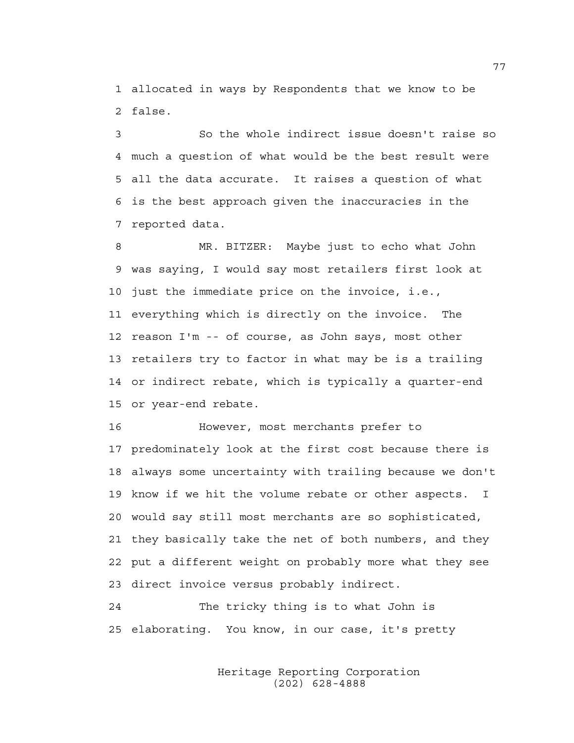allocated in ways by Respondents that we know to be false.

So the whole indirect issue doesn't raise so much a question of what would be the best result were all the data accurate. It raises a question of what is the best approach given the inaccuracies in the reported data.

MR. BITZER: Maybe just to echo what John was saying, I would say most retailers first look at just the immediate price on the invoice, i.e., everything which is directly on the invoice. The reason I'm -- of course, as John says, most other retailers try to factor in what may be is a trailing or indirect rebate, which is typically a quarter-end or year-end rebate.

However, most merchants prefer to predominately look at the first cost because there is always some uncertainty with trailing because we don't know if we hit the volume rebate or other aspects. I would say still most merchants are so sophisticated, they basically take the net of both numbers, and they put a different weight on probably more what they see direct invoice versus probably indirect.

The tricky thing is to what John is elaborating. You know, in our case, it's pretty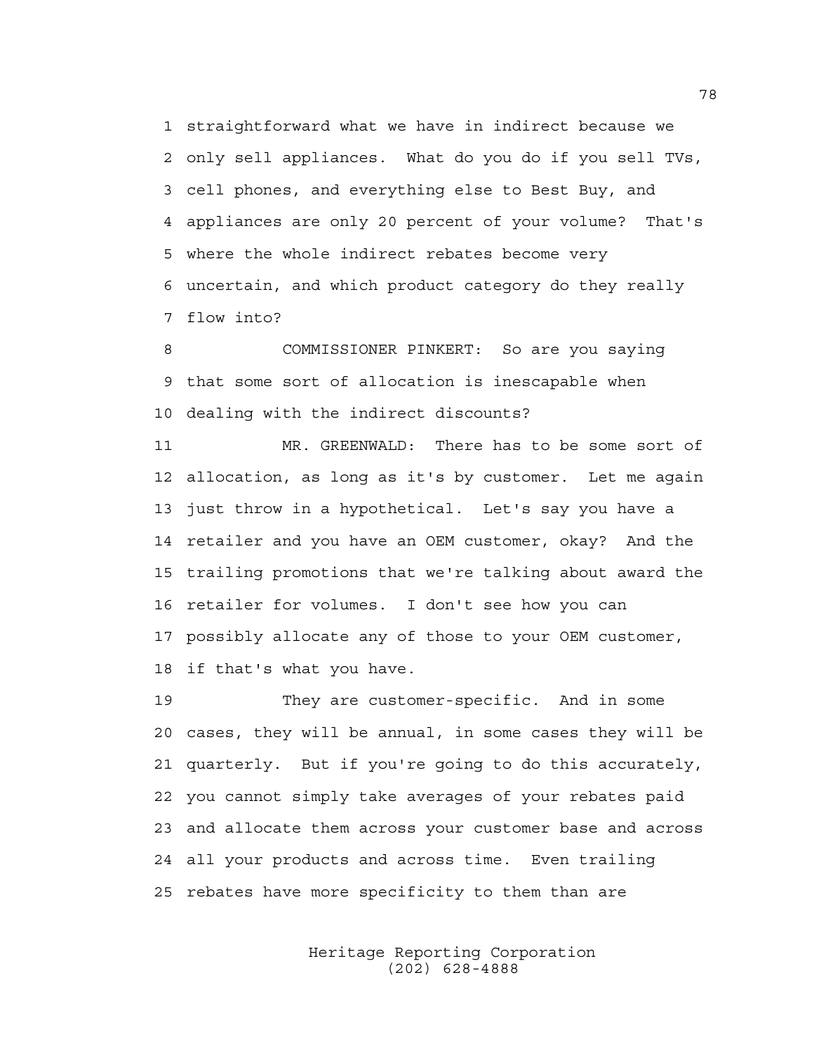straightforward what we have in indirect because we only sell appliances. What do you do if you sell TVs, cell phones, and everything else to Best Buy, and appliances are only 20 percent of your volume? That's where the whole indirect rebates become very uncertain, and which product category do they really flow into?

COMMISSIONER PINKERT: So are you saying that some sort of allocation is inescapable when dealing with the indirect discounts?

MR. GREENWALD: There has to be some sort of allocation, as long as it's by customer. Let me again just throw in a hypothetical. Let's say you have a retailer and you have an OEM customer, okay? And the trailing promotions that we're talking about award the retailer for volumes. I don't see how you can possibly allocate any of those to your OEM customer, if that's what you have.

They are customer-specific. And in some cases, they will be annual, in some cases they will be quarterly. But if you're going to do this accurately, you cannot simply take averages of your rebates paid and allocate them across your customer base and across all your products and across time. Even trailing rebates have more specificity to them than are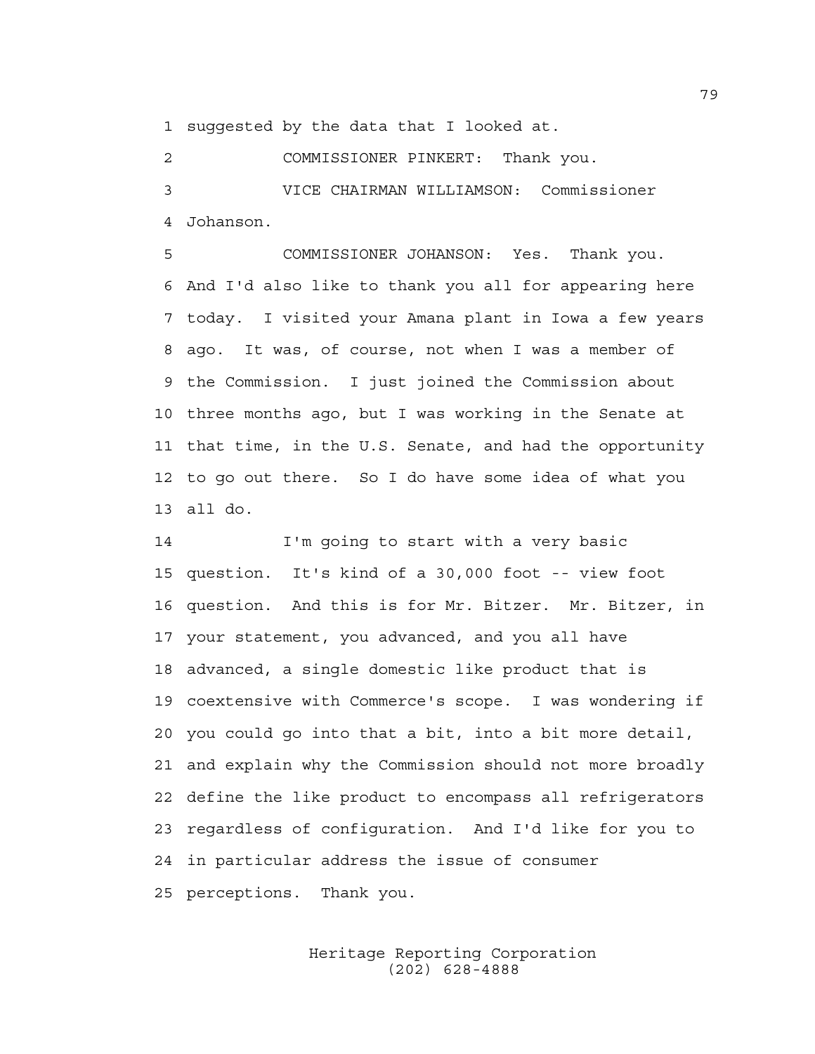suggested by the data that I looked at.

COMMISSIONER PINKERT: Thank you.

VICE CHAIRMAN WILLIAMSON: Commissioner Johanson.

COMMISSIONER JOHANSON: Yes. Thank you. And I'd also like to thank you all for appearing here today. I visited your Amana plant in Iowa a few years ago. It was, of course, not when I was a member of the Commission. I just joined the Commission about three months ago, but I was working in the Senate at that time, in the U.S. Senate, and had the opportunity to go out there. So I do have some idea of what you all do.

I'm going to start with a very basic question. It's kind of a 30,000 foot -- view foot question. And this is for Mr. Bitzer. Mr. Bitzer, in your statement, you advanced, and you all have advanced, a single domestic like product that is coextensive with Commerce's scope. I was wondering if you could go into that a bit, into a bit more detail, and explain why the Commission should not more broadly define the like product to encompass all refrigerators regardless of configuration. And I'd like for you to in particular address the issue of consumer perceptions. Thank you.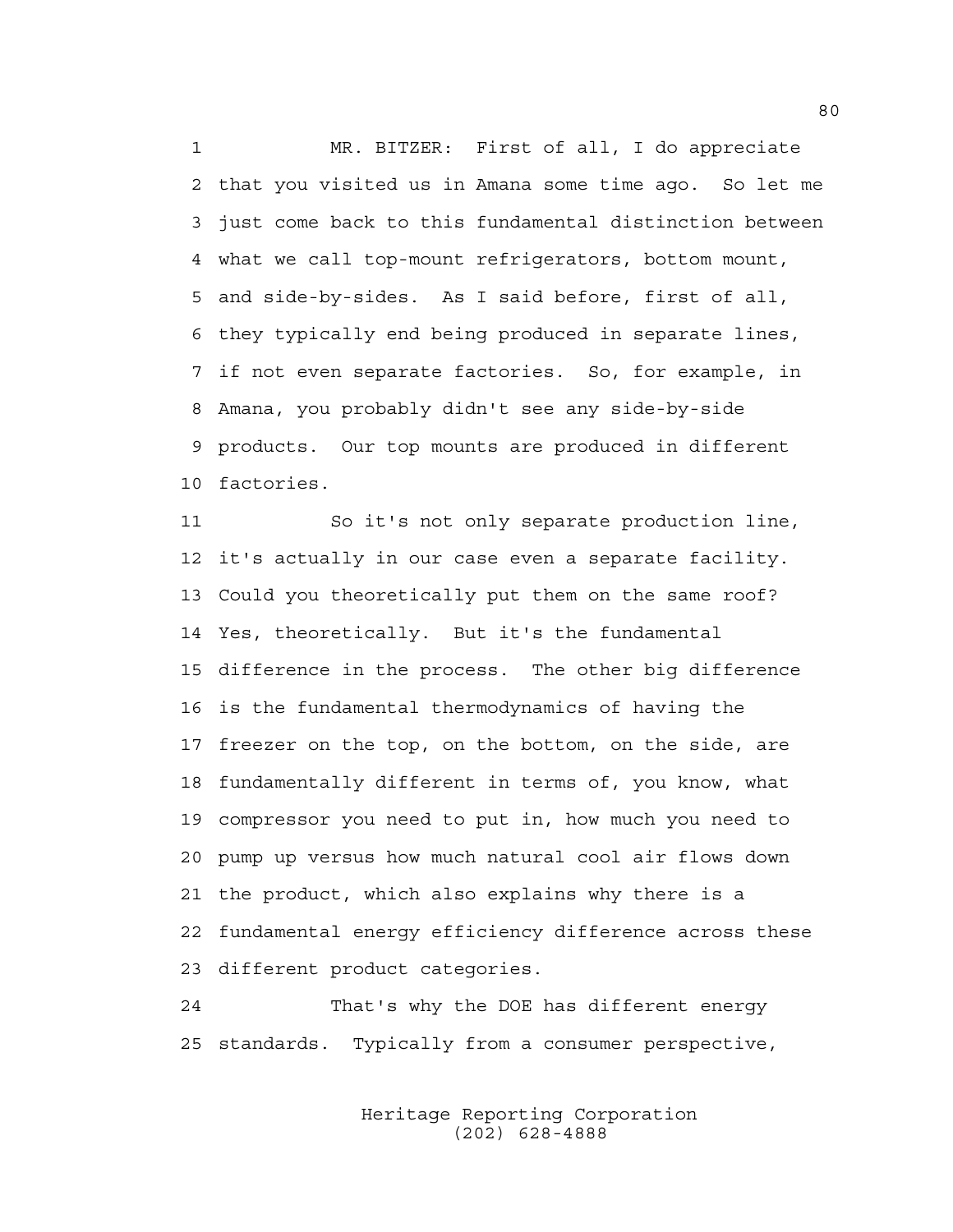MR. BITZER: First of all, I do appreciate that you visited us in Amana some time ago. So let me just come back to this fundamental distinction between what we call top-mount refrigerators, bottom mount, and side-by-sides. As I said before, first of all, they typically end being produced in separate lines, if not even separate factories. So, for example, in Amana, you probably didn't see any side-by-side products. Our top mounts are produced in different factories.

So it's not only separate production line, it's actually in our case even a separate facility. Could you theoretically put them on the same roof? Yes, theoretically. But it's the fundamental difference in the process. The other big difference is the fundamental thermodynamics of having the freezer on the top, on the bottom, on the side, are fundamentally different in terms of, you know, what compressor you need to put in, how much you need to pump up versus how much natural cool air flows down the product, which also explains why there is a fundamental energy efficiency difference across these different product categories.

That's why the DOE has different energy standards. Typically from a consumer perspective,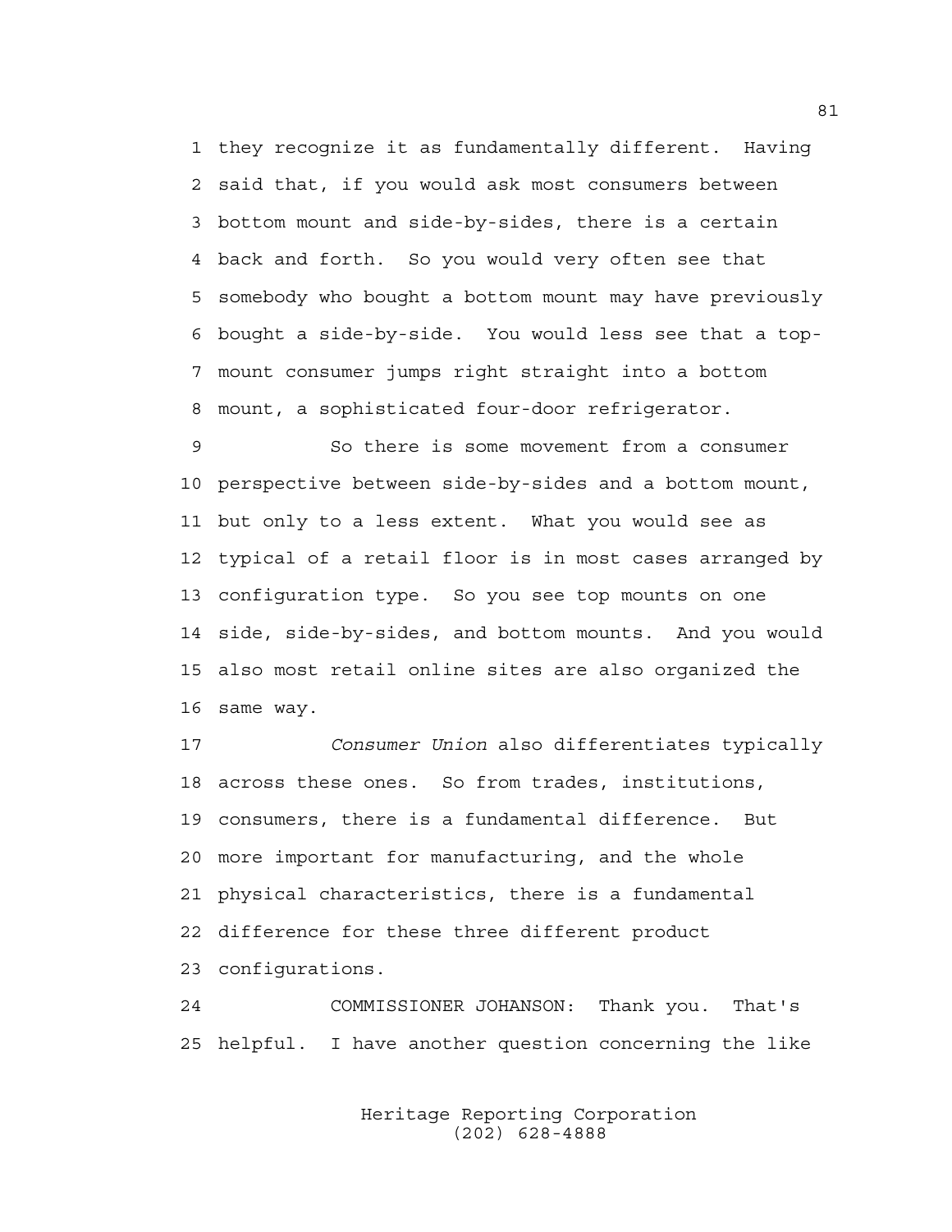1 they recognize it as fundamentally different. Having
2 said that, if you would ask most consumers between
3 bottom mount and side-by-sides, there is a certain
4 back and forth. So you would very often see that
5 somebody who bought a bottom mount may have previously
6 bought a side-by-side. You would less see that a top-
7 mount consumer jumps right straight into a bottom
8 mount, a sophisticated four-door refrigerator.

9 So there is some movement from a consumer
10 perspective between side-by-sides and a bottom mount,
11 but only to a less extent. What you would see as
12 typical of a retail floor is in most cases arranged by
13 configuration type. So you see top mounts on one
14 side, side-by-sides, and bottom mounts. And you would
15 also most retail online sites are also organized the
16 same way.

17 *Consumer Union* also differentiates typically
18 across these ones. So from trades, institutions,
19 consumers, there is a fundamental difference. But
20 more important for manufacturing, and the whole
21 physical characteristics, there is a fundamental
22 difference for these three different product
23 configurations.

24 COMMISSIONER JOHANSON: Thank you. That's
25 helpful. I have another question concerning the like

Heritage Reporting Corporation
(202) 628-4888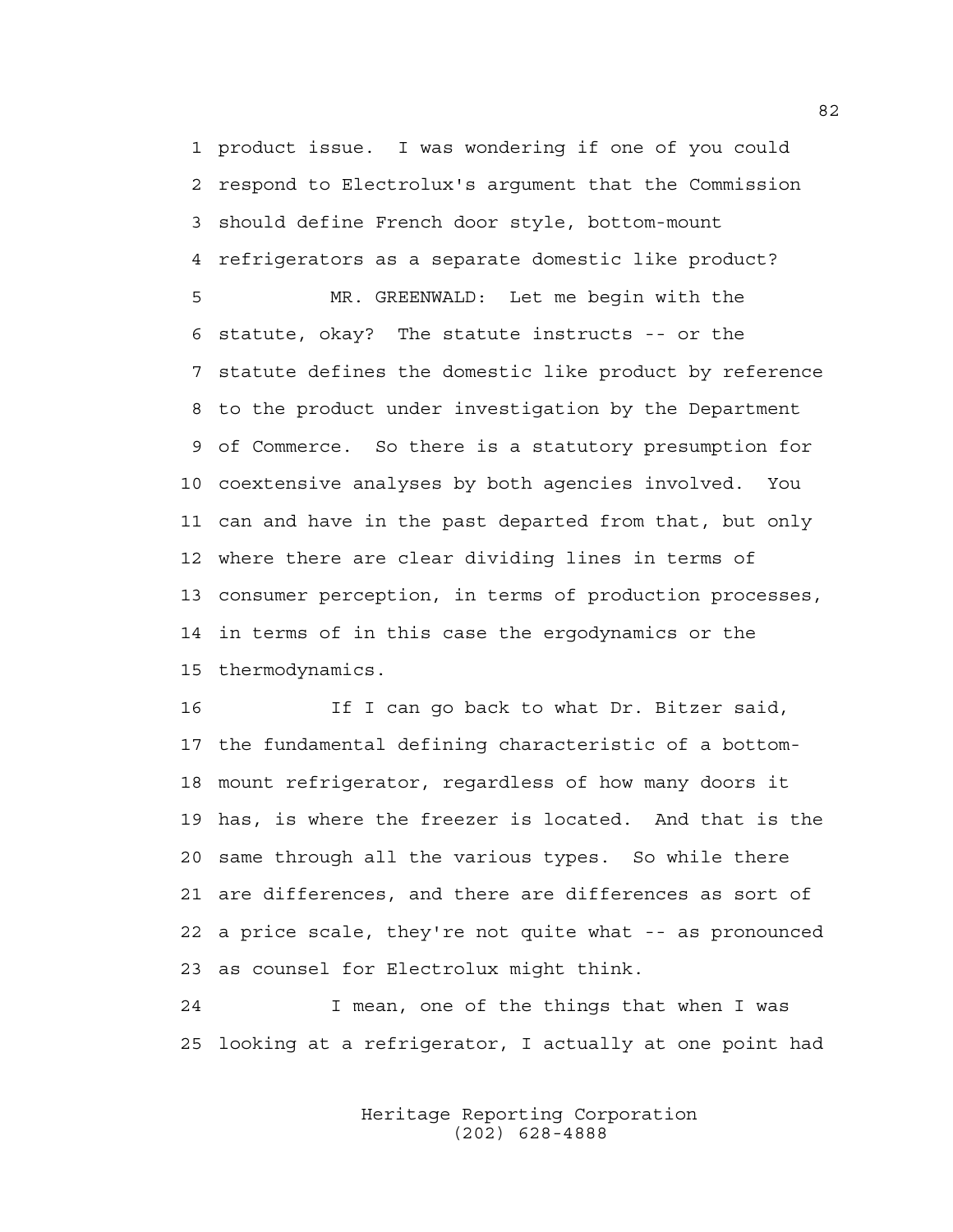product issue. I was wondering if one of you could respond to Electrolux's argument that the Commission should define French door style, bottom-mount refrigerators as a separate domestic like product?

MR. GREENWALD: Let me begin with the statute, okay? The statute instructs -- or the statute defines the domestic like product by reference to the product under investigation by the Department of Commerce. So there is a statutory presumption for coextensive analyses by both agencies involved. You can and have in the past departed from that, but only where there are clear dividing lines in terms of consumer perception, in terms of production processes, in terms of in this case the ergodynamics or the thermodynamics.

If I can go back to what Dr. Bitzer said, the fundamental defining characteristic of a bottom-mount refrigerator, regardless of how many doors it has, is where the freezer is located. And that is the same through all the various types. So while there are differences, and there are differences as sort of a price scale, they're not quite what -- as pronounced as counsel for Electrolux might think.

I mean, one of the things that when I was looking at a refrigerator, I actually at one point had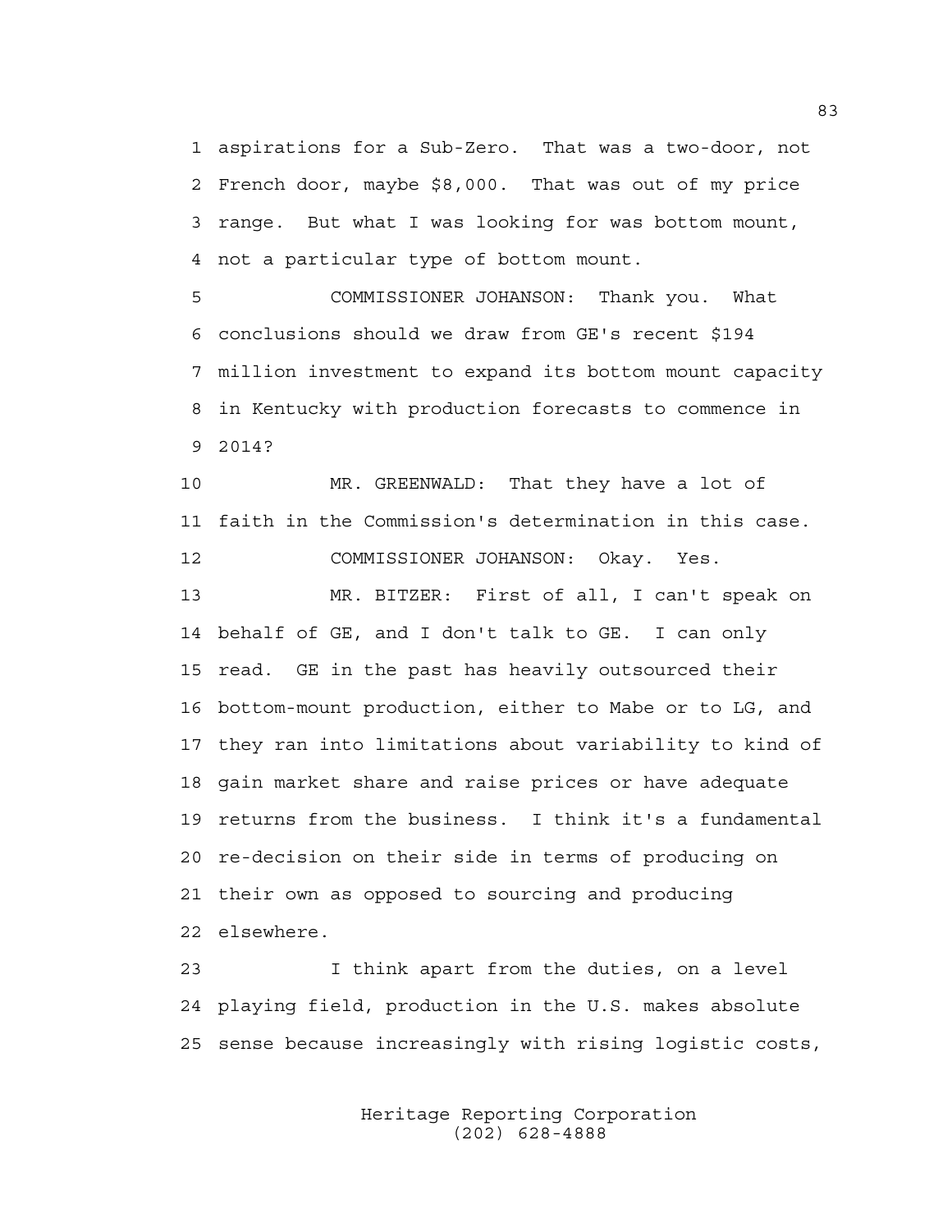1 aspirations for a Sub-Zero. That was a two-door, not
2 French door, maybe $8,000. That was out of my price
3 range. But what I was looking for was bottom mount,
4 not a particular type of bottom mount.

5 COMMISSIONER JOHANSON: Thank you. What
6 conclusions should we draw from GE's recent $194
7 million investment to expand its bottom mount capacity
8 in Kentucky with production forecasts to commence in
9 2014?

10 MR. GREENWALD: That they have a lot of
11 faith in the Commission's determination in this case.

12 COMMISSIONER JOHANSON: Okay. Yes.

13 MR. BITZER: First of all, I can't speak on
14 behalf of GE, and I don't talk to GE. I can only
15 read. GE in the past has heavily outsourced their
16 bottom-mount production, either to Mabe or to LG, and
17 they ran into limitations about variability to kind of
18 gain market share and raise prices or have adequate
19 returns from the business. I think it's a fundamental
20 re-decision on their side in terms of producing on
21 their own as opposed to sourcing and producing
22 elsewhere.

23 I think apart from the duties, on a level
24 playing field, production in the U.S. makes absolute
25 sense because increasingly with rising logistic costs,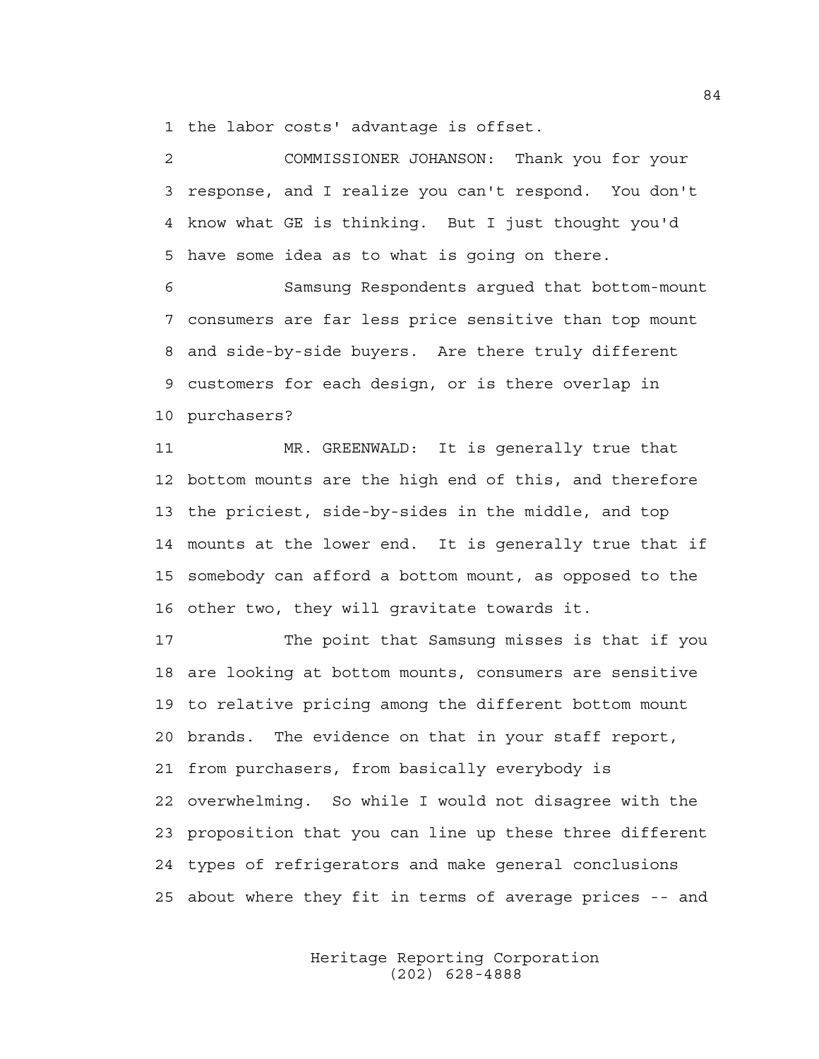1 the labor costs' advantage is offset.

2 COMMISSIONER JOHANSON: Thank you for your
3 response, and I realize you can't respond. You don't
4 know what GE is thinking. But I just thought you'd
5 have some idea as to what is going on there.

6 Samsung Respondents argued that bottom-mount
7 consumers are far less price sensitive than top mount
8 and side-by-side buyers. Are there truly different
9 customers for each design, or is there overlap in
10 purchasers?

11 MR. GREENWALD: It is generally true that
12 bottom mounts are the high end of this, and therefore
13 the priciest, side-by-sides in the middle, and top
14 mounts at the lower end. It is generally true that if
15 somebody can afford a bottom mount, as opposed to the
16 other two, they will gravitate towards it.

17 The point that Samsung misses is that if you
18 are looking at bottom mounts, consumers are sensitive
19 to relative pricing among the different bottom mount
20 brands. The evidence on that in your staff report,
21 from purchasers, from basically everybody is
22 overwhelming. So while I would not disagree with the
23 proposition that you can line up these three different
24 types of refrigerators and make general conclusions
25 about where they fit in terms of average prices -- and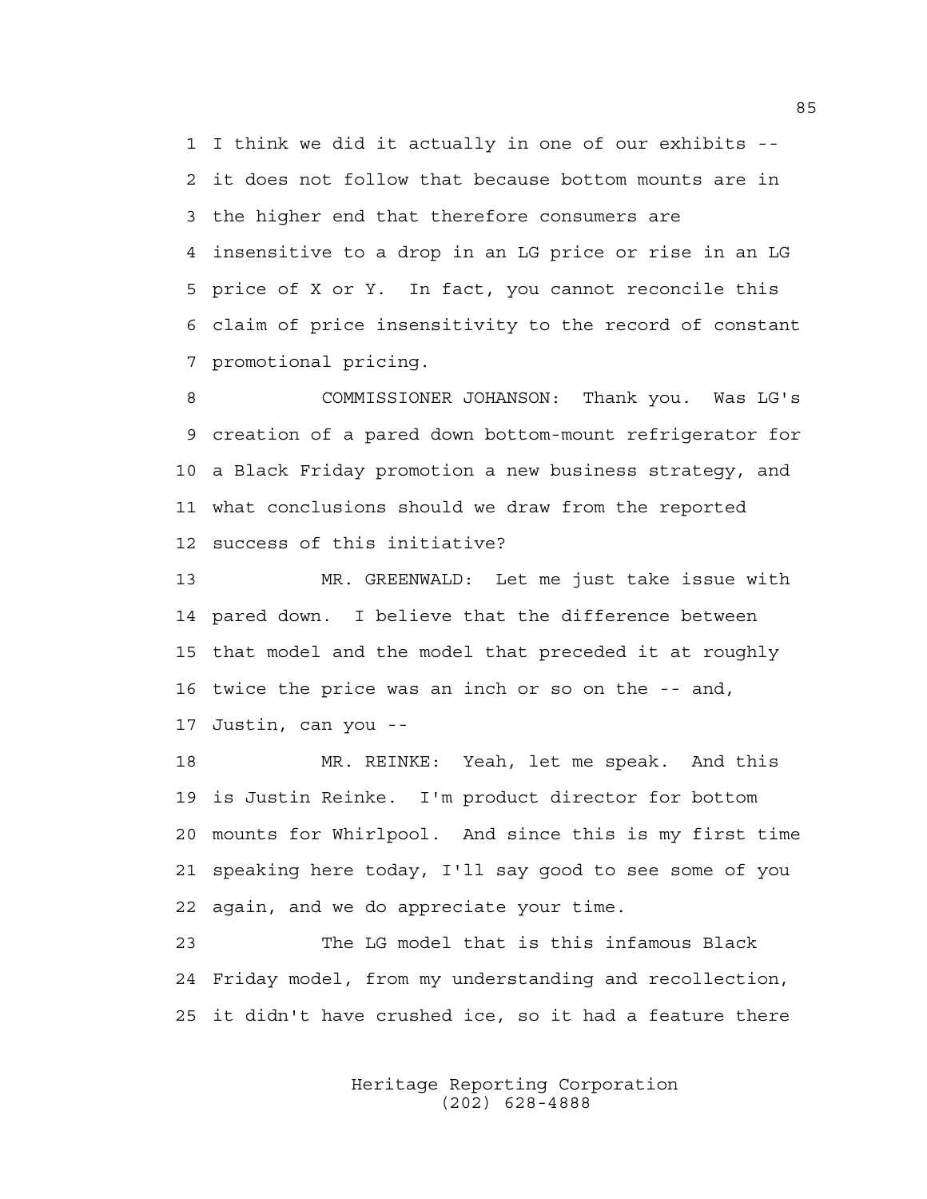1 I think we did it actually in one of our exhibits --
2 it does not follow that because bottom mounts are in
3 the higher end that therefore consumers are
4 insensitive to a drop in an LG price or rise in an LG
5 price of X or Y. In fact, you cannot reconcile this
6 claim of price insensitivity to the record of constant
7 promotional pricing.

8 COMMISSIONER JOHANSON: Thank you. Was LG's
9 creation of a pared down bottom-mount refrigerator for
10 a Black Friday promotion a new business strategy, and
11 what conclusions should we draw from the reported
12 success of this initiative?

13 MR. GREENWALD: Let me just take issue with
14 pared down. I believe that the difference between
15 that model and the model that preceded it at roughly
16 twice the price was an inch or so on the -- and,
17 Justin, can you --

18 MR. REINKE: Yeah, let me speak. And this
19 is Justin Reinke. I'm product director for bottom
20 mounts for Whirlpool. And since this is my first time
21 speaking here today, I'll say good to see some of you
22 again, and we do appreciate your time.

23 The LG model that is this infamous Black
24 Friday model, from my understanding and recollection,
25 it didn't have crushed ice, so it had a feature there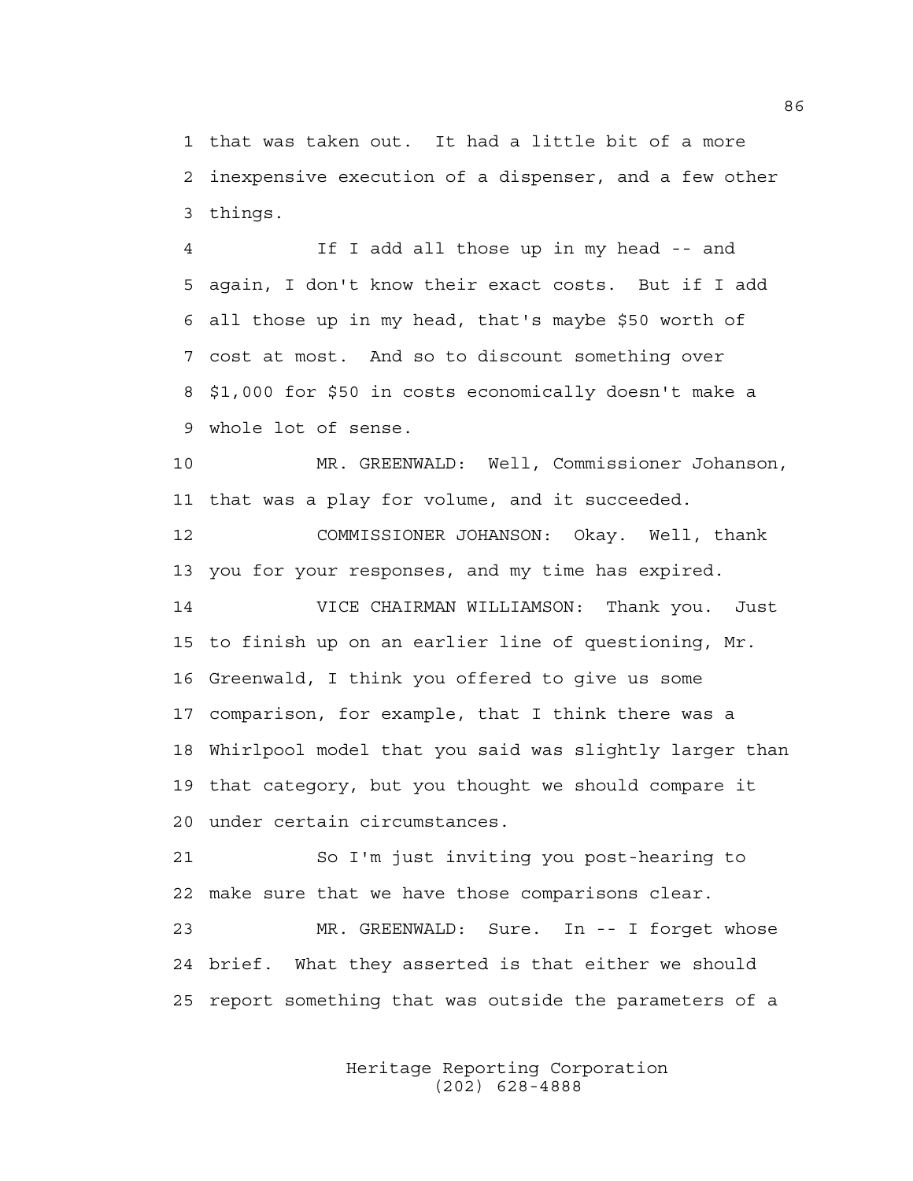1 that was taken out. It had a little bit of a more
2 inexpensive execution of a dispenser, and a few other
3 things.

4 If I add all those up in my head -- and
5 again, I don't know their exact costs. But if I add
6 all those up in my head, that's maybe $50 worth of
7 cost at most. And so to discount something over
8 $1,000 for $50 in costs economically doesn't make a
9 whole lot of sense.

10 MR. GREENWALD: Well, Commissioner Johanson,
11 that was a play for volume, and it succeeded.

12 COMMISSIONER JOHANSON: Okay. Well, thank
13 you for your responses, and my time has expired.

14 VICE CHAIRMAN WILLIAMSON: Thank you. Just
15 to finish up on an earlier line of questioning, Mr.
16 Greenwald, I think you offered to give us some
17 comparison, for example, that I think there was a
18 Whirlpool model that you said was slightly larger than
19 that category, but you thought we should compare it
20 under certain circumstances.

21 So I'm just inviting you post-hearing to
22 make sure that we have those comparisons clear.

23 MR. GREENWALD: Sure. In -- I forget whose
24 brief. What they asserted is that either we should
25 report something that was outside the parameters of a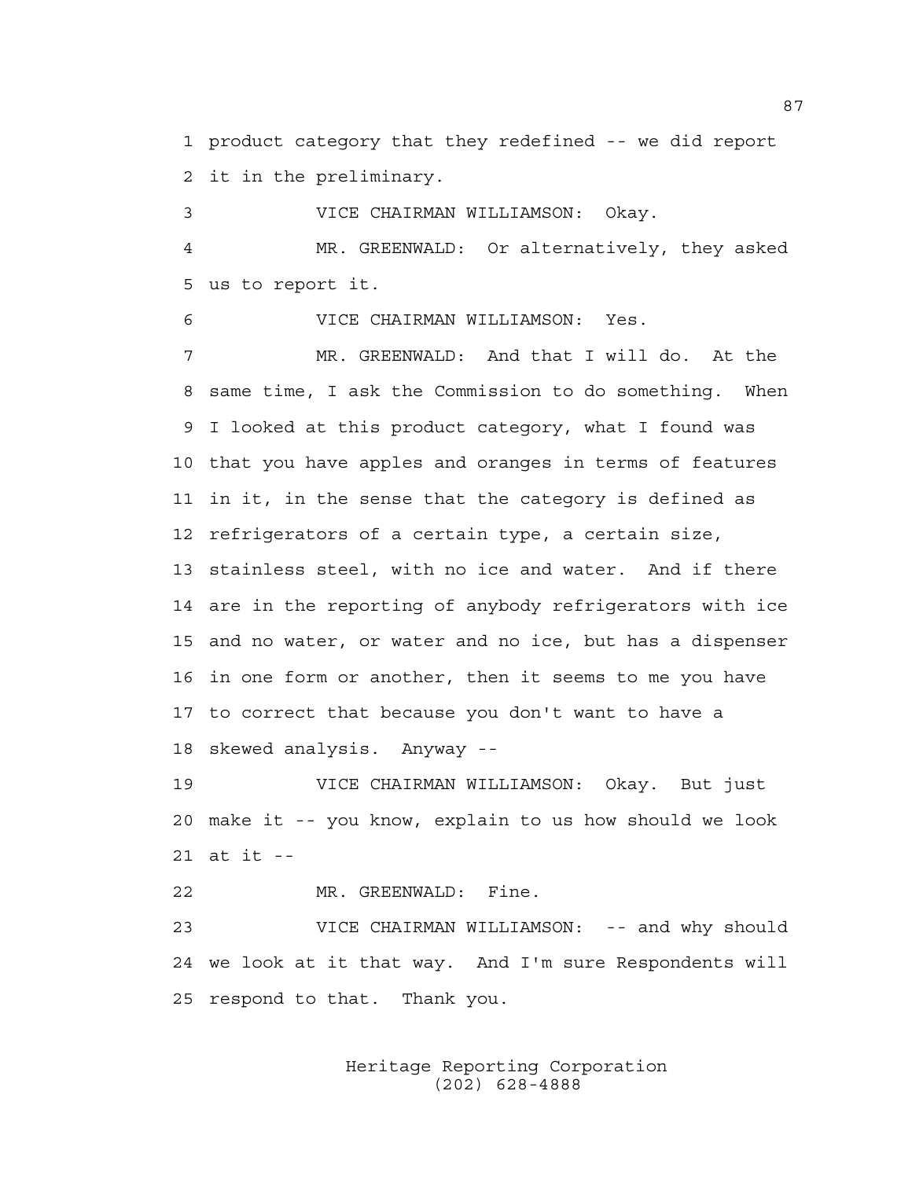product category that they redefined -- we did report it in the preliminary.

VICE CHAIRMAN WILLIAMSON: Okay.

MR. GREENWALD: Or alternatively, they asked us to report it.

VICE CHAIRMAN WILLIAMSON: Yes.

MR. GREENWALD: And that I will do. At the same time, I ask the Commission to do something. When I looked at this product category, what I found was that you have apples and oranges in terms of features in it, in the sense that the category is defined as refrigerators of a certain type, a certain size, stainless steel, with no ice and water. And if there are in the reporting of anybody refrigerators with ice and no water, or water and no ice, but has a dispenser in one form or another, then it seems to me you have to correct that because you don't want to have a skewed analysis. Anyway --

VICE CHAIRMAN WILLIAMSON: Okay. But just make it -- you know, explain to us how should we look at it --

MR. GREENWALD: Fine.

VICE CHAIRMAN WILLIAMSON: -- and why should we look at it that way. And I'm sure Respondents will respond to that. Thank you.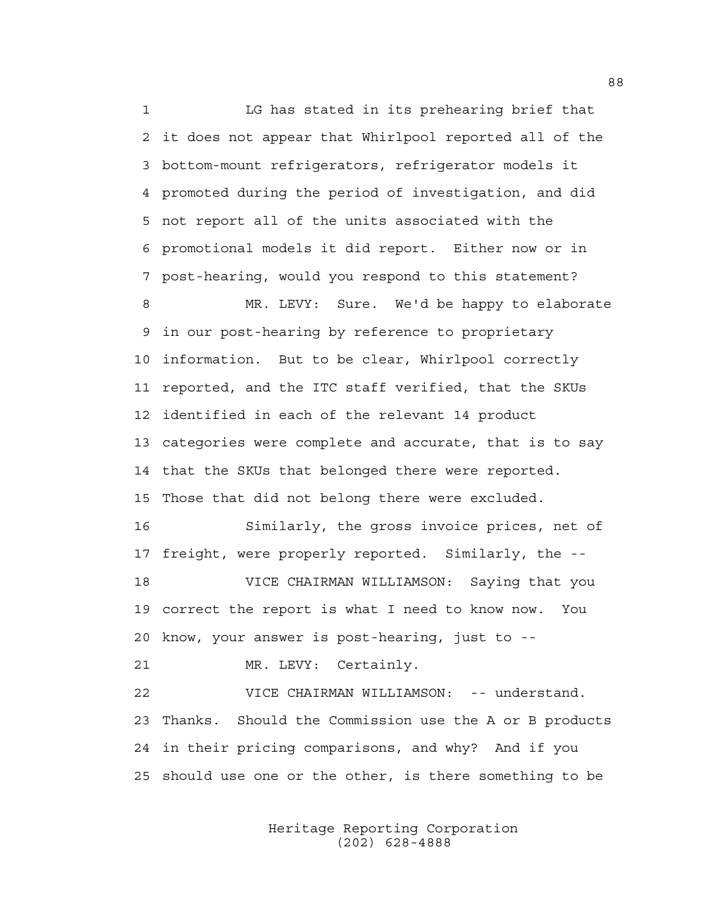LG has stated in its prehearing brief that it does not appear that Whirlpool reported all of the bottom-mount refrigerators, refrigerator models it promoted during the period of investigation, and did not report all of the units associated with the promotional models it did report. Either now or in post-hearing, would you respond to this statement?

MR. LEVY: Sure. We'd be happy to elaborate in our post-hearing by reference to proprietary information. But to be clear, Whirlpool correctly reported, and the ITC staff verified, that the SKUs identified in each of the relevant 14 product categories were complete and accurate, that is to say that the SKUs that belonged there were reported. Those that did not belong there were excluded.

Similarly, the gross invoice prices, net of freight, were properly reported. Similarly, the --

VICE CHAIRMAN WILLIAMSON: Saying that you correct the report is what I need to know now. You know, your answer is post-hearing, just to --

MR. LEVY: Certainly.

VICE CHAIRMAN WILLIAMSON: -- understand. Thanks. Should the Commission use the A or B products in their pricing comparisons, and why? And if you should use one or the other, is there something to be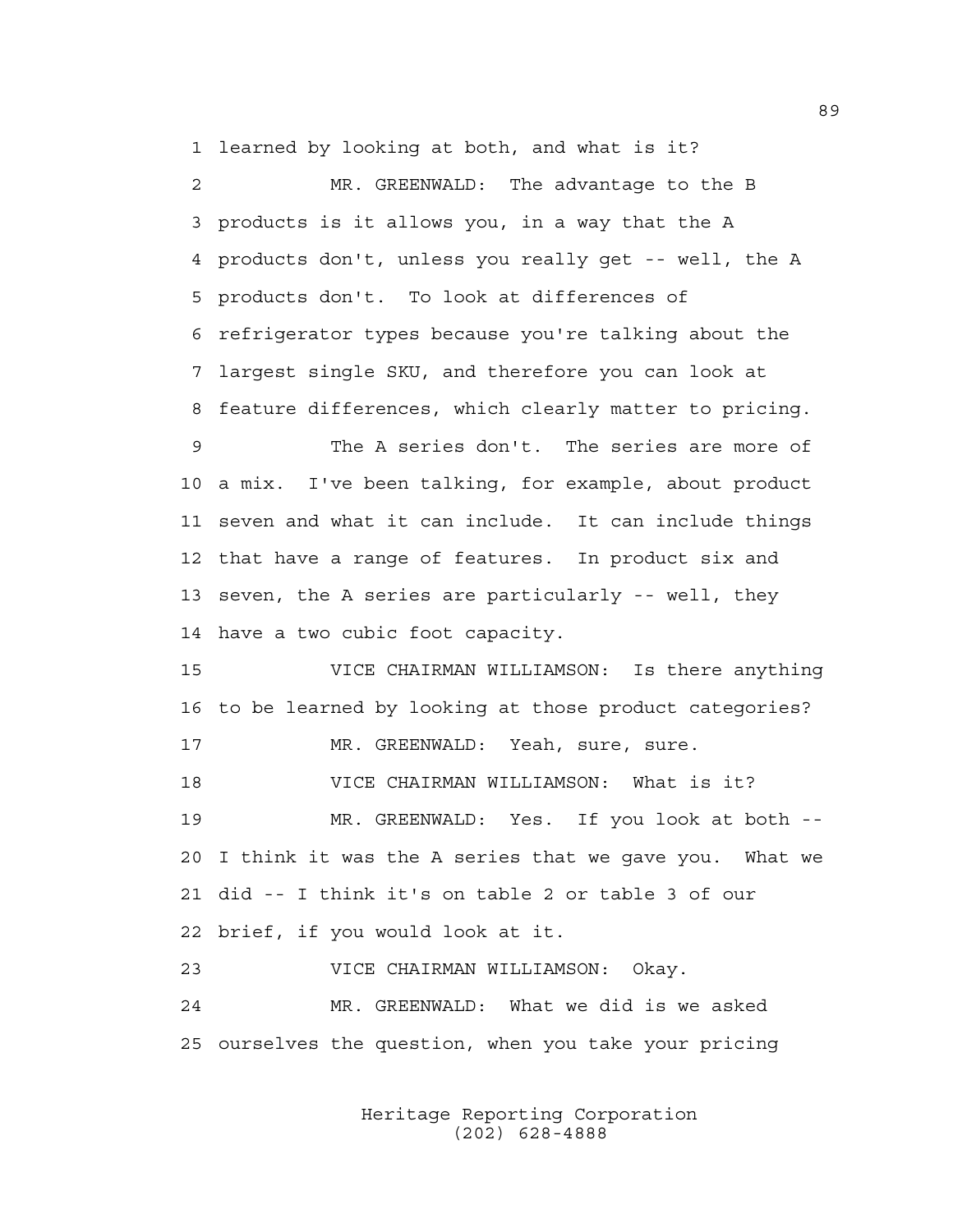1 learned by looking at both, and what is it?

2 MR. GREENWALD: The advantage to the B

3 products is it allows you, in a way that the A

4 products don't, unless you really get -- well, the A

5 products don't. To look at differences of

6 refrigerator types because you're talking about the

7 largest single SKU, and therefore you can look at

8 feature differences, which clearly matter to pricing.

9 The A series don't. The series are more of

10 a mix. I've been talking, for example, about product

11 seven and what it can include. It can include things

12 that have a range of features. In product six and

13 seven, the A series are particularly -- well, they

14 have a two cubic foot capacity.

15 VICE CHAIRMAN WILLIAMSON: Is there anything

16 to be learned by looking at those product categories?

17 MR. GREENWALD: Yeah, sure, sure.

18 VICE CHAIRMAN WILLIAMSON: What is it?

19 MR. GREENWALD: Yes. If you look at both --

20 I think it was the A series that we gave you. What we

21 did -- I think it's on table 2 or table 3 of our

22 brief, if you would look at it.

23 VICE CHAIRMAN WILLIAMSON: Okay.

24 MR. GREENWALD: What we did is we asked

25 ourselves the question, when you take your pricing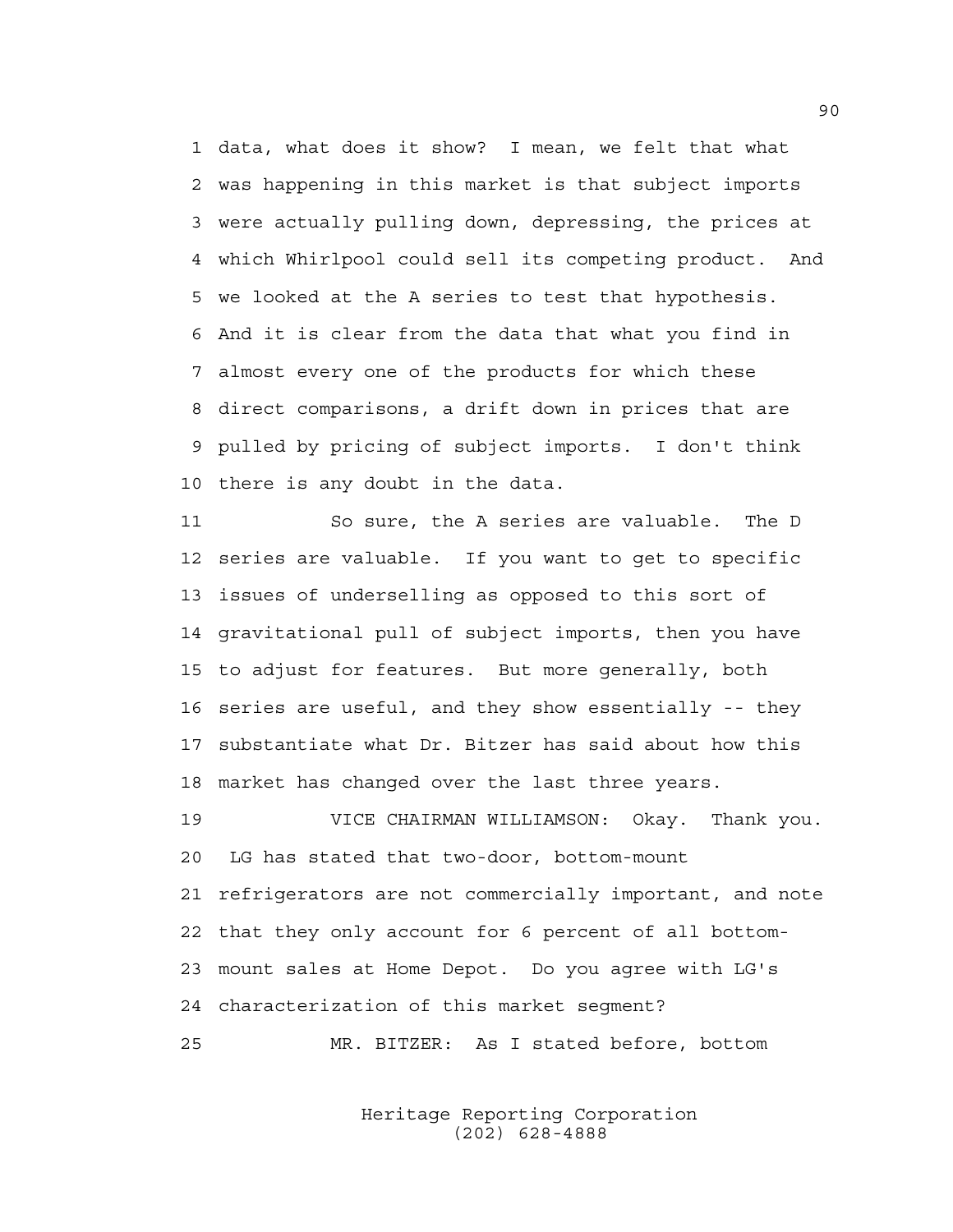data, what does it show? I mean, we felt that what was happening in this market is that subject imports were actually pulling down, depressing, the prices at which Whirlpool could sell its competing product. And we looked at the A series to test that hypothesis. And it is clear from the data that what you find in almost every one of the products for which these direct comparisons, a drift down in prices that are pulled by pricing of subject imports. I don't think there is any doubt in the data.

So sure, the A series are valuable. The D series are valuable. If you want to get to specific issues of underselling as opposed to this sort of gravitational pull of subject imports, then you have to adjust for features. But more generally, both series are useful, and they show essentially -- they substantiate what Dr. Bitzer has said about how this market has changed over the last three years.

VICE CHAIRMAN WILLIAMSON: Okay. Thank you. LG has stated that two-door, bottom-mount refrigerators are not commercially important, and note that they only account for 6 percent of all bottom-mount sales at Home Depot. Do you agree with LG's characterization of this market segment?

MR. BITZER: As I stated before, bottom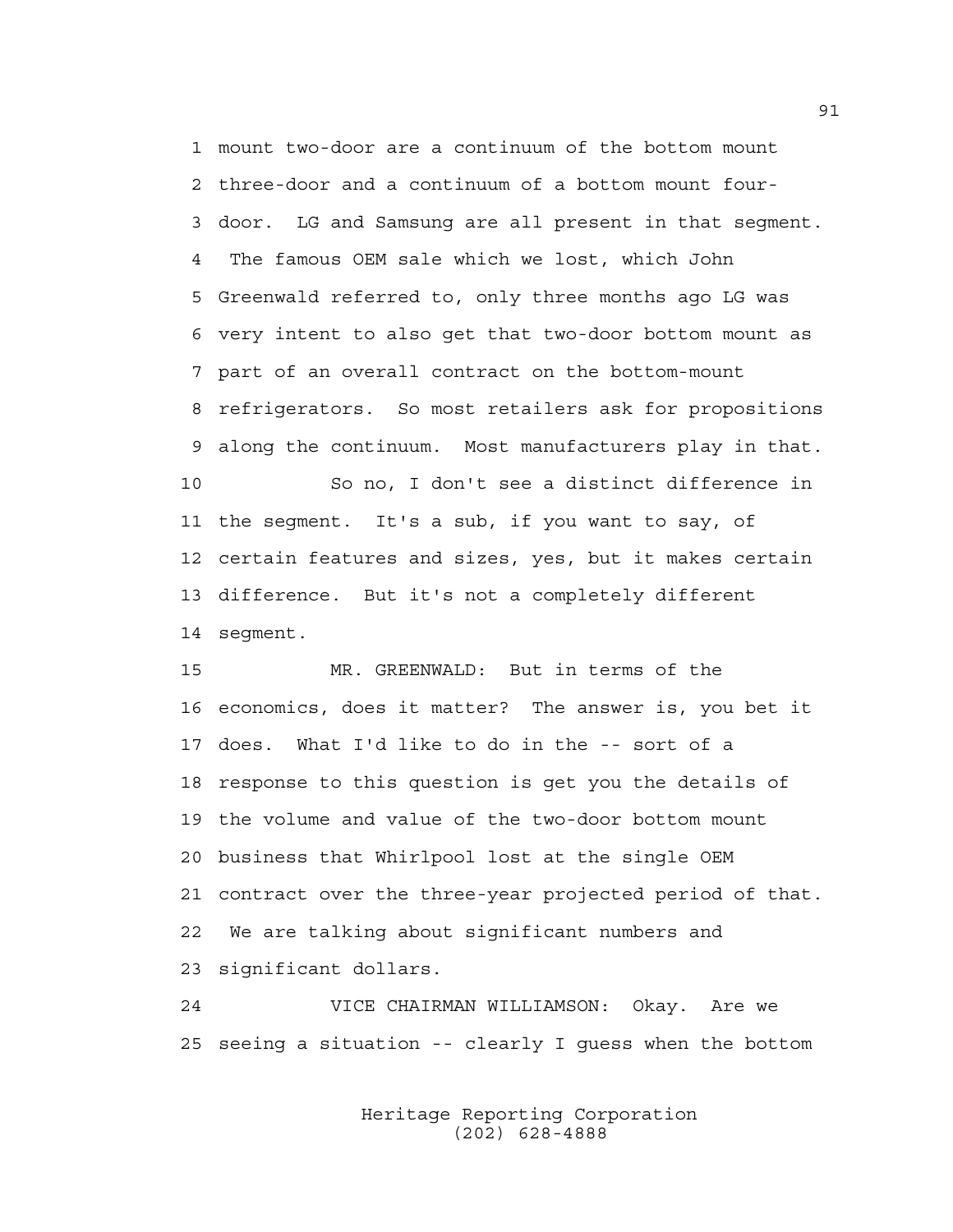1 mount two-door are a continuum of the bottom mount
2 three-door and a continuum of a bottom mount four-
3 door. LG and Samsung are all present in that segment.
4 The famous OEM sale which we lost, which John
5 Greenwald referred to, only three months ago LG was
6 very intent to also get that two-door bottom mount as
7 part of an overall contract on the bottom-mount
8 refrigerators. So most retailers ask for propositions
9 along the continuum. Most manufacturers play in that.
10 So no, I don't see a distinct difference in
11 the segment. It's a sub, if you want to say, of
12 certain features and sizes, yes, but it makes certain
13 difference. But it's not a completely different
14 segment.
15 MR. GREENWALD: But in terms of the
16 economics, does it matter? The answer is, you bet it
17 does. What I'd like to do in the -- sort of a
18 response to this question is get you the details of
19 the volume and value of the two-door bottom mount
20 business that Whirlpool lost at the single OEM
21 contract over the three-year projected period of that.
22 We are talking about significant numbers and
23 significant dollars.
24 VICE CHAIRMAN WILLIAMSON: Okay. Are we
25 seeing a situation -- clearly I guess when the bottom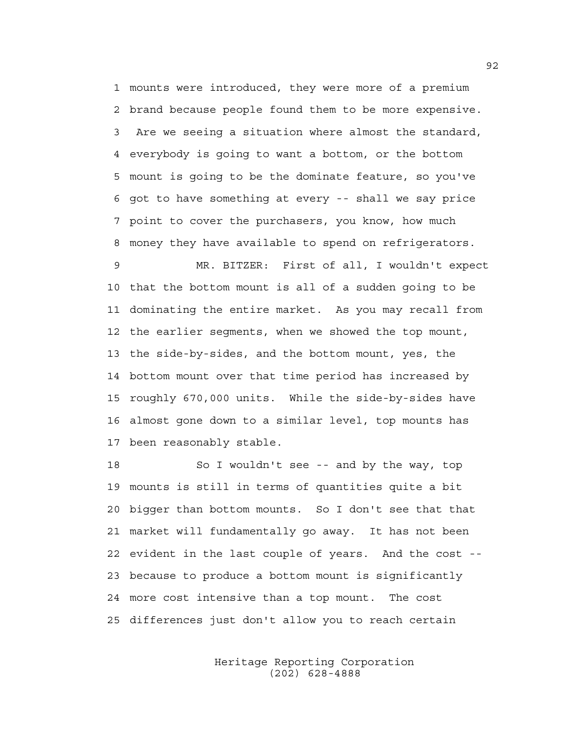1 mounts were introduced, they were more of a premium
2 brand because people found them to be more expensive.
3 Are we seeing a situation where almost the standard,
4 everybody is going to want a bottom, or the bottom
5 mount is going to be the dominate feature, so you've
6 got to have something at every -- shall we say price
7 point to cover the purchasers, you know, how much
8 money they have available to spend on refrigerators.

9 MR. BITZER: First of all, I wouldn't expect
10 that the bottom mount is all of a sudden going to be
11 dominating the entire market. As you may recall from
12 the earlier segments, when we showed the top mount,
13 the side-by-sides, and the bottom mount, yes, the
14 bottom mount over that time period has increased by
15 roughly 670,000 units. While the side-by-sides have
16 almost gone down to a similar level, top mounts has
17 been reasonably stable.

18 So I wouldn't see -- and by the way, top
19 mounts is still in terms of quantities quite a bit
20 bigger than bottom mounts. So I don't see that that
21 market will fundamentally go away. It has not been
22 evident in the last couple of years. And the cost --
23 because to produce a bottom mount is significantly
24 more cost intensive than a top mount. The cost
25 differences just don't allow you to reach certain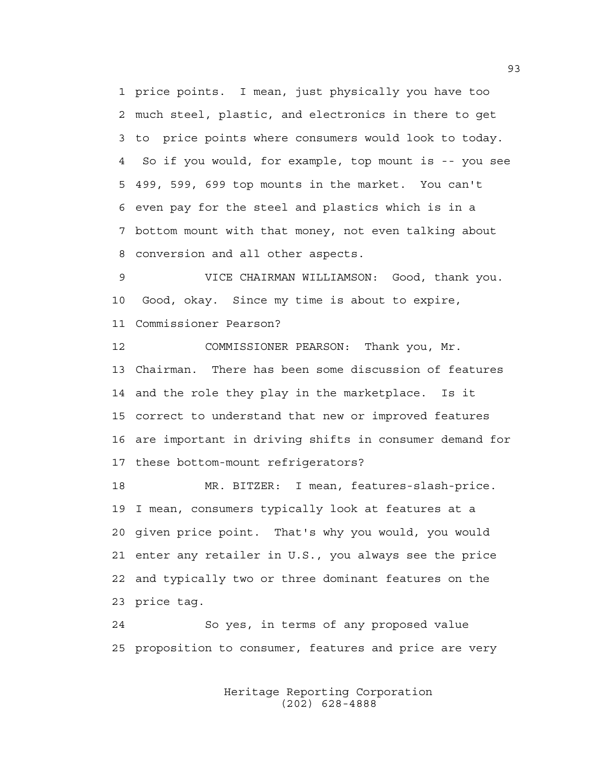price points. I mean, just physically you have too much steel, plastic, and electronics in there to get to price points where consumers would look to today. So if you would, for example, top mount is -- you see 499, 599, 699 top mounts in the market. You can't even pay for the steel and plastics which is in a bottom mount with that money, not even talking about conversion and all other aspects.

VICE CHAIRMAN WILLIAMSON: Good, thank you. Good, okay. Since my time is about to expire, Commissioner Pearson?

COMMISSIONER PEARSON: Thank you, Mr. Chairman. There has been some discussion of features and the role they play in the marketplace. Is it correct to understand that new or improved features are important in driving shifts in consumer demand for these bottom-mount refrigerators?

MR. BITZER: I mean, features-slash-price. I mean, consumers typically look at features at a given price point. That's why you would, you would enter any retailer in U.S., you always see the price and typically two or three dominant features on the price tag.

So yes, in terms of any proposed value proposition to consumer, features and price are very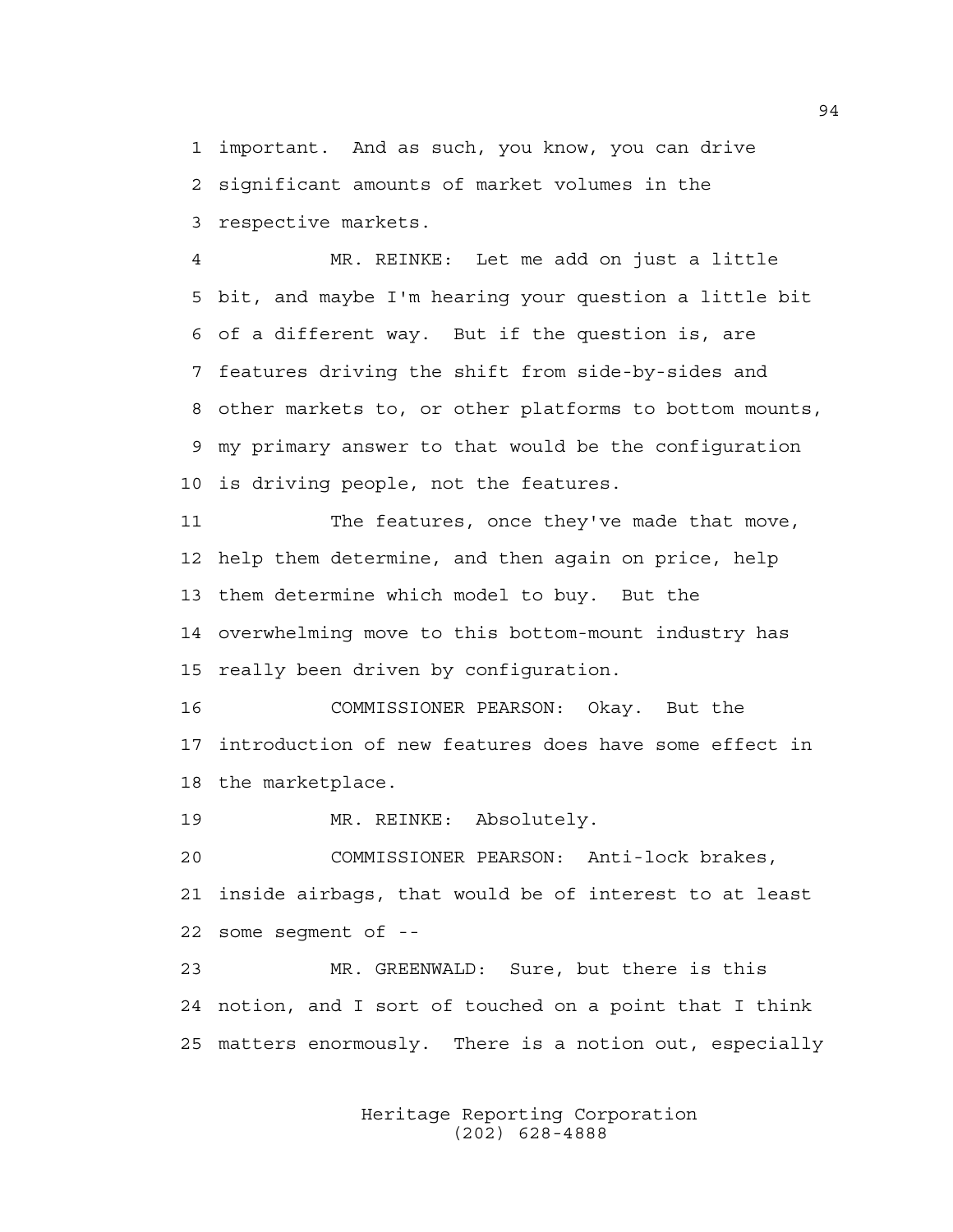1 important. And as such, you know, you can drive
2 significant amounts of market volumes in the
3 respective markets.

4 MR. REINKE: Let me add on just a little
5 bit, and maybe I'm hearing your question a little bit
6 of a different way. But if the question is, are
7 features driving the shift from side-by-sides and
8 other markets to, or other platforms to bottom mounts,
9 my primary answer to that would be the configuration
10 is driving people, not the features.

11 The features, once they've made that move,
12 help them determine, and then again on price, help
13 them determine which model to buy. But the
14 overwhelming move to this bottom-mount industry has
15 really been driven by configuration.

16 COMMISSIONER PEARSON: Okay. But the
17 introduction of new features does have some effect in
18 the marketplace.

19 MR. REINKE: Absolutely.

20 COMMISSIONER PEARSON: Anti-lock brakes,
21 inside airbags, that would be of interest to at least
22 some segment of --

23 MR. GREENWALD: Sure, but there is this
24 notion, and I sort of touched on a point that I think
25 matters enormously. There is a notion out, especially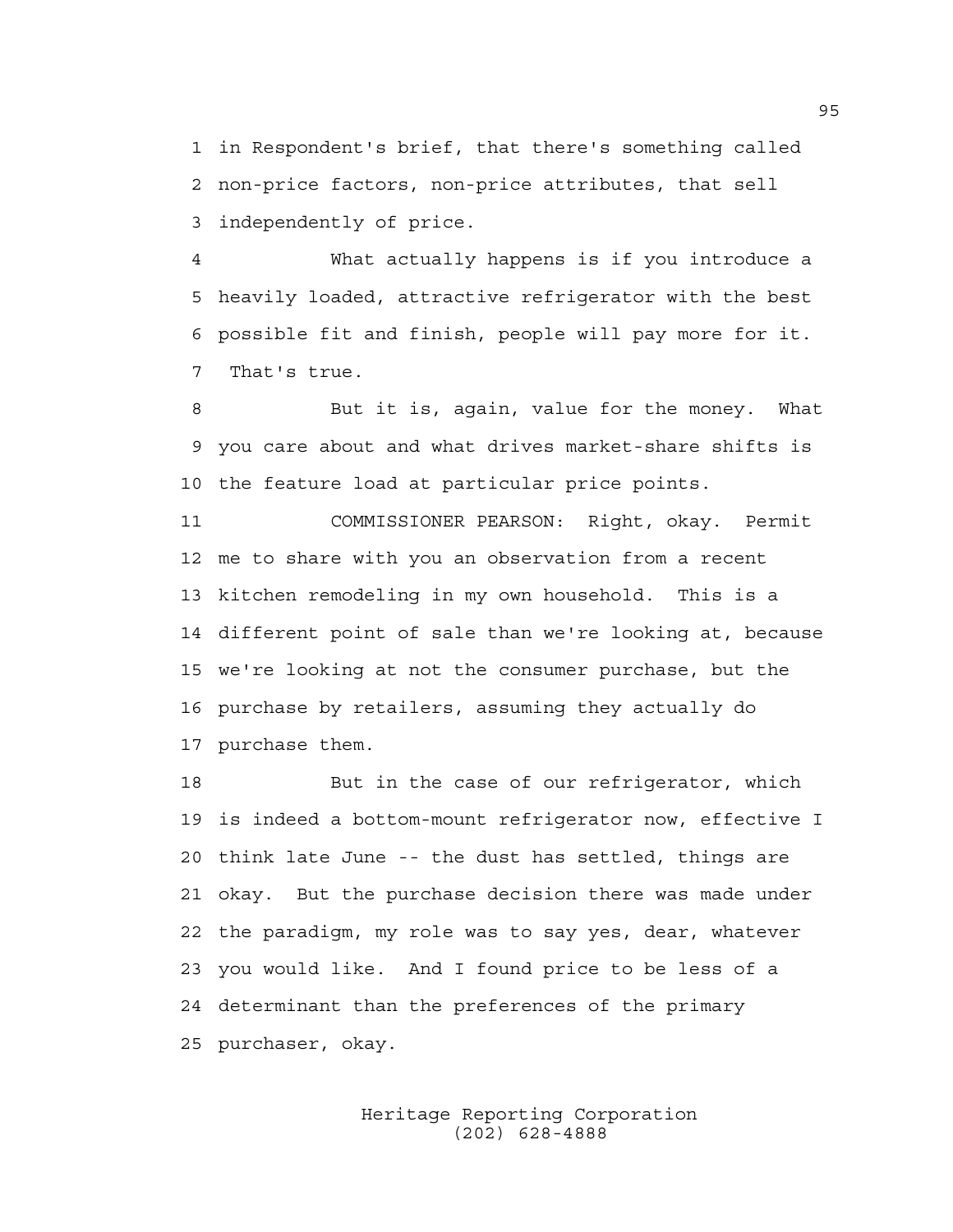in Respondent's brief, that there's something called non-price factors, non-price attributes, that sell independently of price.

What actually happens is if you introduce a heavily loaded, attractive refrigerator with the best possible fit and finish, people will pay more for it. That's true.

But it is, again, value for the money. What you care about and what drives market-share shifts is the feature load at particular price points.

COMMISSIONER PEARSON: Right, okay. Permit me to share with you an observation from a recent kitchen remodeling in my own household. This is a different point of sale than we're looking at, because we're looking at not the consumer purchase, but the purchase by retailers, assuming they actually do purchase them.

But in the case of our refrigerator, which is indeed a bottom-mount refrigerator now, effective I think late June -- the dust has settled, things are okay. But the purchase decision there was made under the paradigm, my role was to say yes, dear, whatever you would like. And I found price to be less of a determinant than the preferences of the primary purchaser, okay.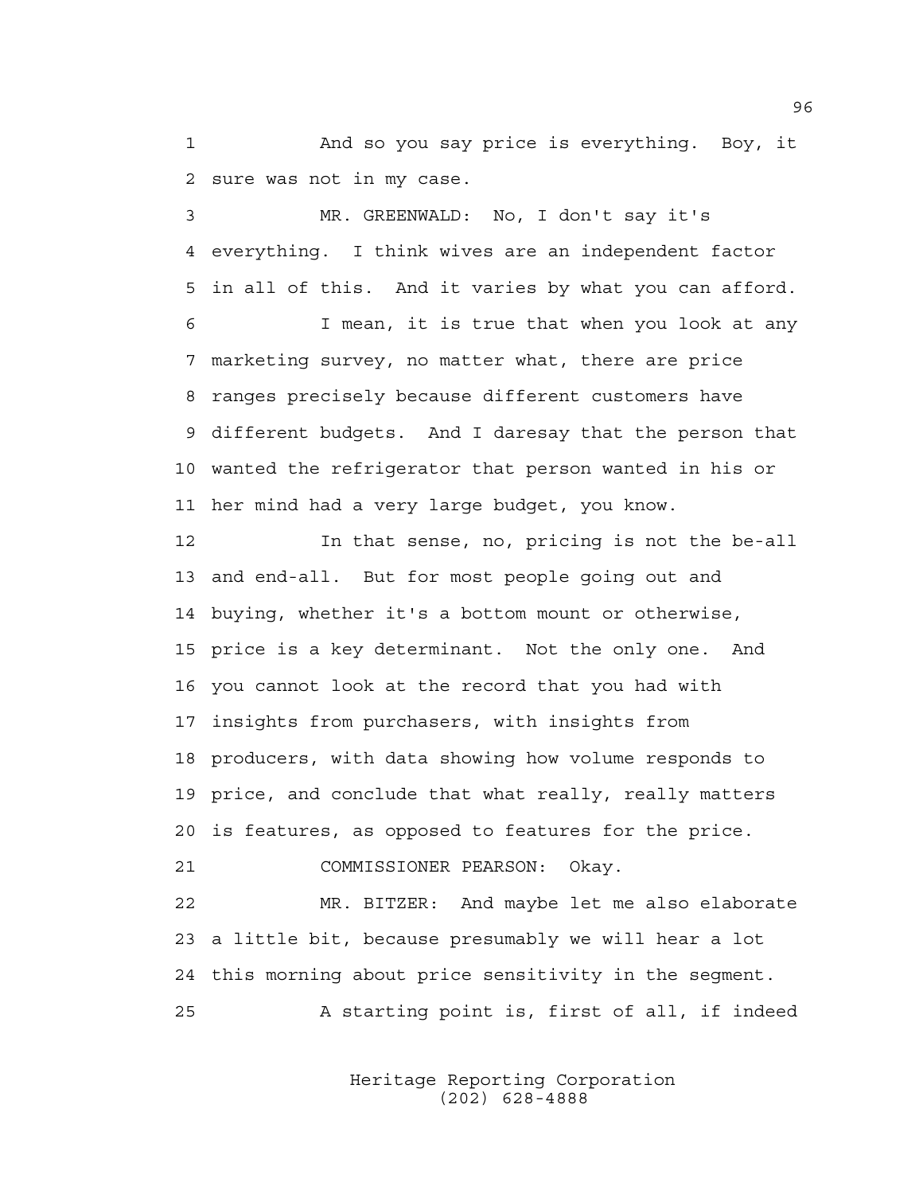1 And so you say price is everything. Boy, it
2 sure was not in my case.

3 MR. GREENWALD: No, I don't say it's
4 everything. I think wives are an independent factor
5 in all of this. And it varies by what you can afford.

6 I mean, it is true that when you look at any
7 marketing survey, no matter what, there are price
8 ranges precisely because different customers have
9 different budgets. And I daresay that the person that
10 wanted the refrigerator that person wanted in his or
11 her mind had a very large budget, you know.

12 In that sense, no, pricing is not the be-all
13 and end-all. But for most people going out and
14 buying, whether it's a bottom mount or otherwise,
15 price is a key determinant. Not the only one. And
16 you cannot look at the record that you had with
17 insights from purchasers, with insights from
18 producers, with data showing how volume responds to
19 price, and conclude that what really, really matters
20 is features, as opposed to features for the price.

21 COMMISSIONER PEARSON: Okay.

22 MR. BITZER: And maybe let me also elaborate
23 a little bit, because presumably we will hear a lot
24 this morning about price sensitivity in the segment.

25 A starting point is, first of all, if indeed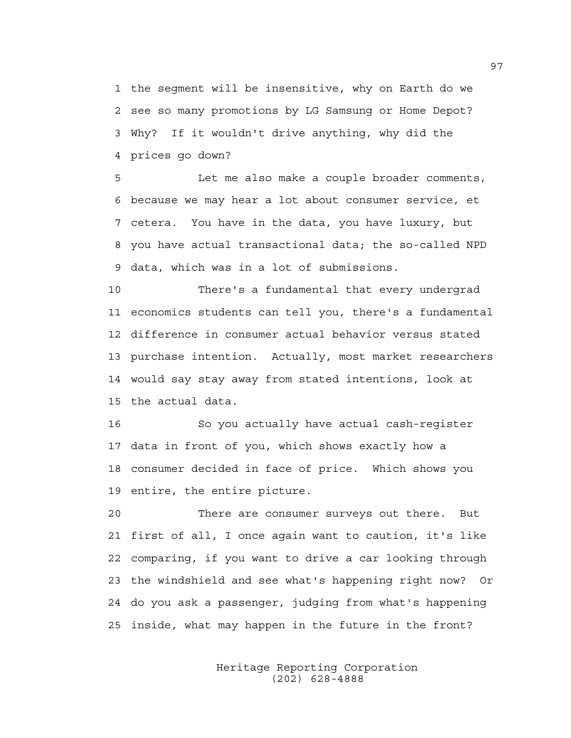the segment will be insensitive, why on Earth do we see so many promotions by LG Samsung or Home Depot? Why? If it wouldn't drive anything, why did the prices go down?

Let me also make a couple broader comments, because we may hear a lot about consumer service, et cetera. You have in the data, you have luxury, but you have actual transactional data; the so-called NPD data, which was in a lot of submissions.

There's a fundamental that every undergrad economics students can tell you, there's a fundamental difference in consumer actual behavior versus stated purchase intention. Actually, most market researchers would say stay away from stated intentions, look at the actual data.

So you actually have actual cash-register data in front of you, which shows exactly how a consumer decided in face of price. Which shows you entire, the entire picture.

There are consumer surveys out there. But first of all, I once again want to caution, it's like comparing, if you want to drive a car looking through the windshield and see what's happening right now? Or do you ask a passenger, judging from what's happening inside, what may happen in the future in the front?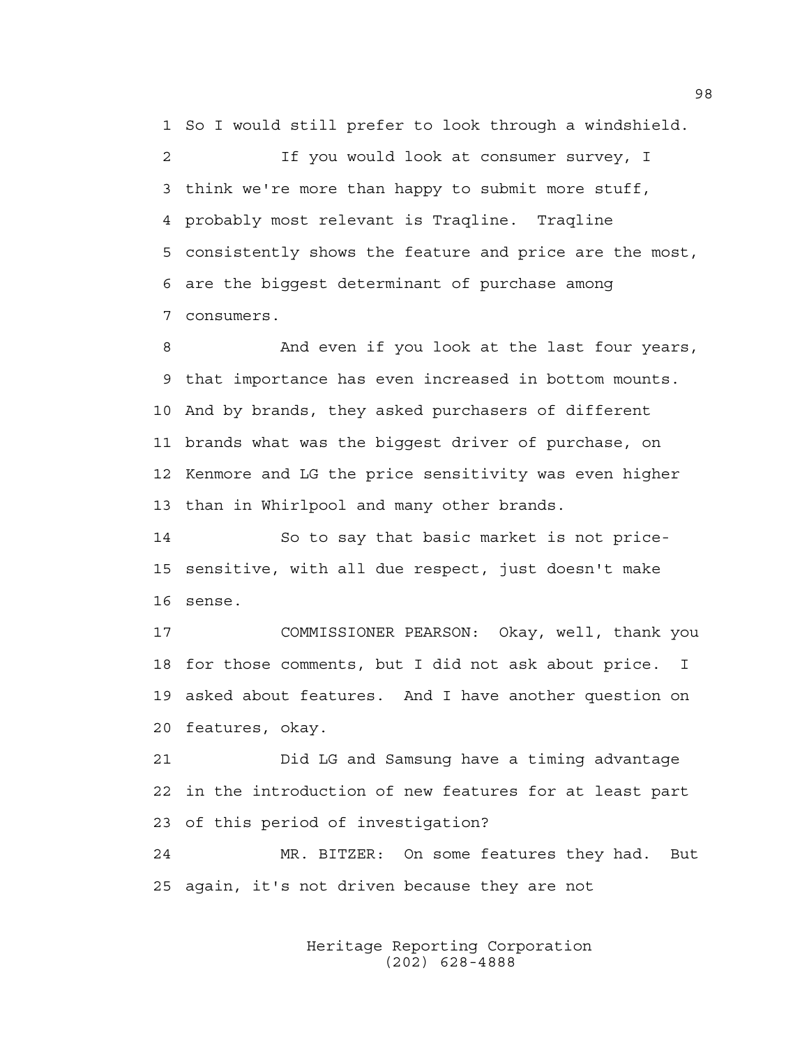So I would still prefer to look through a windshield.

If you would look at consumer survey, I think we're more than happy to submit more stuff, probably most relevant is Traqline. Traqline consistently shows the feature and price are the most, are the biggest determinant of purchase among consumers.

And even if you look at the last four years, that importance has even increased in bottom mounts. And by brands, they asked purchasers of different brands what was the biggest driver of purchase, on Kenmore and LG the price sensitivity was even higher than in Whirlpool and many other brands.

So to say that basic market is not price-sensitive, with all due respect, just doesn't make sense.

COMMISSIONER PEARSON: Okay, well, thank you for those comments, but I did not ask about price. I asked about features. And I have another question on features, okay.

Did LG and Samsung have a timing advantage in the introduction of new features for at least part of this period of investigation?

MR. BITZER: On some features they had. But again, it's not driven because they are not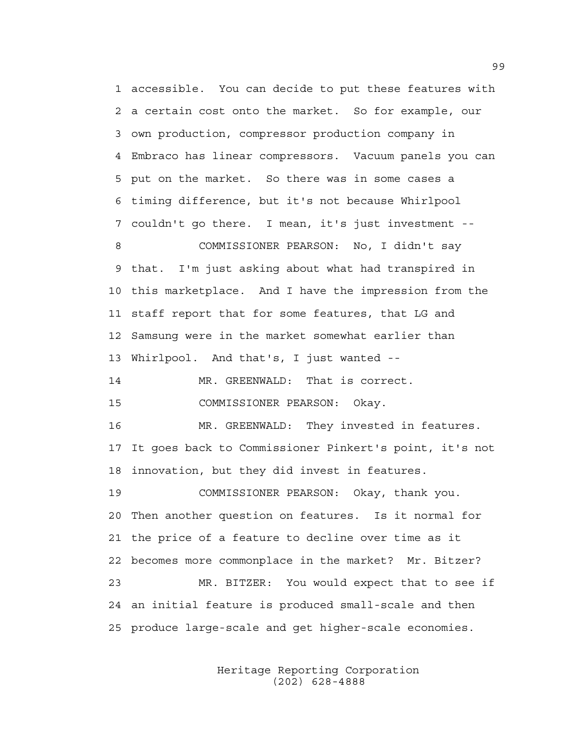accessible. You can decide to put these features with a certain cost onto the market. So for example, our own production, compressor production company in Embraco has linear compressors. Vacuum panels you can put on the market. So there was in some cases a timing difference, but it's not because Whirlpool couldn't go there. I mean, it's just investment --

COMMISSIONER PEARSON: No, I didn't say that. I'm just asking about what had transpired in this marketplace. And I have the impression from the staff report that for some features, that LG and Samsung were in the market somewhat earlier than Whirlpool. And that's, I just wanted --

MR. GREENWALD: That is correct.

COMMISSIONER PEARSON: Okay.

MR. GREENWALD: They invested in features. It goes back to Commissioner Pinkert's point, it's not innovation, but they did invest in features.

COMMISSIONER PEARSON: Okay, thank you. Then another question on features. Is it normal for the price of a feature to decline over time as it becomes more commonplace in the market? Mr. Bitzer?

MR. BITZER: You would expect that to see if an initial feature is produced small-scale and then produce large-scale and get higher-scale economies.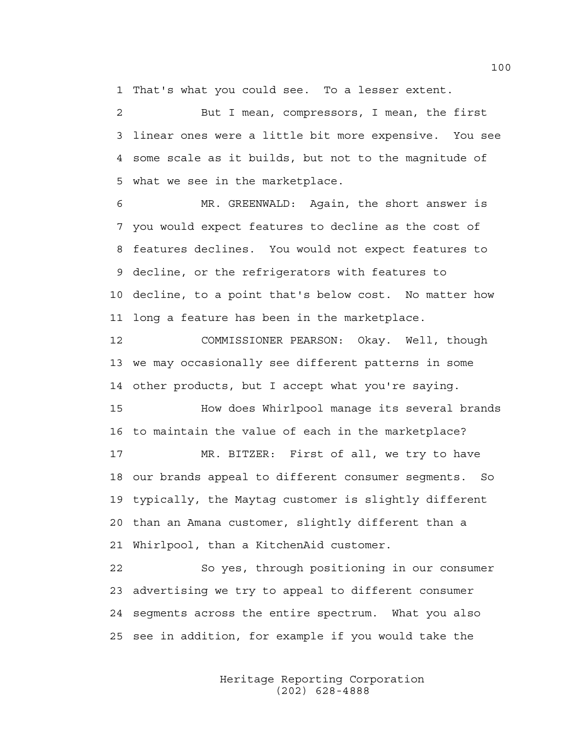1 That's what you could see. To a lesser extent.

2 But I mean, compressors, I mean, the first
3 linear ones were a little bit more expensive. You see
4 some scale as it builds, but not to the magnitude of
5 what we see in the marketplace.

6 MR. GREENWALD: Again, the short answer is
7 you would expect features to decline as the cost of
8 features declines. You would not expect features to
9 decline, or the refrigerators with features to
10 decline, to a point that's below cost. No matter how
11 long a feature has been in the marketplace.

12 COMMISSIONER PEARSON: Okay. Well, though
13 we may occasionally see different patterns in some
14 other products, but I accept what you're saying.

15 How does Whirlpool manage its several brands
16 to maintain the value of each in the marketplace?

17 MR. BITZER: First of all, we try to have
18 our brands appeal to different consumer segments. So
19 typically, the Maytag customer is slightly different
20 than an Amana customer, slightly different than a
21 Whirlpool, than a KitchenAid customer.

22 So yes, through positioning in our consumer
23 advertising we try to appeal to different consumer
24 segments across the entire spectrum. What you also
25 see in addition, for example if you would take the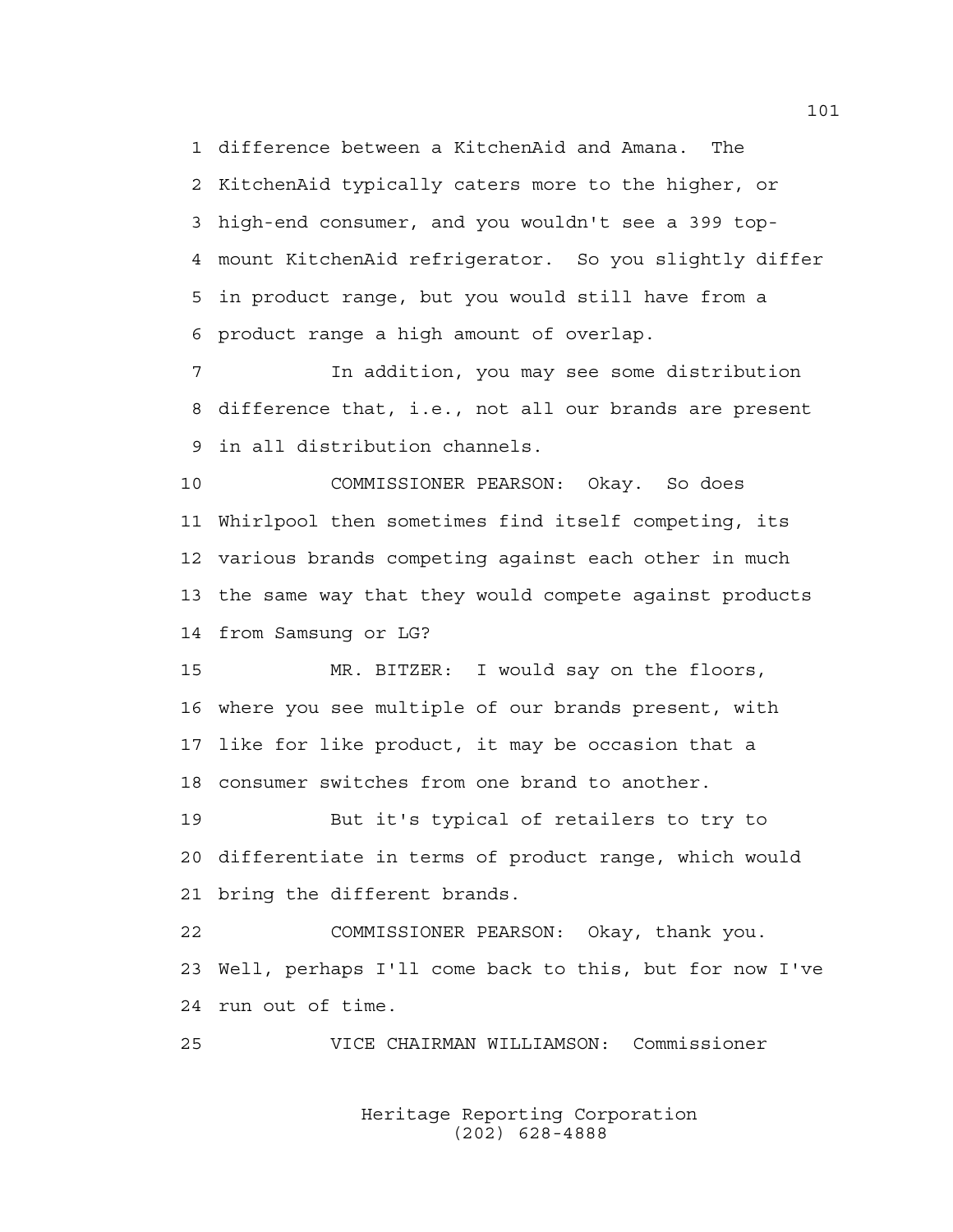difference between a KitchenAid and Amana. The KitchenAid typically caters more to the higher, or high-end consumer, and you wouldn't see a 399 top-mount KitchenAid refrigerator. So you slightly differ in product range, but you would still have from a product range a high amount of overlap.

In addition, you may see some distribution difference that, i.e., not all our brands are present in all distribution channels.

COMMISSIONER PEARSON: Okay. So does Whirlpool then sometimes find itself competing, its various brands competing against each other in much the same way that they would compete against products from Samsung or LG?

MR. BITZER: I would say on the floors, where you see multiple of our brands present, with like for like product, it may be occasion that a consumer switches from one brand to another.

But it's typical of retailers to try to differentiate in terms of product range, which would bring the different brands.

COMMISSIONER PEARSON: Okay, thank you. Well, perhaps I'll come back to this, but for now I've run out of time.

VICE CHAIRMAN WILLIAMSON: Commissioner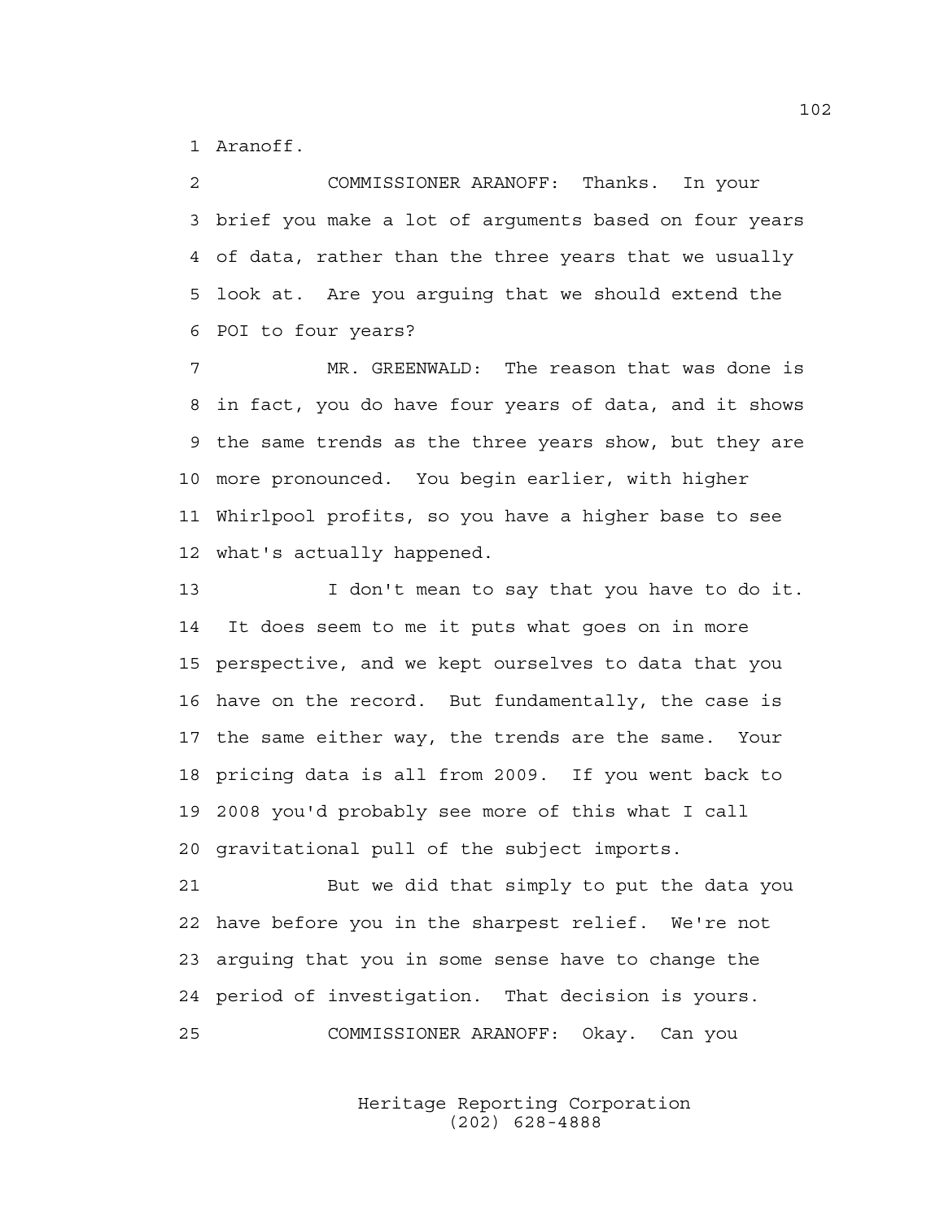1 Aranoff.

2 COMMISSIONER ARANOFF: Thanks. In your
3 brief you make a lot of arguments based on four years
4 of data, rather than the three years that we usually
5 look at. Are you arguing that we should extend the
6 POI to four years?

7 MR. GREENWALD: The reason that was done is
8 in fact, you do have four years of data, and it shows
9 the same trends as the three years show, but they are
10 more pronounced. You begin earlier, with higher
11 Whirlpool profits, so you have a higher base to see
12 what's actually happened.

13 I don't mean to say that you have to do it.
14 It does seem to me it puts what goes on in more
15 perspective, and we kept ourselves to data that you
16 have on the record. But fundamentally, the case is
17 the same either way, the trends are the same. Your
18 pricing data is all from 2009. If you went back to
19 2008 you'd probably see more of this what I call
20 gravitational pull of the subject imports.

21 But we did that simply to put the data you
22 have before you in the sharpest relief. We're not
23 arguing that you in some sense have to change the
24 period of investigation. That decision is yours.

25 COMMISSIONER ARANOFF: Okay. Can you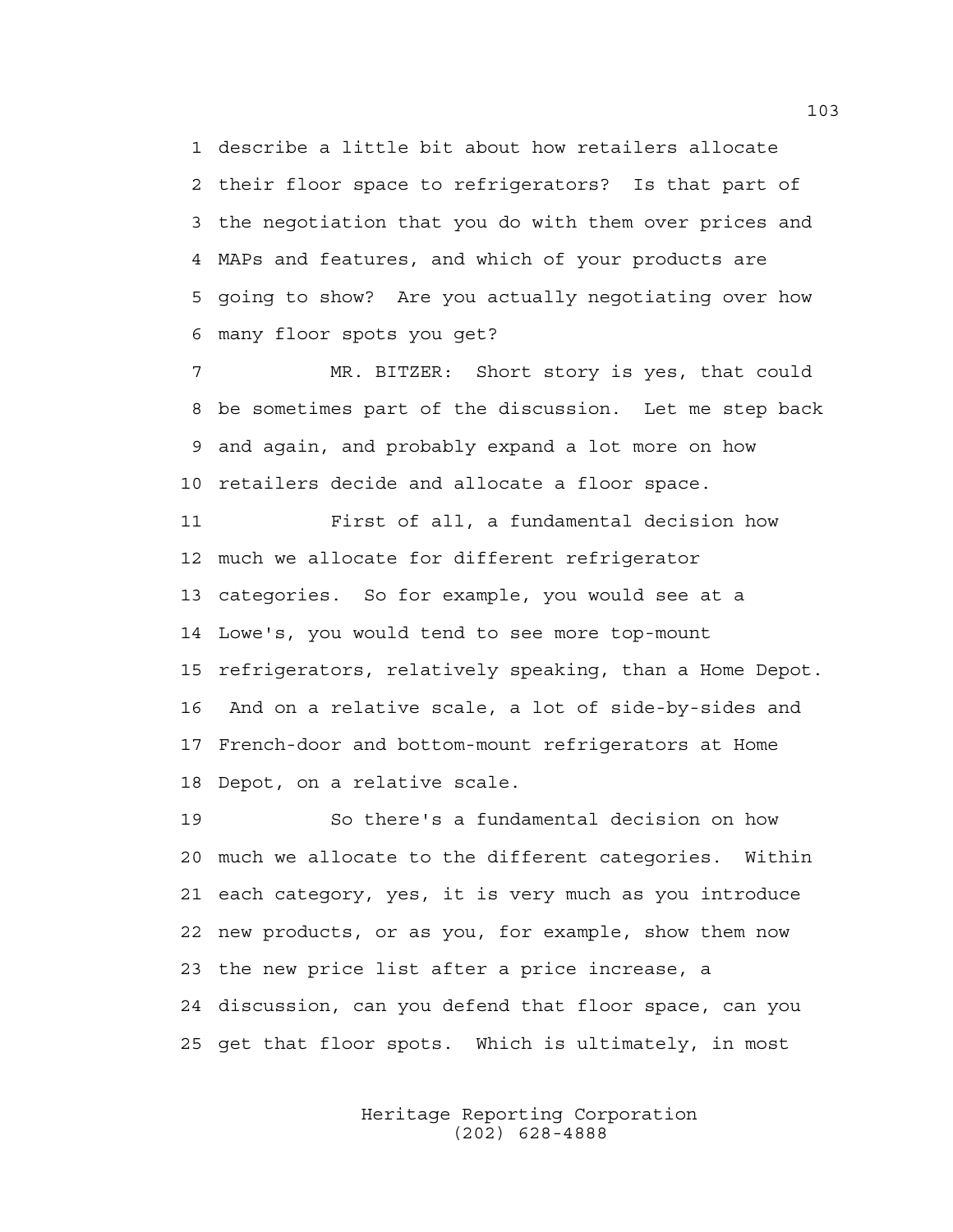describe a little bit about how retailers allocate their floor space to refrigerators? Is that part of the negotiation that you do with them over prices and MAPs and features, and which of your products are going to show? Are you actually negotiating over how many floor spots you get?

MR. BITZER: Short story is yes, that could be sometimes part of the discussion. Let me step back and again, and probably expand a lot more on how retailers decide and allocate a floor space.

First of all, a fundamental decision how much we allocate for different refrigerator categories. So for example, you would see at a Lowe's, you would tend to see more top-mount refrigerators, relatively speaking, than a Home Depot. And on a relative scale, a lot of side-by-sides and French-door and bottom-mount refrigerators at Home Depot, on a relative scale.

So there's a fundamental decision on how much we allocate to the different categories. Within each category, yes, it is very much as you introduce new products, or as you, for example, show them now the new price list after a price increase, a discussion, can you defend that floor space, can you get that floor spots. Which is ultimately, in most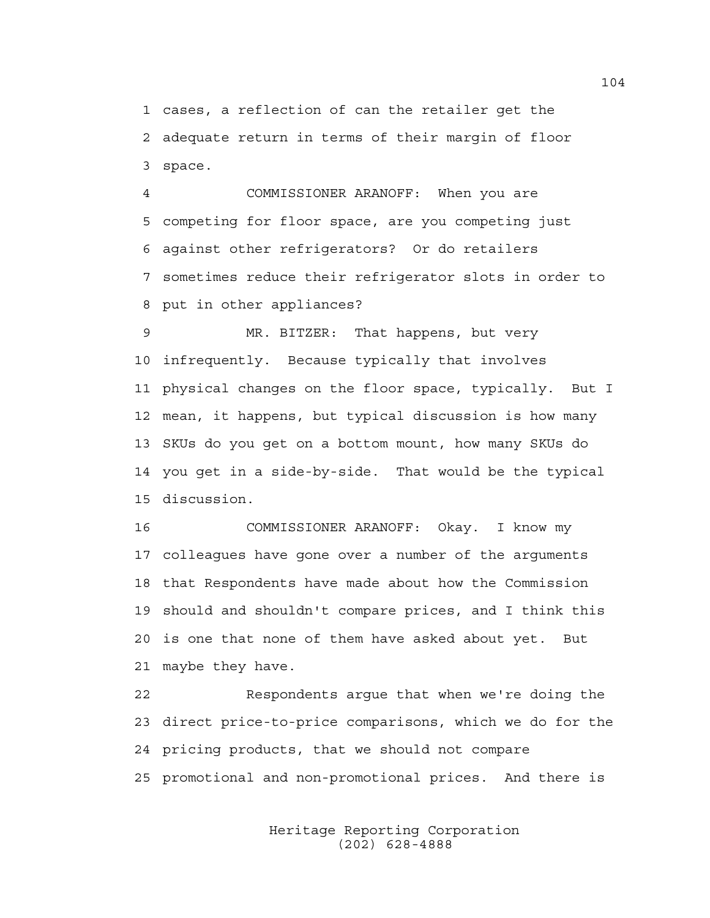cases, a reflection of can the retailer get the adequate return in terms of their margin of floor space.

COMMISSIONER ARANOFF: When you are competing for floor space, are you competing just against other refrigerators? Or do retailers sometimes reduce their refrigerator slots in order to put in other appliances?

MR. BITZER: That happens, but very infrequently. Because typically that involves physical changes on the floor space, typically. But I mean, it happens, but typical discussion is how many SKUs do you get on a bottom mount, how many SKUs do you get in a side-by-side. That would be the typical discussion.

COMMISSIONER ARANOFF: Okay. I know my colleagues have gone over a number of the arguments that Respondents have made about how the Commission should and shouldn't compare prices, and I think this is one that none of them have asked about yet. But maybe they have.

Respondents argue that when we're doing the direct price-to-price comparisons, which we do for the pricing products, that we should not compare promotional and non-promotional prices. And there is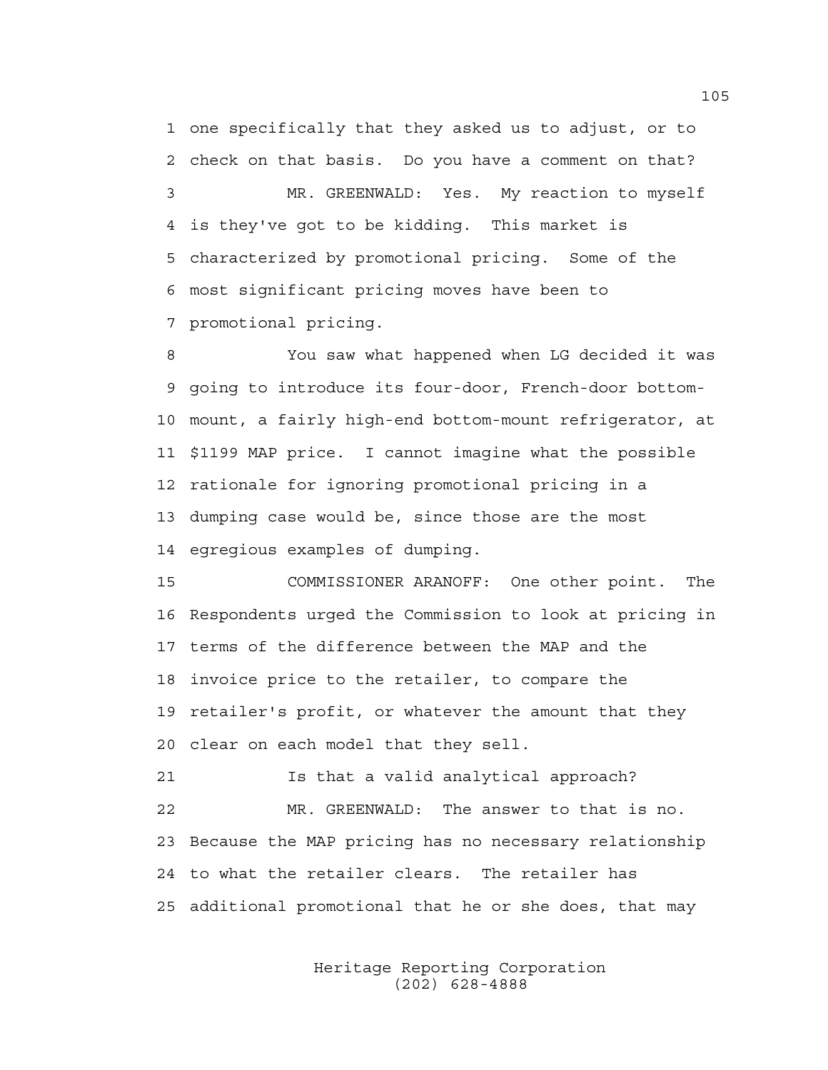1 one specifically that they asked us to adjust, or to
2 check on that basis. Do you have a comment on that?
3 MR. GREENWALD: Yes. My reaction to myself
4 is they've got to be kidding. This market is
5 characterized by promotional pricing. Some of the
6 most significant pricing moves have been to
7 promotional pricing.
8 You saw what happened when LG decided it was
9 going to introduce its four-door, French-door bottom-
10 mount, a fairly high-end bottom-mount refrigerator, at
11 $1199 MAP price. I cannot imagine what the possible
12 rationale for ignoring promotional pricing in a
13 dumping case would be, since those are the most
14 egregious examples of dumping.
15 COMMISSIONER ARANOFF: One other point. The
16 Respondents urged the Commission to look at pricing in
17 terms of the difference between the MAP and the
18 invoice price to the retailer, to compare the
19 retailer's profit, or whatever the amount that they
20 clear on each model that they sell.
21 Is that a valid analytical approach?
22 MR. GREENWALD: The answer to that is no.
23 Because the MAP pricing has no necessary relationship
24 to what the retailer clears. The retailer has
25 additional promotional that he or she does, that may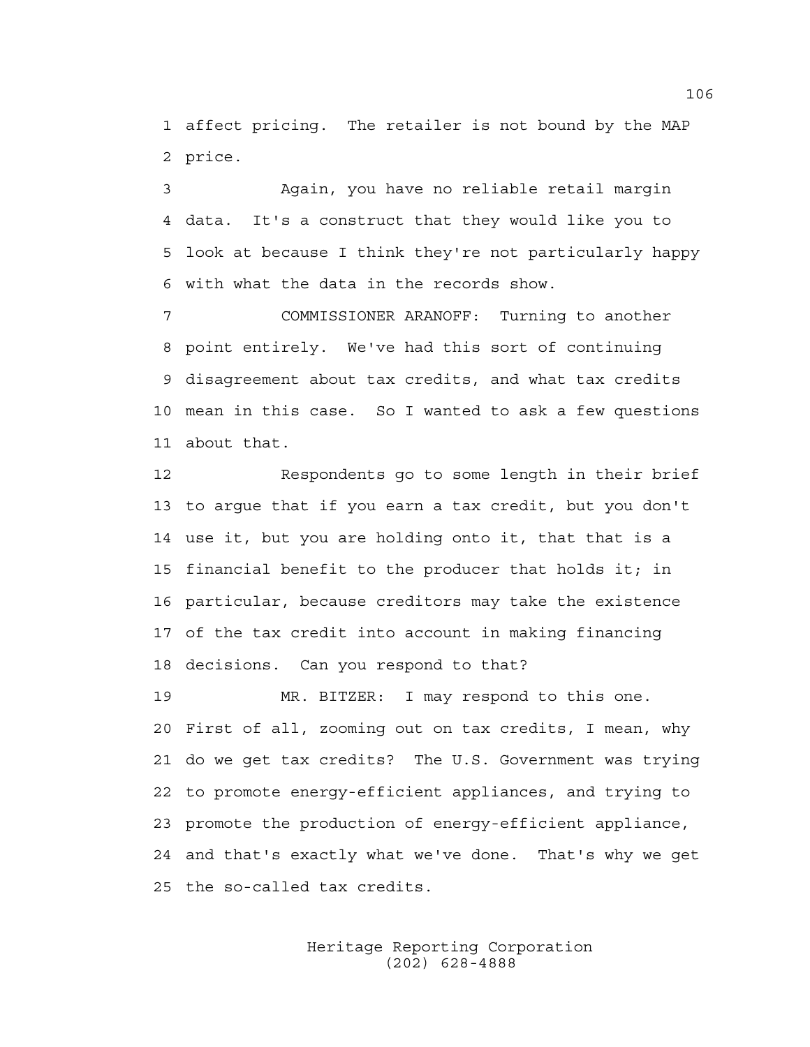affect pricing. The retailer is not bound by the MAP price.

Again, you have no reliable retail margin data. It's a construct that they would like you to look at because I think they're not particularly happy with what the data in the records show.

COMMISSIONER ARANOFF: Turning to another point entirely. We've had this sort of continuing disagreement about tax credits, and what tax credits mean in this case. So I wanted to ask a few questions about that.

Respondents go to some length in their brief to argue that if you earn a tax credit, but you don't use it, but you are holding onto it, that that is a financial benefit to the producer that holds it; in particular, because creditors may take the existence of the tax credit into account in making financing decisions. Can you respond to that?

MR. BITZER: I may respond to this one. First of all, zooming out on tax credits, I mean, why do we get tax credits? The U.S. Government was trying to promote energy-efficient appliances, and trying to promote the production of energy-efficient appliance, and that's exactly what we've done. That's why we get the so-called tax credits.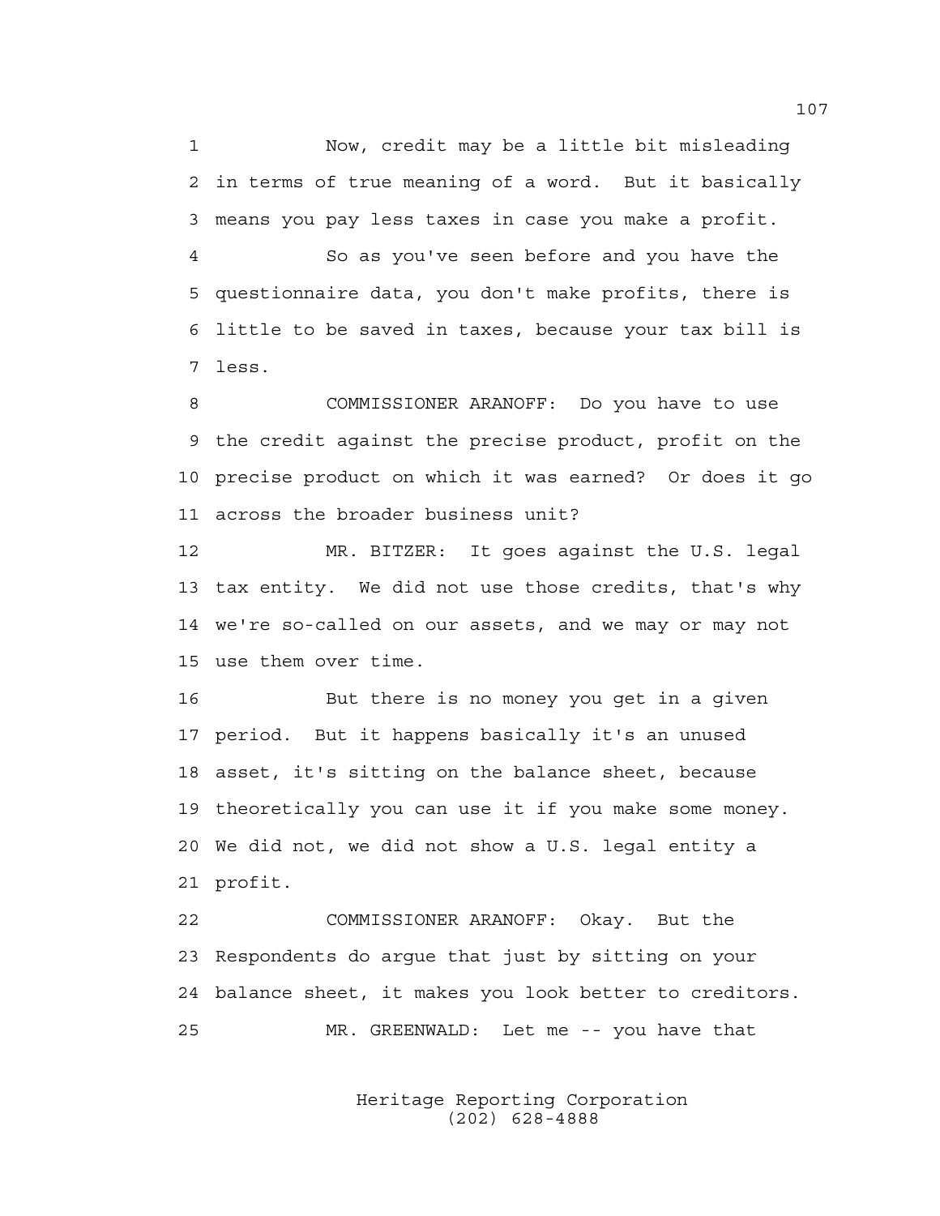1 Now, credit may be a little bit misleading
2 in terms of true meaning of a word. But it basically
3 means you pay less taxes in case you make a profit.
4 So as you've seen before and you have the
5 questionnaire data, you don't make profits, there is
6 little to be saved in taxes, because your tax bill is
7 less.
8 COMMISSIONER ARANOFF: Do you have to use
9 the credit against the precise product, profit on the
10 precise product on which it was earned? Or does it go
11 across the broader business unit?
12 MR. BITZER: It goes against the U.S. legal
13 tax entity. We did not use those credits, that's why
14 we're so-called on our assets, and we may or may not
15 use them over time.
16 But there is no money you get in a given
17 period. But it happens basically it's an unused
18 asset, it's sitting on the balance sheet, because
19 theoretically you can use it if you make some money.
20 We did not, we did not show a U.S. legal entity a
21 profit.
22 COMMISSIONER ARANOFF: Okay. But the
23 Respondents do argue that just by sitting on your
24 balance sheet, it makes you look better to creditors.
25 MR. GREENWALD: Let me -- you have that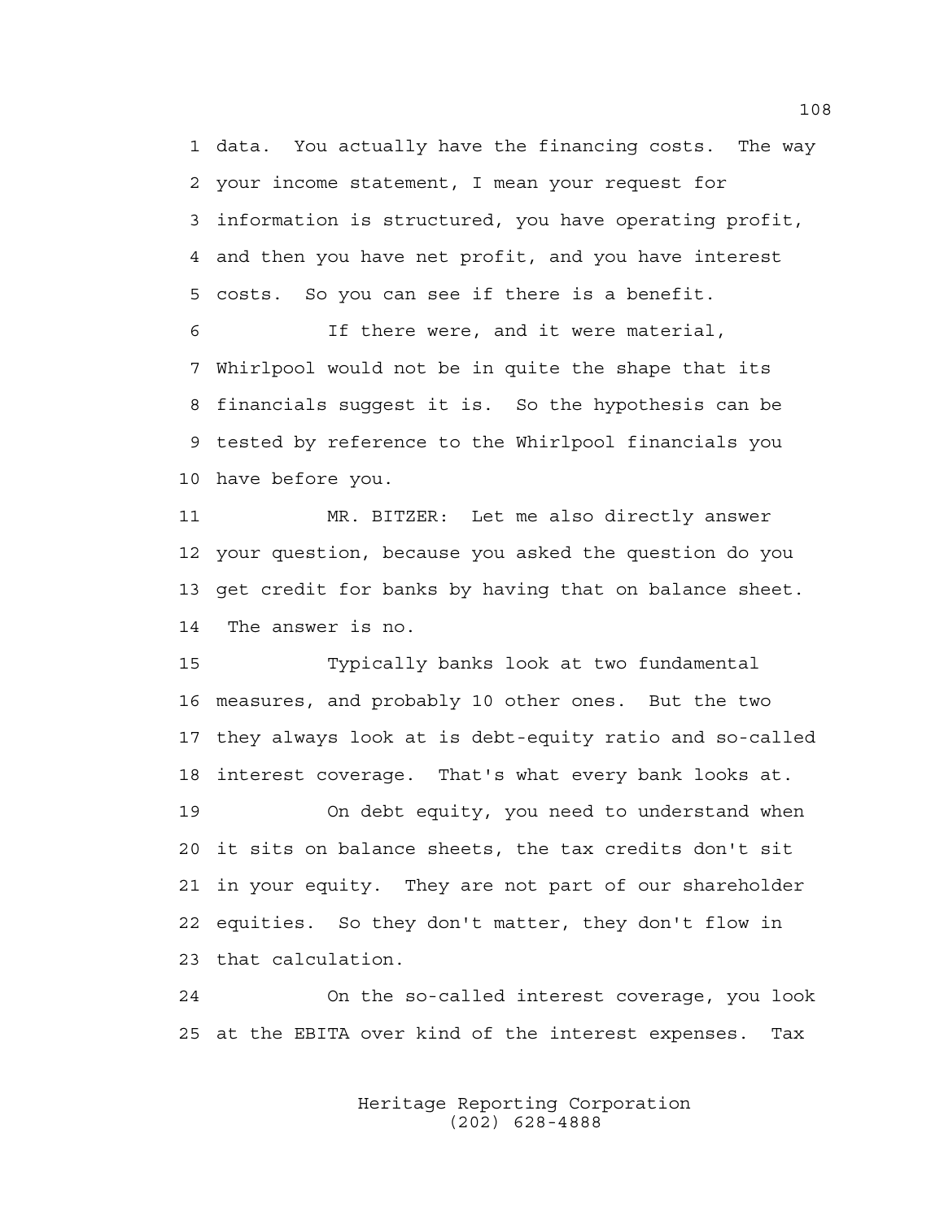data. You actually have the financing costs. The way your income statement, I mean your request for information is structured, you have operating profit, and then you have net profit, and you have interest costs. So you can see if there is a benefit.

If there were, and it were material, Whirlpool would not be in quite the shape that its financials suggest it is. So the hypothesis can be tested by reference to the Whirlpool financials you have before you.

MR. BITZER: Let me also directly answer your question, because you asked the question do you get credit for banks by having that on balance sheet. The answer is no.

Typically banks look at two fundamental measures, and probably 10 other ones. But the two they always look at is debt-equity ratio and so-called interest coverage. That's what every bank looks at.

On debt equity, you need to understand when it sits on balance sheets, the tax credits don't sit in your equity. They are not part of our shareholder equities. So they don't matter, they don't flow in that calculation.

On the so-called interest coverage, you look at the EBITA over kind of the interest expenses. Tax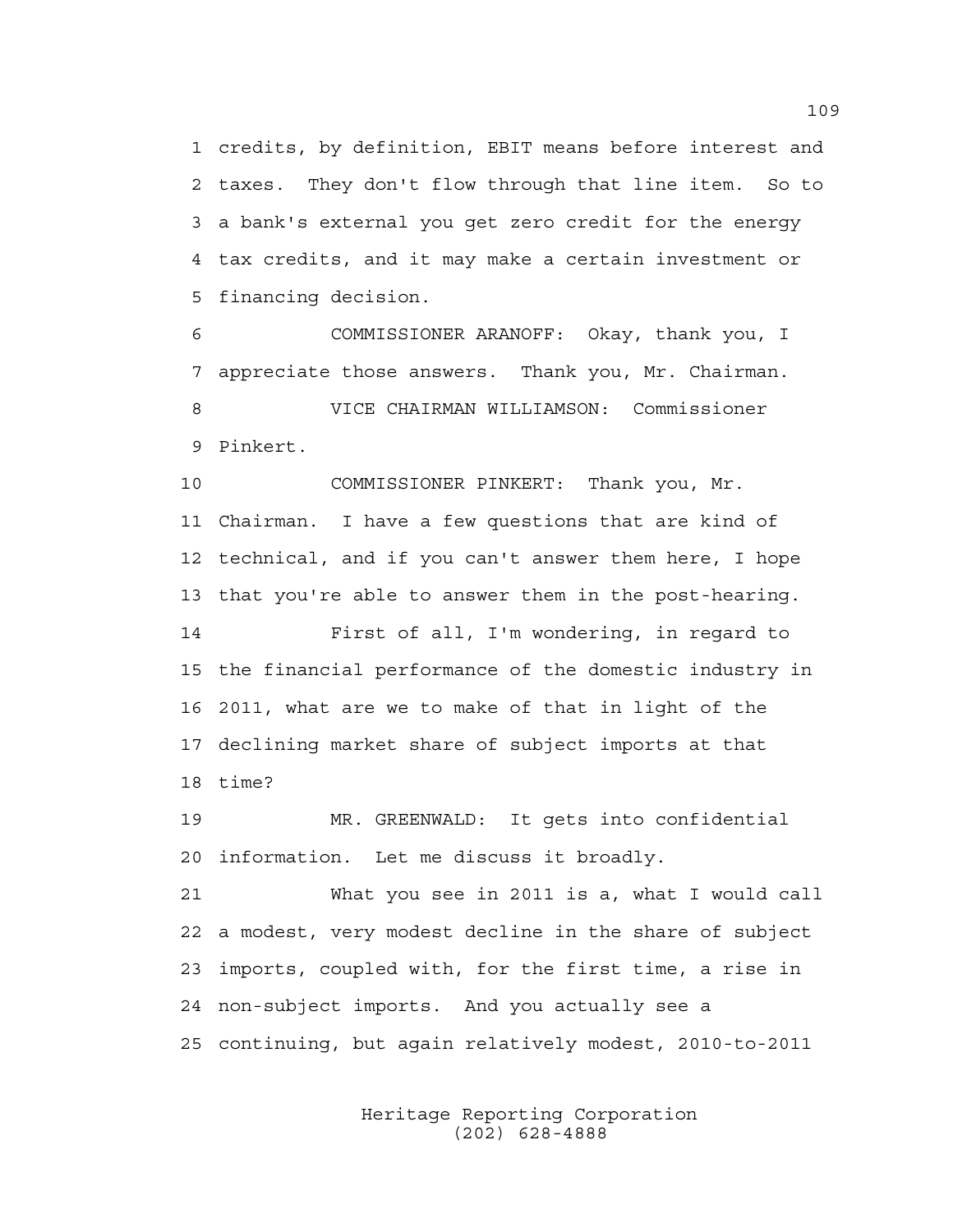1 credits, by definition, EBIT means before interest and
2 taxes. They don't flow through that line item. So to
3 a bank's external you get zero credit for the energy
4 tax credits, and it may make a certain investment or
5 financing decision.

6 COMMISSIONER ARANOFF: Okay, thank you, I
7 appreciate those answers. Thank you, Mr. Chairman.

8 VICE CHAIRMAN WILLIAMSON: Commissioner
9 Pinkert.

10 COMMISSIONER PINKERT: Thank you, Mr.
11 Chairman. I have a few questions that are kind of
12 technical, and if you can't answer them here, I hope
13 that you're able to answer them in the post-hearing.

14 First of all, I'm wondering, in regard to
15 the financial performance of the domestic industry in
16 2011, what are we to make of that in light of the
17 declining market share of subject imports at that
18 time?

19 MR. GREENWALD: It gets into confidential
20 information. Let me discuss it broadly.

21 What you see in 2011 is a, what I would call
22 a modest, very modest decline in the share of subject
23 imports, coupled with, for the first time, a rise in
24 non-subject imports. And you actually see a
25 continuing, but again relatively modest, 2010-to-2011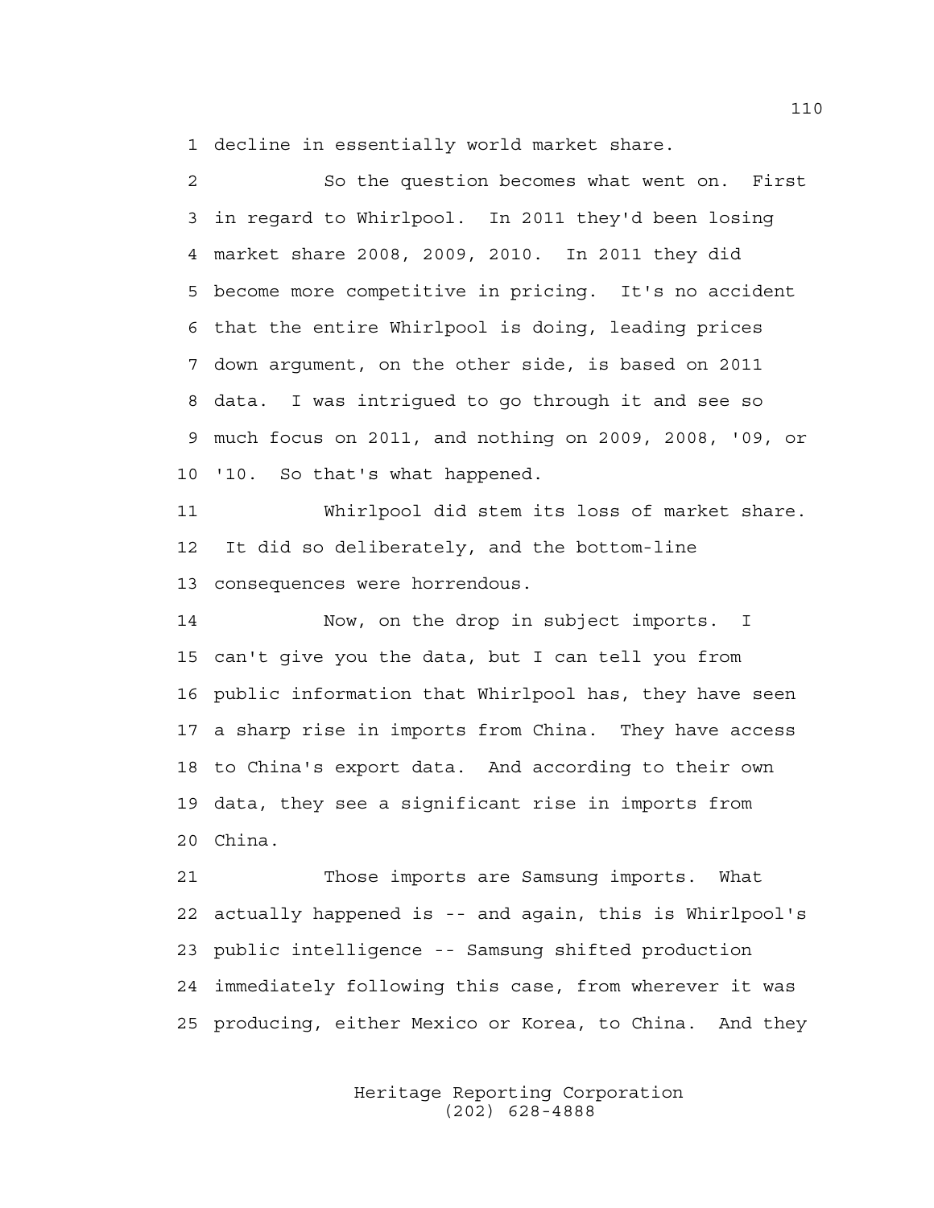decline in essentially world market share.

So the question becomes what went on. First in regard to Whirlpool. In 2011 they'd been losing market share 2008, 2009, 2010. In 2011 they did become more competitive in pricing. It's no accident that the entire Whirlpool is doing, leading prices down argument, on the other side, is based on 2011 data. I was intrigued to go through it and see so much focus on 2011, and nothing on 2009, 2008, '09, or '10. So that's what happened.

Whirlpool did stem its loss of market share. It did so deliberately, and the bottom-line consequences were horrendous.

Now, on the drop in subject imports. I can't give you the data, but I can tell you from public information that Whirlpool has, they have seen a sharp rise in imports from China. They have access to China's export data. And according to their own data, they see a significant rise in imports from China.

Those imports are Samsung imports. What actually happened is -- and again, this is Whirlpool's public intelligence -- Samsung shifted production immediately following this case, from wherever it was producing, either Mexico or Korea, to China. And they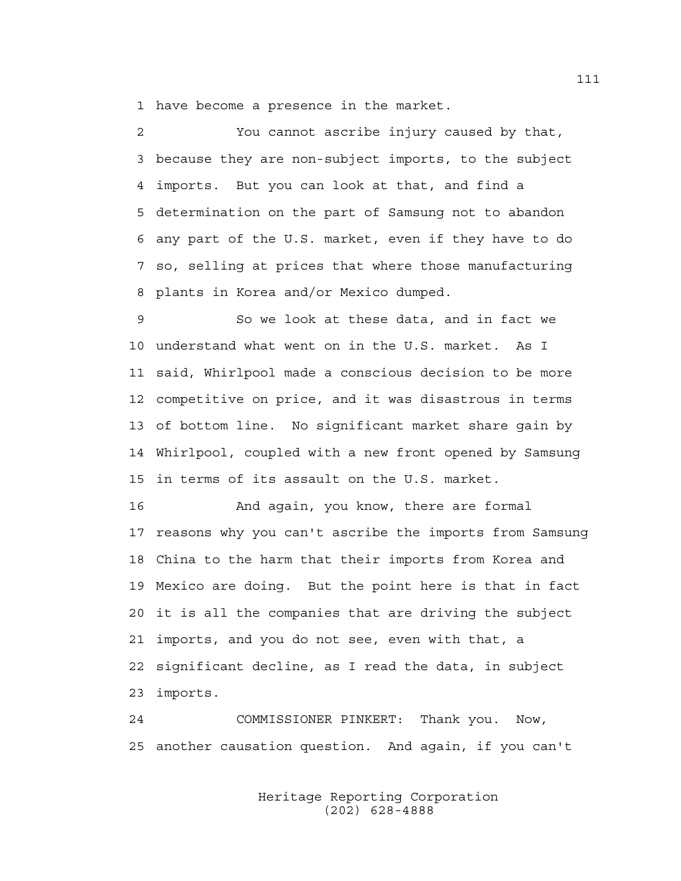have become a presence in the market.

You cannot ascribe injury caused by that, because they are non-subject imports, to the subject imports. But you can look at that, and find a determination on the part of Samsung not to abandon any part of the U.S. market, even if they have to do so, selling at prices that where those manufacturing plants in Korea and/or Mexico dumped.

So we look at these data, and in fact we understand what went on in the U.S. market. As I said, Whirlpool made a conscious decision to be more competitive on price, and it was disastrous in terms of bottom line. No significant market share gain by Whirlpool, coupled with a new front opened by Samsung in terms of its assault on the U.S. market.

And again, you know, there are formal reasons why you can't ascribe the imports from Samsung China to the harm that their imports from Korea and Mexico are doing. But the point here is that in fact it is all the companies that are driving the subject imports, and you do not see, even with that, a significant decline, as I read the data, in subject imports.

COMMISSIONER PINKERT: Thank you. Now, another causation question. And again, if you can't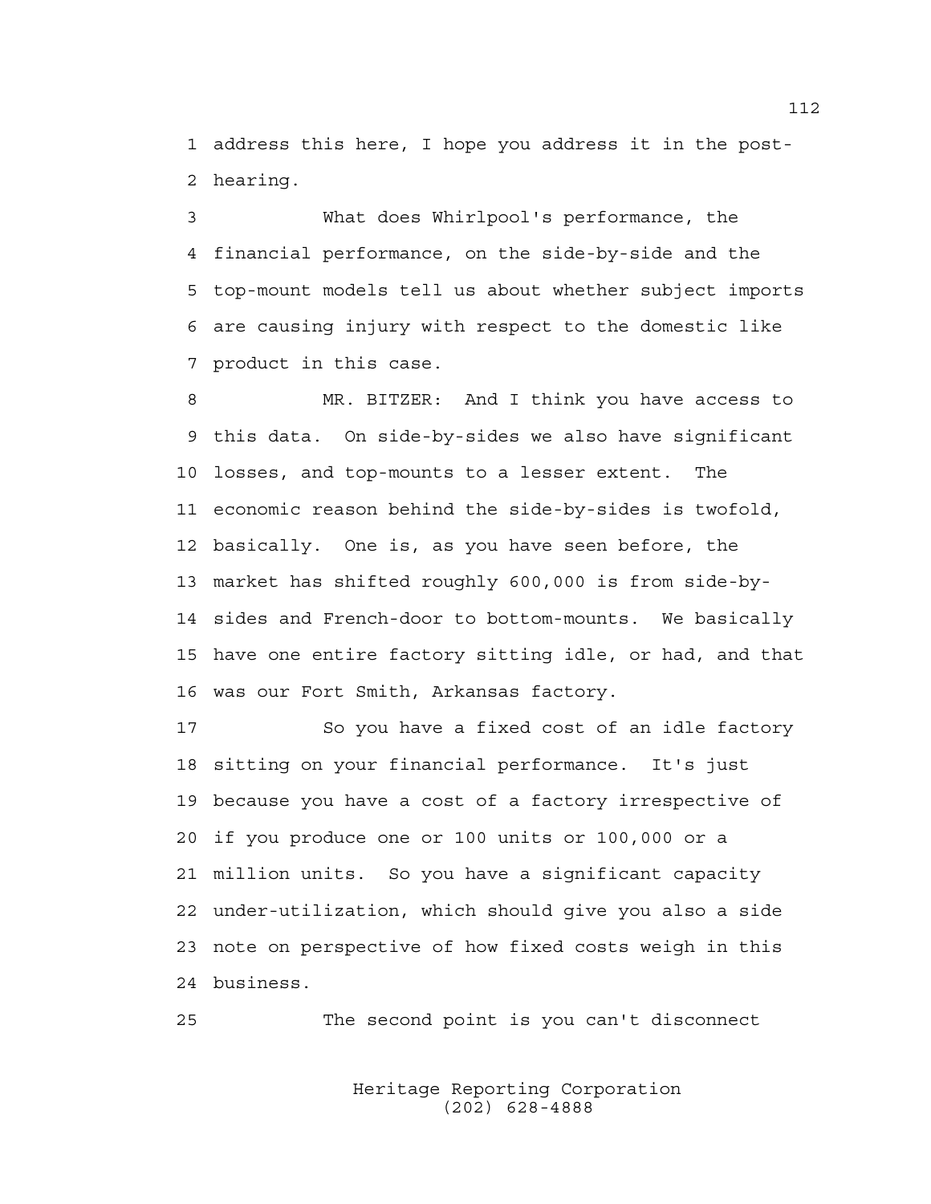address this here, I hope you address it in the post-hearing.

What does Whirlpool's performance, the financial performance, on the side-by-side and the top-mount models tell us about whether subject imports are causing injury with respect to the domestic like product in this case.

MR. BITZER: And I think you have access to this data. On side-by-sides we also have significant losses, and top-mounts to a lesser extent. The economic reason behind the side-by-sides is twofold, basically. One is, as you have seen before, the market has shifted roughly 600,000 is from side-by-sides and French-door to bottom-mounts. We basically have one entire factory sitting idle, or had, and that was our Fort Smith, Arkansas factory.

So you have a fixed cost of an idle factory sitting on your financial performance. It's just because you have a cost of a factory irrespective of if you produce one or 100 units or 100,000 or a million units. So you have a significant capacity under-utilization, which should give you also a side note on perspective of how fixed costs weigh in this business.

The second point is you can't disconnect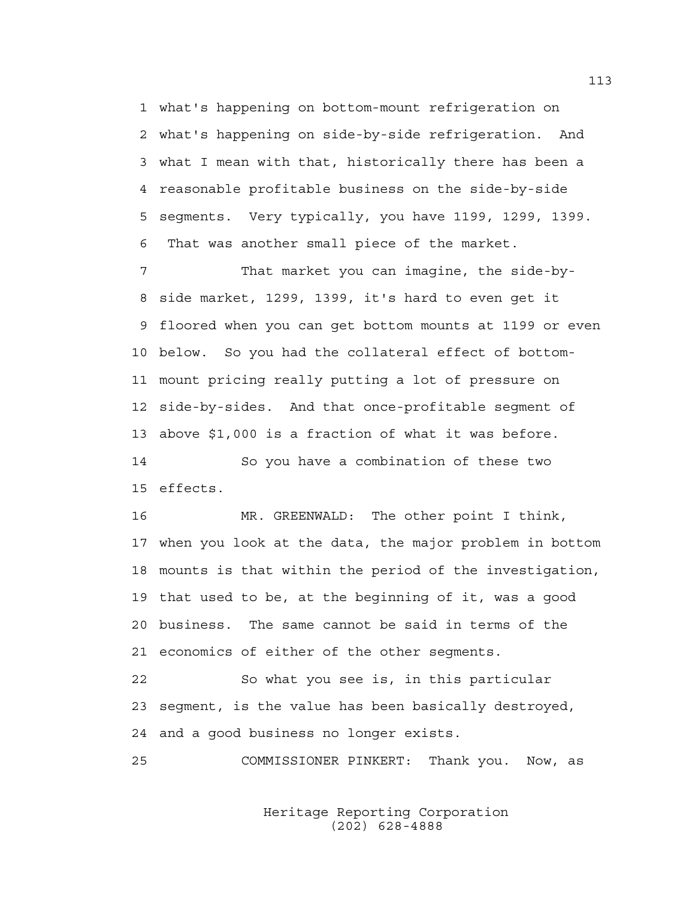1 what's happening on bottom-mount refrigeration on
2 what's happening on side-by-side refrigeration. And
3 what I mean with that, historically there has been a
4 reasonable profitable business on the side-by-side
5 segments. Very typically, you have 1199, 1299, 1399.
6 That was another small piece of the market.

7 That market you can imagine, the side-by-
8 side market, 1299, 1399, it's hard to even get it
9 floored when you can get bottom mounts at 1199 or even
10 below. So you had the collateral effect of bottom-
11 mount pricing really putting a lot of pressure on
12 side-by-sides. And that once-profitable segment of
13 above $1,000 is a fraction of what it was before.

14 So you have a combination of these two
15 effects.

16 MR. GREENWALD: The other point I think,
17 when you look at the data, the major problem in bottom
18 mounts is that within the period of the investigation,
19 that used to be, at the beginning of it, was a good
20 business. The same cannot be said in terms of the
21 economics of either of the other segments.

22 So what you see is, in this particular
23 segment, is the value has been basically destroyed,
24 and a good business no longer exists.

25 COMMISSIONER PINKERT: Thank you. Now, as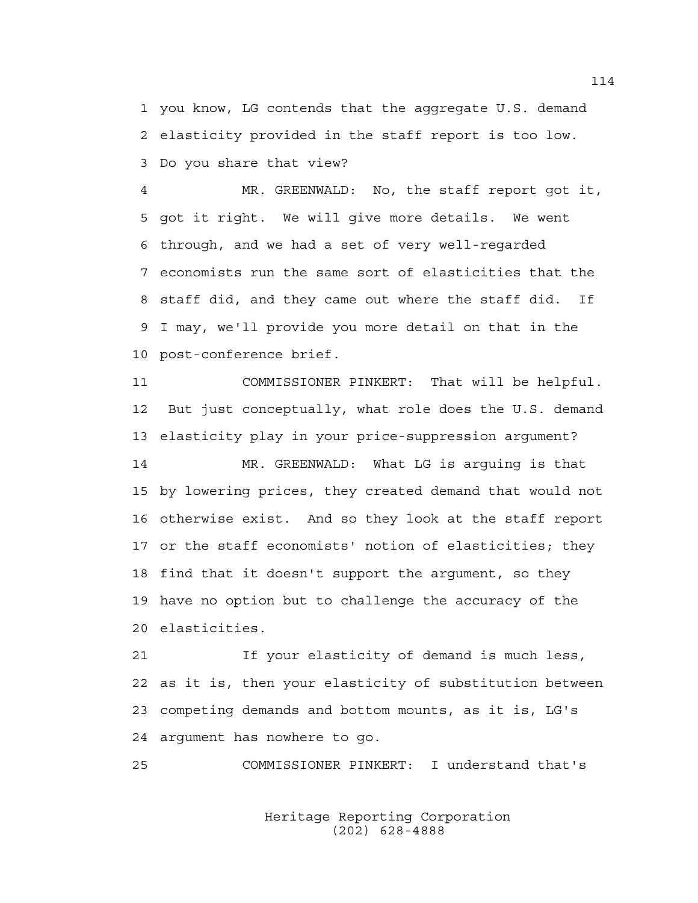1 you know, LG contends that the aggregate U.S. demand
2 elasticity provided in the staff report is too low.
3 Do you share that view?

4 MR. GREENWALD: No, the staff report got it,
5 got it right. We will give more details. We went
6 through, and we had a set of very well-regarded
7 economists run the same sort of elasticities that the
8 staff did, and they came out where the staff did. If
9 I may, we'll provide you more detail on that in the
10 post-conference brief.

11 COMMISSIONER PINKERT: That will be helpful.
12 But just conceptually, what role does the U.S. demand
13 elasticity play in your price-suppression argument?

14 MR. GREENWALD: What LG is arguing is that
15 by lowering prices, they created demand that would not
16 otherwise exist. And so they look at the staff report
17 or the staff economists' notion of elasticities; they
18 find that it doesn't support the argument, so they
19 have no option but to challenge the accuracy of the
20 elasticities.

21 If your elasticity of demand is much less,
22 as it is, then your elasticity of substitution between
23 competing demands and bottom mounts, as it is, LG's
24 argument has nowhere to go.

25 COMMISSIONER PINKERT: I understand that's

Heritage Reporting Corporation
(202) 628-4888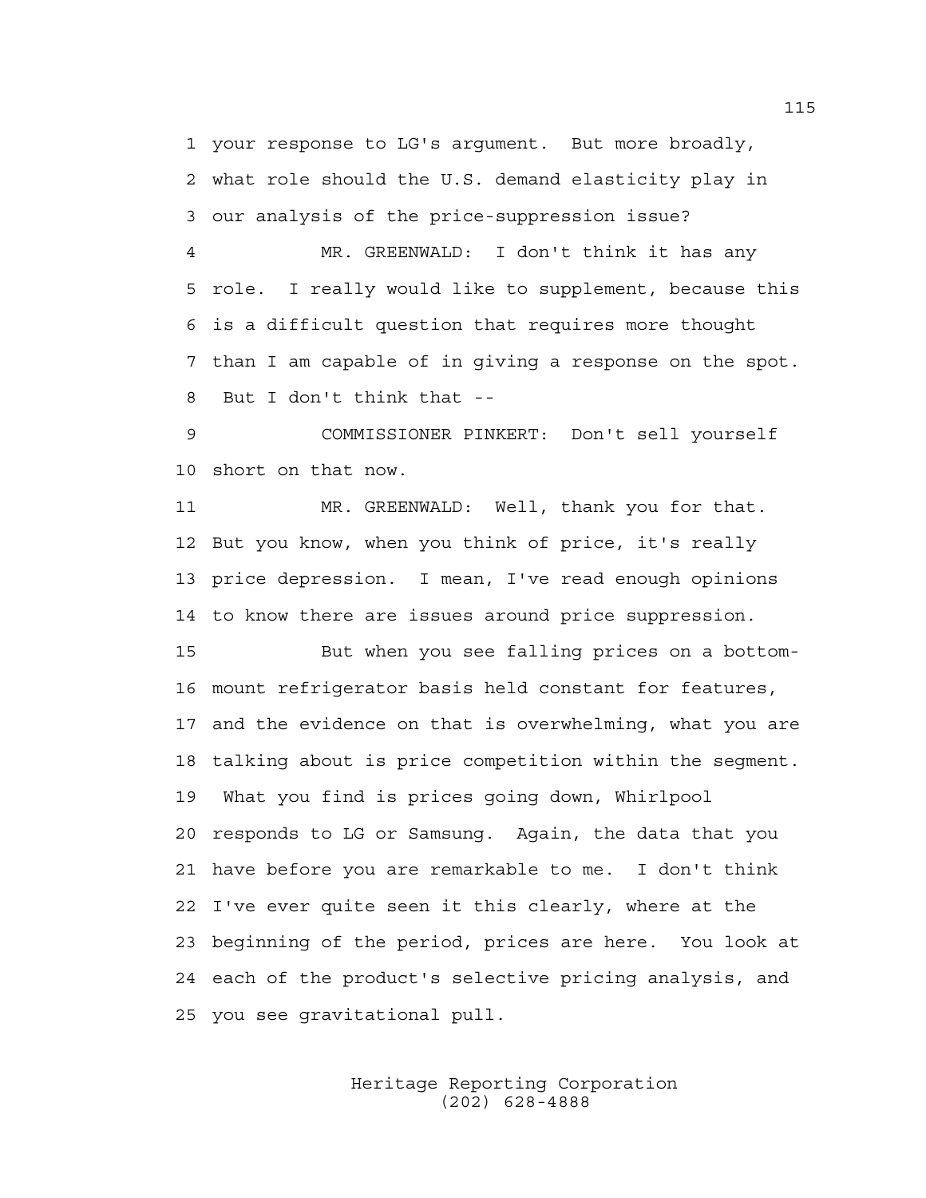1 your response to LG's argument. But more broadly,
2 what role should the U.S. demand elasticity play in
3 our analysis of the price-suppression issue?
4 MR. GREENWALD: I don't think it has any
5 role. I really would like to supplement, because this
6 is a difficult question that requires more thought
7 than I am capable of in giving a response on the spot.
8 But I don't think that --
9 COMMISSIONER PINKERT: Don't sell yourself
10 short on that now.
11 MR. GREENWALD: Well, thank you for that.
12 But you know, when you think of price, it's really
13 price depression. I mean, I've read enough opinions
14 to know there are issues around price suppression.
15 But when you see falling prices on a bottom-
16 mount refrigerator basis held constant for features,
17 and the evidence on that is overwhelming, what you are
18 talking about is price competition within the segment.
19 What you find is prices going down, Whirlpool
20 responds to LG or Samsung. Again, the data that you
21 have before you are remarkable to me. I don't think
22 I've ever quite seen it this clearly, where at the
23 beginning of the period, prices are here. You look at
24 each of the product's selective pricing analysis, and
25 you see gravitational pull.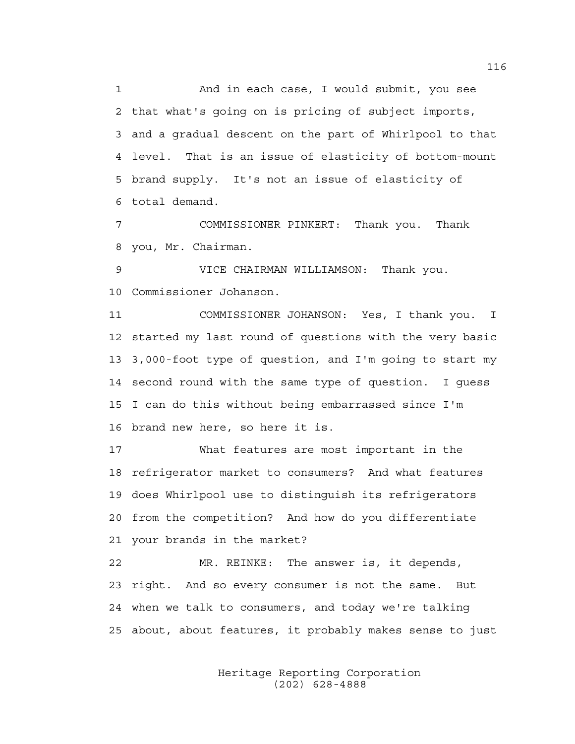1 And in each case, I would submit, you see
2 that what's going on is pricing of subject imports,
3 and a gradual descent on the part of Whirlpool to that
4 level. That is an issue of elasticity of bottom-mount
5 brand supply. It's not an issue of elasticity of
6 total demand.

7 COMMISSIONER PINKERT: Thank you. Thank
8 you, Mr. Chairman.

9 VICE CHAIRMAN WILLIAMSON: Thank you.
10 Commissioner Johanson.

11 COMMISSIONER JOHANSON: Yes, I thank you. I
12 started my last round of questions with the very basic
13 3,000-foot type of question, and I'm going to start my
14 second round with the same type of question. I guess
15 I can do this without being embarrassed since I'm
16 brand new here, so here it is.

17 What features are most important in the
18 refrigerator market to consumers? And what features
19 does Whirlpool use to distinguish its refrigerators
20 from the competition? And how do you differentiate
21 your brands in the market?

22 MR. REINKE: The answer is, it depends,
23 right. And so every consumer is not the same. But
24 when we talk to consumers, and today we're talking
25 about, about features, it probably makes sense to just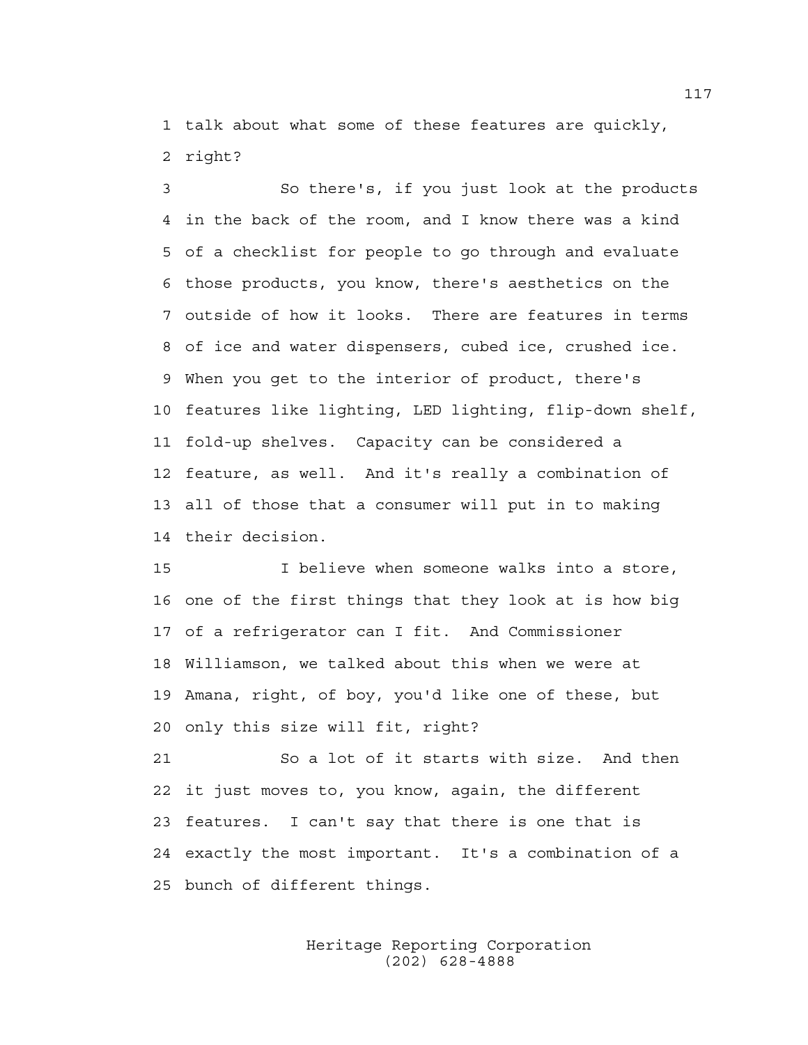talk about what some of these features are quickly, right?

So there's, if you just look at the products in the back of the room, and I know there was a kind of a checklist for people to go through and evaluate those products, you know, there's aesthetics on the outside of how it looks. There are features in terms of ice and water dispensers, cubed ice, crushed ice. When you get to the interior of product, there's features like lighting, LED lighting, flip-down shelf, fold-up shelves. Capacity can be considered a feature, as well. And it's really a combination of all of those that a consumer will put in to making their decision.

I believe when someone walks into a store, one of the first things that they look at is how big of a refrigerator can I fit. And Commissioner Williamson, we talked about this when we were at Amana, right, of boy, you'd like one of these, but only this size will fit, right?

So a lot of it starts with size. And then it just moves to, you know, again, the different features. I can't say that there is one that is exactly the most important. It's a combination of a bunch of different things.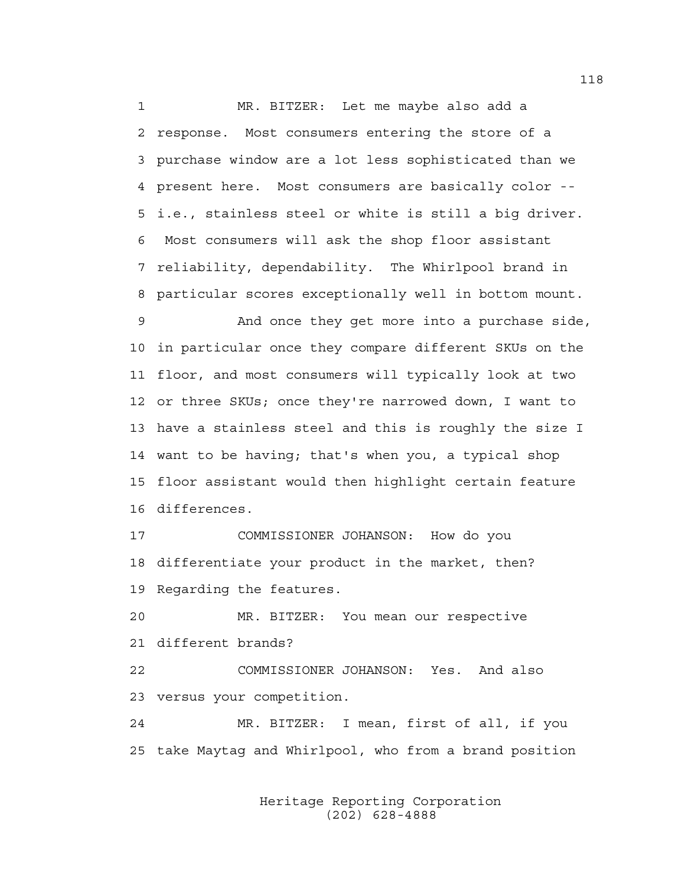MR. BITZER: Let me maybe also add a response. Most consumers entering the store of a purchase window are a lot less sophisticated than we present here. Most consumers are basically color -- i.e., stainless steel or white is still a big driver. Most consumers will ask the shop floor assistant reliability, dependability. The Whirlpool brand in particular scores exceptionally well in bottom mount.

And once they get more into a purchase side, in particular once they compare different SKUs on the floor, and most consumers will typically look at two or three SKUs; once they're narrowed down, I want to have a stainless steel and this is roughly the size I want to be having; that's when you, a typical shop floor assistant would then highlight certain feature differences.

COMMISSIONER JOHANSON: How do you differentiate your product in the market, then? Regarding the features.

MR. BITZER: You mean our respective different brands?

COMMISSIONER JOHANSON: Yes. And also versus your competition.

MR. BITZER: I mean, first of all, if you take Maytag and Whirlpool, who from a brand position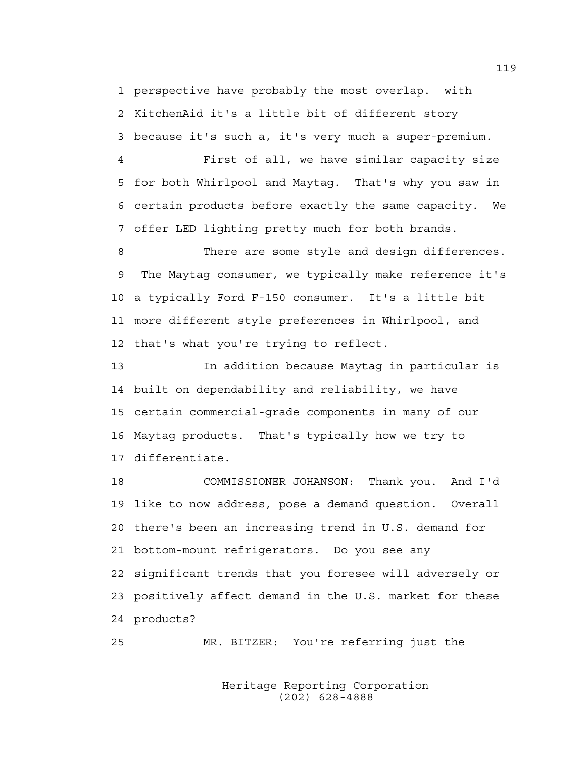perspective have probably the most overlap. with KitchenAid it's a little bit of different story because it's such a, it's very much a super-premium.

First of all, we have similar capacity size for both Whirlpool and Maytag. That's why you saw in certain products before exactly the same capacity. We offer LED lighting pretty much for both brands.

There are some style and design differences. The Maytag consumer, we typically make reference it's a typically Ford F-150 consumer. It's a little bit more different style preferences in Whirlpool, and that's what you're trying to reflect.

In addition because Maytag in particular is built on dependability and reliability, we have certain commercial-grade components in many of our Maytag products. That's typically how we try to differentiate.

COMMISSIONER JOHANSON: Thank you. And I'd like to now address, pose a demand question. Overall there's been an increasing trend in U.S. demand for bottom-mount refrigerators. Do you see any significant trends that you foresee will adversely or positively affect demand in the U.S. market for these products?

MR. BITZER: You're referring just the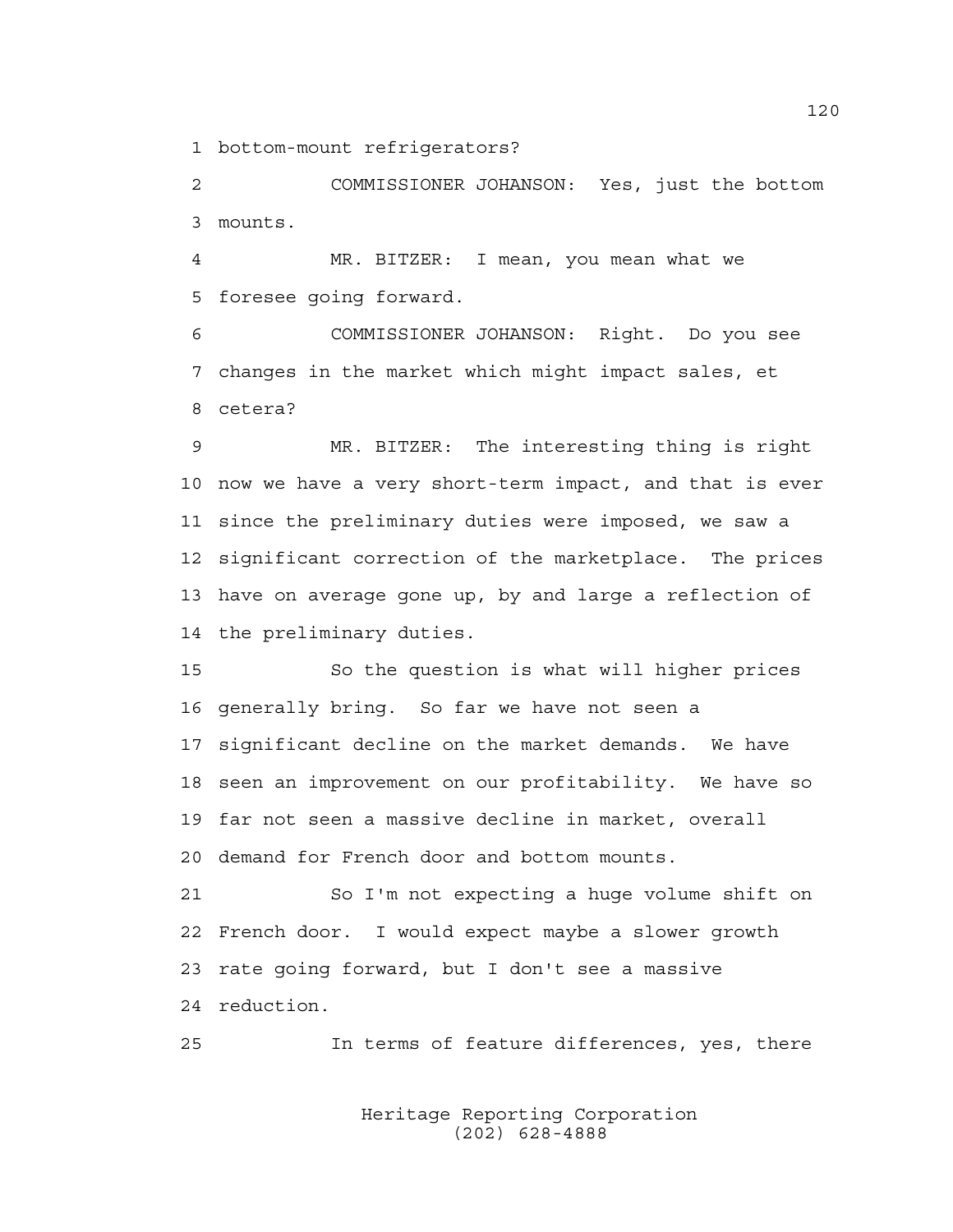bottom-mount refrigerators?

COMMISSIONER JOHANSON: Yes, just the bottom mounts.

MR. BITZER: I mean, you mean what we foresee going forward.

COMMISSIONER JOHANSON: Right. Do you see changes in the market which might impact sales, et cetera?

MR. BITZER: The interesting thing is right now we have a very short-term impact, and that is ever since the preliminary duties were imposed, we saw a significant correction of the marketplace. The prices have on average gone up, by and large a reflection of the preliminary duties.

So the question is what will higher prices generally bring. So far we have not seen a significant decline on the market demands. We have seen an improvement on our profitability. We have so far not seen a massive decline in market, overall demand for French door and bottom mounts.

So I'm not expecting a huge volume shift on French door. I would expect maybe a slower growth rate going forward, but I don't see a massive reduction.

In terms of feature differences, yes, there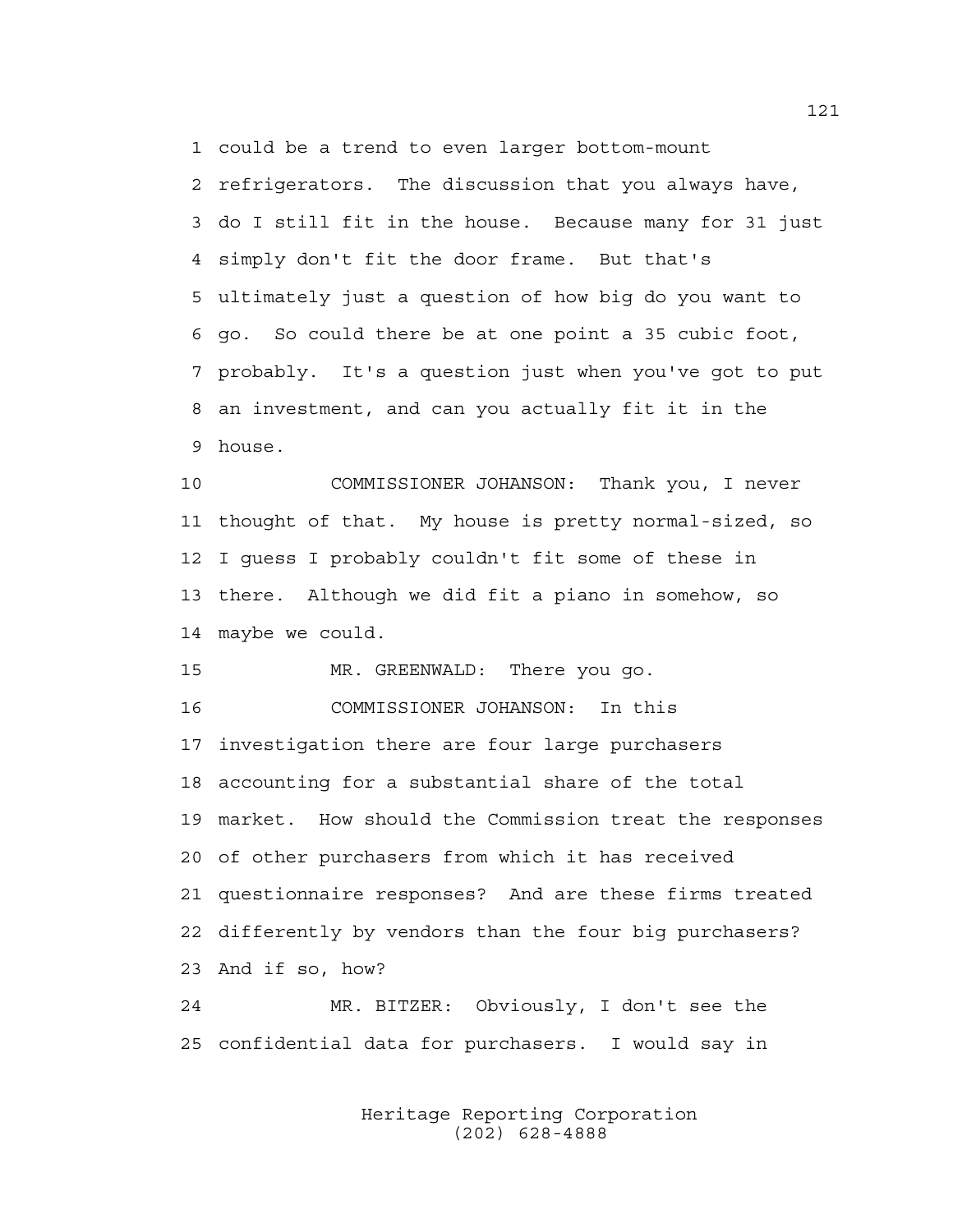1 could be a trend to even larger bottom-mount
2 refrigerators. The discussion that you always have,
3 do I still fit in the house. Because many for 31 just
4 simply don't fit the door frame. But that's
5 ultimately just a question of how big do you want to
6 go. So could there be at one point a 35 cubic foot,
7 probably. It's a question just when you've got to put
8 an investment, and can you actually fit it in the
9 house.

10 COMMISSIONER JOHANSON: Thank you, I never
11 thought of that. My house is pretty normal-sized, so
12 I guess I probably couldn't fit some of these in
13 there. Although we did fit a piano in somehow, so
14 maybe we could.

15 MR. GREENWALD: There you go.

16 COMMISSIONER JOHANSON: In this
17 investigation there are four large purchasers
18 accounting for a substantial share of the total
19 market. How should the Commission treat the responses
20 of other purchasers from which it has received
21 questionnaire responses? And are these firms treated
22 differently by vendors than the four big purchasers?
23 And if so, how?

24 MR. BITZER: Obviously, I don't see the
25 confidential data for purchasers. I would say in

Heritage Reporting Corporation
(202) 628-4888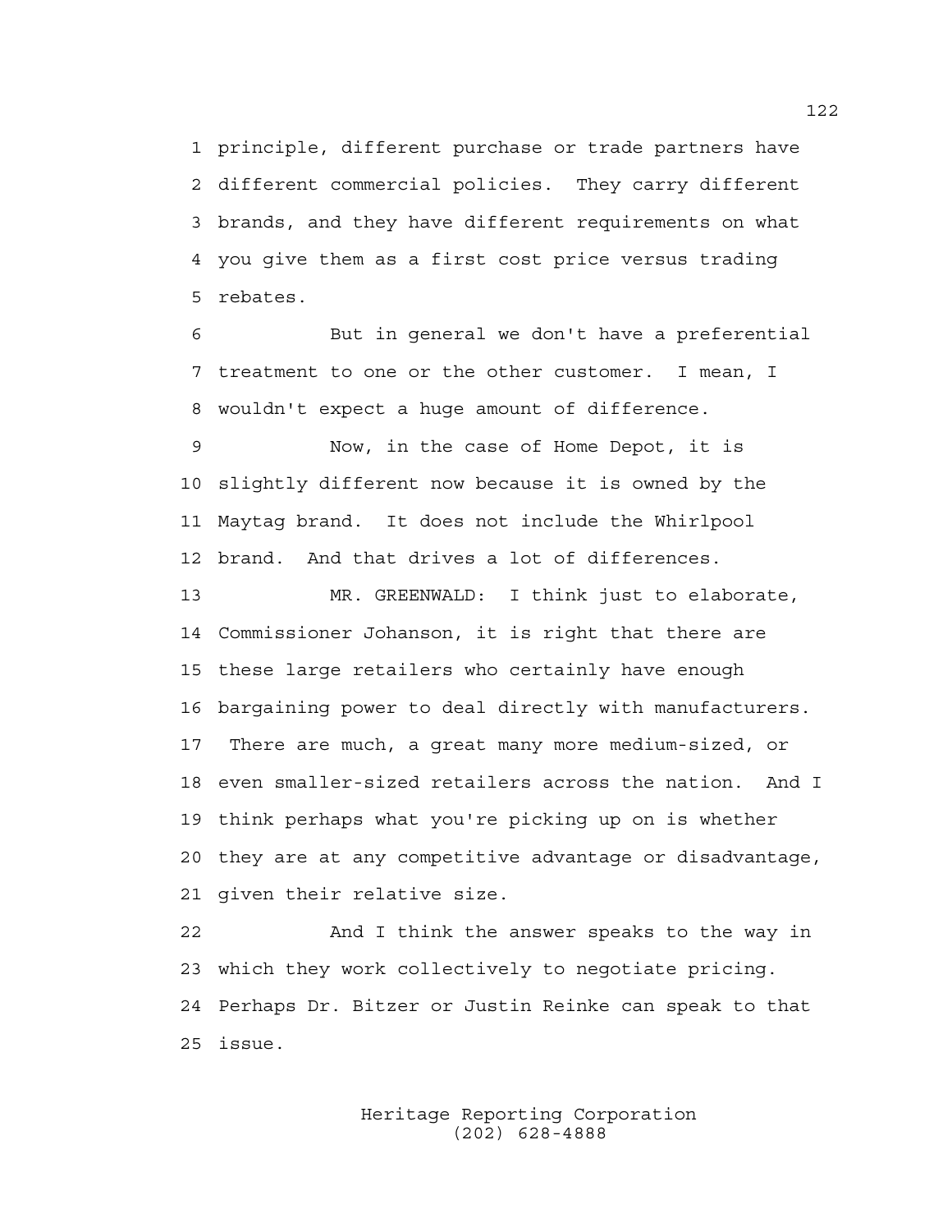principle, different purchase or trade partners have different commercial policies. They carry different brands, and they have different requirements on what you give them as a first cost price versus trading rebates.

But in general we don't have a preferential treatment to one or the other customer. I mean, I wouldn't expect a huge amount of difference.

Now, in the case of Home Depot, it is slightly different now because it is owned by the Maytag brand. It does not include the Whirlpool brand. And that drives a lot of differences.

MR. GREENWALD: I think just to elaborate, Commissioner Johanson, it is right that there are these large retailers who certainly have enough bargaining power to deal directly with manufacturers. There are much, a great many more medium-sized, or even smaller-sized retailers across the nation. And I think perhaps what you're picking up on is whether they are at any competitive advantage or disadvantage, given their relative size.

And I think the answer speaks to the way in which they work collectively to negotiate pricing. Perhaps Dr. Bitzer or Justin Reinke can speak to that issue.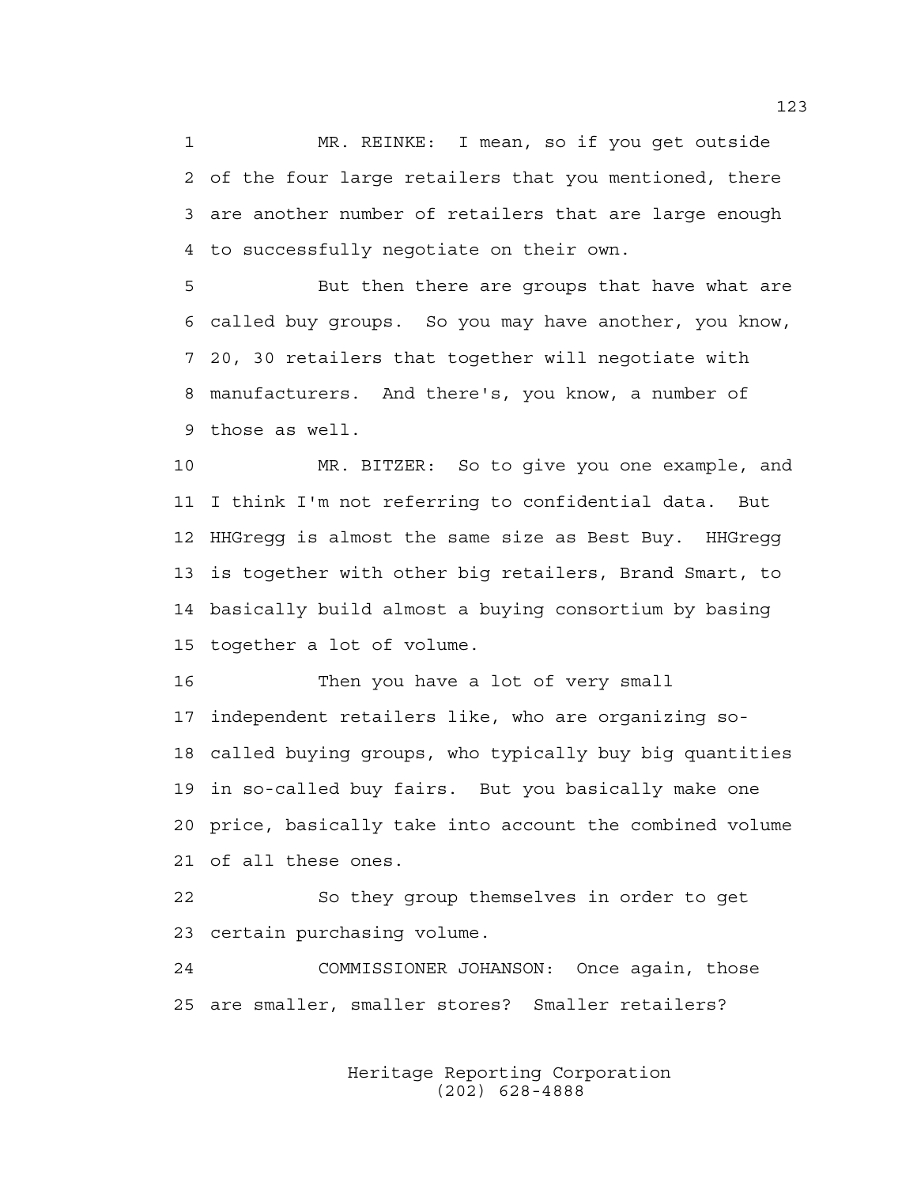MR. REINKE: I mean, so if you get outside of the four large retailers that you mentioned, there are another number of retailers that are large enough to successfully negotiate on their own.

But then there are groups that have what are called buy groups. So you may have another, you know, 20, 30 retailers that together will negotiate with manufacturers. And there's, you know, a number of those as well.

MR. BITZER: So to give you one example, and I think I'm not referring to confidential data. But HHGregg is almost the same size as Best Buy. HHGregg is together with other big retailers, Brand Smart, to basically build almost a buying consortium by basing together a lot of volume.

Then you have a lot of very small independent retailers like, who are organizing so-called buying groups, who typically buy big quantities in so-called buy fairs. But you basically make one price, basically take into account the combined volume of all these ones.

So they group themselves in order to get certain purchasing volume.

COMMISSIONER JOHANSON: Once again, those are smaller, smaller stores? Smaller retailers?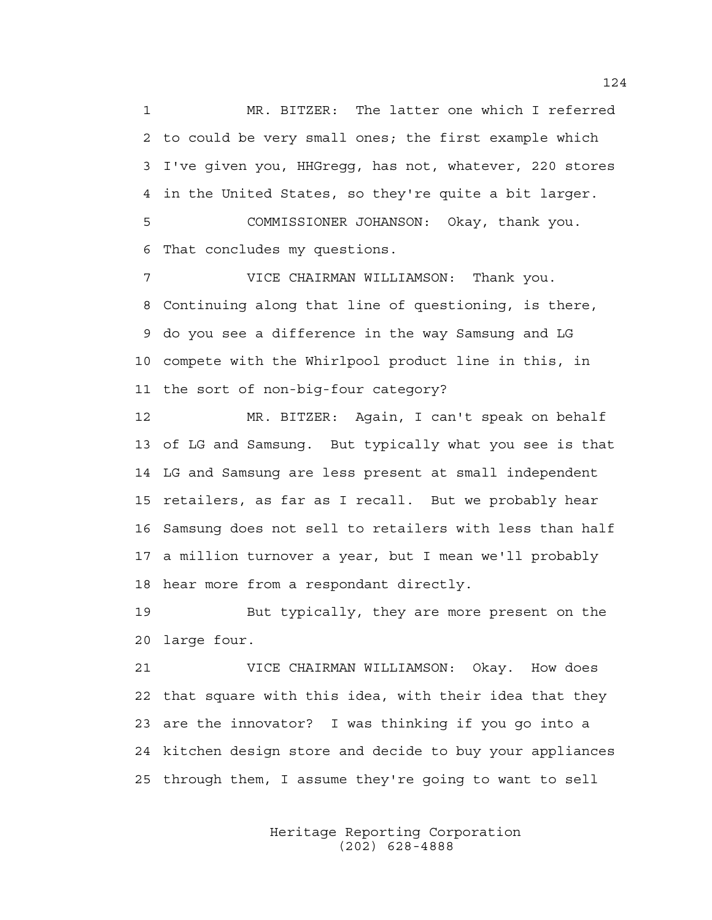MR. BITZER: The latter one which I referred to could be very small ones; the first example which I've given you, HHGregg, has not, whatever, 220 stores in the United States, so they're quite a bit larger.

COMMISSIONER JOHANSON: Okay, thank you. That concludes my questions.

VICE CHAIRMAN WILLIAMSON: Thank you. Continuing along that line of questioning, is there, do you see a difference in the way Samsung and LG compete with the Whirlpool product line in this, in the sort of non-big-four category?

MR. BITZER: Again, I can't speak on behalf of LG and Samsung. But typically what you see is that LG and Samsung are less present at small independent retailers, as far as I recall. But we probably hear Samsung does not sell to retailers with less than half a million turnover a year, but I mean we'll probably hear more from a respondant directly.

But typically, they are more present on the large four.

VICE CHAIRMAN WILLIAMSON: Okay. How does that square with this idea, with their idea that they are the innovator? I was thinking if you go into a kitchen design store and decide to buy your appliances through them, I assume they're going to want to sell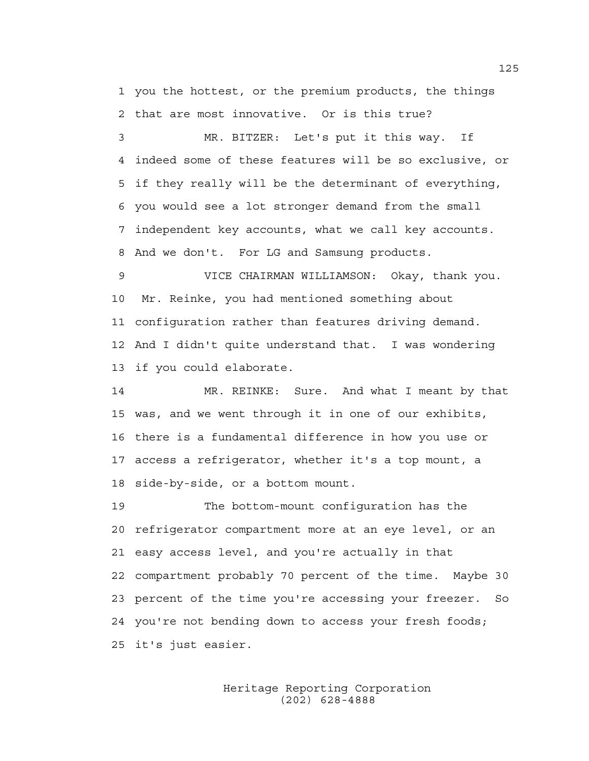you the hottest, or the premium products, the things that are most innovative. Or is this true?

MR. BITZER: Let's put it this way. If indeed some of these features will be so exclusive, or if they really will be the determinant of everything, you would see a lot stronger demand from the small independent key accounts, what we call key accounts. And we don't. For LG and Samsung products.

VICE CHAIRMAN WILLIAMSON: Okay, thank you. Mr. Reinke, you had mentioned something about configuration rather than features driving demand. And I didn't quite understand that. I was wondering if you could elaborate.

MR. REINKE: Sure. And what I meant by that was, and we went through it in one of our exhibits, there is a fundamental difference in how you use or access a refrigerator, whether it's a top mount, a side-by-side, or a bottom mount.

The bottom-mount configuration has the refrigerator compartment more at an eye level, or an easy access level, and you're actually in that compartment probably 70 percent of the time. Maybe 30 percent of the time you're accessing your freezer. So you're not bending down to access your fresh foods; it's just easier.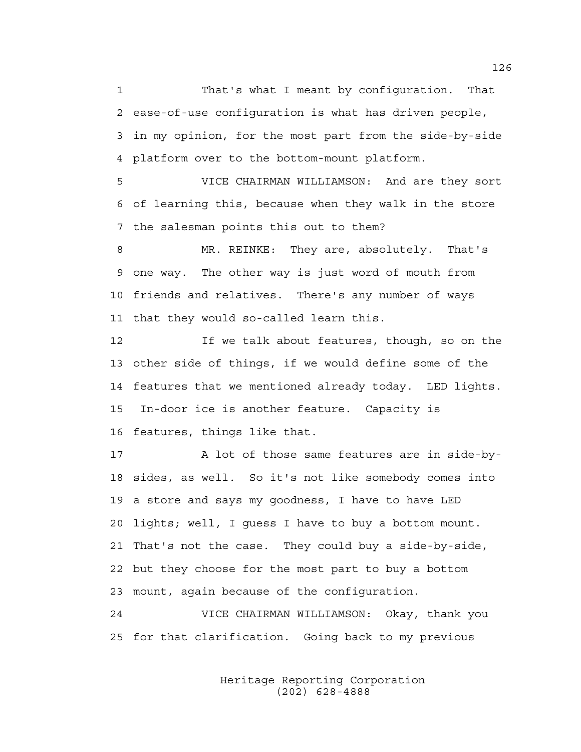1 That's what I meant by configuration. That
2 ease-of-use configuration is what has driven people,
3 in my opinion, for the most part from the side-by-side
4 platform over to the bottom-mount platform.

5 VICE CHAIRMAN WILLIAMSON: And are they sort
6 of learning this, because when they walk in the store
7 the salesman points this out to them?

8 MR. REINKE: They are, absolutely. That's
9 one way. The other way is just word of mouth from
10 friends and relatives. There's any number of ways
11 that they would so-called learn this.

12 If we talk about features, though, so on the
13 other side of things, if we would define some of the
14 features that we mentioned already today. LED lights.
15 In-door ice is another feature. Capacity is
16 features, things like that.

17 A lot of those same features are in side-by-
18 sides, as well. So it's not like somebody comes into
19 a store and says my goodness, I have to have LED
20 lights; well, I guess I have to buy a bottom mount.
21 That's not the case. They could buy a side-by-side,
22 but they choose for the most part to buy a bottom
23 mount, again because of the configuration.

24 VICE CHAIRMAN WILLIAMSON: Okay, thank you
25 for that clarification. Going back to my previous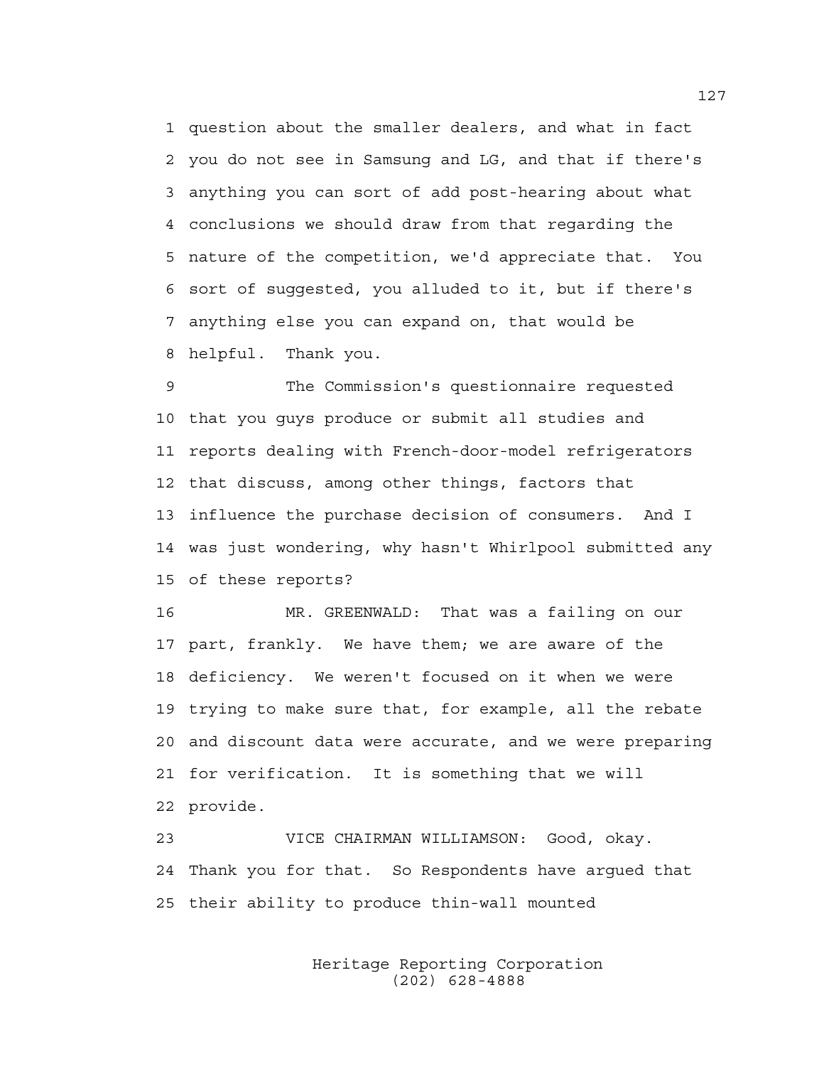1 question about the smaller dealers, and what in fact
2 you do not see in Samsung and LG, and that if there's
3 anything you can sort of add post-hearing about what
4 conclusions we should draw from that regarding the
5 nature of the competition, we'd appreciate that. You
6 sort of suggested, you alluded to it, but if there's
7 anything else you can expand on, that would be
8 helpful. Thank you.

9 The Commission's questionnaire requested
10 that you guys produce or submit all studies and
11 reports dealing with French-door-model refrigerators
12 that discuss, among other things, factors that
13 influence the purchase decision of consumers. And I
14 was just wondering, why hasn't Whirlpool submitted any
15 of these reports?

16 MR. GREENWALD: That was a failing on our
17 part, frankly. We have them; we are aware of the
18 deficiency. We weren't focused on it when we were
19 trying to make sure that, for example, all the rebate
20 and discount data were accurate, and we were preparing
21 for verification. It is something that we will
22 provide.

23 VICE CHAIRMAN WILLIAMSON: Good, okay.
24 Thank you for that. So Respondents have argued that
25 their ability to produce thin-wall mounted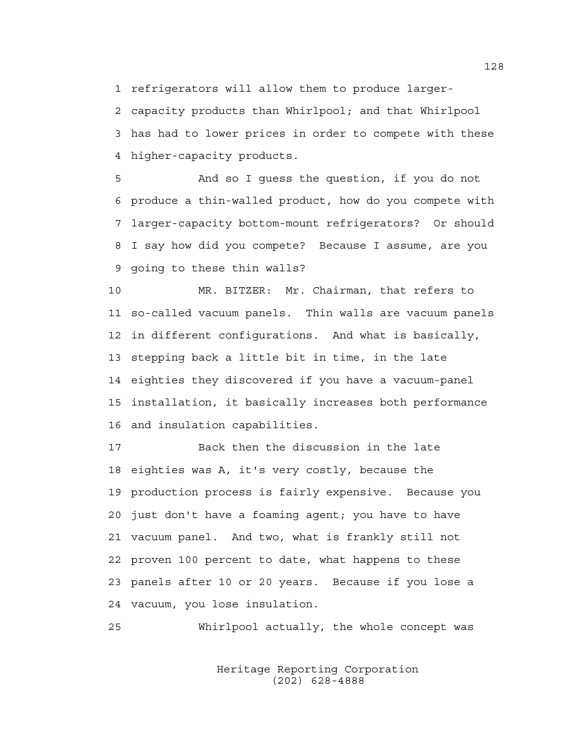1 refrigerators will allow them to produce larger-

2 capacity products than Whirlpool; and that Whirlpool

3 has had to lower prices in order to compete with these

4 higher-capacity products.

5 And so I guess the question, if you do not

6 produce a thin-walled product, how do you compete with

7 larger-capacity bottom-mount refrigerators? Or should

8 I say how did you compete? Because I assume, are you

9 going to these thin walls?

10 MR. BITZER: Mr. Chairman, that refers to

11 so-called vacuum panels. Thin walls are vacuum panels

12 in different configurations. And what is basically,

13 stepping back a little bit in time, in the late

14 eighties they discovered if you have a vacuum-panel

15 installation, it basically increases both performance

16 and insulation capabilities.

17 Back then the discussion in the late

18 eighties was A, it's very costly, because the

19 production process is fairly expensive. Because you

20 just don't have a foaming agent; you have to have

21 vacuum panel. And two, what is frankly still not

22 proven 100 percent to date, what happens to these

23 panels after 10 or 20 years. Because if you lose a

24 vacuum, you lose insulation.

25 Whirlpool actually, the whole concept was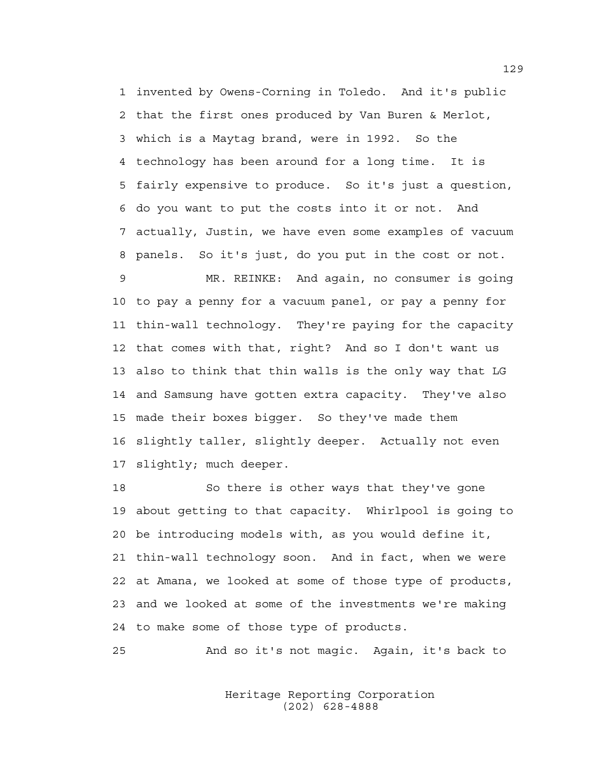invented by Owens-Corning in Toledo. And it's public that the first ones produced by Van Buren & Merlot, which is a Maytag brand, were in 1992. So the technology has been around for a long time. It is fairly expensive to produce. So it's just a question, do you want to put the costs into it or not. And actually, Justin, we have even some examples of vacuum panels. So it's just, do you put in the cost or not.

MR. REINKE: And again, no consumer is going to pay a penny for a vacuum panel, or pay a penny for thin-wall technology. They're paying for the capacity that comes with that, right? And so I don't want us also to think that thin walls is the only way that LG and Samsung have gotten extra capacity. They've also made their boxes bigger. So they've made them slightly taller, slightly deeper. Actually not even slightly; much deeper.

So there is other ways that they've gone about getting to that capacity. Whirlpool is going to be introducing models with, as you would define it, thin-wall technology soon. And in fact, when we were at Amana, we looked at some of those type of products, and we looked at some of the investments we're making to make some of those type of products.

And so it's not magic. Again, it's back to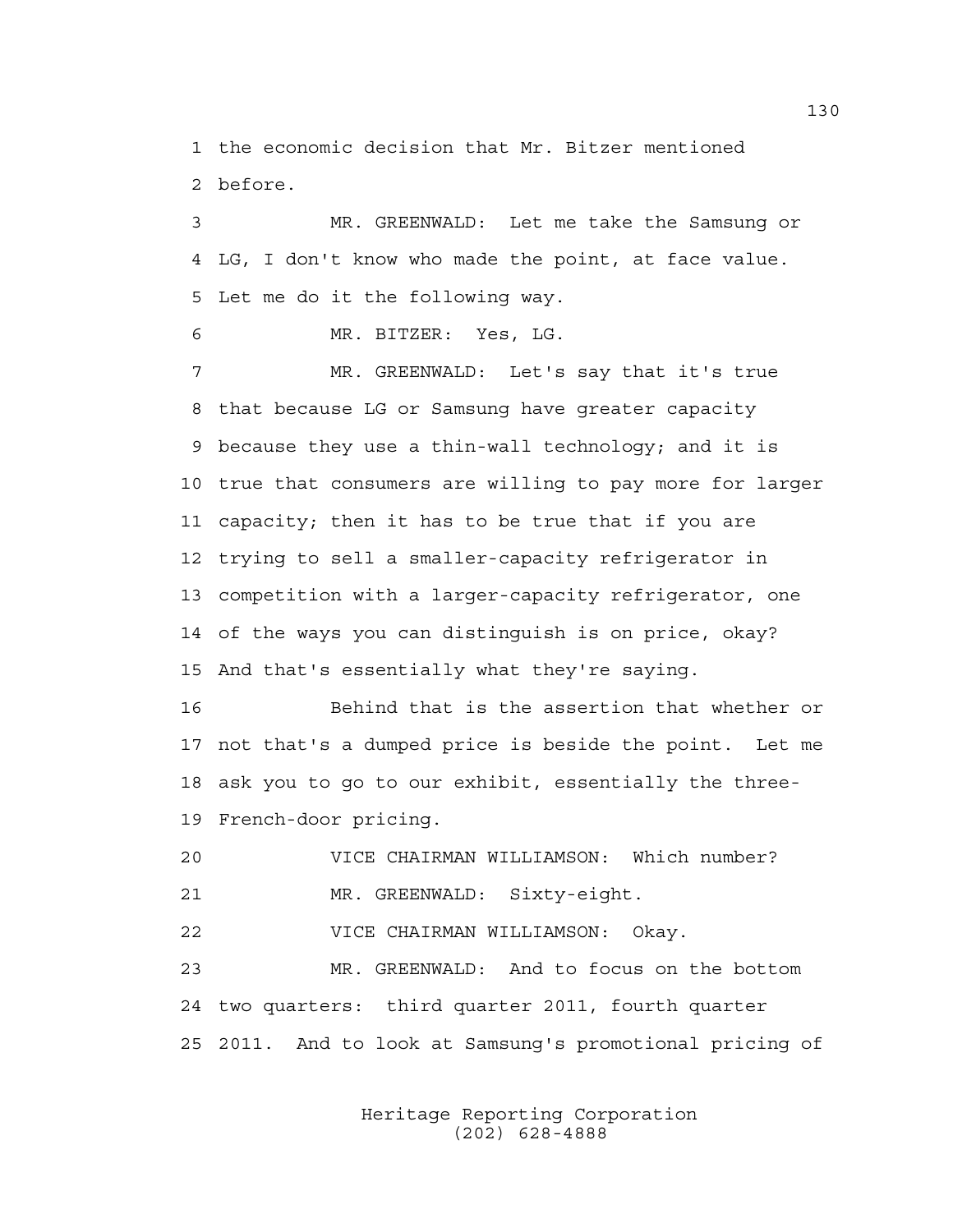1 the economic decision that Mr. Bitzer mentioned
2 before.

3 MR. GREENWALD: Let me take the Samsung or
4 LG, I don't know who made the point, at face value.
5 Let me do it the following way.

6 MR. BITZER: Yes, LG.

7 MR. GREENWALD: Let's say that it's true
8 that because LG or Samsung have greater capacity
9 because they use a thin-wall technology; and it is
10 true that consumers are willing to pay more for larger
11 capacity; then it has to be true that if you are
12 trying to sell a smaller-capacity refrigerator in
13 competition with a larger-capacity refrigerator, one
14 of the ways you can distinguish is on price, okay?
15 And that's essentially what they're saying.

16 Behind that is the assertion that whether or
17 not that's a dumped price is beside the point. Let me
18 ask you to go to our exhibit, essentially the three-
19 French-door pricing.

20 VICE CHAIRMAN WILLIAMSON: Which number?

21 MR. GREENWALD: Sixty-eight.

22 VICE CHAIRMAN WILLIAMSON: Okay.

23 MR. GREENWALD: And to focus on the bottom
24 two quarters: third quarter 2011, fourth quarter
25 2011. And to look at Samsung's promotional pricing of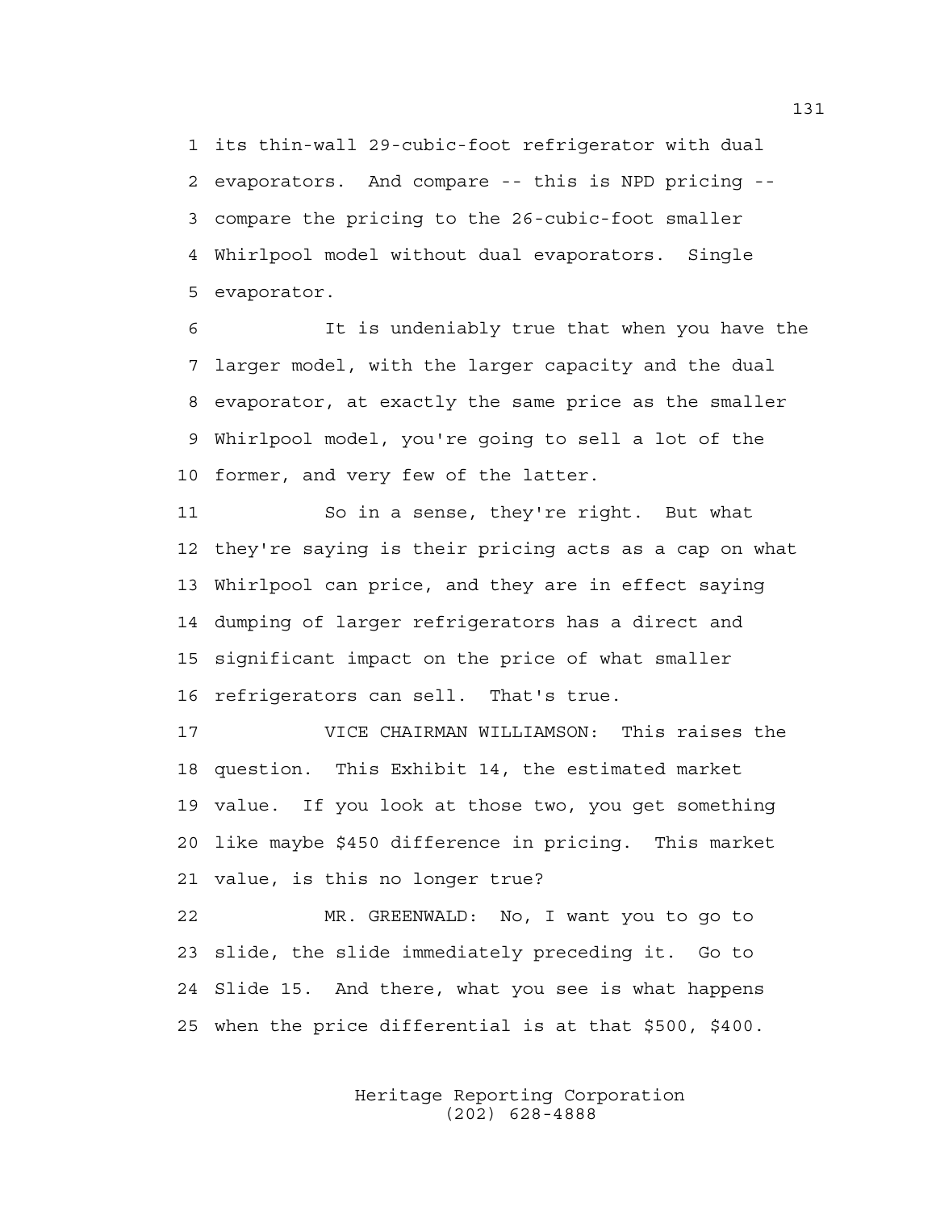its thin-wall 29-cubic-foot refrigerator with dual evaporators. And compare -- this is NPD pricing -- compare the pricing to the 26-cubic-foot smaller Whirlpool model without dual evaporators. Single evaporator.

It is undeniably true that when you have the larger model, with the larger capacity and the dual evaporator, at exactly the same price as the smaller Whirlpool model, you're going to sell a lot of the former, and very few of the latter.

So in a sense, they're right. But what they're saying is their pricing acts as a cap on what Whirlpool can price, and they are in effect saying dumping of larger refrigerators has a direct and significant impact on the price of what smaller refrigerators can sell. That's true.

VICE CHAIRMAN WILLIAMSON: This raises the question. This Exhibit 14, the estimated market value. If you look at those two, you get something like maybe $450 difference in pricing. This market value, is this no longer true?

MR. GREENWALD: No, I want you to go to slide, the slide immediately preceding it. Go to Slide 15. And there, what you see is what happens when the price differential is at that $500, $400.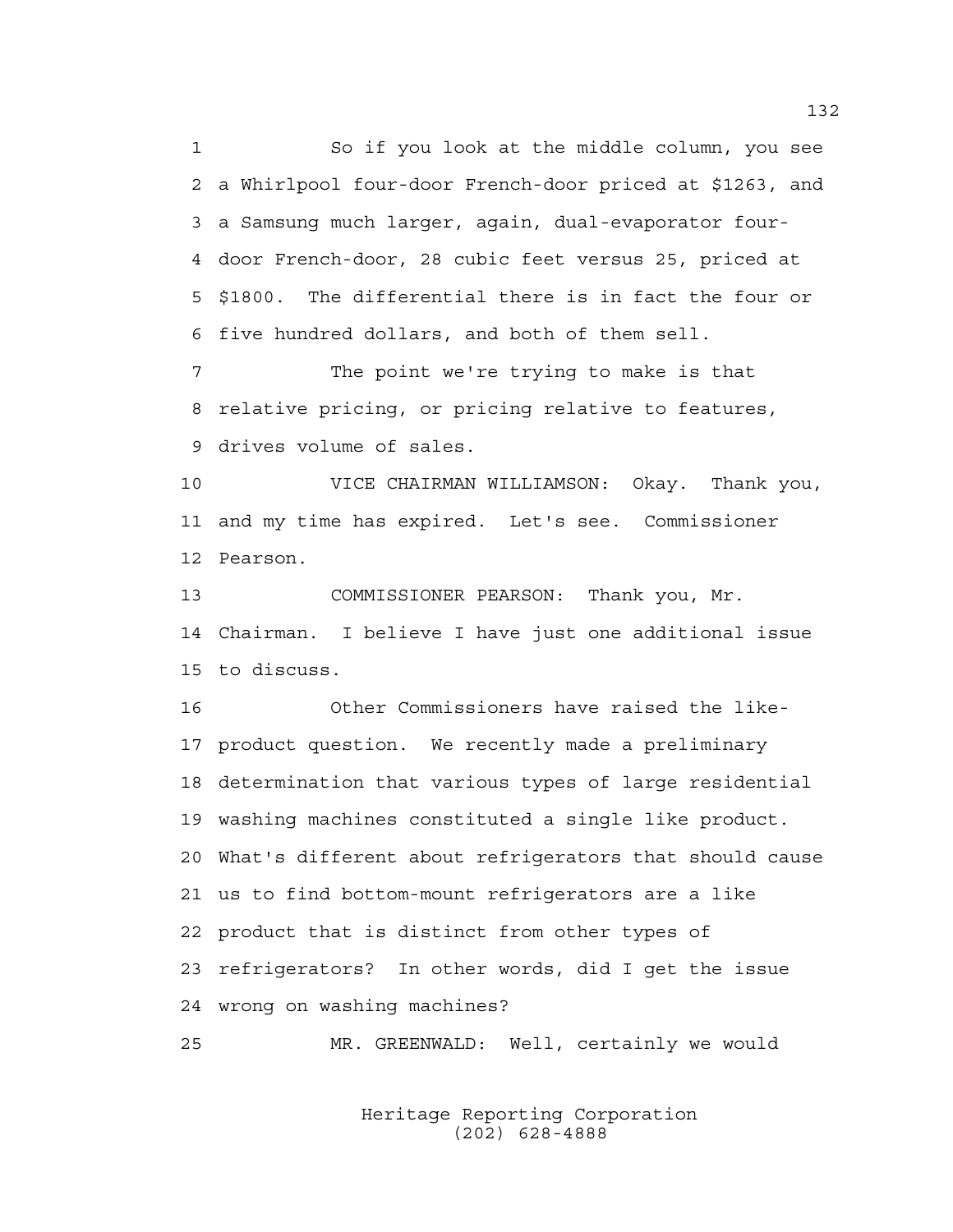1 So if you look at the middle column, you see
2 a Whirlpool four-door French-door priced at $1263, and
3 a Samsung much larger, again, dual-evaporator four-
4 door French-door, 28 cubic feet versus 25, priced at
5 $1800. The differential there is in fact the four or
6 five hundred dollars, and both of them sell.

7 The point we're trying to make is that
8 relative pricing, or pricing relative to features,
9 drives volume of sales.

10 VICE CHAIRMAN WILLIAMSON: Okay. Thank you,
11 and my time has expired. Let's see. Commissioner
12 Pearson.

13 COMMISSIONER PEARSON: Thank you, Mr.
14 Chairman. I believe I have just one additional issue
15 to discuss.

16 Other Commissioners have raised the like-
17 product question. We recently made a preliminary
18 determination that various types of large residential
19 washing machines constituted a single like product.
20 What's different about refrigerators that should cause
21 us to find bottom-mount refrigerators are a like
22 product that is distinct from other types of
23 refrigerators? In other words, did I get the issue
24 wrong on washing machines?

25 MR. GREENWALD: Well, certainly we would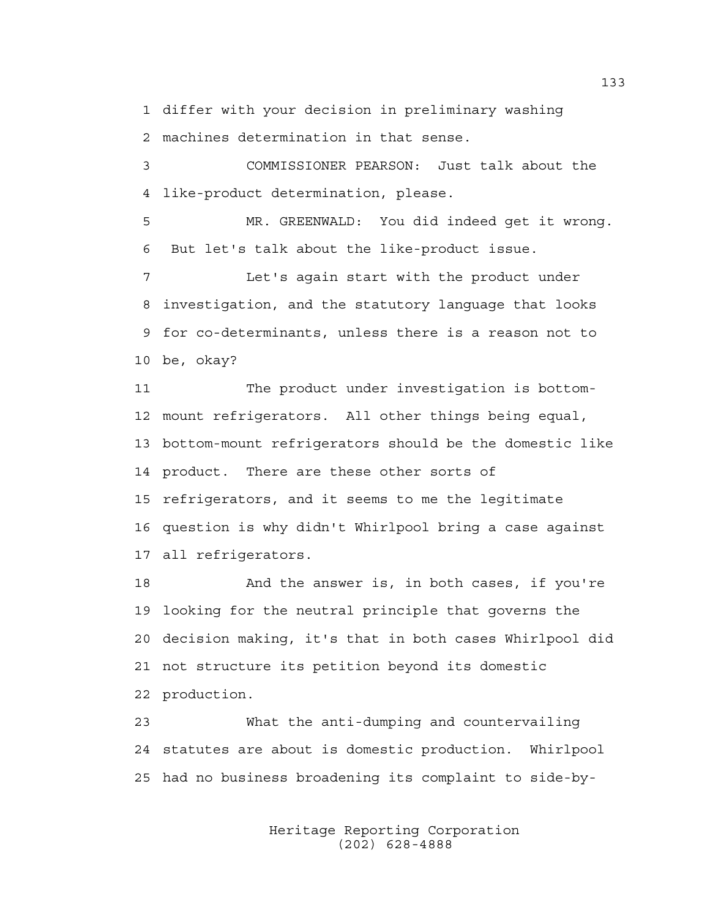differ with your decision in preliminary washing machines determination in that sense.

COMMISSIONER PEARSON: Just talk about the like-product determination, please.

MR. GREENWALD: You did indeed get it wrong. But let's talk about the like-product issue.

Let's again start with the product under investigation, and the statutory language that looks for co-determinants, unless there is a reason not to be, okay?

The product under investigation is bottom-mount refrigerators. All other things being equal, bottom-mount refrigerators should be the domestic like product. There are these other sorts of refrigerators, and it seems to me the legitimate question is why didn't Whirlpool bring a case against all refrigerators.

And the answer is, in both cases, if you're looking for the neutral principle that governs the decision making, it's that in both cases Whirlpool did not structure its petition beyond its domestic production.

What the anti-dumping and countervailing statutes are about is domestic production. Whirlpool had no business broadening its complaint to side-by-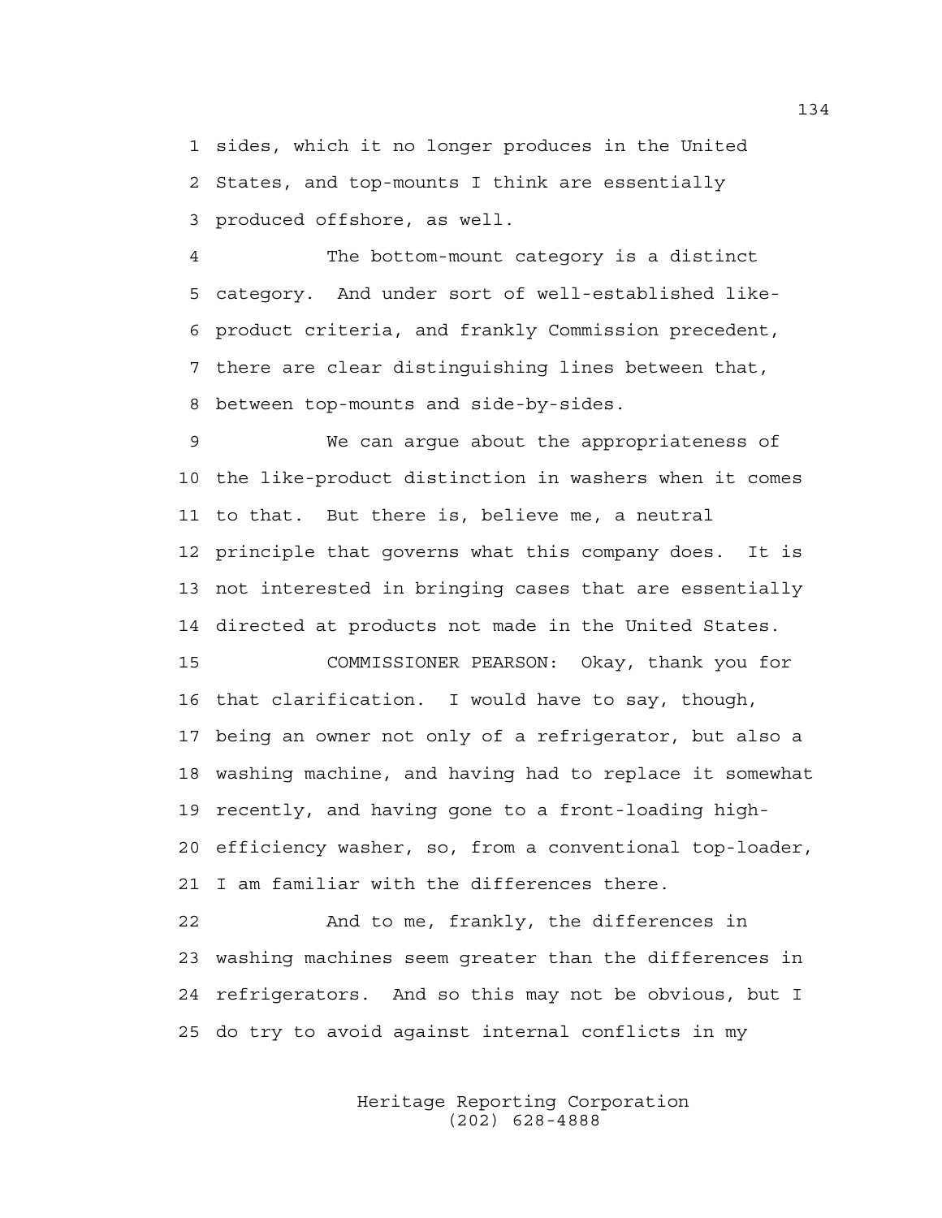1 sides, which it no longer produces in the United
2 States, and top-mounts I think are essentially
3 produced offshore, as well.

4 The bottom-mount category is a distinct
5 category. And under sort of well-established like-
6 product criteria, and frankly Commission precedent,
7 there are clear distinguishing lines between that,
8 between top-mounts and side-by-sides.

9 We can argue about the appropriateness of
10 the like-product distinction in washers when it comes
11 to that. But there is, believe me, a neutral
12 principle that governs what this company does. It is
13 not interested in bringing cases that are essentially
14 directed at products not made in the United States.

15 COMMISSIONER PEARSON: Okay, thank you for
16 that clarification. I would have to say, though,
17 being an owner not only of a refrigerator, but also a
18 washing machine, and having had to replace it somewhat
19 recently, and having gone to a front-loading high-
20 efficiency washer, so, from a conventional top-loader,
21 I am familiar with the differences there.

22 And to me, frankly, the differences in
23 washing machines seem greater than the differences in
24 refrigerators. And so this may not be obvious, but I
25 do try to avoid against internal conflicts in my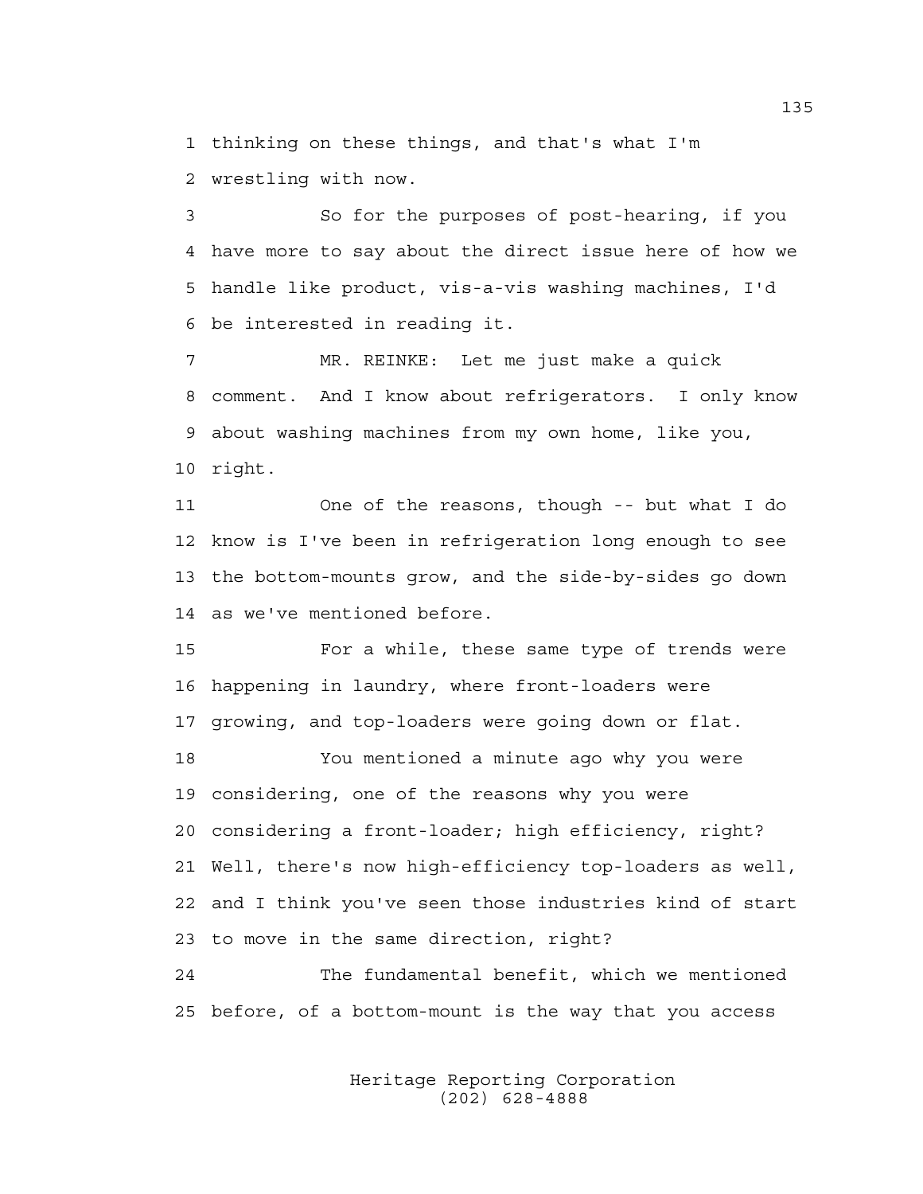thinking on these things, and that's what I'm wrestling with now.

So for the purposes of post-hearing, if you have more to say about the direct issue here of how we handle like product, vis-a-vis washing machines, I'd be interested in reading it.

MR. REINKE: Let me just make a quick comment. And I know about refrigerators. I only know about washing machines from my own home, like you, right.

One of the reasons, though -- but what I do know is I've been in refrigeration long enough to see the bottom-mounts grow, and the side-by-sides go down as we've mentioned before.

For a while, these same type of trends were happening in laundry, where front-loaders were growing, and top-loaders were going down or flat.

You mentioned a minute ago why you were considering, one of the reasons why you were considering a front-loader; high efficiency, right? Well, there's now high-efficiency top-loaders as well, and I think you've seen those industries kind of start to move in the same direction, right?

The fundamental benefit, which we mentioned before, of a bottom-mount is the way that you access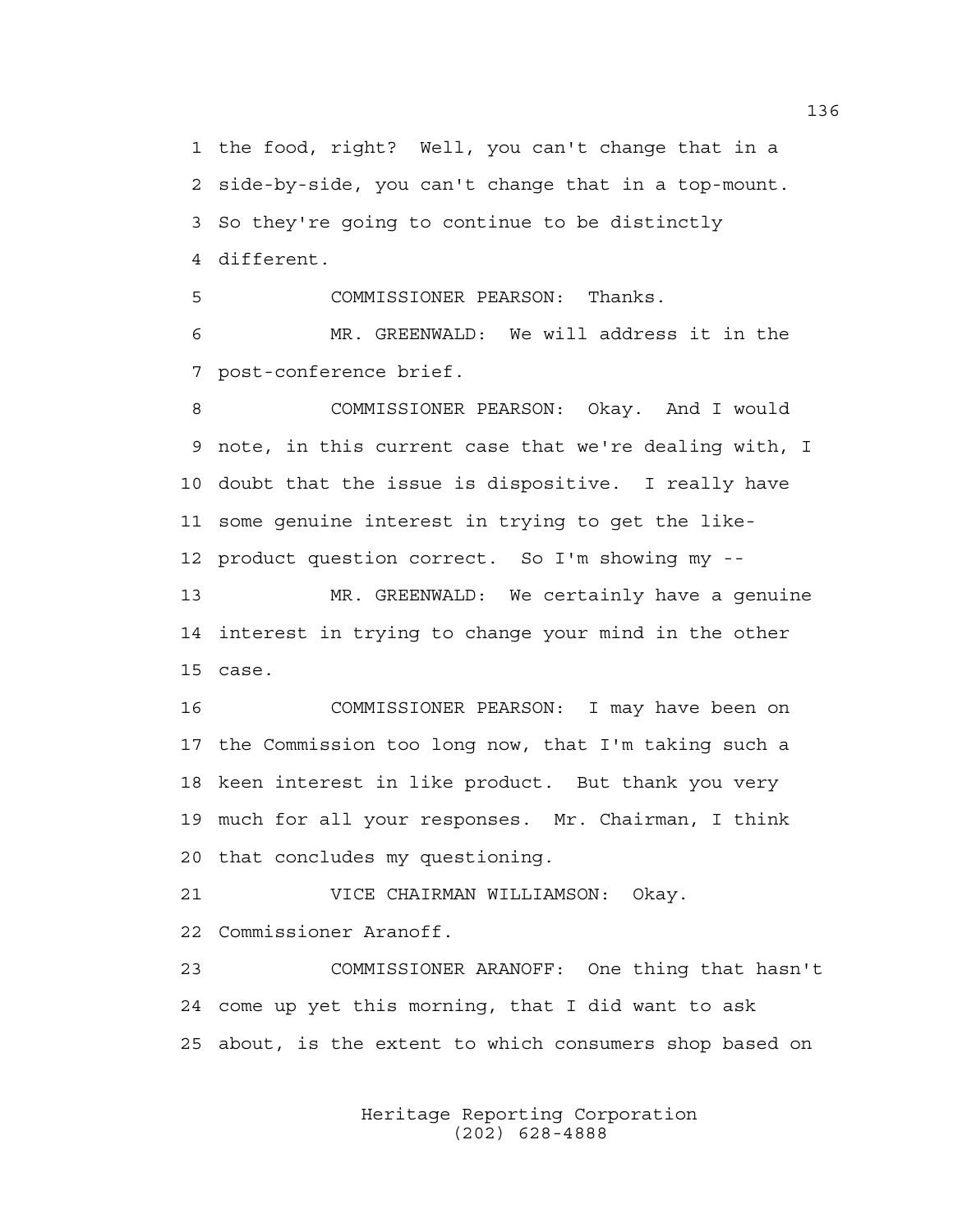1 the food, right? Well, you can't change that in a
2 side-by-side, you can't change that in a top-mount.
3 So they're going to continue to be distinctly
4 different.

5 COMMISSIONER PEARSON: Thanks.

6 MR. GREENWALD: We will address it in the
7 post-conference brief.

8 COMMISSIONER PEARSON: Okay. And I would
9 note, in this current case that we're dealing with, I
10 doubt that the issue is dispositive. I really have
11 some genuine interest in trying to get the like-
12 product question correct. So I'm showing my --

13 MR. GREENWALD: We certainly have a genuine
14 interest in trying to change your mind in the other
15 case.

16 COMMISSIONER PEARSON: I may have been on
17 the Commission too long now, that I'm taking such a
18 keen interest in like product. But thank you very
19 much for all your responses. Mr. Chairman, I think
20 that concludes my questioning.

21 VICE CHAIRMAN WILLIAMSON: Okay.
22 Commissioner Aranoff.

23 COMMISSIONER ARANOFF: One thing that hasn't
24 come up yet this morning, that I did want to ask
25 about, is the extent to which consumers shop based on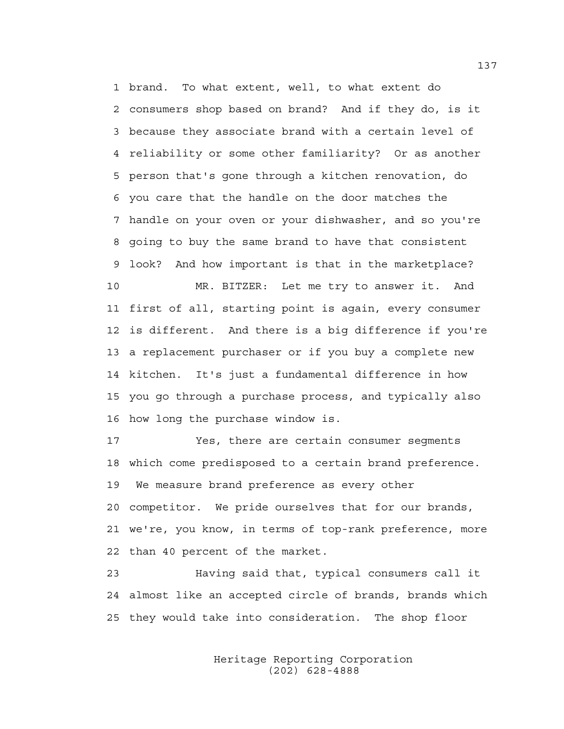1 brand. To what extent, well, to what extent do
2 consumers shop based on brand? And if they do, is it
3 because they associate brand with a certain level of
4 reliability or some other familiarity? Or as another
5 person that's gone through a kitchen renovation, do
6 you care that the handle on the door matches the
7 handle on your oven or your dishwasher, and so you're
8 going to buy the same brand to have that consistent
9 look? And how important is that in the marketplace?

10 MR. BITZER: Let me try to answer it. And
11 first of all, starting point is again, every consumer
12 is different. And there is a big difference if you're
13 a replacement purchaser or if you buy a complete new
14 kitchen. It's just a fundamental difference in how
15 you go through a purchase process, and typically also
16 how long the purchase window is.

17 Yes, there are certain consumer segments
18 which come predisposed to a certain brand preference.
19 We measure brand preference as every other
20 competitor. We pride ourselves that for our brands,
21 we're, you know, in terms of top-rank preference, more
22 than 40 percent of the market.

23 Having said that, typical consumers call it
24 almost like an accepted circle of brands, brands which
25 they would take into consideration. The shop floor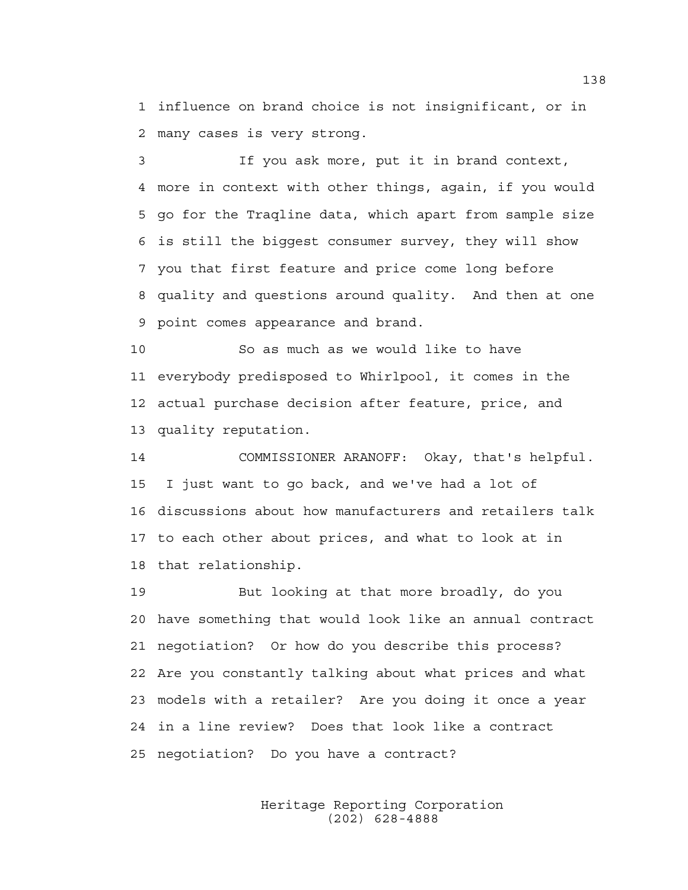influence on brand choice is not insignificant, or in many cases is very strong.

If you ask more, put it in brand context, more in context with other things, again, if you would go for the Traqline data, which apart from sample size is still the biggest consumer survey, they will show you that first feature and price come long before quality and questions around quality. And then at one point comes appearance and brand.

So as much as we would like to have everybody predisposed to Whirlpool, it comes in the actual purchase decision after feature, price, and quality reputation.

COMMISSIONER ARANOFF: Okay, that's helpful. I just want to go back, and we've had a lot of discussions about how manufacturers and retailers talk to each other about prices, and what to look at in that relationship.

But looking at that more broadly, do you have something that would look like an annual contract negotiation? Or how do you describe this process? Are you constantly talking about what prices and what models with a retailer? Are you doing it once a year in a line review? Does that look like a contract negotiation? Do you have a contract?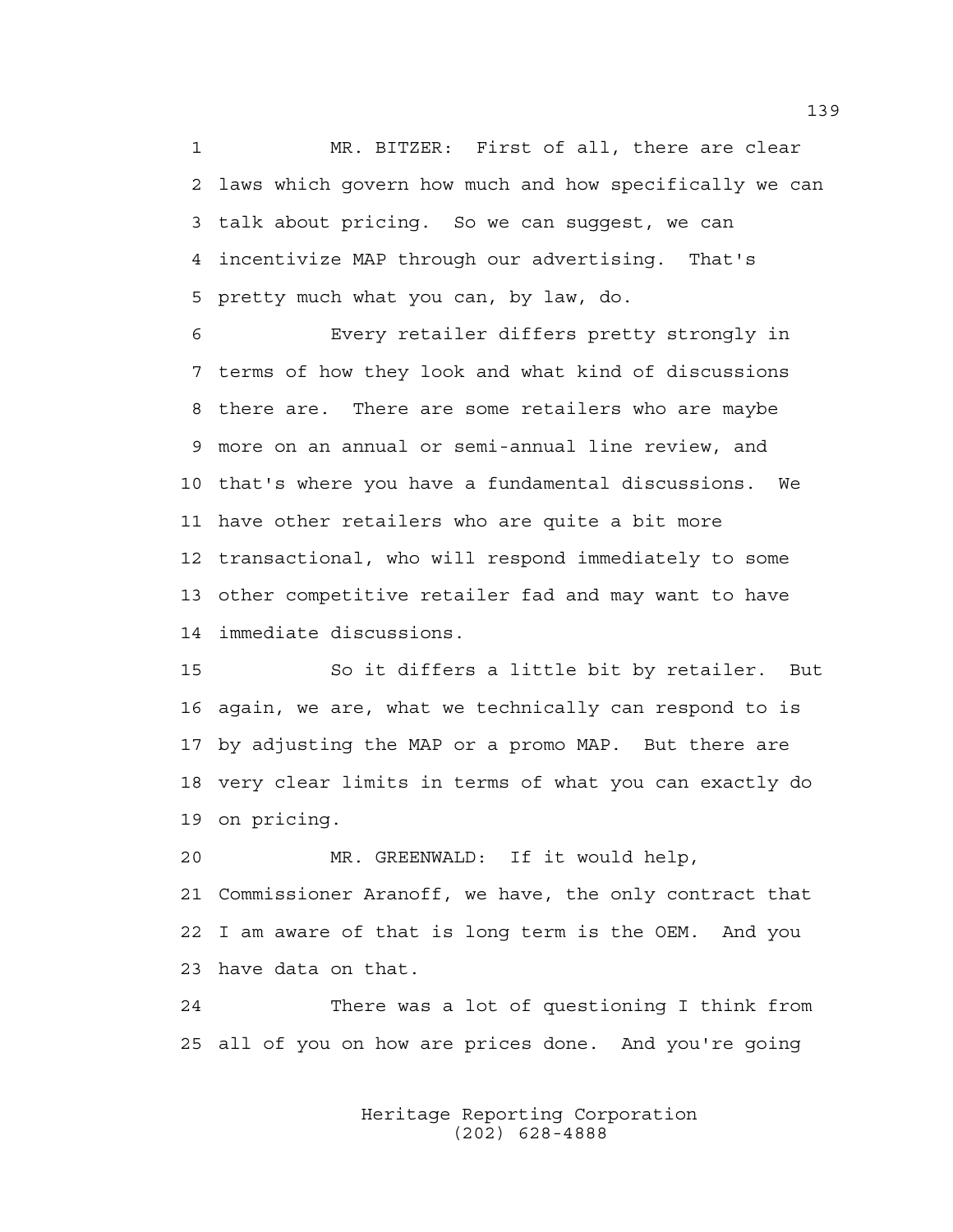MR. BITZER: First of all, there are clear laws which govern how much and how specifically we can talk about pricing. So we can suggest, we can incentivize MAP through our advertising. That's pretty much what you can, by law, do.

Every retailer differs pretty strongly in terms of how they look and what kind of discussions there are. There are some retailers who are maybe more on an annual or semi-annual line review, and that's where you have a fundamental discussions. We have other retailers who are quite a bit more transactional, who will respond immediately to some other competitive retailer fad and may want to have immediate discussions.

So it differs a little bit by retailer. But again, we are, what we technically can respond to is by adjusting the MAP or a promo MAP. But there are very clear limits in terms of what you can exactly do on pricing.

MR. GREENWALD: If it would help, Commissioner Aranoff, we have, the only contract that I am aware of that is long term is the OEM. And you have data on that.

There was a lot of questioning I think from all of you on how are prices done. And you're going

Heritage Reporting Corporation
(202) 628-4888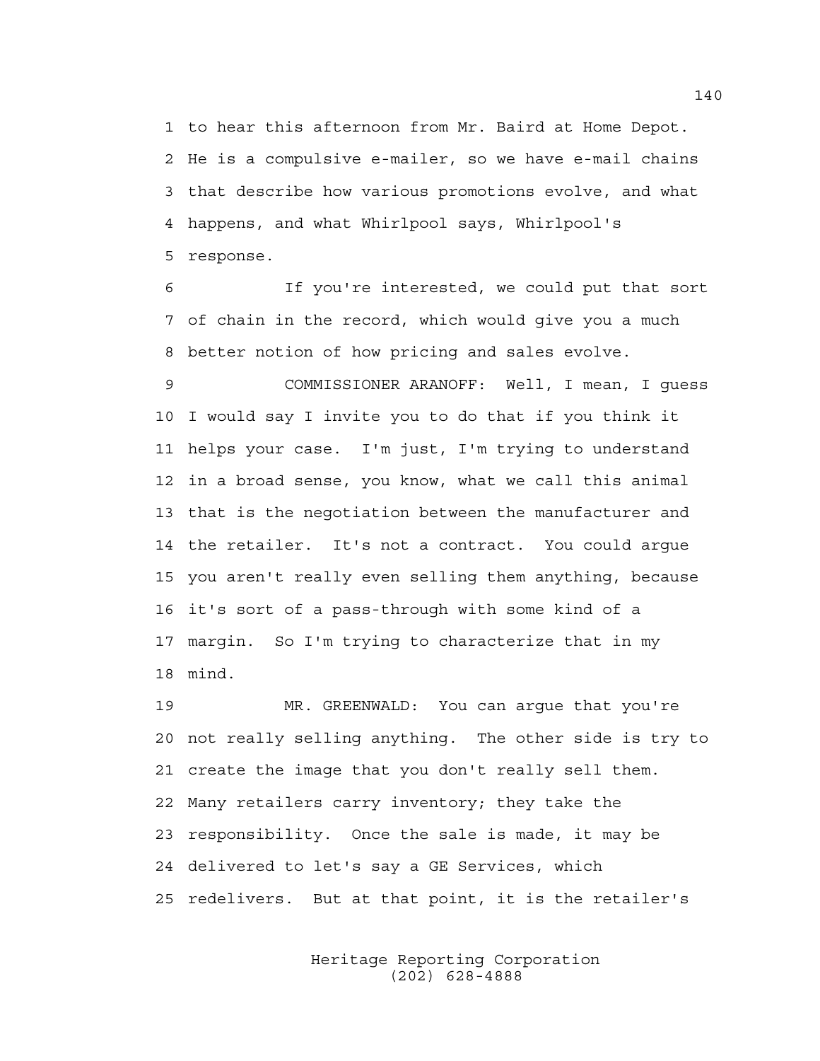1 to hear this afternoon from Mr. Baird at Home Depot.
2 He is a compulsive e-mailer, so we have e-mail chains
3 that describe how various promotions evolve, and what
4 happens, and what Whirlpool says, Whirlpool's
5 response.

6 If you're interested, we could put that sort
7 of chain in the record, which would give you a much
8 better notion of how pricing and sales evolve.

9 COMMISSIONER ARANOFF: Well, I mean, I guess
10 I would say I invite you to do that if you think it
11 helps your case. I'm just, I'm trying to understand
12 in a broad sense, you know, what we call this animal
13 that is the negotiation between the manufacturer and
14 the retailer. It's not a contract. You could argue
15 you aren't really even selling them anything, because
16 it's sort of a pass-through with some kind of a
17 margin. So I'm trying to characterize that in my
18 mind.

19 MR. GREENWALD: You can argue that you're
20 not really selling anything. The other side is try to
21 create the image that you don't really sell them.
22 Many retailers carry inventory; they take the
23 responsibility. Once the sale is made, it may be
24 delivered to let's say a GE Services, which
25 redelivers. But at that point, it is the retailer's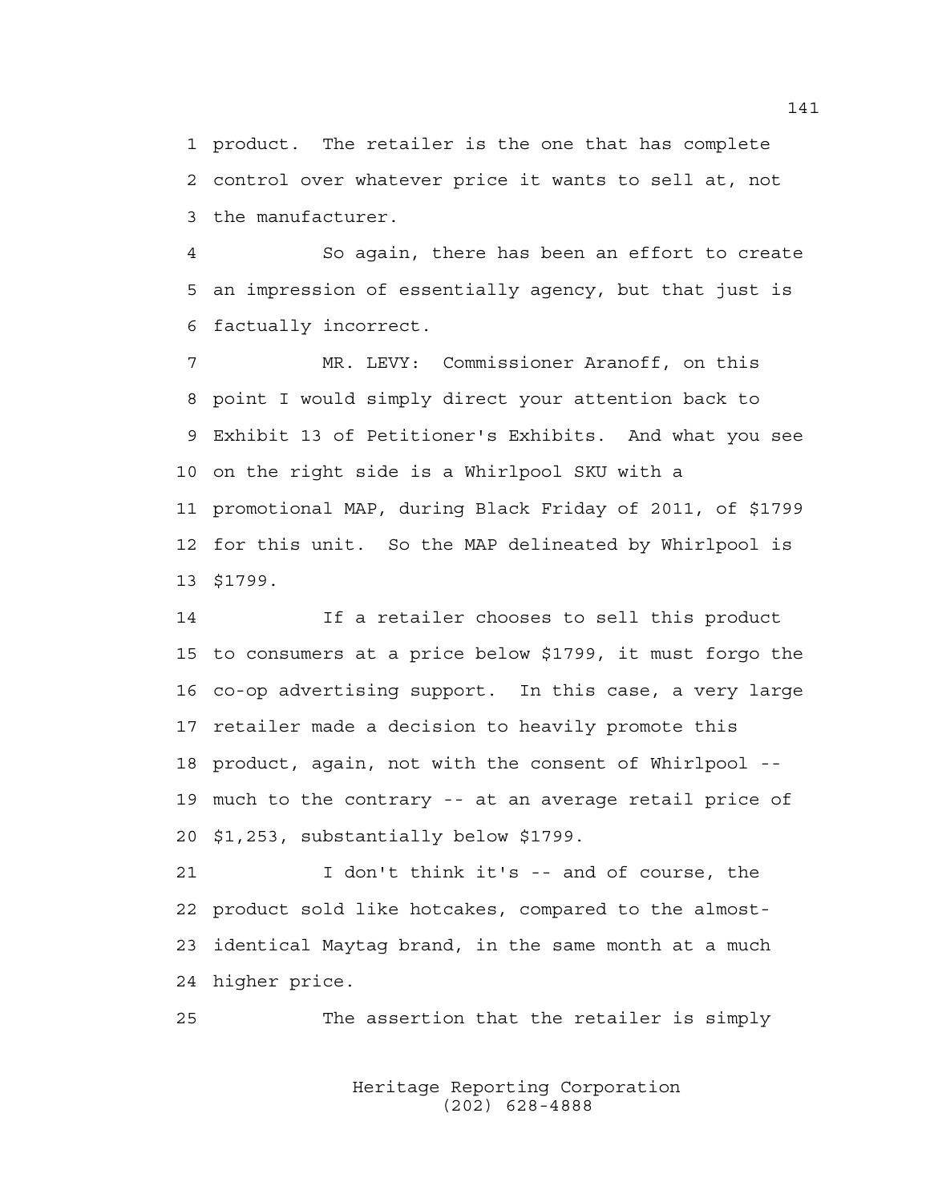product. The retailer is the one that has complete control over whatever price it wants to sell at, not the manufacturer.

So again, there has been an effort to create an impression of essentially agency, but that just is factually incorrect.

MR. LEVY: Commissioner Aranoff, on this point I would simply direct your attention back to Exhibit 13 of Petitioner's Exhibits. And what you see on the right side is a Whirlpool SKU with a promotional MAP, during Black Friday of 2011, of $1799 for this unit. So the MAP delineated by Whirlpool is $1799.

If a retailer chooses to sell this product to consumers at a price below $1799, it must forgo the co-op advertising support. In this case, a very large retailer made a decision to heavily promote this product, again, not with the consent of Whirlpool -- much to the contrary -- at an average retail price of $1,253, substantially below $1799.

I don't think it's -- and of course, the product sold like hotcakes, compared to the almost-identical Maytag brand, in the same month at a much higher price.

The assertion that the retailer is simply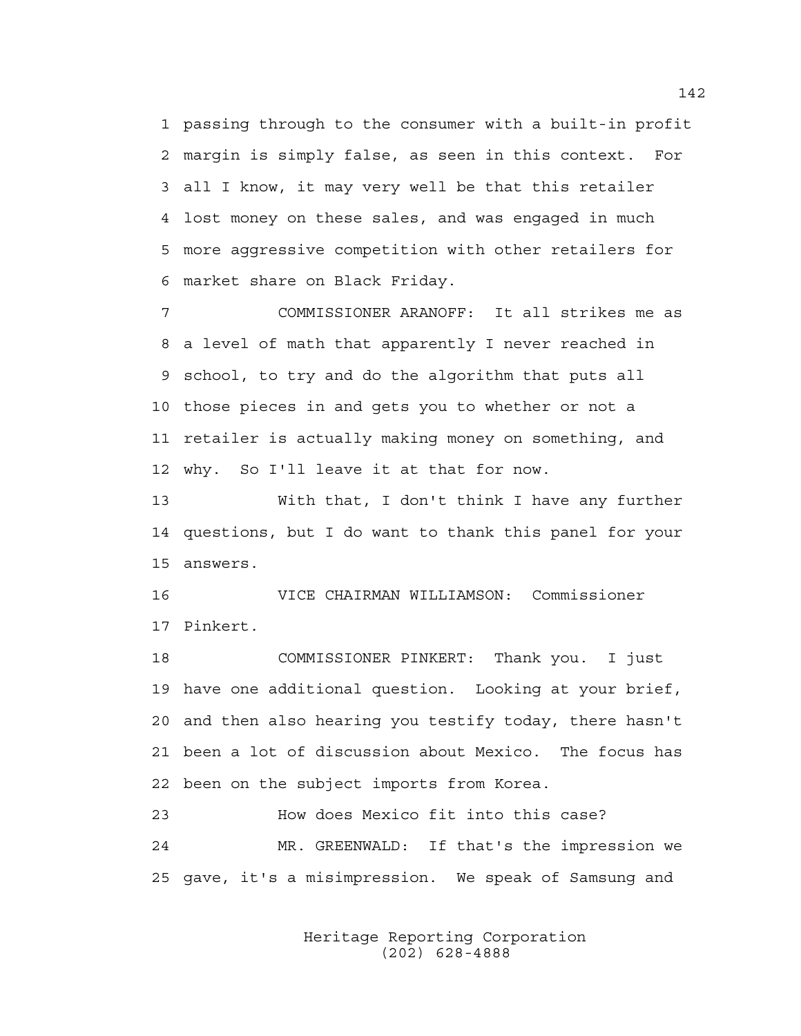passing through to the consumer with a built-in profit margin is simply false, as seen in this context. For all I know, it may very well be that this retailer lost money on these sales, and was engaged in much more aggressive competition with other retailers for market share on Black Friday.

COMMISSIONER ARANOFF: It all strikes me as a level of math that apparently I never reached in school, to try and do the algorithm that puts all those pieces in and gets you to whether or not a retailer is actually making money on something, and why. So I'll leave it at that for now.

With that, I don't think I have any further questions, but I do want to thank this panel for your answers.

VICE CHAIRMAN WILLIAMSON: Commissioner Pinkert.

COMMISSIONER PINKERT: Thank you. I just have one additional question. Looking at your brief, and then also hearing you testify today, there hasn't been a lot of discussion about Mexico. The focus has been on the subject imports from Korea.

How does Mexico fit into this case?

MR. GREENWALD: If that's the impression we gave, it's a misimpression. We speak of Samsung and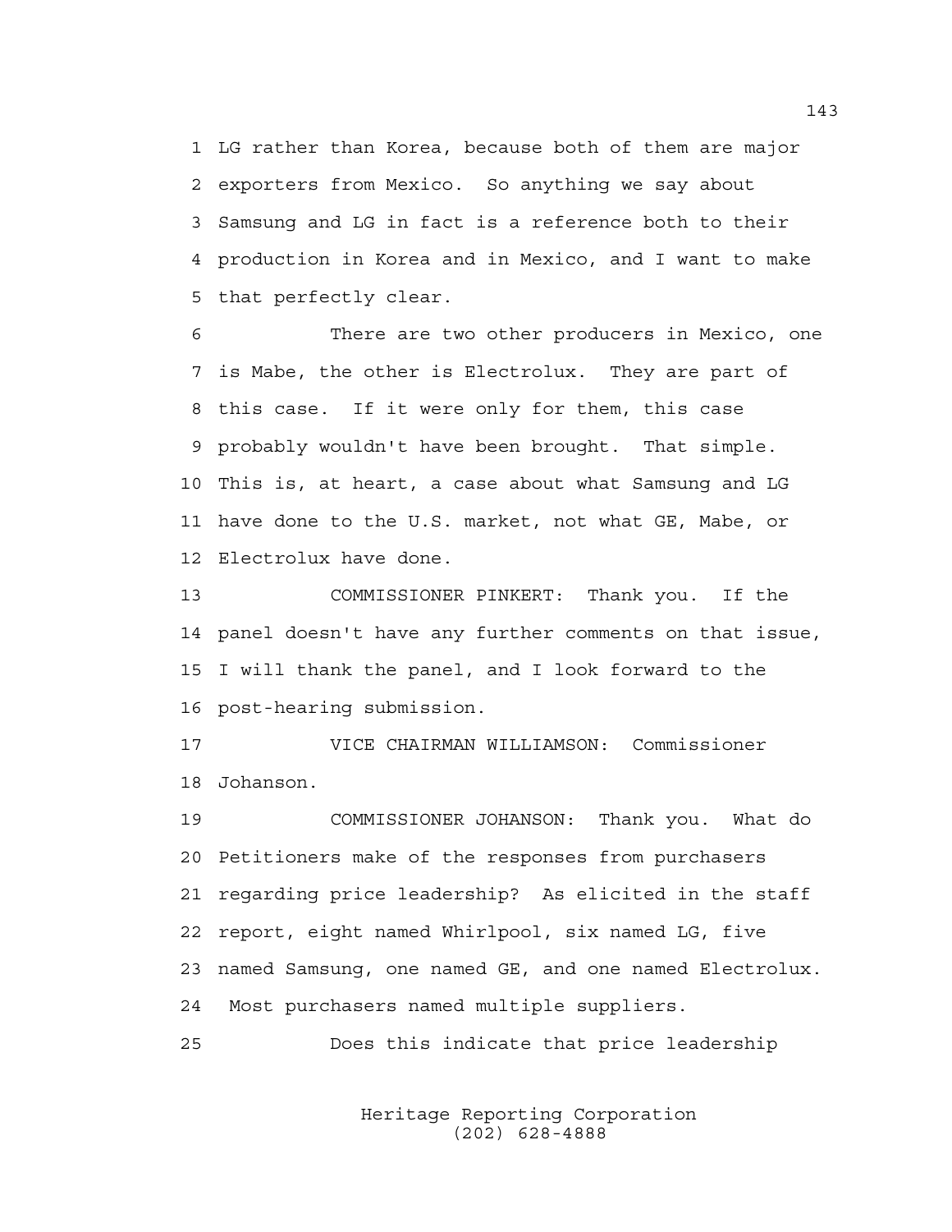LG rather than Korea, because both of them are major exporters from Mexico. So anything we say about Samsung and LG in fact is a reference both to their production in Korea and in Mexico, and I want to make that perfectly clear.

There are two other producers in Mexico, one is Mabe, the other is Electrolux. They are part of this case. If it were only for them, this case probably wouldn't have been brought. That simple. This is, at heart, a case about what Samsung and LG have done to the U.S. market, not what GE, Mabe, or Electrolux have done.

COMMISSIONER PINKERT: Thank you. If the panel doesn't have any further comments on that issue, I will thank the panel, and I look forward to the post-hearing submission.

VICE CHAIRMAN WILLIAMSON: Commissioner Johanson.

COMMISSIONER JOHANSON: Thank you. What do Petitioners make of the responses from purchasers regarding price leadership? As elicited in the staff report, eight named Whirlpool, six named LG, five named Samsung, one named GE, and one named Electrolux. Most purchasers named multiple suppliers.

Does this indicate that price leadership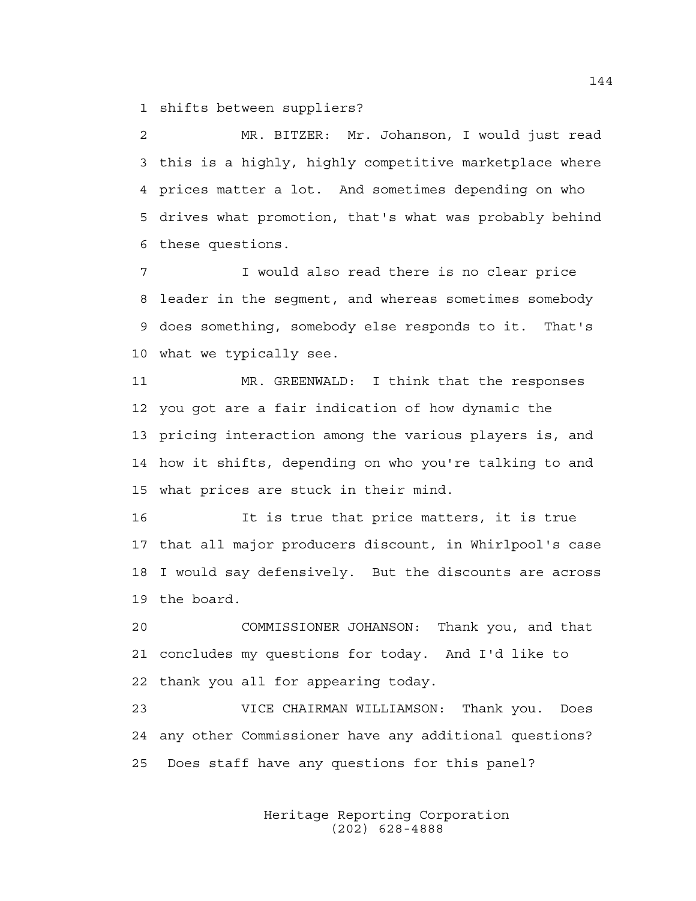shifts between suppliers?

MR. BITZER: Mr. Johanson, I would just read this is a highly, highly competitive marketplace where prices matter a lot. And sometimes depending on who drives what promotion, that's what was probably behind these questions.

I would also read there is no clear price leader in the segment, and whereas sometimes somebody does something, somebody else responds to it. That's what we typically see.

MR. GREENWALD: I think that the responses you got are a fair indication of how dynamic the pricing interaction among the various players is, and how it shifts, depending on who you're talking to and what prices are stuck in their mind.

It is true that price matters, it is true that all major producers discount, in Whirlpool's case I would say defensively. But the discounts are across the board.

COMMISSIONER JOHANSON: Thank you, and that concludes my questions for today. And I'd like to thank you all for appearing today.

VICE CHAIRMAN WILLIAMSON: Thank you. Does any other Commissioner have any additional questions? Does staff have any questions for this panel?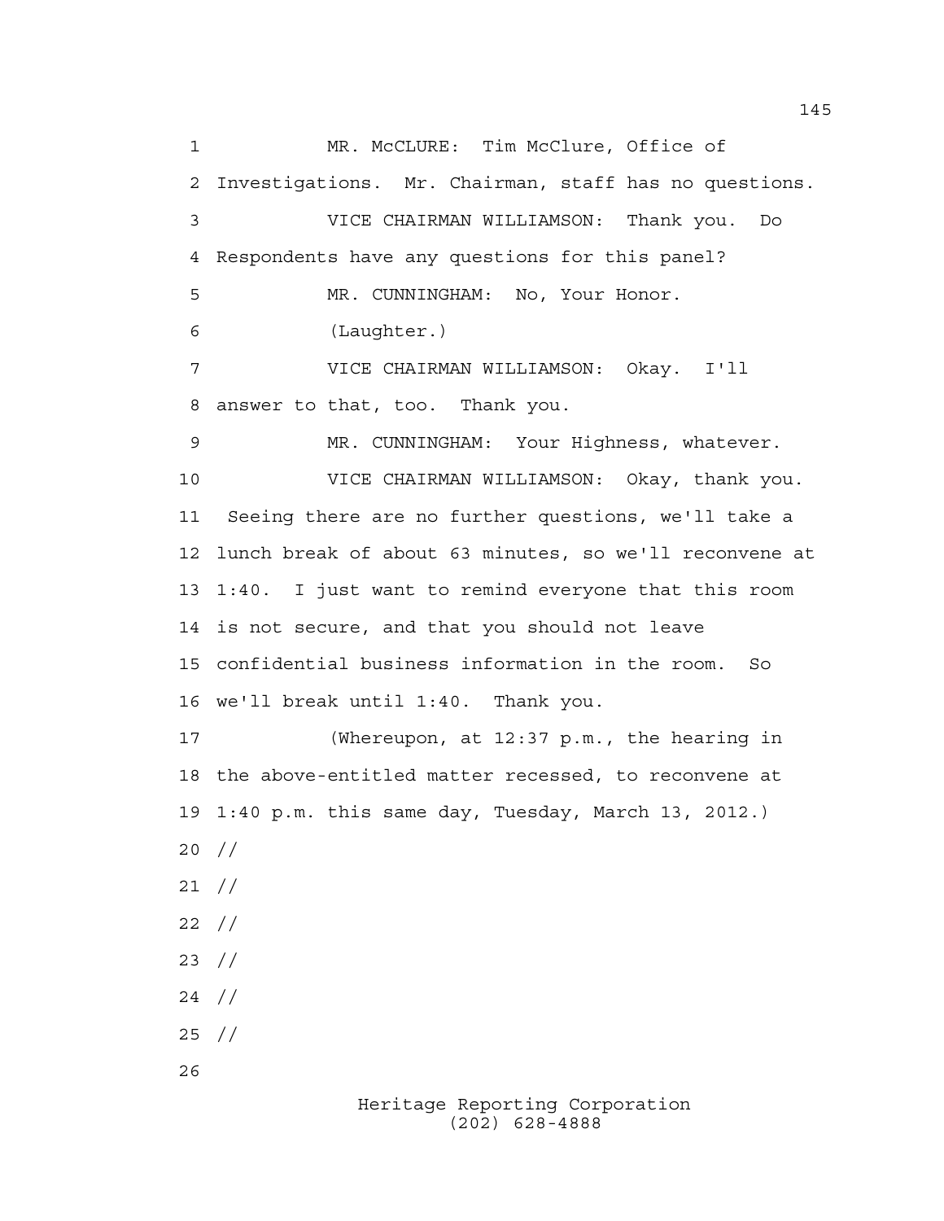MR. McCLURE: Tim McClure, Office of Investigations. Mr. Chairman, staff has no questions.

VICE CHAIRMAN WILLIAMSON: Thank you. Do Respondents have any questions for this panel?

MR. CUNNINGHAM: No, Your Honor.

(Laughter.)

VICE CHAIRMAN WILLIAMSON: Okay. I'll answer to that, too. Thank you.

MR. CUNNINGHAM: Your Highness, whatever.

VICE CHAIRMAN WILLIAMSON: Okay, thank you. Seeing there are no further questions, we'll take a lunch break of about 63 minutes, so we'll reconvene at 1:40. I just want to remind everyone that this room is not secure, and that you should not leave confidential business information in the room. So we'll break until 1:40. Thank you.

(Whereupon, at 12:37 p.m., the hearing in the above-entitled matter recessed, to reconvene at 1:40 p.m. this same day, Tuesday, March 13, 2012.)

//

//

//

//

//

//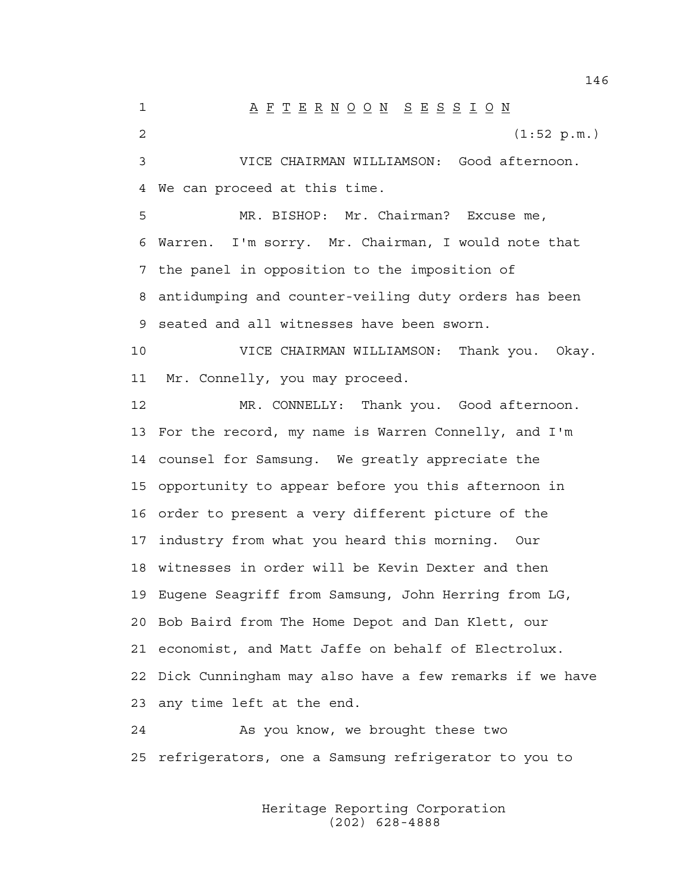A F T E R N O O N   S E S S I O N

(1:52 p.m.)

VICE CHAIRMAN WILLIAMSON: Good afternoon. We can proceed at this time.

MR. BISHOP: Mr. Chairman? Excuse me, Warren. I'm sorry. Mr. Chairman, I would note that the panel in opposition to the imposition of antidumping and counter-veiling duty orders has been seated and all witnesses have been sworn.

VICE CHAIRMAN WILLIAMSON: Thank you. Okay. Mr. Connelly, you may proceed.

MR. CONNELLY: Thank you. Good afternoon. For the record, my name is Warren Connelly, and I'm counsel for Samsung. We greatly appreciate the opportunity to appear before you this afternoon in order to present a very different picture of the industry from what you heard this morning. Our witnesses in order will be Kevin Dexter and then Eugene Seagriff from Samsung, John Herring from LG, Bob Baird from The Home Depot and Dan Klett, our economist, and Matt Jaffe on behalf of Electrolux. Dick Cunningham may also have a few remarks if we have any time left at the end.

As you know, we brought these two refrigerators, one a Samsung refrigerator to you to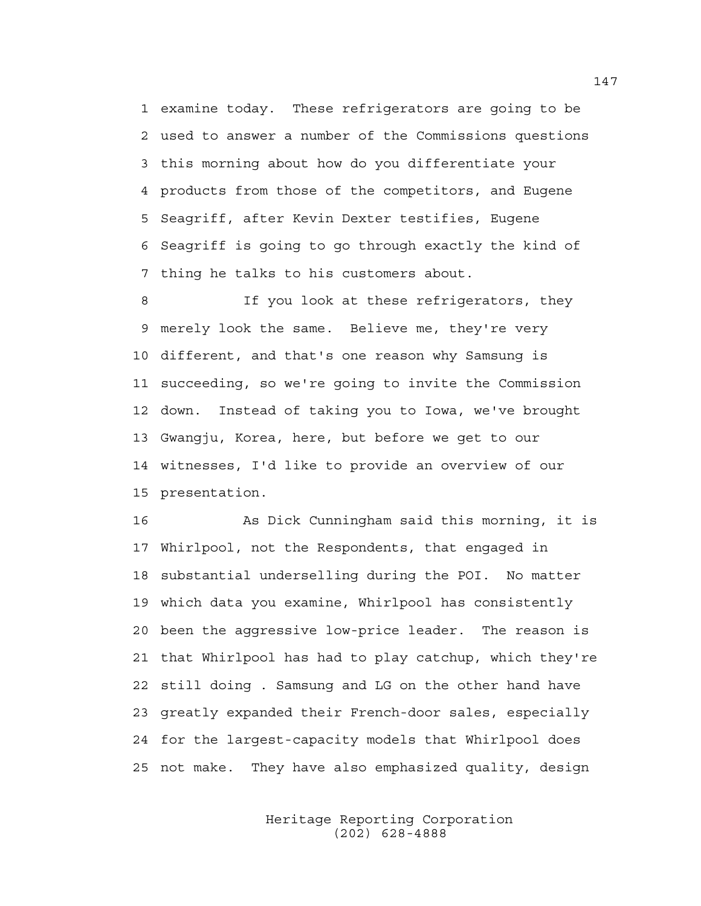1 examine today. These refrigerators are going to be
2 used to answer a number of the Commissions questions
3 this morning about how do you differentiate your
4 products from those of the competitors, and Eugene
5 Seagriff, after Kevin Dexter testifies, Eugene
6 Seagriff is going to go through exactly the kind of
7 thing he talks to his customers about.

8 If you look at these refrigerators, they
9 merely look the same. Believe me, they're very
10 different, and that's one reason why Samsung is
11 succeeding, so we're going to invite the Commission
12 down. Instead of taking you to Iowa, we've brought
13 Gwangju, Korea, here, but before we get to our
14 witnesses, I'd like to provide an overview of our
15 presentation.

16 As Dick Cunningham said this morning, it is
17 Whirlpool, not the Respondents, that engaged in
18 substantial underselling during the POI. No matter
19 which data you examine, Whirlpool has consistently
20 been the aggressive low-price leader. The reason is
21 that Whirlpool has had to play catchup, which they're
22 still doing . Samsung and LG on the other hand have
23 greatly expanded their French-door sales, especially
24 for the largest-capacity models that Whirlpool does
25 not make. They have also emphasized quality, design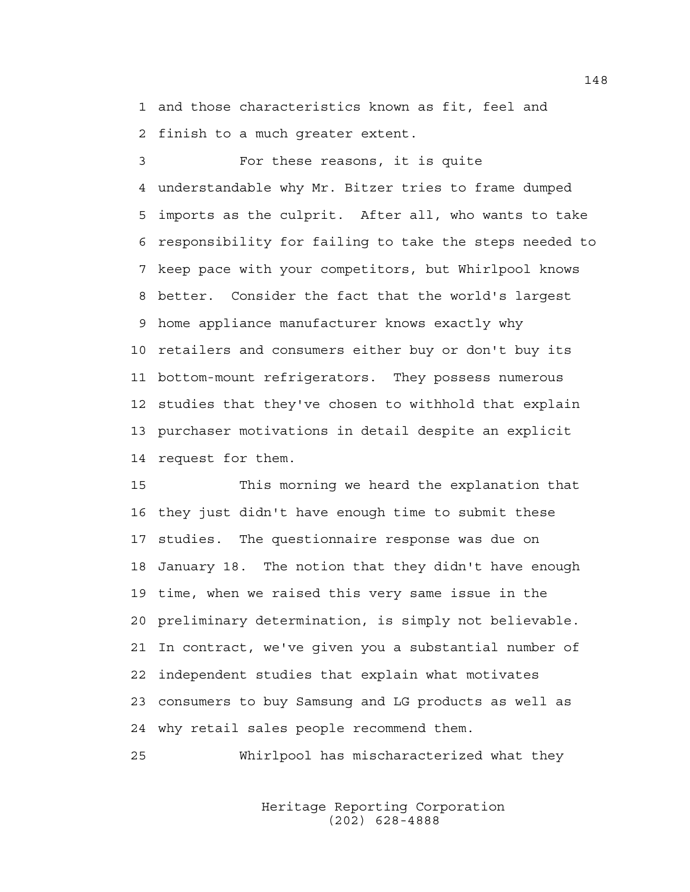and those characteristics known as fit, feel and finish to a much greater extent.

For these reasons, it is quite understandable why Mr. Bitzer tries to frame dumped imports as the culprit. After all, who wants to take responsibility for failing to take the steps needed to keep pace with your competitors, but Whirlpool knows better. Consider the fact that the world's largest home appliance manufacturer knows exactly why retailers and consumers either buy or don't buy its bottom-mount refrigerators. They possess numerous studies that they've chosen to withhold that explain purchaser motivations in detail despite an explicit request for them.

This morning we heard the explanation that they just didn't have enough time to submit these studies. The questionnaire response was due on January 18. The notion that they didn't have enough time, when we raised this very same issue in the preliminary determination, is simply not believable. In contract, we've given you a substantial number of independent studies that explain what motivates consumers to buy Samsung and LG products as well as why retail sales people recommend them.

Whirlpool has mischaracterized what they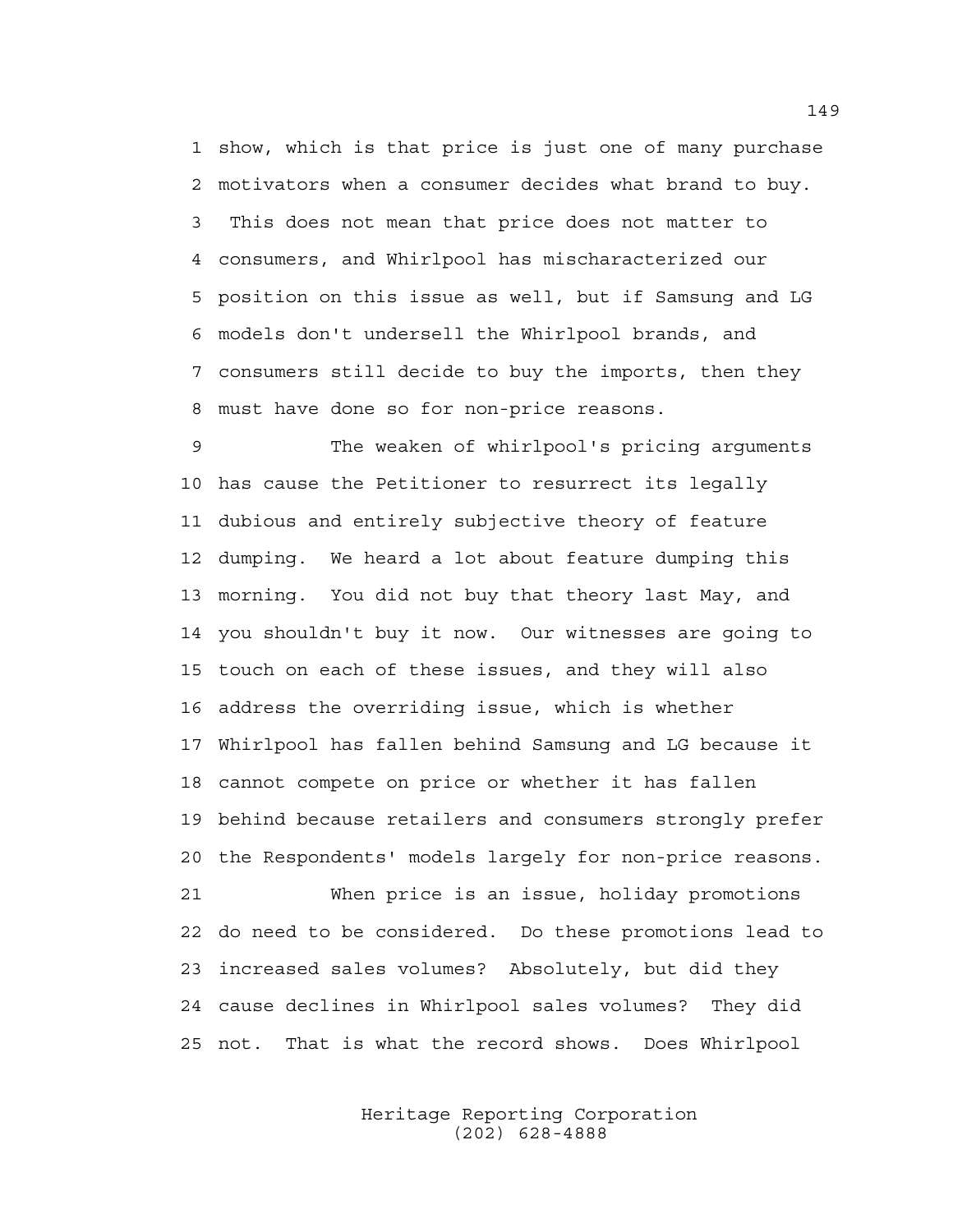1 show, which is that price is just one of many purchase
2 motivators when a consumer decides what brand to buy.
3 This does not mean that price does not matter to
4 consumers, and Whirlpool has mischaracterized our
5 position on this issue as well, but if Samsung and LG
6 models don't undersell the Whirlpool brands, and
7 consumers still decide to buy the imports, then they
8 must have done so for non-price reasons.

9 The weaken of whirlpool's pricing arguments
10 has cause the Petitioner to resurrect its legally
11 dubious and entirely subjective theory of feature
12 dumping. We heard a lot about feature dumping this
13 morning. You did not buy that theory last May, and
14 you shouldn't buy it now. Our witnesses are going to
15 touch on each of these issues, and they will also
16 address the overriding issue, which is whether
17 Whirlpool has fallen behind Samsung and LG because it
18 cannot compete on price or whether it has fallen
19 behind because retailers and consumers strongly prefer
20 the Respondents' models largely for non-price reasons.

21 When price is an issue, holiday promotions
22 do need to be considered. Do these promotions lead to
23 increased sales volumes? Absolutely, but did they
24 cause declines in Whirlpool sales volumes? They did
25 not. That is what the record shows. Does Whirlpool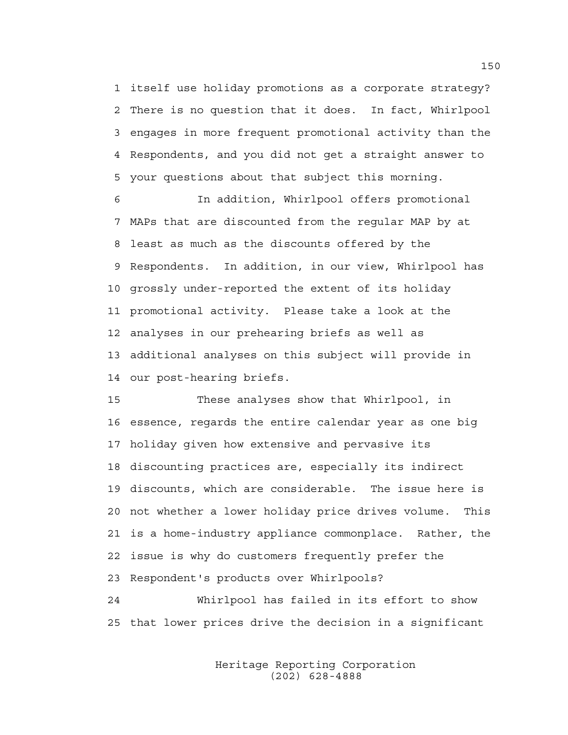itself use holiday promotions as a corporate strategy? There is no question that it does. In fact, Whirlpool engages in more frequent promotional activity than the Respondents, and you did not get a straight answer to your questions about that subject this morning.

In addition, Whirlpool offers promotional MAPs that are discounted from the regular MAP by at least as much as the discounts offered by the Respondents. In addition, in our view, Whirlpool has grossly under-reported the extent of its holiday promotional activity. Please take a look at the analyses in our prehearing briefs as well as additional analyses on this subject will provide in our post-hearing briefs.

These analyses show that Whirlpool, in essence, regards the entire calendar year as one big holiday given how extensive and pervasive its discounting practices are, especially its indirect discounts, which are considerable. The issue here is not whether a lower holiday price drives volume. This is a home-industry appliance commonplace. Rather, the issue is why do customers frequently prefer the Respondent's products over Whirlpools?

Whirlpool has failed in its effort to show that lower prices drive the decision in a significant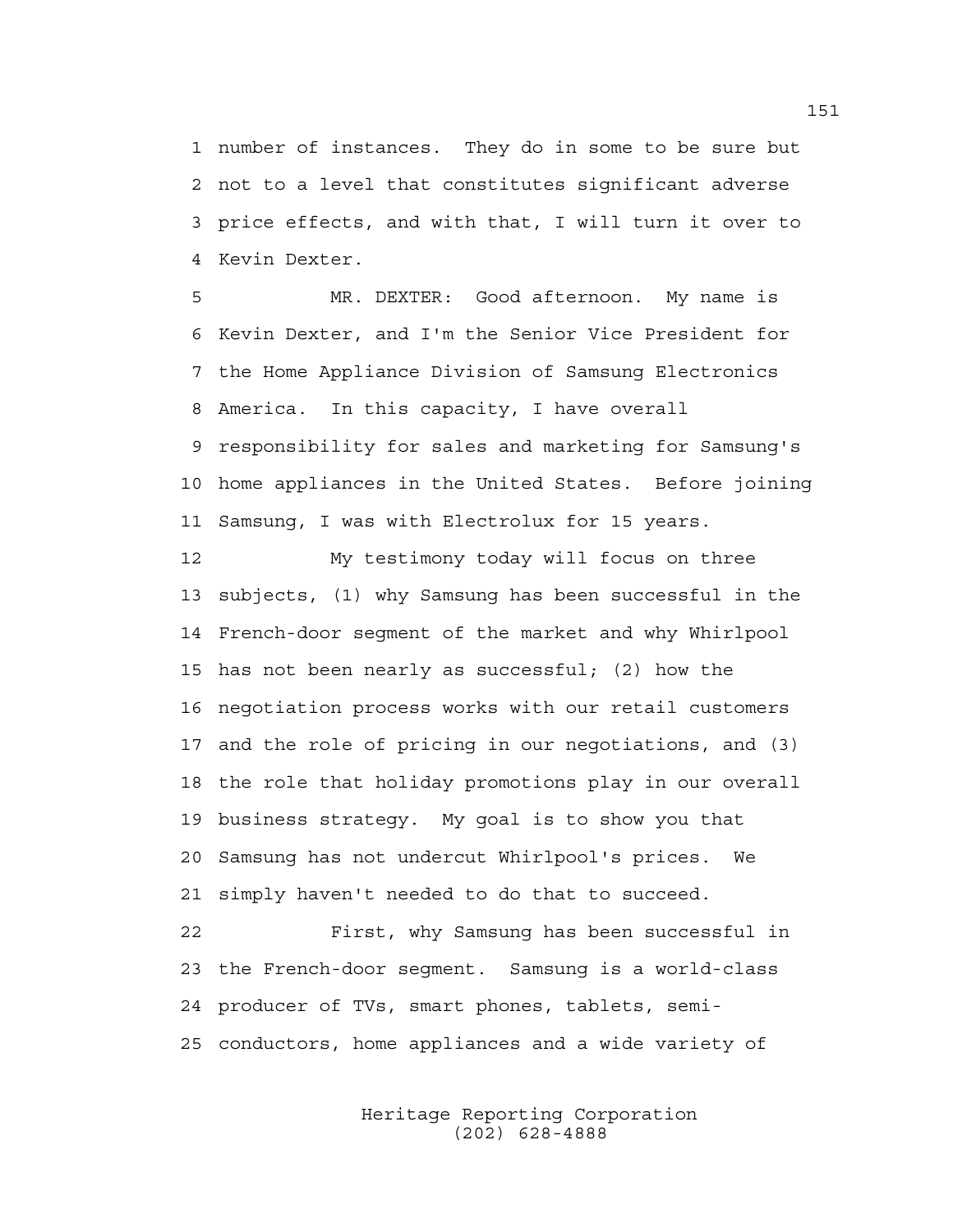number of instances. They do in some to be sure but not to a level that constitutes significant adverse price effects, and with that, I will turn it over to Kevin Dexter.

MR. DEXTER: Good afternoon. My name is Kevin Dexter, and I'm the Senior Vice President for the Home Appliance Division of Samsung Electronics America. In this capacity, I have overall responsibility for sales and marketing for Samsung's home appliances in the United States. Before joining Samsung, I was with Electrolux for 15 years.

My testimony today will focus on three subjects, (1) why Samsung has been successful in the French-door segment of the market and why Whirlpool has not been nearly as successful; (2) how the negotiation process works with our retail customers and the role of pricing in our negotiations, and (3) the role that holiday promotions play in our overall business strategy. My goal is to show you that Samsung has not undercut Whirlpool's prices. We simply haven't needed to do that to succeed.

First, why Samsung has been successful in the French-door segment. Samsung is a world-class producer of TVs, smart phones, tablets, semi-conductors, home appliances and a wide variety of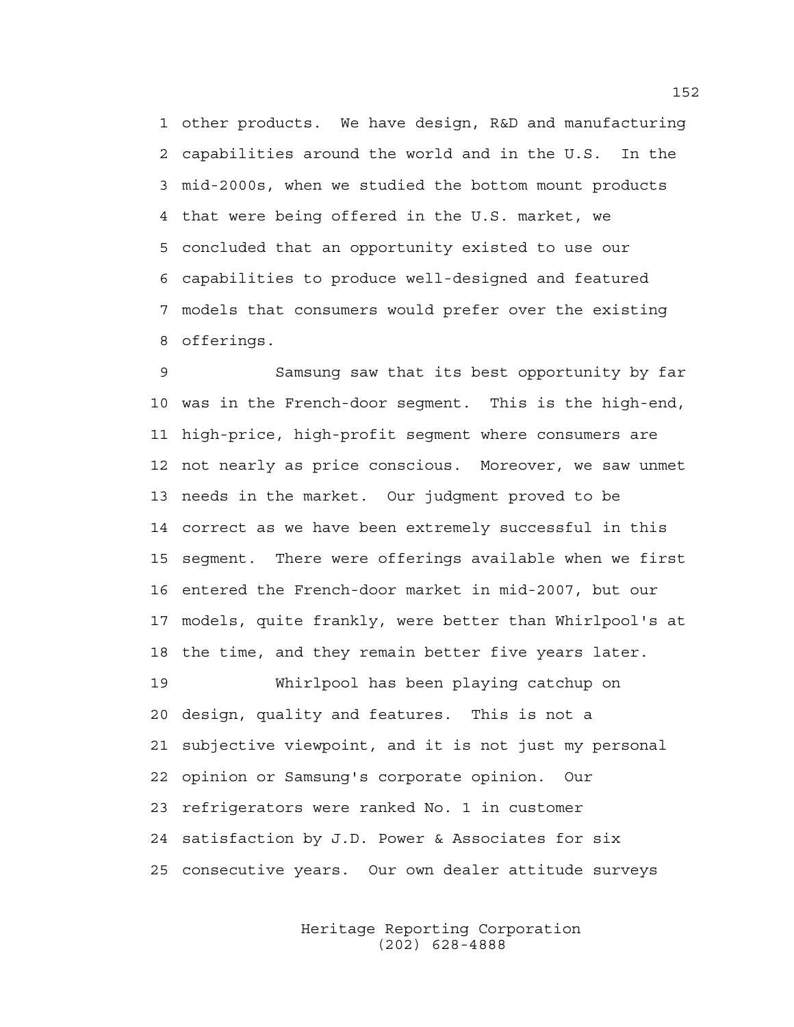other products. We have design, R&D and manufacturing capabilities around the world and in the U.S. In the mid-2000s, when we studied the bottom mount products that were being offered in the U.S. market, we concluded that an opportunity existed to use our capabilities to produce well-designed and featured models that consumers would prefer over the existing offerings.

Samsung saw that its best opportunity by far was in the French-door segment. This is the high-end, high-price, high-profit segment where consumers are not nearly as price conscious. Moreover, we saw unmet needs in the market. Our judgment proved to be correct as we have been extremely successful in this segment. There were offerings available when we first entered the French-door market in mid-2007, but our models, quite frankly, were better than Whirlpool's at the time, and they remain better five years later.

Whirlpool has been playing catchup on design, quality and features. This is not a subjective viewpoint, and it is not just my personal opinion or Samsung's corporate opinion. Our refrigerators were ranked No. 1 in customer satisfaction by J.D. Power & Associates for six consecutive years. Our own dealer attitude surveys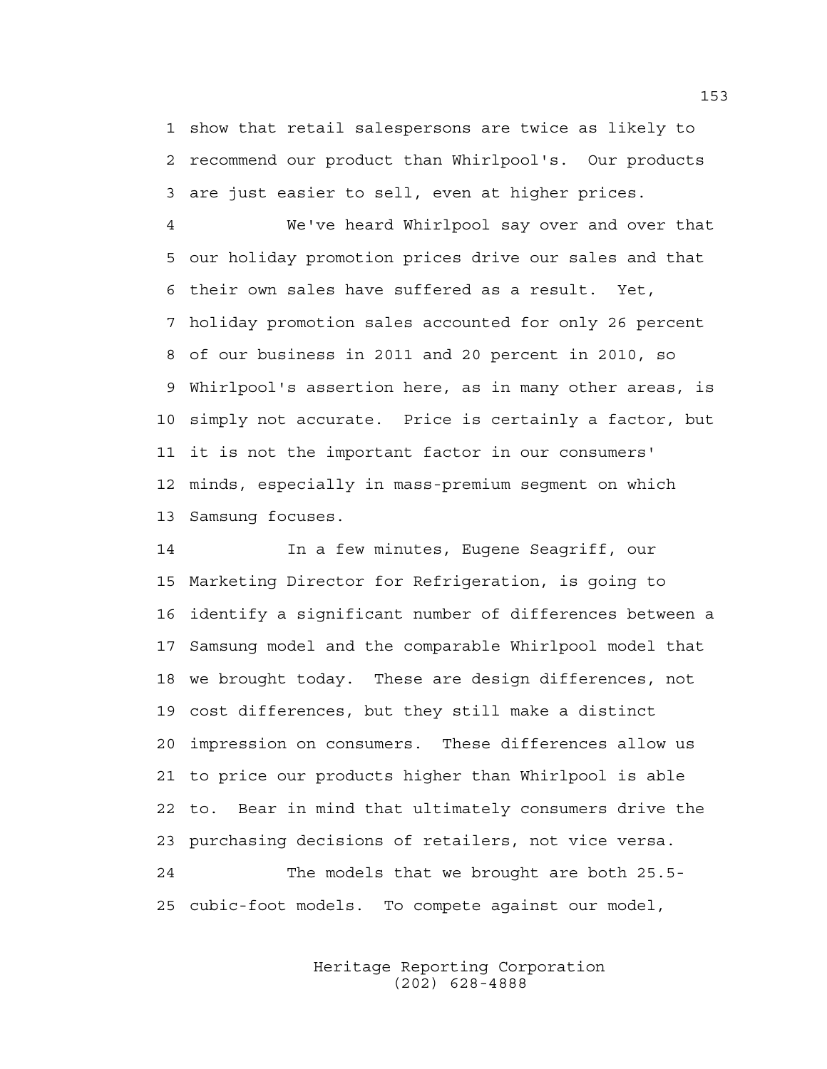show that retail salespersons are twice as likely to recommend our product than Whirlpool's. Our products are just easier to sell, even at higher prices.

We've heard Whirlpool say over and over that our holiday promotion prices drive our sales and that their own sales have suffered as a result. Yet, holiday promotion sales accounted for only 26 percent of our business in 2011 and 20 percent in 2010, so Whirlpool's assertion here, as in many other areas, is simply not accurate. Price is certainly a factor, but it is not the important factor in our consumers' minds, especially in mass-premium segment on which Samsung focuses.

In a few minutes, Eugene Seagriff, our Marketing Director for Refrigeration, is going to identify a significant number of differences between a Samsung model and the comparable Whirlpool model that we brought today. These are design differences, not cost differences, but they still make a distinct impression on consumers. These differences allow us to price our products higher than Whirlpool is able to. Bear in mind that ultimately consumers drive the purchasing decisions of retailers, not vice versa.

The models that we brought are both 25.5-cubic-foot models. To compete against our model,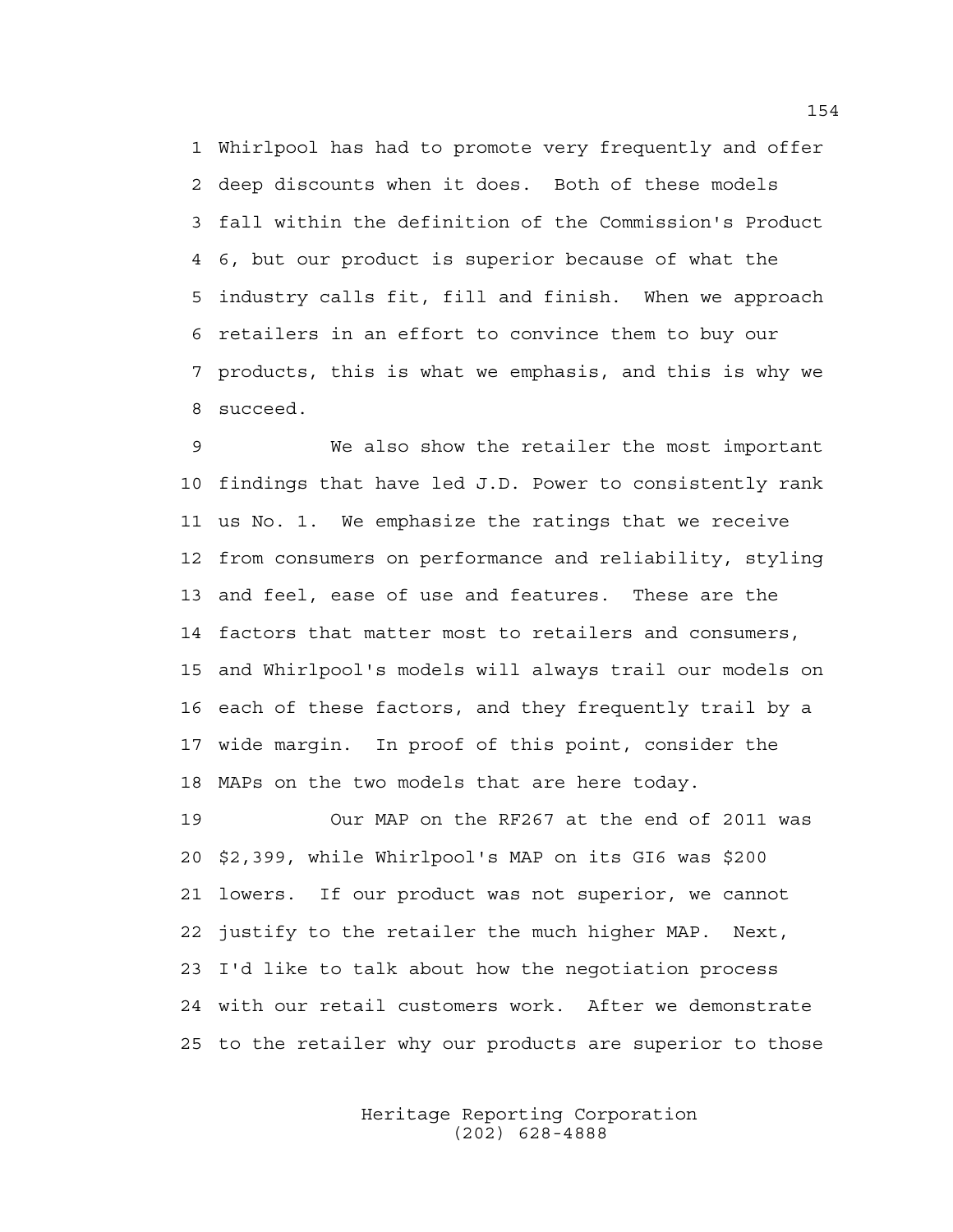1 Whirlpool has had to promote very frequently and offer
2 deep discounts when it does. Both of these models
3 fall within the definition of the Commission's Product
4 6, but our product is superior because of what the
5 industry calls fit, fill and finish. When we approach
6 retailers in an effort to convince them to buy our
7 products, this is what we emphasis, and this is why we
8 succeed.

9 We also show the retailer the most important
10 findings that have led J.D. Power to consistently rank
11 us No. 1. We emphasize the ratings that we receive
12 from consumers on performance and reliability, styling
13 and feel, ease of use and features. These are the
14 factors that matter most to retailers and consumers,
15 and Whirlpool's models will always trail our models on
16 each of these factors, and they frequently trail by a
17 wide margin. In proof of this point, consider the
18 MAPs on the two models that are here today.

19 Our MAP on the RF267 at the end of 2011 was
20 $2,399, while Whirlpool's MAP on its GI6 was $200
21 lowers. If our product was not superior, we cannot
22 justify to the retailer the much higher MAP. Next,
23 I'd like to talk about how the negotiation process
24 with our retail customers work. After we demonstrate
25 to the retailer why our products are superior to those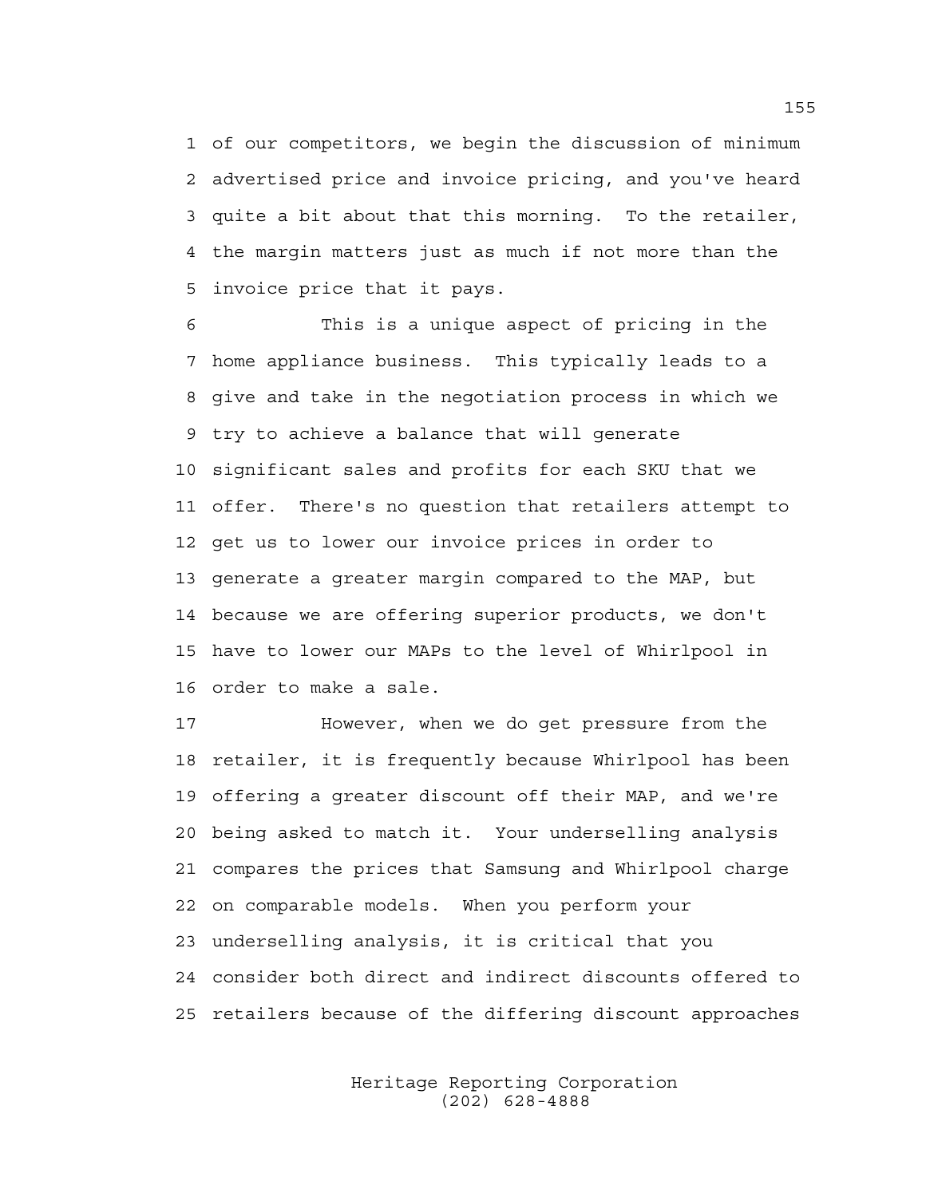of our competitors, we begin the discussion of minimum advertised price and invoice pricing, and you've heard quite a bit about that this morning. To the retailer, the margin matters just as much if not more than the invoice price that it pays.

This is a unique aspect of pricing in the home appliance business. This typically leads to a give and take in the negotiation process in which we try to achieve a balance that will generate significant sales and profits for each SKU that we offer. There's no question that retailers attempt to get us to lower our invoice prices in order to generate a greater margin compared to the MAP, but because we are offering superior products, we don't have to lower our MAPs to the level of Whirlpool in order to make a sale.

However, when we do get pressure from the retailer, it is frequently because Whirlpool has been offering a greater discount off their MAP, and we're being asked to match it. Your underselling analysis compares the prices that Samsung and Whirlpool charge on comparable models. When you perform your underselling analysis, it is critical that you consider both direct and indirect discounts offered to retailers because of the differing discount approaches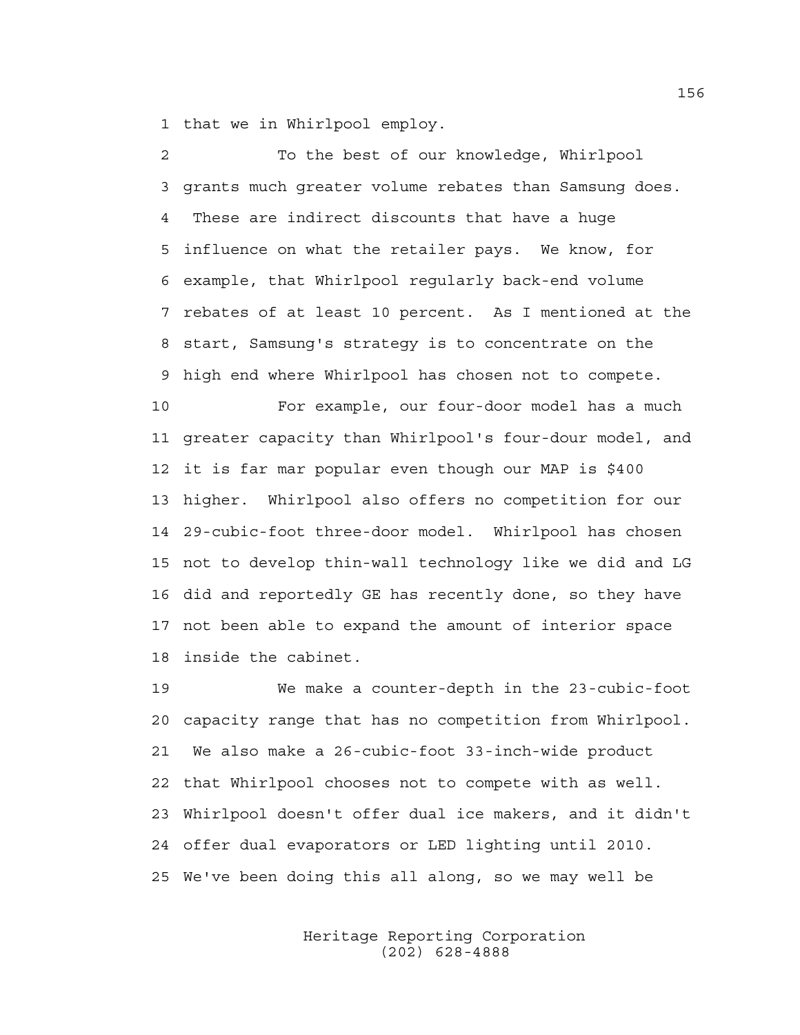that we in Whirlpool employ.

To the best of our knowledge, Whirlpool grants much greater volume rebates than Samsung does. These are indirect discounts that have a huge influence on what the retailer pays. We know, for example, that Whirlpool regularly back-end volume rebates of at least 10 percent. As I mentioned at the start, Samsung's strategy is to concentrate on the high end where Whirlpool has chosen not to compete.

For example, our four-door model has a much greater capacity than Whirlpool's four-dour model, and it is far mar popular even though our MAP is $400 higher. Whirlpool also offers no competition for our 29-cubic-foot three-door model. Whirlpool has chosen not to develop thin-wall technology like we did and LG did and reportedly GE has recently done, so they have not been able to expand the amount of interior space inside the cabinet.

We make a counter-depth in the 23-cubic-foot capacity range that has no competition from Whirlpool. We also make a 26-cubic-foot 33-inch-wide product that Whirlpool chooses not to compete with as well. Whirlpool doesn't offer dual ice makers, and it didn't offer dual evaporators or LED lighting until 2010. We've been doing this all along, so we may well be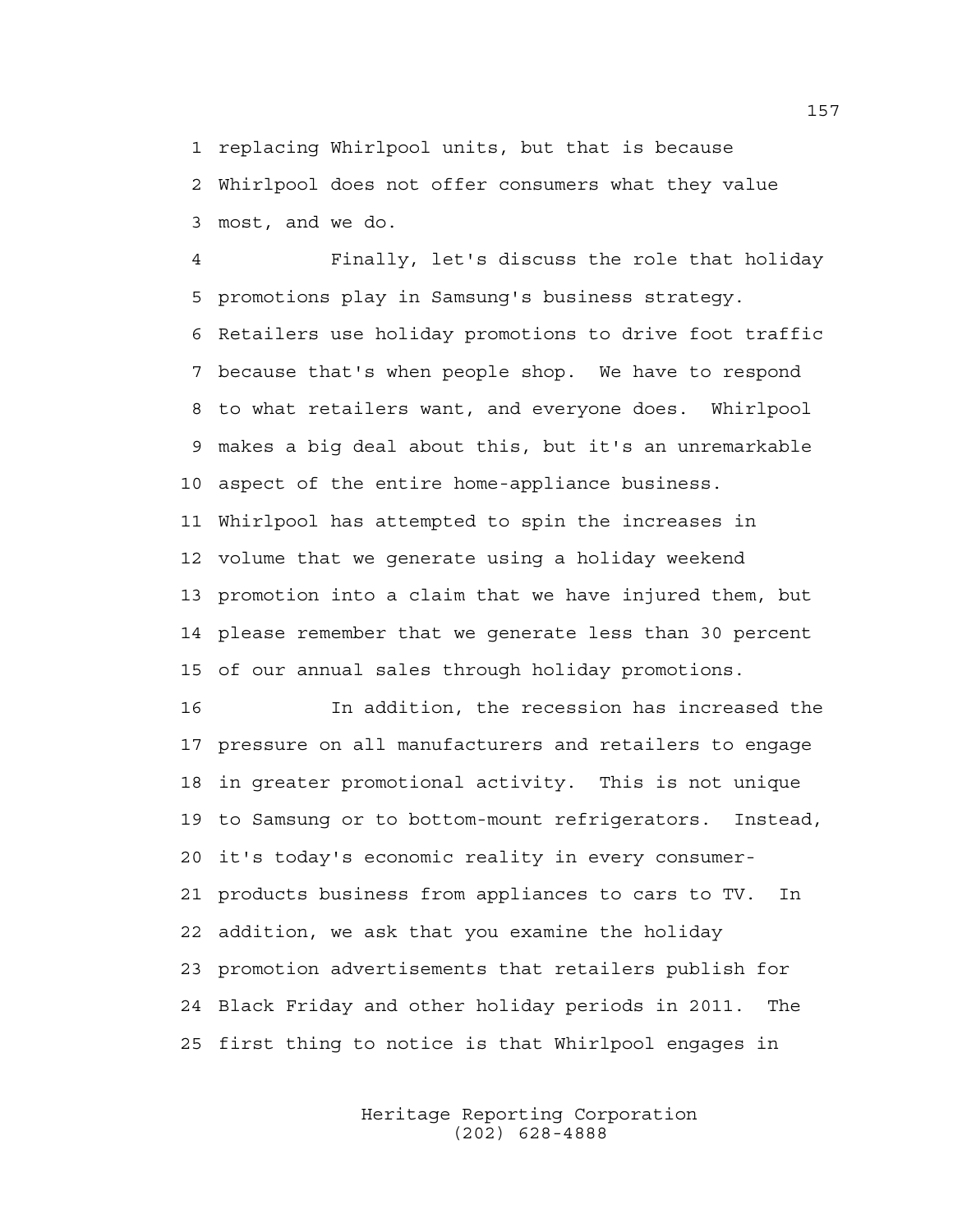replacing Whirlpool units, but that is because Whirlpool does not offer consumers what they value most, and we do.

Finally, let's discuss the role that holiday promotions play in Samsung's business strategy. Retailers use holiday promotions to drive foot traffic because that's when people shop. We have to respond to what retailers want, and everyone does. Whirlpool makes a big deal about this, but it's an unremarkable aspect of the entire home-appliance business. Whirlpool has attempted to spin the increases in volume that we generate using a holiday weekend promotion into a claim that we have injured them, but please remember that we generate less than 30 percent of our annual sales through holiday promotions.

In addition, the recession has increased the pressure on all manufacturers and retailers to engage in greater promotional activity. This is not unique to Samsung or to bottom-mount refrigerators. Instead, it's today's economic reality in every consumer-products business from appliances to cars to TV. In addition, we ask that you examine the holiday promotion advertisements that retailers publish for Black Friday and other holiday periods in 2011. The first thing to notice is that Whirlpool engages in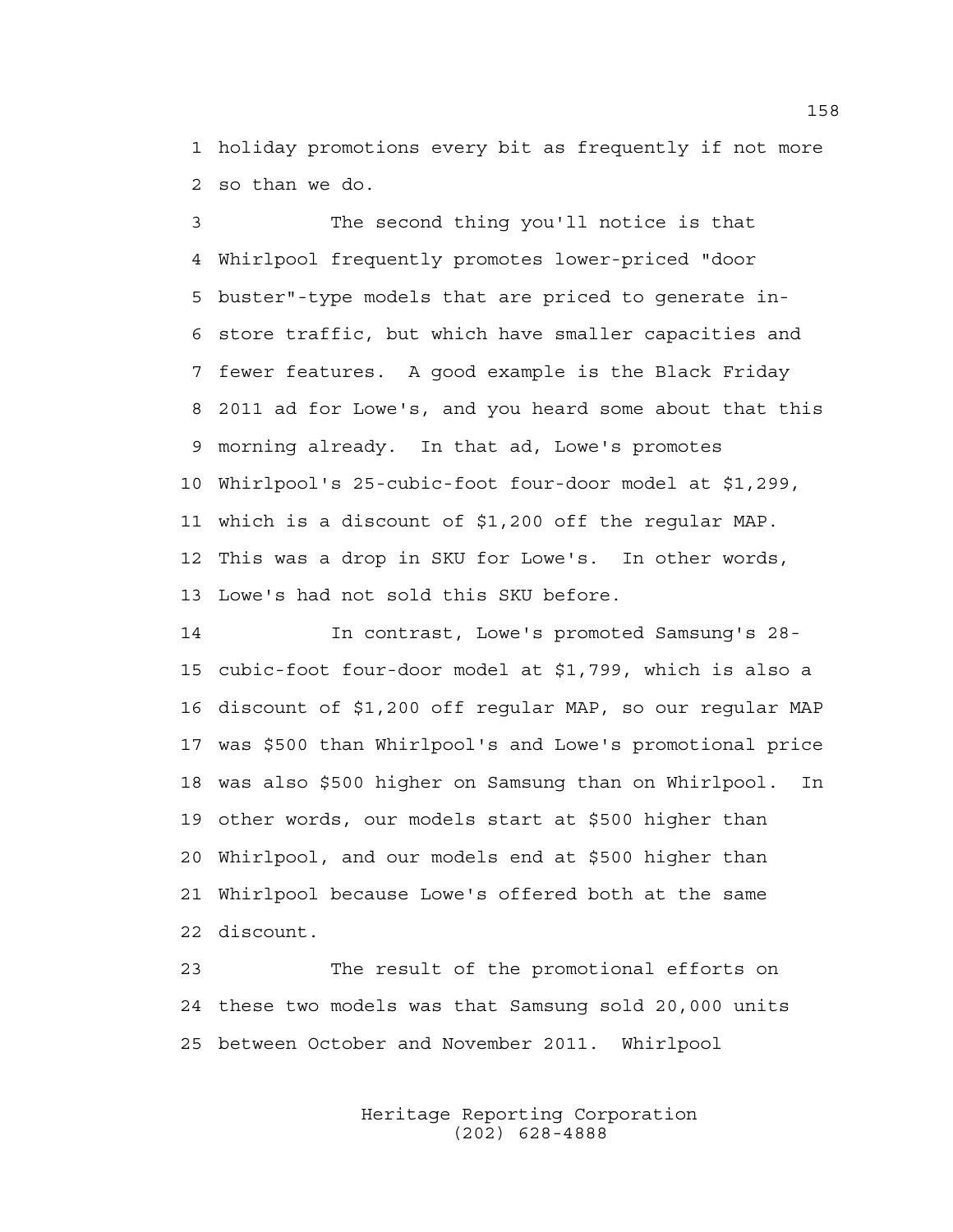holiday promotions every bit as frequently if not more so than we do.

The second thing you'll notice is that Whirlpool frequently promotes lower-priced "door buster"-type models that are priced to generate in-store traffic, but which have smaller capacities and fewer features. A good example is the Black Friday 2011 ad for Lowe's, and you heard some about that this morning already. In that ad, Lowe's promotes Whirlpool's 25-cubic-foot four-door model at $1,299, which is a discount of $1,200 off the regular MAP. This was a drop in SKU for Lowe's. In other words, Lowe's had not sold this SKU before.

In contrast, Lowe's promoted Samsung's 28-cubic-foot four-door model at $1,799, which is also a discount of $1,200 off regular MAP, so our regular MAP was $500 than Whirlpool's and Lowe's promotional price was also $500 higher on Samsung than on Whirlpool. In other words, our models start at $500 higher than Whirlpool, and our models end at $500 higher than Whirlpool because Lowe's offered both at the same discount.

The result of the promotional efforts on these two models was that Samsung sold 20,000 units between October and November 2011. Whirlpool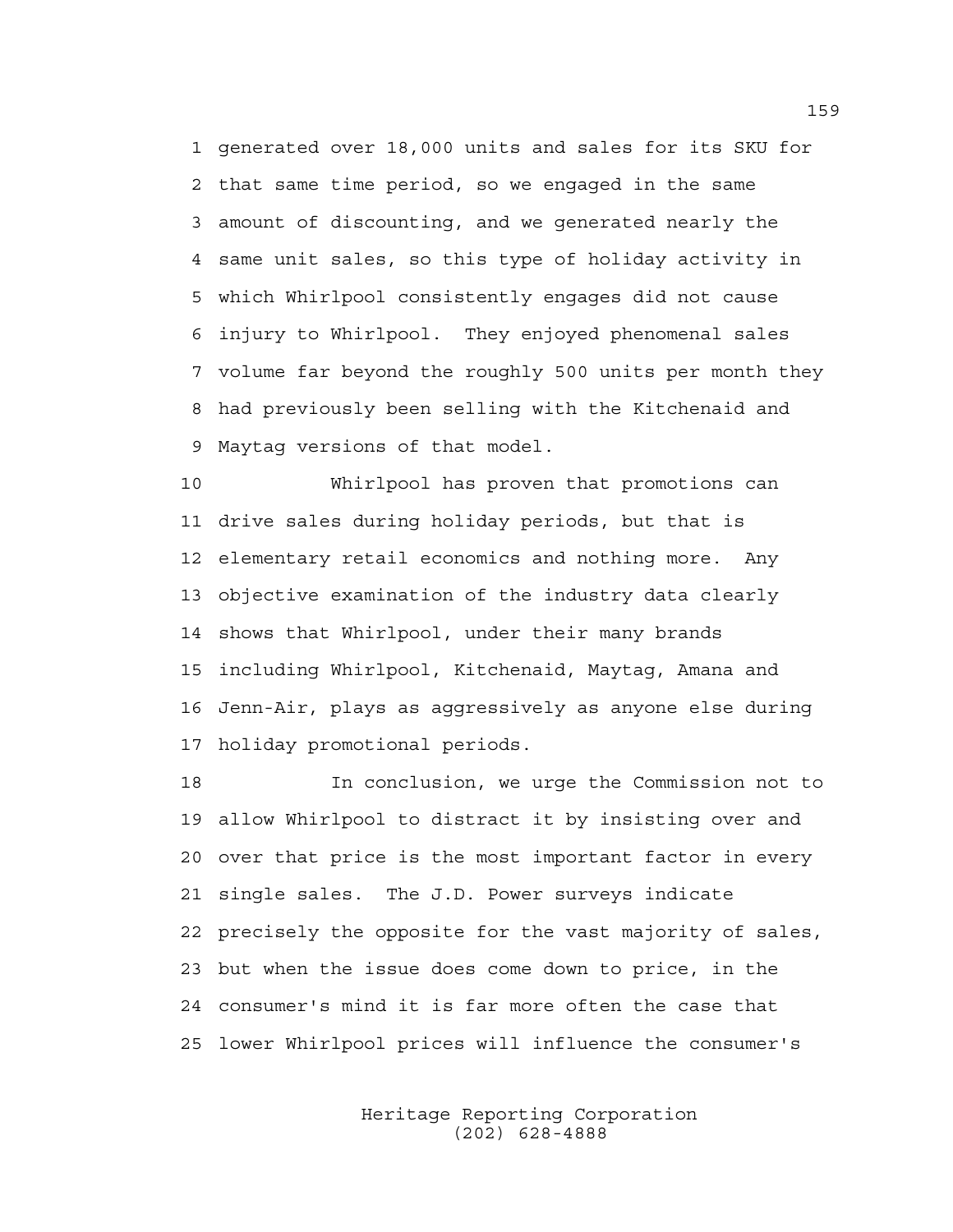generated over 18,000 units and sales for its SKU for that same time period, so we engaged in the same amount of discounting, and we generated nearly the same unit sales, so this type of holiday activity in which Whirlpool consistently engages did not cause injury to Whirlpool. They enjoyed phenomenal sales volume far beyond the roughly 500 units per month they had previously been selling with the Kitchenaid and Maytag versions of that model.

Whirlpool has proven that promotions can drive sales during holiday periods, but that is elementary retail economics and nothing more. Any objective examination of the industry data clearly shows that Whirlpool, under their many brands including Whirlpool, Kitchenaid, Maytag, Amana and Jenn-Air, plays as aggressively as anyone else during holiday promotional periods.

In conclusion, we urge the Commission not to allow Whirlpool to distract it by insisting over and over that price is the most important factor in every single sales. The J.D. Power surveys indicate precisely the opposite for the vast majority of sales, but when the issue does come down to price, in the consumer's mind it is far more often the case that lower Whirlpool prices will influence the consumer's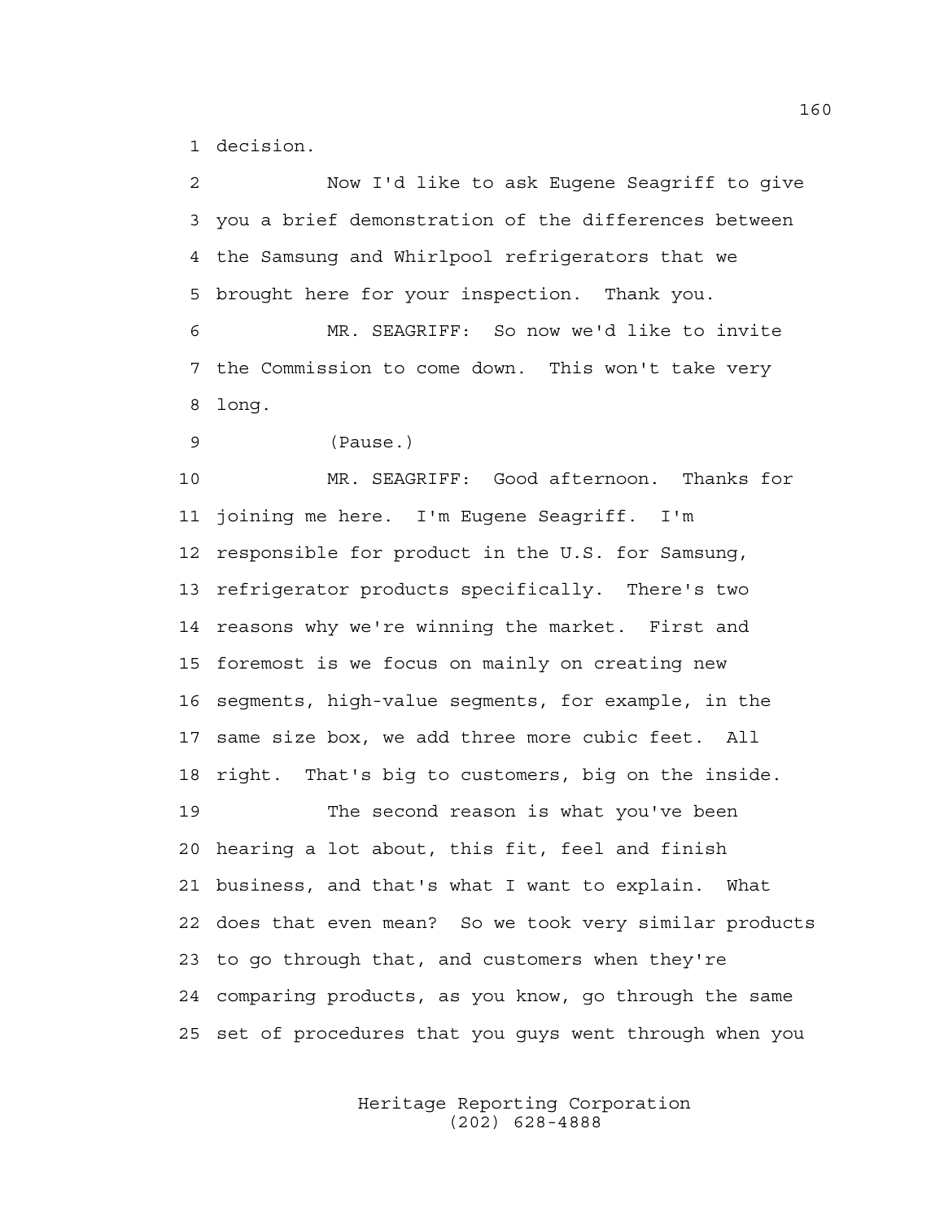1 decision.

2 Now I'd like to ask Eugene Seagriff to give
3 you a brief demonstration of the differences between
4 the Samsung and Whirlpool refrigerators that we
5 brought here for your inspection. Thank you.

6 MR. SEAGRIFF: So now we'd like to invite
7 the Commission to come down. This won't take very
8 long.

9 (Pause.)

10 MR. SEAGRIFF: Good afternoon. Thanks for
11 joining me here. I'm Eugene Seagriff. I'm
12 responsible for product in the U.S. for Samsung,
13 refrigerator products specifically. There's two
14 reasons why we're winning the market. First and
15 foremost is we focus on mainly on creating new
16 segments, high-value segments, for example, in the
17 same size box, we add three more cubic feet. All
18 right. That's big to customers, big on the inside.

19 The second reason is what you've been
20 hearing a lot about, this fit, feel and finish
21 business, and that's what I want to explain. What
22 does that even mean? So we took very similar products
23 to go through that, and customers when they're
24 comparing products, as you know, go through the same
25 set of procedures that you guys went through when you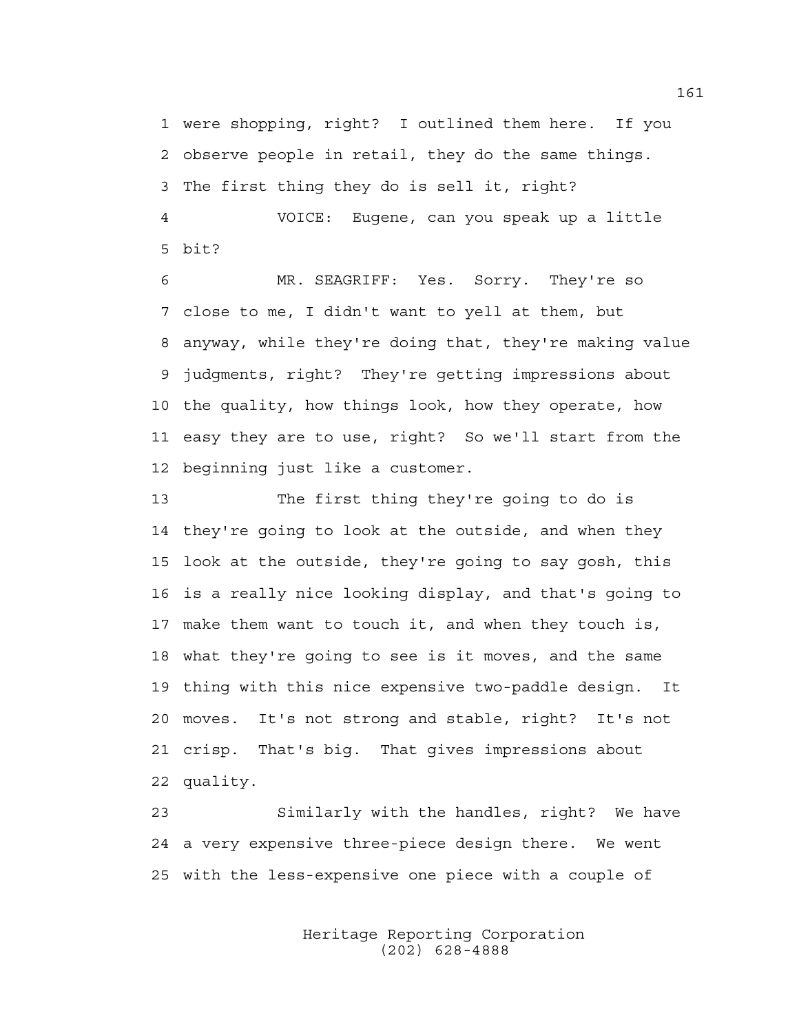1 were shopping, right? I outlined them here. If you
2 observe people in retail, they do the same things.
3 The first thing they do is sell it, right?

4 VOICE: Eugene, can you speak up a little
5 bit?

6 MR. SEAGRIFF: Yes. Sorry. They're so
7 close to me, I didn't want to yell at them, but
8 anyway, while they're doing that, they're making value
9 judgments, right? They're getting impressions about
10 the quality, how things look, how they operate, how
11 easy they are to use, right? So we'll start from the
12 beginning just like a customer.

13 The first thing they're going to do is
14 they're going to look at the outside, and when they
15 look at the outside, they're going to say gosh, this
16 is a really nice looking display, and that's going to
17 make them want to touch it, and when they touch is,
18 what they're going to see is it moves, and the same
19 thing with this nice expensive two-paddle design. It
20 moves. It's not strong and stable, right? It's not
21 crisp. That's big. That gives impressions about
22 quality.

23 Similarly with the handles, right? We have
24 a very expensive three-piece design there. We went
25 with the less-expensive one piece with a couple of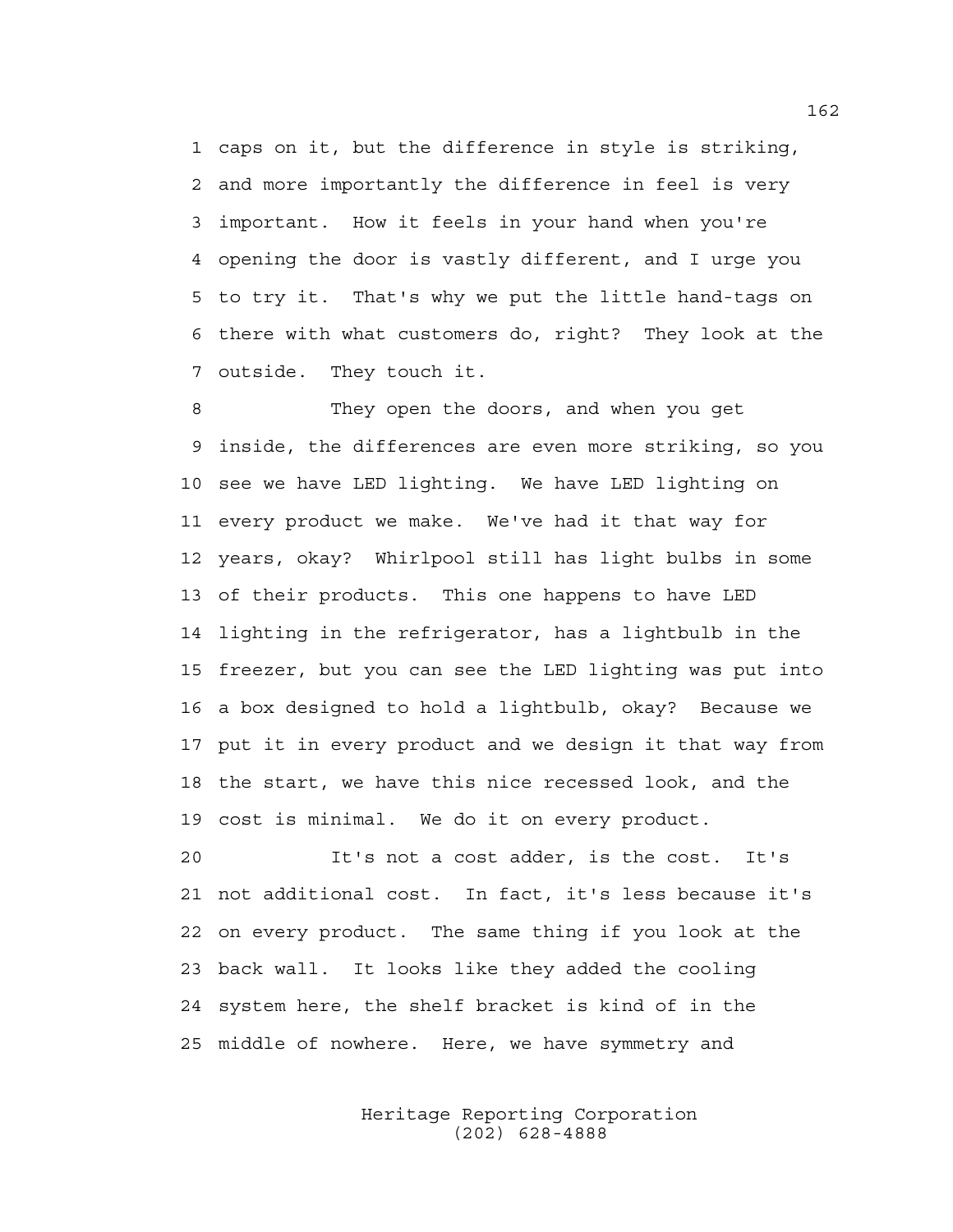caps on it, but the difference in style is striking, and more importantly the difference in feel is very important. How it feels in your hand when you're opening the door is vastly different, and I urge you to try it. That's why we put the little hand-tags on there with what customers do, right? They look at the outside. They touch it.

They open the doors, and when you get inside, the differences are even more striking, so you see we have LED lighting. We have LED lighting on every product we make. We've had it that way for years, okay? Whirlpool still has light bulbs in some of their products. This one happens to have LED lighting in the refrigerator, has a lightbulb in the freezer, but you can see the LED lighting was put into a box designed to hold a lightbulb, okay? Because we put it in every product and we design it that way from the start, we have this nice recessed look, and the cost is minimal. We do it on every product.

It's not a cost adder, is the cost. It's not additional cost. In fact, it's less because it's on every product. The same thing if you look at the back wall. It looks like they added the cooling system here, the shelf bracket is kind of in the middle of nowhere. Here, we have symmetry and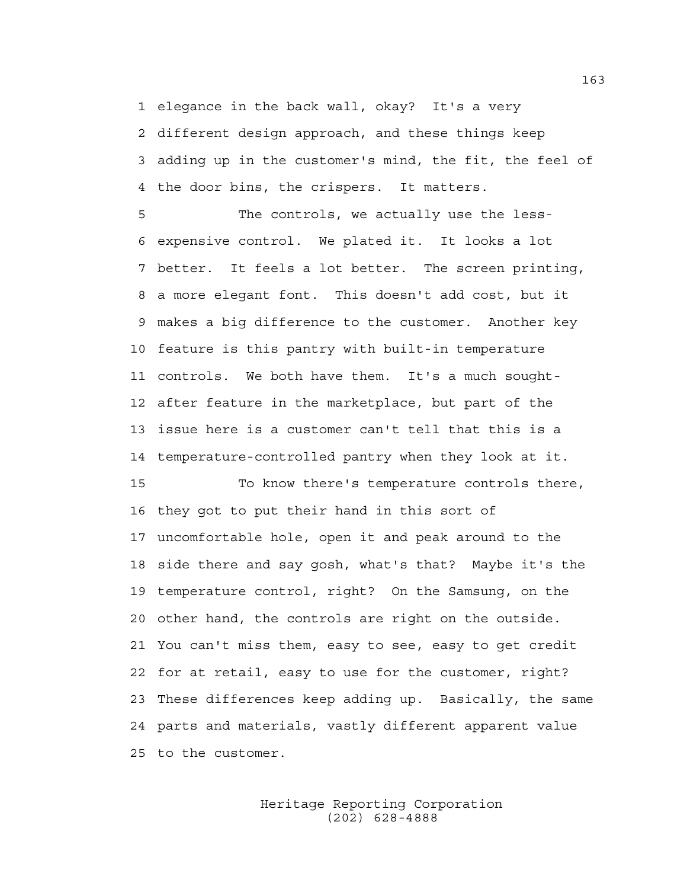elegance in the back wall, okay? It's a very different design approach, and these things keep adding up in the customer's mind, the fit, the feel of the door bins, the crispers. It matters.

The controls, we actually use the less-expensive control. We plated it. It looks a lot better. It feels a lot better. The screen printing, a more elegant font. This doesn't add cost, but it makes a big difference to the customer. Another key feature is this pantry with built-in temperature controls. We both have them. It's a much sought-after feature in the marketplace, but part of the issue here is a customer can't tell that this is a temperature-controlled pantry when they look at it.

To know there's temperature controls there, they got to put their hand in this sort of uncomfortable hole, open it and peak around to the side there and say gosh, what's that? Maybe it's the temperature control, right? On the Samsung, on the other hand, the controls are right on the outside. You can't miss them, easy to see, easy to get credit for at retail, easy to use for the customer, right? These differences keep adding up. Basically, the same parts and materials, vastly different apparent value to the customer.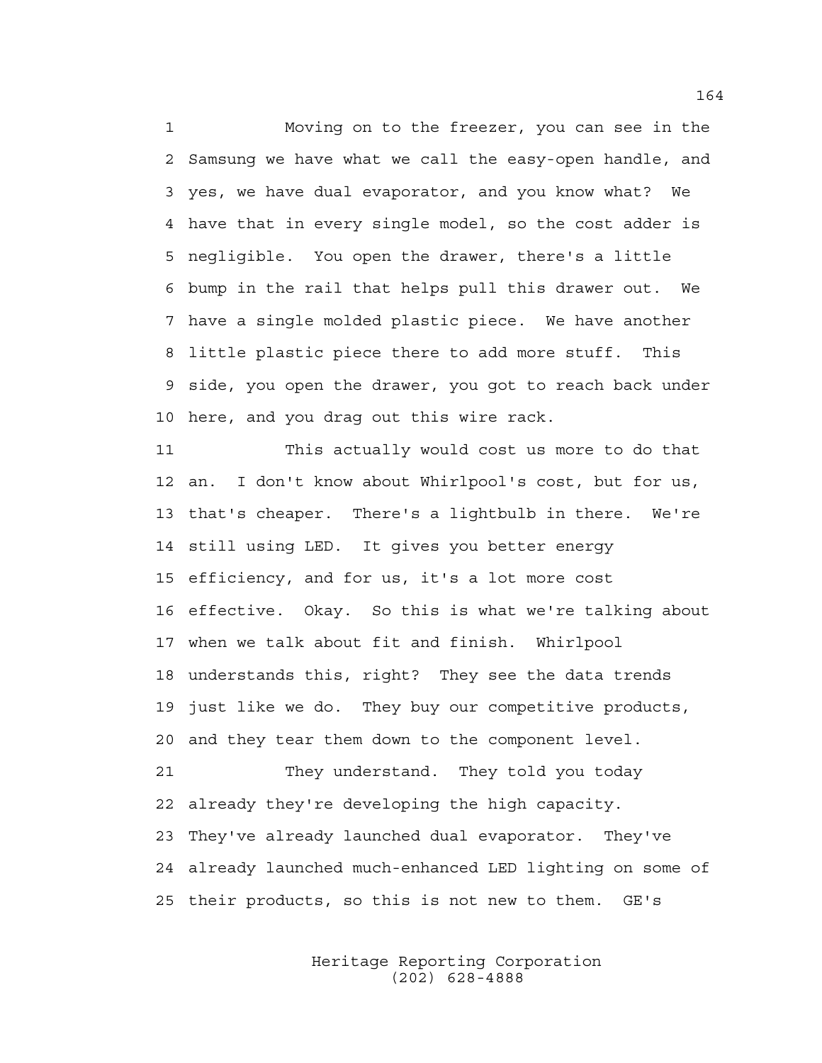Moving on to the freezer, you can see in the Samsung we have what we call the easy-open handle, and yes, we have dual evaporator, and you know what? We have that in every single model, so the cost adder is negligible. You open the drawer, there's a little bump in the rail that helps pull this drawer out. We have a single molded plastic piece. We have another little plastic piece there to add more stuff. This side, you open the drawer, you got to reach back under here, and you drag out this wire rack.

This actually would cost us more to do that an. I don't know about Whirlpool's cost, but for us, that's cheaper. There's a lightbulb in there. We're still using LED. It gives you better energy efficiency, and for us, it's a lot more cost effective. Okay. So this is what we're talking about when we talk about fit and finish. Whirlpool understands this, right? They see the data trends just like we do. They buy our competitive products, and they tear them down to the component level.

They understand. They told you today already they're developing the high capacity. They've already launched dual evaporator. They've already launched much-enhanced LED lighting on some of their products, so this is not new to them. GE's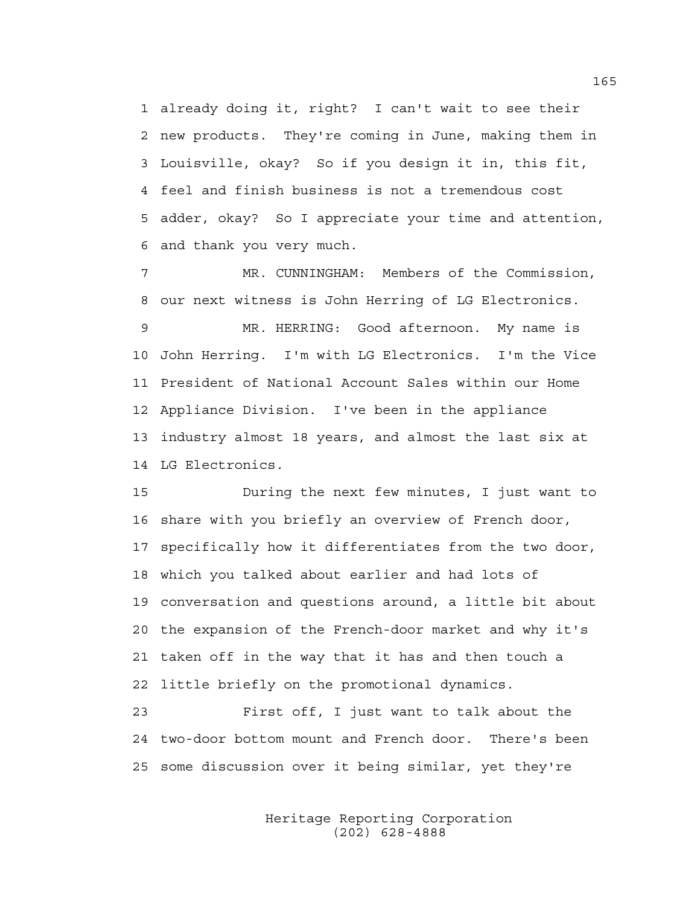already doing it, right? I can't wait to see their new products. They're coming in June, making them in Louisville, okay? So if you design it in, this fit, feel and finish business is not a tremendous cost adder, okay? So I appreciate your time and attention, and thank you very much.

MR. CUNNINGHAM: Members of the Commission, our next witness is John Herring of LG Electronics.

MR. HERRING: Good afternoon. My name is John Herring. I'm with LG Electronics. I'm the Vice President of National Account Sales within our Home Appliance Division. I've been in the appliance industry almost 18 years, and almost the last six at LG Electronics.

During the next few minutes, I just want to share with you briefly an overview of French door, specifically how it differentiates from the two door, which you talked about earlier and had lots of conversation and questions around, a little bit about the expansion of the French-door market and why it's taken off in the way that it has and then touch a little briefly on the promotional dynamics.

First off, I just want to talk about the two-door bottom mount and French door. There's been some discussion over it being similar, yet they're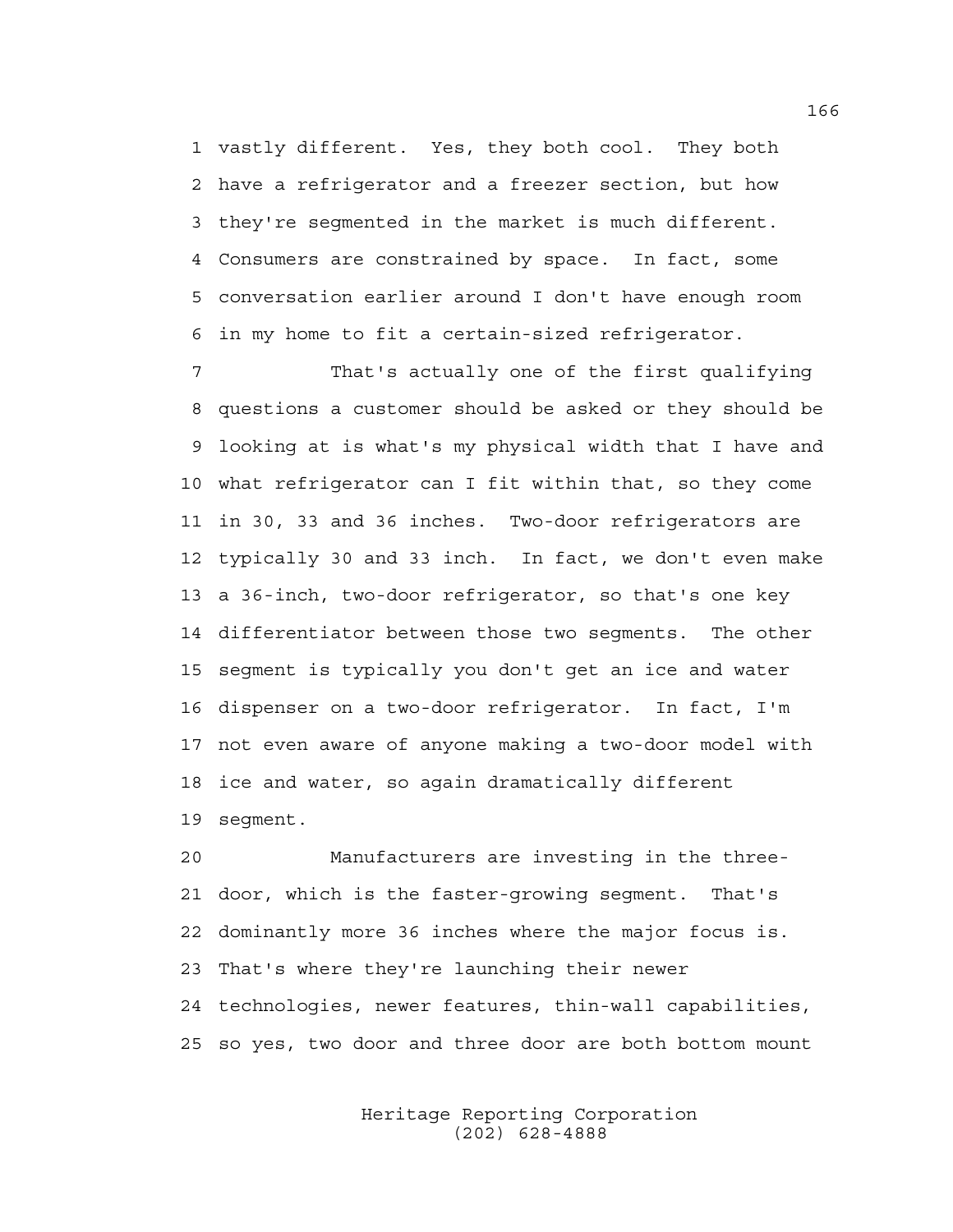vastly different. Yes, they both cool. They both have a refrigerator and a freezer section, but how they're segmented in the market is much different. Consumers are constrained by space. In fact, some conversation earlier around I don't have enough room in my home to fit a certain-sized refrigerator.

That's actually one of the first qualifying questions a customer should be asked or they should be looking at is what's my physical width that I have and what refrigerator can I fit within that, so they come in 30, 33 and 36 inches. Two-door refrigerators are typically 30 and 33 inch. In fact, we don't even make a 36-inch, two-door refrigerator, so that's one key differentiator between those two segments. The other segment is typically you don't get an ice and water dispenser on a two-door refrigerator. In fact, I'm not even aware of anyone making a two-door model with ice and water, so again dramatically different segment.

Manufacturers are investing in the three-door, which is the faster-growing segment. That's dominantly more 36 inches where the major focus is. That's where they're launching their newer technologies, newer features, thin-wall capabilities, so yes, two door and three door are both bottom mount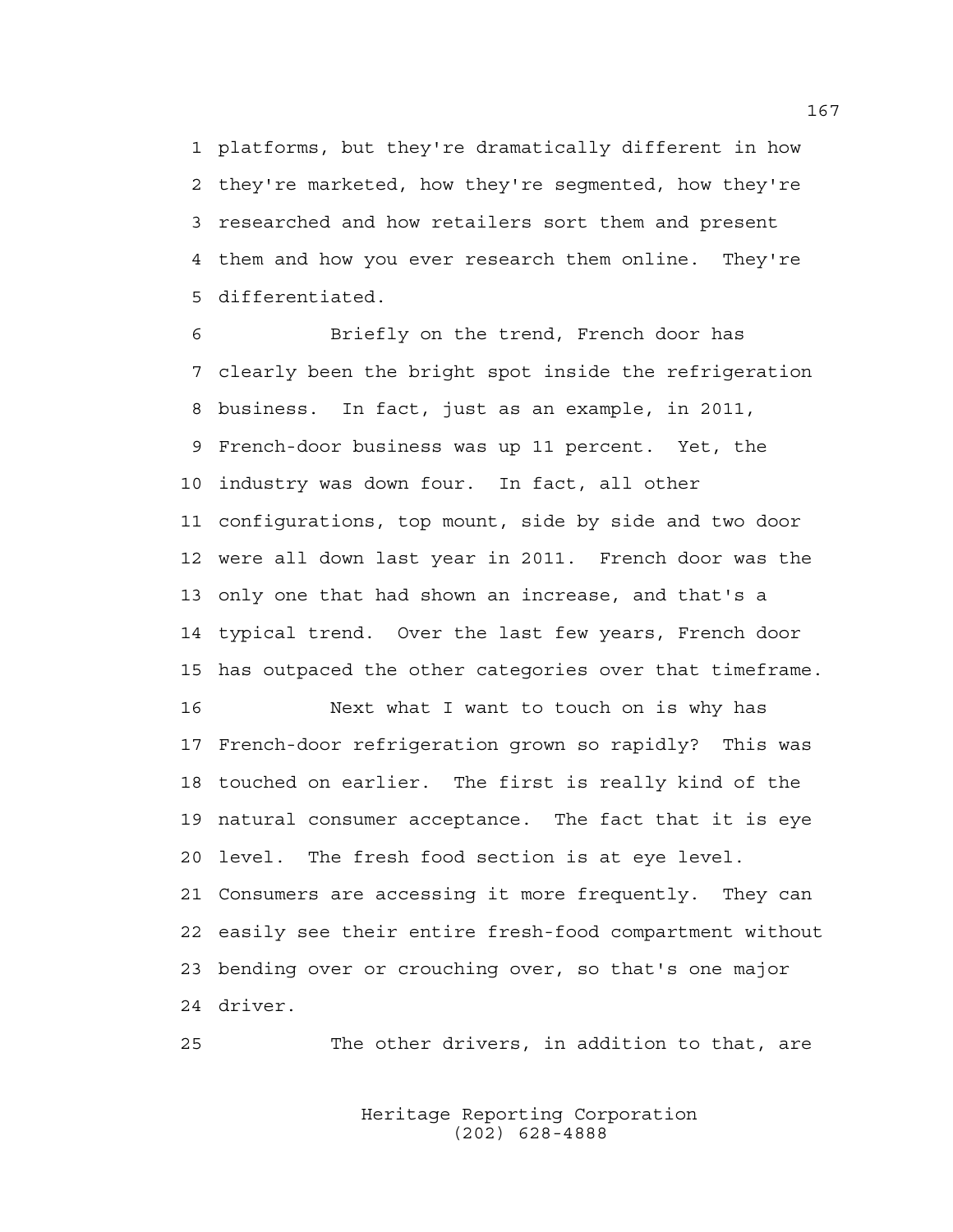platforms, but they're dramatically different in how they're marketed, how they're segmented, how they're researched and how retailers sort them and present them and how you ever research them online. They're differentiated.

Briefly on the trend, French door has clearly been the bright spot inside the refrigeration business. In fact, just as an example, in 2011, French-door business was up 11 percent. Yet, the industry was down four. In fact, all other configurations, top mount, side by side and two door were all down last year in 2011. French door was the only one that had shown an increase, and that's a typical trend. Over the last few years, French door has outpaced the other categories over that timeframe.

Next what I want to touch on is why has French-door refrigeration grown so rapidly? This was touched on earlier. The first is really kind of the natural consumer acceptance. The fact that it is eye level. The fresh food section is at eye level. Consumers are accessing it more frequently. They can easily see their entire fresh-food compartment without bending over or crouching over, so that's one major driver.

The other drivers, in addition to that, are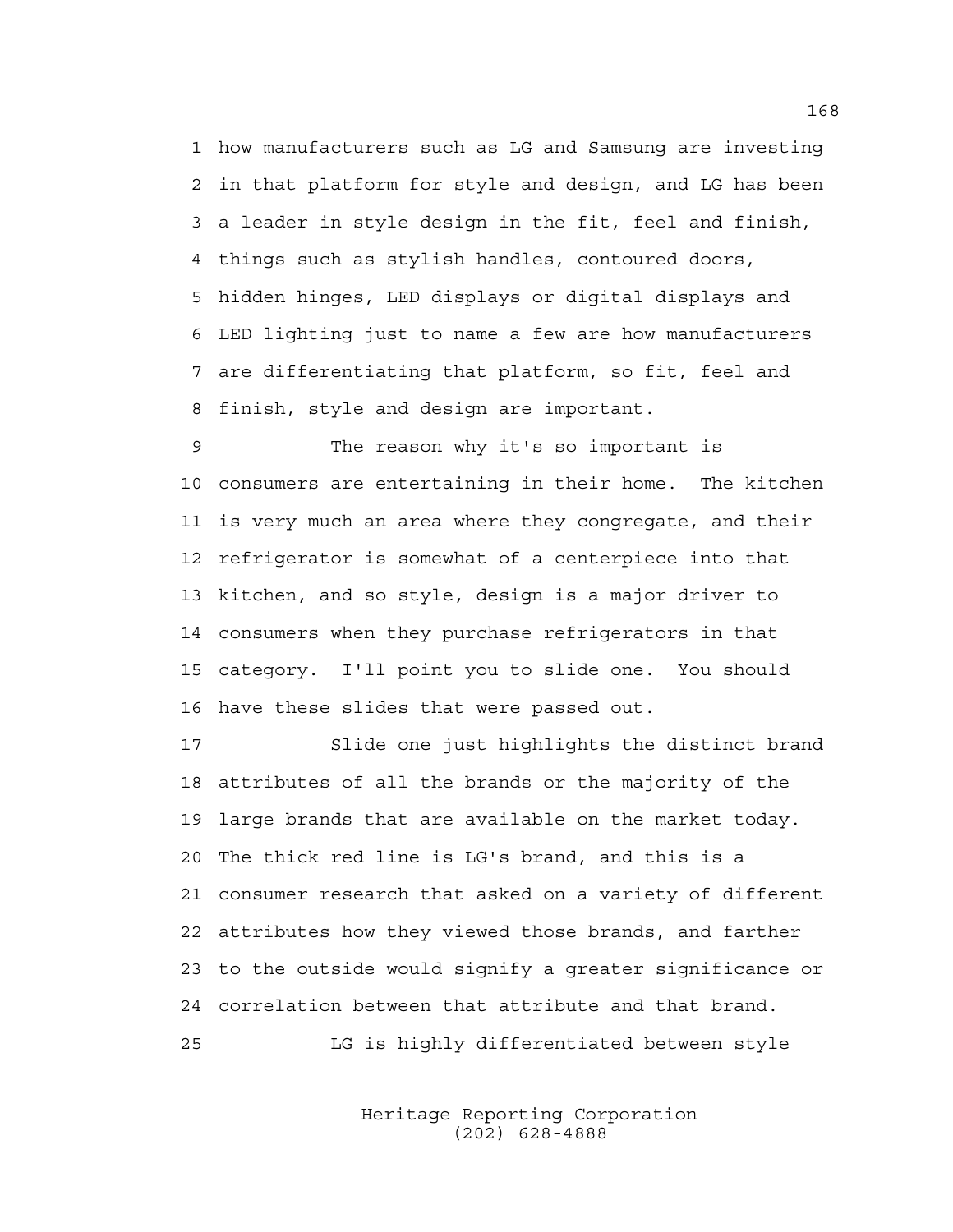1 how manufacturers such as LG and Samsung are investing
2 in that platform for style and design, and LG has been
3 a leader in style design in the fit, feel and finish,
4 things such as stylish handles, contoured doors,
5 hidden hinges, LED displays or digital displays and
6 LED lighting just to name a few are how manufacturers
7 are differentiating that platform, so fit, feel and
8 finish, style and design are important.

9 The reason why it's so important is
10 consumers are entertaining in their home. The kitchen
11 is very much an area where they congregate, and their
12 refrigerator is somewhat of a centerpiece into that
13 kitchen, and so style, design is a major driver to
14 consumers when they purchase refrigerators in that
15 category. I'll point you to slide one. You should
16 have these slides that were passed out.

17 Slide one just highlights the distinct brand
18 attributes of all the brands or the majority of the
19 large brands that are available on the market today.
20 The thick red line is LG's brand, and this is a
21 consumer research that asked on a variety of different
22 attributes how they viewed those brands, and farther
23 to the outside would signify a greater significance or
24 correlation between that attribute and that brand.

25 LG is highly differentiated between style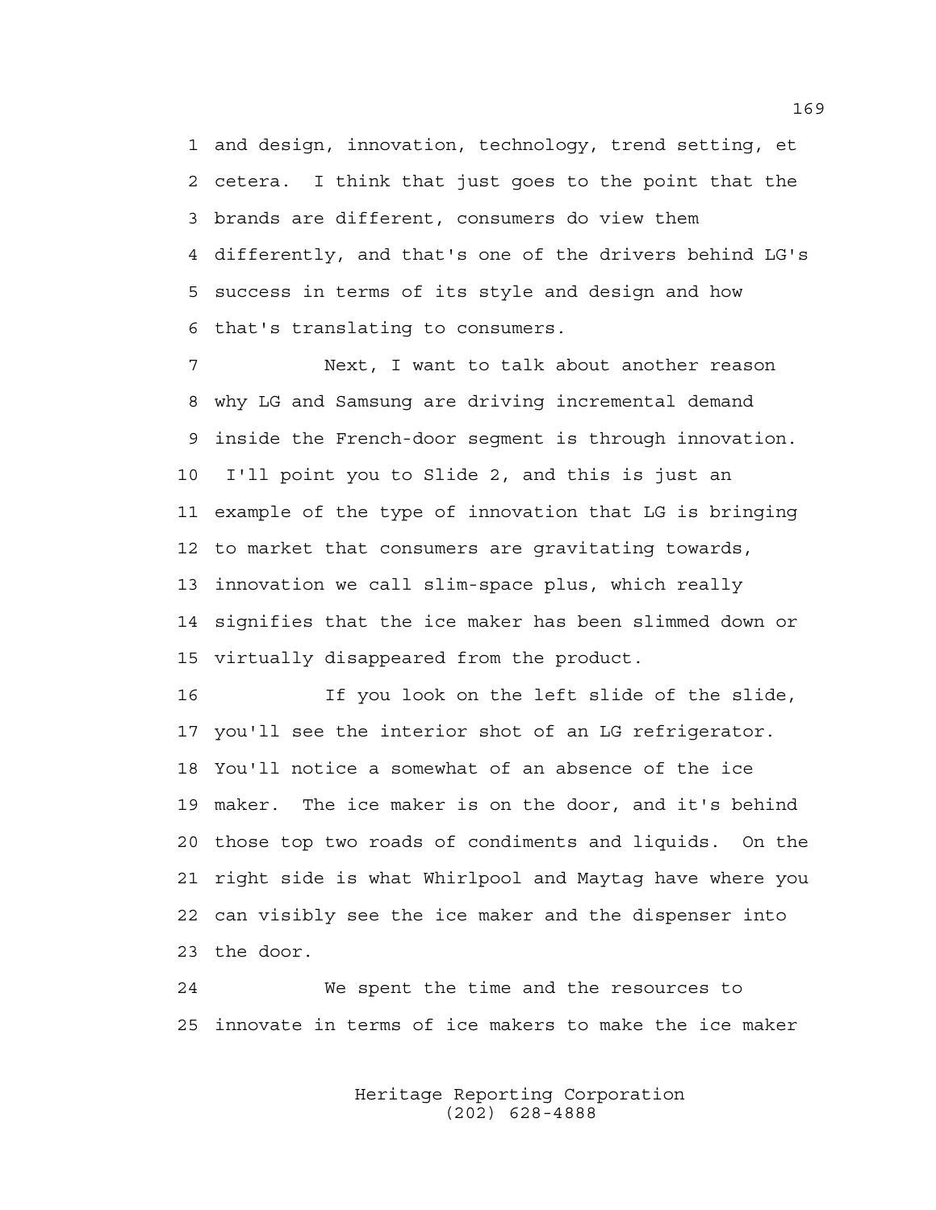1 and design, innovation, technology, trend setting, et
2 cetera. I think that just goes to the point that the
3 brands are different, consumers do view them
4 differently, and that's one of the drivers behind LG's
5 success in terms of its style and design and how
6 that's translating to consumers.

7 Next, I want to talk about another reason
8 why LG and Samsung are driving incremental demand
9 inside the French-door segment is through innovation.
10 I'll point you to Slide 2, and this is just an
11 example of the type of innovation that LG is bringing
12 to market that consumers are gravitating towards,
13 innovation we call slim-space plus, which really
14 signifies that the ice maker has been slimmed down or
15 virtually disappeared from the product.

16 If you look on the left slide of the slide,
17 you'll see the interior shot of an LG refrigerator.
18 You'll notice a somewhat of an absence of the ice
19 maker. The ice maker is on the door, and it's behind
20 those top two roads of condiments and liquids. On the
21 right side is what Whirlpool and Maytag have where you
22 can visibly see the ice maker and the dispenser into
23 the door.

24 We spent the time and the resources to
25 innovate in terms of ice makers to make the ice maker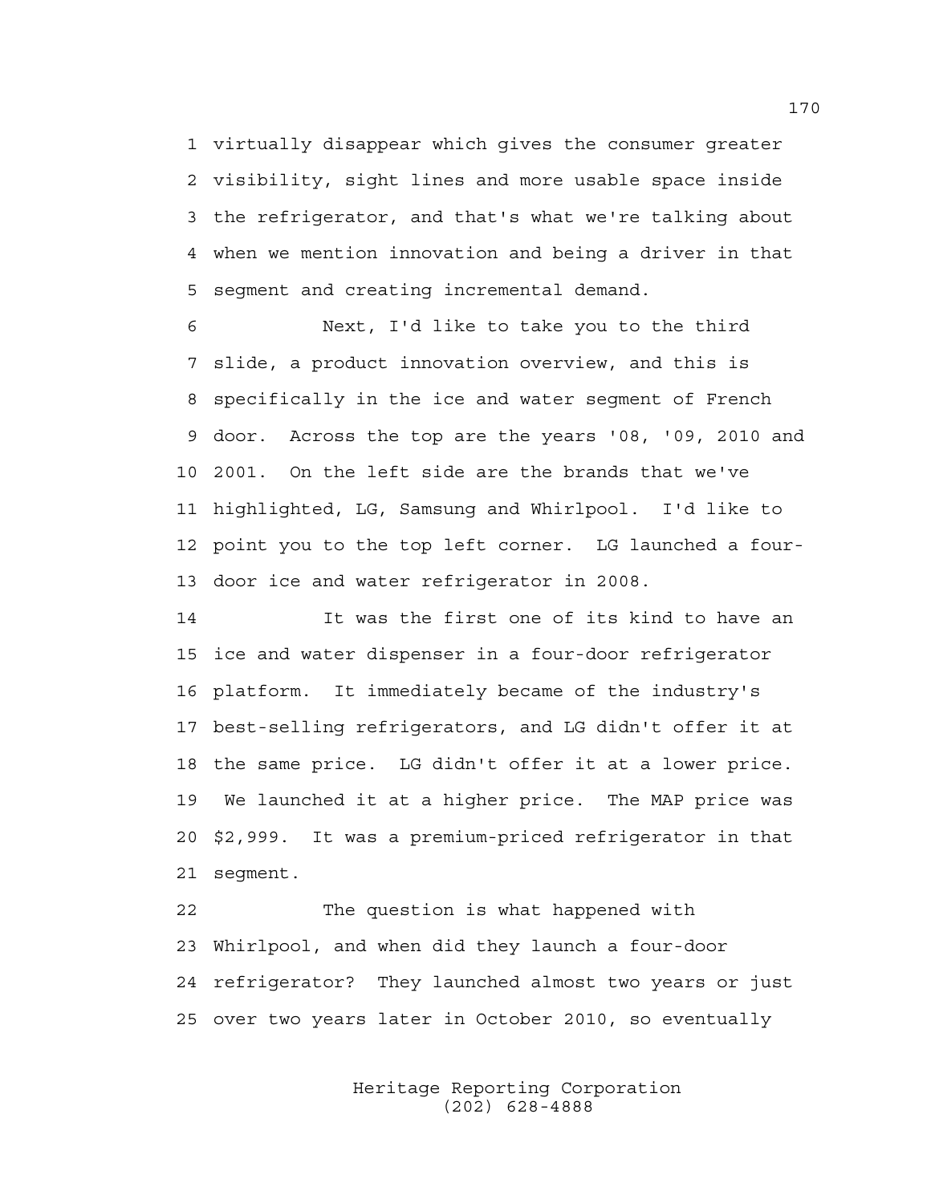1 virtually disappear which gives the consumer greater
2 visibility, sight lines and more usable space inside
3 the refrigerator, and that's what we're talking about
4 when we mention innovation and being a driver in that
5 segment and creating incremental demand.

6 Next, I'd like to take you to the third
7 slide, a product innovation overview, and this is
8 specifically in the ice and water segment of French
9 door. Across the top are the years '08, '09, 2010 and
10 2001. On the left side are the brands that we've
11 highlighted, LG, Samsung and Whirlpool. I'd like to
12 point you to the top left corner. LG launched a four-
13 door ice and water refrigerator in 2008.

14 It was the first one of its kind to have an
15 ice and water dispenser in a four-door refrigerator
16 platform. It immediately became of the industry's
17 best-selling refrigerators, and LG didn't offer it at
18 the same price. LG didn't offer it at a lower price.
19 We launched it at a higher price. The MAP price was
20 $2,999. It was a premium-priced refrigerator in that
21 segment.

22 The question is what happened with
23 Whirlpool, and when did they launch a four-door
24 refrigerator? They launched almost two years or just
25 over two years later in October 2010, so eventually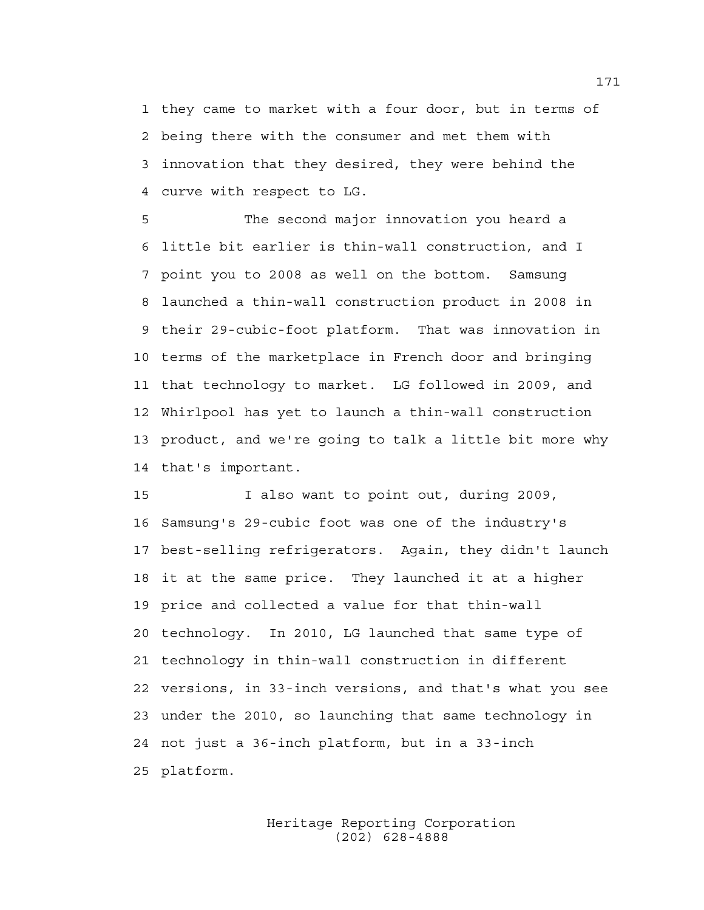they came to market with a four door, but in terms of being there with the consumer and met them with innovation that they desired, they were behind the curve with respect to LG.

The second major innovation you heard a little bit earlier is thin-wall construction, and I point you to 2008 as well on the bottom. Samsung launched a thin-wall construction product in 2008 in their 29-cubic-foot platform. That was innovation in terms of the marketplace in French door and bringing that technology to market. LG followed in 2009, and Whirlpool has yet to launch a thin-wall construction product, and we're going to talk a little bit more why that's important.

I also want to point out, during 2009, Samsung's 29-cubic foot was one of the industry's best-selling refrigerators. Again, they didn't launch it at the same price. They launched it at a higher price and collected a value for that thin-wall technology. In 2010, LG launched that same type of technology in thin-wall construction in different versions, in 33-inch versions, and that's what you see under the 2010, so launching that same technology in not just a 36-inch platform, but in a 33-inch platform.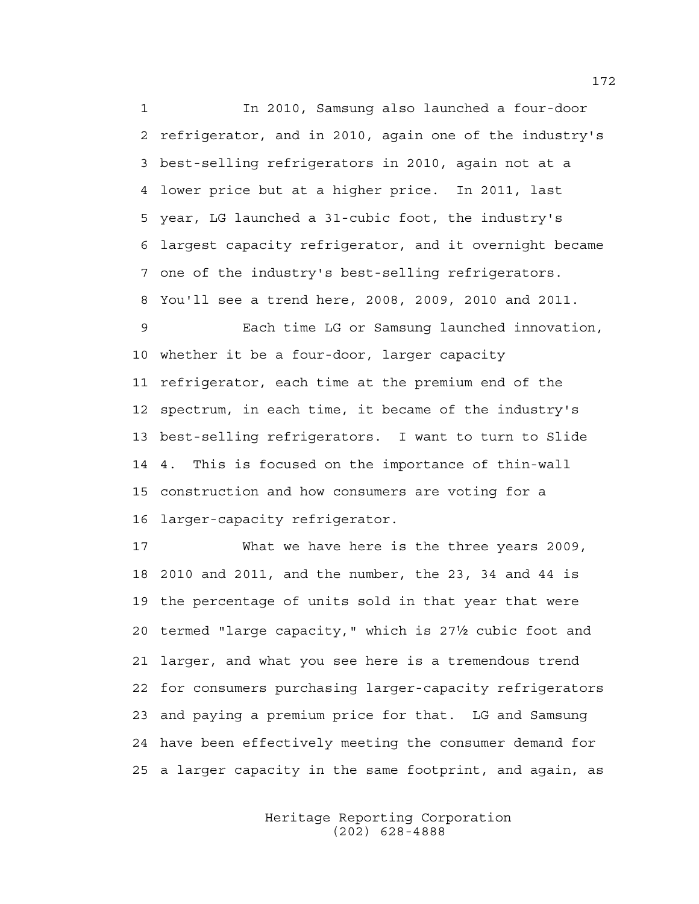In 2010, Samsung also launched a four-door refrigerator, and in 2010, again one of the industry's best-selling refrigerators in 2010, again not at a lower price but at a higher price. In 2011, last year, LG launched a 31-cubic foot, the industry's largest capacity refrigerator, and it overnight became one of the industry's best-selling refrigerators. You'll see a trend here, 2008, 2009, 2010 and 2011.

Each time LG or Samsung launched innovation, whether it be a four-door, larger capacity refrigerator, each time at the premium end of the spectrum, in each time, it became of the industry's best-selling refrigerators. I want to turn to Slide 4. This is focused on the importance of thin-wall construction and how consumers are voting for a larger-capacity refrigerator.

What we have here is the three years 2009, 2010 and 2011, and the number, the 23, 34 and 44 is the percentage of units sold in that year that were termed "large capacity," which is 27½ cubic foot and larger, and what you see here is a tremendous trend for consumers purchasing larger-capacity refrigerators and paying a premium price for that. LG and Samsung have been effectively meeting the consumer demand for a larger capacity in the same footprint, and again, as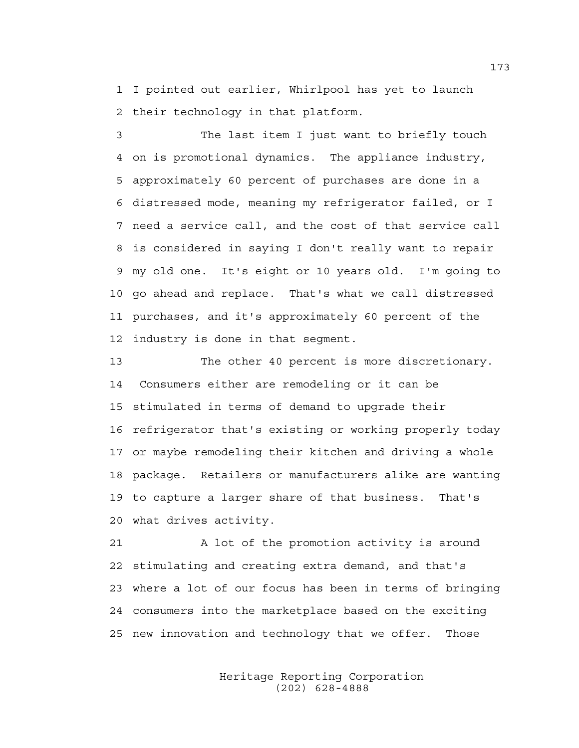I pointed out earlier, Whirlpool has yet to launch their technology in that platform.

The last item I just want to briefly touch on is promotional dynamics. The appliance industry, approximately 60 percent of purchases are done in a distressed mode, meaning my refrigerator failed, or I need a service call, and the cost of that service call is considered in saying I don't really want to repair my old one. It's eight or 10 years old. I'm going to go ahead and replace. That's what we call distressed purchases, and it's approximately 60 percent of the industry is done in that segment.

The other 40 percent is more discretionary. Consumers either are remodeling or it can be stimulated in terms of demand to upgrade their refrigerator that's existing or working properly today or maybe remodeling their kitchen and driving a whole package. Retailers or manufacturers alike are wanting to capture a larger share of that business. That's what drives activity.

A lot of the promotion activity is around stimulating and creating extra demand, and that's where a lot of our focus has been in terms of bringing consumers into the marketplace based on the exciting new innovation and technology that we offer. Those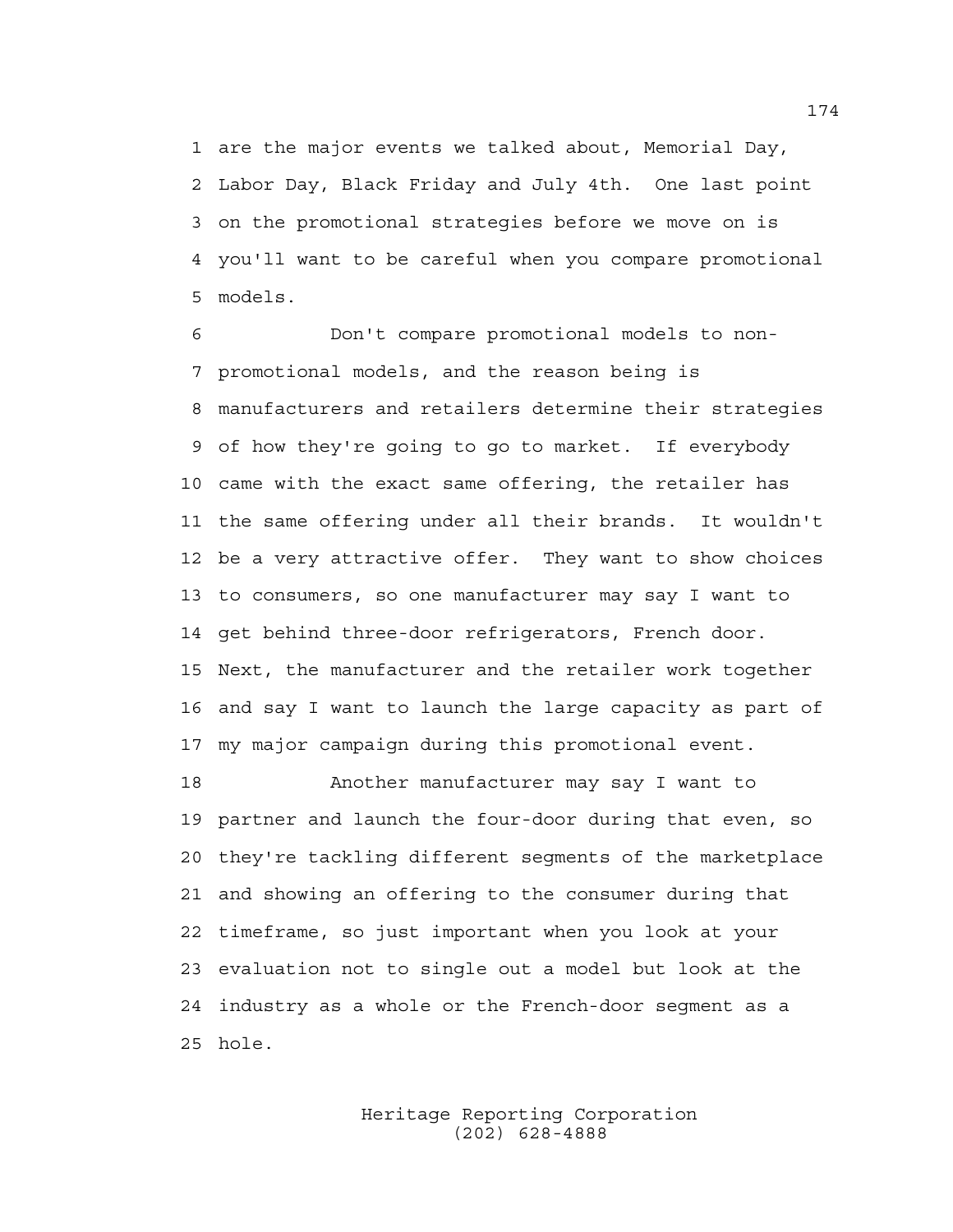are the major events we talked about, Memorial Day, Labor Day, Black Friday and July 4th. One last point on the promotional strategies before we move on is you'll want to be careful when you compare promotional models.

Don't compare promotional models to non-promotional models, and the reason being is manufacturers and retailers determine their strategies of how they're going to go to market. If everybody came with the exact same offering, the retailer has the same offering under all their brands. It wouldn't be a very attractive offer. They want to show choices to consumers, so one manufacturer may say I want to get behind three-door refrigerators, French door. Next, the manufacturer and the retailer work together and say I want to launch the large capacity as part of my major campaign during this promotional event.

Another manufacturer may say I want to partner and launch the four-door during that even, so they're tackling different segments of the marketplace and showing an offering to the consumer during that timeframe, so just important when you look at your evaluation not to single out a model but look at the industry as a whole or the French-door segment as a hole.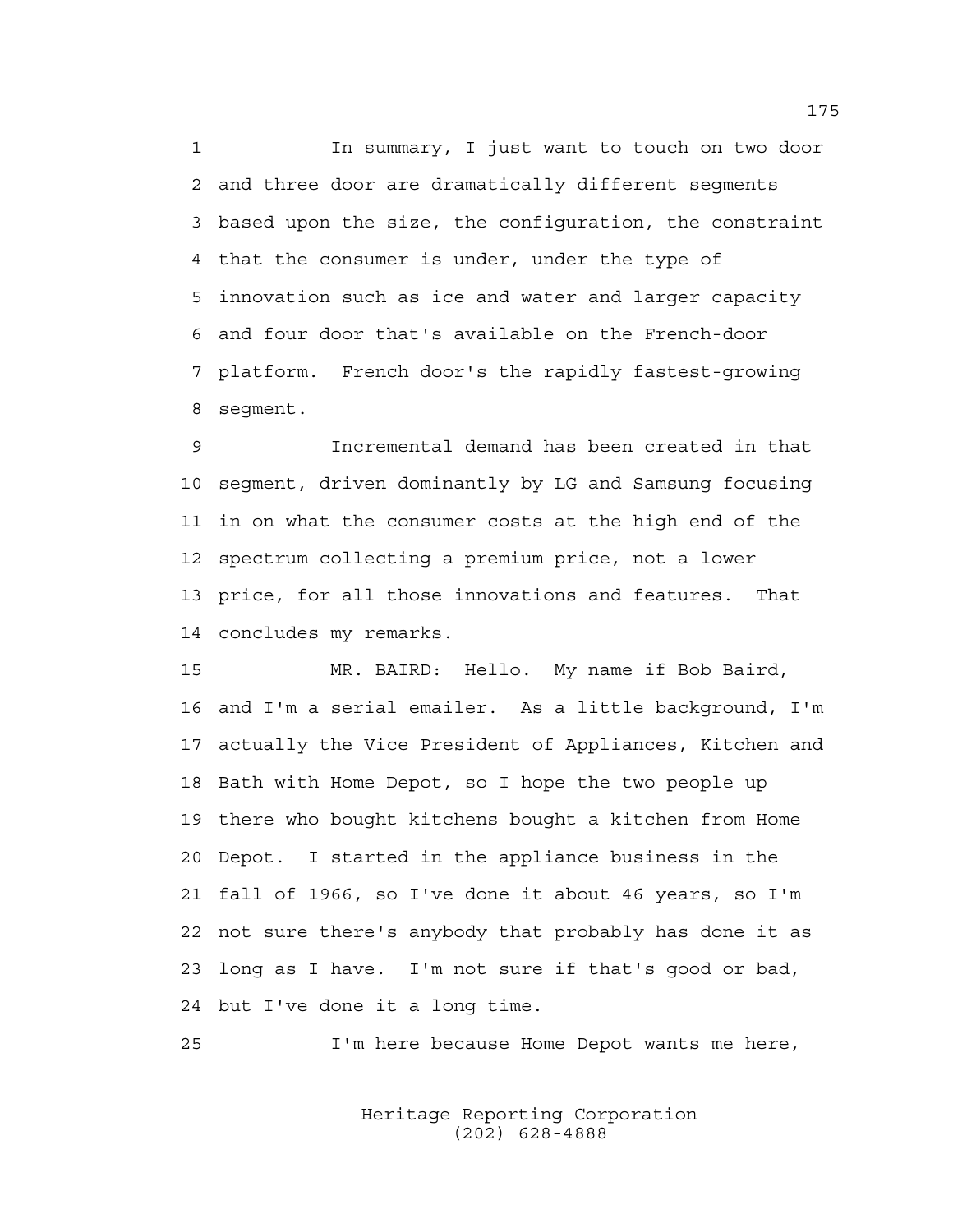In summary, I just want to touch on two door and three door are dramatically different segments based upon the size, the configuration, the constraint that the consumer is under, under the type of innovation such as ice and water and larger capacity and four door that's available on the French-door platform. French door's the rapidly fastest-growing segment.

Incremental demand has been created in that segment, driven dominantly by LG and Samsung focusing in on what the consumer costs at the high end of the spectrum collecting a premium price, not a lower price, for all those innovations and features. That concludes my remarks.

MR. BAIRD: Hello. My name if Bob Baird, and I'm a serial emailer. As a little background, I'm actually the Vice President of Appliances, Kitchen and Bath with Home Depot, so I hope the two people up there who bought kitchens bought a kitchen from Home Depot. I started in the appliance business in the fall of 1966, so I've done it about 46 years, so I'm not sure there's anybody that probably has done it as long as I have. I'm not sure if that's good or bad, but I've done it a long time.

I'm here because Home Depot wants me here,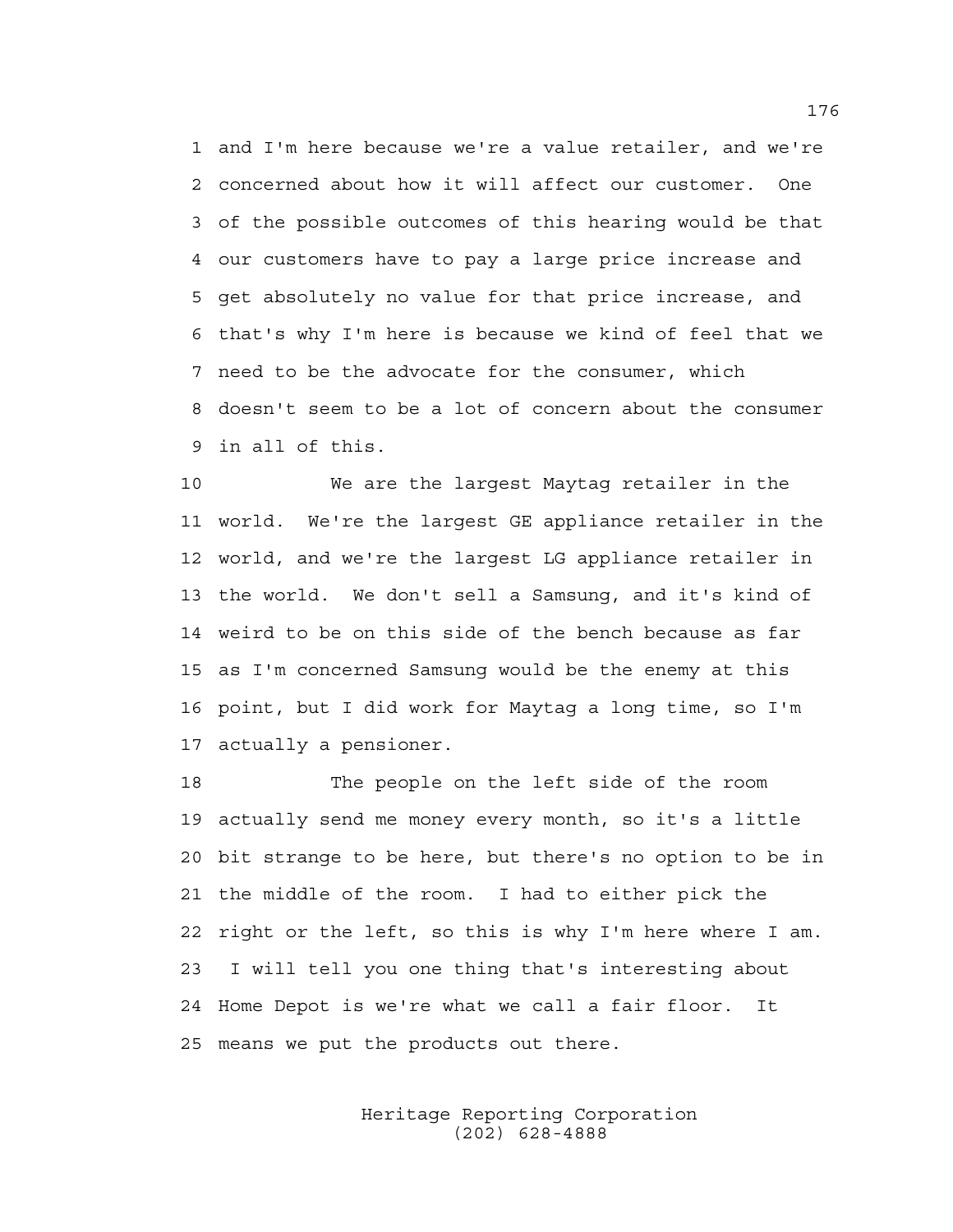and I'm here because we're a value retailer, and we're concerned about how it will affect our customer. One of the possible outcomes of this hearing would be that our customers have to pay a large price increase and get absolutely no value for that price increase, and that's why I'm here is because we kind of feel that we need to be the advocate for the consumer, which doesn't seem to be a lot of concern about the consumer in all of this.

We are the largest Maytag retailer in the world. We're the largest GE appliance retailer in the world, and we're the largest LG appliance retailer in the world. We don't sell a Samsung, and it's kind of weird to be on this side of the bench because as far as I'm concerned Samsung would be the enemy at this point, but I did work for Maytag a long time, so I'm actually a pensioner.

The people on the left side of the room actually send me money every month, so it's a little bit strange to be here, but there's no option to be in the middle of the room. I had to either pick the right or the left, so this is why I'm here where I am. I will tell you one thing that's interesting about Home Depot is we're what we call a fair floor. It means we put the products out there.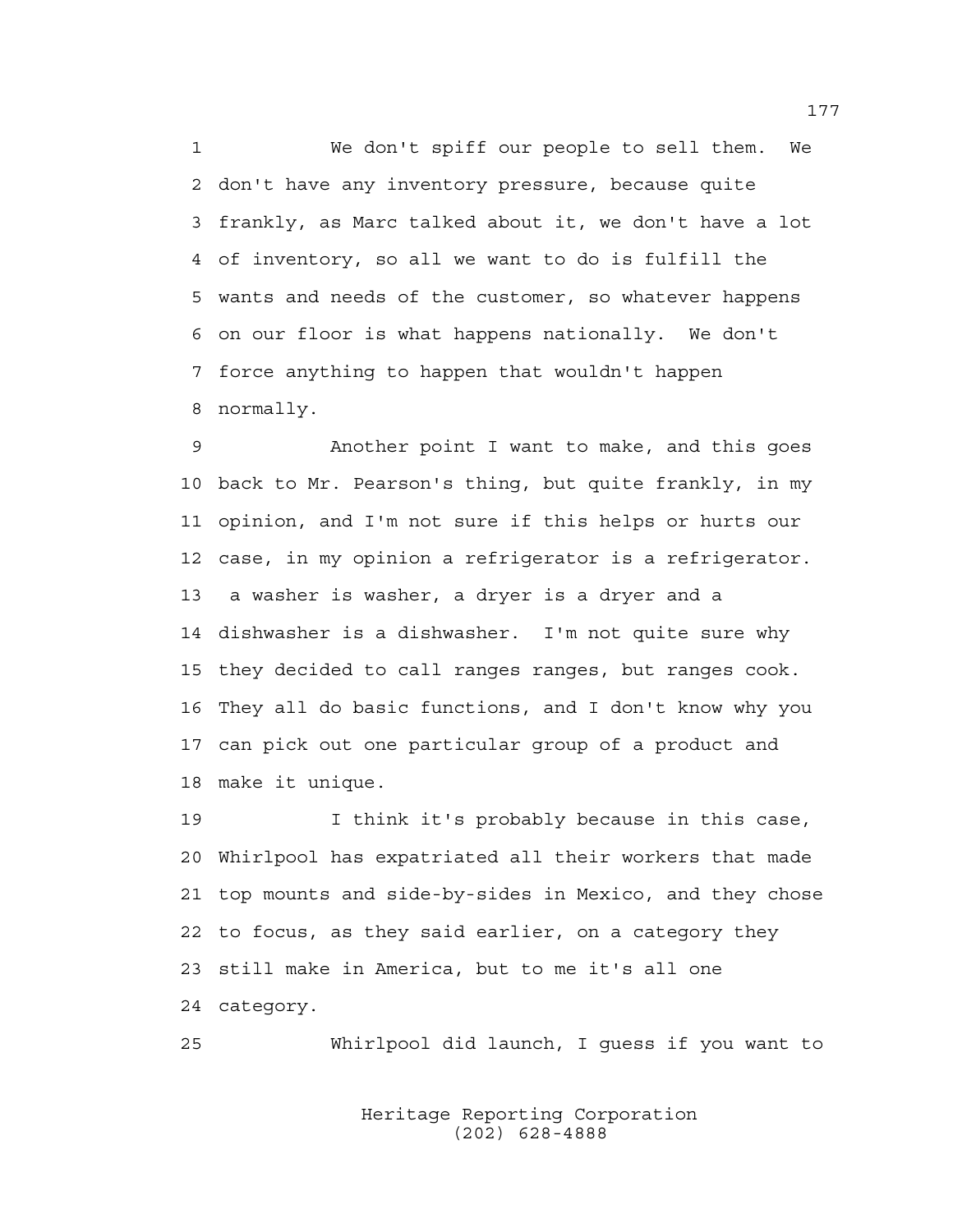We don't spiff our people to sell them. We don't have any inventory pressure, because quite frankly, as Marc talked about it, we don't have a lot of inventory, so all we want to do is fulfill the wants and needs of the customer, so whatever happens on our floor is what happens nationally. We don't force anything to happen that wouldn't happen normally.

Another point I want to make, and this goes back to Mr. Pearson's thing, but quite frankly, in my opinion, and I'm not sure if this helps or hurts our case, in my opinion a refrigerator is a refrigerator. a washer is washer, a dryer is a dryer and a dishwasher is a dishwasher. I'm not quite sure why they decided to call ranges ranges, but ranges cook. They all do basic functions, and I don't know why you can pick out one particular group of a product and make it unique.

I think it's probably because in this case, Whirlpool has expatriated all their workers that made top mounts and side-by-sides in Mexico, and they chose to focus, as they said earlier, on a category they still make in America, but to me it's all one category.

Whirlpool did launch, I guess if you want to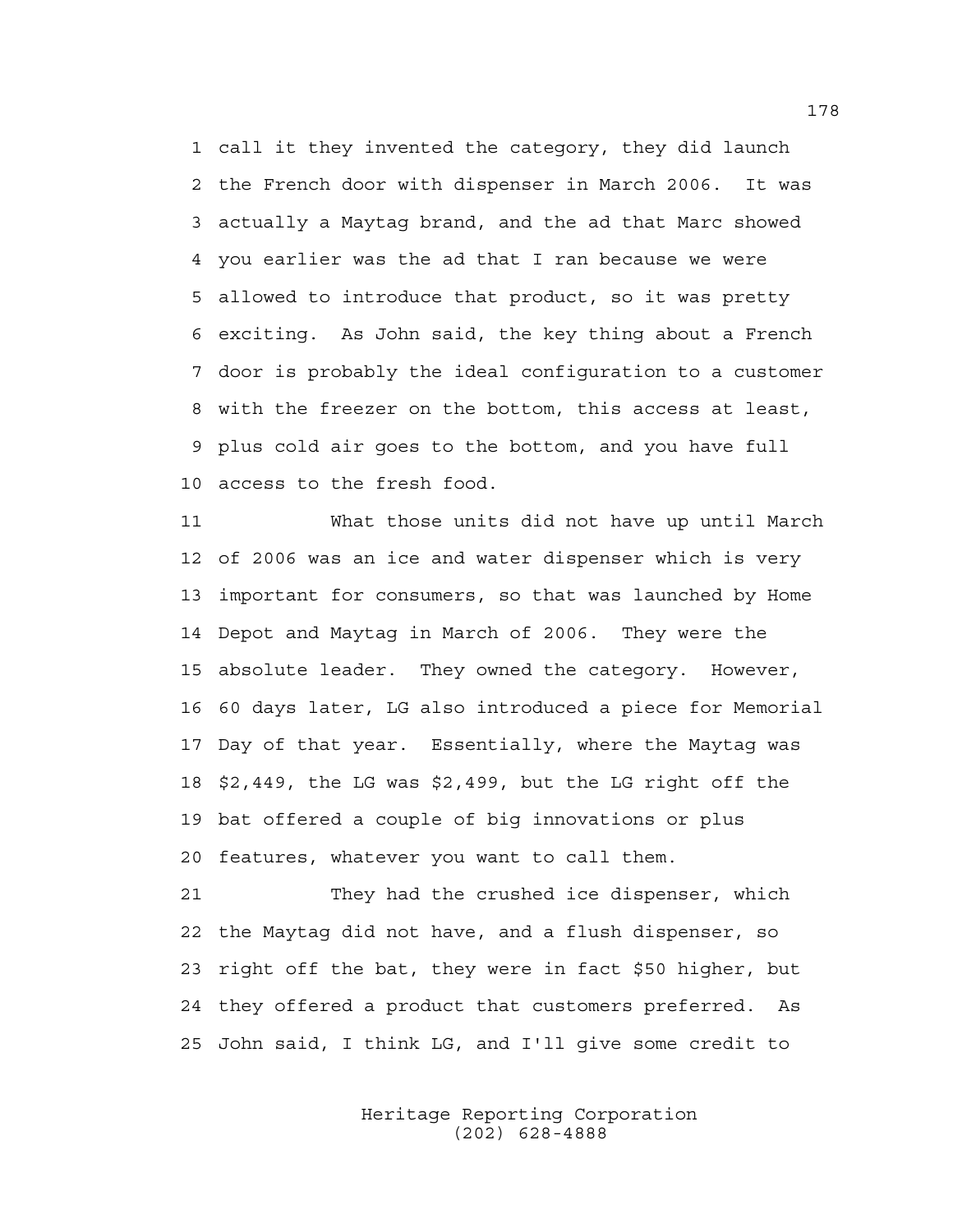call it they invented the category, they did launch the French door with dispenser in March 2006. It was actually a Maytag brand, and the ad that Marc showed you earlier was the ad that I ran because we were allowed to introduce that product, so it was pretty exciting. As John said, the key thing about a French door is probably the ideal configuration to a customer with the freezer on the bottom, this access at least, plus cold air goes to the bottom, and you have full access to the fresh food.

What those units did not have up until March of 2006 was an ice and water dispenser which is very important for consumers, so that was launched by Home Depot and Maytag in March of 2006. They were the absolute leader. They owned the category. However, 60 days later, LG also introduced a piece for Memorial Day of that year. Essentially, where the Maytag was $2,449, the LG was $2,499, but the LG right off the bat offered a couple of big innovations or plus features, whatever you want to call them.

They had the crushed ice dispenser, which the Maytag did not have, and a flush dispenser, so right off the bat, they were in fact $50 higher, but they offered a product that customers preferred. As John said, I think LG, and I'll give some credit to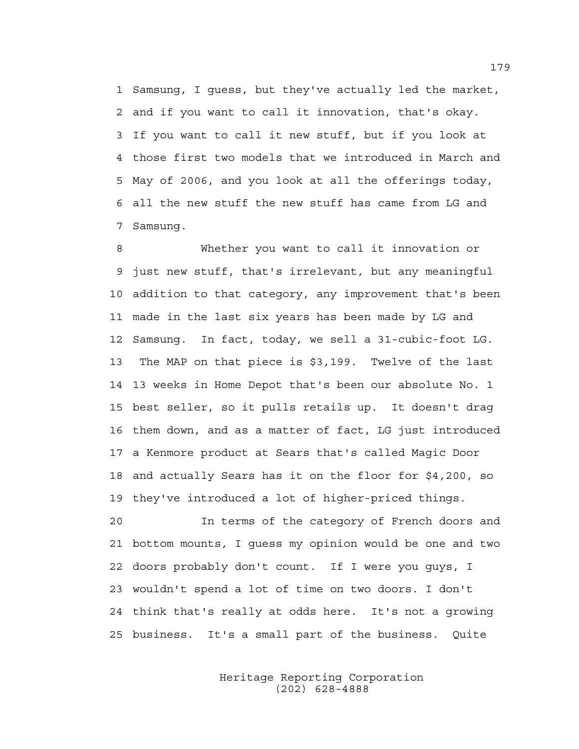1 Samsung, I guess, but they've actually led the market,
2 and if you want to call it innovation, that's okay.
3 If you want to call it new stuff, but if you look at
4 those first two models that we introduced in March and
5 May of 2006, and you look at all the offerings today,
6 all the new stuff the new stuff has came from LG and
7 Samsung.

8 Whether you want to call it innovation or
9 just new stuff, that's irrelevant, but any meaningful
10 addition to that category, any improvement that's been
11 made in the last six years has been made by LG and
12 Samsung. In fact, today, we sell a 31-cubic-foot LG.
13 The MAP on that piece is $3,199. Twelve of the last
14 13 weeks in Home Depot that's been our absolute No. 1
15 best seller, so it pulls retails up. It doesn't drag
16 them down, and as a matter of fact, LG just introduced
17 a Kenmore product at Sears that's called Magic Door
18 and actually Sears has it on the floor for $4,200, so
19 they've introduced a lot of higher-priced things.

20 In terms of the category of French doors and
21 bottom mounts, I guess my opinion would be one and two
22 doors probably don't count. If I were you guys, I
23 wouldn't spend a lot of time on two doors. I don't
24 think that's really at odds here. It's not a growing
25 business. It's a small part of the business. Quite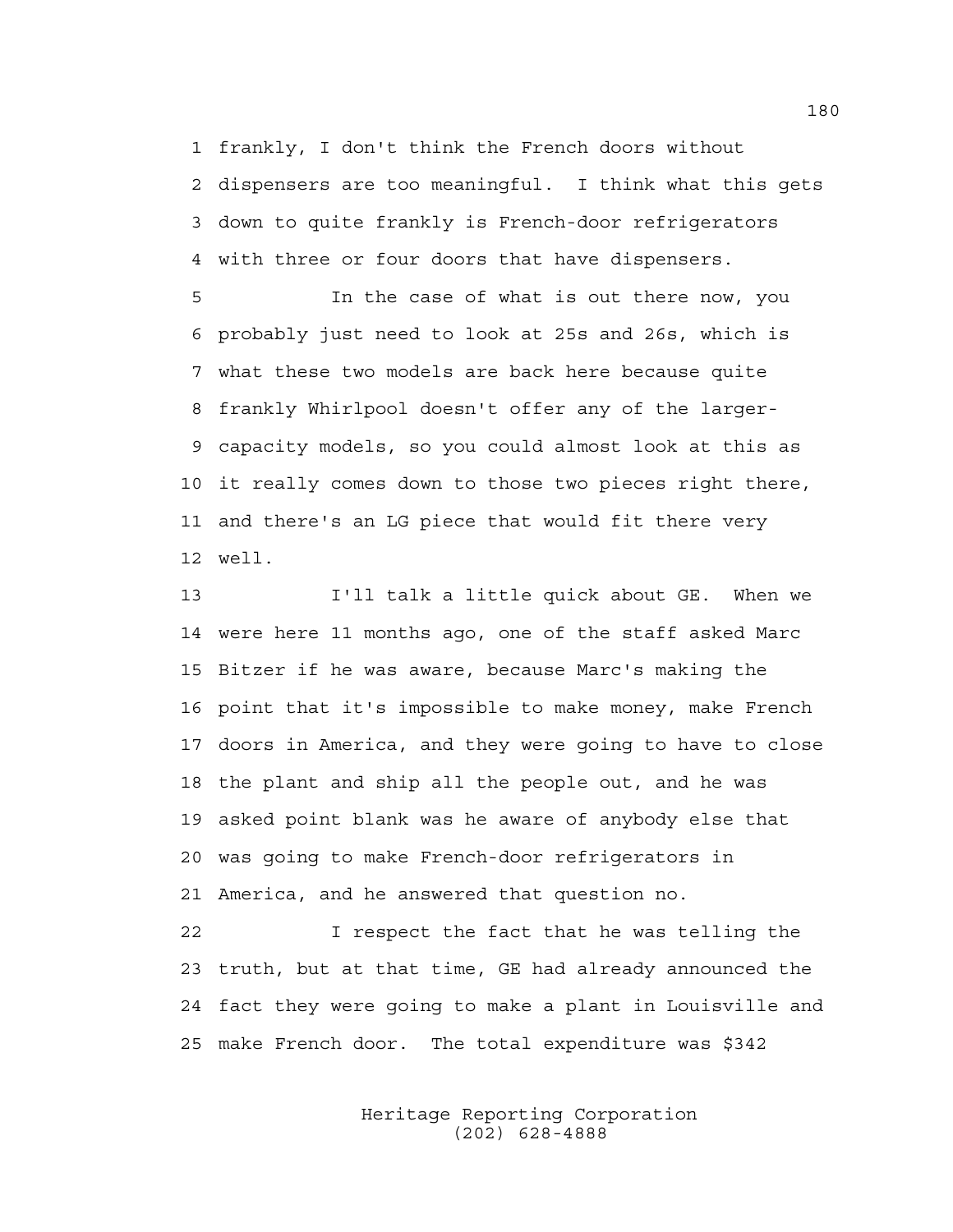1 frankly, I don't think the French doors without
2 dispensers are too meaningful. I think what this gets
3 down to quite frankly is French-door refrigerators
4 with three or four doors that have dispensers.

5 In the case of what is out there now, you
6 probably just need to look at 25s and 26s, which is
7 what these two models are back here because quite
8 frankly Whirlpool doesn't offer any of the larger-
9 capacity models, so you could almost look at this as
10 it really comes down to those two pieces right there,
11 and there's an LG piece that would fit there very
12 well.

13 I'll talk a little quick about GE. When we
14 were here 11 months ago, one of the staff asked Marc
15 Bitzer if he was aware, because Marc's making the
16 point that it's impossible to make money, make French
17 doors in America, and they were going to have to close
18 the plant and ship all the people out, and he was
19 asked point blank was he aware of anybody else that
20 was going to make French-door refrigerators in
21 America, and he answered that question no.

22 I respect the fact that he was telling the
23 truth, but at that time, GE had already announced the
24 fact they were going to make a plant in Louisville and
25 make French door. The total expenditure was $342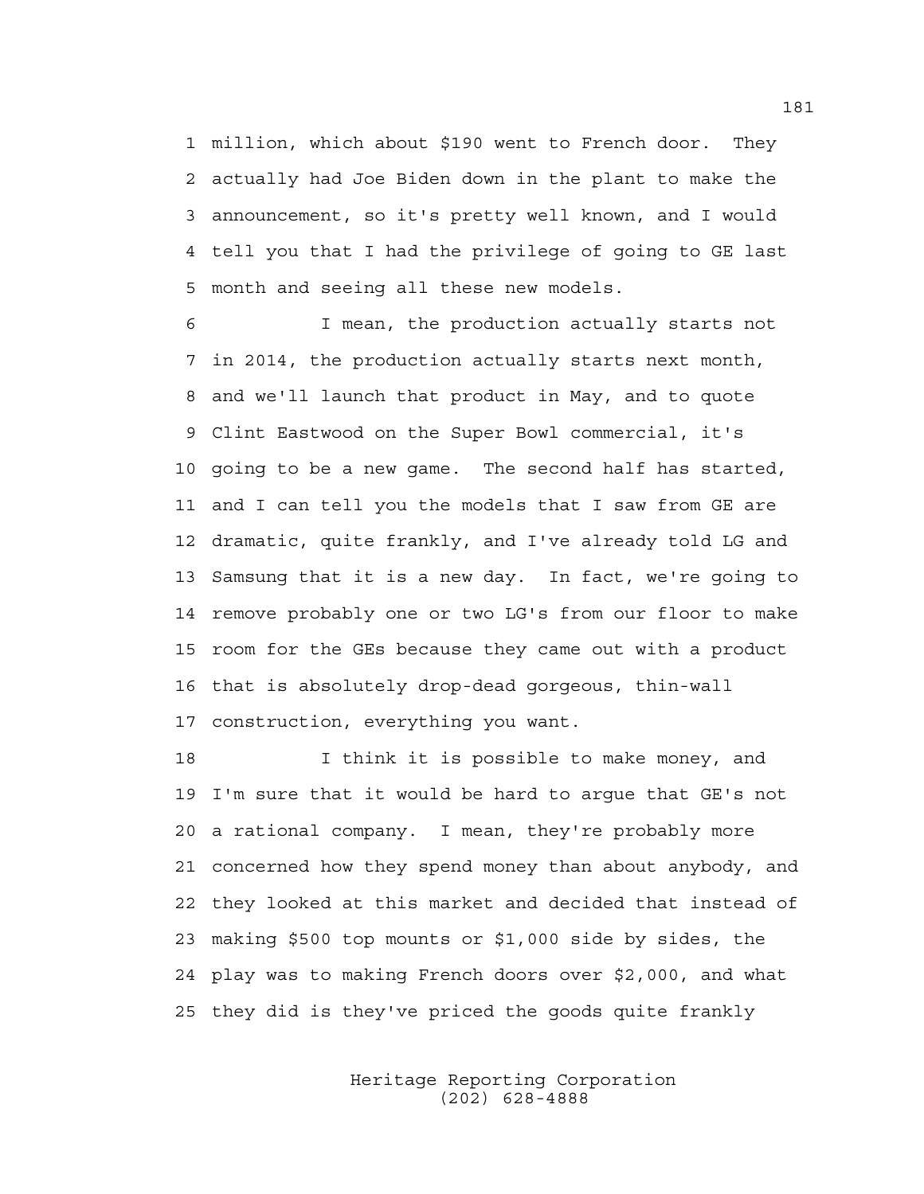1 million, which about $190 went to French door. They
2 actually had Joe Biden down in the plant to make the
3 announcement, so it's pretty well known, and I would
4 tell you that I had the privilege of going to GE last
5 month and seeing all these new models.

6 I mean, the production actually starts not
7 in 2014, the production actually starts next month,
8 and we'll launch that product in May, and to quote
9 Clint Eastwood on the Super Bowl commercial, it's
10 going to be a new game. The second half has started,
11 and I can tell you the models that I saw from GE are
12 dramatic, quite frankly, and I've already told LG and
13 Samsung that it is a new day. In fact, we're going to
14 remove probably one or two LG's from our floor to make
15 room for the GEs because they came out with a product
16 that is absolutely drop-dead gorgeous, thin-wall
17 construction, everything you want.

18 I think it is possible to make money, and
19 I'm sure that it would be hard to argue that GE's not
20 a rational company. I mean, they're probably more
21 concerned how they spend money than about anybody, and
22 they looked at this market and decided that instead of
23 making $500 top mounts or $1,000 side by sides, the
24 play was to making French doors over $2,000, and what
25 they did is they've priced the goods quite frankly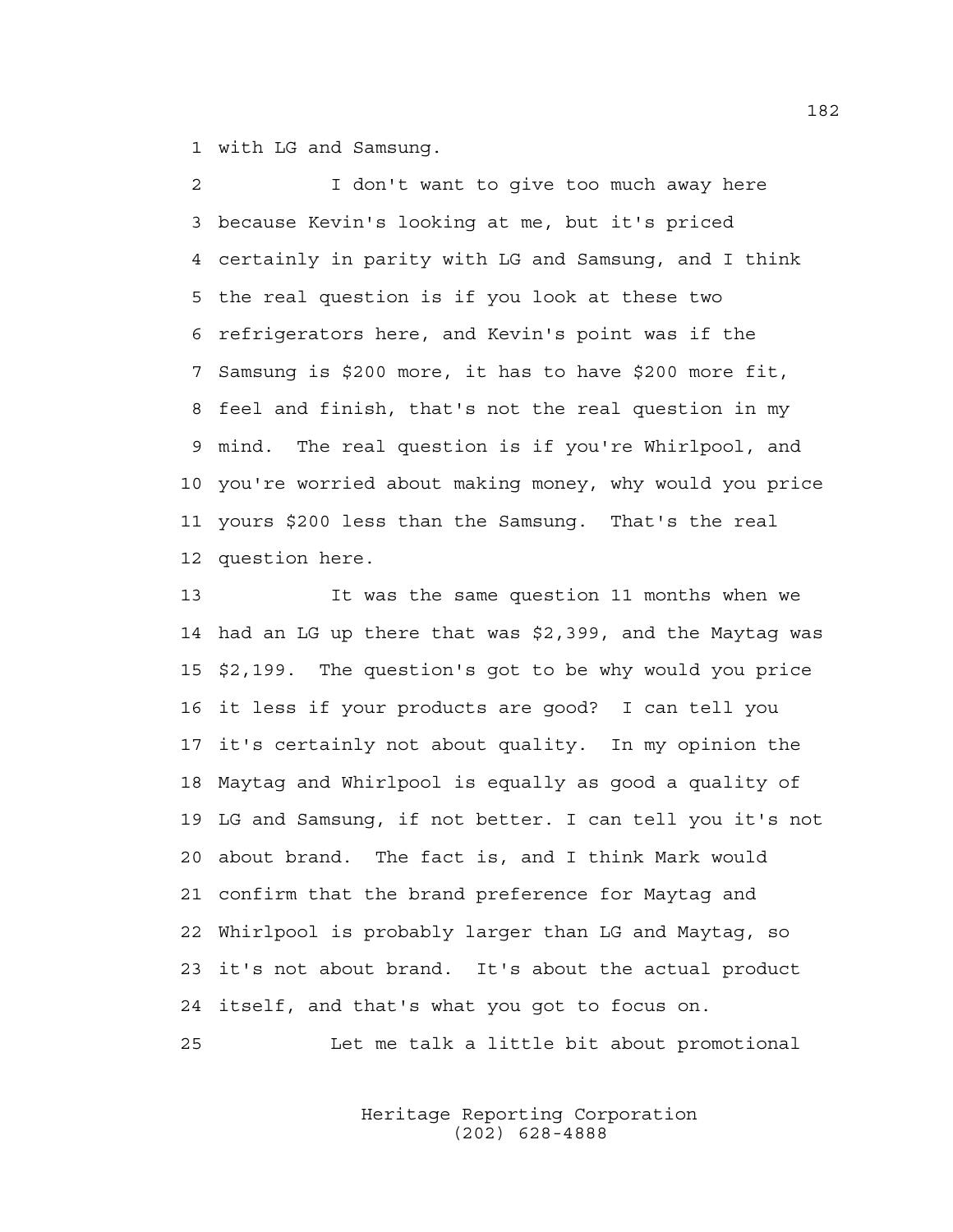1 with LG and Samsung.

2 I don't want to give too much away here
3 because Kevin's looking at me, but it's priced
4 certainly in parity with LG and Samsung, and I think
5 the real question is if you look at these two
6 refrigerators here, and Kevin's point was if the
7 Samsung is $200 more, it has to have $200 more fit,
8 feel and finish, that's not the real question in my
9 mind. The real question is if you're Whirlpool, and
10 you're worried about making money, why would you price
11 yours $200 less than the Samsung. That's the real
12 question here.

13 It was the same question 11 months when we
14 had an LG up there that was $2,399, and the Maytag was
15 $2,199. The question's got to be why would you price
16 it less if your products are good? I can tell you
17 it's certainly not about quality. In my opinion the
18 Maytag and Whirlpool is equally as good a quality of
19 LG and Samsung, if not better. I can tell you it's not
20 about brand. The fact is, and I think Mark would
21 confirm that the brand preference for Maytag and
22 Whirlpool is probably larger than LG and Maytag, so
23 it's not about brand. It's about the actual product
24 itself, and that's what you got to focus on.

25 Let me talk a little bit about promotional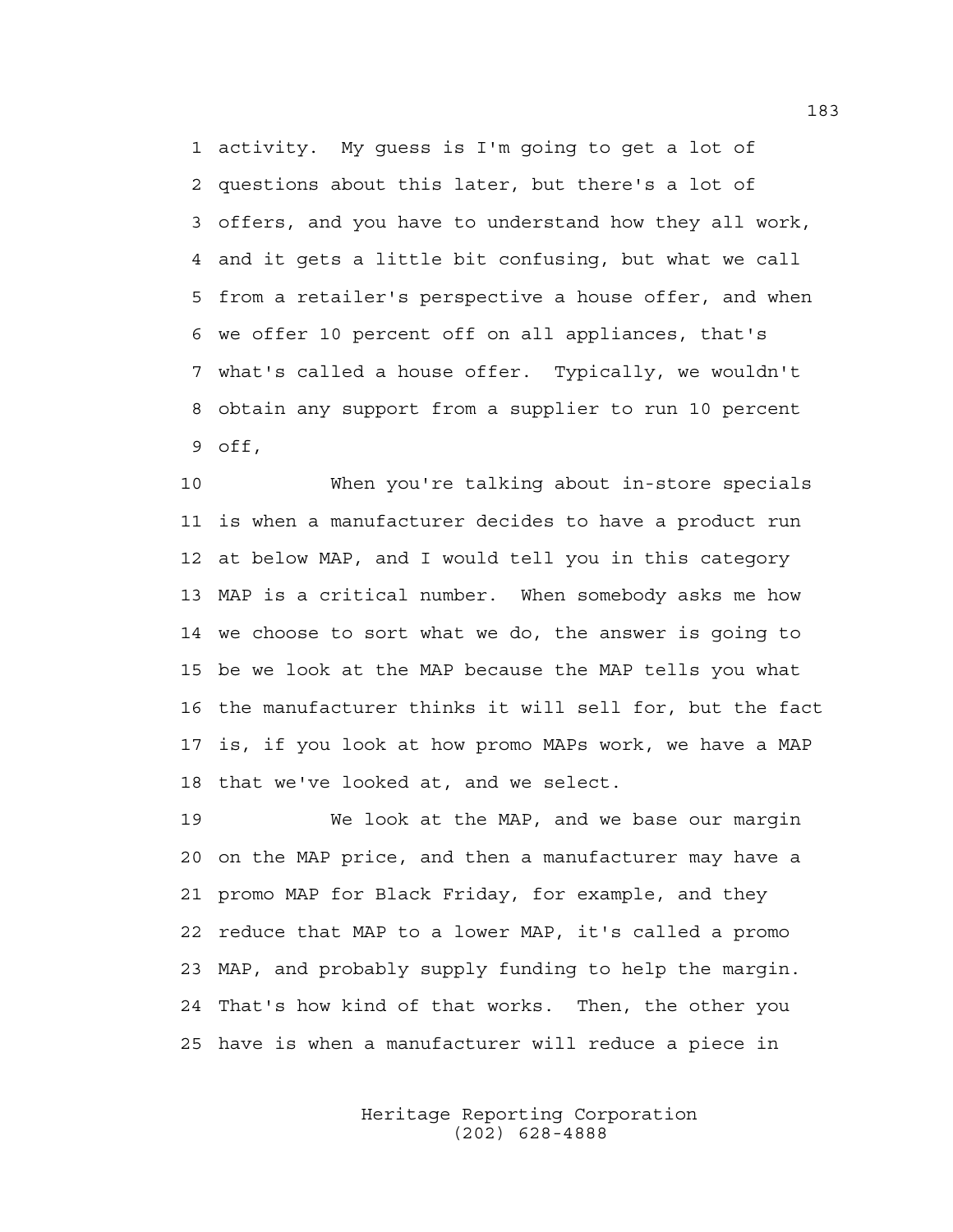activity. My guess is I'm going to get a lot of questions about this later, but there's a lot of offers, and you have to understand how they all work, and it gets a little bit confusing, but what we call from a retailer's perspective a house offer, and when we offer 10 percent off on all appliances, that's what's called a house offer. Typically, we wouldn't obtain any support from a supplier to run 10 percent off,

When you're talking about in-store specials is when a manufacturer decides to have a product run at below MAP, and I would tell you in this category MAP is a critical number. When somebody asks me how we choose to sort what we do, the answer is going to be we look at the MAP because the MAP tells you what the manufacturer thinks it will sell for, but the fact is, if you look at how promo MAPs work, we have a MAP that we've looked at, and we select.

We look at the MAP, and we base our margin on the MAP price, and then a manufacturer may have a promo MAP for Black Friday, for example, and they reduce that MAP to a lower MAP, it's called a promo MAP, and probably supply funding to help the margin. That's how kind of that works. Then, the other you have is when a manufacturer will reduce a piece in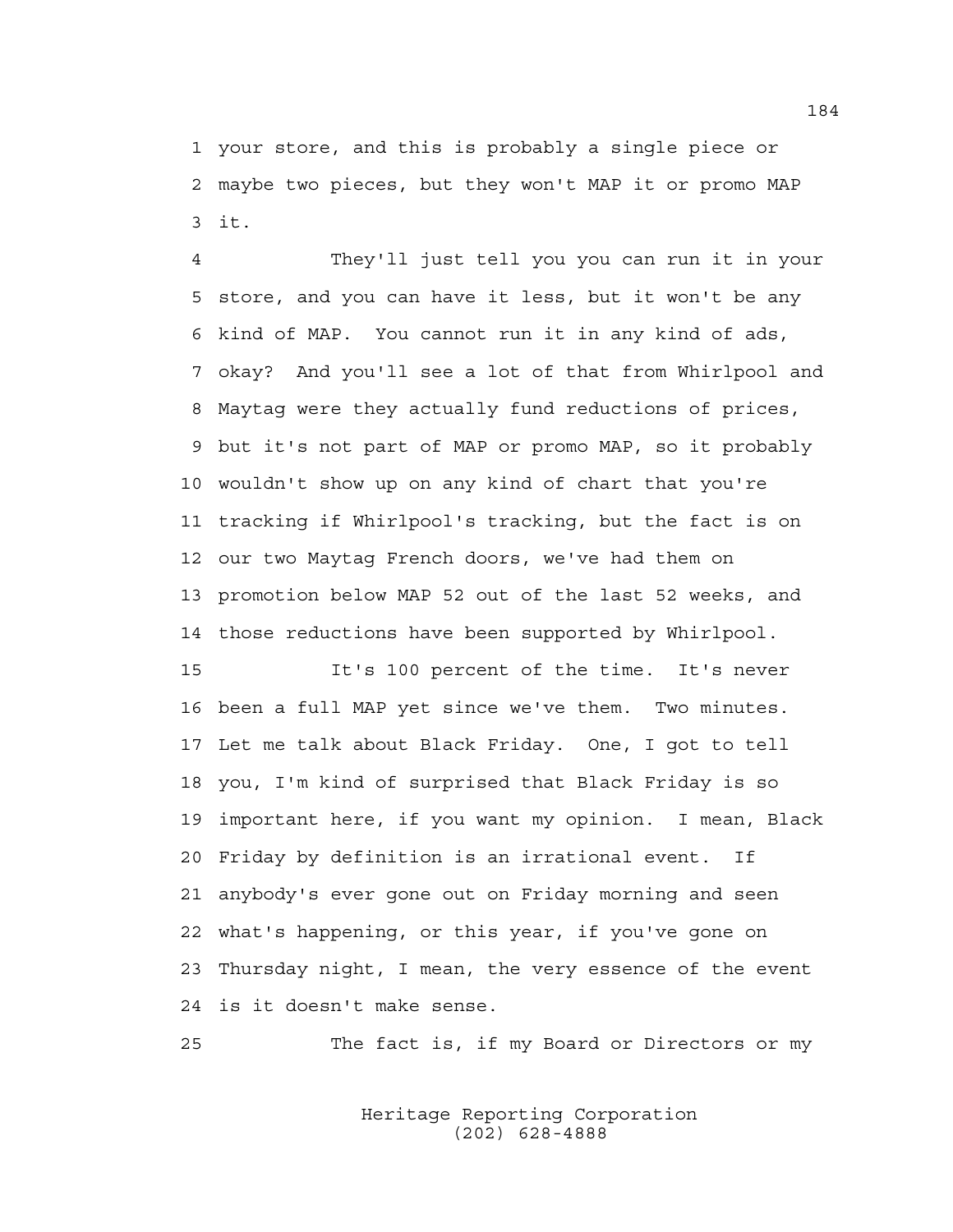1 your store, and this is probably a single piece or
2 maybe two pieces, but they won't MAP it or promo MAP
3 it.

4 They'll just tell you you can run it in your
5 store, and you can have it less, but it won't be any
6 kind of MAP. You cannot run it in any kind of ads,
7 okay? And you'll see a lot of that from Whirlpool and
8 Maytag were they actually fund reductions of prices,
9 but it's not part of MAP or promo MAP, so it probably
10 wouldn't show up on any kind of chart that you're
11 tracking if Whirlpool's tracking, but the fact is on
12 our two Maytag French doors, we've had them on
13 promotion below MAP 52 out of the last 52 weeks, and
14 those reductions have been supported by Whirlpool.

15 It's 100 percent of the time. It's never
16 been a full MAP yet since we've them. Two minutes.
17 Let me talk about Black Friday. One, I got to tell
18 you, I'm kind of surprised that Black Friday is so
19 important here, if you want my opinion. I mean, Black
20 Friday by definition is an irrational event. If
21 anybody's ever gone out on Friday morning and seen
22 what's happening, or this year, if you've gone on
23 Thursday night, I mean, the very essence of the event
24 is it doesn't make sense.

25 The fact is, if my Board or Directors or my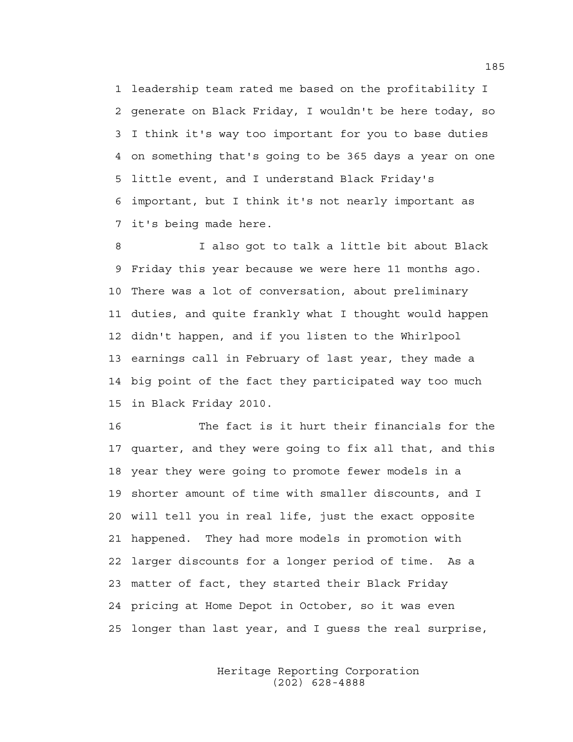leadership team rated me based on the profitability I generate on Black Friday, I wouldn't be here today, so I think it's way too important for you to base duties on something that's going to be 365 days a year on one little event, and I understand Black Friday's important, but I think it's not nearly important as it's being made here.

I also got to talk a little bit about Black Friday this year because we were here 11 months ago. There was a lot of conversation, about preliminary duties, and quite frankly what I thought would happen didn't happen, and if you listen to the Whirlpool earnings call in February of last year, they made a big point of the fact they participated way too much in Black Friday 2010.

The fact is it hurt their financials for the quarter, and they were going to fix all that, and this year they were going to promote fewer models in a shorter amount of time with smaller discounts, and I will tell you in real life, just the exact opposite happened. They had more models in promotion with larger discounts for a longer period of time. As a matter of fact, they started their Black Friday pricing at Home Depot in October, so it was even longer than last year, and I guess the real surprise,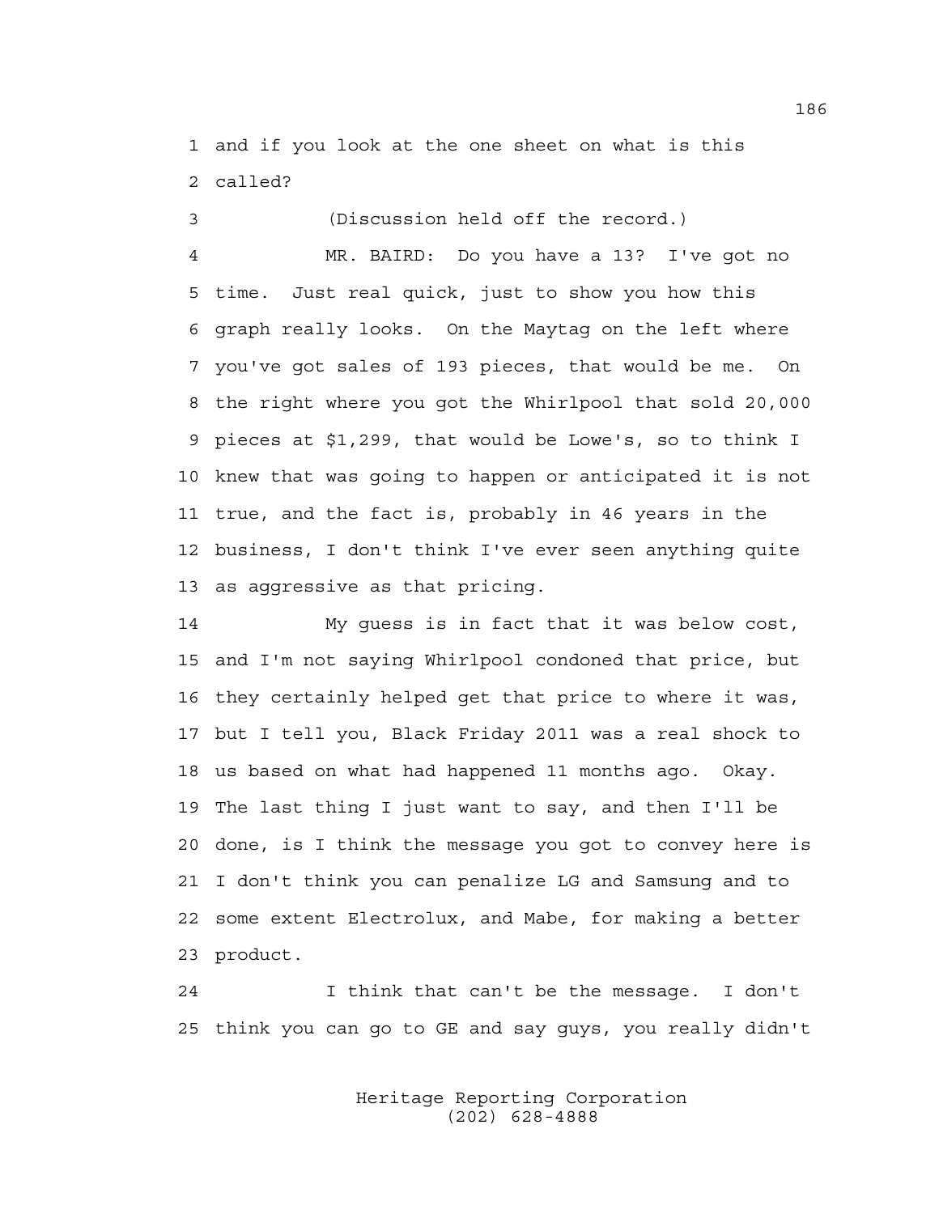1 and if you look at the one sheet on what is this
2 called?

3 (Discussion held off the record.)

4 MR. BAIRD: Do you have a 13? I've got no
5 time. Just real quick, just to show you how this
6 graph really looks. On the Maytag on the left where
7 you've got sales of 193 pieces, that would be me. On
8 the right where you got the Whirlpool that sold 20,000
9 pieces at $1,299, that would be Lowe's, so to think I
10 knew that was going to happen or anticipated it is not
11 true, and the fact is, probably in 46 years in the
12 business, I don't think I've ever seen anything quite
13 as aggressive as that pricing.

14 My guess is in fact that it was below cost,
15 and I'm not saying Whirlpool condoned that price, but
16 they certainly helped get that price to where it was,
17 but I tell you, Black Friday 2011 was a real shock to
18 us based on what had happened 11 months ago. Okay.
19 The last thing I just want to say, and then I'll be
20 done, is I think the message you got to convey here is
21 I don't think you can penalize LG and Samsung and to
22 some extent Electrolux, and Mabe, for making a better
23 product.

24 I think that can't be the message. I don't
25 think you can go to GE and say guys, you really didn't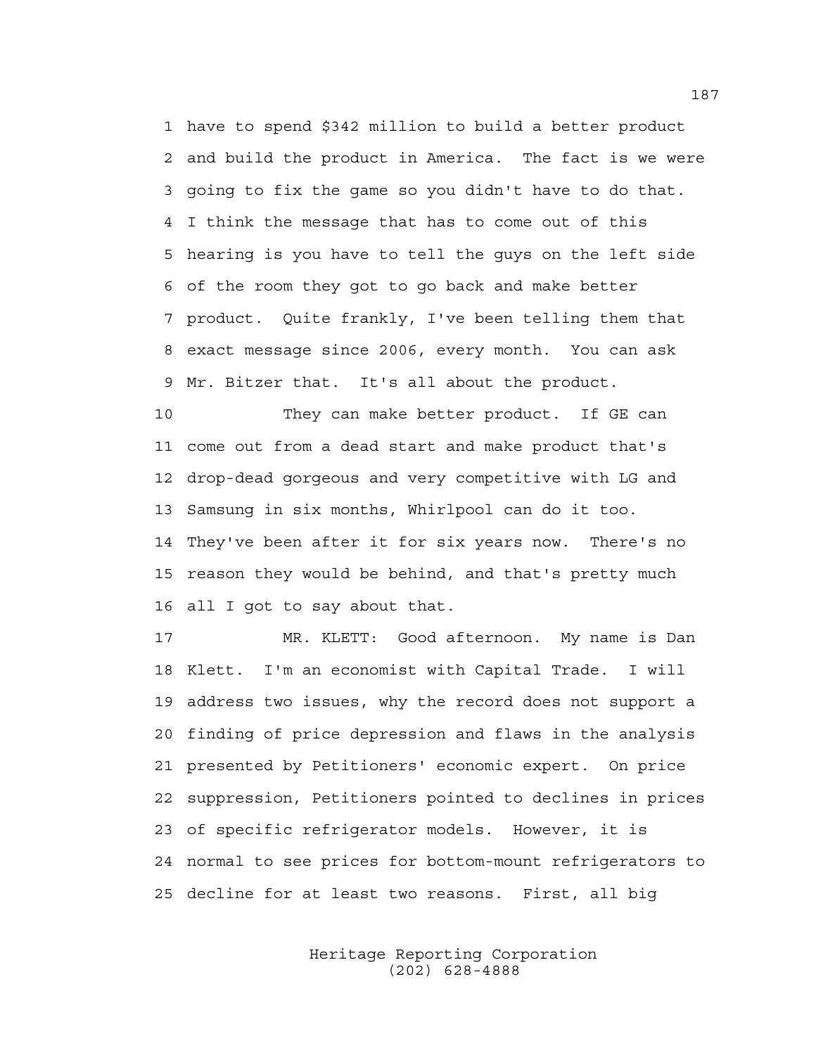have to spend $342 million to build a better product and build the product in America. The fact is we were going to fix the game so you didn't have to do that. I think the message that has to come out of this hearing is you have to tell the guys on the left side of the room they got to go back and make better product. Quite frankly, I've been telling them that exact message since 2006, every month. You can ask Mr. Bitzer that. It's all about the product.

They can make better product. If GE can come out from a dead start and make product that's drop-dead gorgeous and very competitive with LG and Samsung in six months, Whirlpool can do it too. They've been after it for six years now. There's no reason they would be behind, and that's pretty much all I got to say about that.

MR. KLETT: Good afternoon. My name is Dan Klett. I'm an economist with Capital Trade. I will address two issues, why the record does not support a finding of price depression and flaws in the analysis presented by Petitioners' economic expert. On price suppression, Petitioners pointed to declines in prices of specific refrigerator models. However, it is normal to see prices for bottom-mount refrigerators to decline for at least two reasons. First, all big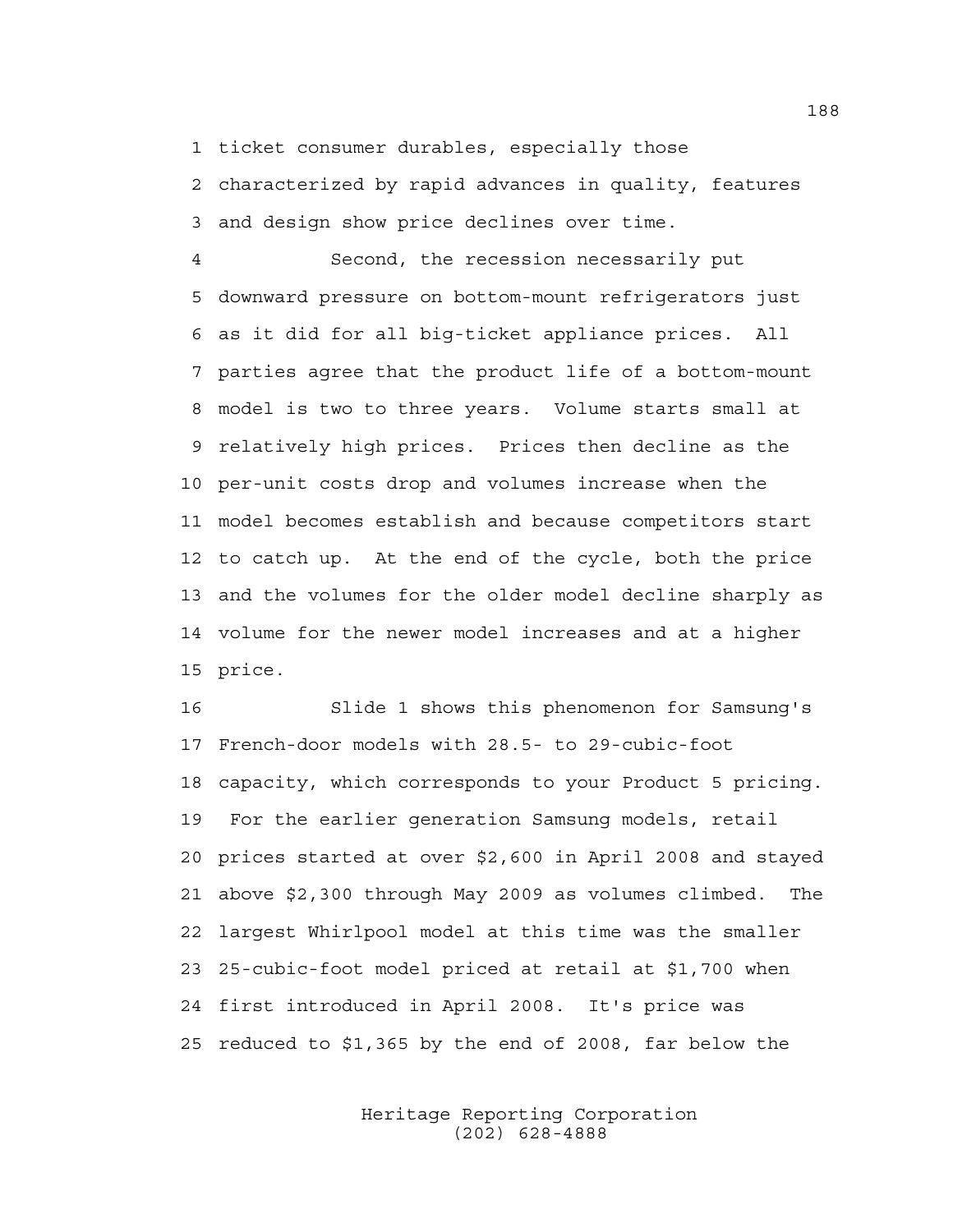ticket consumer durables, especially those characterized by rapid advances in quality, features and design show price declines over time.

Second, the recession necessarily put downward pressure on bottom-mount refrigerators just as it did for all big-ticket appliance prices. All parties agree that the product life of a bottom-mount model is two to three years. Volume starts small at relatively high prices. Prices then decline as the per-unit costs drop and volumes increase when the model becomes establish and because competitors start to catch up. At the end of the cycle, both the price and the volumes for the older model decline sharply as volume for the newer model increases and at a higher price.

Slide 1 shows this phenomenon for Samsung's French-door models with 28.5- to 29-cubic-foot capacity, which corresponds to your Product 5 pricing. For the earlier generation Samsung models, retail prices started at over $2,600 in April 2008 and stayed above $2,300 through May 2009 as volumes climbed. The largest Whirlpool model at this time was the smaller 25-cubic-foot model priced at retail at $1,700 when first introduced in April 2008. It's price was reduced to $1,365 by the end of 2008, far below the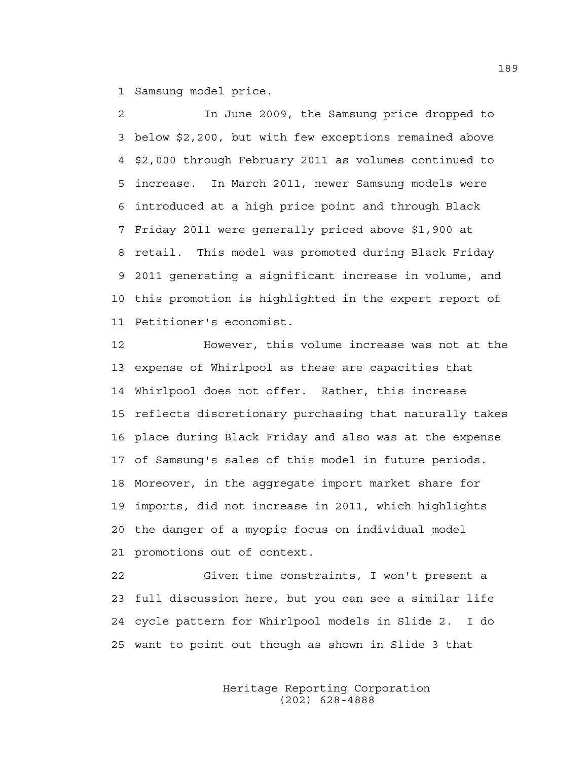Samsung model price.

In June 2009, the Samsung price dropped to below $2,200, but with few exceptions remained above $2,000 through February 2011 as volumes continued to increase. In March 2011, newer Samsung models were introduced at a high price point and through Black Friday 2011 were generally priced above $1,900 at retail. This model was promoted during Black Friday 2011 generating a significant increase in volume, and this promotion is highlighted in the expert report of Petitioner's economist.

However, this volume increase was not at the expense of Whirlpool as these are capacities that Whirlpool does not offer. Rather, this increase reflects discretionary purchasing that naturally takes place during Black Friday and also was at the expense of Samsung's sales of this model in future periods. Moreover, in the aggregate import market share for imports, did not increase in 2011, which highlights the danger of a myopic focus on individual model promotions out of context.

Given time constraints, I won't present a full discussion here, but you can see a similar life cycle pattern for Whirlpool models in Slide 2. I do want to point out though as shown in Slide 3 that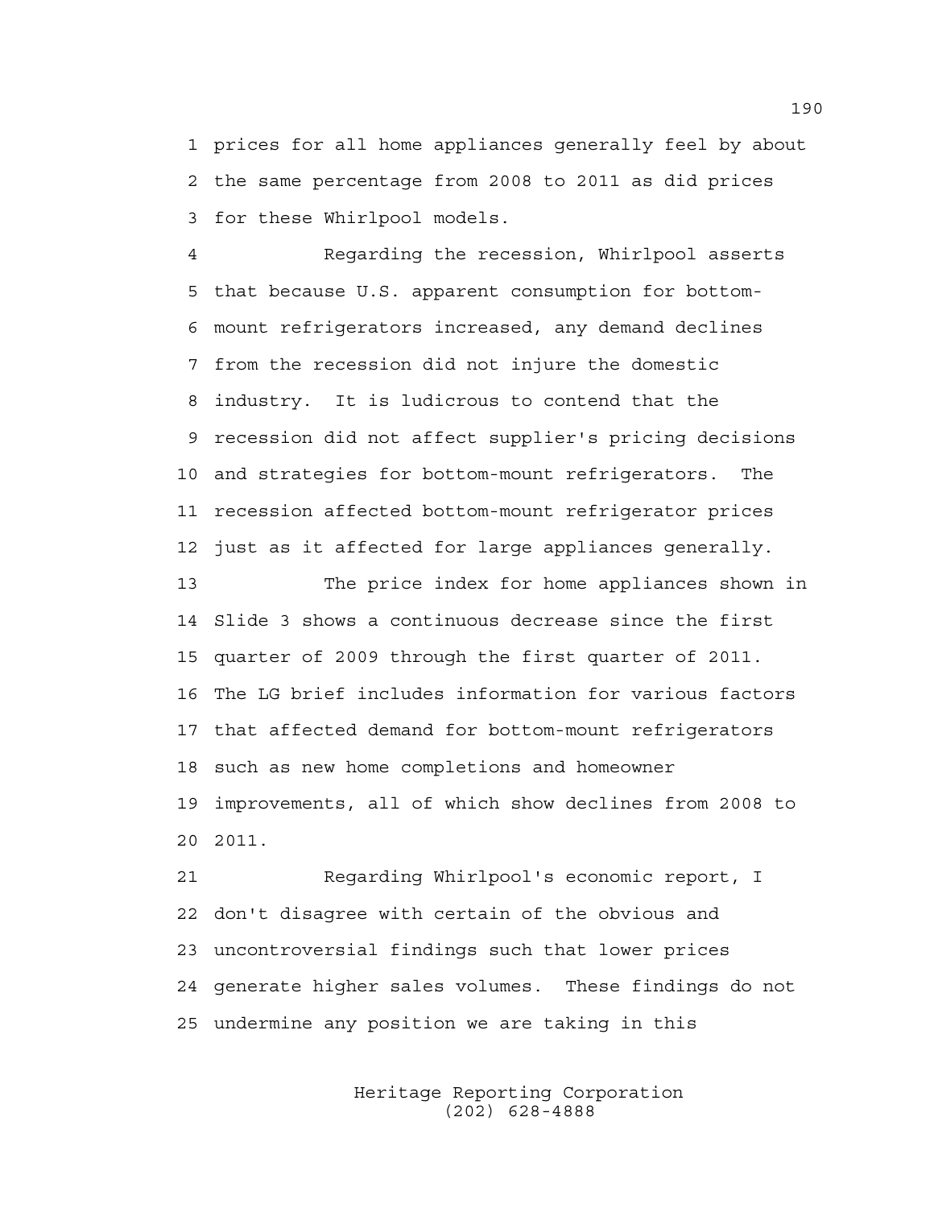prices for all home appliances generally feel by about the same percentage from 2008 to 2011 as did prices for these Whirlpool models.

Regarding the recession, Whirlpool asserts that because U.S. apparent consumption for bottom-mount refrigerators increased, any demand declines from the recession did not injure the domestic industry. It is ludicrous to contend that the recession did not affect supplier's pricing decisions and strategies for bottom-mount refrigerators. The recession affected bottom-mount refrigerator prices just as it affected for large appliances generally.

The price index for home appliances shown in Slide 3 shows a continuous decrease since the first quarter of 2009 through the first quarter of 2011. The LG brief includes information for various factors that affected demand for bottom-mount refrigerators such as new home completions and homeowner improvements, all of which show declines from 2008 to 2011.

Regarding Whirlpool's economic report, I don't disagree with certain of the obvious and uncontroversial findings such that lower prices generate higher sales volumes. These findings do not undermine any position we are taking in this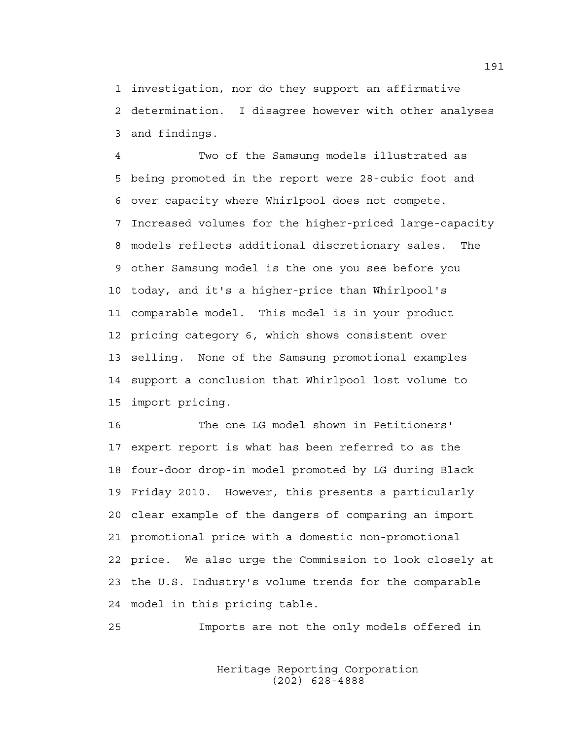investigation, nor do they support an affirmative determination. I disagree however with other analyses and findings.

Two of the Samsung models illustrated as being promoted in the report were 28-cubic foot and over capacity where Whirlpool does not compete. Increased volumes for the higher-priced large-capacity models reflects additional discretionary sales. The other Samsung model is the one you see before you today, and it's a higher-price than Whirlpool's comparable model. This model is in your product pricing category 6, which shows consistent over selling. None of the Samsung promotional examples support a conclusion that Whirlpool lost volume to import pricing.

The one LG model shown in Petitioners' expert report is what has been referred to as the four-door drop-in model promoted by LG during Black Friday 2010. However, this presents a particularly clear example of the dangers of comparing an import promotional price with a domestic non-promotional price. We also urge the Commission to look closely at the U.S. Industry's volume trends for the comparable model in this pricing table.

Imports are not the only models offered in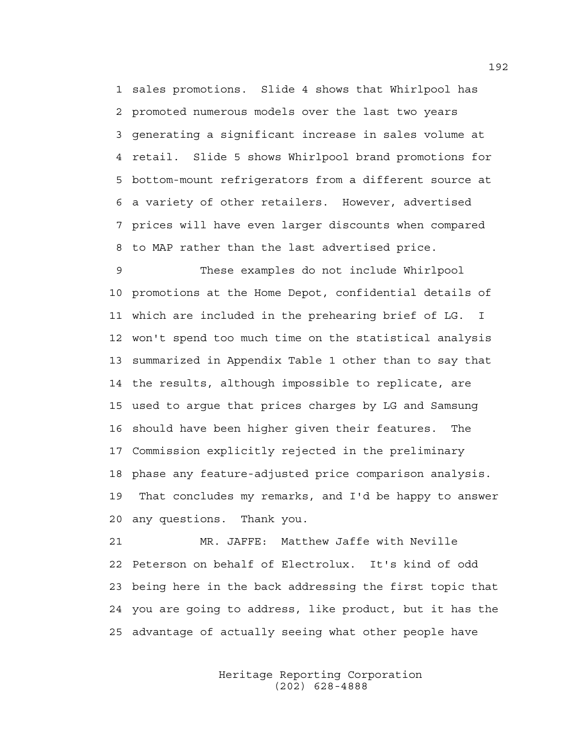1 sales promotions. Slide 4 shows that Whirlpool has
2 promoted numerous models over the last two years
3 generating a significant increase in sales volume at
4 retail. Slide 5 shows Whirlpool brand promotions for
5 bottom-mount refrigerators from a different source at
6 a variety of other retailers. However, advertised
7 prices will have even larger discounts when compared
8 to MAP rather than the last advertised price.

9 These examples do not include Whirlpool
10 promotions at the Home Depot, confidential details of
11 which are included in the prehearing brief of LG. I
12 won't spend too much time on the statistical analysis
13 summarized in Appendix Table 1 other than to say that
14 the results, although impossible to replicate, are
15 used to argue that prices charges by LG and Samsung
16 should have been higher given their features. The
17 Commission explicitly rejected in the preliminary
18 phase any feature-adjusted price comparison analysis.
19 That concludes my remarks, and I'd be happy to answer
20 any questions. Thank you.

21 MR. JAFFE: Matthew Jaffe with Neville
22 Peterson on behalf of Electrolux. It's kind of odd
23 being here in the back addressing the first topic that
24 you are going to address, like product, but it has the
25 advantage of actually seeing what other people have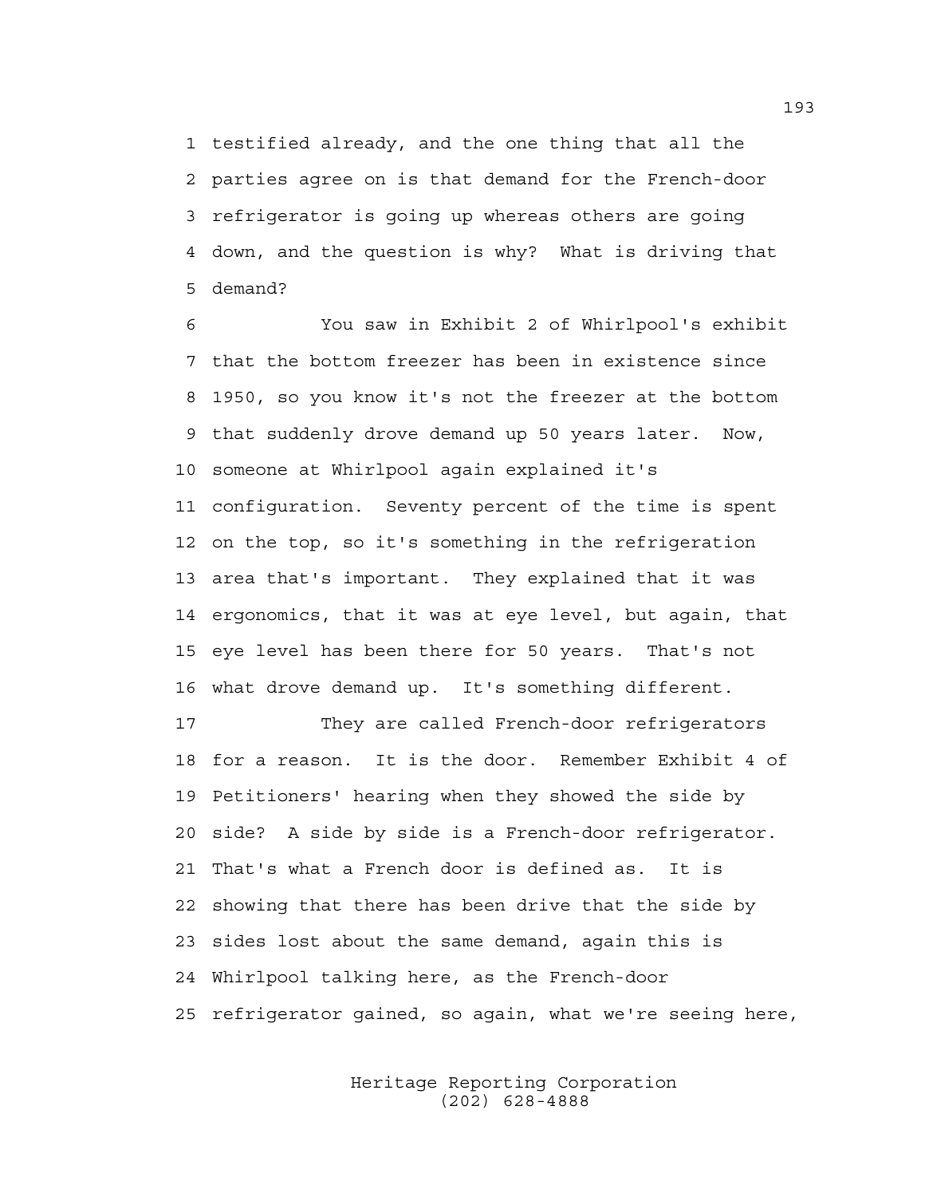testified already, and the one thing that all the parties agree on is that demand for the French-door refrigerator is going up whereas others are going down, and the question is why? What is driving that demand?

You saw in Exhibit 2 of Whirlpool's exhibit that the bottom freezer has been in existence since 1950, so you know it's not the freezer at the bottom that suddenly drove demand up 50 years later. Now, someone at Whirlpool again explained it's configuration. Seventy percent of the time is spent on the top, so it's something in the refrigeration area that's important. They explained that it was ergonomics, that it was at eye level, but again, that eye level has been there for 50 years. That's not what drove demand up. It's something different.

They are called French-door refrigerators for a reason. It is the door. Remember Exhibit 4 of Petitioners' hearing when they showed the side by side? A side by side is a French-door refrigerator. That's what a French door is defined as. It is showing that there has been drive that the side by sides lost about the same demand, again this is Whirlpool talking here, as the French-door refrigerator gained, so again, what we're seeing here,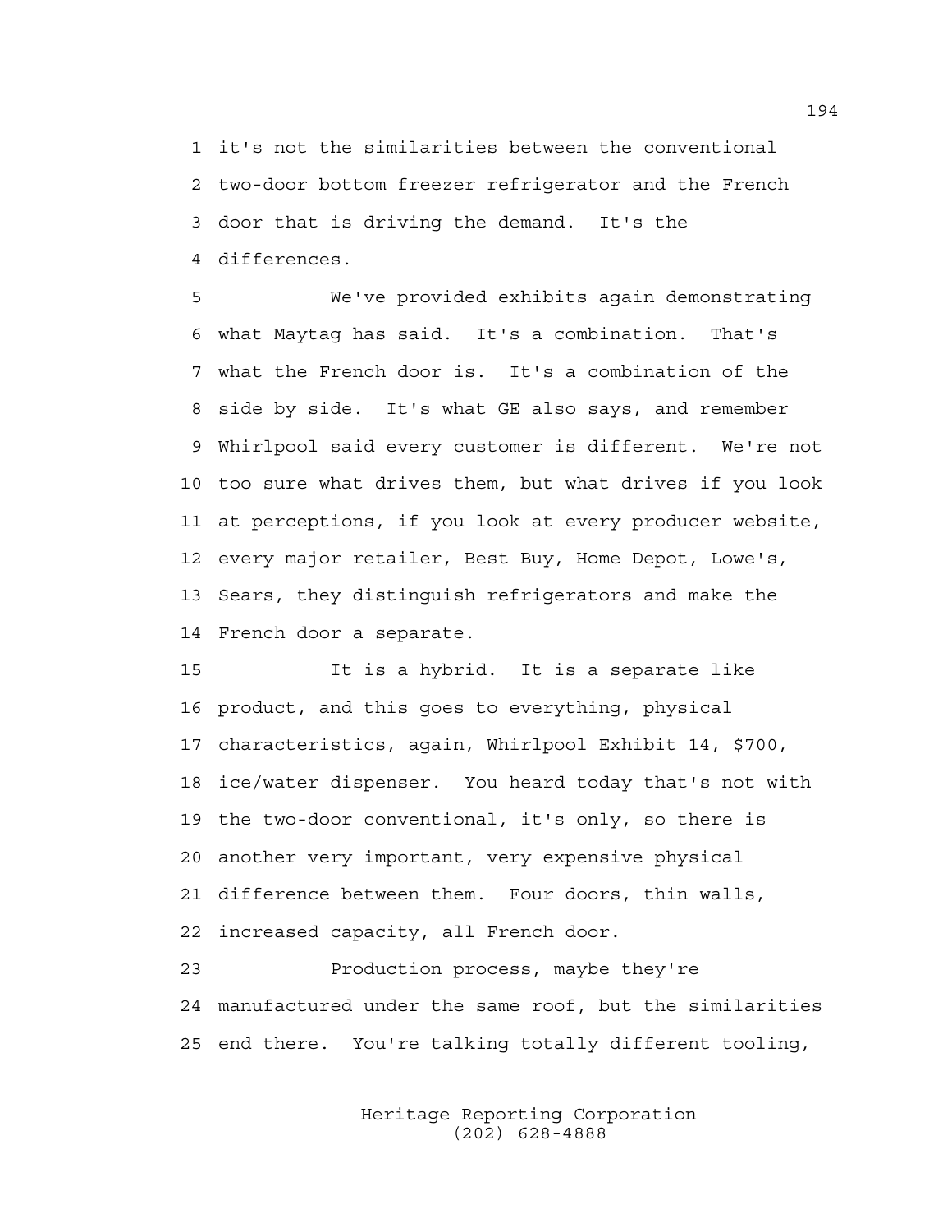it's not the similarities between the conventional two-door bottom freezer refrigerator and the French door that is driving the demand. It's the differences.

We've provided exhibits again demonstrating what Maytag has said. It's a combination. That's what the French door is. It's a combination of the side by side. It's what GE also says, and remember Whirlpool said every customer is different. We're not too sure what drives them, but what drives if you look at perceptions, if you look at every producer website, every major retailer, Best Buy, Home Depot, Lowe's, Sears, they distinguish refrigerators and make the French door a separate.

It is a hybrid. It is a separate like product, and this goes to everything, physical characteristics, again, Whirlpool Exhibit 14, $700, ice/water dispenser. You heard today that's not with the two-door conventional, it's only, so there is another very important, very expensive physical difference between them. Four doors, thin walls, increased capacity, all French door.

Production process, maybe they're manufactured under the same roof, but the similarities end there. You're talking totally different tooling,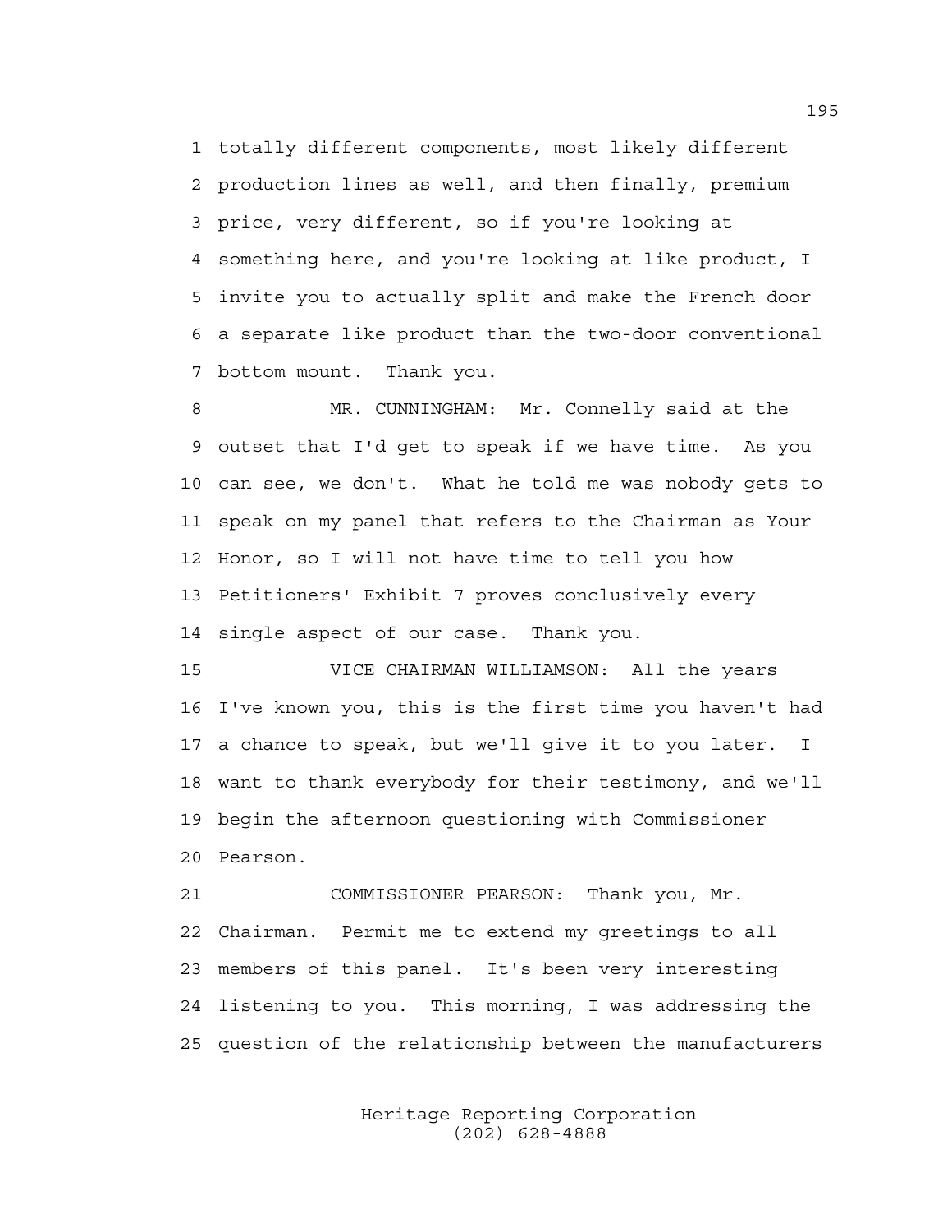1 totally different components, most likely different
2 production lines as well, and then finally, premium
3 price, very different, so if you're looking at
4 something here, and you're looking at like product, I
5 invite you to actually split and make the French door
6 a separate like product than the two-door conventional
7 bottom mount. Thank you.

8 MR. CUNNINGHAM: Mr. Connelly said at the
9 outset that I'd get to speak if we have time. As you
10 can see, we don't. What he told me was nobody gets to
11 speak on my panel that refers to the Chairman as Your
12 Honor, so I will not have time to tell you how
13 Petitioners' Exhibit 7 proves conclusively every
14 single aspect of our case. Thank you.

15 VICE CHAIRMAN WILLIAMSON: All the years
16 I've known you, this is the first time you haven't had
17 a chance to speak, but we'll give it to you later. I
18 want to thank everybody for their testimony, and we'll
19 begin the afternoon questioning with Commissioner
20 Pearson.

21 COMMISSIONER PEARSON: Thank you, Mr.
22 Chairman. Permit me to extend my greetings to all
23 members of this panel. It's been very interesting
24 listening to you. This morning, I was addressing the
25 question of the relationship between the manufacturers

Heritage Reporting Corporation
(202) 628-4888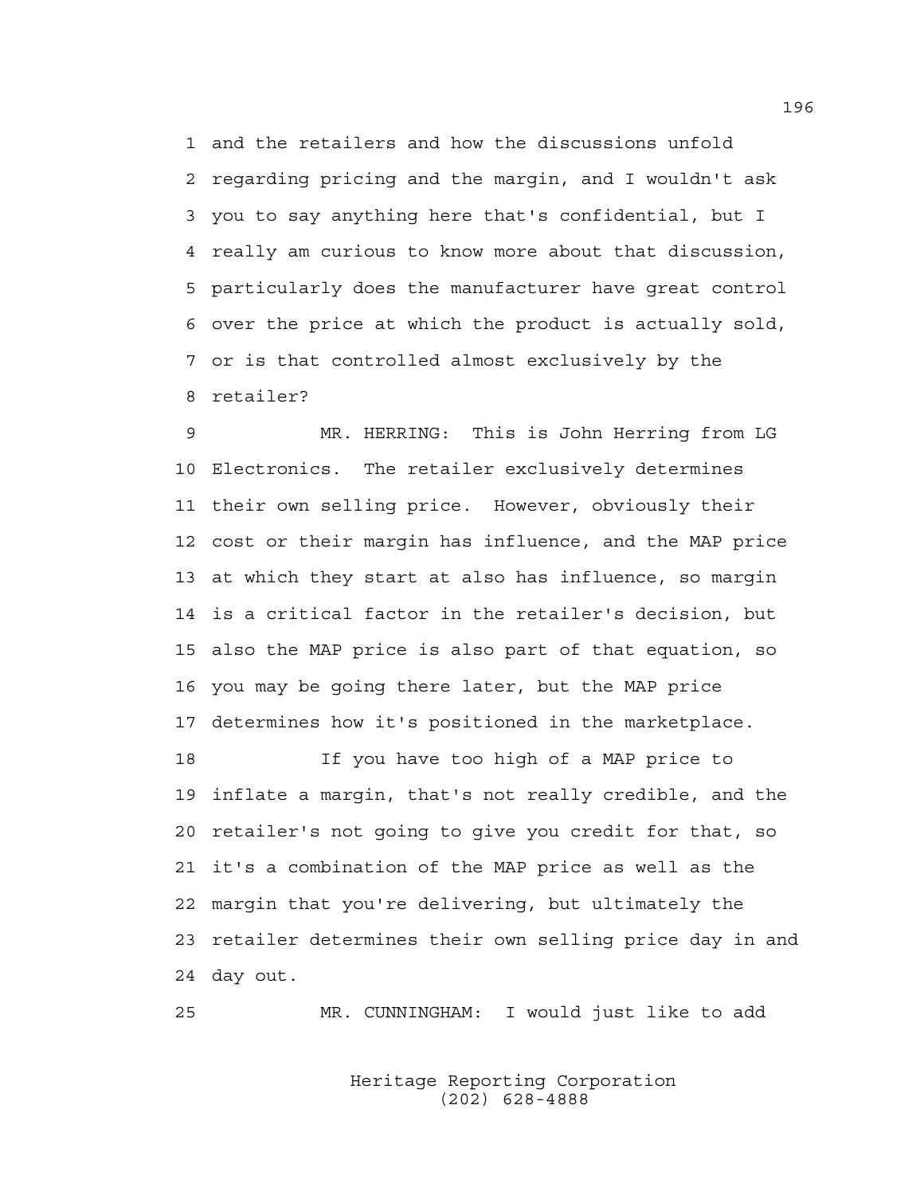1 and the retailers and how the discussions unfold
2 regarding pricing and the margin, and I wouldn't ask
3 you to say anything here that's confidential, but I
4 really am curious to know more about that discussion,
5 particularly does the manufacturer have great control
6 over the price at which the product is actually sold,
7 or is that controlled almost exclusively by the
8 retailer?

9 MR. HERRING: This is John Herring from LG
10 Electronics. The retailer exclusively determines
11 their own selling price. However, obviously their
12 cost or their margin has influence, and the MAP price
13 at which they start at also has influence, so margin
14 is a critical factor in the retailer's decision, but
15 also the MAP price is also part of that equation, so
16 you may be going there later, but the MAP price
17 determines how it's positioned in the marketplace.

18 If you have too high of a MAP price to
19 inflate a margin, that's not really credible, and the
20 retailer's not going to give you credit for that, so
21 it's a combination of the MAP price as well as the
22 margin that you're delivering, but ultimately the
23 retailer determines their own selling price day in and
24 day out.

25 MR. CUNNINGHAM: I would just like to add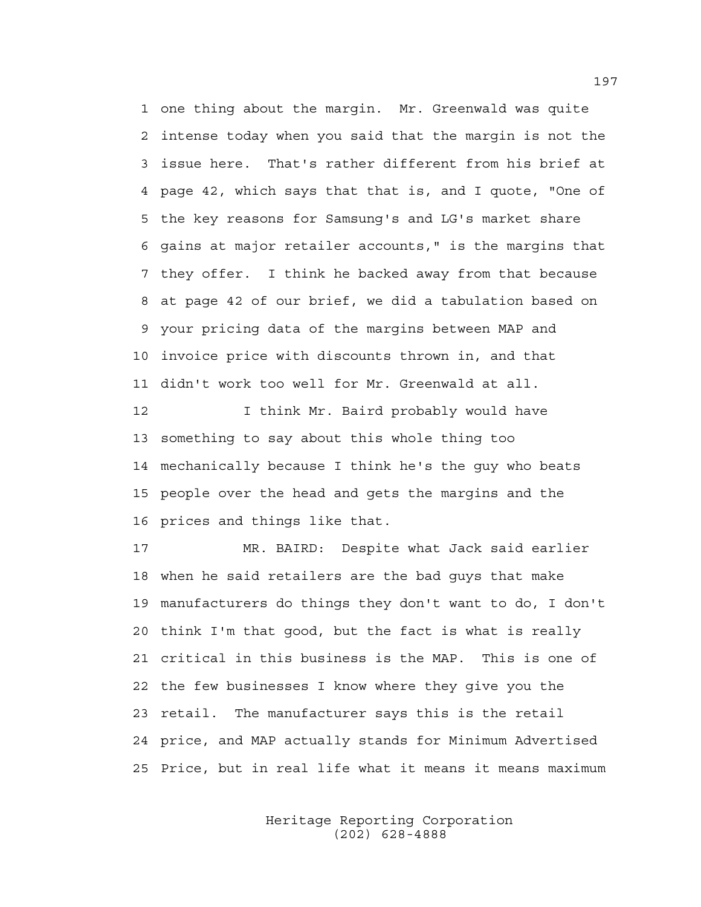1 one thing about the margin. Mr. Greenwald was quite
2 intense today when you said that the margin is not the
3 issue here. That's rather different from his brief at
4 page 42, which says that that is, and I quote, "One of
5 the key reasons for Samsung's and LG's market share
6 gains at major retailer accounts," is the margins that
7 they offer. I think he backed away from that because
8 at page 42 of our brief, we did a tabulation based on
9 your pricing data of the margins between MAP and
10 invoice price with discounts thrown in, and that
11 didn't work too well for Mr. Greenwald at all.

12 I think Mr. Baird probably would have
13 something to say about this whole thing too
14 mechanically because I think he's the guy who beats
15 people over the head and gets the margins and the
16 prices and things like that.

17 MR. BAIRD: Despite what Jack said earlier
18 when he said retailers are the bad guys that make
19 manufacturers do things they don't want to do, I don't
20 think I'm that good, but the fact is what is really
21 critical in this business is the MAP. This is one of
22 the few businesses I know where they give you the
23 retail. The manufacturer says this is the retail
24 price, and MAP actually stands for Minimum Advertised
25 Price, but in real life what it means it means maximum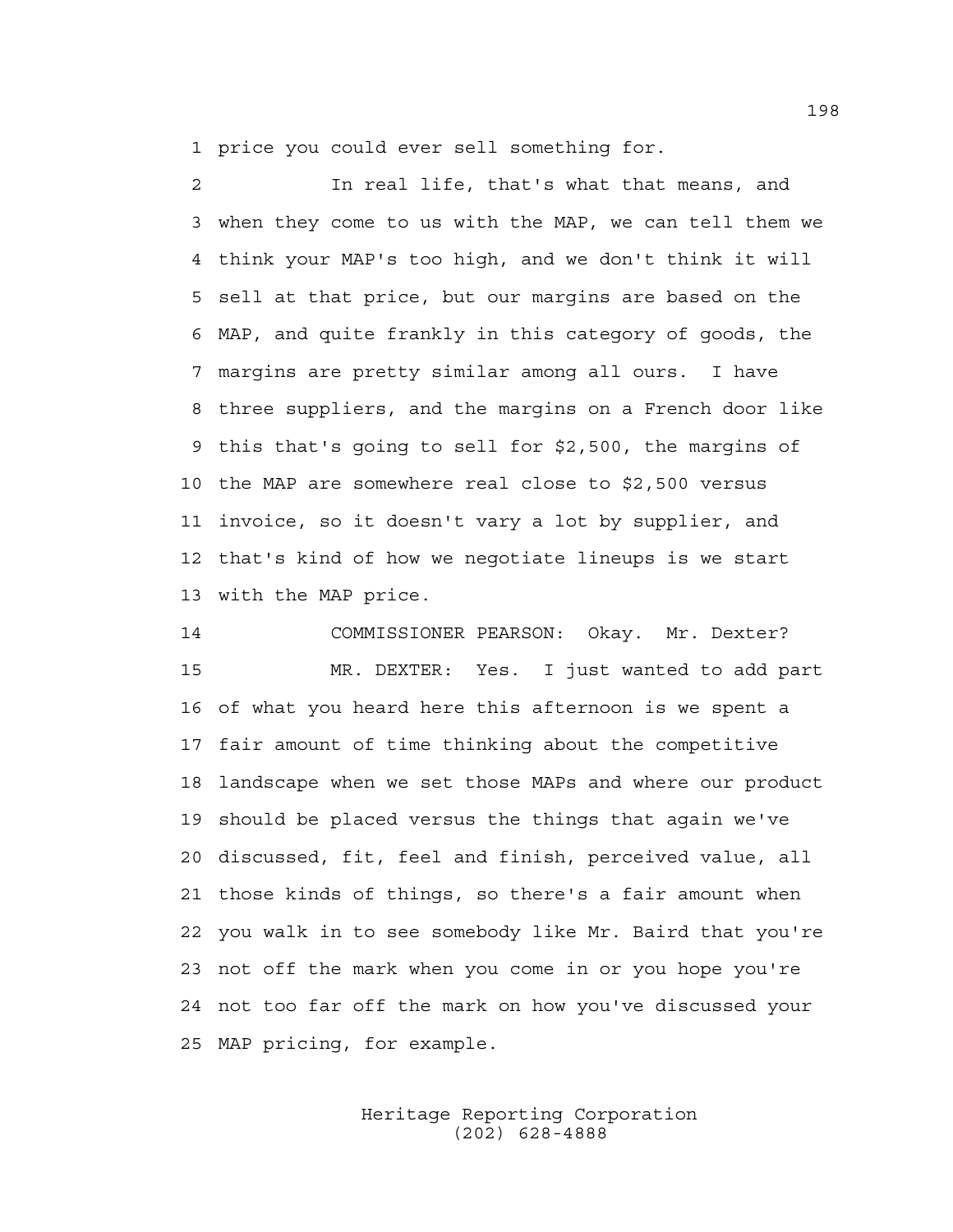price you could ever sell something for.

In real life, that's what that means, and when they come to us with the MAP, we can tell them we think your MAP's too high, and we don't think it will sell at that price, but our margins are based on the MAP, and quite frankly in this category of goods, the margins are pretty similar among all ours. I have three suppliers, and the margins on a French door like this that's going to sell for $2,500, the margins of the MAP are somewhere real close to $2,500 versus invoice, so it doesn't vary a lot by supplier, and that's kind of how we negotiate lineups is we start with the MAP price.

COMMISSIONER PEARSON: Okay. Mr. Dexter?

MR. DEXTER: Yes. I just wanted to add part of what you heard here this afternoon is we spent a fair amount of time thinking about the competitive landscape when we set those MAPs and where our product should be placed versus the things that again we've discussed, fit, feel and finish, perceived value, all those kinds of things, so there's a fair amount when you walk in to see somebody like Mr. Baird that you're not off the mark when you come in or you hope you're not too far off the mark on how you've discussed your MAP pricing, for example.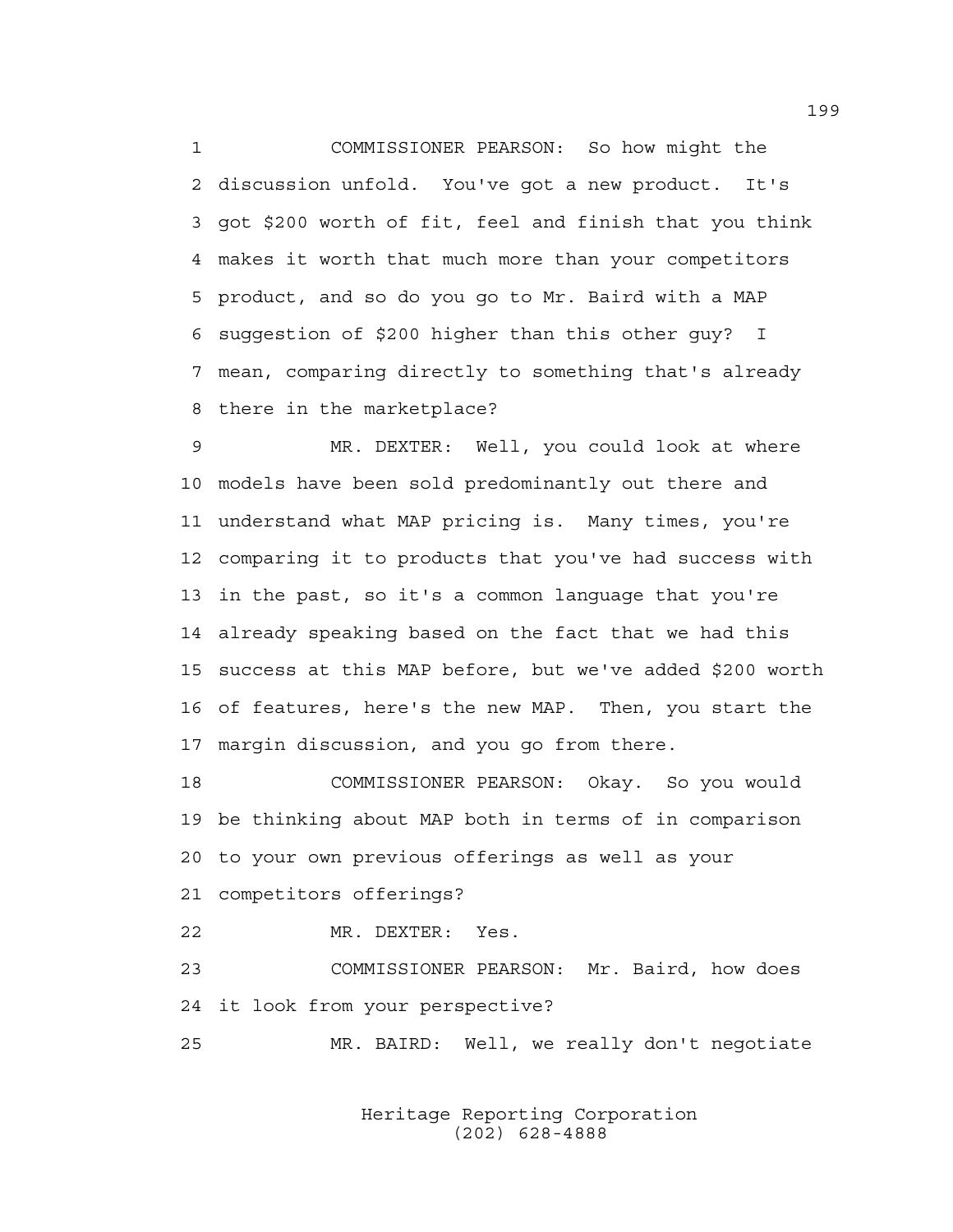COMMISSIONER PEARSON: So how might the discussion unfold. You've got a new product. It's got $200 worth of fit, feel and finish that you think makes it worth that much more than your competitors product, and so do you go to Mr. Baird with a MAP suggestion of $200 higher than this other guy? I mean, comparing directly to something that's already there in the marketplace?

MR. DEXTER: Well, you could look at where models have been sold predominantly out there and understand what MAP pricing is. Many times, you're comparing it to products that you've had success with in the past, so it's a common language that you're already speaking based on the fact that we had this success at this MAP before, but we've added $200 worth of features, here's the new MAP. Then, you start the margin discussion, and you go from there.

COMMISSIONER PEARSON: Okay. So you would be thinking about MAP both in terms of in comparison to your own previous offerings as well as your competitors offerings?

MR. DEXTER: Yes.

COMMISSIONER PEARSON: Mr. Baird, how does it look from your perspective?

MR. BAIRD: Well, we really don't negotiate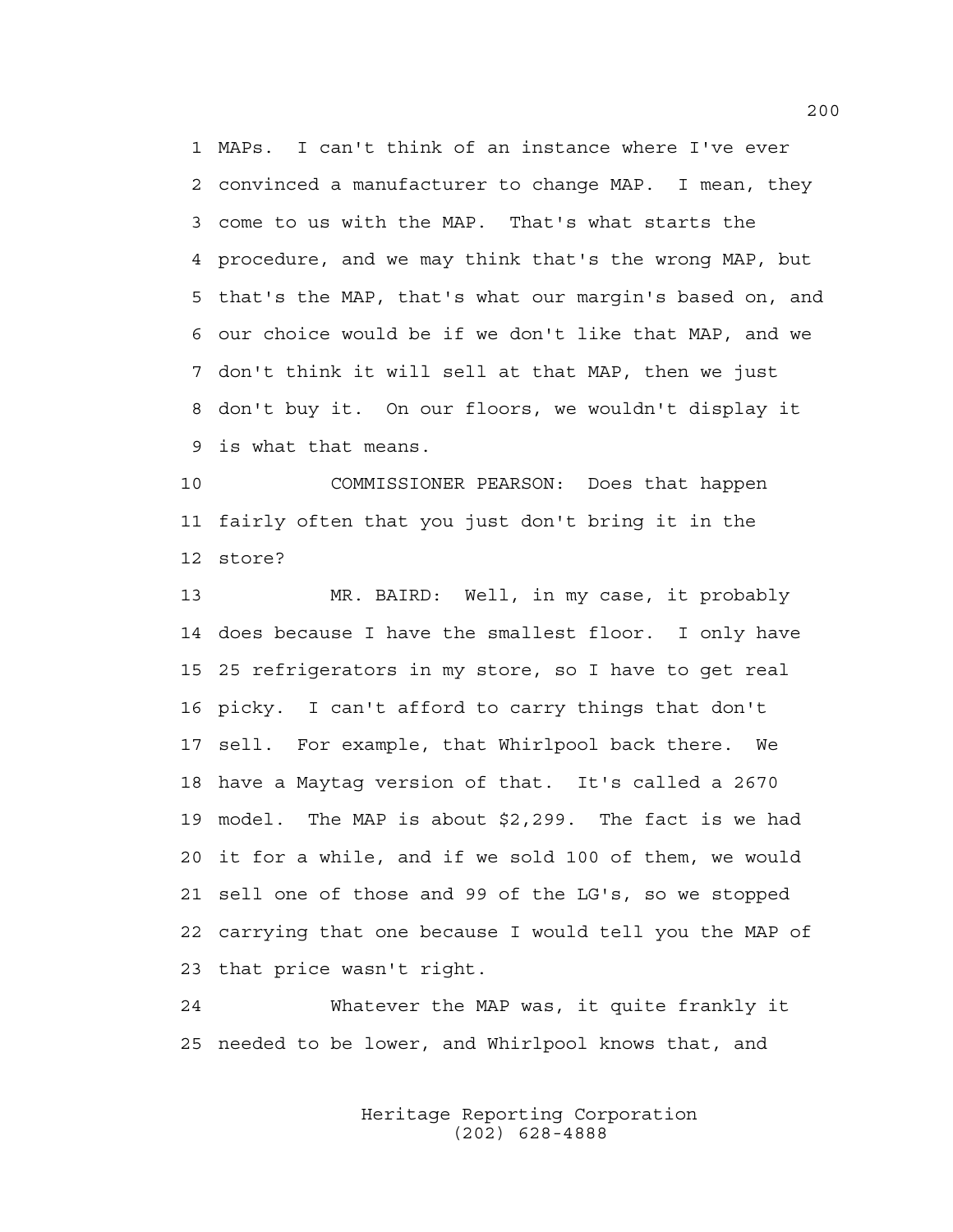MAPs. I can't think of an instance where I've ever convinced a manufacturer to change MAP. I mean, they come to us with the MAP. That's what starts the procedure, and we may think that's the wrong MAP, but that's the MAP, that's what our margin's based on, and our choice would be if we don't like that MAP, and we don't think it will sell at that MAP, then we just don't buy it. On our floors, we wouldn't display it is what that means.

COMMISSIONER PEARSON: Does that happen fairly often that you just don't bring it in the store?

MR. BAIRD: Well, in my case, it probably does because I have the smallest floor. I only have 25 refrigerators in my store, so I have to get real picky. I can't afford to carry things that don't sell. For example, that Whirlpool back there. We have a Maytag version of that. It's called a 2670 model. The MAP is about $2,299. The fact is we had it for a while, and if we sold 100 of them, we would sell one of those and 99 of the LG's, so we stopped carrying that one because I would tell you the MAP of that price wasn't right.

Whatever the MAP was, it quite frankly it needed to be lower, and Whirlpool knows that, and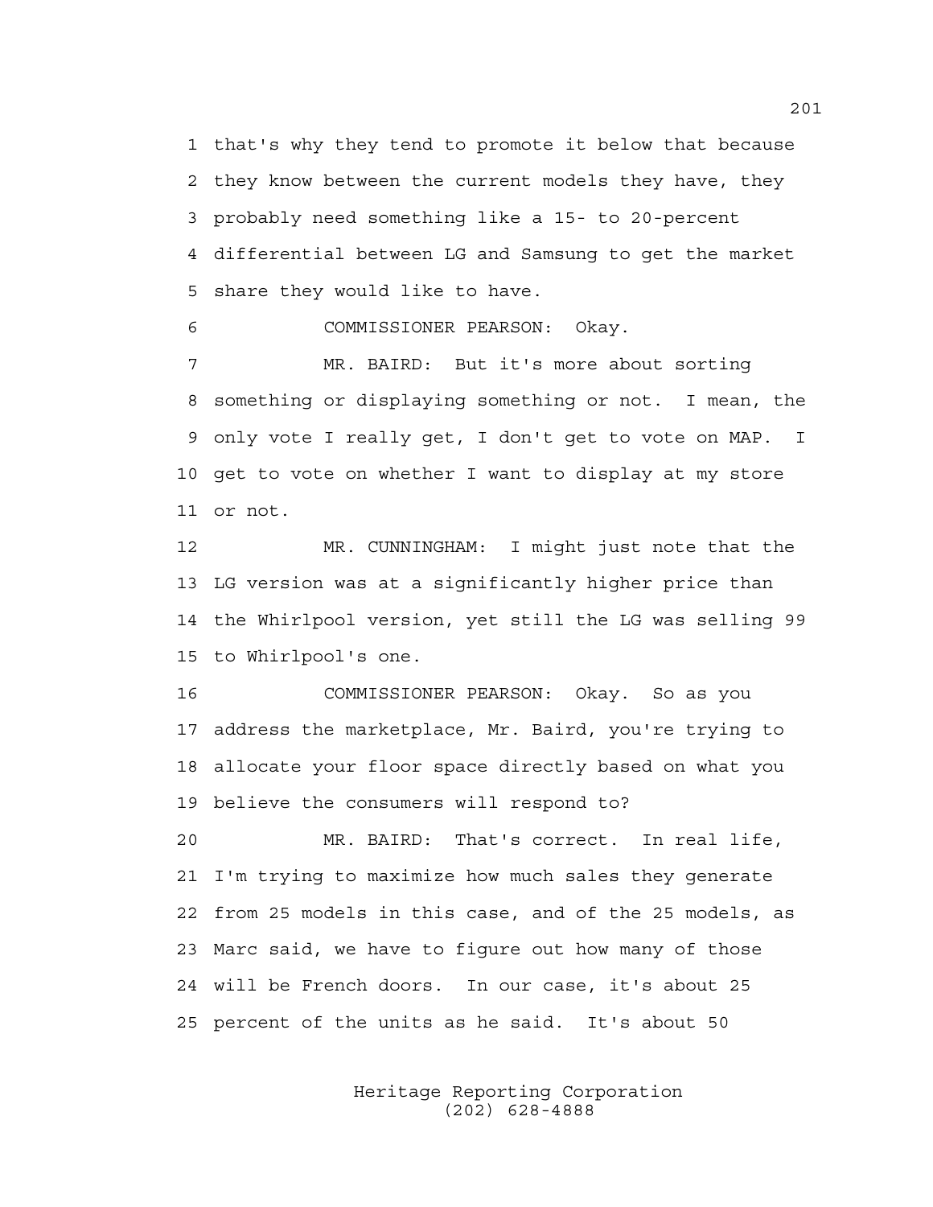that's why they tend to promote it below that because they know between the current models they have, they probably need something like a 15- to 20-percent differential between LG and Samsung to get the market share they would like to have.

COMMISSIONER PEARSON: Okay.

MR. BAIRD: But it's more about sorting something or displaying something or not. I mean, the only vote I really get, I don't get to vote on MAP. I get to vote on whether I want to display at my store or not.

MR. CUNNINGHAM: I might just note that the LG version was at a significantly higher price than the Whirlpool version, yet still the LG was selling 99 to Whirlpool's one.

COMMISSIONER PEARSON: Okay. So as you address the marketplace, Mr. Baird, you're trying to allocate your floor space directly based on what you believe the consumers will respond to?

MR. BAIRD: That's correct. In real life, I'm trying to maximize how much sales they generate from 25 models in this case, and of the 25 models, as Marc said, we have to figure out how many of those will be French doors. In our case, it's about 25 percent of the units as he said. It's about 50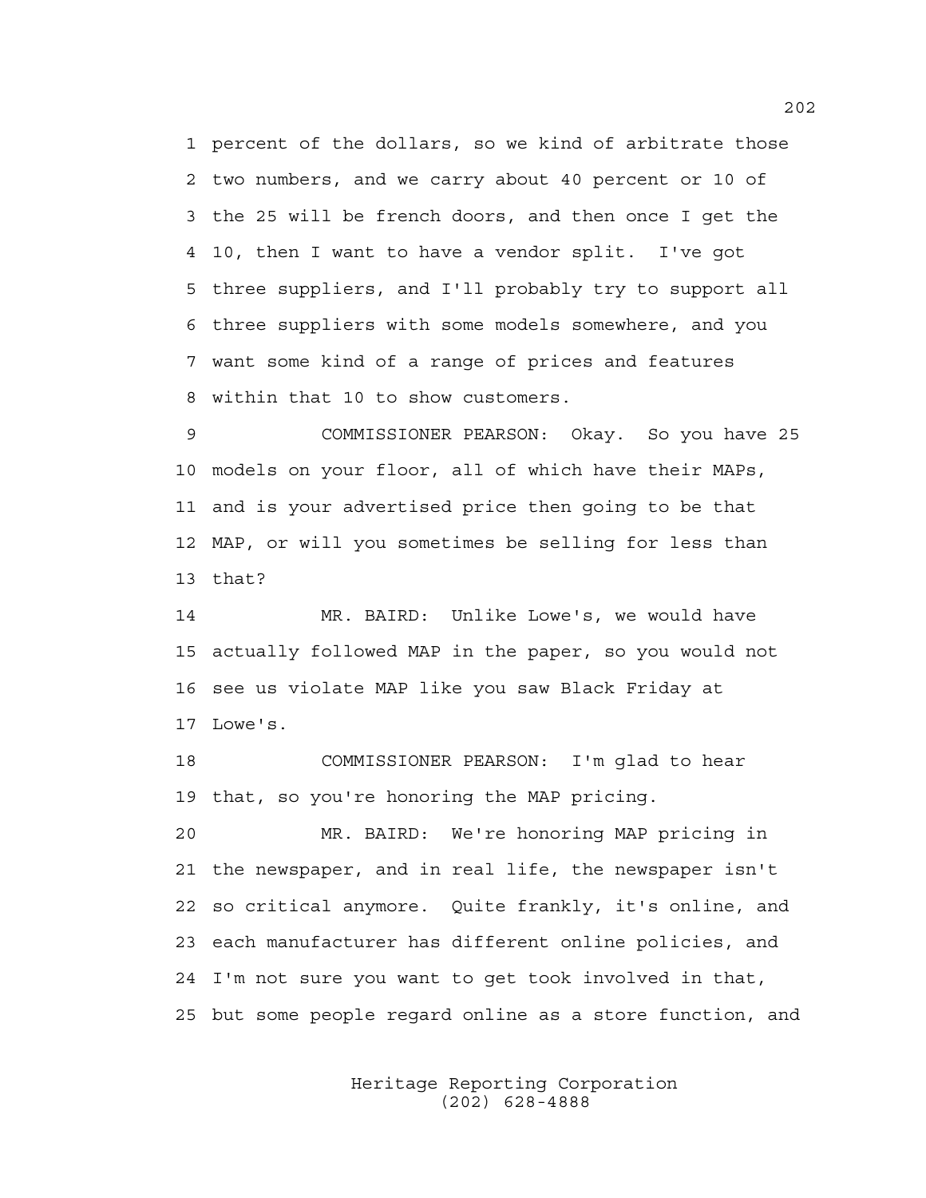1 percent of the dollars, so we kind of arbitrate those
2 two numbers, and we carry about 40 percent or 10 of
3 the 25 will be french doors, and then once I get the
4 10, then I want to have a vendor split. I've got
5 three suppliers, and I'll probably try to support all
6 three suppliers with some models somewhere, and you
7 want some kind of a range of prices and features
8 within that 10 to show customers.

9 COMMISSIONER PEARSON: Okay. So you have 25
10 models on your floor, all of which have their MAPs,
11 and is your advertised price then going to be that
12 MAP, or will you sometimes be selling for less than
13 that?

14 MR. BAIRD: Unlike Lowe's, we would have
15 actually followed MAP in the paper, so you would not
16 see us violate MAP like you saw Black Friday at
17 Lowe's.

18 COMMISSIONER PEARSON: I'm glad to hear
19 that, so you're honoring the MAP pricing.

20 MR. BAIRD: We're honoring MAP pricing in
21 the newspaper, and in real life, the newspaper isn't
22 so critical anymore. Quite frankly, it's online, and
23 each manufacturer has different online policies, and
24 I'm not sure you want to get took involved in that,
25 but some people regard online as a store function, and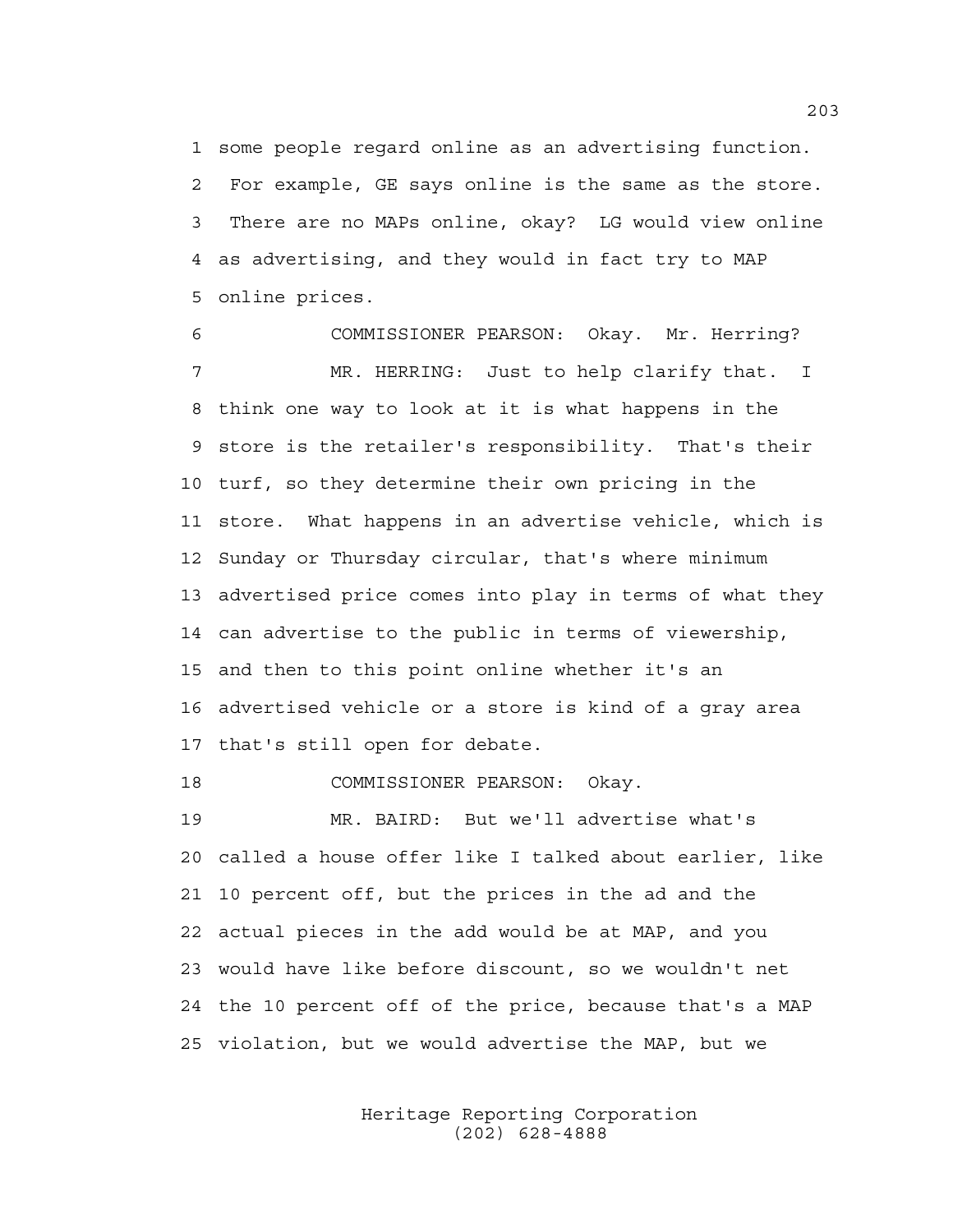1 some people regard online as an advertising function.
2 For example, GE says online is the same as the store.
3 There are no MAPs online, okay? LG would view online
4 as advertising, and they would in fact try to MAP
5 online prices.

6 COMMISSIONER PEARSON: Okay. Mr. Herring?

7 MR. HERRING: Just to help clarify that. I
8 think one way to look at it is what happens in the
9 store is the retailer's responsibility. That's their
10 turf, so they determine their own pricing in the
11 store. What happens in an advertise vehicle, which is
12 Sunday or Thursday circular, that's where minimum
13 advertised price comes into play in terms of what they
14 can advertise to the public in terms of viewership,
15 and then to this point online whether it's an
16 advertised vehicle or a store is kind of a gray area
17 that's still open for debate.

18 COMMISSIONER PEARSON: Okay.

19 MR. BAIRD: But we'll advertise what's
20 called a house offer like I talked about earlier, like
21 10 percent off, but the prices in the ad and the
22 actual pieces in the add would be at MAP, and you
23 would have like before discount, so we wouldn't net
24 the 10 percent off of the price, because that's a MAP
25 violation, but we would advertise the MAP, but we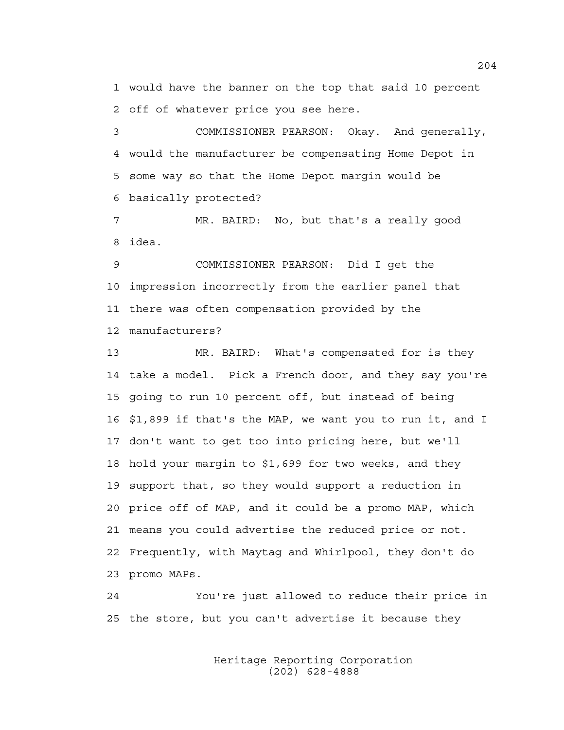would have the banner on the top that said 10 percent off of whatever price you see here.

COMMISSIONER PEARSON: Okay. And generally, would the manufacturer be compensating Home Depot in some way so that the Home Depot margin would be basically protected?

MR. BAIRD: No, but that's a really good idea.

COMMISSIONER PEARSON: Did I get the impression incorrectly from the earlier panel that there was often compensation provided by the manufacturers?

MR. BAIRD: What's compensated for is they take a model. Pick a French door, and they say you're going to run 10 percent off, but instead of being $1,899 if that's the MAP, we want you to run it, and I don't want to get too into pricing here, but we'll hold your margin to $1,699 for two weeks, and they support that, so they would support a reduction in price off of MAP, and it could be a promo MAP, which means you could advertise the reduced price or not. Frequently, with Maytag and Whirlpool, they don't do promo MAPs.

You're just allowed to reduce their price in the store, but you can't advertise it because they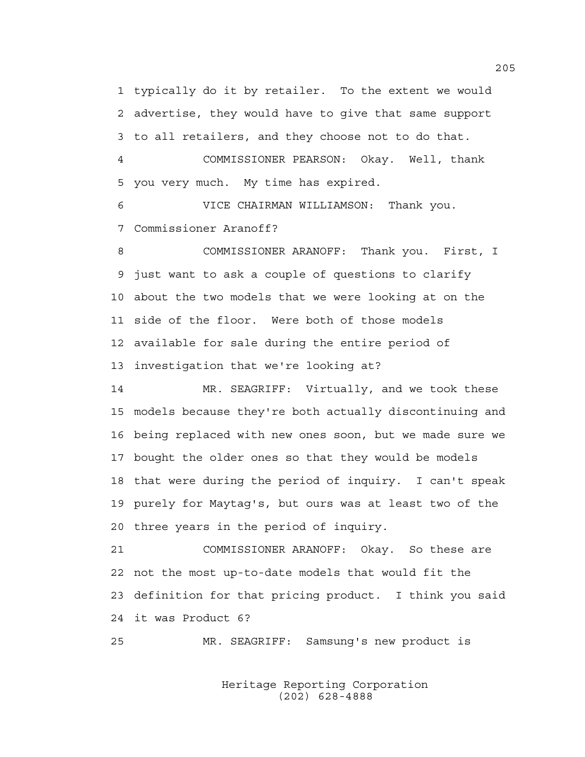1 typically do it by retailer. To the extent we would
2 advertise, they would have to give that same support
3 to all retailers, and they choose not to do that.

4 COMMISSIONER PEARSON: Okay. Well, thank
5 you very much. My time has expired.

6 VICE CHAIRMAN WILLIAMSON: Thank you.
7 Commissioner Aranoff?

8 COMMISSIONER ARANOFF: Thank you. First, I
9 just want to ask a couple of questions to clarify
10 about the two models that we were looking at on the
11 side of the floor. Were both of those models
12 available for sale during the entire period of
13 investigation that we're looking at?

14 MR. SEAGRIFF: Virtually, and we took these
15 models because they're both actually discontinuing and
16 being replaced with new ones soon, but we made sure we
17 bought the older ones so that they would be models
18 that were during the period of inquiry. I can't speak
19 purely for Maytag's, but ours was at least two of the
20 three years in the period of inquiry.

21 COMMISSIONER ARANOFF: Okay. So these are
22 not the most up-to-date models that would fit the
23 definition for that pricing product. I think you said
24 it was Product 6?

25 MR. SEAGRIFF: Samsung's new product is

Heritage Reporting Corporation
(202) 628-4888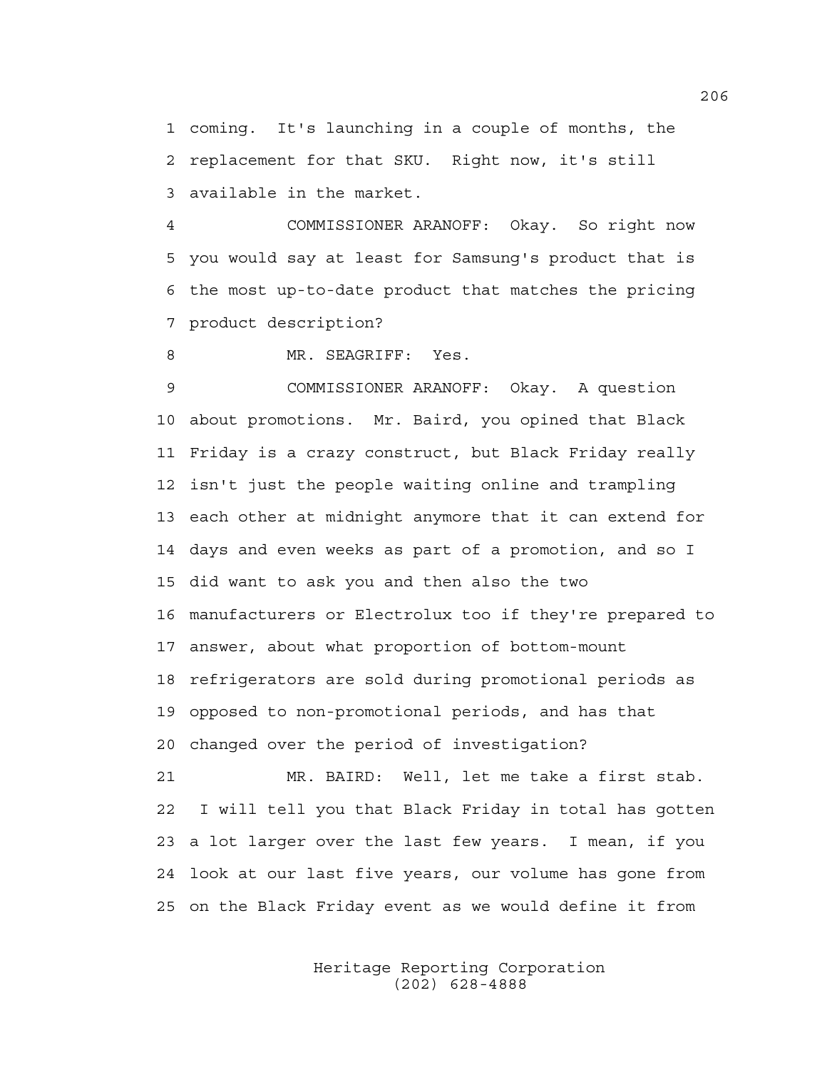coming. It's launching in a couple of months, the replacement for that SKU. Right now, it's still available in the market.

COMMISSIONER ARANOFF: Okay. So right now you would say at least for Samsung's product that is the most up-to-date product that matches the pricing product description?

MR. SEAGRIFF: Yes.

COMMISSIONER ARANOFF: Okay. A question about promotions. Mr. Baird, you opined that Black Friday is a crazy construct, but Black Friday really isn't just the people waiting online and trampling each other at midnight anymore that it can extend for days and even weeks as part of a promotion, and so I did want to ask you and then also the two manufacturers or Electrolux too if they're prepared to answer, about what proportion of bottom-mount refrigerators are sold during promotional periods as opposed to non-promotional periods, and has that changed over the period of investigation?

MR. BAIRD: Well, let me take a first stab. I will tell you that Black Friday in total has gotten a lot larger over the last few years. I mean, if you look at our last five years, our volume has gone from on the Black Friday event as we would define it from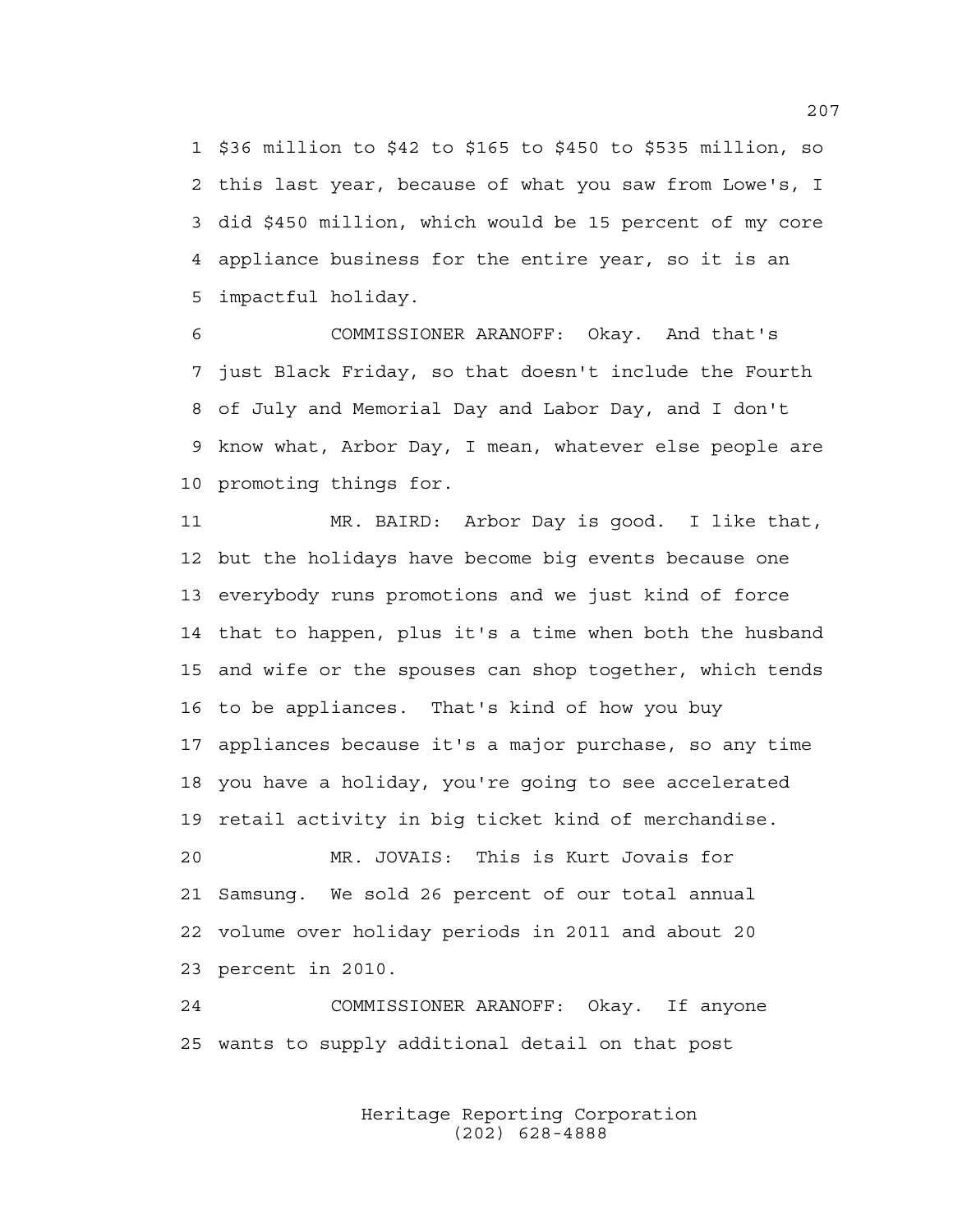$36 million to $42 to $165 to $450 to $535 million, so this last year, because of what you saw from Lowe's, I did $450 million, which would be 15 percent of my core appliance business for the entire year, so it is an impactful holiday.

COMMISSIONER ARANOFF: Okay. And that's just Black Friday, so that doesn't include the Fourth of July and Memorial Day and Labor Day, and I don't know what, Arbor Day, I mean, whatever else people are promoting things for.

MR. BAIRD: Arbor Day is good. I like that, but the holidays have become big events because one everybody runs promotions and we just kind of force that to happen, plus it's a time when both the husband and wife or the spouses can shop together, which tends to be appliances. That's kind of how you buy appliances because it's a major purchase, so any time you have a holiday, you're going to see accelerated retail activity in big ticket kind of merchandise.

MR. JOVAIS: This is Kurt Jovais for Samsung. We sold 26 percent of our total annual volume over holiday periods in 2011 and about 20 percent in 2010.

COMMISSIONER ARANOFF: Okay. If anyone wants to supply additional detail on that post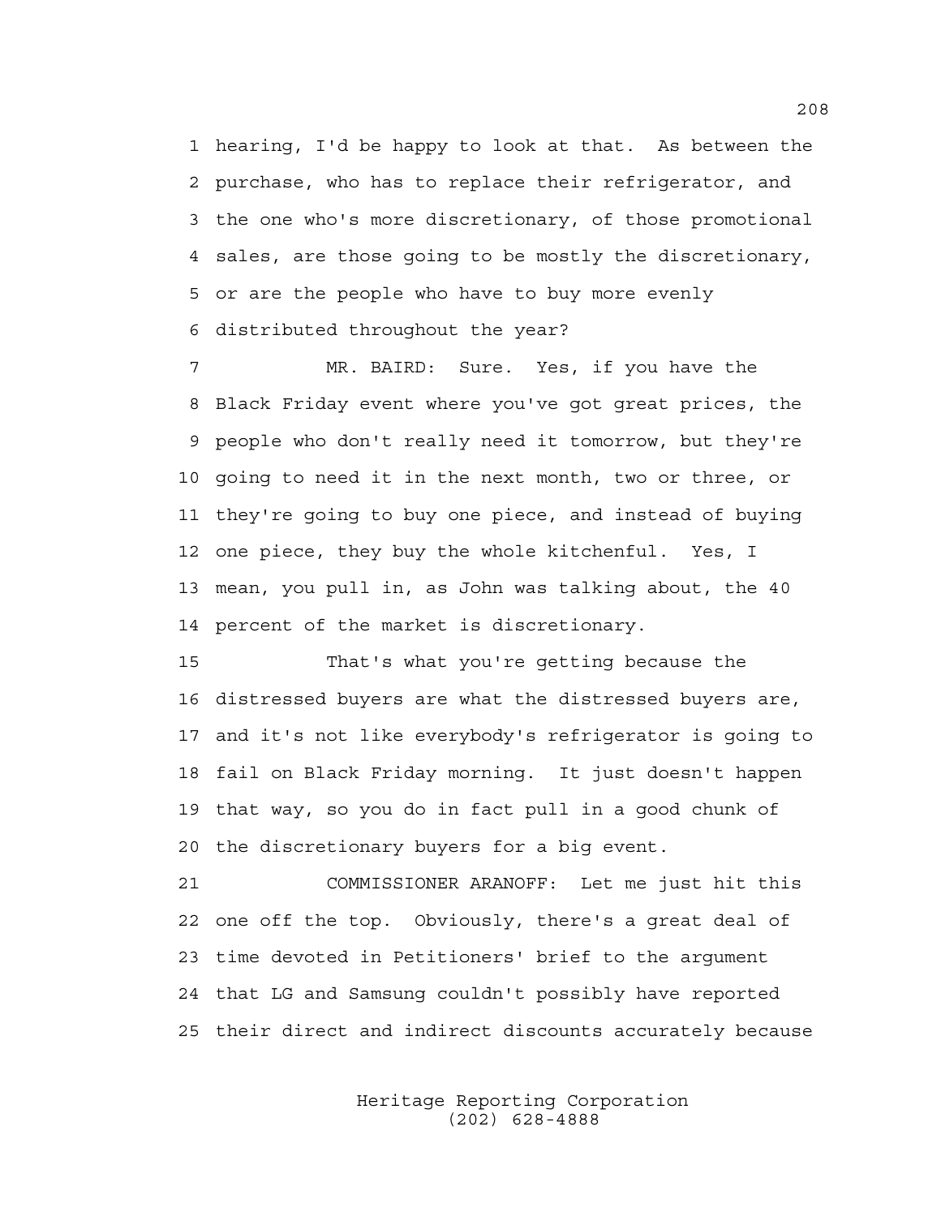hearing, I'd be happy to look at that. As between the purchase, who has to replace their refrigerator, and the one who's more discretionary, of those promotional sales, are those going to be mostly the discretionary, or are the people who have to buy more evenly distributed throughout the year?

MR. BAIRD: Sure. Yes, if you have the Black Friday event where you've got great prices, the people who don't really need it tomorrow, but they're going to need it in the next month, two or three, or they're going to buy one piece, and instead of buying one piece, they buy the whole kitchenful. Yes, I mean, you pull in, as John was talking about, the 40 percent of the market is discretionary.

That's what you're getting because the distressed buyers are what the distressed buyers are, and it's not like everybody's refrigerator is going to fail on Black Friday morning. It just doesn't happen that way, so you do in fact pull in a good chunk of the discretionary buyers for a big event.

COMMISSIONER ARANOFF: Let me just hit this one off the top. Obviously, there's a great deal of time devoted in Petitioners' brief to the argument that LG and Samsung couldn't possibly have reported their direct and indirect discounts accurately because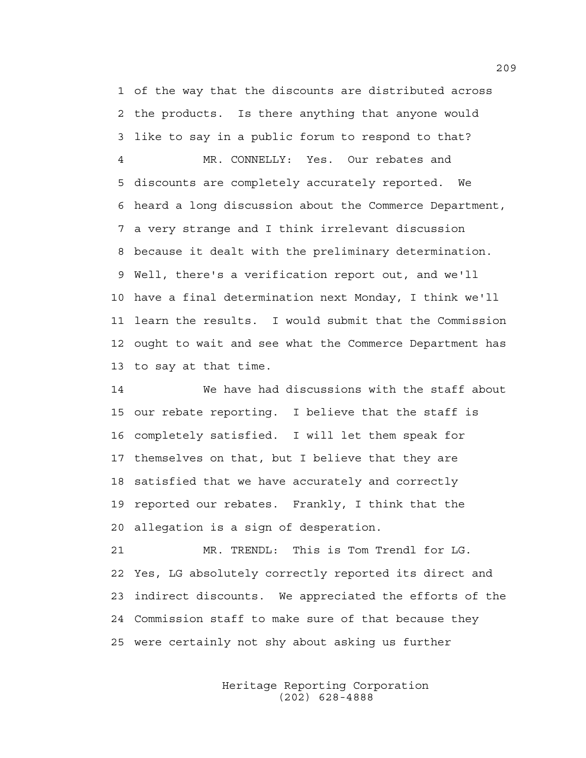of the way that the discounts are distributed across the products. Is there anything that anyone would like to say in a public forum to respond to that?

MR. CONNELLY: Yes. Our rebates and discounts are completely accurately reported. We heard a long discussion about the Commerce Department, a very strange and I think irrelevant discussion because it dealt with the preliminary determination. Well, there's a verification report out, and we'll have a final determination next Monday, I think we'll learn the results. I would submit that the Commission ought to wait and see what the Commerce Department has to say at that time.

We have had discussions with the staff about our rebate reporting. I believe that the staff is completely satisfied. I will let them speak for themselves on that, but I believe that they are satisfied that we have accurately and correctly reported our rebates. Frankly, I think that the allegation is a sign of desperation.

MR. TRENDL: This is Tom Trendl for LG. Yes, LG absolutely correctly reported its direct and indirect discounts. We appreciated the efforts of the Commission staff to make sure of that because they were certainly not shy about asking us further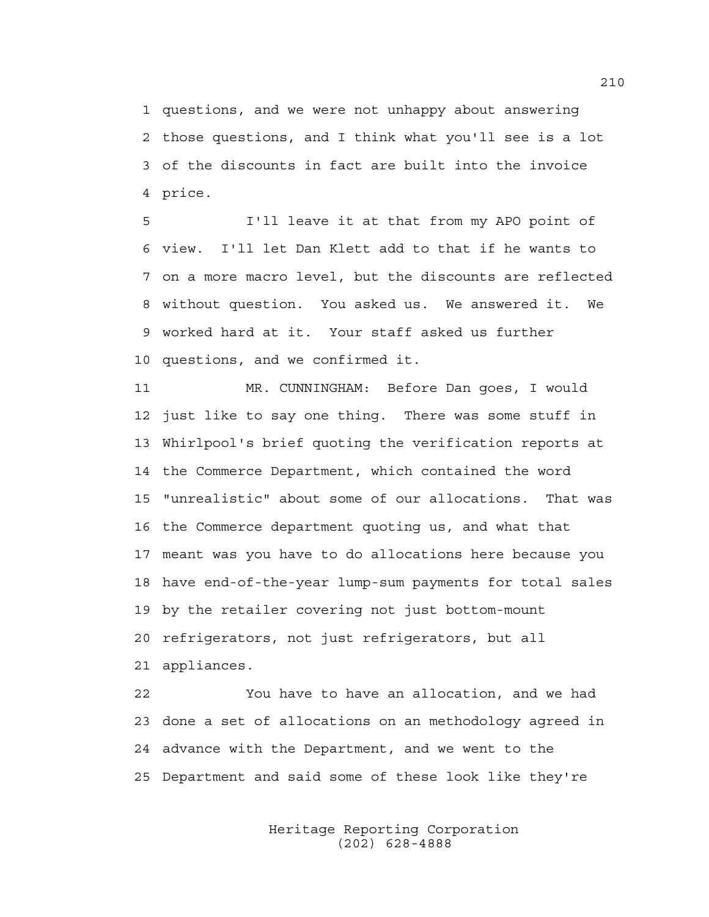1 questions, and we were not unhappy about answering
2 those questions, and I think what you'll see is a lot
3 of the discounts in fact are built into the invoice
4 price.

5 I'll leave it at that from my APO point of
6 view. I'll let Dan Klett add to that if he wants to
7 on a more macro level, but the discounts are reflected
8 without question. You asked us. We answered it. We
9 worked hard at it. Your staff asked us further
10 questions, and we confirmed it.

11 MR. CUNNINGHAM: Before Dan goes, I would
12 just like to say one thing. There was some stuff in
13 Whirlpool's brief quoting the verification reports at
14 the Commerce Department, which contained the word
15 "unrealistic" about some of our allocations. That was
16 the Commerce department quoting us, and what that
17 meant was you have to do allocations here because you
18 have end-of-the-year lump-sum payments for total sales
19 by the retailer covering not just bottom-mount
20 refrigerators, not just refrigerators, but all
21 appliances.

22 You have to have an allocation, and we had
23 done a set of allocations on an methodology agreed in
24 advance with the Department, and we went to the
25 Department and said some of these look like they're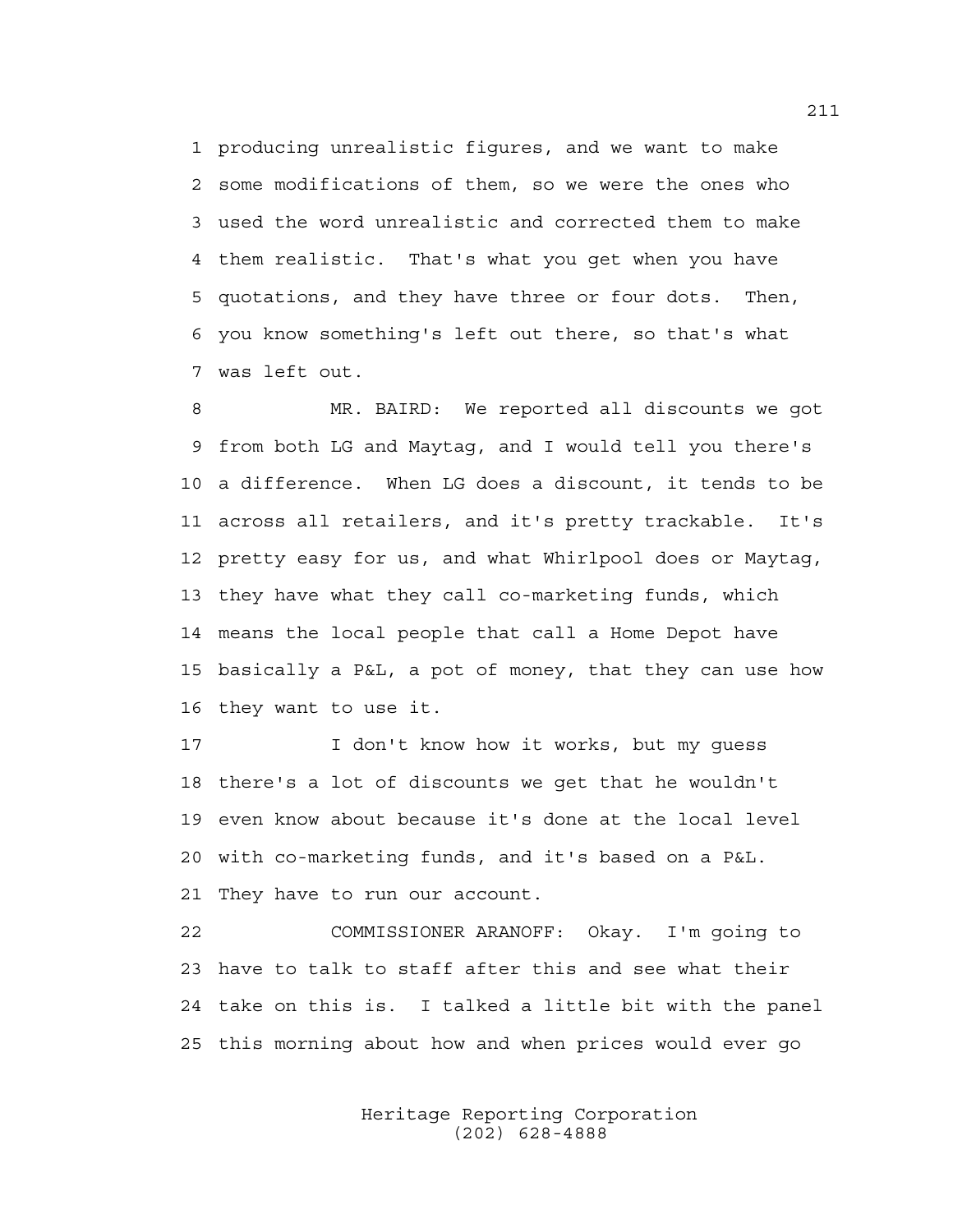producing unrealistic figures, and we want to make some modifications of them, so we were the ones who used the word unrealistic and corrected them to make them realistic. That's what you get when you have quotations, and they have three or four dots. Then, you know something's left out there, so that's what was left out.

MR. BAIRD: We reported all discounts we got from both LG and Maytag, and I would tell you there's a difference. When LG does a discount, it tends to be across all retailers, and it's pretty trackable. It's pretty easy for us, and what Whirlpool does or Maytag, they have what they call co-marketing funds, which means the local people that call a Home Depot have basically a P&L, a pot of money, that they can use how they want to use it.

I don't know how it works, but my guess there's a lot of discounts we get that he wouldn't even know about because it's done at the local level with co-marketing funds, and it's based on a P&L. They have to run our account.

COMMISSIONER ARANOFF: Okay. I'm going to have to talk to staff after this and see what their take on this is. I talked a little bit with the panel this morning about how and when prices would ever go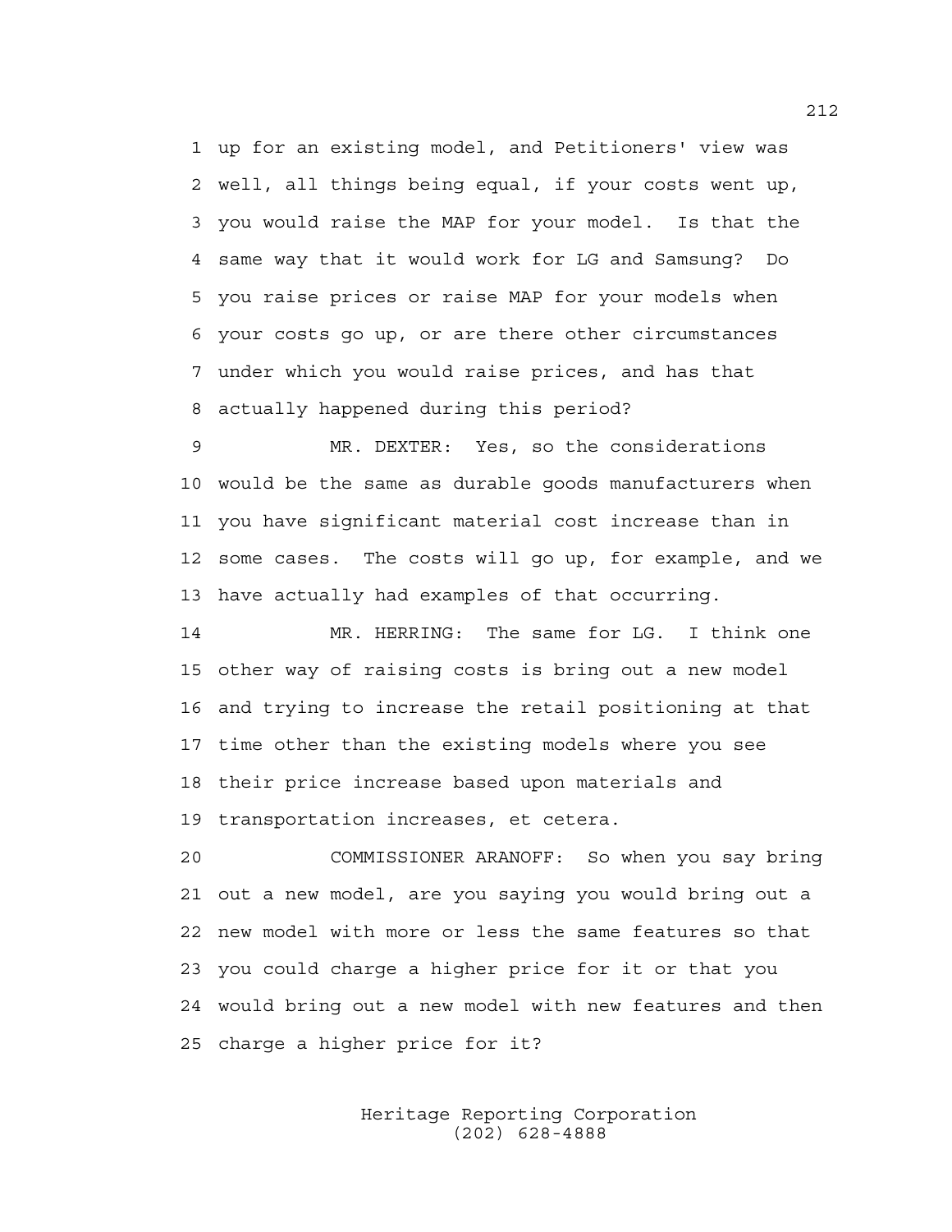up for an existing model, and Petitioners' view was well, all things being equal, if your costs went up, you would raise the MAP for your model. Is that the same way that it would work for LG and Samsung? Do you raise prices or raise MAP for your models when your costs go up, or are there other circumstances under which you would raise prices, and has that actually happened during this period?

MR. DEXTER: Yes, so the considerations would be the same as durable goods manufacturers when you have significant material cost increase than in some cases. The costs will go up, for example, and we have actually had examples of that occurring.

MR. HERRING: The same for LG. I think one other way of raising costs is bring out a new model and trying to increase the retail positioning at that time other than the existing models where you see their price increase based upon materials and transportation increases, et cetera.

COMMISSIONER ARANOFF: So when you say bring out a new model, are you saying you would bring out a new model with more or less the same features so that you could charge a higher price for it or that you would bring out a new model with new features and then charge a higher price for it?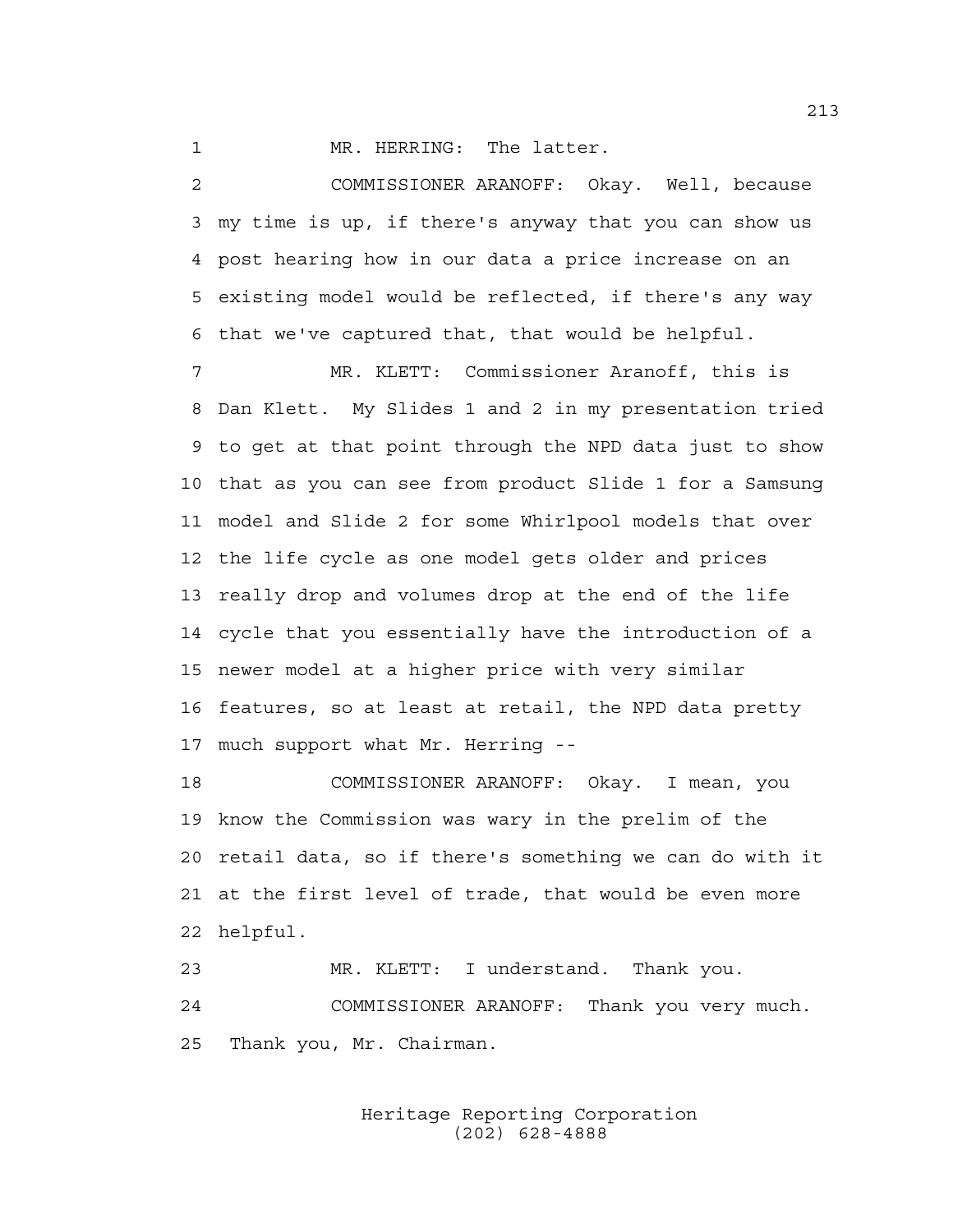MR. HERRING: The latter.

COMMISSIONER ARANOFF: Okay. Well, because my time is up, if there's anyway that you can show us post hearing how in our data a price increase on an existing model would be reflected, if there's any way that we've captured that, that would be helpful.

MR. KLETT: Commissioner Aranoff, this is Dan Klett. My Slides 1 and 2 in my presentation tried to get at that point through the NPD data just to show that as you can see from product Slide 1 for a Samsung model and Slide 2 for some Whirlpool models that over the life cycle as one model gets older and prices really drop and volumes drop at the end of the life cycle that you essentially have the introduction of a newer model at a higher price with very similar features, so at least at retail, the NPD data pretty much support what Mr. Herring --

COMMISSIONER ARANOFF: Okay. I mean, you know the Commission was wary in the prelim of the retail data, so if there's something we can do with it at the first level of trade, that would be even more helpful.

MR. KLETT: I understand. Thank you.

COMMISSIONER ARANOFF: Thank you very much. Thank you, Mr. Chairman.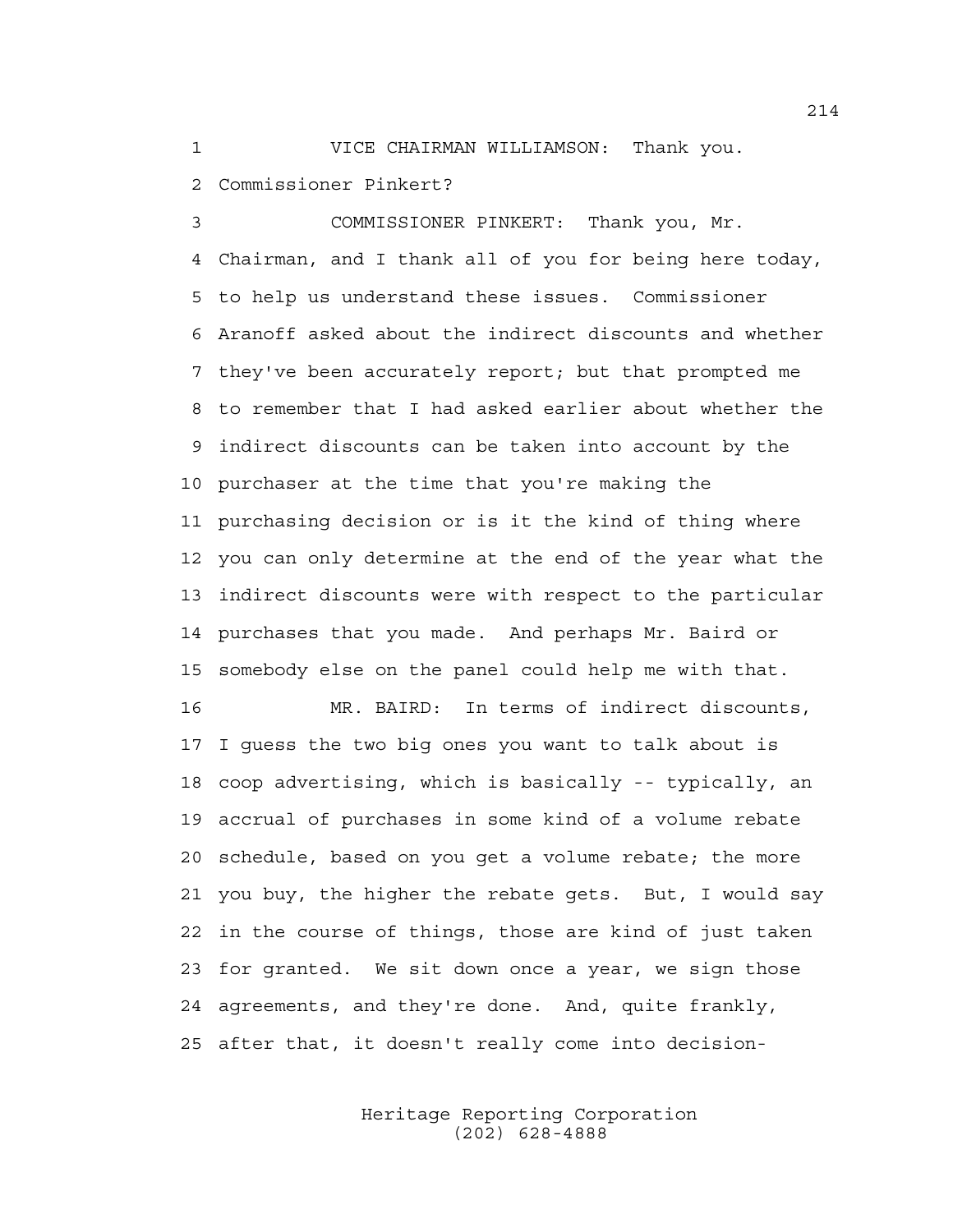VICE CHAIRMAN WILLIAMSON: Thank you. Commissioner Pinkert?

COMMISSIONER PINKERT: Thank you, Mr. Chairman, and I thank all of you for being here today, to help us understand these issues. Commissioner Aranoff asked about the indirect discounts and whether they've been accurately report; but that prompted me to remember that I had asked earlier about whether the indirect discounts can be taken into account by the purchaser at the time that you're making the purchasing decision or is it the kind of thing where you can only determine at the end of the year what the indirect discounts were with respect to the particular purchases that you made. And perhaps Mr. Baird or somebody else on the panel could help me with that.

MR. BAIRD: In terms of indirect discounts, I guess the two big ones you want to talk about is coop advertising, which is basically -- typically, an accrual of purchases in some kind of a volume rebate schedule, based on you get a volume rebate; the more you buy, the higher the rebate gets. But, I would say in the course of things, those are kind of just taken for granted. We sit down once a year, we sign those agreements, and they're done. And, quite frankly, after that, it doesn't really come into decision-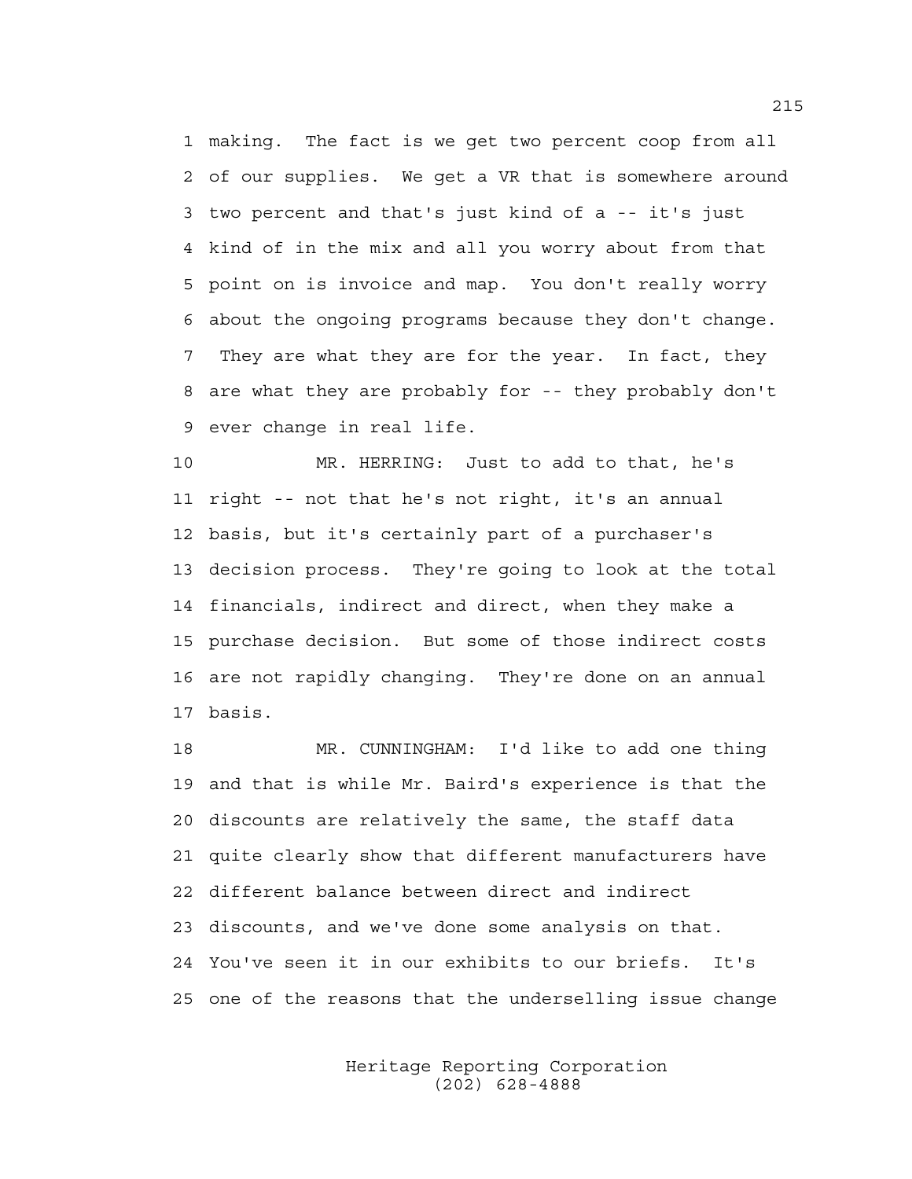making. The fact is we get two percent coop from all of our supplies. We get a VR that is somewhere around two percent and that's just kind of a -- it's just kind of in the mix and all you worry about from that point on is invoice and map. You don't really worry about the ongoing programs because they don't change. They are what they are for the year. In fact, they are what they are probably for -- they probably don't ever change in real life.

MR. HERRING: Just to add to that, he's right -- not that he's not right, it's an annual basis, but it's certainly part of a purchaser's decision process. They're going to look at the total financials, indirect and direct, when they make a purchase decision. But some of those indirect costs are not rapidly changing. They're done on an annual basis.

MR. CUNNINGHAM: I'd like to add one thing and that is while Mr. Baird's experience is that the discounts are relatively the same, the staff data quite clearly show that different manufacturers have different balance between direct and indirect discounts, and we've done some analysis on that. You've seen it in our exhibits to our briefs. It's one of the reasons that the underselling issue change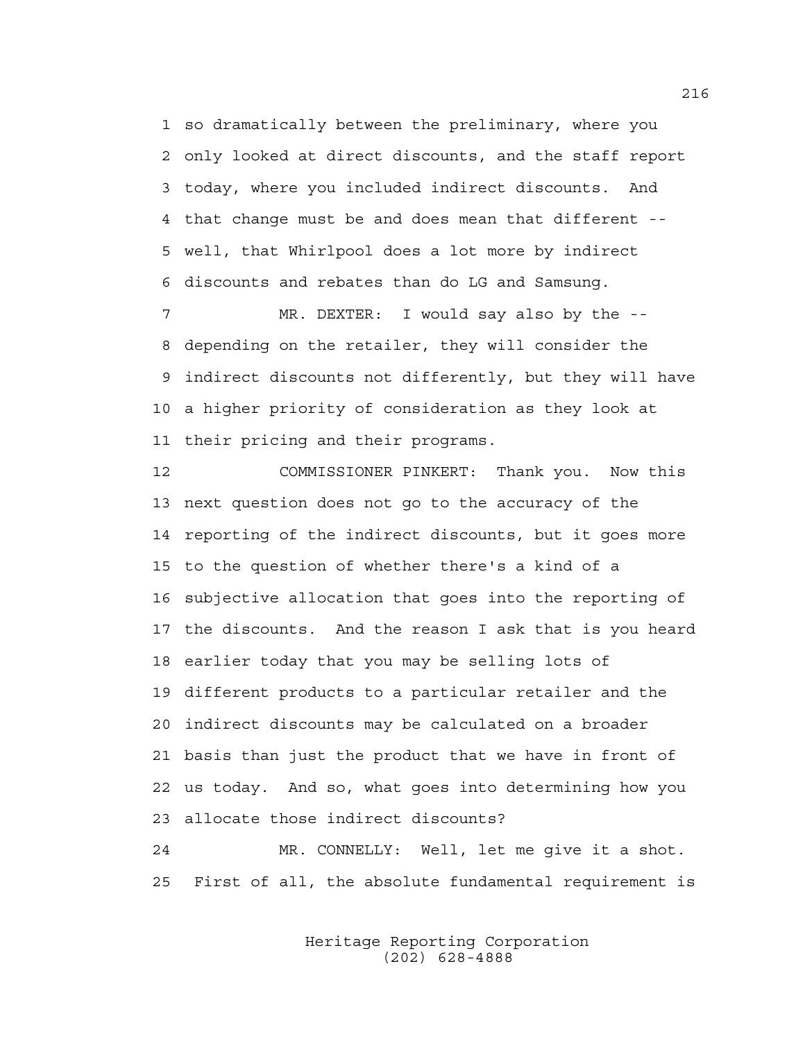so dramatically between the preliminary, where you only looked at direct discounts, and the staff report today, where you included indirect discounts. And that change must be and does mean that different -- well, that Whirlpool does a lot more by indirect discounts and rebates than do LG and Samsung.

MR. DEXTER: I would say also by the -- depending on the retailer, they will consider the indirect discounts not differently, but they will have a higher priority of consideration as they look at their pricing and their programs.

COMMISSIONER PINKERT: Thank you. Now this next question does not go to the accuracy of the reporting of the indirect discounts, but it goes more to the question of whether there's a kind of a subjective allocation that goes into the reporting of the discounts. And the reason I ask that is you heard earlier today that you may be selling lots of different products to a particular retailer and the indirect discounts may be calculated on a broader basis than just the product that we have in front of us today. And so, what goes into determining how you allocate those indirect discounts?

MR. CONNELLY: Well, let me give it a shot. First of all, the absolute fundamental requirement is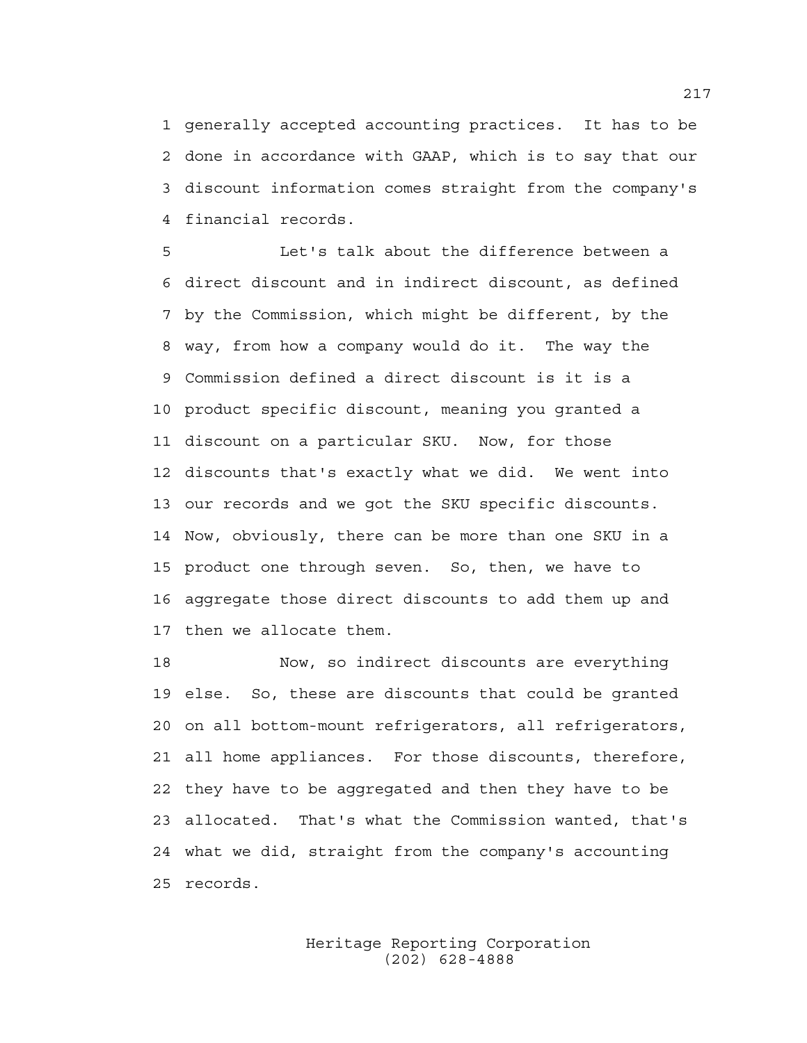generally accepted accounting practices. It has to be done in accordance with GAAP, which is to say that our discount information comes straight from the company's financial records.

Let's talk about the difference between a direct discount and in indirect discount, as defined by the Commission, which might be different, by the way, from how a company would do it. The way the Commission defined a direct discount is it is a product specific discount, meaning you granted a discount on a particular SKU. Now, for those discounts that's exactly what we did. We went into our records and we got the SKU specific discounts. Now, obviously, there can be more than one SKU in a product one through seven. So, then, we have to aggregate those direct discounts to add them up and then we allocate them.

Now, so indirect discounts are everything else. So, these are discounts that could be granted on all bottom-mount refrigerators, all refrigerators, all home appliances. For those discounts, therefore, they have to be aggregated and then they have to be allocated. That's what the Commission wanted, that's what we did, straight from the company's accounting records.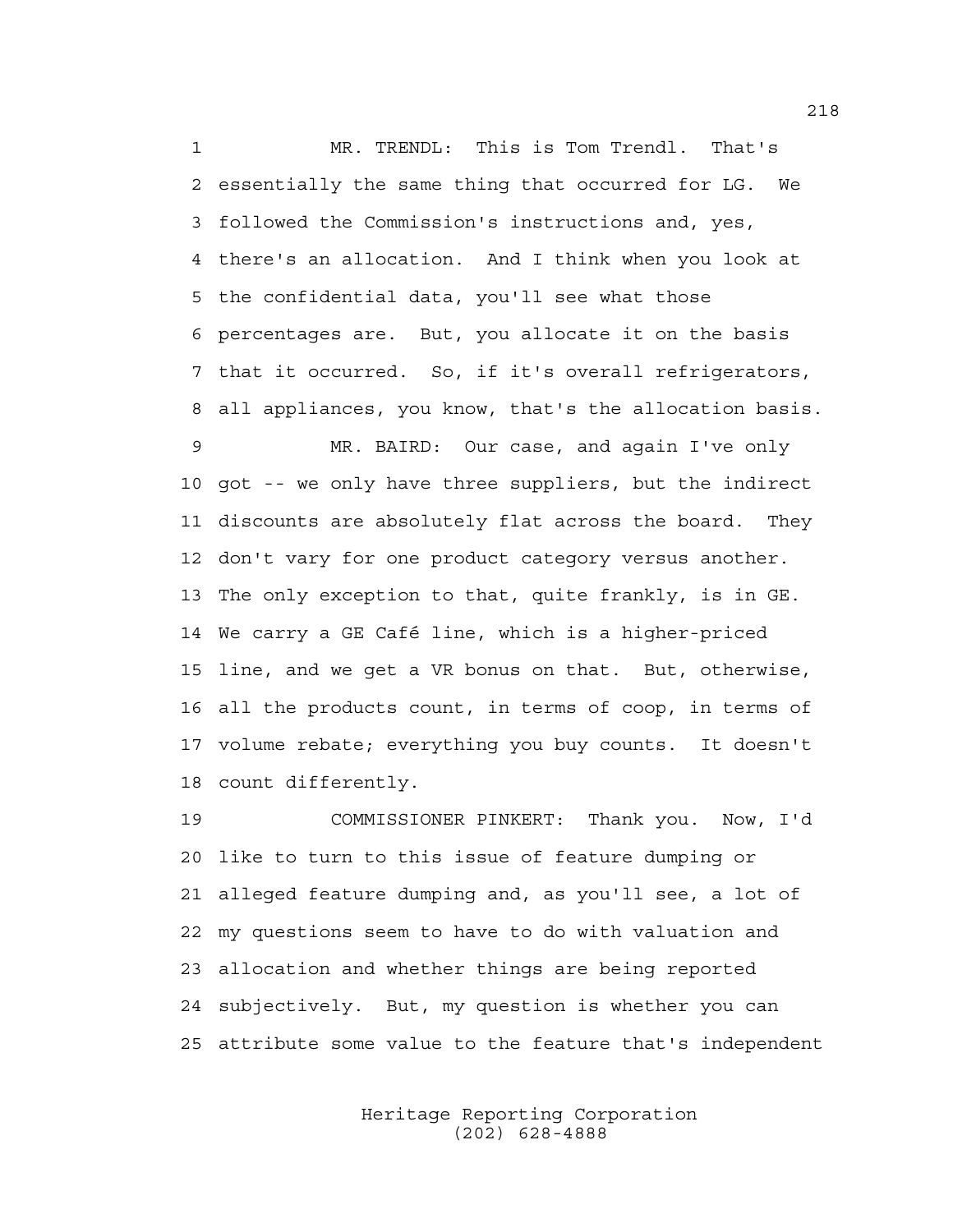1 MR. TRENDL: This is Tom Trendl. That's
2 essentially the same thing that occurred for LG. We
3 followed the Commission's instructions and, yes,
4 there's an allocation. And I think when you look at
5 the confidential data, you'll see what those
6 percentages are. But, you allocate it on the basis
7 that it occurred. So, if it's overall refrigerators,
8 all appliances, you know, that's the allocation basis.
9 MR. BAIRD: Our case, and again I've only
10 got -- we only have three suppliers, but the indirect
11 discounts are absolutely flat across the board. They
12 don't vary for one product category versus another.
13 The only exception to that, quite frankly, is in GE.
14 We carry a GE Café line, which is a higher-priced
15 line, and we get a VR bonus on that. But, otherwise,
16 all the products count, in terms of coop, in terms of
17 volume rebate; everything you buy counts. It doesn't
18 count differently.
19 COMMISSIONER PINKERT: Thank you. Now, I'd
20 like to turn to this issue of feature dumping or
21 alleged feature dumping and, as you'll see, a lot of
22 my questions seem to have to do with valuation and
23 allocation and whether things are being reported
24 subjectively. But, my question is whether you can
25 attribute some value to the feature that's independent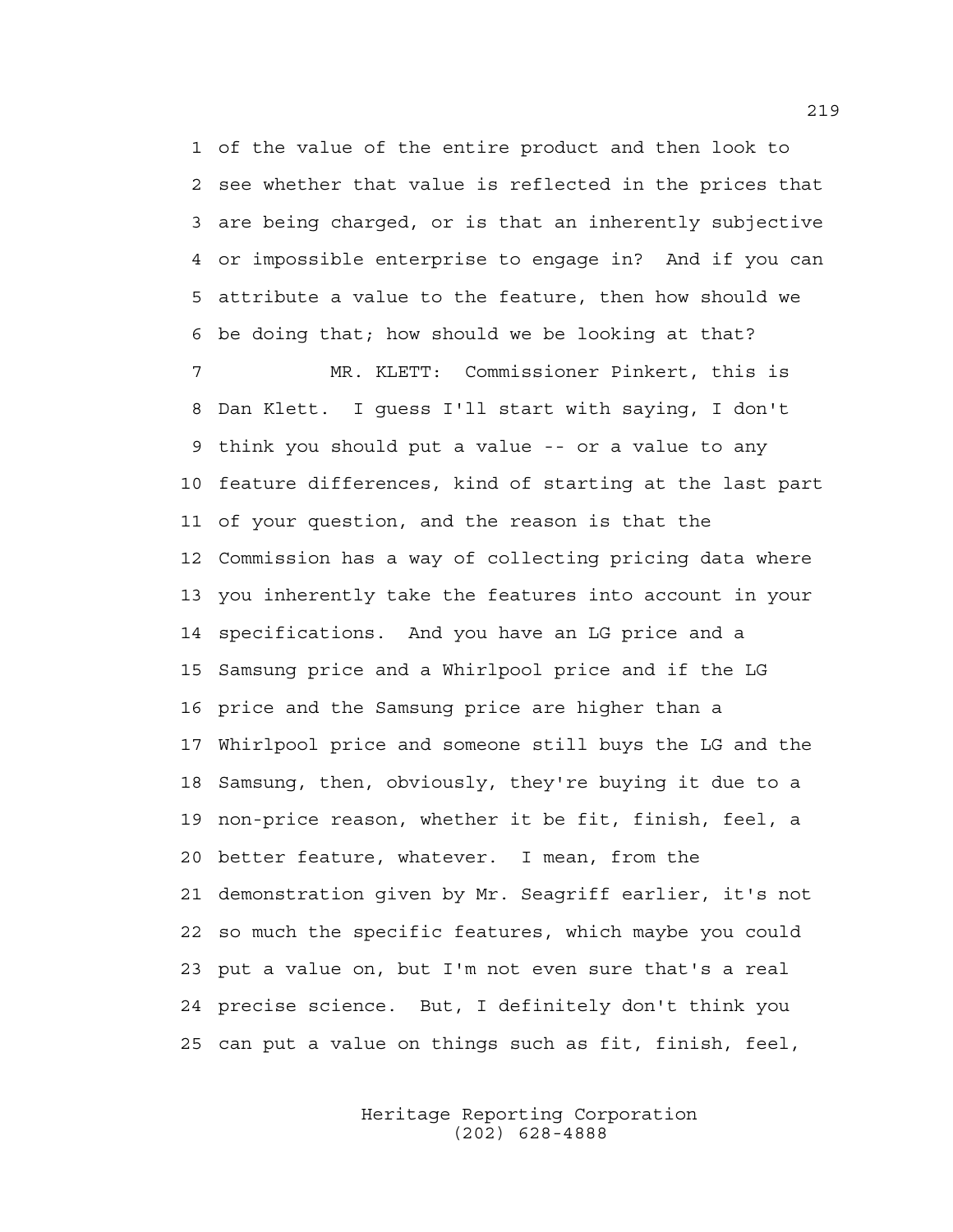of the value of the entire product and then look to see whether that value is reflected in the prices that are being charged, or is that an inherently subjective or impossible enterprise to engage in? And if you can attribute a value to the feature, then how should we be doing that; how should we be looking at that?

MR. KLETT: Commissioner Pinkert, this is Dan Klett. I guess I'll start with saying, I don't think you should put a value -- or a value to any feature differences, kind of starting at the last part of your question, and the reason is that the Commission has a way of collecting pricing data where you inherently take the features into account in your specifications. And you have an LG price and a Samsung price and a Whirlpool price and if the LG price and the Samsung price are higher than a Whirlpool price and someone still buys the LG and the Samsung, then, obviously, they're buying it due to a non-price reason, whether it be fit, finish, feel, a better feature, whatever. I mean, from the demonstration given by Mr. Seagriff earlier, it's not so much the specific features, which maybe you could put a value on, but I'm not even sure that's a real precise science. But, I definitely don't think you can put a value on things such as fit, finish, feel,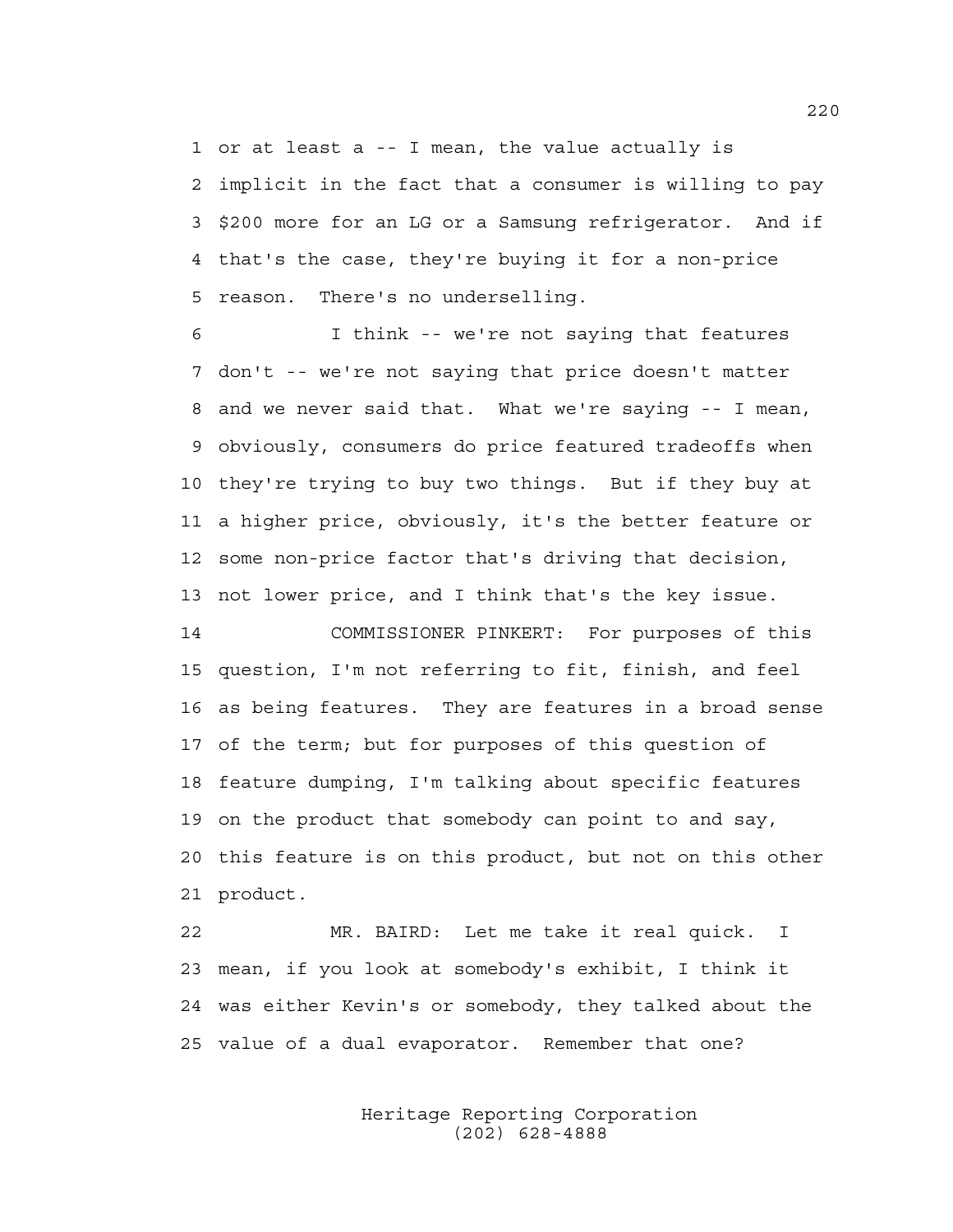or at least a -- I mean, the value actually is implicit in the fact that a consumer is willing to pay $200 more for an LG or a Samsung refrigerator. And if that's the case, they're buying it for a non-price reason. There's no underselling.

I think -- we're not saying that features don't -- we're not saying that price doesn't matter and we never said that. What we're saying -- I mean, obviously, consumers do price featured tradeoffs when they're trying to buy two things. But if they buy at a higher price, obviously, it's the better feature or some non-price factor that's driving that decision, not lower price, and I think that's the key issue.

COMMISSIONER PINKERT: For purposes of this question, I'm not referring to fit, finish, and feel as being features. They are features in a broad sense of the term; but for purposes of this question of feature dumping, I'm talking about specific features on the product that somebody can point to and say, this feature is on this product, but not on this other product.

MR. BAIRD: Let me take it real quick. I mean, if you look at somebody's exhibit, I think it was either Kevin's or somebody, they talked about the value of a dual evaporator. Remember that one?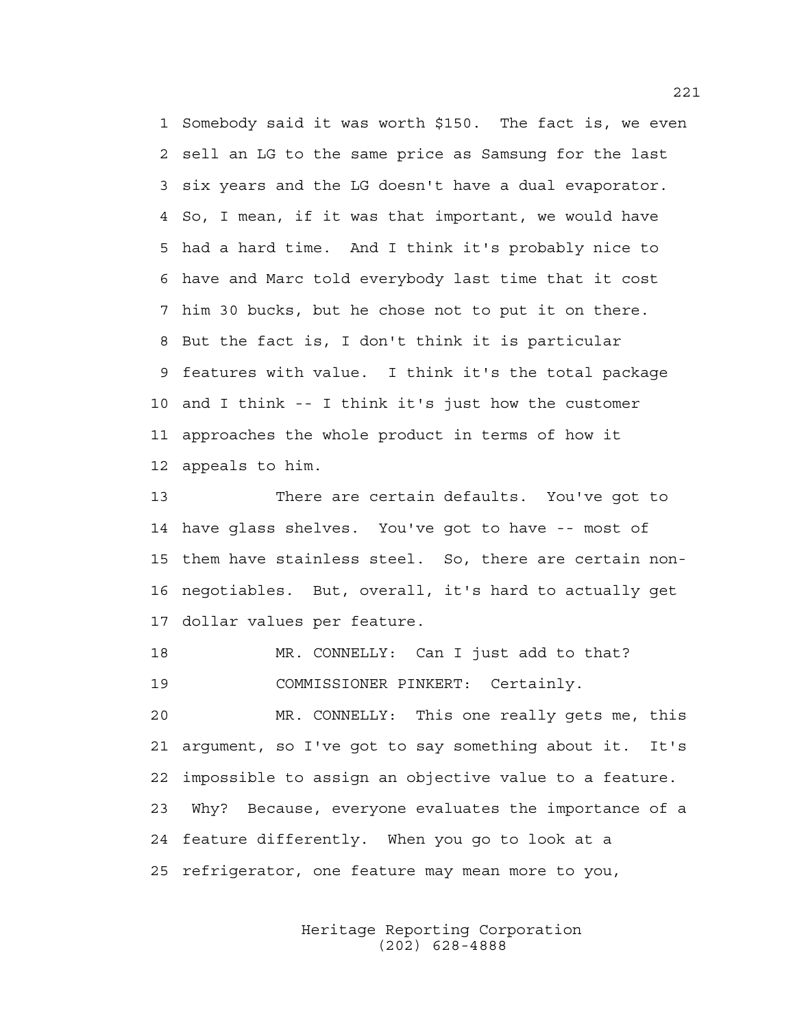Somebody said it was worth $150. The fact is, we even sell an LG to the same price as Samsung for the last six years and the LG doesn't have a dual evaporator. So, I mean, if it was that important, we would have had a hard time. And I think it's probably nice to have and Marc told everybody last time that it cost him 30 bucks, but he chose not to put it on there. But the fact is, I don't think it is particular features with value. I think it's the total package and I think -- I think it's just how the customer approaches the whole product in terms of how it appeals to him.

There are certain defaults. You've got to have glass shelves. You've got to have -- most of them have stainless steel. So, there are certain non-negotiables. But, overall, it's hard to actually get dollar values per feature.

MR. CONNELLY: Can I just add to that?

COMMISSIONER PINKERT: Certainly.

MR. CONNELLY: This one really gets me, this argument, so I've got to say something about it. It's impossible to assign an objective value to a feature. Why? Because, everyone evaluates the importance of a feature differently. When you go to look at a refrigerator, one feature may mean more to you,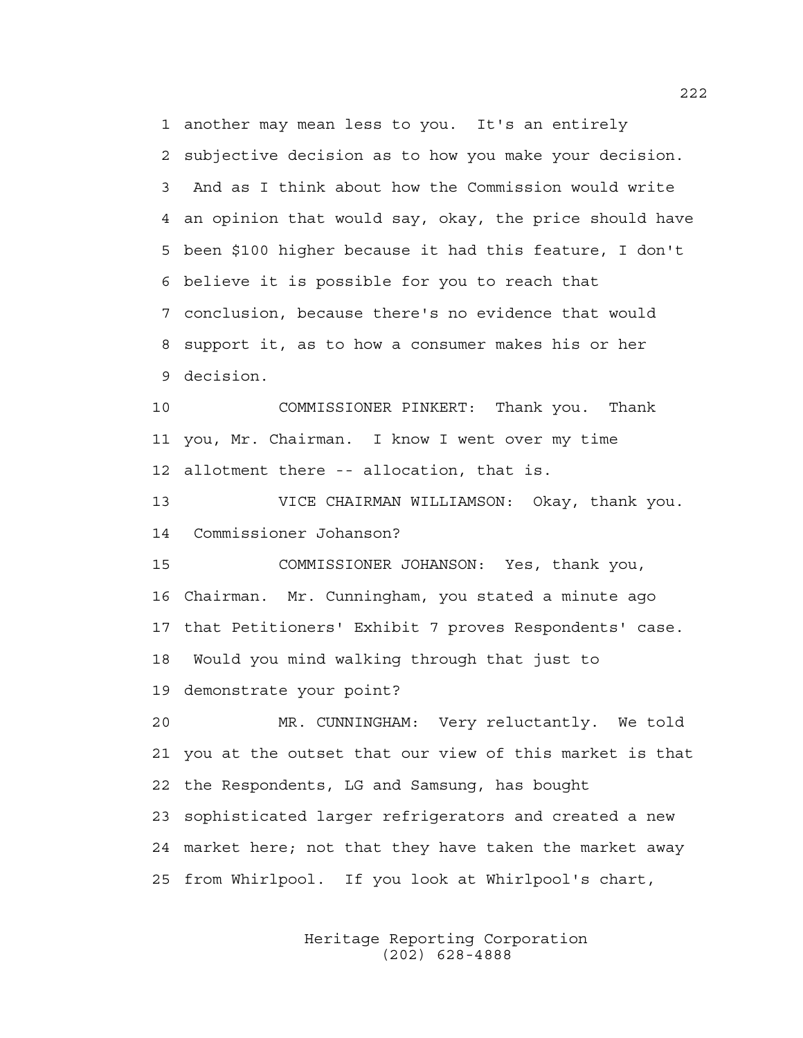1 another may mean less to you. It's an entirely
2 subjective decision as to how you make your decision.
3 And as I think about how the Commission would write
4 an opinion that would say, okay, the price should have
5 been $100 higher because it had this feature, I don't
6 believe it is possible for you to reach that
7 conclusion, because there's no evidence that would
8 support it, as to how a consumer makes his or her
9 decision.

10 COMMISSIONER PINKERT: Thank you. Thank
11 you, Mr. Chairman. I know I went over my time
12 allotment there -- allocation, that is.

13 VICE CHAIRMAN WILLIAMSON: Okay, thank you.
14 Commissioner Johanson?

15 COMMISSIONER JOHANSON: Yes, thank you,
16 Chairman. Mr. Cunningham, you stated a minute ago
17 that Petitioners' Exhibit 7 proves Respondents' case.
18 Would you mind walking through that just to
19 demonstrate your point?

20 MR. CUNNINGHAM: Very reluctantly. We told
21 you at the outset that our view of this market is that
22 the Respondents, LG and Samsung, has bought
23 sophisticated larger refrigerators and created a new
24 market here; not that they have taken the market away
25 from Whirlpool. If you look at Whirlpool's chart,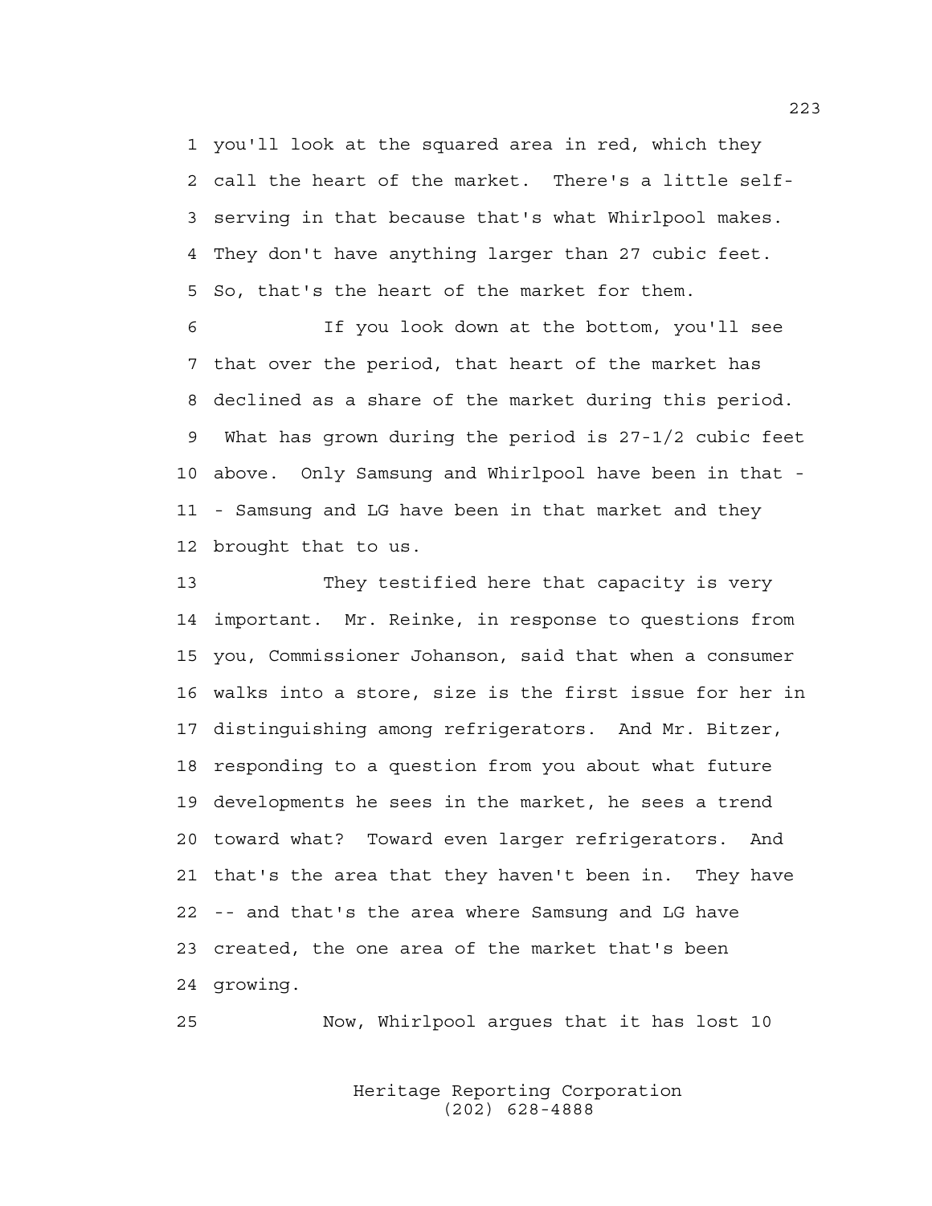1 you'll look at the squared area in red, which they
2 call the heart of the market. There's a little self-
3 serving in that because that's what Whirlpool makes.
4 They don't have anything larger than 27 cubic feet.
5 So, that's the heart of the market for them.

6 If you look down at the bottom, you'll see
7 that over the period, that heart of the market has
8 declined as a share of the market during this period.
9 What has grown during the period is 27-1/2 cubic feet
10 above. Only Samsung and Whirlpool have been in that -
11 - Samsung and LG have been in that market and they
12 brought that to us.

13 They testified here that capacity is very
14 important. Mr. Reinke, in response to questions from
15 you, Commissioner Johanson, said that when a consumer
16 walks into a store, size is the first issue for her in
17 distinguishing among refrigerators. And Mr. Bitzer,
18 responding to a question from you about what future
19 developments he sees in the market, he sees a trend
20 toward what? Toward even larger refrigerators. And
21 that's the area that they haven't been in. They have
22 -- and that's the area where Samsung and LG have
23 created, the one area of the market that's been
24 growing.

25 Now, Whirlpool argues that it has lost 10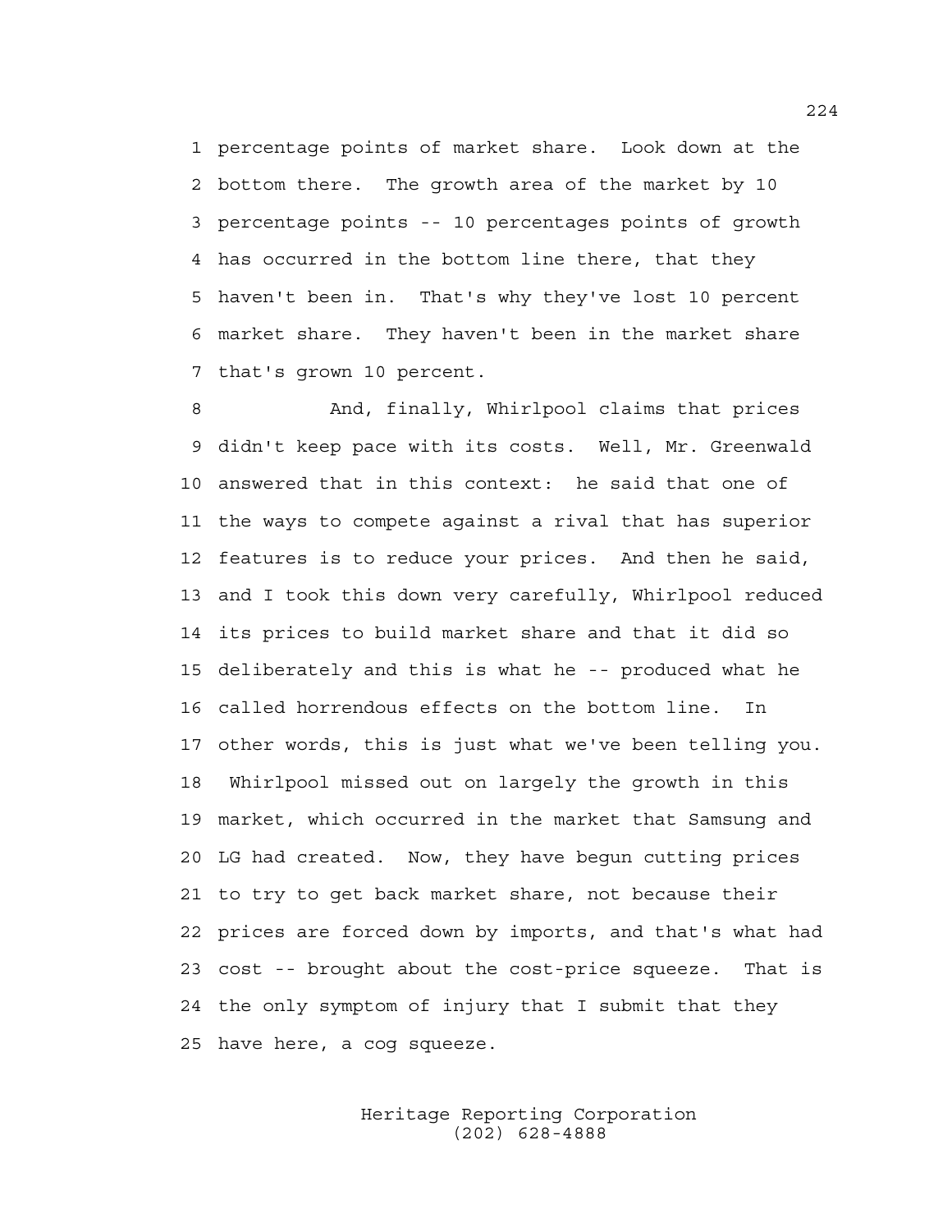1 percentage points of market share. Look down at the
2 bottom there. The growth area of the market by 10
3 percentage points -- 10 percentages points of growth
4 has occurred in the bottom line there, that they
5 haven't been in. That's why they've lost 10 percent
6 market share. They haven't been in the market share
7 that's grown 10 percent.

8 And, finally, Whirlpool claims that prices
9 didn't keep pace with its costs. Well, Mr. Greenwald
10 answered that in this context: he said that one of
11 the ways to compete against a rival that has superior
12 features is to reduce your prices. And then he said,
13 and I took this down very carefully, Whirlpool reduced
14 its prices to build market share and that it did so
15 deliberately and this is what he -- produced what he
16 called horrendous effects on the bottom line. In
17 other words, this is just what we've been telling you.
18 Whirlpool missed out on largely the growth in this
19 market, which occurred in the market that Samsung and
20 LG had created. Now, they have begun cutting prices
21 to try to get back market share, not because their
22 prices are forced down by imports, and that's what had
23 cost -- brought about the cost-price squeeze. That is
24 the only symptom of injury that I submit that they
25 have here, a cog squeeze.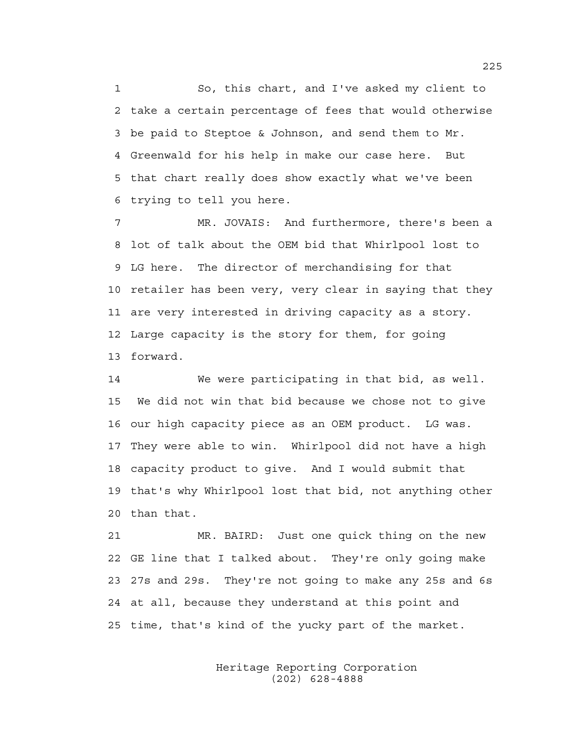1 So, this chart, and I've asked my client to
2 take a certain percentage of fees that would otherwise
3 be paid to Steptoe & Johnson, and send them to Mr.
4 Greenwald for his help in make our case here. But
5 that chart really does show exactly what we've been
6 trying to tell you here.

7 MR. JOVAIS: And furthermore, there's been a
8 lot of talk about the OEM bid that Whirlpool lost to
9 LG here. The director of merchandising for that
10 retailer has been very, very clear in saying that they
11 are very interested in driving capacity as a story.
12 Large capacity is the story for them, for going
13 forward.

14 We were participating in that bid, as well.
15 We did not win that bid because we chose not to give
16 our high capacity piece as an OEM product. LG was.
17 They were able to win. Whirlpool did not have a high
18 capacity product to give. And I would submit that
19 that's why Whirlpool lost that bid, not anything other
20 than that.

21 MR. BAIRD: Just one quick thing on the new
22 GE line that I talked about. They're only going make
23 27s and 29s. They're not going to make any 25s and 6s
24 at all, because they understand at this point and
25 time, that's kind of the yucky part of the market.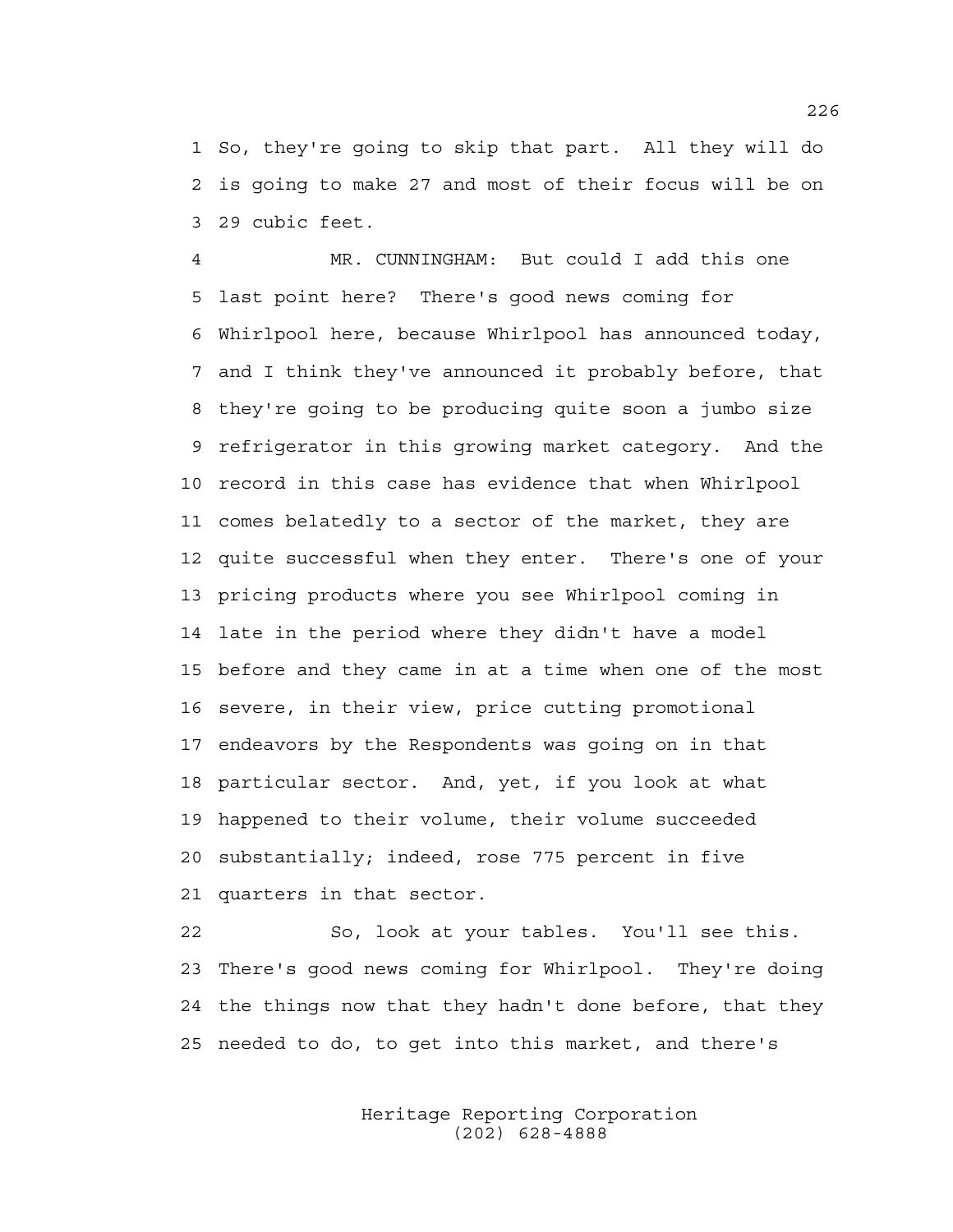So, they're going to skip that part. All they will do is going to make 27 and most of their focus will be on 29 cubic feet.

MR. CUNNINGHAM: But could I add this one last point here? There's good news coming for Whirlpool here, because Whirlpool has announced today, and I think they've announced it probably before, that they're going to be producing quite soon a jumbo size refrigerator in this growing market category. And the record in this case has evidence that when Whirlpool comes belatedly to a sector of the market, they are quite successful when they enter. There's one of your pricing products where you see Whirlpool coming in late in the period where they didn't have a model before and they came in at a time when one of the most severe, in their view, price cutting promotional endeavors by the Respondents was going on in that particular sector. And, yet, if you look at what happened to their volume, their volume succeeded substantially; indeed, rose 775 percent in five quarters in that sector.

So, look at your tables. You'll see this. There's good news coming for Whirlpool. They're doing the things now that they hadn't done before, that they needed to do, to get into this market, and there's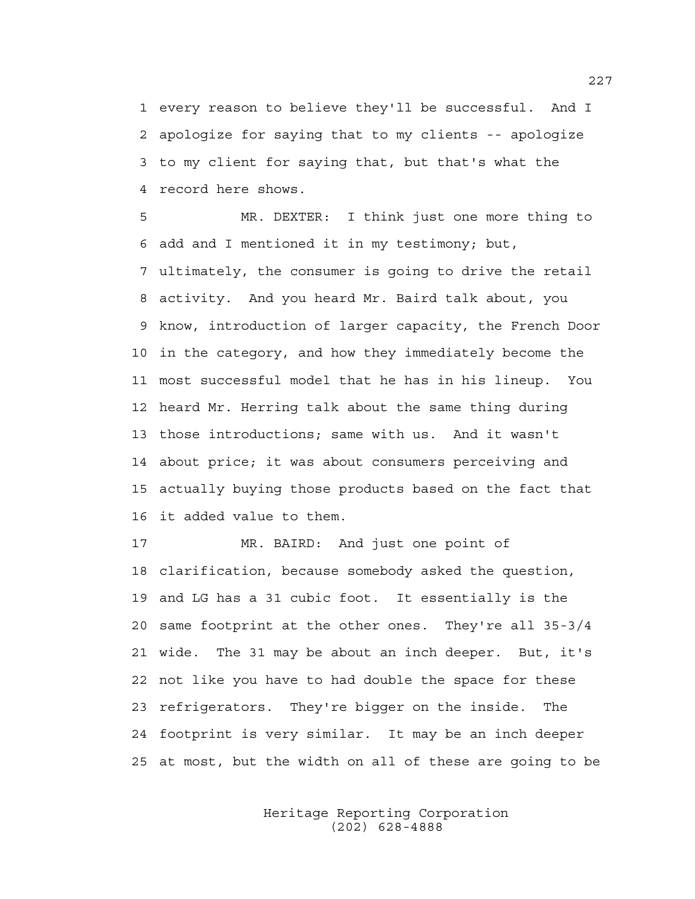1 every reason to believe they'll be successful. And I
2 apologize for saying that to my clients -- apologize
3 to my client for saying that, but that's what the
4 record here shows.

5 MR. DEXTER: I think just one more thing to
6 add and I mentioned it in my testimony; but,
7 ultimately, the consumer is going to drive the retail
8 activity. And you heard Mr. Baird talk about, you
9 know, introduction of larger capacity, the French Door
10 in the category, and how they immediately become the
11 most successful model that he has in his lineup. You
12 heard Mr. Herring talk about the same thing during
13 those introductions; same with us. And it wasn't
14 about price; it was about consumers perceiving and
15 actually buying those products based on the fact that
16 it added value to them.

17 MR. BAIRD: And just one point of
18 clarification, because somebody asked the question,
19 and LG has a 31 cubic foot. It essentially is the
20 same footprint at the other ones. They're all 35-3/4
21 wide. The 31 may be about an inch deeper. But, it's
22 not like you have to had double the space for these
23 refrigerators. They're bigger on the inside. The
24 footprint is very similar. It may be an inch deeper
25 at most, but the width on all of these are going to be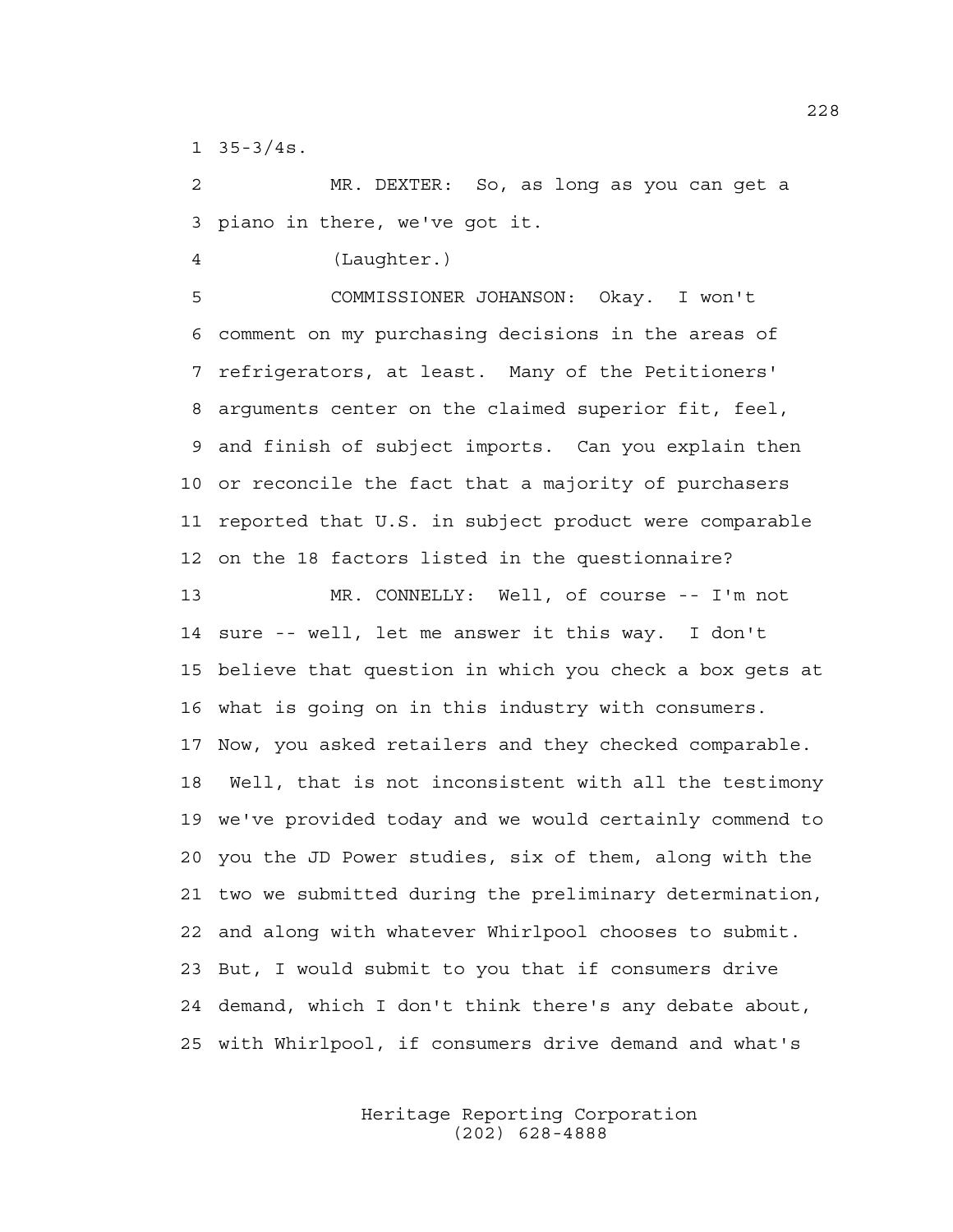35-3/4s.

MR. DEXTER: So, as long as you can get a piano in there, we've got it.

(Laughter.)

COMMISSIONER JOHANSON: Okay. I won't comment on my purchasing decisions in the areas of refrigerators, at least. Many of the Petitioners' arguments center on the claimed superior fit, feel, and finish of subject imports. Can you explain then or reconcile the fact that a majority of purchasers reported that U.S. in subject product were comparable on the 18 factors listed in the questionnaire?

MR. CONNELLY: Well, of course -- I'm not sure -- well, let me answer it this way. I don't believe that question in which you check a box gets at what is going on in this industry with consumers. Now, you asked retailers and they checked comparable. Well, that is not inconsistent with all the testimony we've provided today and we would certainly commend to you the JD Power studies, six of them, along with the two we submitted during the preliminary determination, and along with whatever Whirlpool chooses to submit. But, I would submit to you that if consumers drive demand, which I don't think there's any debate about, with Whirlpool, if consumers drive demand and what's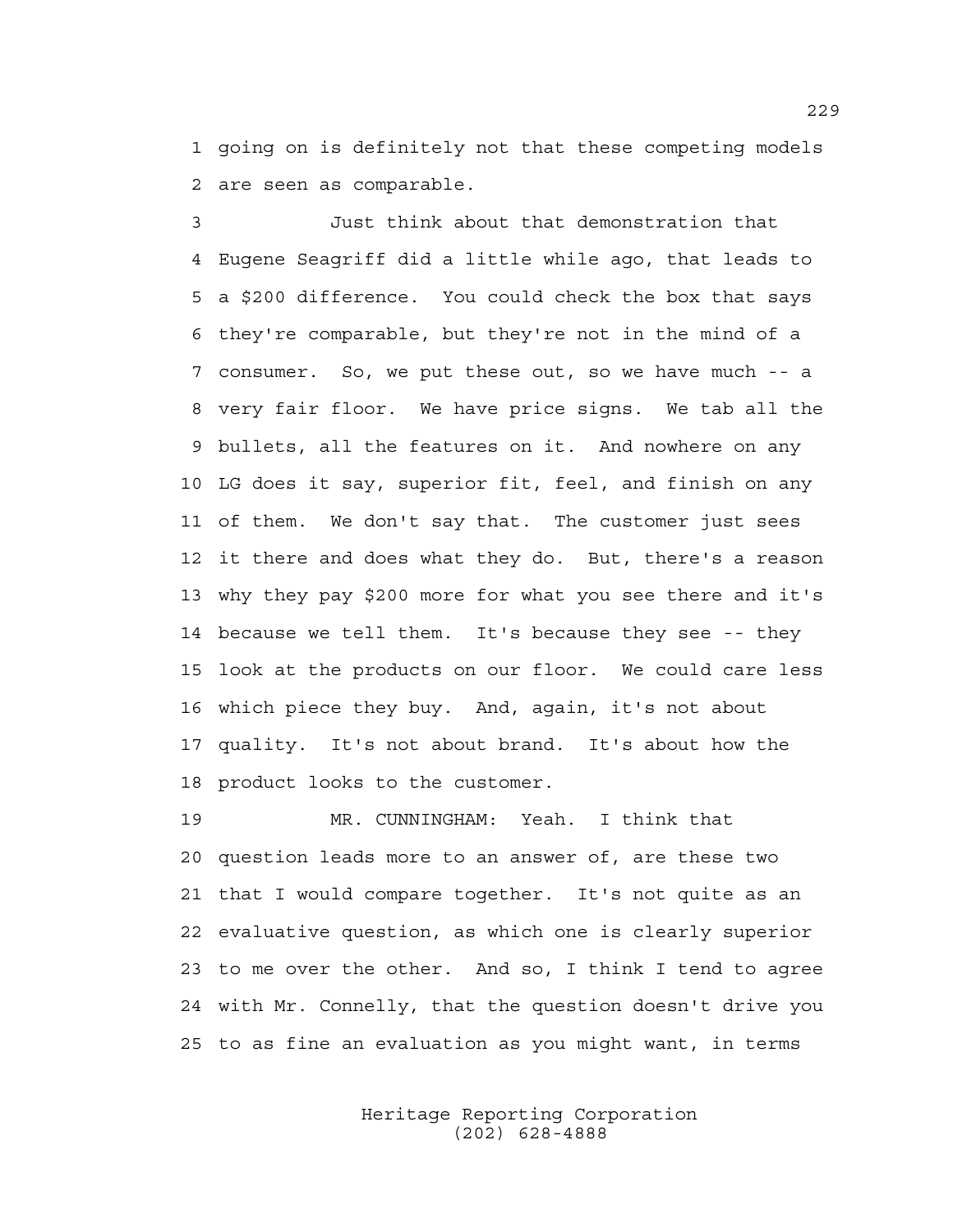going on is definitely not that these competing models are seen as comparable.

Just think about that demonstration that Eugene Seagriff did a little while ago, that leads to a $200 difference. You could check the box that says they're comparable, but they're not in the mind of a consumer. So, we put these out, so we have much -- a very fair floor. We have price signs. We tab all the bullets, all the features on it. And nowhere on any LG does it say, superior fit, feel, and finish on any of them. We don't say that. The customer just sees it there and does what they do. But, there's a reason why they pay $200 more for what you see there and it's because we tell them. It's because they see -- they look at the products on our floor. We could care less which piece they buy. And, again, it's not about quality. It's not about brand. It's about how the product looks to the customer.

MR. CUNNINGHAM: Yeah. I think that question leads more to an answer of, are these two that I would compare together. It's not quite as an evaluative question, as which one is clearly superior to me over the other. And so, I think I tend to agree with Mr. Connelly, that the question doesn't drive you to as fine an evaluation as you might want, in terms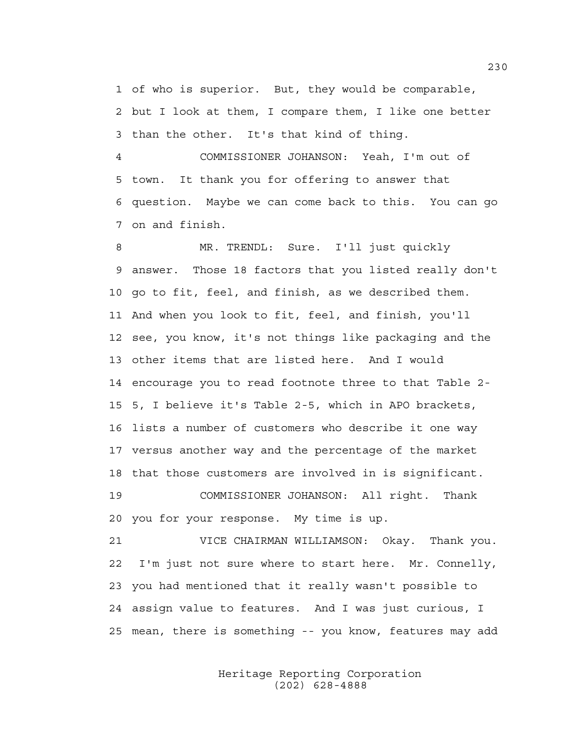1 of who is superior. But, they would be comparable,
2 but I look at them, I compare them, I like one better
3 than the other. It's that kind of thing.

4 COMMISSIONER JOHANSON: Yeah, I'm out of
5 town. It thank you for offering to answer that
6 question. Maybe we can come back to this. You can go
7 on and finish.

8 MR. TRENDL: Sure. I'll just quickly
9 answer. Those 18 factors that you listed really don't
10 go to fit, feel, and finish, as we described them.
11 And when you look to fit, feel, and finish, you'll
12 see, you know, it's not things like packaging and the
13 other items that are listed here. And I would
14 encourage you to read footnote three to that Table 2-
15 5, I believe it's Table 2-5, which in APO brackets,
16 lists a number of customers who describe it one way
17 versus another way and the percentage of the market
18 that those customers are involved in is significant.

19 COMMISSIONER JOHANSON: All right. Thank
20 you for your response. My time is up.

21 VICE CHAIRMAN WILLIAMSON: Okay. Thank you.
22 I'm just not sure where to start here. Mr. Connelly,
23 you had mentioned that it really wasn't possible to
24 assign value to features. And I was just curious, I
25 mean, there is something -- you know, features may add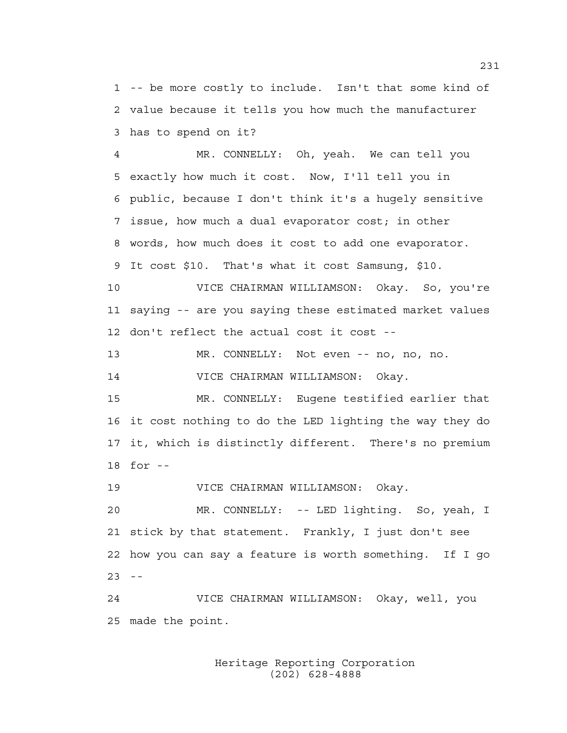1 -- be more costly to include. Isn't that some kind of
2 value because it tells you how much the manufacturer
3 has to spend on it?

4 MR. CONNELLY: Oh, yeah. We can tell you
5 exactly how much it cost. Now, I'll tell you in
6 public, because I don't think it's a hugely sensitive
7 issue, how much a dual evaporator cost; in other
8 words, how much does it cost to add one evaporator.
9 It cost $10. That's what it cost Samsung, $10.

10 VICE CHAIRMAN WILLIAMSON: Okay. So, you're
11 saying -- are you saying these estimated market values
12 don't reflect the actual cost it cost --

13 MR. CONNELLY: Not even -- no, no, no.

14 VICE CHAIRMAN WILLIAMSON: Okay.

15 MR. CONNELLY: Eugene testified earlier that
16 it cost nothing to do the LED lighting the way they do
17 it, which is distinctly different. There's no premium
18 for --

19 VICE CHAIRMAN WILLIAMSON: Okay.

20 MR. CONNELLY: -- LED lighting. So, yeah, I
21 stick by that statement. Frankly, I just don't see
22 how you can say a feature is worth something. If I go
23 --

24 VICE CHAIRMAN WILLIAMSON: Okay, well, you
25 made the point.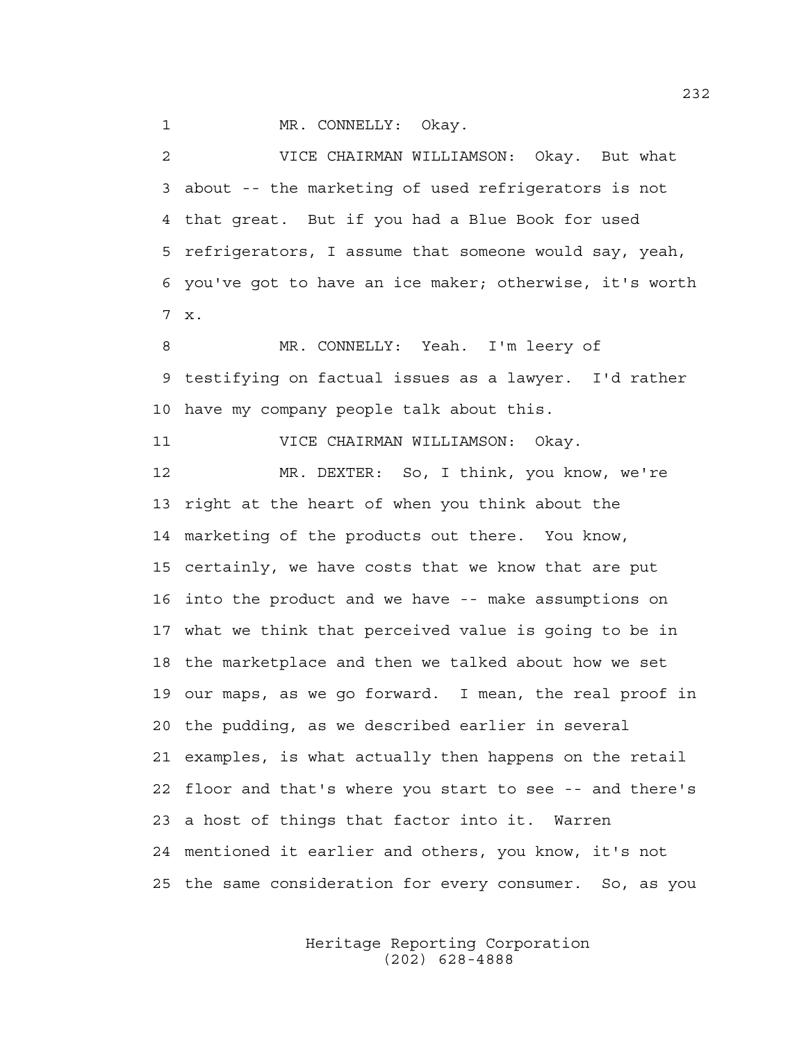MR. CONNELLY: Okay.

VICE CHAIRMAN WILLIAMSON: Okay. But what about -- the marketing of used refrigerators is not that great. But if you had a Blue Book for used refrigerators, I assume that someone would say, yeah, you've got to have an ice maker; otherwise, it's worth x.

MR. CONNELLY: Yeah. I'm leery of testifying on factual issues as a lawyer. I'd rather have my company people talk about this.

VICE CHAIRMAN WILLIAMSON: Okay.

MR. DEXTER: So, I think, you know, we're right at the heart of when you think about the marketing of the products out there. You know, certainly, we have costs that we know that are put into the product and we have -- make assumptions on what we think that perceived value is going to be in the marketplace and then we talked about how we set our maps, as we go forward. I mean, the real proof in the pudding, as we described earlier in several examples, is what actually then happens on the retail floor and that's where you start to see -- and there's a host of things that factor into it. Warren mentioned it earlier and others, you know, it's not the same consideration for every consumer. So, as you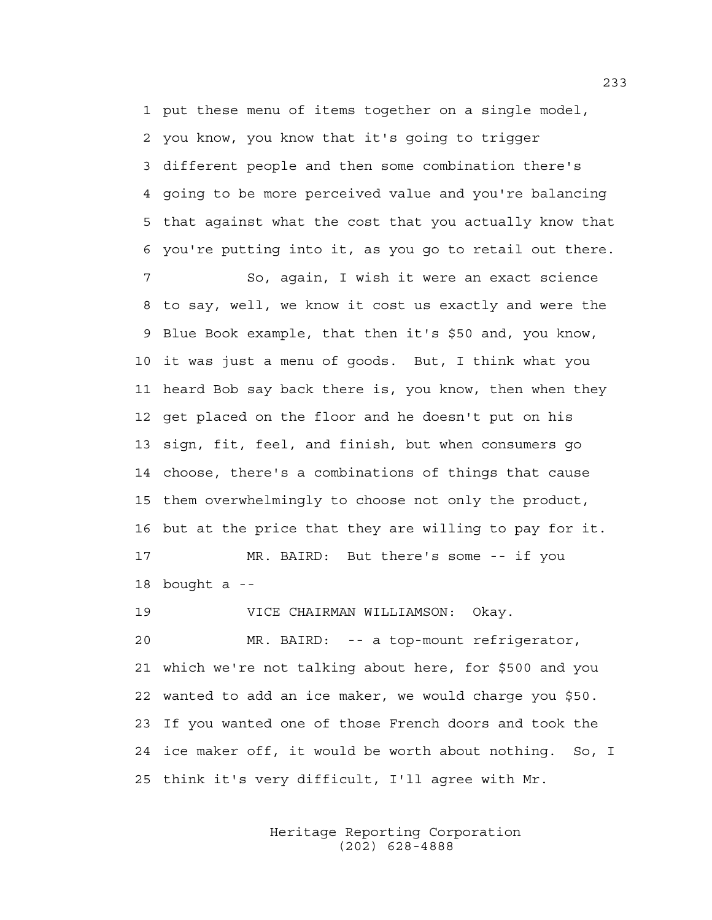1 put these menu of items together on a single model,
2 you know, you know that it's going to trigger
3 different people and then some combination there's
4 going to be more perceived value and you're balancing
5 that against what the cost that you actually know that
6 you're putting into it, as you go to retail out there.

7 So, again, I wish it were an exact science
8 to say, well, we know it cost us exactly and were the
9 Blue Book example, that then it's $50 and, you know,
10 it was just a menu of goods. But, I think what you
11 heard Bob say back there is, you know, then when they
12 get placed on the floor and he doesn't put on his
13 sign, fit, feel, and finish, but when consumers go
14 choose, there's a combinations of things that cause
15 them overwhelmingly to choose not only the product,
16 but at the price that they are willing to pay for it.

17 MR. BAIRD: But there's some -- if you
18 bought a --

19 VICE CHAIRMAN WILLIAMSON: Okay.

20 MR. BAIRD: -- a top-mount refrigerator,
21 which we're not talking about here, for $500 and you
22 wanted to add an ice maker, we would charge you $50.
23 If you wanted one of those French doors and took the
24 ice maker off, it would be worth about nothing. So, I
25 think it's very difficult, I'll agree with Mr.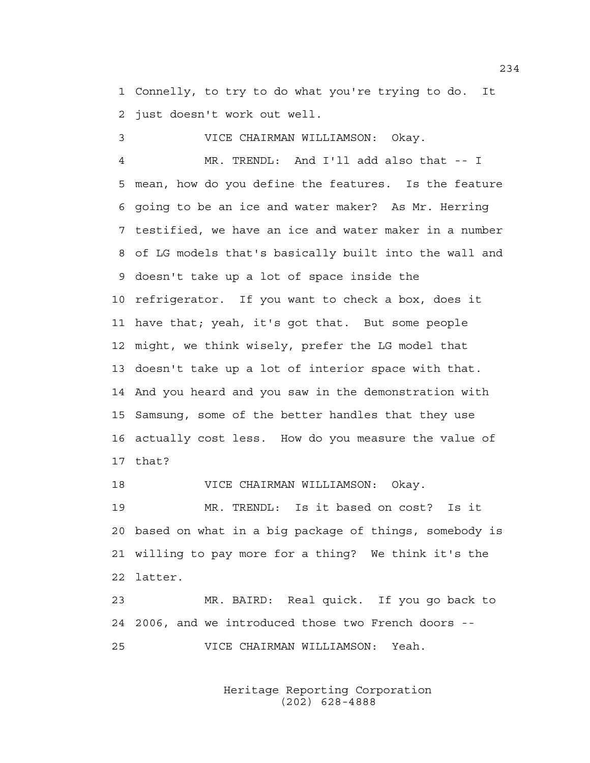1 Connelly, to try to do what you're trying to do. It
2 just doesn't work out well.

3 VICE CHAIRMAN WILLIAMSON: Okay.

4 MR. TRENDL: And I'll add also that -- I
5 mean, how do you define the features. Is the feature
6 going to be an ice and water maker? As Mr. Herring
7 testified, we have an ice and water maker in a number
8 of LG models that's basically built into the wall and
9 doesn't take up a lot of space inside the
10 refrigerator. If you want to check a box, does it
11 have that; yeah, it's got that. But some people
12 might, we think wisely, prefer the LG model that
13 doesn't take up a lot of interior space with that.
14 And you heard and you saw in the demonstration with
15 Samsung, some of the better handles that they use
16 actually cost less. How do you measure the value of
17 that?

18 VICE CHAIRMAN WILLIAMSON: Okay.

19 MR. TRENDL: Is it based on cost? Is it
20 based on what in a big package of things, somebody is
21 willing to pay more for a thing? We think it's the
22 latter.

23 MR. BAIRD: Real quick. If you go back to
24 2006, and we introduced those two French doors --

25 VICE CHAIRMAN WILLIAMSON: Yeah.

Heritage Reporting Corporation
(202) 628-4888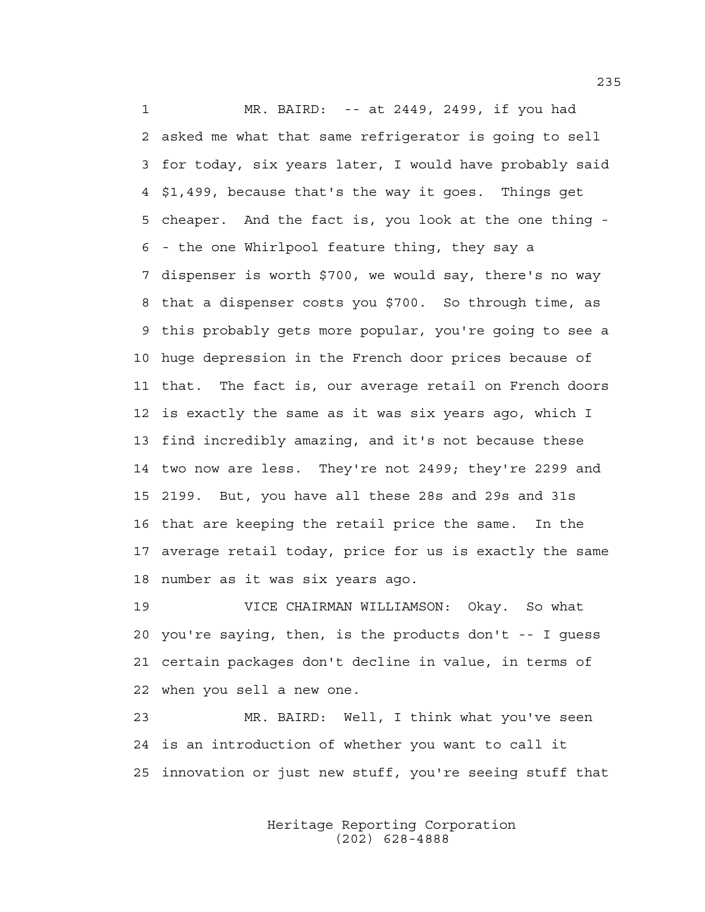MR. BAIRD: -- at 2449, 2499, if you had asked me what that same refrigerator is going to sell for today, six years later, I would have probably said $1,499, because that's the way it goes. Things get cheaper. And the fact is, you look at the one thing -- the one Whirlpool feature thing, they say a dispenser is worth $700, we would say, there's no way that a dispenser costs you $700. So through time, as this probably gets more popular, you're going to see a huge depression in the French door prices because of that. The fact is, our average retail on French doors is exactly the same as it was six years ago, which I find incredibly amazing, and it's not because these two now are less. They're not 2499; they're 2299 and 2199. But, you have all these 28s and 29s and 31s that are keeping the retail price the same. In the average retail today, price for us is exactly the same number as it was six years ago.

VICE CHAIRMAN WILLIAMSON: Okay. So what you're saying, then, is the products don't -- I guess certain packages don't decline in value, in terms of when you sell a new one.

MR. BAIRD: Well, I think what you've seen is an introduction of whether you want to call it innovation or just new stuff, you're seeing stuff that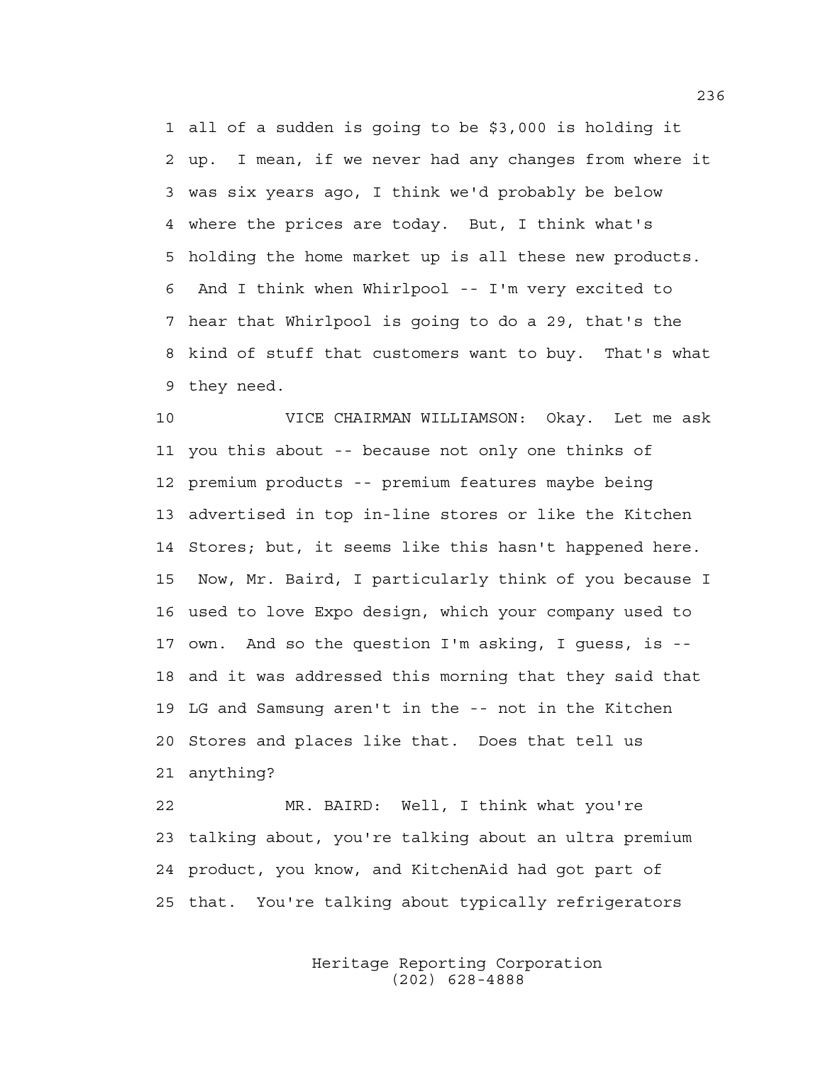1 all of a sudden is going to be $3,000 is holding it
2 up. I mean, if we never had any changes from where it
3 was six years ago, I think we'd probably be below
4 where the prices are today. But, I think what's
5 holding the home market up is all these new products.
6 And I think when Whirlpool -- I'm very excited to
7 hear that Whirlpool is going to do a 29, that's the
8 kind of stuff that customers want to buy. That's what
9 they need.

10 VICE CHAIRMAN WILLIAMSON: Okay. Let me ask
11 you this about -- because not only one thinks of
12 premium products -- premium features maybe being
13 advertised in top in-line stores or like the Kitchen
14 Stores; but, it seems like this hasn't happened here.
15 Now, Mr. Baird, I particularly think of you because I
16 used to love Expo design, which your company used to
17 own. And so the question I'm asking, I guess, is --
18 and it was addressed this morning that they said that
19 LG and Samsung aren't in the -- not in the Kitchen
20 Stores and places like that. Does that tell us
21 anything?

22 MR. BAIRD: Well, I think what you're
23 talking about, you're talking about an ultra premium
24 product, you know, and KitchenAid had got part of
25 that. You're talking about typically refrigerators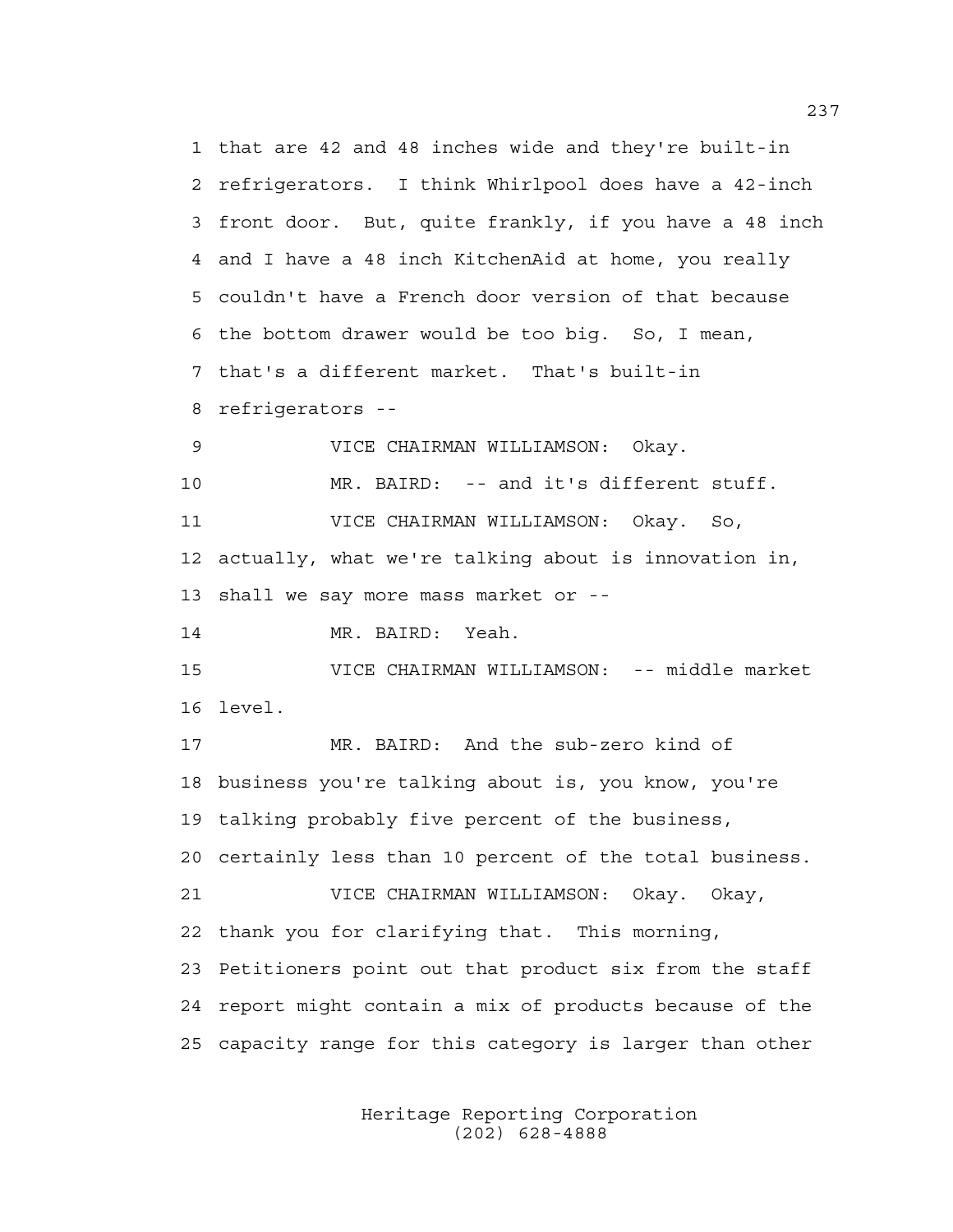1 that are 42 and 48 inches wide and they're built-in
2 refrigerators. I think Whirlpool does have a 42-inch
3 front door. But, quite frankly, if you have a 48 inch
4 and I have a 48 inch KitchenAid at home, you really
5 couldn't have a French door version of that because
6 the bottom drawer would be too big. So, I mean,
7 that's a different market. That's built-in
8 refrigerators --

9 VICE CHAIRMAN WILLIAMSON: Okay.

10 MR. BAIRD: -- and it's different stuff.

11 VICE CHAIRMAN WILLIAMSON: Okay. So,
12 actually, what we're talking about is innovation in,
13 shall we say more mass market or --

14 MR. BAIRD: Yeah.

15 VICE CHAIRMAN WILLIAMSON: -- middle market
16 level.

17 MR. BAIRD: And the sub-zero kind of
18 business you're talking about is, you know, you're
19 talking probably five percent of the business,
20 certainly less than 10 percent of the total business.

21 VICE CHAIRMAN WILLIAMSON: Okay. Okay,
22 thank you for clarifying that. This morning,
23 Petitioners point out that product six from the staff
24 report might contain a mix of products because of the
25 capacity range for this category is larger than other

Heritage Reporting Corporation
(202) 628-4888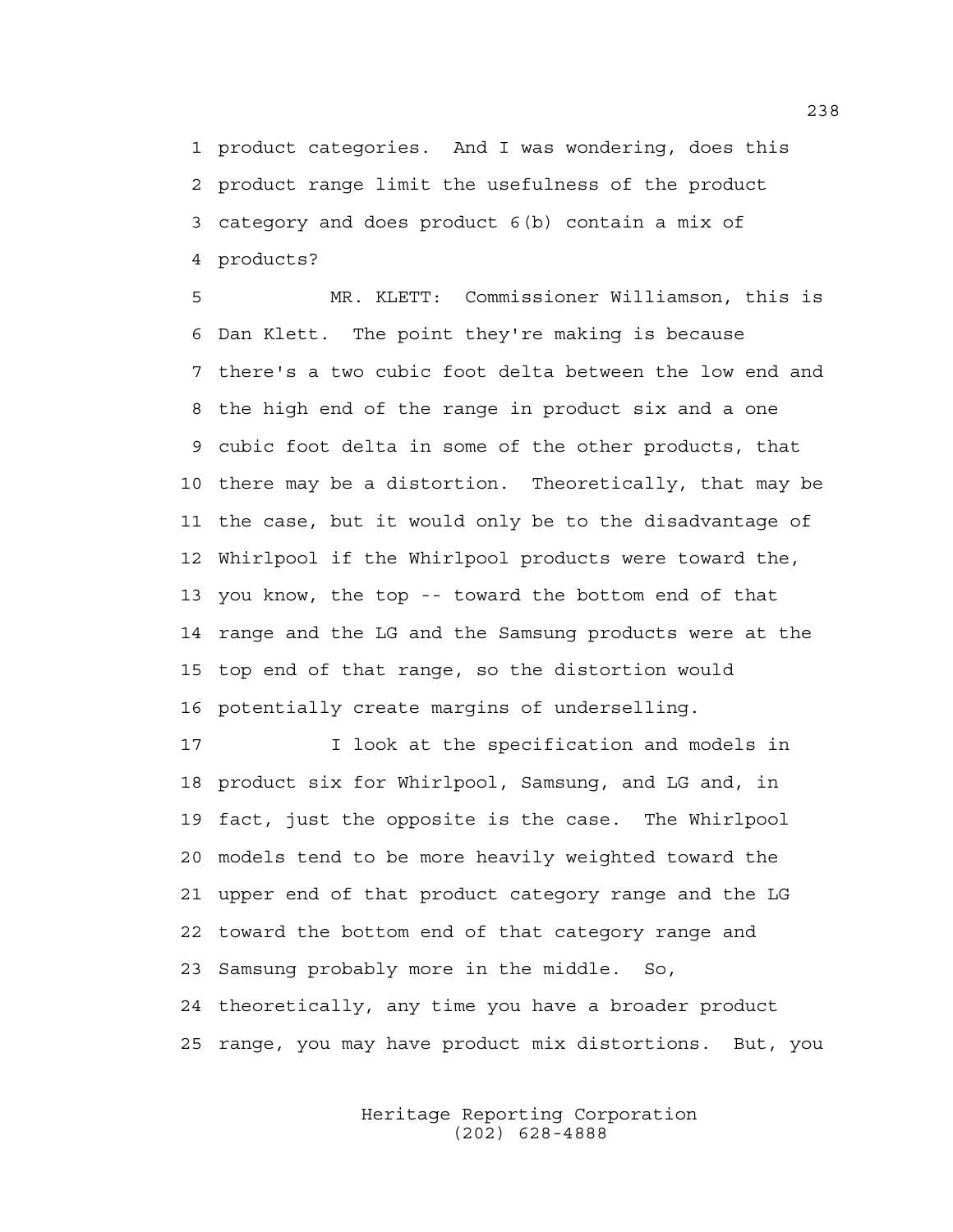product categories. And I was wondering, does this product range limit the usefulness of the product category and does product 6(b) contain a mix of products?

MR. KLETT: Commissioner Williamson, this is Dan Klett. The point they're making is because there's a two cubic foot delta between the low end and the high end of the range in product six and a one cubic foot delta in some of the other products, that there may be a distortion. Theoretically, that may be the case, but it would only be to the disadvantage of Whirlpool if the Whirlpool products were toward the, you know, the top -- toward the bottom end of that range and the LG and the Samsung products were at the top end of that range, so the distortion would potentially create margins of underselling.

I look at the specification and models in product six for Whirlpool, Samsung, and LG and, in fact, just the opposite is the case. The Whirlpool models tend to be more heavily weighted toward the upper end of that product category range and the LG toward the bottom end of that category range and Samsung probably more in the middle. So, theoretically, any time you have a broader product range, you may have product mix distortions. But, you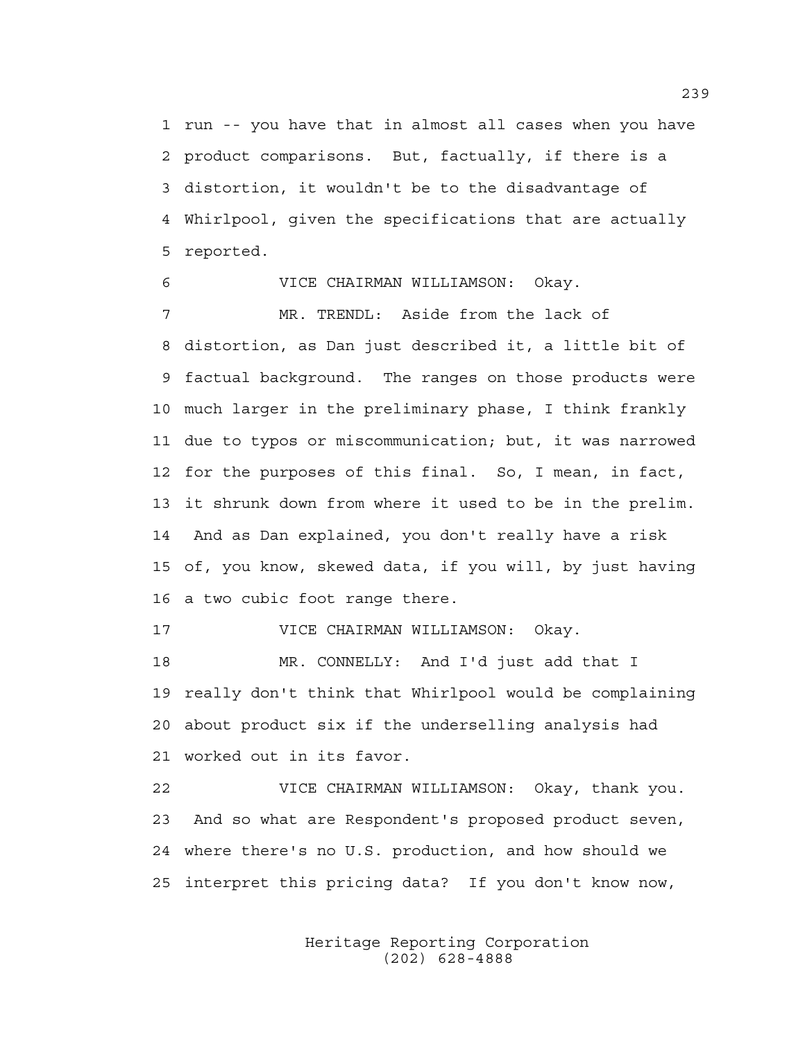run -- you have that in almost all cases when you have product comparisons. But, factually, if there is a distortion, it wouldn't be to the disadvantage of Whirlpool, given the specifications that are actually reported.

VICE CHAIRMAN WILLIAMSON: Okay.

MR. TRENDL: Aside from the lack of distortion, as Dan just described it, a little bit of factual background. The ranges on those products were much larger in the preliminary phase, I think frankly due to typos or miscommunication; but, it was narrowed for the purposes of this final. So, I mean, in fact, it shrunk down from where it used to be in the prelim. And as Dan explained, you don't really have a risk of, you know, skewed data, if you will, by just having a two cubic foot range there.

VICE CHAIRMAN WILLIAMSON: Okay.

MR. CONNELLY: And I'd just add that I really don't think that Whirlpool would be complaining about product six if the underselling analysis had worked out in its favor.

VICE CHAIRMAN WILLIAMSON: Okay, thank you. And so what are Respondent's proposed product seven, where there's no U.S. production, and how should we interpret this pricing data? If you don't know now,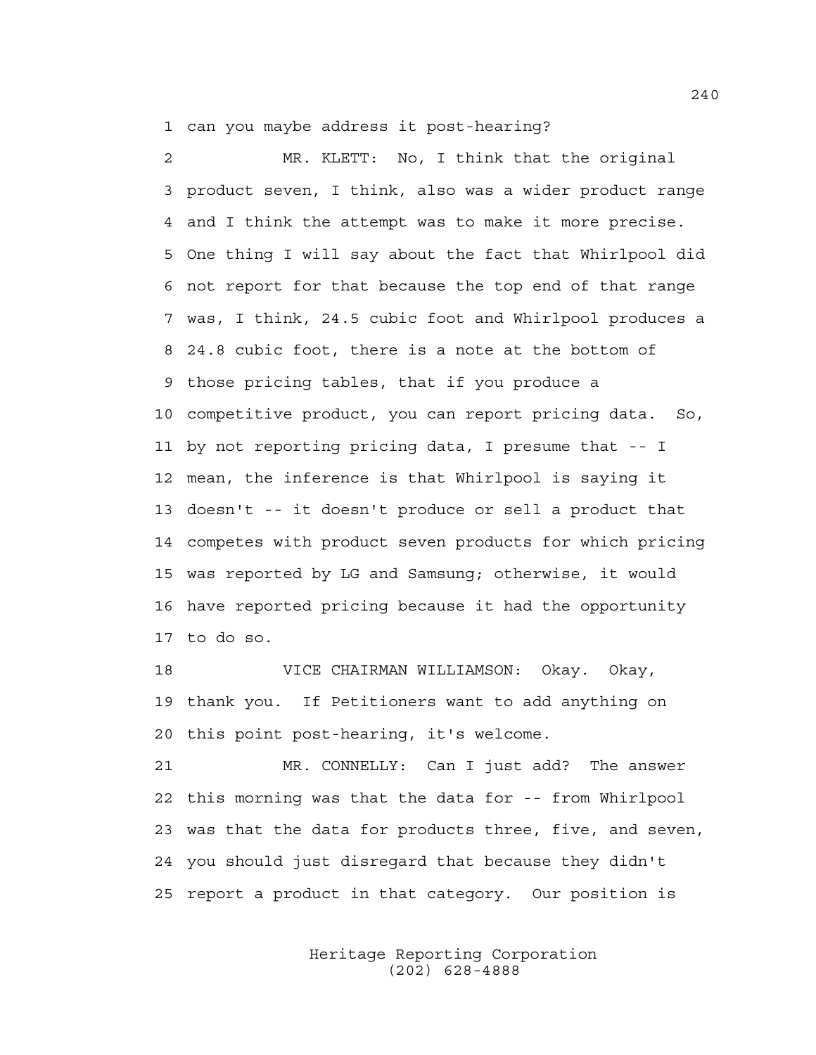1 can you maybe address it post-hearing?

2 MR. KLETT: No, I think that the original
3 product seven, I think, also was a wider product range
4 and I think the attempt was to make it more precise.
5 One thing I will say about the fact that Whirlpool did
6 not report for that because the top end of that range
7 was, I think, 24.5 cubic foot and Whirlpool produces a
8 24.8 cubic foot, there is a note at the bottom of
9 those pricing tables, that if you produce a
10 competitive product, you can report pricing data. So,
11 by not reporting pricing data, I presume that -- I
12 mean, the inference is that Whirlpool is saying it
13 doesn't -- it doesn't produce or sell a product that
14 competes with product seven products for which pricing
15 was reported by LG and Samsung; otherwise, it would
16 have reported pricing because it had the opportunity
17 to do so.

18 VICE CHAIRMAN WILLIAMSON: Okay. Okay,
19 thank you. If Petitioners want to add anything on
20 this point post-hearing, it's welcome.

21 MR. CONNELLY: Can I just add? The answer
22 this morning was that the data for -- from Whirlpool
23 was that the data for products three, five, and seven,
24 you should just disregard that because they didn't
25 report a product in that category. Our position is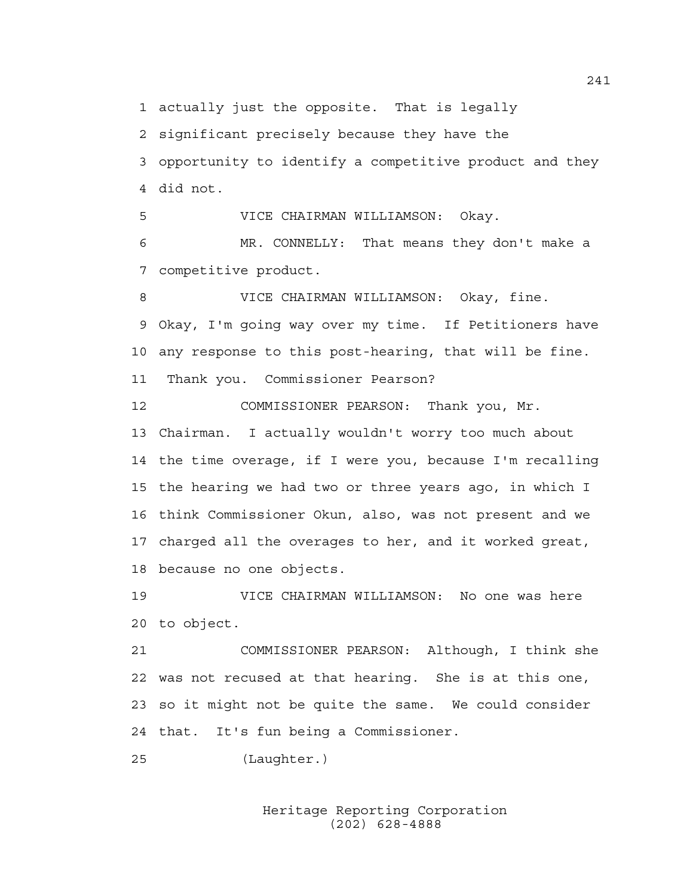actually just the opposite. That is legally significant precisely because they have the opportunity to identify a competitive product and they did not.

VICE CHAIRMAN WILLIAMSON: Okay.

MR. CONNELLY: That means they don't make a competitive product.

VICE CHAIRMAN WILLIAMSON: Okay, fine. Okay, I'm going way over my time. If Petitioners have any response to this post-hearing, that will be fine. Thank you. Commissioner Pearson?

COMMISSIONER PEARSON: Thank you, Mr. Chairman. I actually wouldn't worry too much about the time overage, if I were you, because I'm recalling the hearing we had two or three years ago, in which I think Commissioner Okun, also, was not present and we charged all the overages to her, and it worked great, because no one objects.

VICE CHAIRMAN WILLIAMSON: No one was here to object.

COMMISSIONER PEARSON: Although, I think she was not recused at that hearing. She is at this one, so it might not be quite the same. We could consider that. It's fun being a Commissioner.

(Laughter.)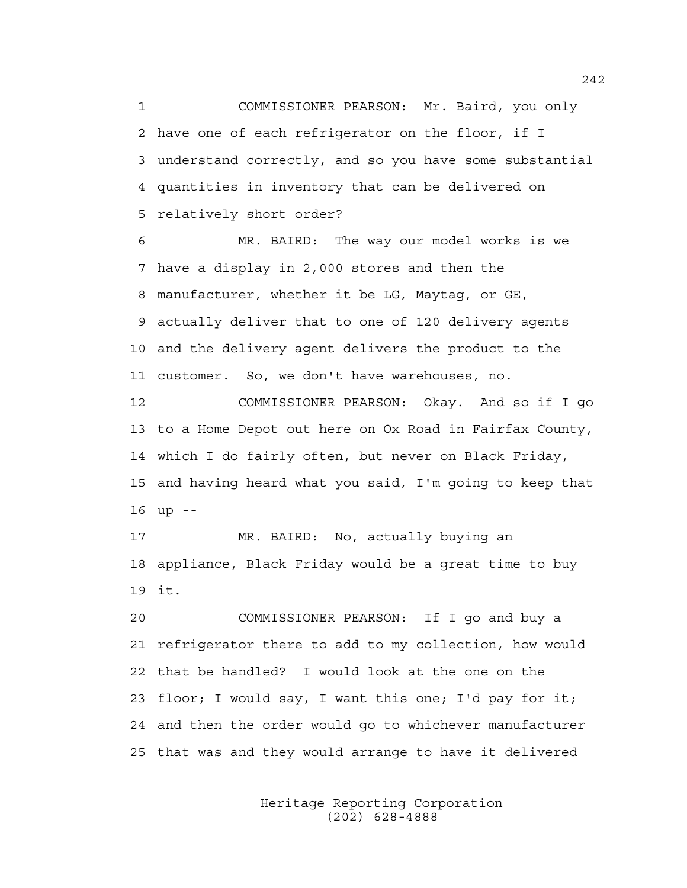1 COMMISSIONER PEARSON: Mr. Baird, you only
2 have one of each refrigerator on the floor, if I
3 understand correctly, and so you have some substantial
4 quantities in inventory that can be delivered on
5 relatively short order?

6 MR. BAIRD: The way our model works is we
7 have a display in 2,000 stores and then the
8 manufacturer, whether it be LG, Maytag, or GE,
9 actually deliver that to one of 120 delivery agents
10 and the delivery agent delivers the product to the
11 customer. So, we don't have warehouses, no.

12 COMMISSIONER PEARSON: Okay. And so if I go
13 to a Home Depot out here on Ox Road in Fairfax County,
14 which I do fairly often, but never on Black Friday,
15 and having heard what you said, I'm going to keep that
16 up --

17 MR. BAIRD: No, actually buying an
18 appliance, Black Friday would be a great time to buy
19 it.

20 COMMISSIONER PEARSON: If I go and buy a
21 refrigerator there to add to my collection, how would
22 that be handled? I would look at the one on the
23 floor; I would say, I want this one; I'd pay for it;
24 and then the order would go to whichever manufacturer
25 that was and they would arrange to have it delivered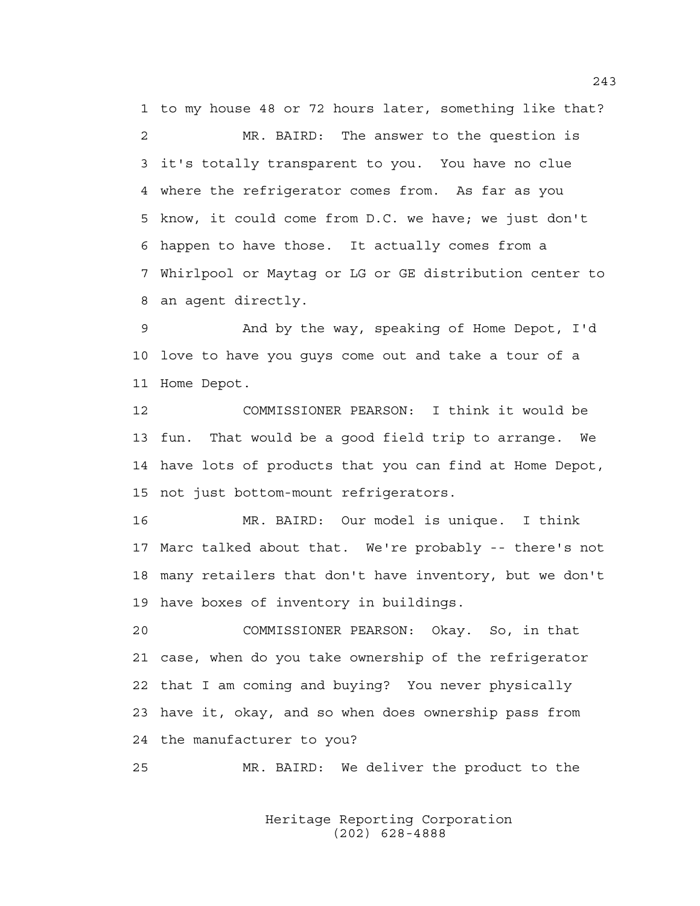1 to my house 48 or 72 hours later, something like that?

2 MR. BAIRD: The answer to the question is
3 it's totally transparent to you. You have no clue
4 where the refrigerator comes from. As far as you
5 know, it could come from D.C. we have; we just don't
6 happen to have those. It actually comes from a
7 Whirlpool or Maytag or LG or GE distribution center to
8 an agent directly.

9 And by the way, speaking of Home Depot, I'd
10 love to have you guys come out and take a tour of a
11 Home Depot.

12 COMMISSIONER PEARSON: I think it would be
13 fun. That would be a good field trip to arrange. We
14 have lots of products that you can find at Home Depot,
15 not just bottom-mount refrigerators.

16 MR. BAIRD: Our model is unique. I think
17 Marc talked about that. We're probably -- there's not
18 many retailers that don't have inventory, but we don't
19 have boxes of inventory in buildings.

20 COMMISSIONER PEARSON: Okay. So, in that
21 case, when do you take ownership of the refrigerator
22 that I am coming and buying? You never physically
23 have it, okay, and so when does ownership pass from
24 the manufacturer to you?

25 MR. BAIRD: We deliver the product to the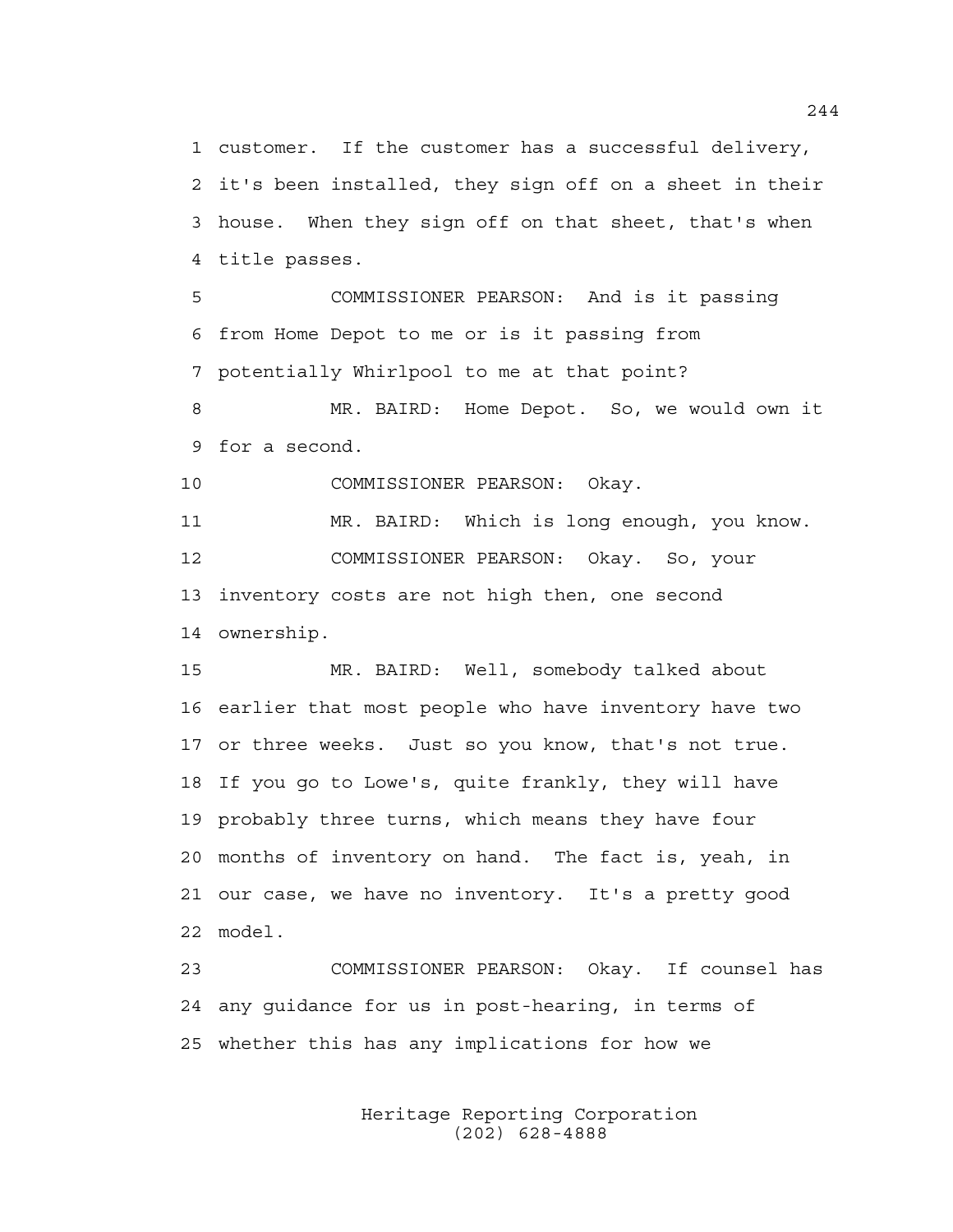1 customer. If the customer has a successful delivery,
2 it's been installed, they sign off on a sheet in their
3 house. When they sign off on that sheet, that's when
4 title passes.

5 COMMISSIONER PEARSON: And is it passing
6 from Home Depot to me or is it passing from
7 potentially Whirlpool to me at that point?

8 MR. BAIRD: Home Depot. So, we would own it
9 for a second.

10 COMMISSIONER PEARSON: Okay.

11 MR. BAIRD: Which is long enough, you know.

12 COMMISSIONER PEARSON: Okay. So, your
13 inventory costs are not high then, one second
14 ownership.

15 MR. BAIRD: Well, somebody talked about
16 earlier that most people who have inventory have two
17 or three weeks. Just so you know, that's not true.
18 If you go to Lowe's, quite frankly, they will have
19 probably three turns, which means they have four
20 months of inventory on hand. The fact is, yeah, in
21 our case, we have no inventory. It's a pretty good
22 model.

23 COMMISSIONER PEARSON: Okay. If counsel has
24 any guidance for us in post-hearing, in terms of
25 whether this has any implications for how we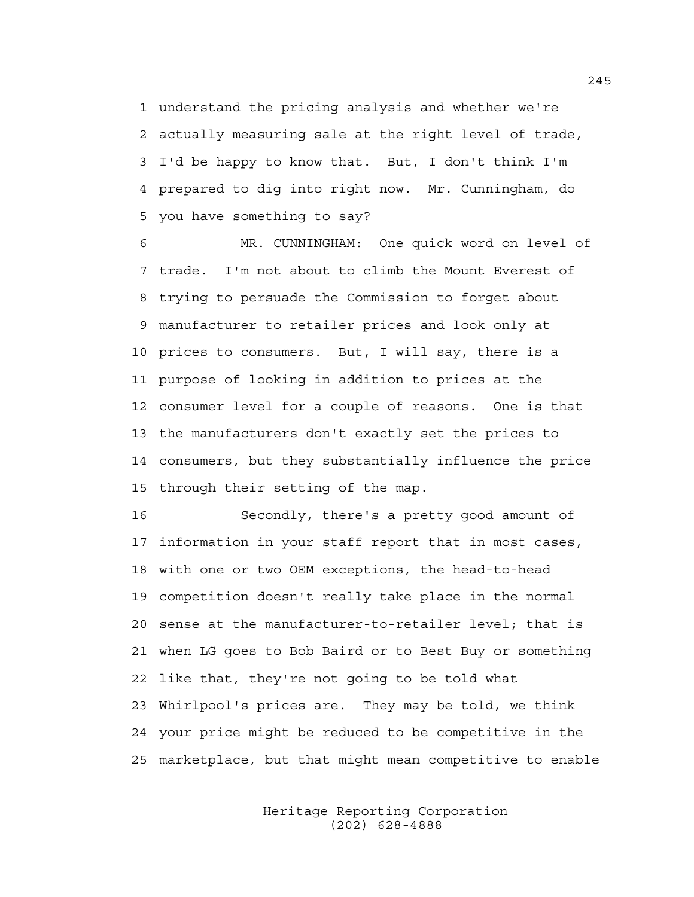understand the pricing analysis and whether we're actually measuring sale at the right level of trade, I'd be happy to know that. But, I don't think I'm prepared to dig into right now. Mr. Cunningham, do you have something to say?

MR. CUNNINGHAM: One quick word on level of trade. I'm not about to climb the Mount Everest of trying to persuade the Commission to forget about manufacturer to retailer prices and look only at prices to consumers. But, I will say, there is a purpose of looking in addition to prices at the consumer level for a couple of reasons. One is that the manufacturers don't exactly set the prices to consumers, but they substantially influence the price through their setting of the map.

Secondly, there's a pretty good amount of information in your staff report that in most cases, with one or two OEM exceptions, the head-to-head competition doesn't really take place in the normal sense at the manufacturer-to-retailer level; that is when LG goes to Bob Baird or to Best Buy or something like that, they're not going to be told what Whirlpool's prices are. They may be told, we think your price might be reduced to be competitive in the marketplace, but that might mean competitive to enable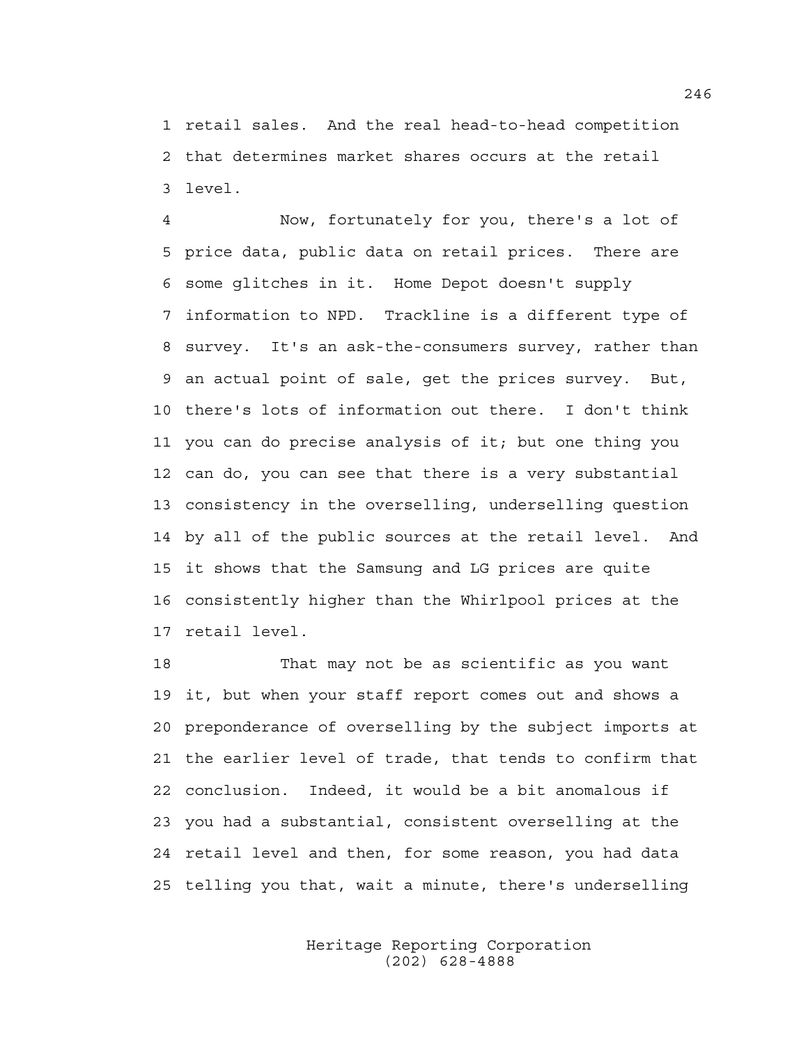retail sales. And the real head-to-head competition that determines market shares occurs at the retail level.

Now, fortunately for you, there's a lot of price data, public data on retail prices. There are some glitches in it. Home Depot doesn't supply information to NPD. Trackline is a different type of survey. It's an ask-the-consumers survey, rather than an actual point of sale, get the prices survey. But, there's lots of information out there. I don't think you can do precise analysis of it; but one thing you can do, you can see that there is a very substantial consistency in the overselling, underselling question by all of the public sources at the retail level. And it shows that the Samsung and LG prices are quite consistently higher than the Whirlpool prices at the retail level.

That may not be as scientific as you want it, but when your staff report comes out and shows a preponderance of overselling by the subject imports at the earlier level of trade, that tends to confirm that conclusion. Indeed, it would be a bit anomalous if you had a substantial, consistent overselling at the retail level and then, for some reason, you had data telling you that, wait a minute, there's underselling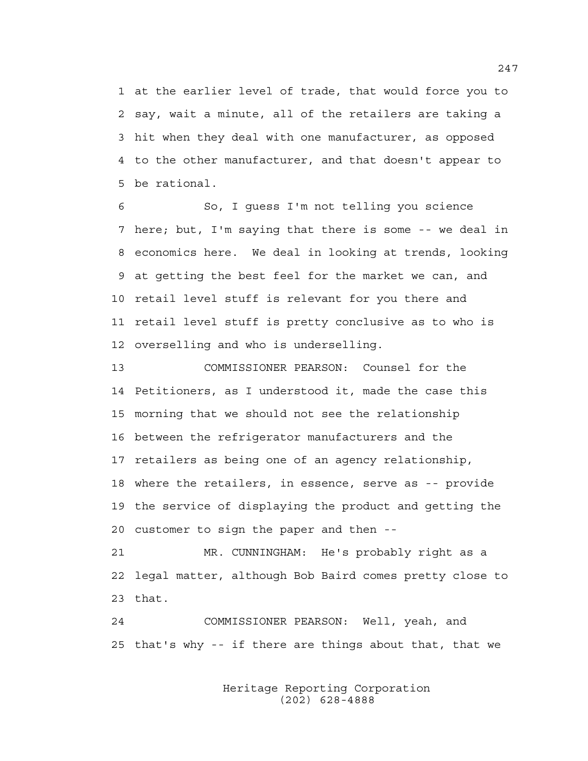1 at the earlier level of trade, that would force you to
2 say, wait a minute, all of the retailers are taking a
3 hit when they deal with one manufacturer, as opposed
4 to the other manufacturer, and that doesn't appear to
5 be rational.

6 So, I guess I'm not telling you science
7 here; but, I'm saying that there is some -- we deal in
8 economics here. We deal in looking at trends, looking
9 at getting the best feel for the market we can, and
10 retail level stuff is relevant for you there and
11 retail level stuff is pretty conclusive as to who is
12 overselling and who is underselling.

13 COMMISSIONER PEARSON: Counsel for the
14 Petitioners, as I understood it, made the case this
15 morning that we should not see the relationship
16 between the refrigerator manufacturers and the
17 retailers as being one of an agency relationship,
18 where the retailers, in essence, serve as -- provide
19 the service of displaying the product and getting the
20 customer to sign the paper and then --

21 MR. CUNNINGHAM: He's probably right as a
22 legal matter, although Bob Baird comes pretty close to
23 that.

24 COMMISSIONER PEARSON: Well, yeah, and
25 that's why -- if there are things about that, that we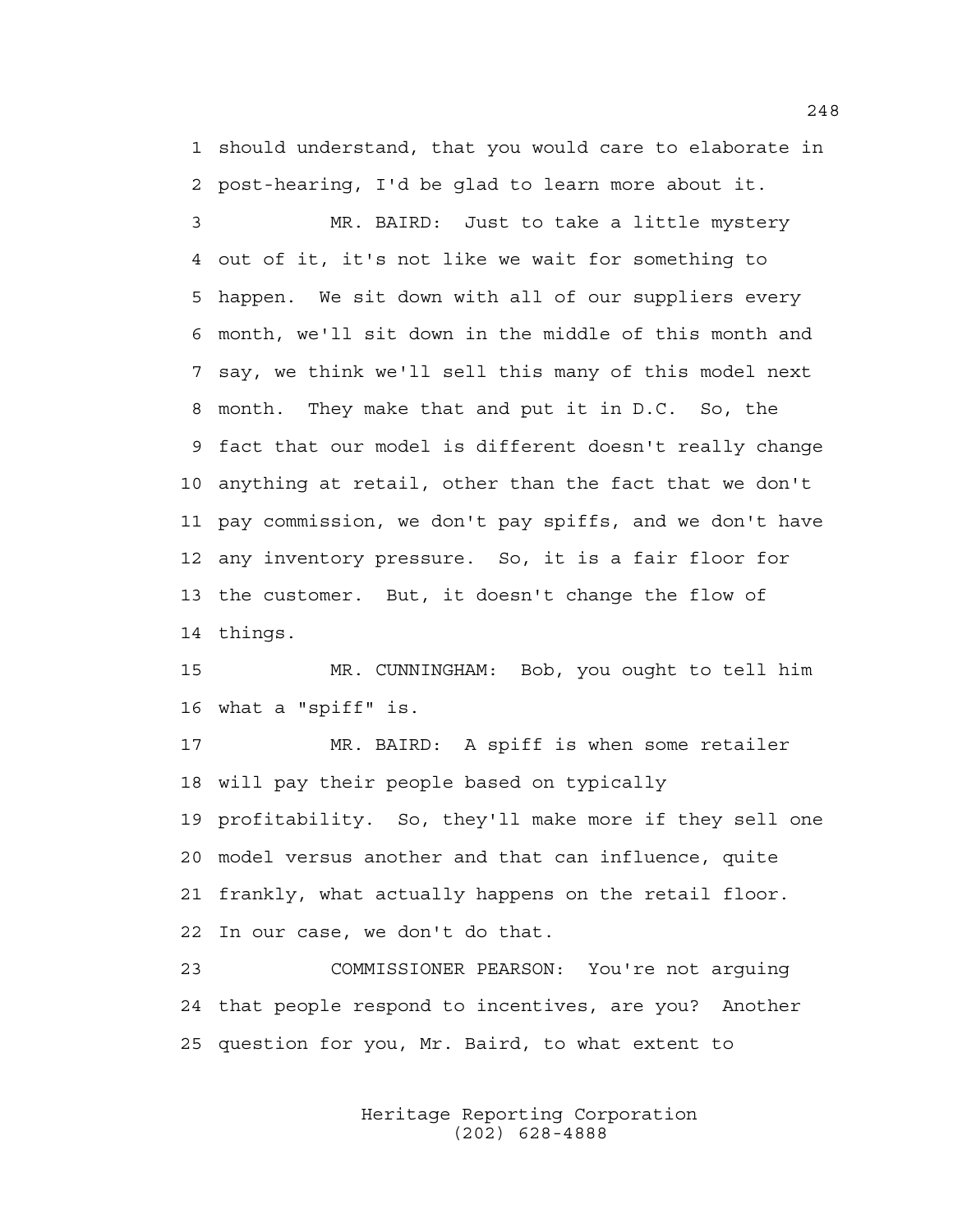should understand, that you would care to elaborate in post-hearing, I'd be glad to learn more about it.

MR. BAIRD: Just to take a little mystery out of it, it's not like we wait for something to happen. We sit down with all of our suppliers every month, we'll sit down in the middle of this month and say, we think we'll sell this many of this model next month. They make that and put it in D.C. So, the fact that our model is different doesn't really change anything at retail, other than the fact that we don't pay commission, we don't pay spiffs, and we don't have any inventory pressure. So, it is a fair floor for the customer. But, it doesn't change the flow of things.

MR. CUNNINGHAM: Bob, you ought to tell him what a "spiff" is.

MR. BAIRD: A spiff is when some retailer will pay their people based on typically profitability. So, they'll make more if they sell one model versus another and that can influence, quite frankly, what actually happens on the retail floor. In our case, we don't do that.

COMMISSIONER PEARSON: You're not arguing that people respond to incentives, are you? Another question for you, Mr. Baird, to what extent to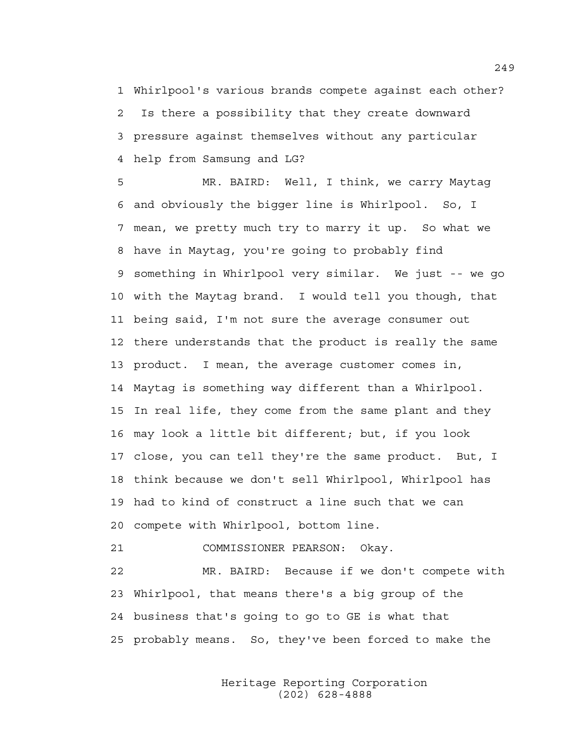Whirlpool's various brands compete against each other? Is there a possibility that they create downward pressure against themselves without any particular help from Samsung and LG?

MR. BAIRD: Well, I think, we carry Maytag and obviously the bigger line is Whirlpool. So, I mean, we pretty much try to marry it up. So what we have in Maytag, you're going to probably find something in Whirlpool very similar. We just -- we go with the Maytag brand. I would tell you though, that being said, I'm not sure the average consumer out there understands that the product is really the same product. I mean, the average customer comes in, Maytag is something way different than a Whirlpool. In real life, they come from the same plant and they may look a little bit different; but, if you look close, you can tell they're the same product. But, I think because we don't sell Whirlpool, Whirlpool has had to kind of construct a line such that we can compete with Whirlpool, bottom line.

COMMISSIONER PEARSON: Okay.

MR. BAIRD: Because if we don't compete with Whirlpool, that means there's a big group of the business that's going to go to GE is what that probably means. So, they've been forced to make the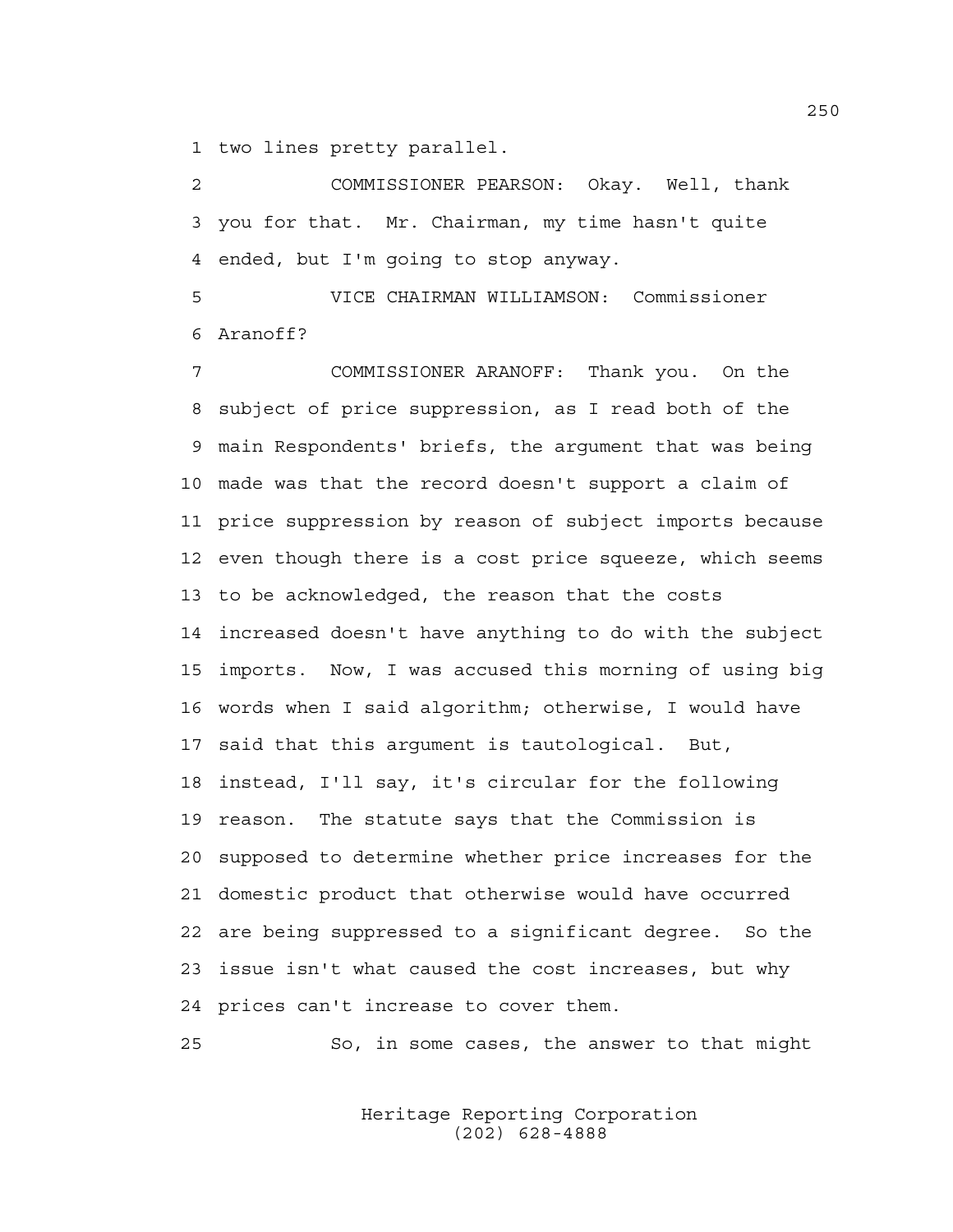1 two lines pretty parallel.

2 COMMISSIONER PEARSON: Okay. Well, thank
3 you for that. Mr. Chairman, my time hasn't quite
4 ended, but I'm going to stop anyway.

5 VICE CHAIRMAN WILLIAMSON: Commissioner
6 Aranoff?

7 COMMISSIONER ARANOFF: Thank you. On the
8 subject of price suppression, as I read both of the
9 main Respondents' briefs, the argument that was being
10 made was that the record doesn't support a claim of
11 price suppression by reason of subject imports because
12 even though there is a cost price squeeze, which seems
13 to be acknowledged, the reason that the costs
14 increased doesn't have anything to do with the subject
15 imports. Now, I was accused this morning of using big
16 words when I said algorithm; otherwise, I would have
17 said that this argument is tautological. But,
18 instead, I'll say, it's circular for the following
19 reason. The statute says that the Commission is
20 supposed to determine whether price increases for the
21 domestic product that otherwise would have occurred
22 are being suppressed to a significant degree. So the
23 issue isn't what caused the cost increases, but why
24 prices can't increase to cover them.

25 So, in some cases, the answer to that might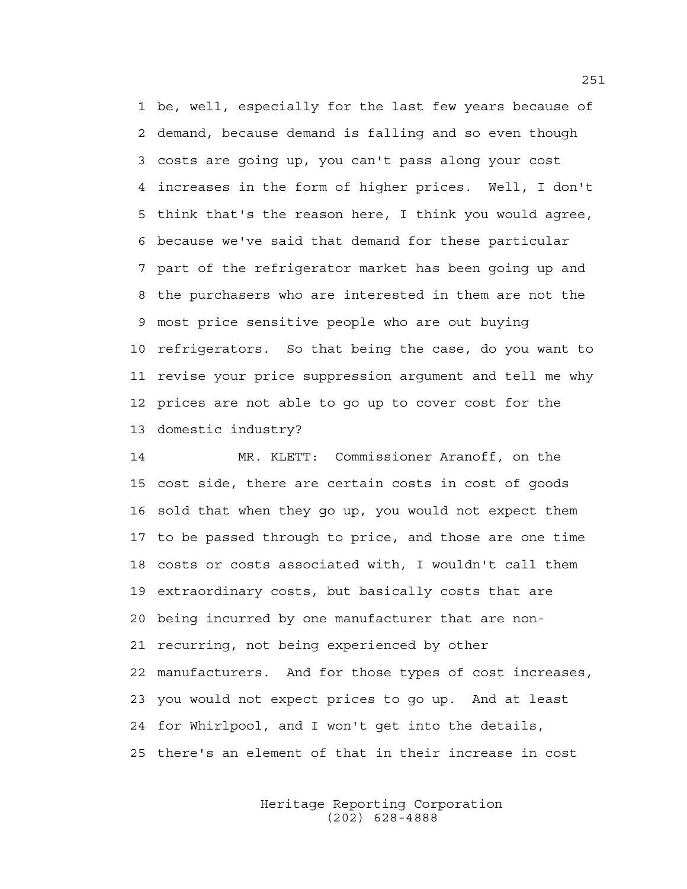1 be, well, especially for the last few years because of
2 demand, because demand is falling and so even though
3 costs are going up, you can't pass along your cost
4 increases in the form of higher prices. Well, I don't
5 think that's the reason here, I think you would agree,
6 because we've said that demand for these particular
7 part of the refrigerator market has been going up and
8 the purchasers who are interested in them are not the
9 most price sensitive people who are out buying
10 refrigerators. So that being the case, do you want to
11 revise your price suppression argument and tell me why
12 prices are not able to go up to cover cost for the
13 domestic industry?

14 MR. KLETT: Commissioner Aranoff, on the
15 cost side, there are certain costs in cost of goods
16 sold that when they go up, you would not expect them
17 to be passed through to price, and those are one time
18 costs or costs associated with, I wouldn't call them
19 extraordinary costs, but basically costs that are
20 being incurred by one manufacturer that are non-
21 recurring, not being experienced by other
22 manufacturers. And for those types of cost increases,
23 you would not expect prices to go up. And at least
24 for Whirlpool, and I won't get into the details,
25 there's an element of that in their increase in cost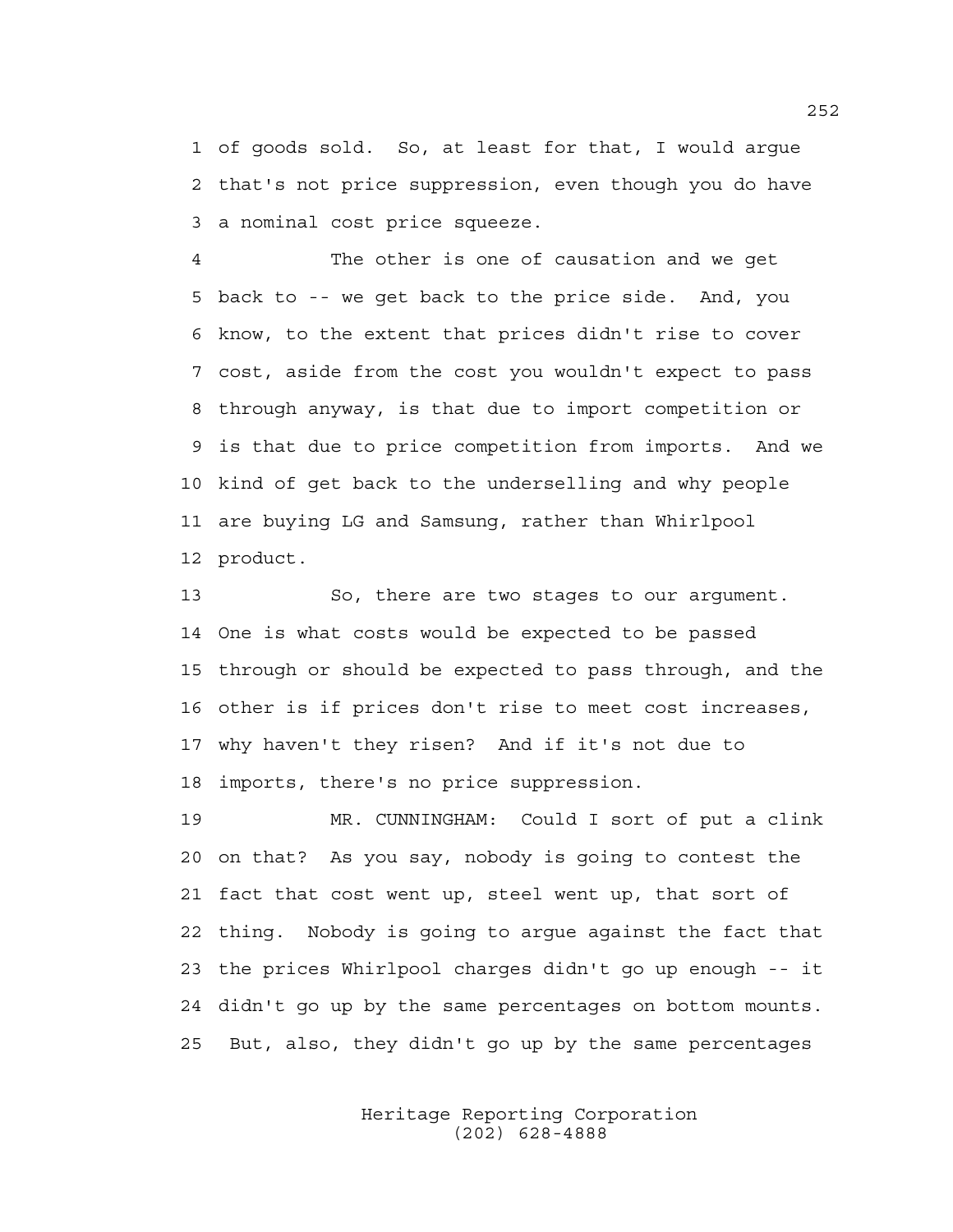1 of goods sold. So, at least for that, I would argue
2 that's not price suppression, even though you do have
3 a nominal cost price squeeze.

4 The other is one of causation and we get
5 back to -- we get back to the price side. And, you
6 know, to the extent that prices didn't rise to cover
7 cost, aside from the cost you wouldn't expect to pass
8 through anyway, is that due to import competition or
9 is that due to price competition from imports. And we
10 kind of get back to the underselling and why people
11 are buying LG and Samsung, rather than Whirlpool
12 product.

13 So, there are two stages to our argument.
14 One is what costs would be expected to be passed
15 through or should be expected to pass through, and the
16 other is if prices don't rise to meet cost increases,
17 why haven't they risen? And if it's not due to
18 imports, there's no price suppression.

19 MR. CUNNINGHAM: Could I sort of put a clink
20 on that? As you say, nobody is going to contest the
21 fact that cost went up, steel went up, that sort of
22 thing. Nobody is going to argue against the fact that
23 the prices Whirlpool charges didn't go up enough -- it
24 didn't go up by the same percentages on bottom mounts.
25 But, also, they didn't go up by the same percentages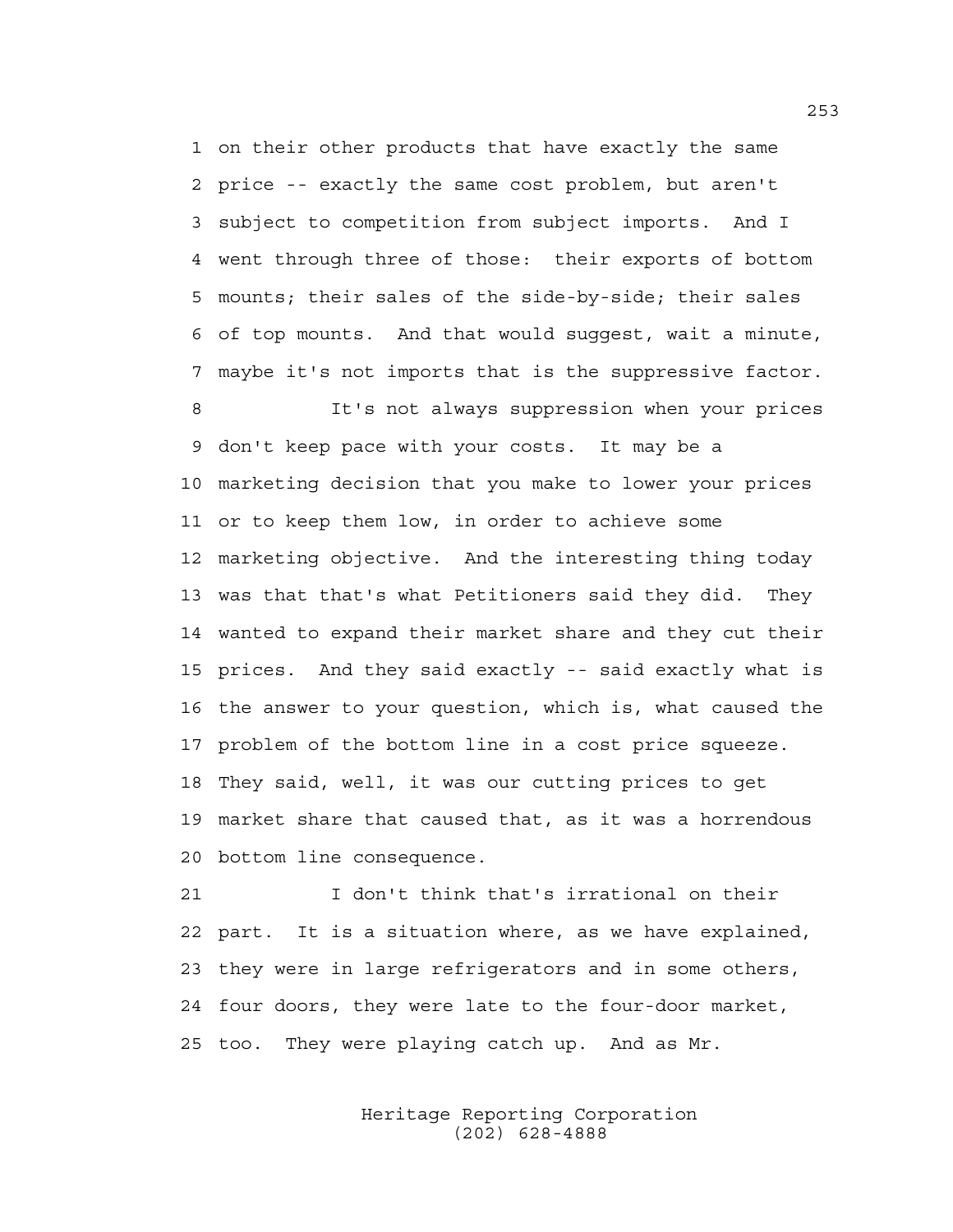on their other products that have exactly the same price -- exactly the same cost problem, but aren't subject to competition from subject imports. And I went through three of those: their exports of bottom mounts; their sales of the side-by-side; their sales of top mounts. And that would suggest, wait a minute, maybe it's not imports that is the suppressive factor.

It's not always suppression when your prices don't keep pace with your costs. It may be a marketing decision that you make to lower your prices or to keep them low, in order to achieve some marketing objective. And the interesting thing today was that that's what Petitioners said they did. They wanted to expand their market share and they cut their prices. And they said exactly -- said exactly what is the answer to your question, which is, what caused the problem of the bottom line in a cost price squeeze. They said, well, it was our cutting prices to get market share that caused that, as it was a horrendous bottom line consequence.

I don't think that's irrational on their part. It is a situation where, as we have explained, they were in large refrigerators and in some others, four doors, they were late to the four-door market, too. They were playing catch up. And as Mr.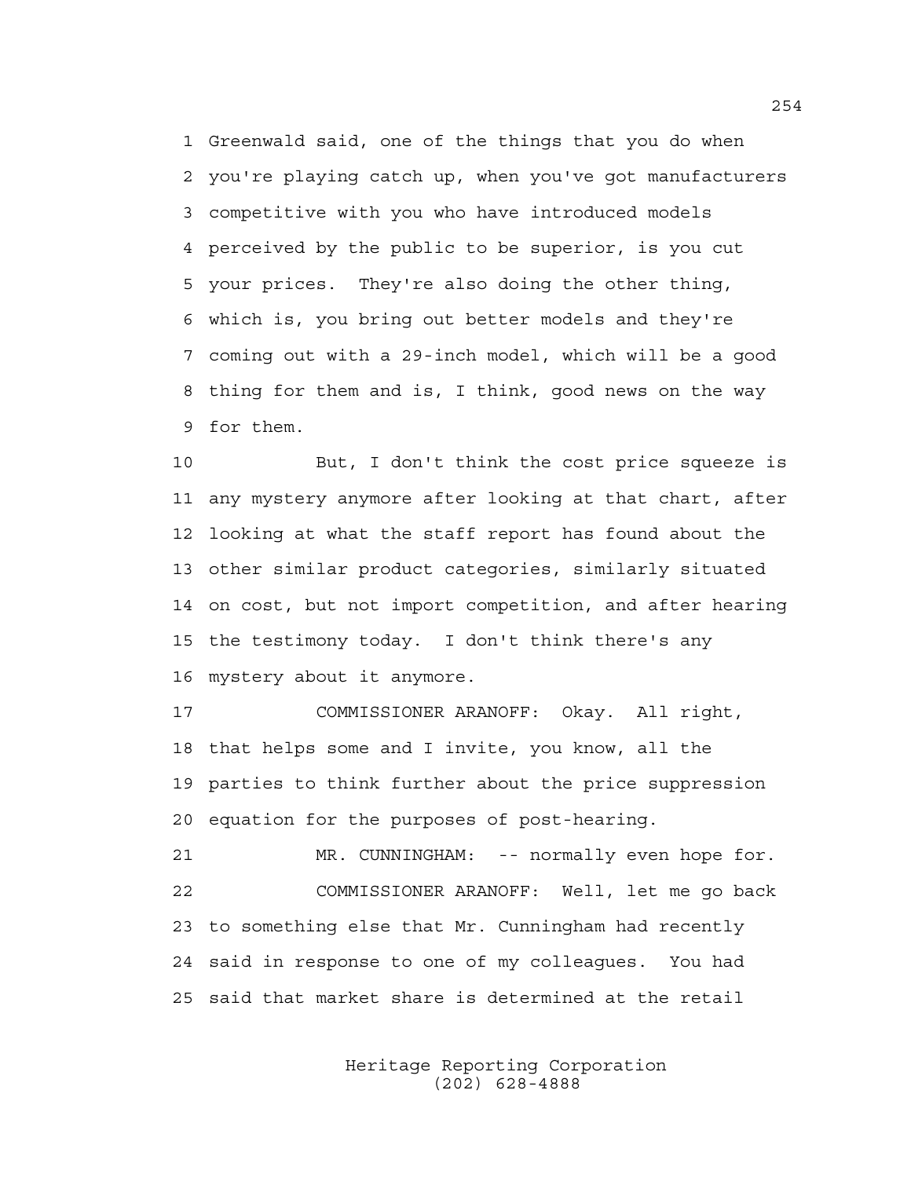1 Greenwald said, one of the things that you do when
2 you're playing catch up, when you've got manufacturers
3 competitive with you who have introduced models
4 perceived by the public to be superior, is you cut
5 your prices. They're also doing the other thing,
6 which is, you bring out better models and they're
7 coming out with a 29-inch model, which will be a good
8 thing for them and is, I think, good news on the way
9 for them.

10 But, I don't think the cost price squeeze is
11 any mystery anymore after looking at that chart, after
12 looking at what the staff report has found about the
13 other similar product categories, similarly situated
14 on cost, but not import competition, and after hearing
15 the testimony today. I don't think there's any
16 mystery about it anymore.

17 COMMISSIONER ARANOFF: Okay. All right,
18 that helps some and I invite, you know, all the
19 parties to think further about the price suppression
20 equation for the purposes of post-hearing.

21 MR. CUNNINGHAM: -- normally even hope for.

22 COMMISSIONER ARANOFF: Well, let me go back
23 to something else that Mr. Cunningham had recently
24 said in response to one of my colleagues. You had
25 said that market share is determined at the retail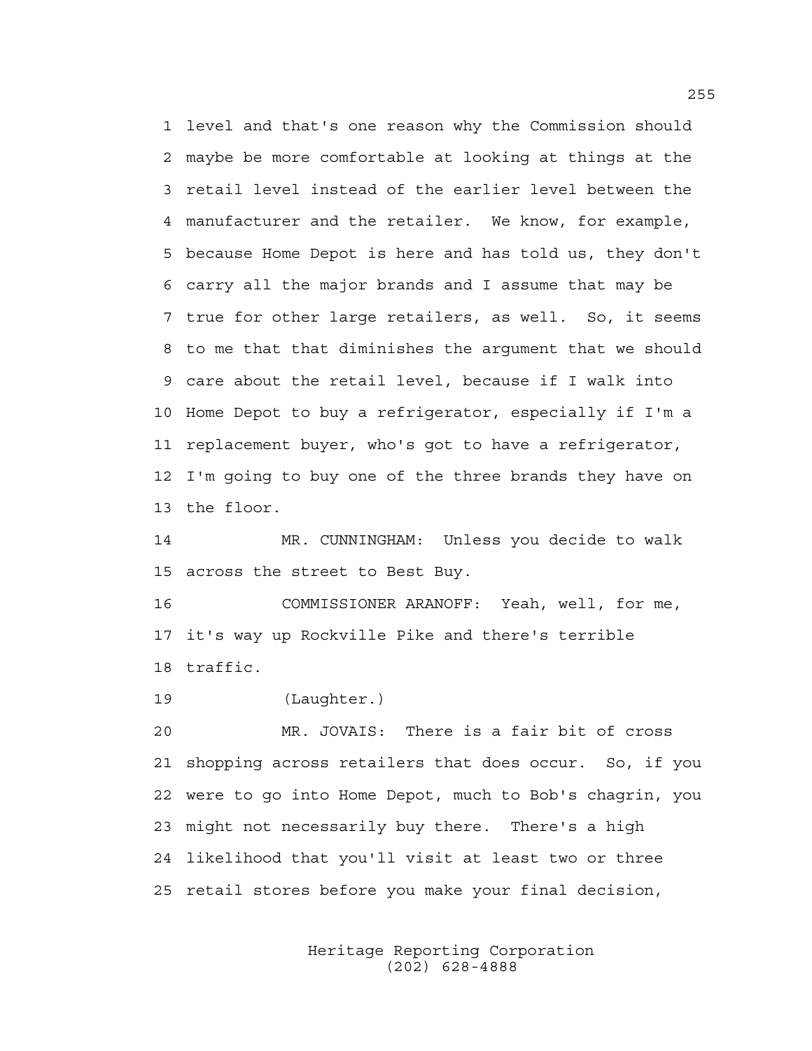level and that's one reason why the Commission should maybe be more comfortable at looking at things at the retail level instead of the earlier level between the manufacturer and the retailer. We know, for example, because Home Depot is here and has told us, they don't carry all the major brands and I assume that may be true for other large retailers, as well. So, it seems to me that that diminishes the argument that we should care about the retail level, because if I walk into Home Depot to buy a refrigerator, especially if I'm a replacement buyer, who's got to have a refrigerator, I'm going to buy one of the three brands they have on the floor.

MR. CUNNINGHAM: Unless you decide to walk across the street to Best Buy.

COMMISSIONER ARANOFF: Yeah, well, for me, it's way up Rockville Pike and there's terrible traffic.

(Laughter.)

MR. JOVAIS: There is a fair bit of cross shopping across retailers that does occur. So, if you were to go into Home Depot, much to Bob's chagrin, you might not necessarily buy there. There's a high likelihood that you'll visit at least two or three retail stores before you make your final decision,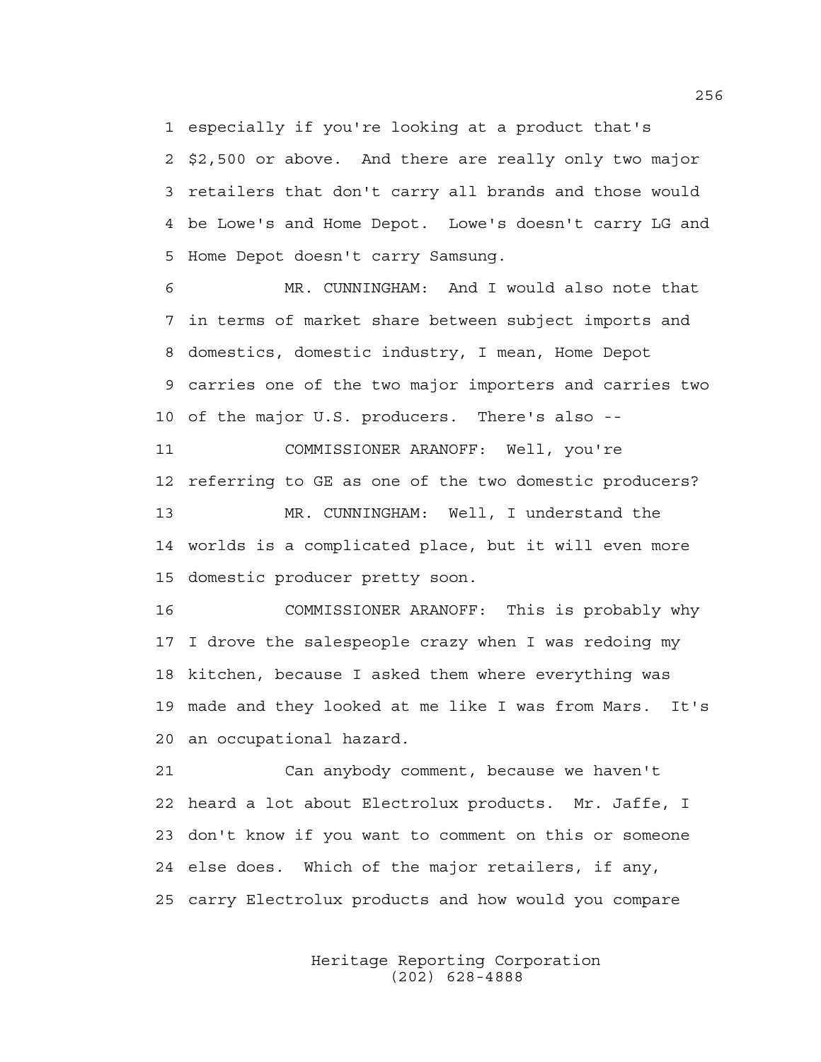1 especially if you're looking at a product that's
2 $2,500 or above. And there are really only two major
3 retailers that don't carry all brands and those would
4 be Lowe's and Home Depot. Lowe's doesn't carry LG and
5 Home Depot doesn't carry Samsung.

6 MR. CUNNINGHAM: And I would also note that
7 in terms of market share between subject imports and
8 domestics, domestic industry, I mean, Home Depot
9 carries one of the two major importers and carries two
10 of the major U.S. producers. There's also --

11 COMMISSIONER ARANOFF: Well, you're
12 referring to GE as one of the two domestic producers?

13 MR. CUNNINGHAM: Well, I understand the
14 worlds is a complicated place, but it will even more
15 domestic producer pretty soon.

16 COMMISSIONER ARANOFF: This is probably why
17 I drove the salespeople crazy when I was redoing my
18 kitchen, because I asked them where everything was
19 made and they looked at me like I was from Mars. It's
20 an occupational hazard.

21 Can anybody comment, because we haven't
22 heard a lot about Electrolux products. Mr. Jaffe, I
23 don't know if you want to comment on this or someone
24 else does. Which of the major retailers, if any,
25 carry Electrolux products and how would you compare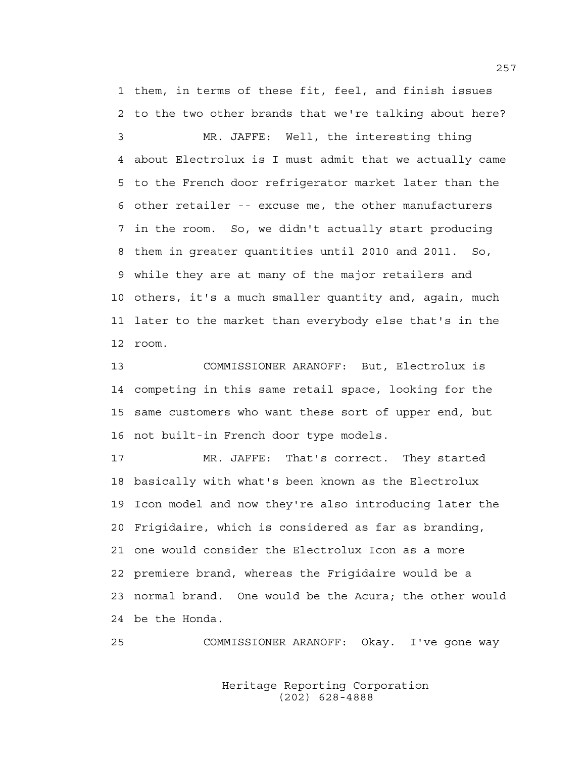1 them, in terms of these fit, feel, and finish issues
2 to the two other brands that we're talking about here?
3 MR. JAFFE: Well, the interesting thing
4 about Electrolux is I must admit that we actually came
5 to the French door refrigerator market later than the
6 other retailer -- excuse me, the other manufacturers
7 in the room. So, we didn't actually start producing
8 them in greater quantities until 2010 and 2011. So,
9 while they are at many of the major retailers and
10 others, it's a much smaller quantity and, again, much
11 later to the market than everybody else that's in the
12 room.
13 COMMISSIONER ARANOFF: But, Electrolux is
14 competing in this same retail space, looking for the
15 same customers who want these sort of upper end, but
16 not built-in French door type models.
17 MR. JAFFE: That's correct. They started
18 basically with what's been known as the Electrolux
19 Icon model and now they're also introducing later the
20 Frigidaire, which is considered as far as branding,
21 one would consider the Electrolux Icon as a more
22 premiere brand, whereas the Frigidaire would be a
23 normal brand. One would be the Acura; the other would
24 be the Honda.
25 COMMISSIONER ARANOFF: Okay. I've gone way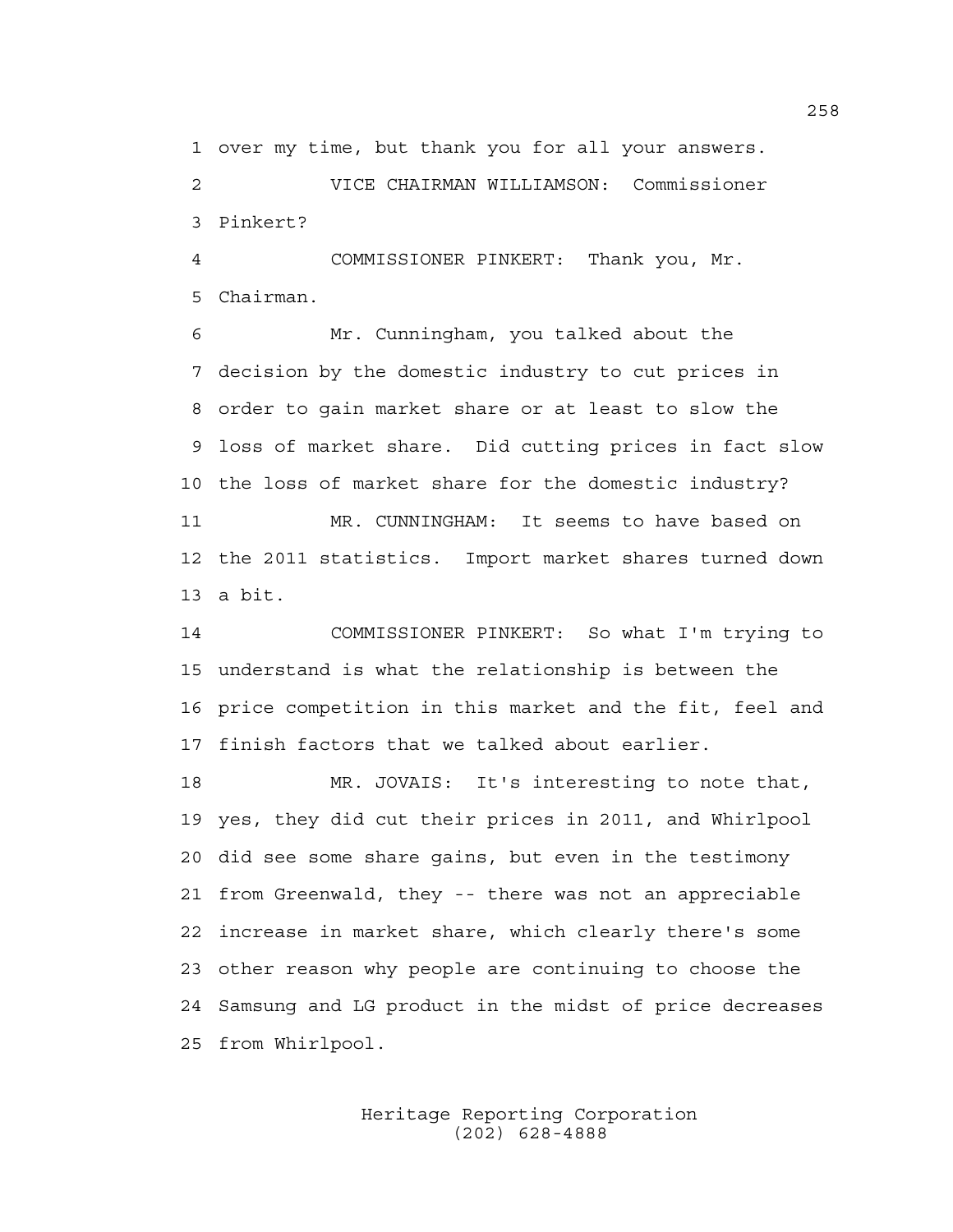1 over my time, but thank you for all your answers.

2 VICE CHAIRMAN WILLIAMSON: Commissioner

3 Pinkert?

4 COMMISSIONER PINKERT: Thank you, Mr.

5 Chairman.

6 Mr. Cunningham, you talked about the

7 decision by the domestic industry to cut prices in

8 order to gain market share or at least to slow the

9 loss of market share. Did cutting prices in fact slow

10 the loss of market share for the domestic industry?

11 MR. CUNNINGHAM: It seems to have based on

12 the 2011 statistics. Import market shares turned down

13 a bit.

14 COMMISSIONER PINKERT: So what I'm trying to

15 understand is what the relationship is between the

16 price competition in this market and the fit, feel and

17 finish factors that we talked about earlier.

18 MR. JOVAIS: It's interesting to note that,

19 yes, they did cut their prices in 2011, and Whirlpool

20 did see some share gains, but even in the testimony

21 from Greenwald, they -- there was not an appreciable

22 increase in market share, which clearly there's some

23 other reason why people are continuing to choose the

24 Samsung and LG product in the midst of price decreases

25 from Whirlpool.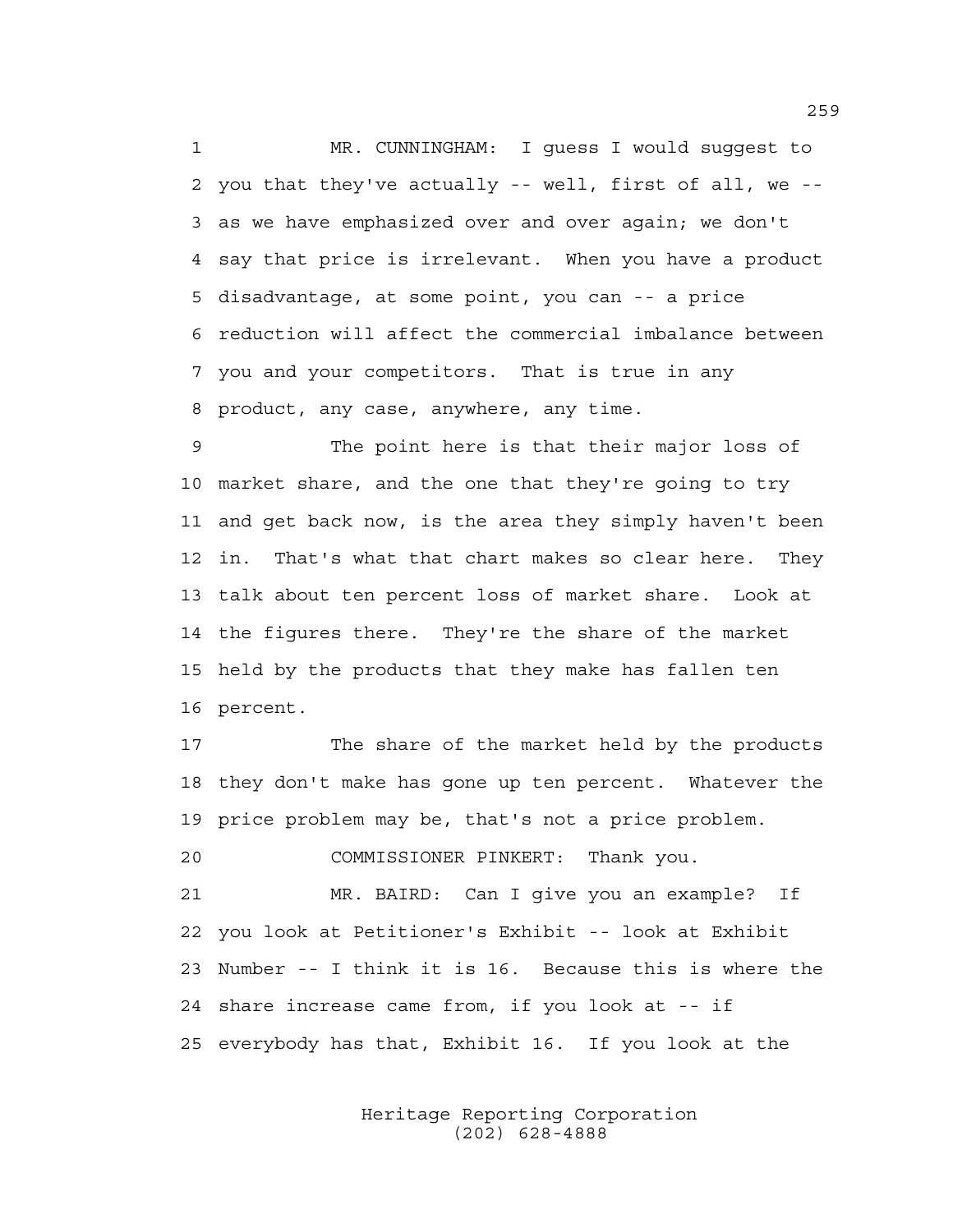MR. CUNNINGHAM: I guess I would suggest to you that they've actually -- well, first of all, we -- as we have emphasized over and over again; we don't say that price is irrelevant. When you have a product disadvantage, at some point, you can -- a price reduction will affect the commercial imbalance between you and your competitors. That is true in any product, any case, anywhere, any time.

The point here is that their major loss of market share, and the one that they're going to try and get back now, is the area they simply haven't been in. That's what that chart makes so clear here. They talk about ten percent loss of market share. Look at the figures there. They're the share of the market held by the products that they make has fallen ten percent.

The share of the market held by the products they don't make has gone up ten percent. Whatever the price problem may be, that's not a price problem.

COMMISSIONER PINKERT: Thank you.

MR. BAIRD: Can I give you an example? If you look at Petitioner's Exhibit -- look at Exhibit Number -- I think it is 16. Because this is where the share increase came from, if you look at -- if everybody has that, Exhibit 16. If you look at the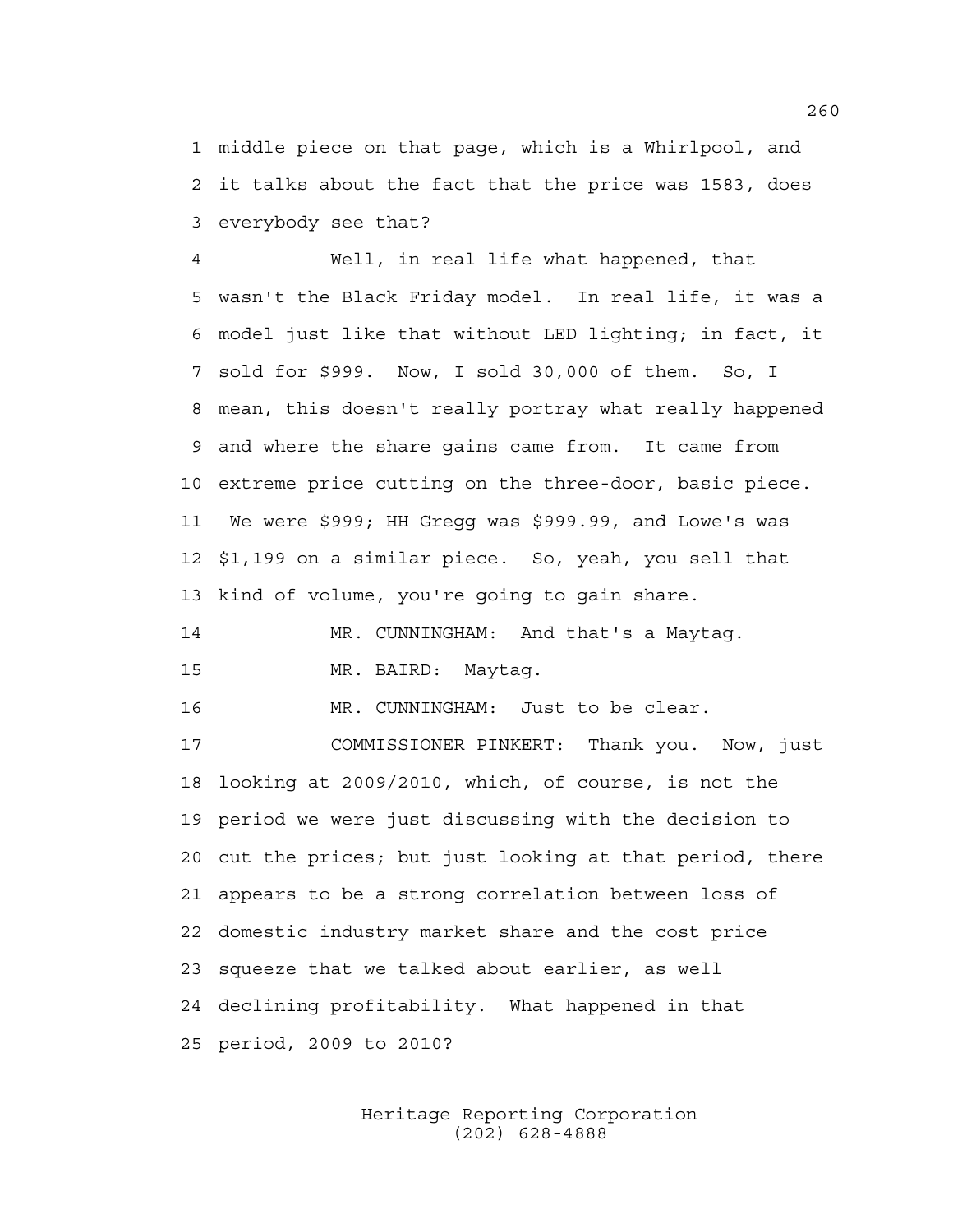1 middle piece on that page, which is a Whirlpool, and
2 it talks about the fact that the price was 1583, does
3 everybody see that?

4 Well, in real life what happened, that
5 wasn't the Black Friday model. In real life, it was a
6 model just like that without LED lighting; in fact, it
7 sold for $999. Now, I sold 30,000 of them. So, I
8 mean, this doesn't really portray what really happened
9 and where the share gains came from. It came from
10 extreme price cutting on the three-door, basic piece.
11 We were $999; HH Gregg was $999.99, and Lowe's was
12 $1,199 on a similar piece. So, yeah, you sell that
13 kind of volume, you're going to gain share.

14 MR. CUNNINGHAM: And that's a Maytag.

15 MR. BAIRD: Maytag.

16 MR. CUNNINGHAM: Just to be clear.

17 COMMISSIONER PINKERT: Thank you. Now, just
18 looking at 2009/2010, which, of course, is not the
19 period we were just discussing with the decision to
20 cut the prices; but just looking at that period, there
21 appears to be a strong correlation between loss of
22 domestic industry market share and the cost price
23 squeeze that we talked about earlier, as well
24 declining profitability. What happened in that
25 period, 2009 to 2010?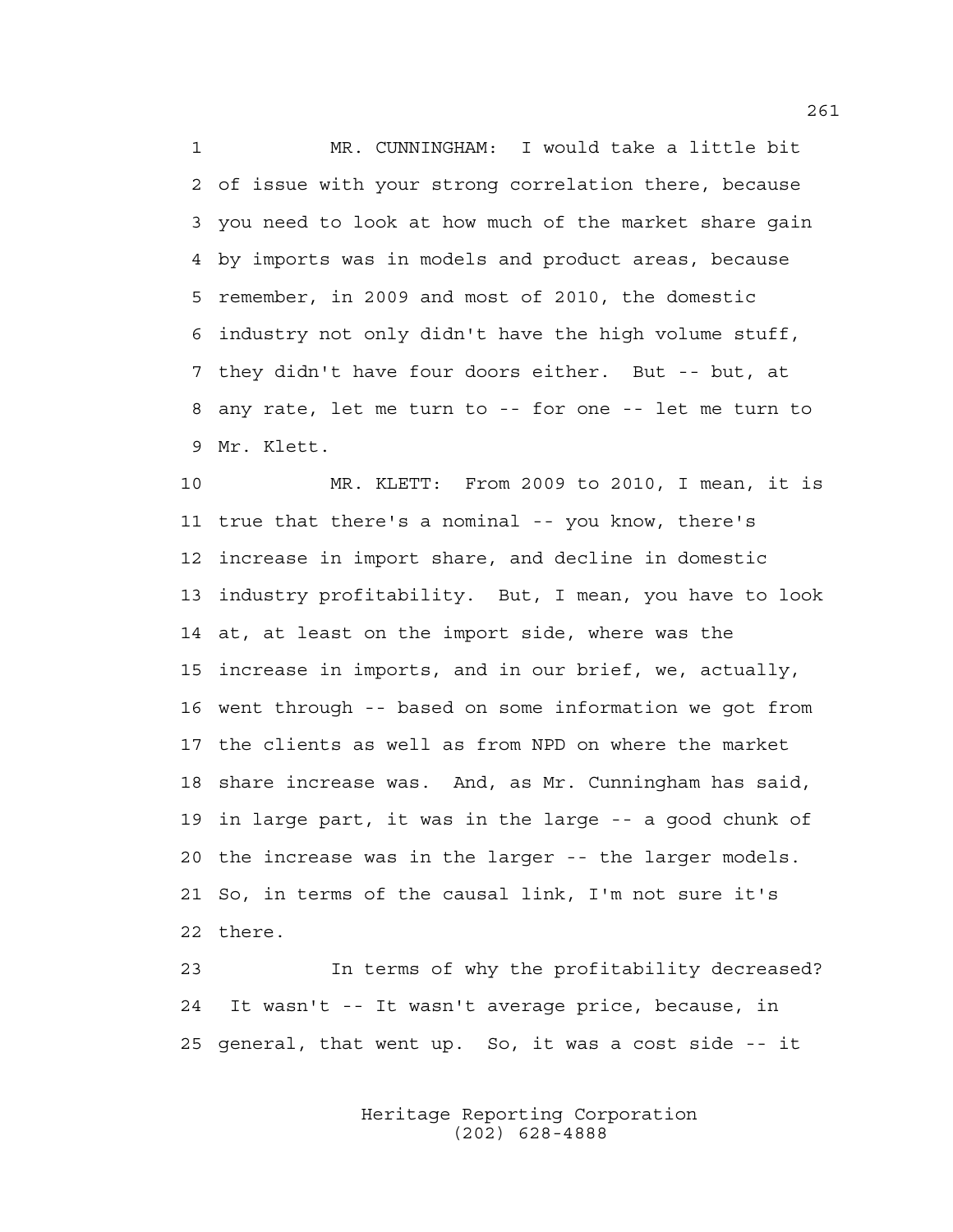MR. CUNNINGHAM: I would take a little bit of issue with your strong correlation there, because you need to look at how much of the market share gain by imports was in models and product areas, because remember, in 2009 and most of 2010, the domestic industry not only didn't have the high volume stuff, they didn't have four doors either. But -- but, at any rate, let me turn to -- for one -- let me turn to Mr. Klett.

MR. KLETT: From 2009 to 2010, I mean, it is true that there's a nominal -- you know, there's increase in import share, and decline in domestic industry profitability. But, I mean, you have to look at, at least on the import side, where was the increase in imports, and in our brief, we, actually, went through -- based on some information we got from the clients as well as from NPD on where the market share increase was. And, as Mr. Cunningham has said, in large part, it was in the large -- a good chunk of the increase was in the larger -- the larger models. So, in terms of the causal link, I'm not sure it's there.

In terms of why the profitability decreased? It wasn't -- It wasn't average price, because, in general, that went up. So, it was a cost side -- it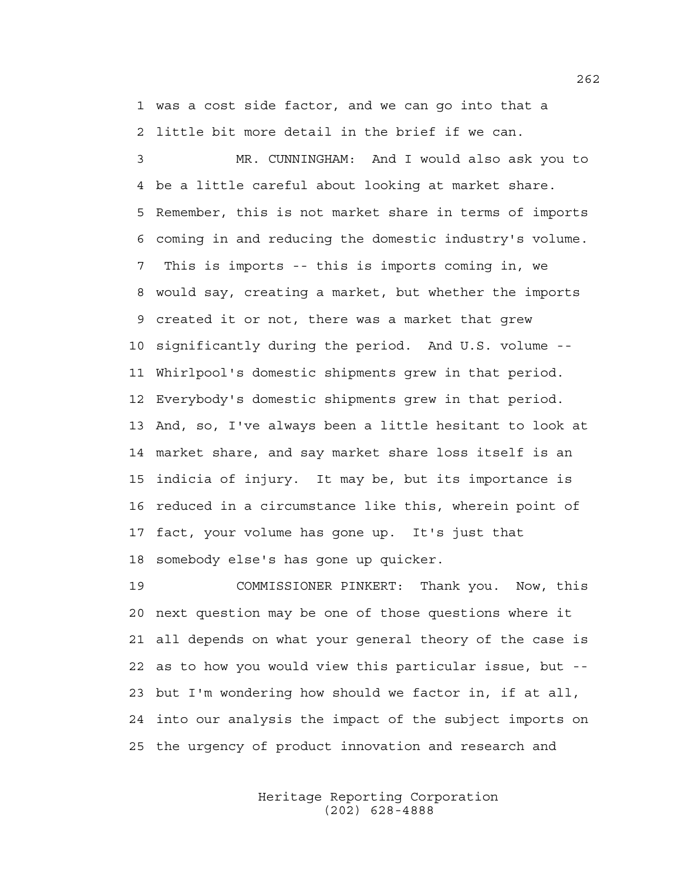was a cost side factor, and we can go into that a little bit more detail in the brief if we can.

MR. CUNNINGHAM: And I would also ask you to be a little careful about looking at market share. Remember, this is not market share in terms of imports coming in and reducing the domestic industry's volume. This is imports -- this is imports coming in, we would say, creating a market, but whether the imports created it or not, there was a market that grew significantly during the period. And U.S. volume -- Whirlpool's domestic shipments grew in that period. Everybody's domestic shipments grew in that period. And, so, I've always been a little hesitant to look at market share, and say market share loss itself is an indicia of injury. It may be, but its importance is reduced in a circumstance like this, wherein point of fact, your volume has gone up. It's just that somebody else's has gone up quicker.

COMMISSIONER PINKERT: Thank you. Now, this next question may be one of those questions where it all depends on what your general theory of the case is as to how you would view this particular issue, but -- but I'm wondering how should we factor in, if at all, into our analysis the impact of the subject imports on the urgency of product innovation and research and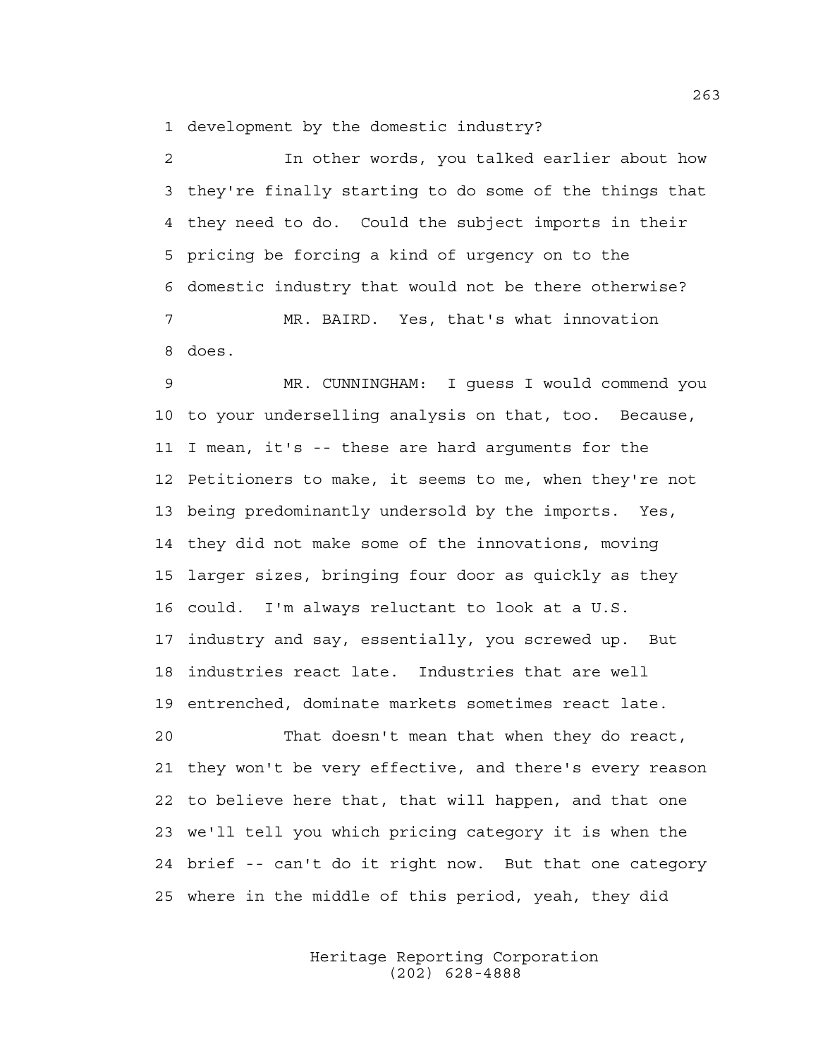1 development by the domestic industry?

2 In other words, you talked earlier about how
3 they're finally starting to do some of the things that
4 they need to do. Could the subject imports in their
5 pricing be forcing a kind of urgency on to the
6 domestic industry that would not be there otherwise?

7 MR. BAIRD. Yes, that's what innovation
8 does.

9 MR. CUNNINGHAM: I guess I would commend you
10 to your underselling analysis on that, too. Because,
11 I mean, it's -- these are hard arguments for the
12 Petitioners to make, it seems to me, when they're not
13 being predominantly undersold by the imports. Yes,
14 they did not make some of the innovations, moving
15 larger sizes, bringing four door as quickly as they
16 could. I'm always reluctant to look at a U.S.
17 industry and say, essentially, you screwed up. But
18 industries react late. Industries that are well
19 entrenched, dominate markets sometimes react late.

20 That doesn't mean that when they do react,
21 they won't be very effective, and there's every reason
22 to believe here that, that will happen, and that one
23 we'll tell you which pricing category it is when the
24 brief -- can't do it right now. But that one category
25 where in the middle of this period, yeah, they did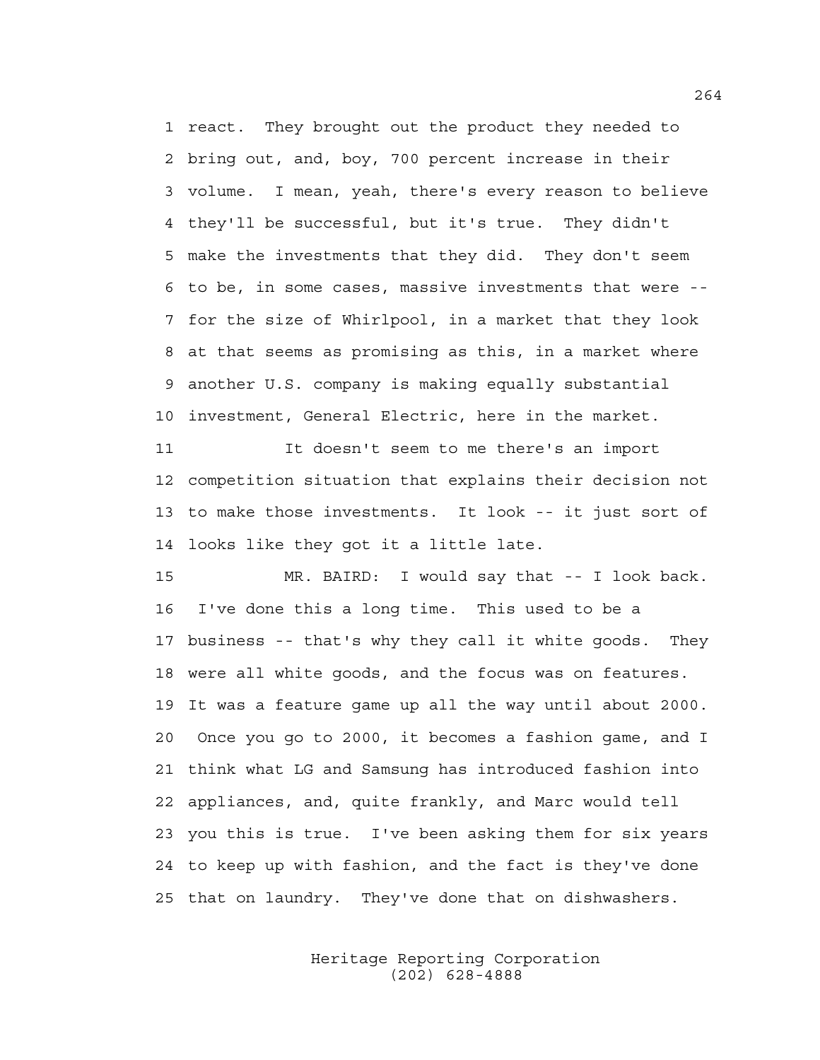1 react. They brought out the product they needed to
2 bring out, and, boy, 700 percent increase in their
3 volume. I mean, yeah, there's every reason to believe
4 they'll be successful, but it's true. They didn't
5 make the investments that they did. They don't seem
6 to be, in some cases, massive investments that were --
7 for the size of Whirlpool, in a market that they look
8 at that seems as promising as this, in a market where
9 another U.S. company is making equally substantial
10 investment, General Electric, here in the market.

11 It doesn't seem to me there's an import
12 competition situation that explains their decision not
13 to make those investments. It look -- it just sort of
14 looks like they got it a little late.

15 MR. BAIRD: I would say that -- I look back.
16 I've done this a long time. This used to be a
17 business -- that's why they call it white goods. They
18 were all white goods, and the focus was on features.
19 It was a feature game up all the way until about 2000.
20 Once you go to 2000, it becomes a fashion game, and I
21 think what LG and Samsung has introduced fashion into
22 appliances, and, quite frankly, and Marc would tell
23 you this is true. I've been asking them for six years
24 to keep up with fashion, and the fact is they've done
25 that on laundry. They've done that on dishwashers.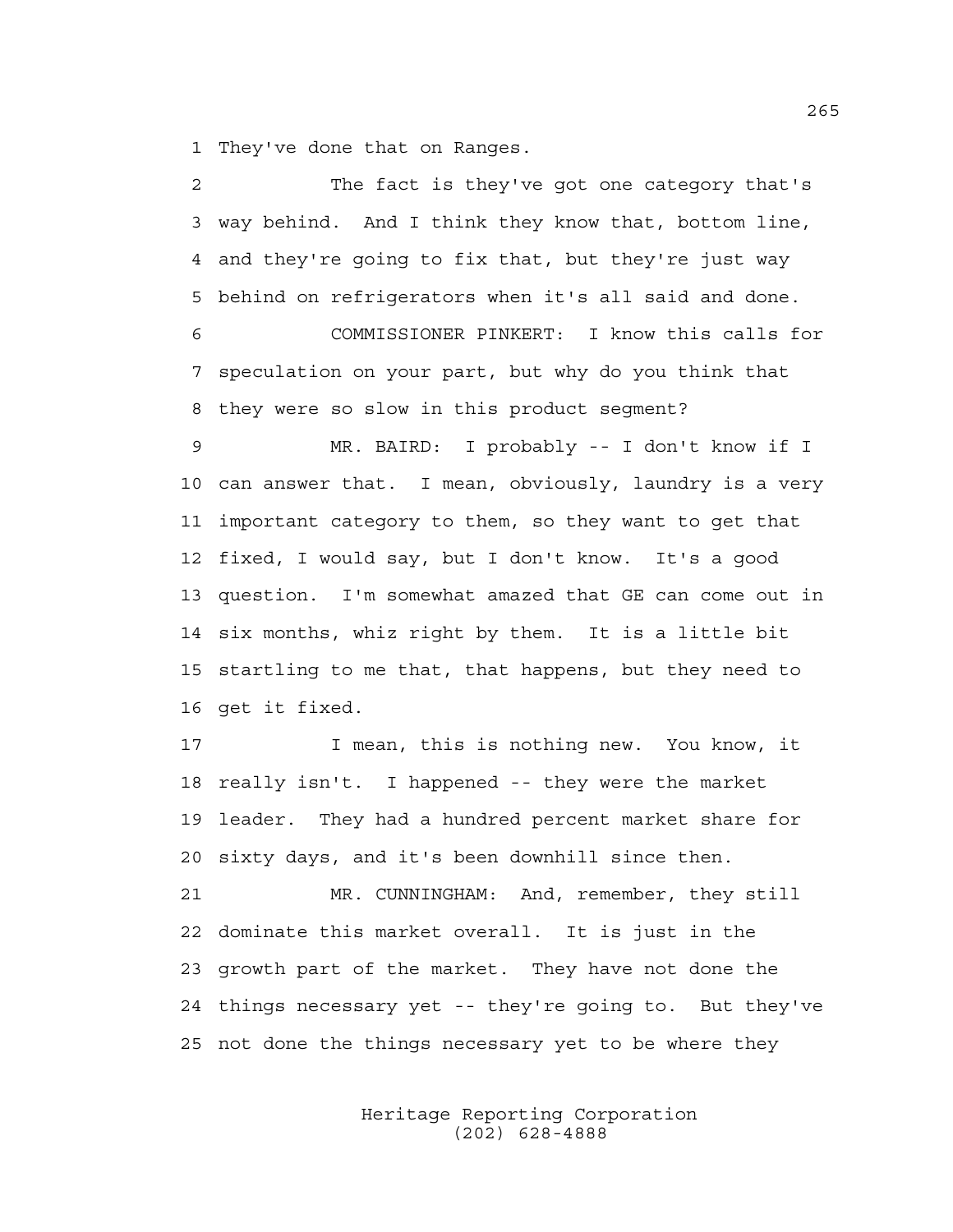1 They've done that on Ranges.

2 The fact is they've got one category that's
3 way behind. And I think they know that, bottom line,
4 and they're going to fix that, but they're just way
5 behind on refrigerators when it's all said and done.

6 COMMISSIONER PINKERT: I know this calls for
7 speculation on your part, but why do you think that
8 they were so slow in this product segment?

9 MR. BAIRD: I probably -- I don't know if I
10 can answer that. I mean, obviously, laundry is a very
11 important category to them, so they want to get that
12 fixed, I would say, but I don't know. It's a good
13 question. I'm somewhat amazed that GE can come out in
14 six months, whiz right by them. It is a little bit
15 startling to me that, that happens, but they need to
16 get it fixed.

17 I mean, this is nothing new. You know, it
18 really isn't. I happened -- they were the market
19 leader. They had a hundred percent market share for
20 sixty days, and it's been downhill since then.

21 MR. CUNNINGHAM: And, remember, they still
22 dominate this market overall. It is just in the
23 growth part of the market. They have not done the
24 things necessary yet -- they're going to. But they've
25 not done the things necessary yet to be where they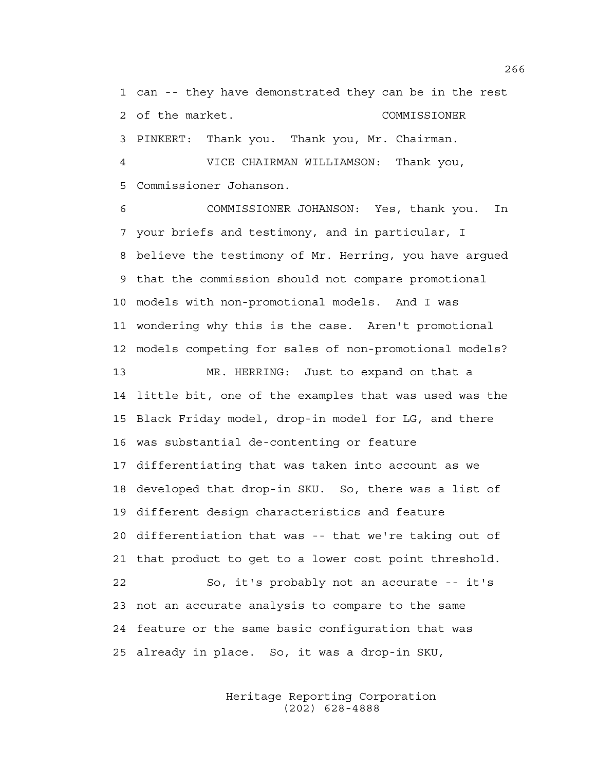1 can -- they have demonstrated they can be in the rest
2 of the market. COMMISSIONER
3 PINKERT: Thank you. Thank you, Mr. Chairman.
4 VICE CHAIRMAN WILLIAMSON: Thank you,
5 Commissioner Johanson.
6 COMMISSIONER JOHANSON: Yes, thank you. In
7 your briefs and testimony, and in particular, I
8 believe the testimony of Mr. Herring, you have argued
9 that the commission should not compare promotional
10 models with non-promotional models. And I was
11 wondering why this is the case. Aren't promotional
12 models competing for sales of non-promotional models?
13 MR. HERRING: Just to expand on that a
14 little bit, one of the examples that was used was the
15 Black Friday model, drop-in model for LG, and there
16 was substantial de-contenting or feature
17 differentiating that was taken into account as we
18 developed that drop-in SKU. So, there was a list of
19 different design characteristics and feature
20 differentiation that was -- that we're taking out of
21 that product to get to a lower cost point threshold.
22 So, it's probably not an accurate -- it's
23 not an accurate analysis to compare to the same
24 feature or the same basic configuration that was
25 already in place. So, it was a drop-in SKU,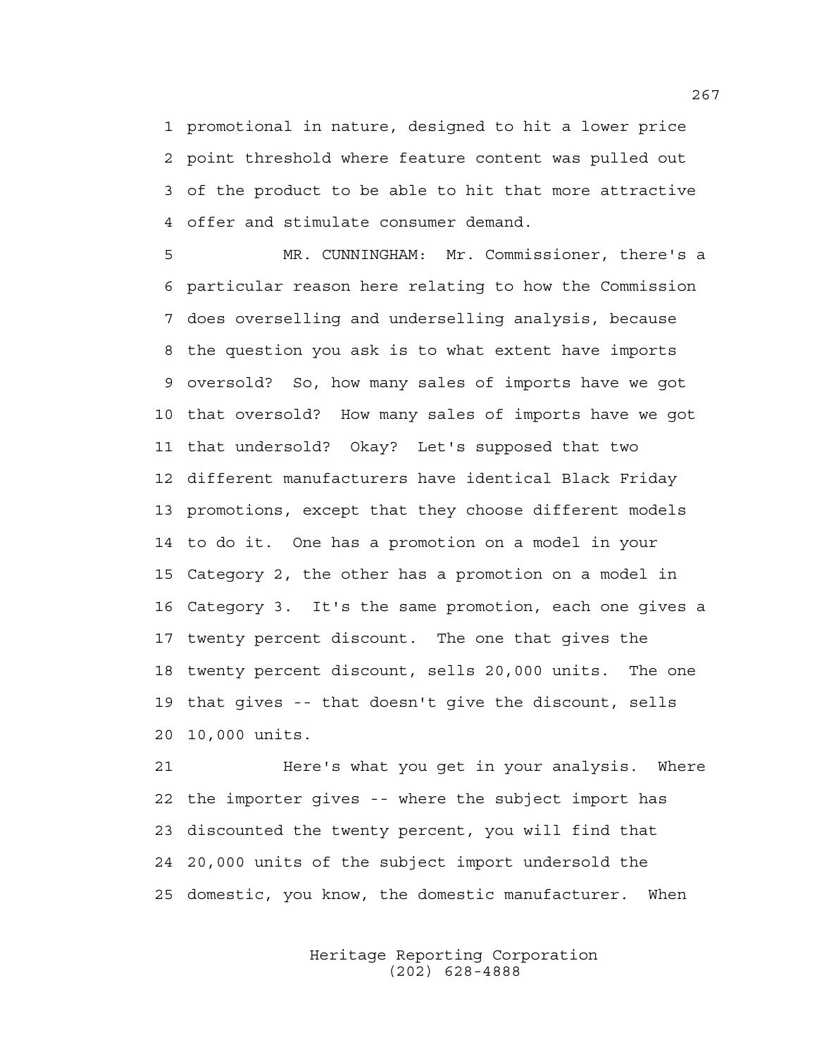promotional in nature, designed to hit a lower price point threshold where feature content was pulled out of the product to be able to hit that more attractive offer and stimulate consumer demand.

MR. CUNNINGHAM: Mr. Commissioner, there's a particular reason here relating to how the Commission does overselling and underselling analysis, because the question you ask is to what extent have imports oversold? So, how many sales of imports have we got that oversold? How many sales of imports have we got that undersold? Okay? Let's supposed that two different manufacturers have identical Black Friday promotions, except that they choose different models to do it. One has a promotion on a model in your Category 2, the other has a promotion on a model in Category 3. It's the same promotion, each one gives a twenty percent discount. The one that gives the twenty percent discount, sells 20,000 units. The one that gives -- that doesn't give the discount, sells 10,000 units.

Here's what you get in your analysis. Where the importer gives -- where the subject import has discounted the twenty percent, you will find that 20,000 units of the subject import undersold the domestic, you know, the domestic manufacturer. When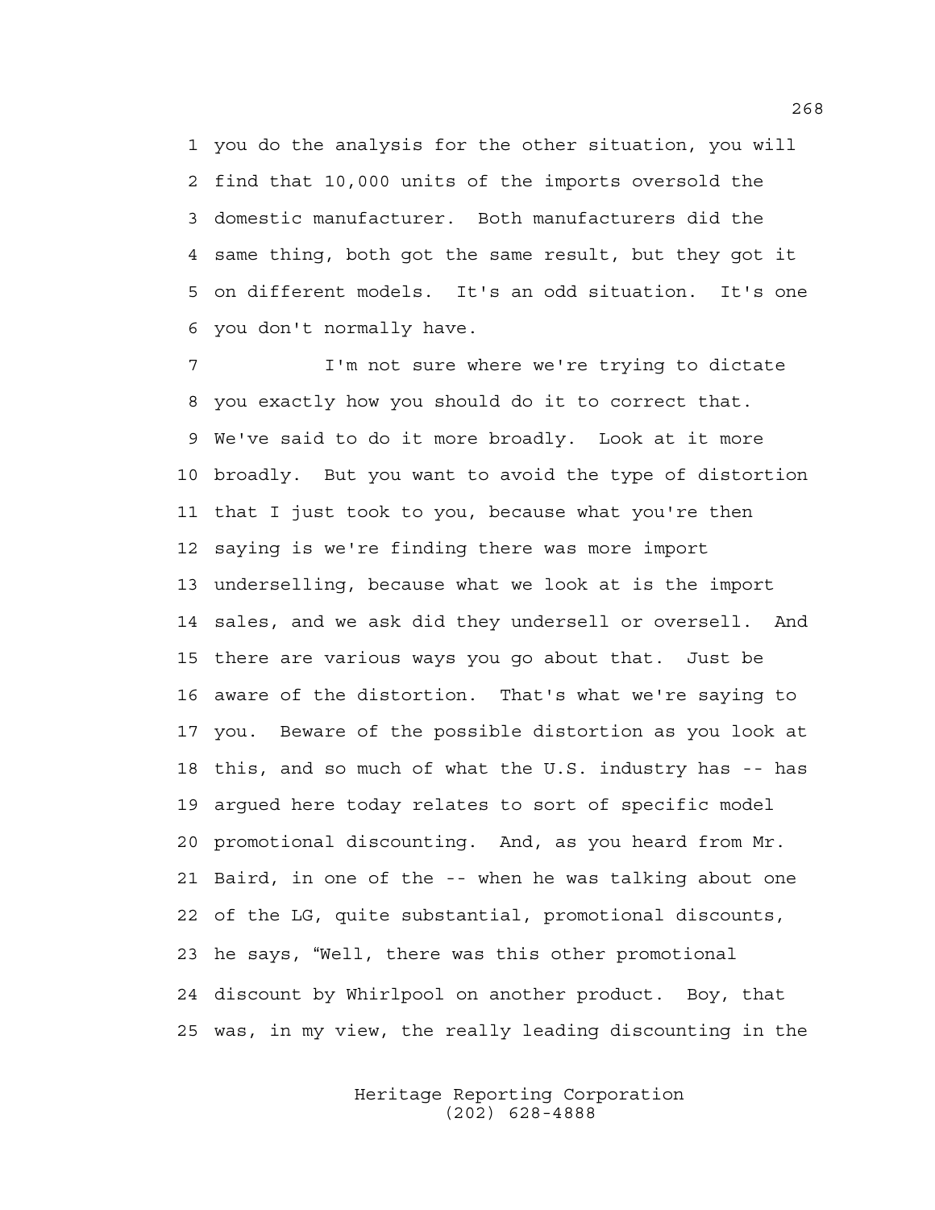1 you do the analysis for the other situation, you will
2 find that 10,000 units of the imports oversold the
3 domestic manufacturer. Both manufacturers did the
4 same thing, both got the same result, but they got it
5 on different models. It's an odd situation. It's one
6 you don't normally have.

7 I'm not sure where we're trying to dictate
8 you exactly how you should do it to correct that.
9 We've said to do it more broadly. Look at it more
10 broadly. But you want to avoid the type of distortion
11 that I just took to you, because what you're then
12 saying is we're finding there was more import
13 underselling, because what we look at is the import
14 sales, and we ask did they undersell or oversell. And
15 there are various ways you go about that. Just be
16 aware of the distortion. That's what we're saying to
17 you. Beware of the possible distortion as you look at
18 this, and so much of what the U.S. industry has -- has
19 argued here today relates to sort of specific model
20 promotional discounting. And, as you heard from Mr.
21 Baird, in one of the -- when he was talking about one
22 of the LG, quite substantial, promotional discounts,
23 he says, "Well, there was this other promotional
24 discount by Whirlpool on another product. Boy, that
25 was, in my view, the really leading discounting in the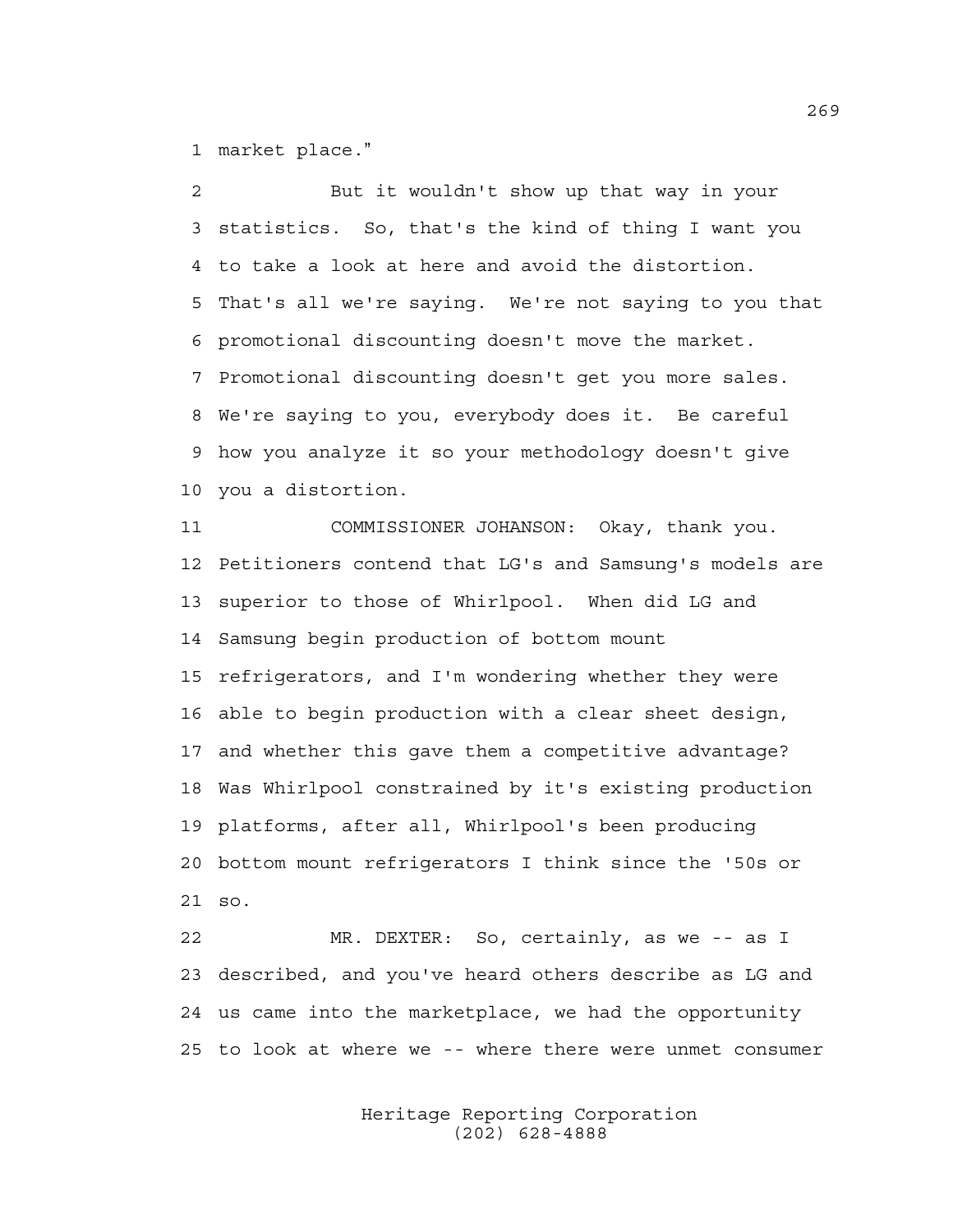1 market place."

2 But it wouldn't show up that way in your
3 statistics. So, that's the kind of thing I want you
4 to take a look at here and avoid the distortion.
5 That's all we're saying. We're not saying to you that
6 promotional discounting doesn't move the market.
7 Promotional discounting doesn't get you more sales.
8 We're saying to you, everybody does it. Be careful
9 how you analyze it so your methodology doesn't give
10 you a distortion.

11 COMMISSIONER JOHANSON: Okay, thank you.
12 Petitioners contend that LG's and Samsung's models are
13 superior to those of Whirlpool. When did LG and
14 Samsung begin production of bottom mount
15 refrigerators, and I'm wondering whether they were
16 able to begin production with a clear sheet design,
17 and whether this gave them a competitive advantage?
18 Was Whirlpool constrained by it's existing production
19 platforms, after all, Whirlpool's been producing
20 bottom mount refrigerators I think since the '50s or
21 so.

22 MR. DEXTER: So, certainly, as we -- as I
23 described, and you've heard others describe as LG and
24 us came into the marketplace, we had the opportunity
25 to look at where we -- where there were unmet consumer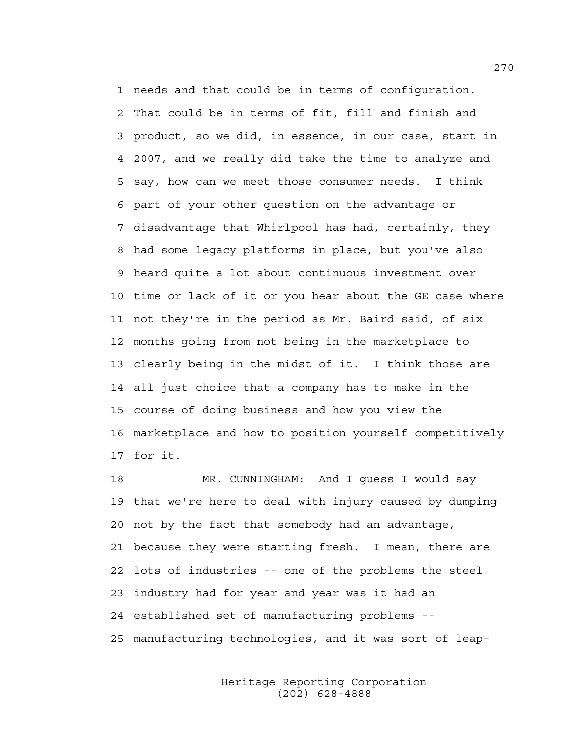1 needs and that could be in terms of configuration.
2 That could be in terms of fit, fill and finish and
3 product, so we did, in essence, in our case, start in
4 2007, and we really did take the time to analyze and
5 say, how can we meet those consumer needs. I think
6 part of your other question on the advantage or
7 disadvantage that Whirlpool has had, certainly, they
8 had some legacy platforms in place, but you've also
9 heard quite a lot about continuous investment over
10 time or lack of it or you hear about the GE case where
11 not they're in the period as Mr. Baird said, of six
12 months going from not being in the marketplace to
13 clearly being in the midst of it. I think those are
14 all just choice that a company has to make in the
15 course of doing business and how you view the
16 marketplace and how to position yourself competitively
17 for it.

18 MR. CUNNINGHAM: And I guess I would say
19 that we're here to deal with injury caused by dumping
20 not by the fact that somebody had an advantage,
21 because they were starting fresh. I mean, there are
22 lots of industries -- one of the problems the steel
23 industry had for year and year was it had an
24 established set of manufacturing problems --
25 manufacturing technologies, and it was sort of leap-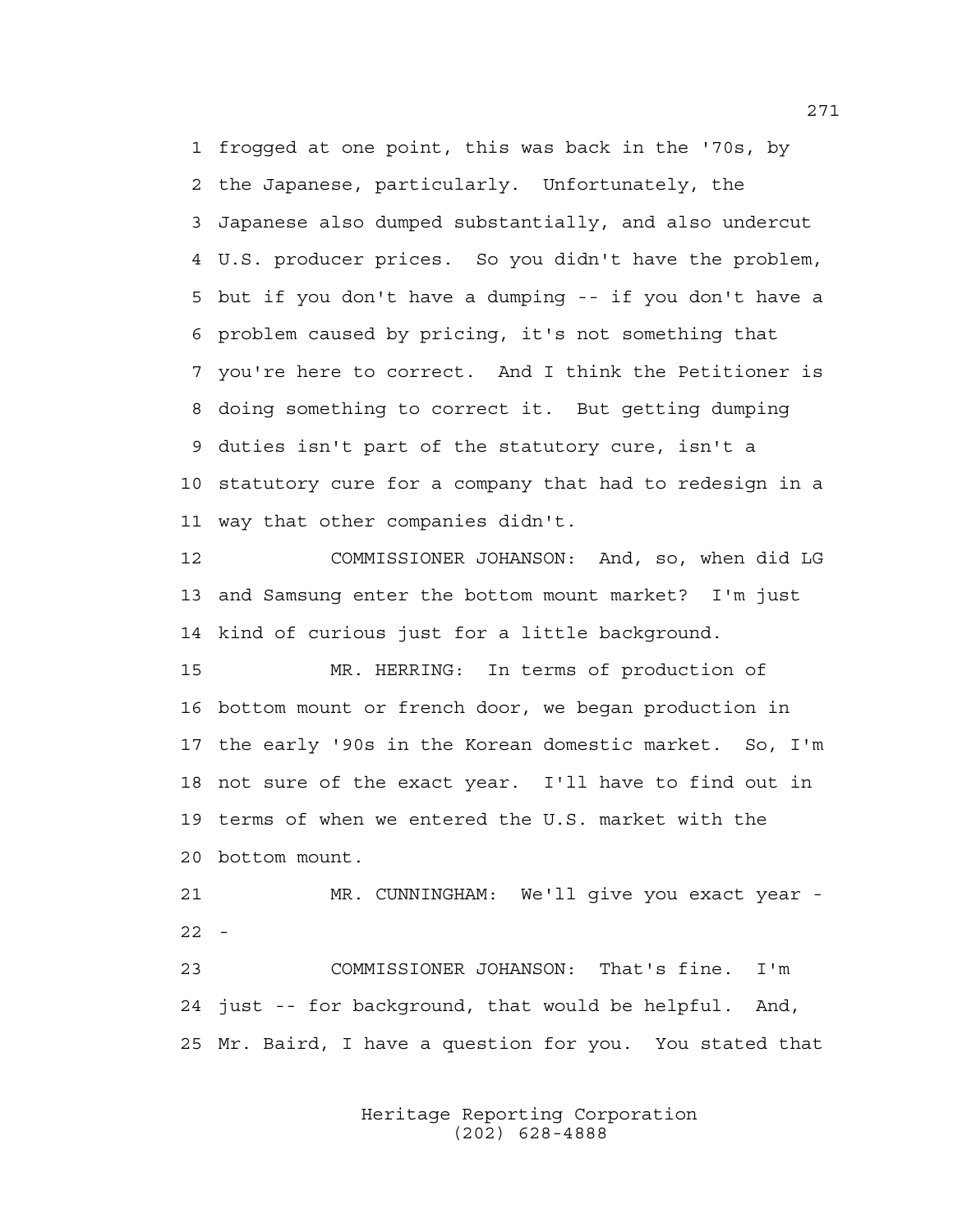1 frogged at one point, this was back in the '70s, by
2 the Japanese, particularly. Unfortunately, the
3 Japanese also dumped substantially, and also undercut
4 U.S. producer prices. So you didn't have the problem,
5 but if you don't have a dumping -- if you don't have a
6 problem caused by pricing, it's not something that
7 you're here to correct. And I think the Petitioner is
8 doing something to correct it. But getting dumping
9 duties isn't part of the statutory cure, isn't a
10 statutory cure for a company that had to redesign in a
11 way that other companies didn't.

12 COMMISSIONER JOHANSON: And, so, when did LG
13 and Samsung enter the bottom mount market? I'm just
14 kind of curious just for a little background.

15 MR. HERRING: In terms of production of
16 bottom mount or french door, we began production in
17 the early '90s in the Korean domestic market. So, I'm
18 not sure of the exact year. I'll have to find out in
19 terms of when we entered the U.S. market with the
20 bottom mount.

21 MR. CUNNINGHAM: We'll give you exact year -
22 -

23 COMMISSIONER JOHANSON: That's fine. I'm
24 just -- for background, that would be helpful. And,
25 Mr. Baird, I have a question for you. You stated that

Heritage Reporting Corporation
(202) 628-4888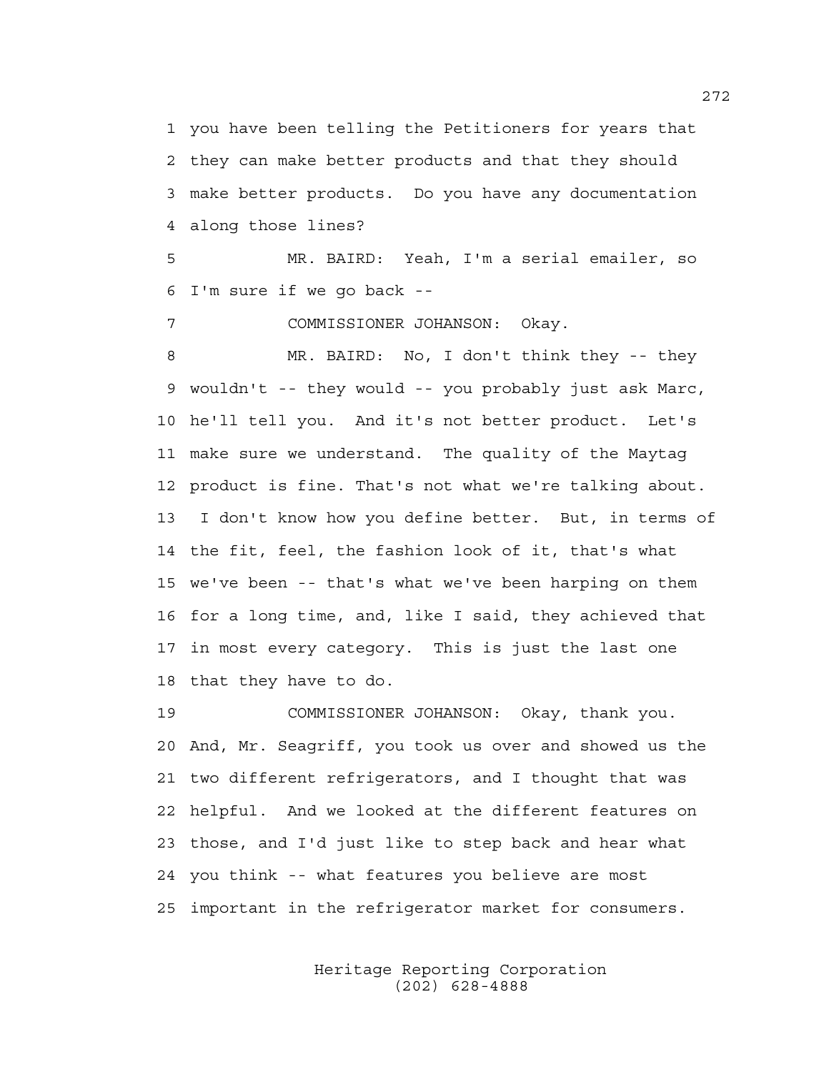1 you have been telling the Petitioners for years that
2 they can make better products and that they should
3 make better products. Do you have any documentation
4 along those lines?

5 MR. BAIRD: Yeah, I'm a serial emailer, so
6 I'm sure if we go back --

7 COMMISSIONER JOHANSON: Okay.

8 MR. BAIRD: No, I don't think they -- they
9 wouldn't -- they would -- you probably just ask Marc,
10 he'll tell you. And it's not better product. Let's
11 make sure we understand. The quality of the Maytag
12 product is fine. That's not what we're talking about.
13 I don't know how you define better. But, in terms of
14 the fit, feel, the fashion look of it, that's what
15 we've been -- that's what we've been harping on them
16 for a long time, and, like I said, they achieved that
17 in most every category. This is just the last one
18 that they have to do.

19 COMMISSIONER JOHANSON: Okay, thank you.
20 And, Mr. Seagriff, you took us over and showed us the
21 two different refrigerators, and I thought that was
22 helpful. And we looked at the different features on
23 those, and I'd just like to step back and hear what
24 you think -- what features you believe are most
25 important in the refrigerator market for consumers.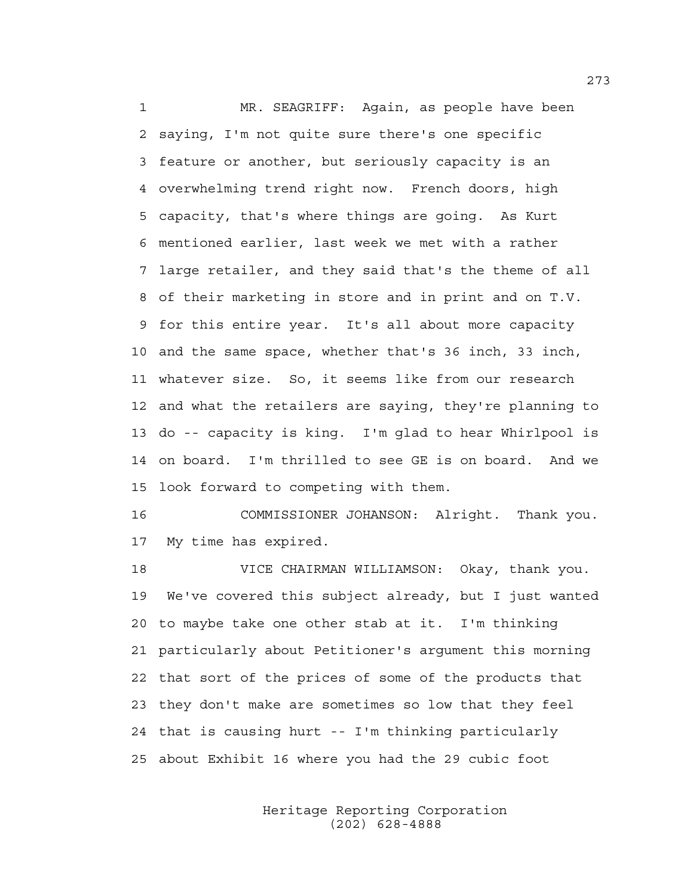MR. SEAGRIFF: Again, as people have been saying, I'm not quite sure there's one specific feature or another, but seriously capacity is an overwhelming trend right now. French doors, high capacity, that's where things are going. As Kurt mentioned earlier, last week we met with a rather large retailer, and they said that's the theme of all of their marketing in store and in print and on T.V. for this entire year. It's all about more capacity and the same space, whether that's 36 inch, 33 inch, whatever size. So, it seems like from our research and what the retailers are saying, they're planning to do -- capacity is king. I'm glad to hear Whirlpool is on board. I'm thrilled to see GE is on board. And we look forward to competing with them.

COMMISSIONER JOHANSON: Alright. Thank you. My time has expired.

VICE CHAIRMAN WILLIAMSON: Okay, thank you. We've covered this subject already, but I just wanted to maybe take one other stab at it. I'm thinking particularly about Petitioner's argument this morning that sort of the prices of some of the products that they don't make are sometimes so low that they feel that is causing hurt -- I'm thinking particularly about Exhibit 16 where you had the 29 cubic foot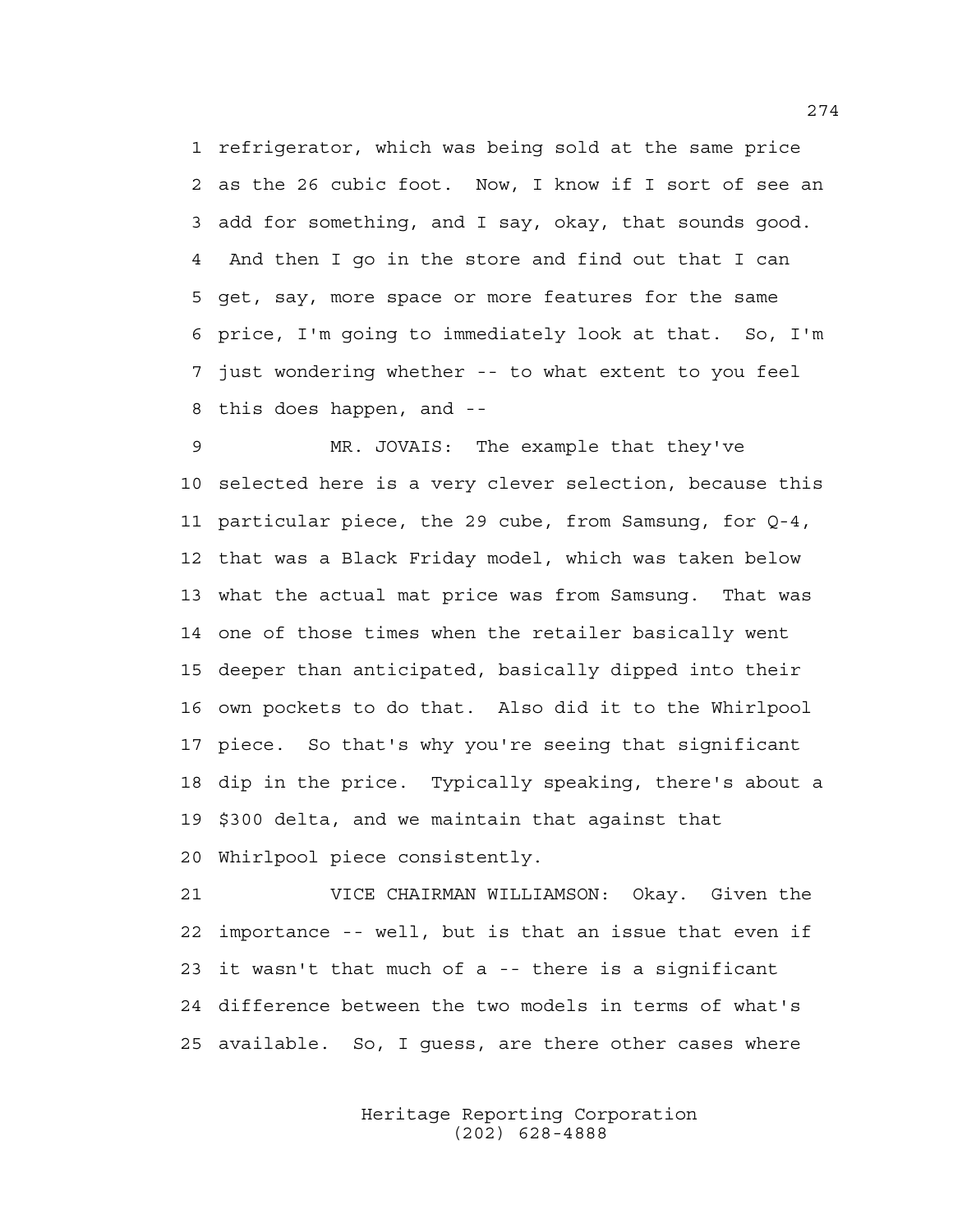1 refrigerator, which was being sold at the same price
2 as the 26 cubic foot. Now, I know if I sort of see an
3 add for something, and I say, okay, that sounds good.
4 And then I go in the store and find out that I can
5 get, say, more space or more features for the same
6 price, I'm going to immediately look at that. So, I'm
7 just wondering whether -- to what extent to you feel
8 this does happen, and --

9 MR. JOVAIS: The example that they've
10 selected here is a very clever selection, because this
11 particular piece, the 29 cube, from Samsung, for Q-4,
12 that was a Black Friday model, which was taken below
13 what the actual mat price was from Samsung. That was
14 one of those times when the retailer basically went
15 deeper than anticipated, basically dipped into their
16 own pockets to do that. Also did it to the Whirlpool
17 piece. So that's why you're seeing that significant
18 dip in the price. Typically speaking, there's about a
19 $300 delta, and we maintain that against that
20 Whirlpool piece consistently.

21 VICE CHAIRMAN WILLIAMSON: Okay. Given the
22 importance -- well, but is that an issue that even if
23 it wasn't that much of a -- there is a significant
24 difference between the two models in terms of what's
25 available. So, I guess, are there other cases where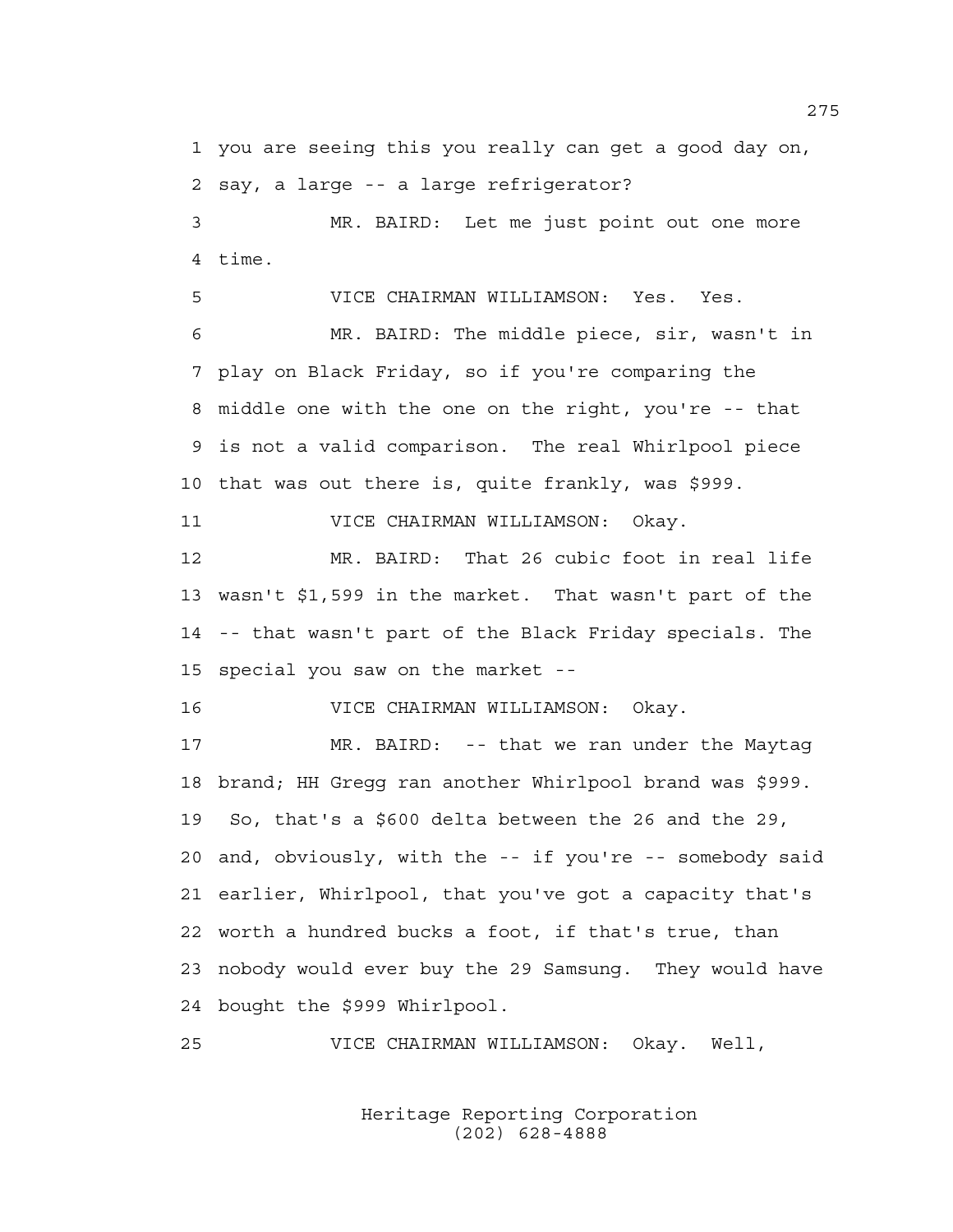1 you are seeing this you really can get a good day on,
2 say, a large -- a large refrigerator?
3 MR. BAIRD: Let me just point out one more
4 time.
5 VICE CHAIRMAN WILLIAMSON: Yes. Yes.
6 MR. BAIRD: The middle piece, sir, wasn't in
7 play on Black Friday, so if you're comparing the
8 middle one with the one on the right, you're -- that
9 is not a valid comparison. The real Whirlpool piece
10 that was out there is, quite frankly, was $999.
11 VICE CHAIRMAN WILLIAMSON: Okay.
12 MR. BAIRD: That 26 cubic foot in real life
13 wasn't $1,599 in the market. That wasn't part of the
14 -- that wasn't part of the Black Friday specials. The
15 special you saw on the market --
16 VICE CHAIRMAN WILLIAMSON: Okay.
17 MR. BAIRD: -- that we ran under the Maytag
18 brand; HH Gregg ran another Whirlpool brand was $999.
19 So, that's a $600 delta between the 26 and the 29,
20 and, obviously, with the -- if you're -- somebody said
21 earlier, Whirlpool, that you've got a capacity that's
22 worth a hundred bucks a foot, if that's true, than
23 nobody would ever buy the 29 Samsung. They would have
24 bought the $999 Whirlpool.
25 VICE CHAIRMAN WILLIAMSON: Okay. Well,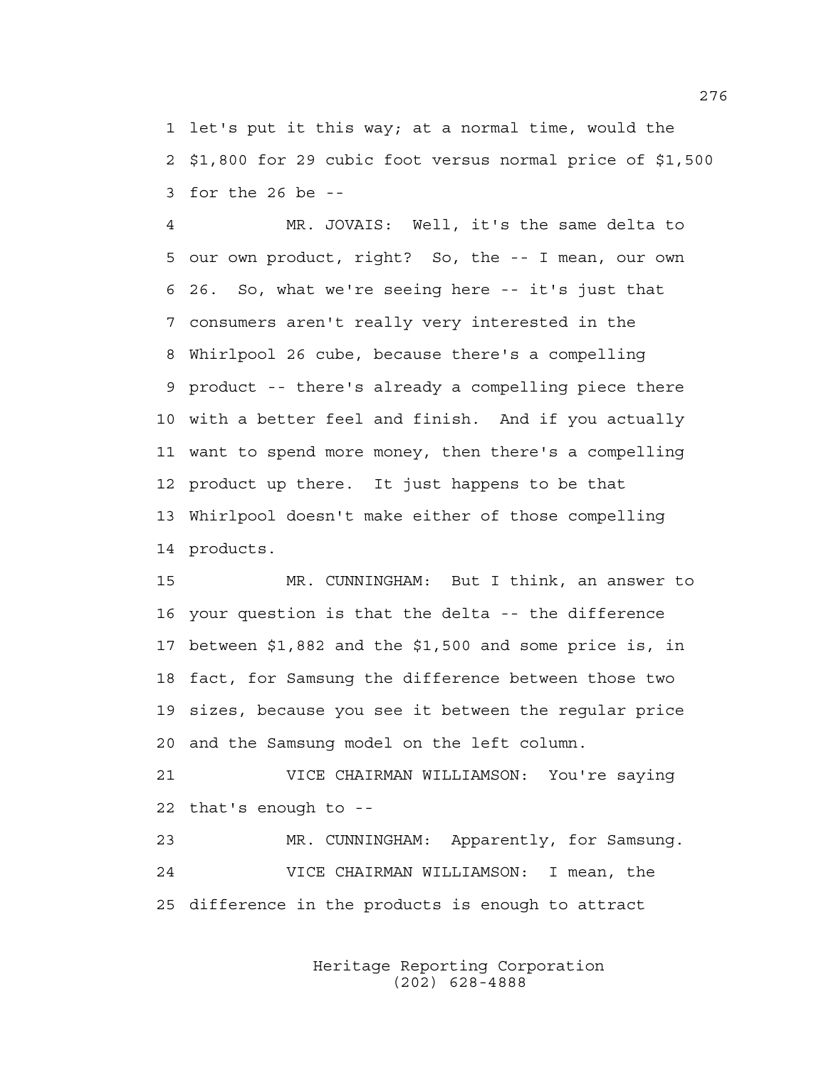1 let's put it this way; at a normal time, would the
2 $1,800 for 29 cubic foot versus normal price of $1,500
3 for the 26 be --

4 MR. JOVAIS: Well, it's the same delta to
5 our own product, right? So, the -- I mean, our own
6 26. So, what we're seeing here -- it's just that
7 consumers aren't really very interested in the
8 Whirlpool 26 cube, because there's a compelling
9 product -- there's already a compelling piece there
10 with a better feel and finish. And if you actually
11 want to spend more money, then there's a compelling
12 product up there. It just happens to be that
13 Whirlpool doesn't make either of those compelling
14 products.

15 MR. CUNNINGHAM: But I think, an answer to
16 your question is that the delta -- the difference
17 between $1,882 and the $1,500 and some price is, in
18 fact, for Samsung the difference between those two
19 sizes, because you see it between the regular price
20 and the Samsung model on the left column.

21 VICE CHAIRMAN WILLIAMSON: You're saying
22 that's enough to --

23 MR. CUNNINGHAM: Apparently, for Samsung.

24 VICE CHAIRMAN WILLIAMSON: I mean, the
25 difference in the products is enough to attract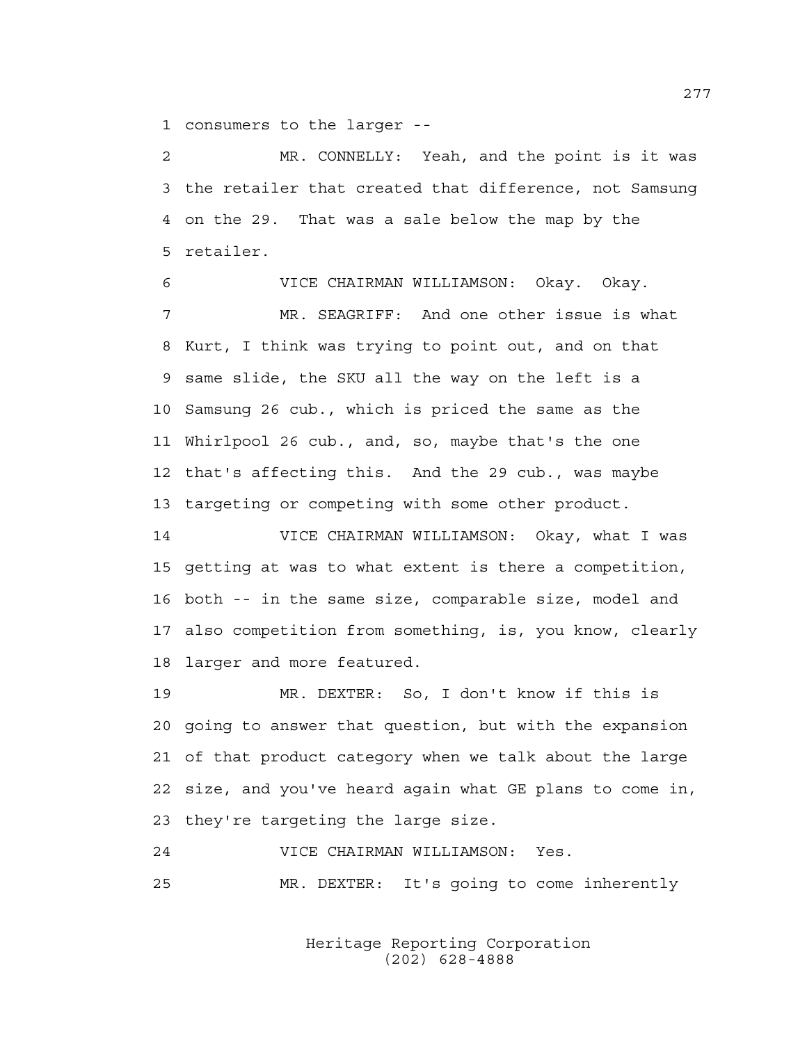1 consumers to the larger --

2 MR. CONNELLY: Yeah, and the point is it was
3 the retailer that created that difference, not Samsung
4 on the 29. That was a sale below the map by the
5 retailer.

6 VICE CHAIRMAN WILLIAMSON: Okay. Okay.

7 MR. SEAGRIFF: And one other issue is what
8 Kurt, I think was trying to point out, and on that
9 same slide, the SKU all the way on the left is a
10 Samsung 26 cub., which is priced the same as the
11 Whirlpool 26 cub., and, so, maybe that's the one
12 that's affecting this. And the 29 cub., was maybe
13 targeting or competing with some other product.

14 VICE CHAIRMAN WILLIAMSON: Okay, what I was
15 getting at was to what extent is there a competition,
16 both -- in the same size, comparable size, model and
17 also competition from something, is, you know, clearly
18 larger and more featured.

19 MR. DEXTER: So, I don't know if this is
20 going to answer that question, but with the expansion
21 of that product category when we talk about the large
22 size, and you've heard again what GE plans to come in,
23 they're targeting the large size.

24 VICE CHAIRMAN WILLIAMSON: Yes.

25 MR. DEXTER: It's going to come inherently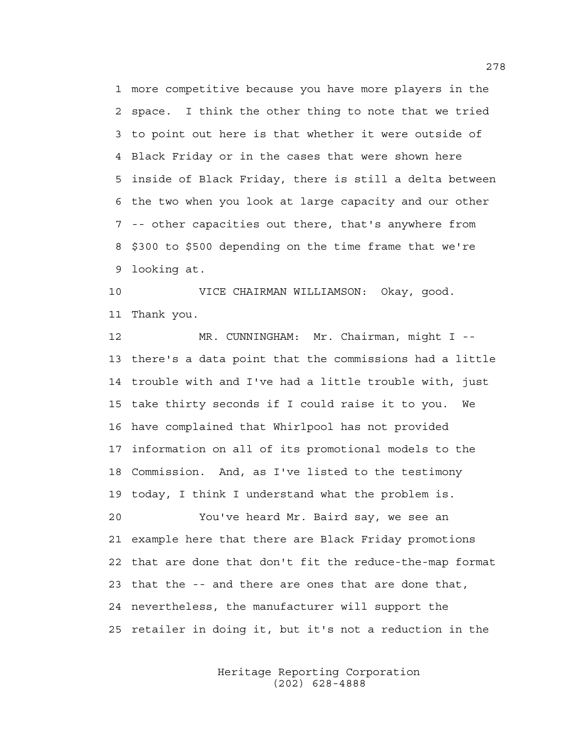more competitive because you have more players in the space. I think the other thing to note that we tried to point out here is that whether it were outside of Black Friday or in the cases that were shown here inside of Black Friday, there is still a delta between the two when you look at large capacity and our other -- other capacities out there, that's anywhere from $300 to $500 depending on the time frame that we're looking at.

VICE CHAIRMAN WILLIAMSON: Okay, good. Thank you.

MR. CUNNINGHAM: Mr. Chairman, might I -- there's a data point that the commissions had a little trouble with and I've had a little trouble with, just take thirty seconds if I could raise it to you. We have complained that Whirlpool has not provided information on all of its promotional models to the Commission. And, as I've listed to the testimony today, I think I understand what the problem is.

You've heard Mr. Baird say, we see an example here that there are Black Friday promotions that are done that don't fit the reduce-the-map format that the -- and there are ones that are done that, nevertheless, the manufacturer will support the retailer in doing it, but it's not a reduction in the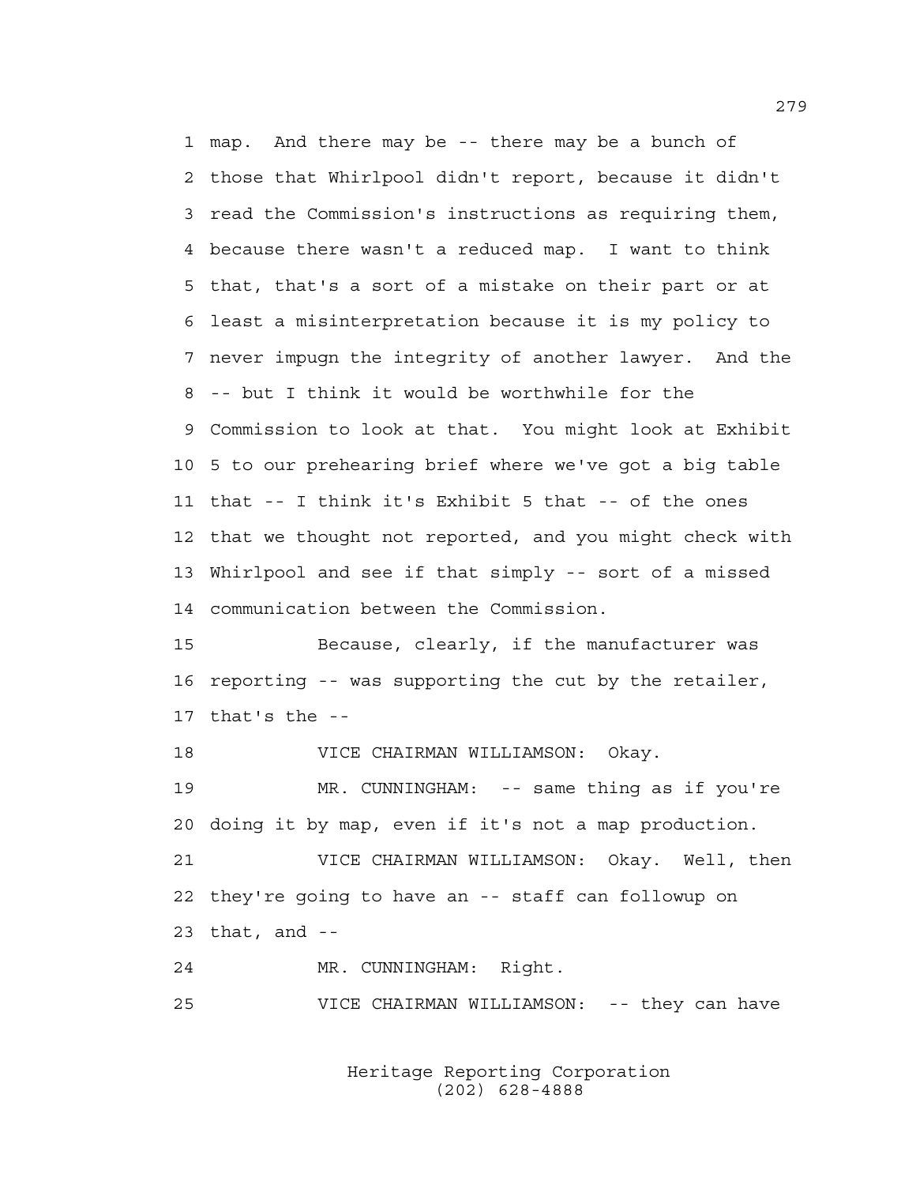1 map. And there may be -- there may be a bunch of
2 those that Whirlpool didn't report, because it didn't
3 read the Commission's instructions as requiring them,
4 because there wasn't a reduced map. I want to think
5 that, that's a sort of a mistake on their part or at
6 least a misinterpretation because it is my policy to
7 never impugn the integrity of another lawyer. And the
8 -- but I think it would be worthwhile for the
9 Commission to look at that. You might look at Exhibit
10 5 to our prehearing brief where we've got a big table
11 that -- I think it's Exhibit 5 that -- of the ones
12 that we thought not reported, and you might check with
13 Whirlpool and see if that simply -- sort of a missed
14 communication between the Commission.

15 Because, clearly, if the manufacturer was
16 reporting -- was supporting the cut by the retailer,
17 that's the --

18 VICE CHAIRMAN WILLIAMSON: Okay.

19 MR. CUNNINGHAM: -- same thing as if you're
20 doing it by map, even if it's not a map production.

21 VICE CHAIRMAN WILLIAMSON: Okay. Well, then
22 they're going to have an -- staff can followup on
23 that, and --

24 MR. CUNNINGHAM: Right.

25 VICE CHAIRMAN WILLIAMSON: -- they can have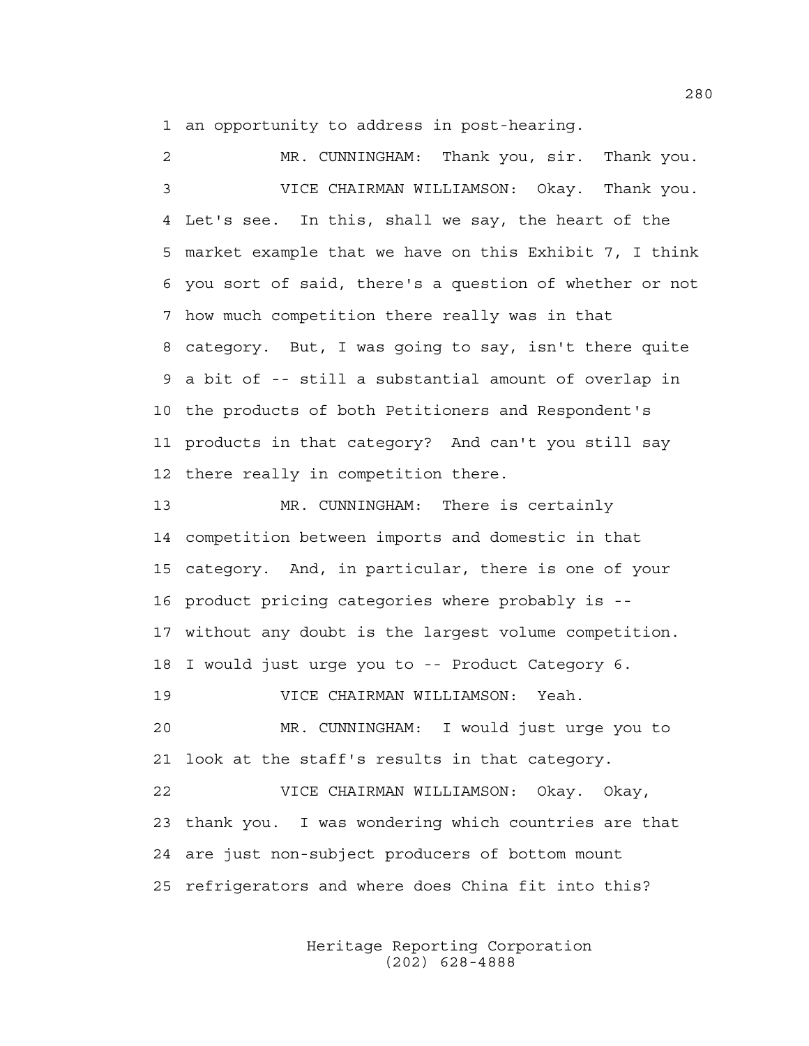an opportunity to address in post-hearing.

MR. CUNNINGHAM: Thank you, sir. Thank you.

VICE CHAIRMAN WILLIAMSON: Okay. Thank you. Let's see. In this, shall we say, the heart of the market example that we have on this Exhibit 7, I think you sort of said, there's a question of whether or not how much competition there really was in that category. But, I was going to say, isn't there quite a bit of -- still a substantial amount of overlap in the products of both Petitioners and Respondent's products in that category? And can't you still say there really in competition there.

MR. CUNNINGHAM: There is certainly competition between imports and domestic in that category. And, in particular, there is one of your product pricing categories where probably is -- without any doubt is the largest volume competition. I would just urge you to -- Product Category 6.

VICE CHAIRMAN WILLIAMSON: Yeah.

MR. CUNNINGHAM: I would just urge you to look at the staff's results in that category.

VICE CHAIRMAN WILLIAMSON: Okay. Okay, thank you. I was wondering which countries are that are just non-subject producers of bottom mount refrigerators and where does China fit into this?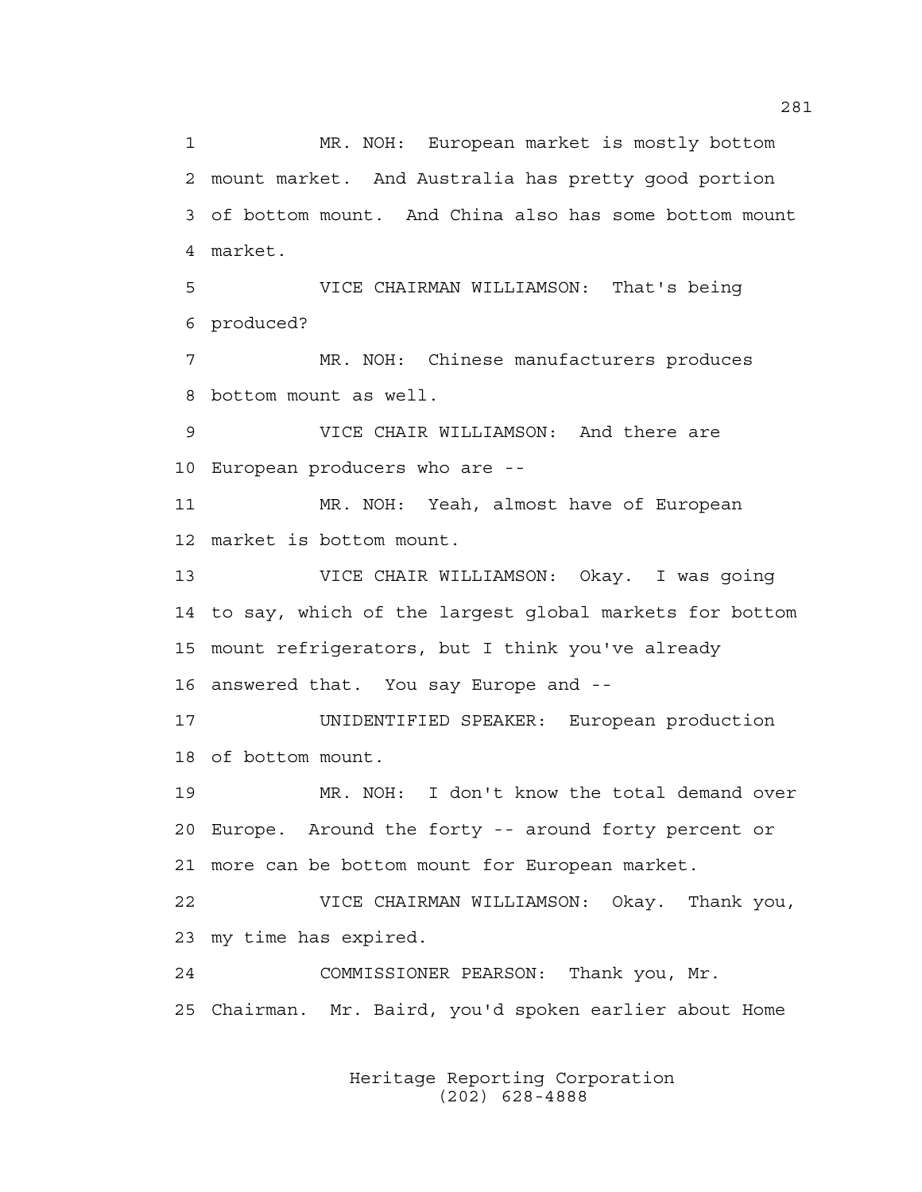1 MR. NOH: European market is mostly bottom
2 mount market. And Australia has pretty good portion
3 of bottom mount. And China also has some bottom mount
4 market.

5 VICE CHAIRMAN WILLIAMSON: That's being
6 produced?

7 MR. NOH: Chinese manufacturers produces
8 bottom mount as well.

9 VICE CHAIR WILLIAMSON: And there are
10 European producers who are --

11 MR. NOH: Yeah, almost have of European
12 market is bottom mount.

13 VICE CHAIR WILLIAMSON: Okay. I was going
14 to say, which of the largest global markets for bottom
15 mount refrigerators, but I think you've already
16 answered that. You say Europe and --

17 UNIDENTIFIED SPEAKER: European production
18 of bottom mount.

19 MR. NOH: I don't know the total demand over
20 Europe. Around the forty -- around forty percent or
21 more can be bottom mount for European market.

22 VICE CHAIRMAN WILLIAMSON: Okay. Thank you,
23 my time has expired.

24 COMMISSIONER PEARSON: Thank you, Mr.
25 Chairman. Mr. Baird, you'd spoken earlier about Home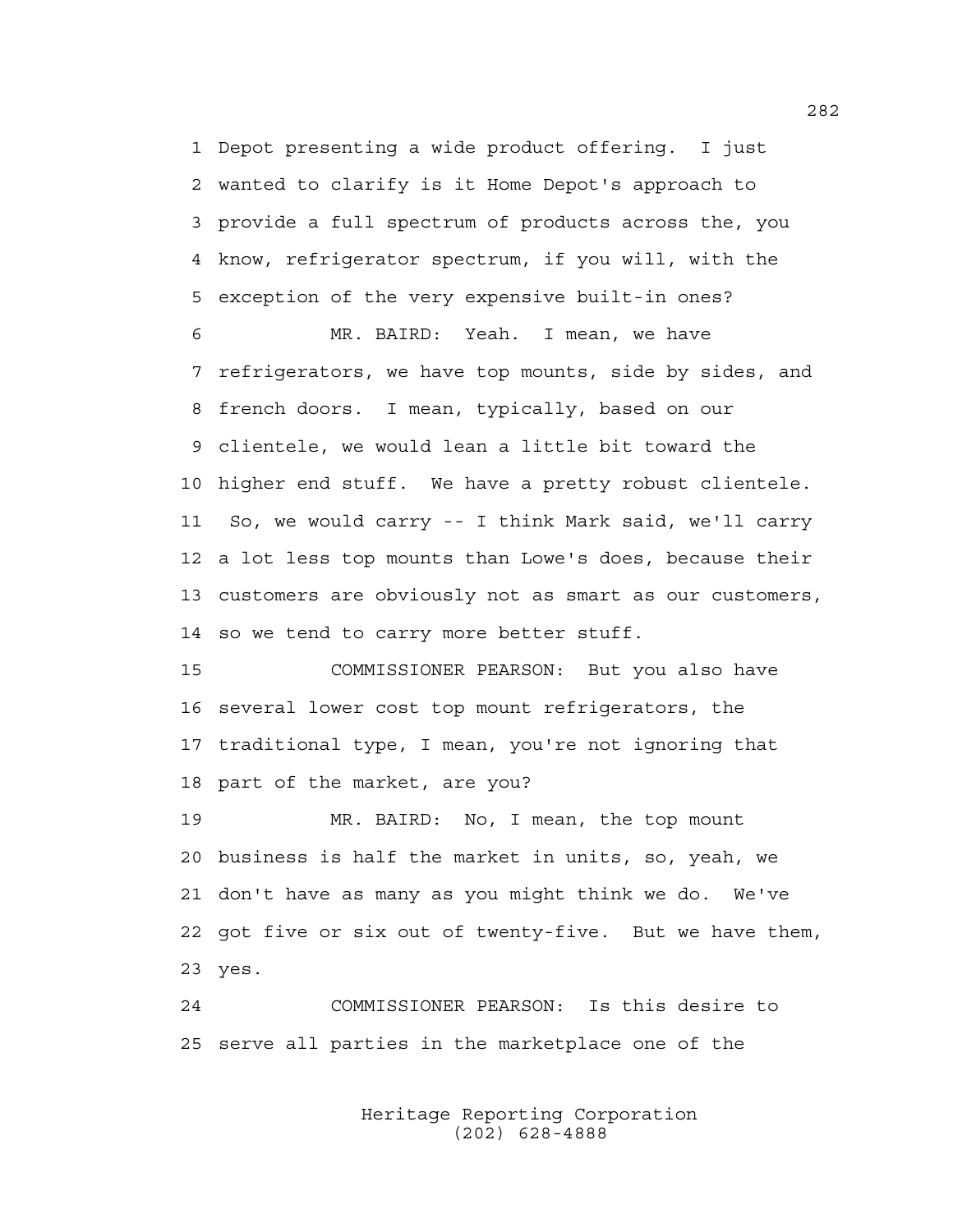1 Depot presenting a wide product offering. I just
2 wanted to clarify is it Home Depot's approach to
3 provide a full spectrum of products across the, you
4 know, refrigerator spectrum, if you will, with the
5 exception of the very expensive built-in ones?

6 MR. BAIRD: Yeah. I mean, we have
7 refrigerators, we have top mounts, side by sides, and
8 french doors. I mean, typically, based on our
9 clientele, we would lean a little bit toward the
10 higher end stuff. We have a pretty robust clientele.
11 So, we would carry -- I think Mark said, we'll carry
12 a lot less top mounts than Lowe's does, because their
13 customers are obviously not as smart as our customers,
14 so we tend to carry more better stuff.

15 COMMISSIONER PEARSON: But you also have
16 several lower cost top mount refrigerators, the
17 traditional type, I mean, you're not ignoring that
18 part of the market, are you?

19 MR. BAIRD: No, I mean, the top mount
20 business is half the market in units, so, yeah, we
21 don't have as many as you might think we do. We've
22 got five or six out of twenty-five. But we have them,
23 yes.

24 COMMISSIONER PEARSON: Is this desire to
25 serve all parties in the marketplace one of the

Heritage Reporting Corporation
(202) 628-4888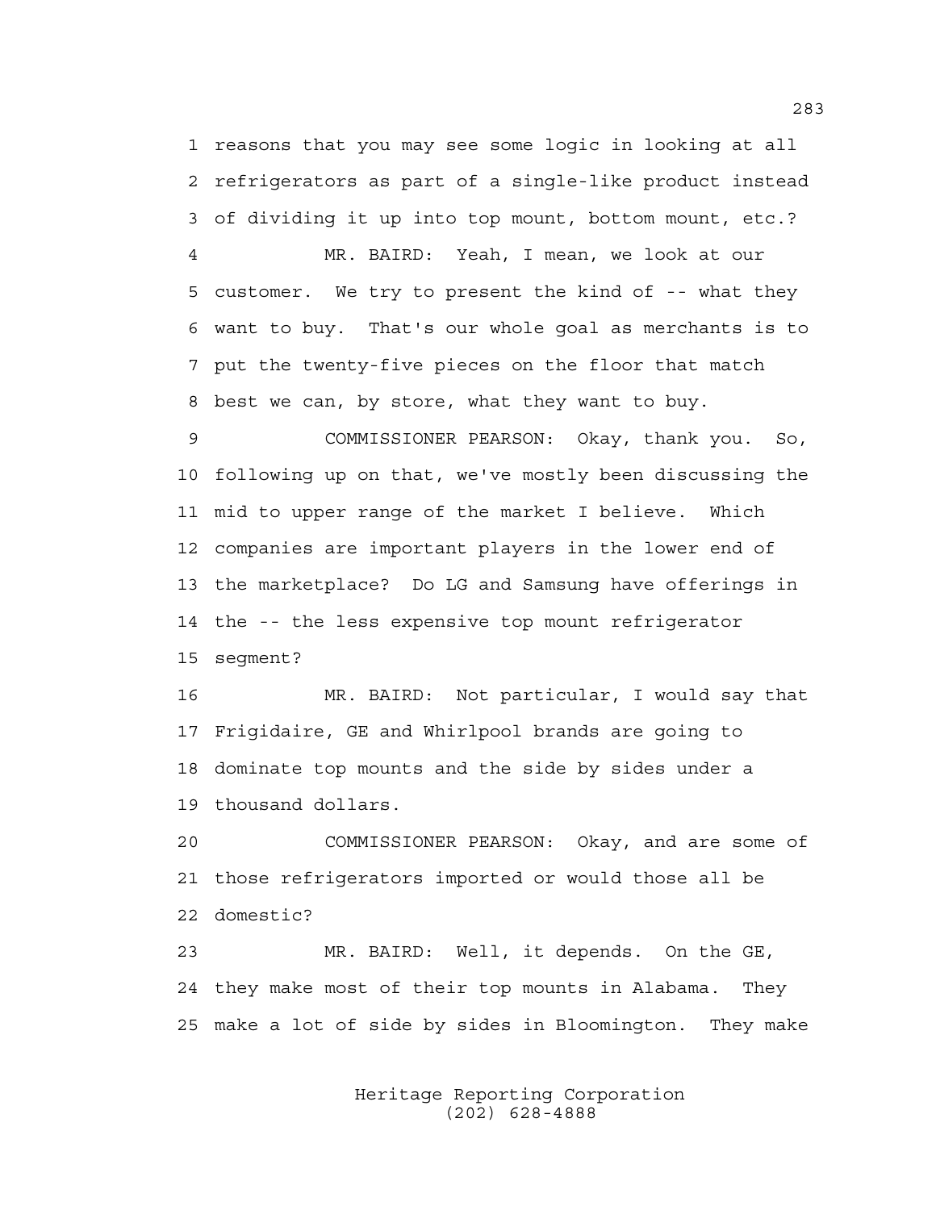reasons that you may see some logic in looking at all refrigerators as part of a single-like product instead of dividing it up into top mount, bottom mount, etc.?

MR. BAIRD: Yeah, I mean, we look at our customer. We try to present the kind of -- what they want to buy. That's our whole goal as merchants is to put the twenty-five pieces on the floor that match best we can, by store, what they want to buy.

COMMISSIONER PEARSON: Okay, thank you. So, following up on that, we've mostly been discussing the mid to upper range of the market I believe. Which companies are important players in the lower end of the marketplace? Do LG and Samsung have offerings in the -- the less expensive top mount refrigerator segment?

MR. BAIRD: Not particular, I would say that Frigidaire, GE and Whirlpool brands are going to dominate top mounts and the side by sides under a thousand dollars.

COMMISSIONER PEARSON: Okay, and are some of those refrigerators imported or would those all be domestic?

MR. BAIRD: Well, it depends. On the GE, they make most of their top mounts in Alabama. They make a lot of side by sides in Bloomington. They make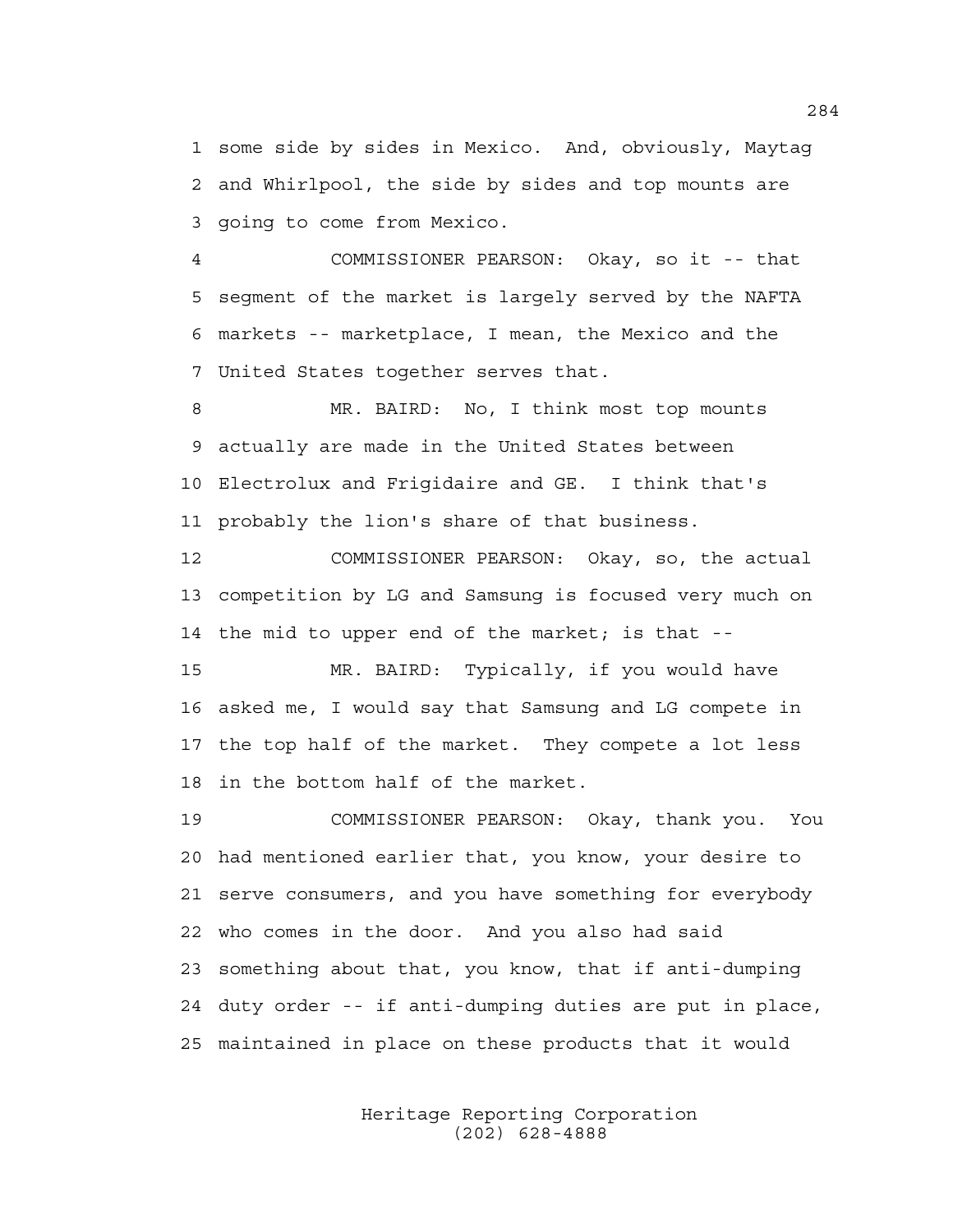1 some side by sides in Mexico. And, obviously, Maytag
2 and Whirlpool, the side by sides and top mounts are
3 going to come from Mexico.

4 COMMISSIONER PEARSON: Okay, so it -- that
5 segment of the market is largely served by the NAFTA
6 markets -- marketplace, I mean, the Mexico and the
7 United States together serves that.

8 MR. BAIRD: No, I think most top mounts
9 actually are made in the United States between
10 Electrolux and Frigidaire and GE. I think that's
11 probably the lion's share of that business.

12 COMMISSIONER PEARSON: Okay, so, the actual
13 competition by LG and Samsung is focused very much on
14 the mid to upper end of the market; is that --

15 MR. BAIRD: Typically, if you would have
16 asked me, I would say that Samsung and LG compete in
17 the top half of the market. They compete a lot less
18 in the bottom half of the market.

19 COMMISSIONER PEARSON: Okay, thank you. You
20 had mentioned earlier that, you know, your desire to
21 serve consumers, and you have something for everybody
22 who comes in the door. And you also had said
23 something about that, you know, that if anti-dumping
24 duty order -- if anti-dumping duties are put in place,
25 maintained in place on these products that it would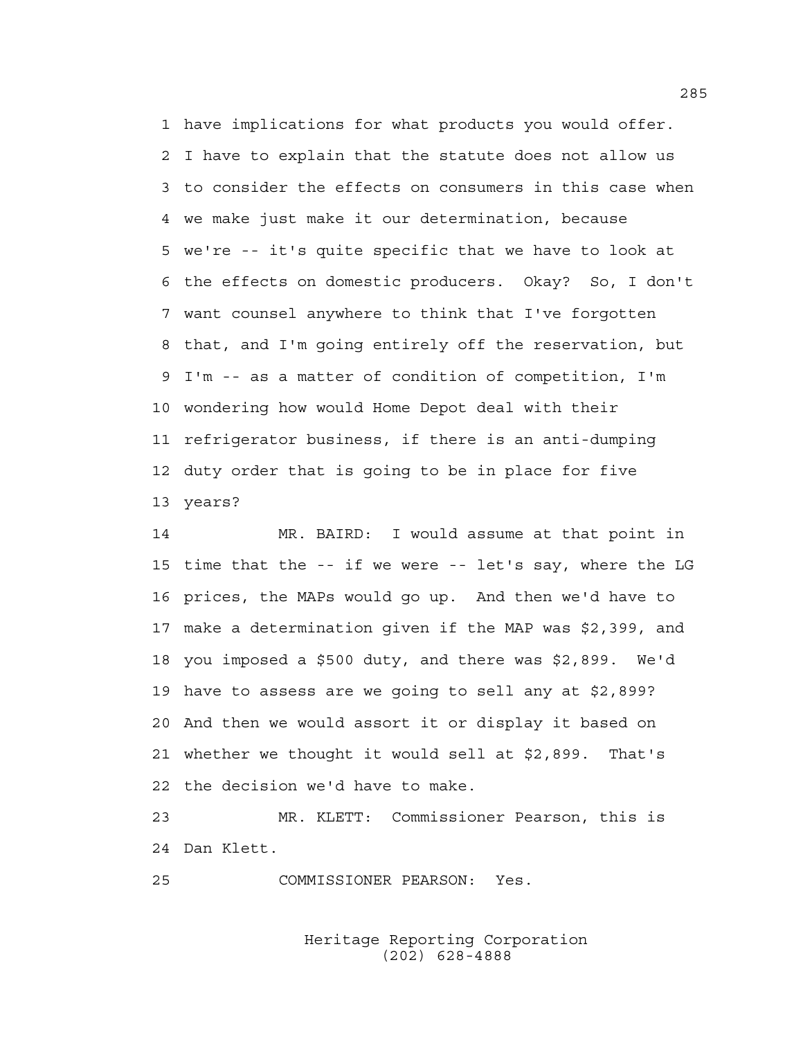1 have implications for what products you would offer.
2 I have to explain that the statute does not allow us
3 to consider the effects on consumers in this case when
4 we make just make it our determination, because
5 we're -- it's quite specific that we have to look at
6 the effects on domestic producers. Okay? So, I don't
7 want counsel anywhere to think that I've forgotten
8 that, and I'm going entirely off the reservation, but
9 I'm -- as a matter of condition of competition, I'm
10 wondering how would Home Depot deal with their
11 refrigerator business, if there is an anti-dumping
12 duty order that is going to be in place for five
13 years?

14 MR. BAIRD: I would assume at that point in
15 time that the -- if we were -- let's say, where the LG
16 prices, the MAPs would go up. And then we'd have to
17 make a determination given if the MAP was $2,399, and
18 you imposed a $500 duty, and there was $2,899. We'd
19 have to assess are we going to sell any at $2,899?
20 And then we would assort it or display it based on
21 whether we thought it would sell at $2,899. That's
22 the decision we'd have to make.

23 MR. KLETT: Commissioner Pearson, this is
24 Dan Klett.

25 COMMISSIONER PEARSON: Yes.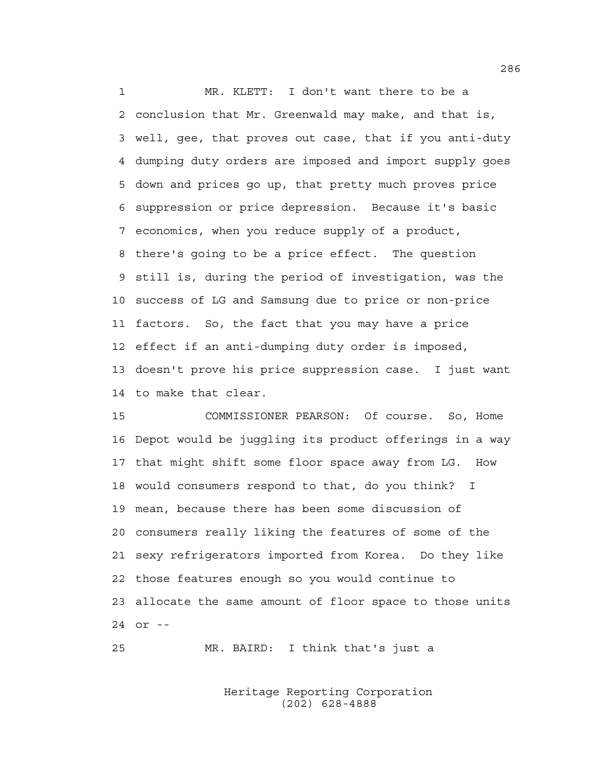MR. KLETT: I don't want there to be a conclusion that Mr. Greenwald may make, and that is, well, gee, that proves out case, that if you anti-duty dumping duty orders are imposed and import supply goes down and prices go up, that pretty much proves price suppression or price depression. Because it's basic economics, when you reduce supply of a product, there's going to be a price effect. The question still is, during the period of investigation, was the success of LG and Samsung due to price or non-price factors. So, the fact that you may have a price effect if an anti-dumping duty order is imposed, doesn't prove his price suppression case. I just want to make that clear.

COMMISSIONER PEARSON: Of course. So, Home Depot would be juggling its product offerings in a way that might shift some floor space away from LG. How would consumers respond to that, do you think? I mean, because there has been some discussion of consumers really liking the features of some of the sexy refrigerators imported from Korea. Do they like those features enough so you would continue to allocate the same amount of floor space to those units or --

MR. BAIRD: I think that's just a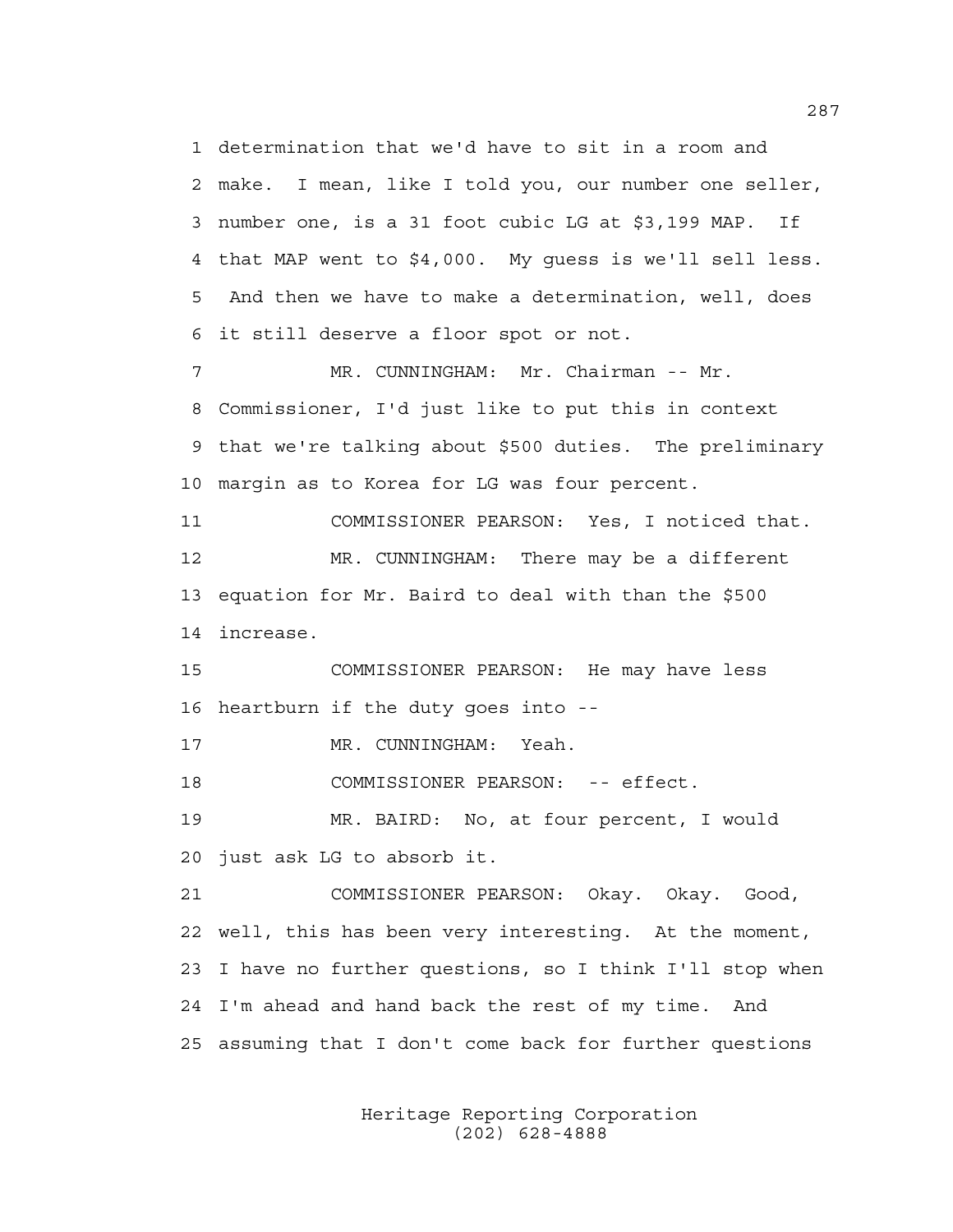1 determination that we'd have to sit in a room and
2 make. I mean, like I told you, our number one seller,
3 number one, is a 31 foot cubic LG at $3,199 MAP. If
4 that MAP went to $4,000. My guess is we'll sell less.
5 And then we have to make a determination, well, does
6 it still deserve a floor spot or not.

7 MR. CUNNINGHAM: Mr. Chairman -- Mr.
8 Commissioner, I'd just like to put this in context
9 that we're talking about $500 duties. The preliminary
10 margin as to Korea for LG was four percent.

11 COMMISSIONER PEARSON: Yes, I noticed that.

12 MR. CUNNINGHAM: There may be a different
13 equation for Mr. Baird to deal with than the $500
14 increase.

15 COMMISSIONER PEARSON: He may have less
16 heartburn if the duty goes into --

17 MR. CUNNINGHAM: Yeah.

18 COMMISSIONER PEARSON: -- effect.

19 MR. BAIRD: No, at four percent, I would
20 just ask LG to absorb it.

21 COMMISSIONER PEARSON: Okay. Okay. Good,
22 well, this has been very interesting. At the moment,
23 I have no further questions, so I think I'll stop when
24 I'm ahead and hand back the rest of my time. And
25 assuming that I don't come back for further questions

Heritage Reporting Corporation
(202) 628-4888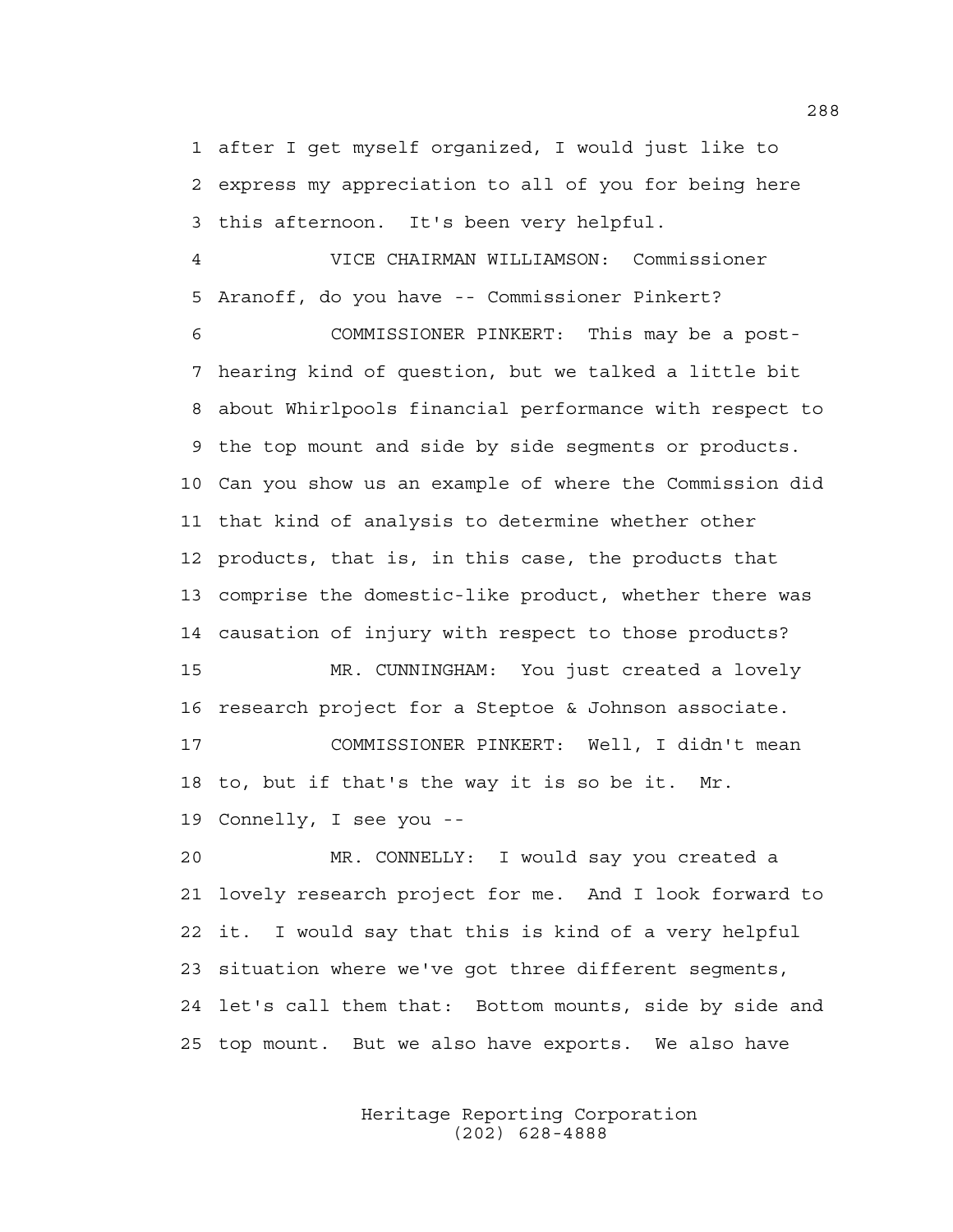1 after I get myself organized, I would just like to
2 express my appreciation to all of you for being here
3 this afternoon. It's been very helpful.

4 VICE CHAIRMAN WILLIAMSON: Commissioner
5 Aranoff, do you have -- Commissioner Pinkert?

6 COMMISSIONER PINKERT: This may be a post-
7 hearing kind of question, but we talked a little bit
8 about Whirlpools financial performance with respect to
9 the top mount and side by side segments or products.
10 Can you show us an example of where the Commission did
11 that kind of analysis to determine whether other
12 products, that is, in this case, the products that
13 comprise the domestic-like product, whether there was
14 causation of injury with respect to those products?

15 MR. CUNNINGHAM: You just created a lovely
16 research project for a Steptoe & Johnson associate.

17 COMMISSIONER PINKERT: Well, I didn't mean
18 to, but if that's the way it is so be it. Mr.
19 Connelly, I see you --

20 MR. CONNELLY: I would say you created a
21 lovely research project for me. And I look forward to
22 it. I would say that this is kind of a very helpful
23 situation where we've got three different segments,
24 let's call them that: Bottom mounts, side by side and
25 top mount. But we also have exports. We also have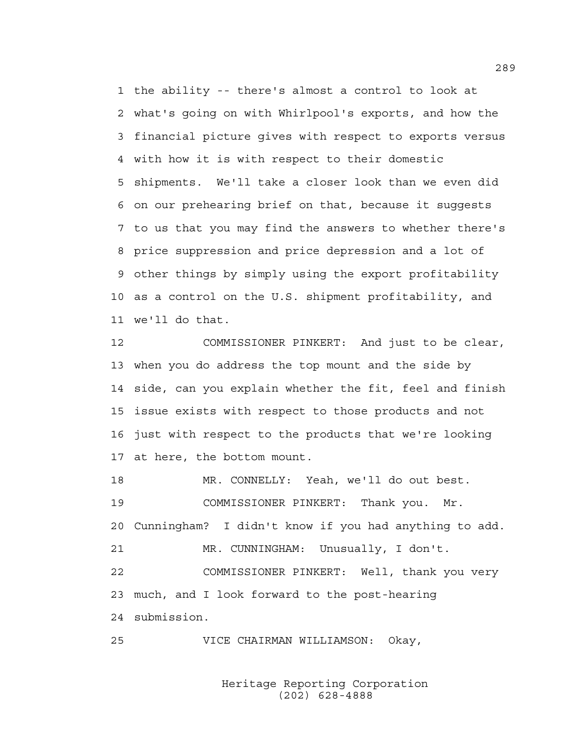1 the ability -- there's almost a control to look at
2 what's going on with Whirlpool's exports, and how the
3 financial picture gives with respect to exports versus
4 with how it is with respect to their domestic
5 shipments. We'll take a closer look than we even did
6 on our prehearing brief on that, because it suggests
7 to us that you may find the answers to whether there's
8 price suppression and price depression and a lot of
9 other things by simply using the export profitability
10 as a control on the U.S. shipment profitability, and
11 we'll do that.

12 COMMISSIONER PINKERT: And just to be clear,
13 when you do address the top mount and the side by
14 side, can you explain whether the fit, feel and finish
15 issue exists with respect to those products and not
16 just with respect to the products that we're looking
17 at here, the bottom mount.

18 MR. CONNELLY: Yeah, we'll do out best.

19 COMMISSIONER PINKERT: Thank you. Mr.
20 Cunningham? I didn't know if you had anything to add.

21 MR. CUNNINGHAM: Unusually, I don't.

22 COMMISSIONER PINKERT: Well, thank you very
23 much, and I look forward to the post-hearing
24 submission.

25 VICE CHAIRMAN WILLIAMSON: Okay,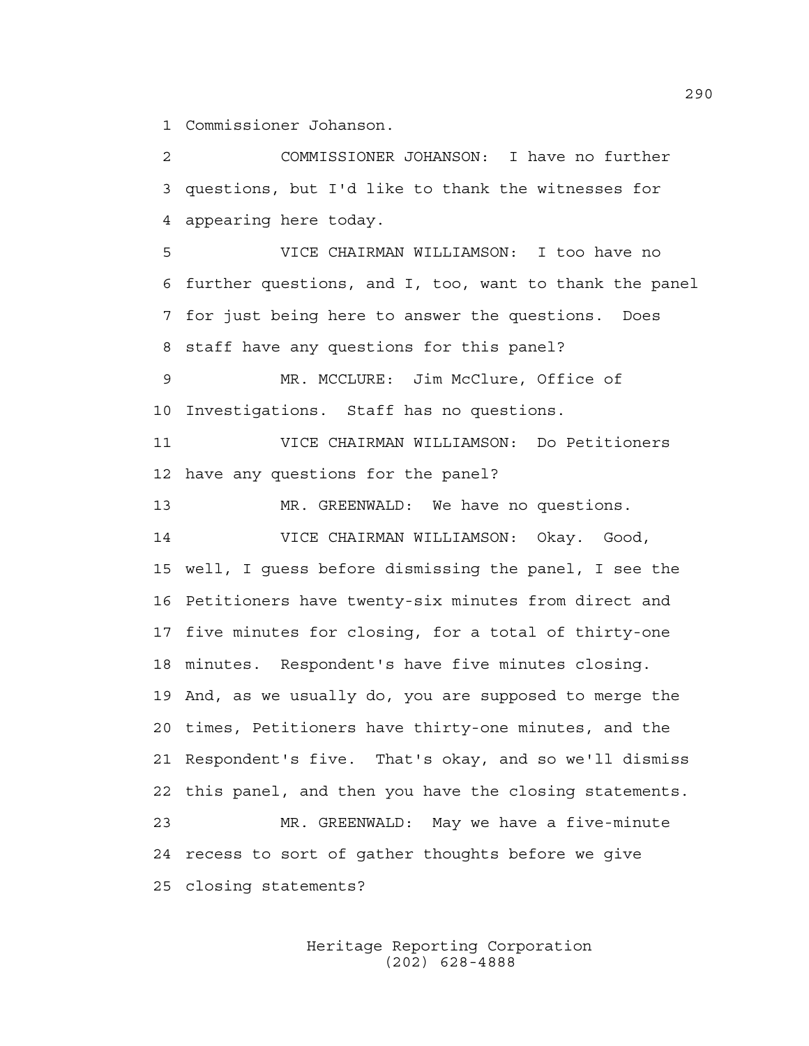1 Commissioner Johanson.

2 COMMISSIONER JOHANSON: I have no further
3 questions, but I'd like to thank the witnesses for
4 appearing here today.

5 VICE CHAIRMAN WILLIAMSON: I too have no
6 further questions, and I, too, want to thank the panel
7 for just being here to answer the questions. Does
8 staff have any questions for this panel?

9 MR. MCCLURE: Jim McClure, Office of
10 Investigations. Staff has no questions.

11 VICE CHAIRMAN WILLIAMSON: Do Petitioners
12 have any questions for the panel?

13 MR. GREENWALD: We have no questions.

14 VICE CHAIRMAN WILLIAMSON: Okay. Good,
15 well, I guess before dismissing the panel, I see the
16 Petitioners have twenty-six minutes from direct and
17 five minutes for closing, for a total of thirty-one
18 minutes. Respondent's have five minutes closing.
19 And, as we usually do, you are supposed to merge the
20 times, Petitioners have thirty-one minutes, and the
21 Respondent's five. That's okay, and so we'll dismiss
22 this panel, and then you have the closing statements.

23 MR. GREENWALD: May we have a five-minute
24 recess to sort of gather thoughts before we give
25 closing statements?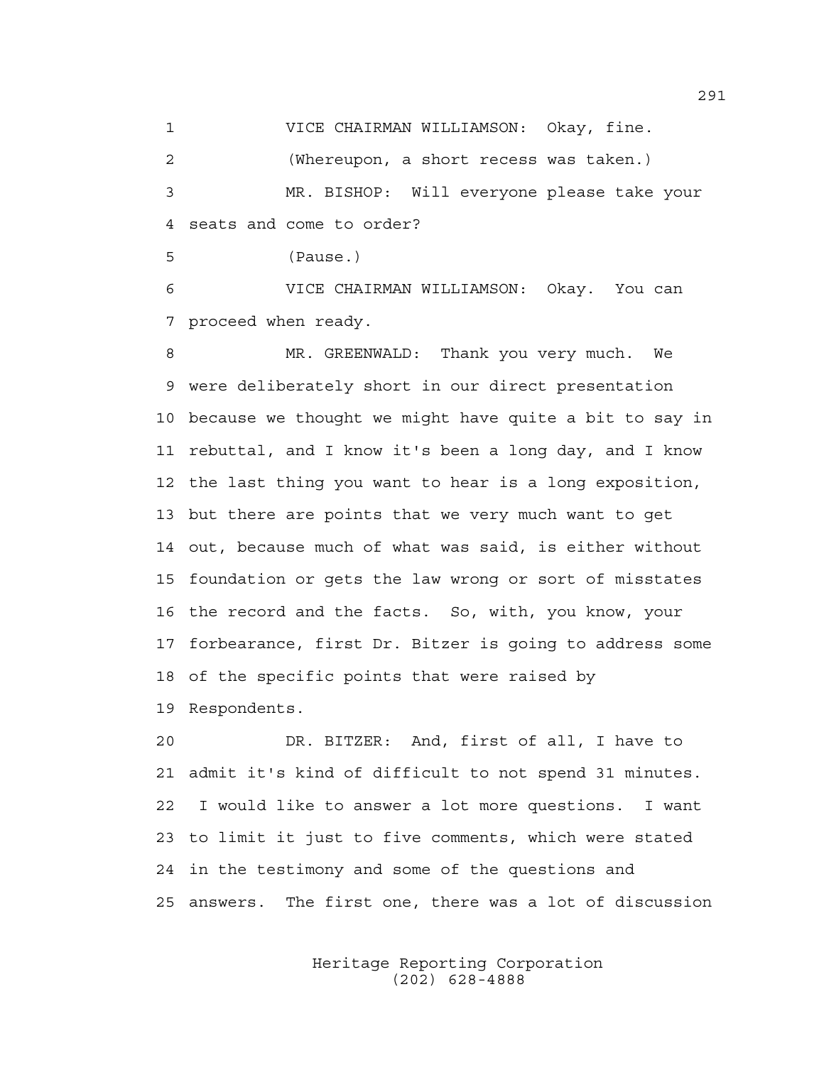VICE CHAIRMAN WILLIAMSON: Okay, fine.

(Whereupon, a short recess was taken.)

MR. BISHOP: Will everyone please take your seats and come to order?

(Pause.)

VICE CHAIRMAN WILLIAMSON: Okay. You can proceed when ready.

MR. GREENWALD: Thank you very much. We were deliberately short in our direct presentation because we thought we might have quite a bit to say in rebuttal, and I know it's been a long day, and I know the last thing you want to hear is a long exposition, but there are points that we very much want to get out, because much of what was said, is either without foundation or gets the law wrong or sort of misstates the record and the facts. So, with, you know, your forbearance, first Dr. Bitzer is going to address some of the specific points that were raised by Respondents.

DR. BITZER: And, first of all, I have to admit it's kind of difficult to not spend 31 minutes. I would like to answer a lot more questions. I want to limit it just to five comments, which were stated in the testimony and some of the questions and answers. The first one, there was a lot of discussion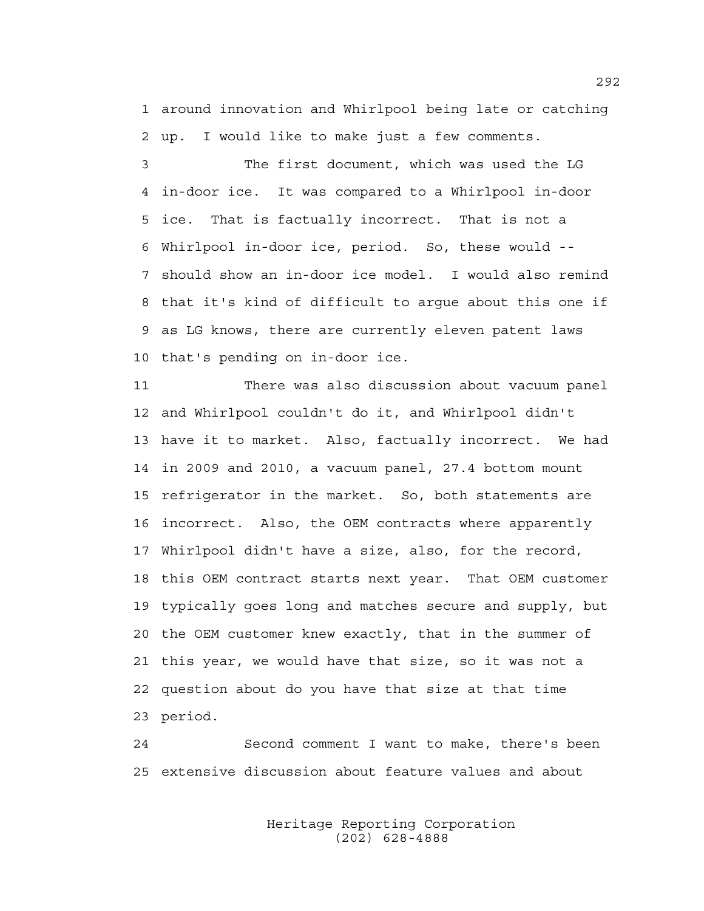1 around innovation and Whirlpool being late or catching
2 up. I would like to make just a few comments.

3 The first document, which was used the LG
4 in-door ice. It was compared to a Whirlpool in-door
5 ice. That is factually incorrect. That is not a
6 Whirlpool in-door ice, period. So, these would --
7 should show an in-door ice model. I would also remind
8 that it's kind of difficult to argue about this one if
9 as LG knows, there are currently eleven patent laws
10 that's pending on in-door ice.

11 There was also discussion about vacuum panel
12 and Whirlpool couldn't do it, and Whirlpool didn't
13 have it to market. Also, factually incorrect. We had
14 in 2009 and 2010, a vacuum panel, 27.4 bottom mount
15 refrigerator in the market. So, both statements are
16 incorrect. Also, the OEM contracts where apparently
17 Whirlpool didn't have a size, also, for the record,
18 this OEM contract starts next year. That OEM customer
19 typically goes long and matches secure and supply, but
20 the OEM customer knew exactly, that in the summer of
21 this year, we would have that size, so it was not a
22 question about do you have that size at that time
23 period.

24 Second comment I want to make, there's been
25 extensive discussion about feature values and about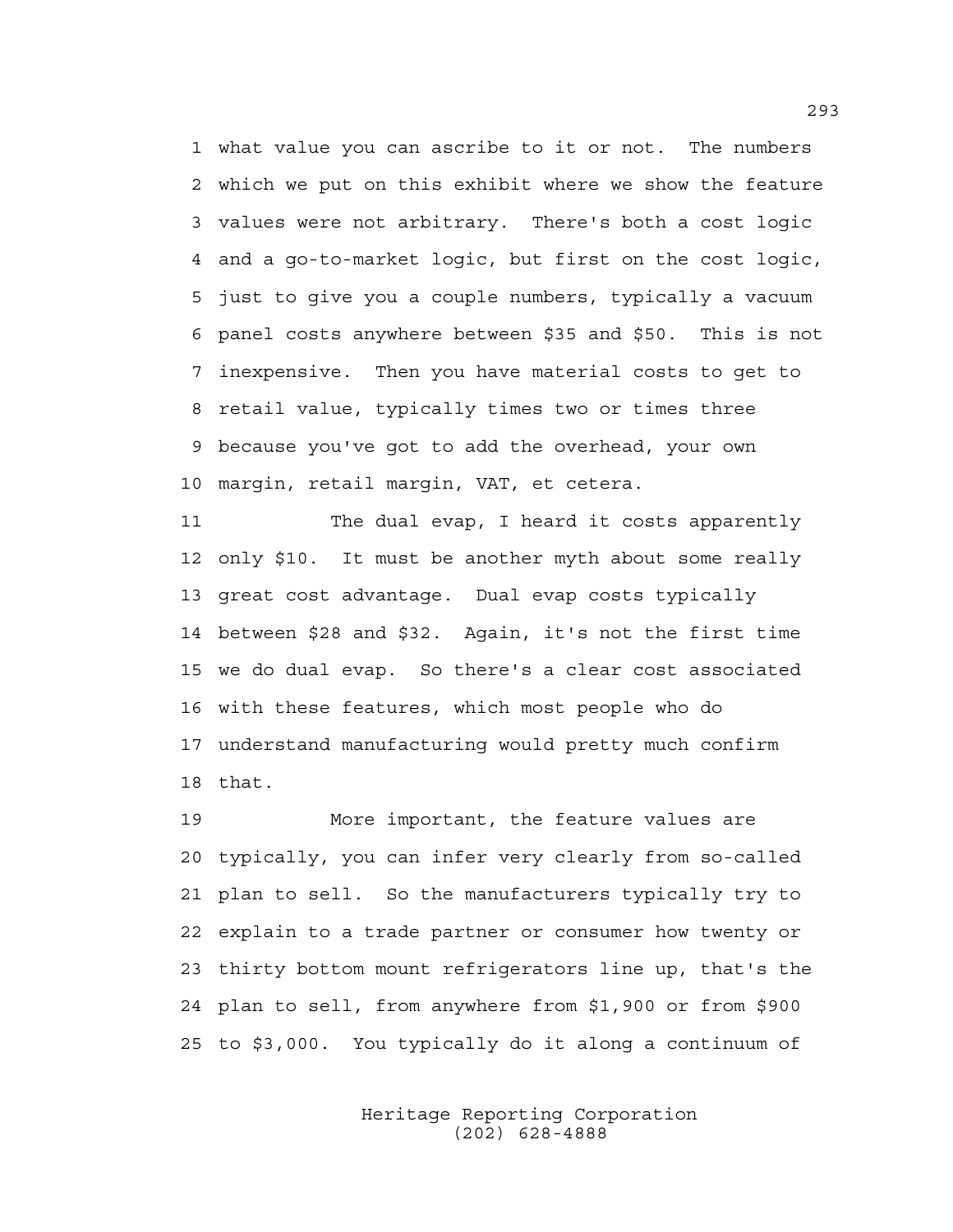1 what value you can ascribe to it or not. The numbers
2 which we put on this exhibit where we show the feature
3 values were not arbitrary. There's both a cost logic
4 and a go-to-market logic, but first on the cost logic,
5 just to give you a couple numbers, typically a vacuum
6 panel costs anywhere between $35 and $50. This is not
7 inexpensive. Then you have material costs to get to
8 retail value, typically times two or times three
9 because you've got to add the overhead, your own
10 margin, retail margin, VAT, et cetera.

11 The dual evap, I heard it costs apparently
12 only $10. It must be another myth about some really
13 great cost advantage. Dual evap costs typically
14 between $28 and $32. Again, it's not the first time
15 we do dual evap. So there's a clear cost associated
16 with these features, which most people who do
17 understand manufacturing would pretty much confirm
18 that.

19 More important, the feature values are
20 typically, you can infer very clearly from so-called
21 plan to sell. So the manufacturers typically try to
22 explain to a trade partner or consumer how twenty or
23 thirty bottom mount refrigerators line up, that's the
24 plan to sell, from anywhere from $1,900 or from $900
25 to $3,000. You typically do it along a continuum of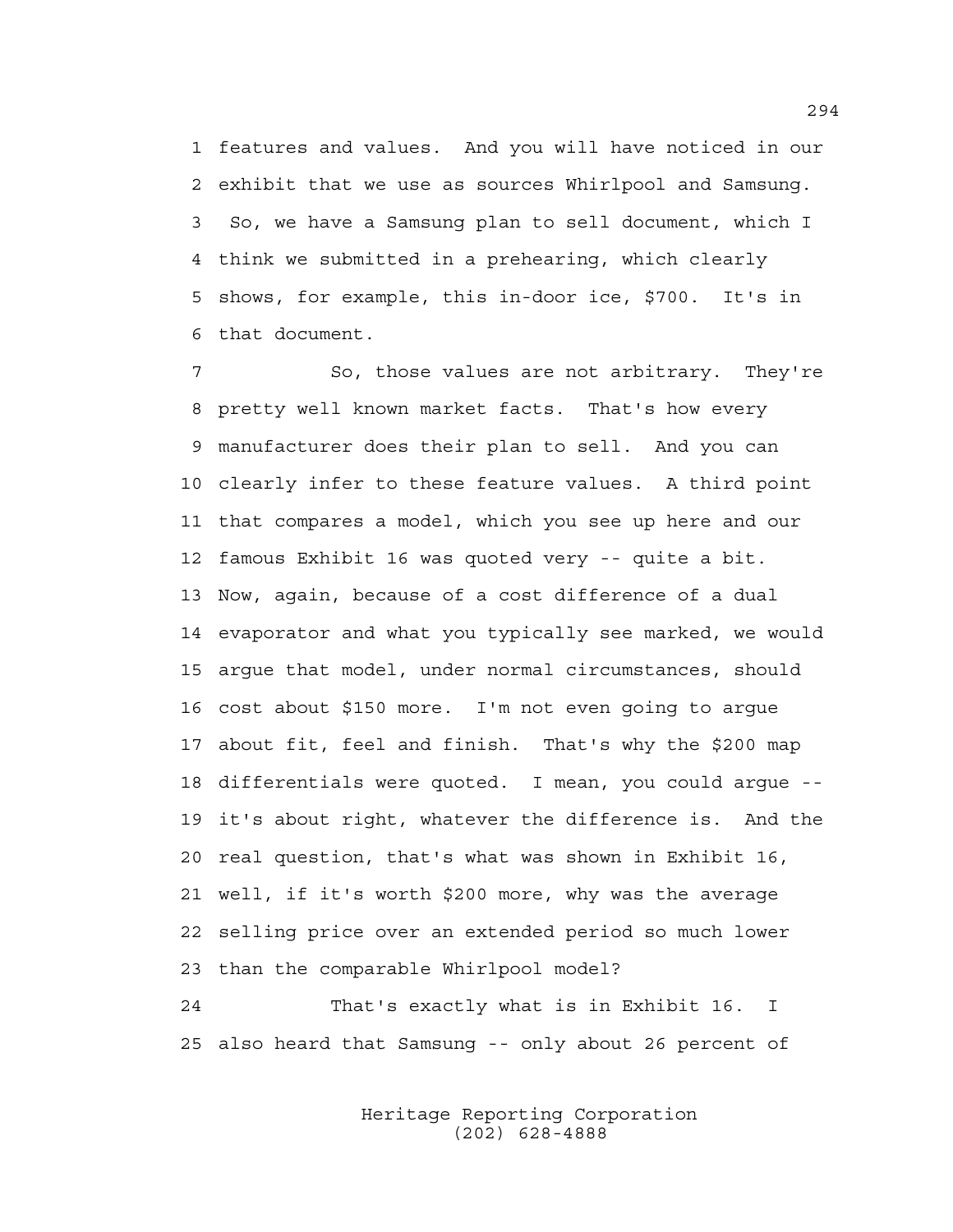1 features and values. And you will have noticed in our
2 exhibit that we use as sources Whirlpool and Samsung.
3 So, we have a Samsung plan to sell document, which I
4 think we submitted in a prehearing, which clearly
5 shows, for example, this in-door ice, $700. It's in
6 that document.

7 So, those values are not arbitrary. They're
8 pretty well known market facts. That's how every
9 manufacturer does their plan to sell. And you can
10 clearly infer to these feature values. A third point
11 that compares a model, which you see up here and our
12 famous Exhibit 16 was quoted very -- quite a bit.
13 Now, again, because of a cost difference of a dual
14 evaporator and what you typically see marked, we would
15 argue that model, under normal circumstances, should
16 cost about $150 more. I'm not even going to argue
17 about fit, feel and finish. That's why the $200 map
18 differentials were quoted. I mean, you could argue --
19 it's about right, whatever the difference is. And the
20 real question, that's what was shown in Exhibit 16,
21 well, if it's worth $200 more, why was the average
22 selling price over an extended period so much lower
23 than the comparable Whirlpool model?

24 That's exactly what is in Exhibit 16. I
25 also heard that Samsung -- only about 26 percent of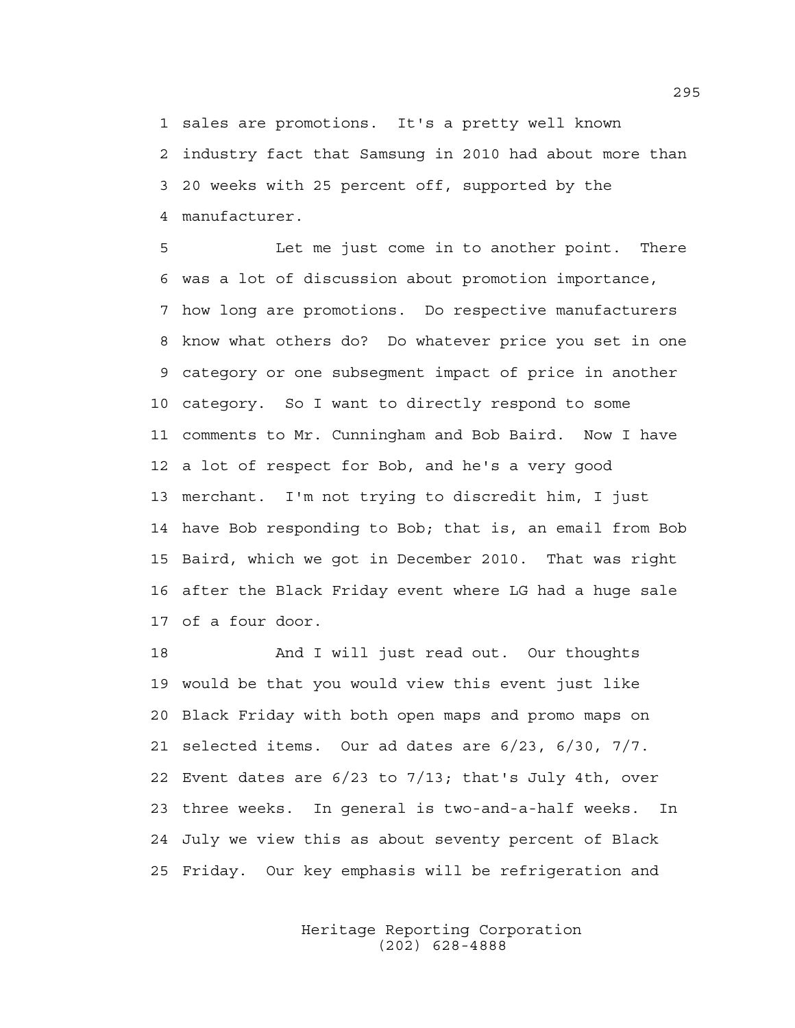1 sales are promotions. It's a pretty well known
2 industry fact that Samsung in 2010 had about more than
3 20 weeks with 25 percent off, supported by the
4 manufacturer.

5 Let me just come in to another point. There
6 was a lot of discussion about promotion importance,
7 how long are promotions. Do respective manufacturers
8 know what others do? Do whatever price you set in one
9 category or one subsegment impact of price in another
10 category. So I want to directly respond to some
11 comments to Mr. Cunningham and Bob Baird. Now I have
12 a lot of respect for Bob, and he's a very good
13 merchant. I'm not trying to discredit him, I just
14 have Bob responding to Bob; that is, an email from Bob
15 Baird, which we got in December 2010. That was right
16 after the Black Friday event where LG had a huge sale
17 of a four door.

18 And I will just read out. Our thoughts
19 would be that you would view this event just like
20 Black Friday with both open maps and promo maps on
21 selected items. Our ad dates are 6/23, 6/30, 7/7.
22 Event dates are 6/23 to 7/13; that's July 4th, over
23 three weeks. In general is two-and-a-half weeks. In
24 July we view this as about seventy percent of Black
25 Friday. Our key emphasis will be refrigeration and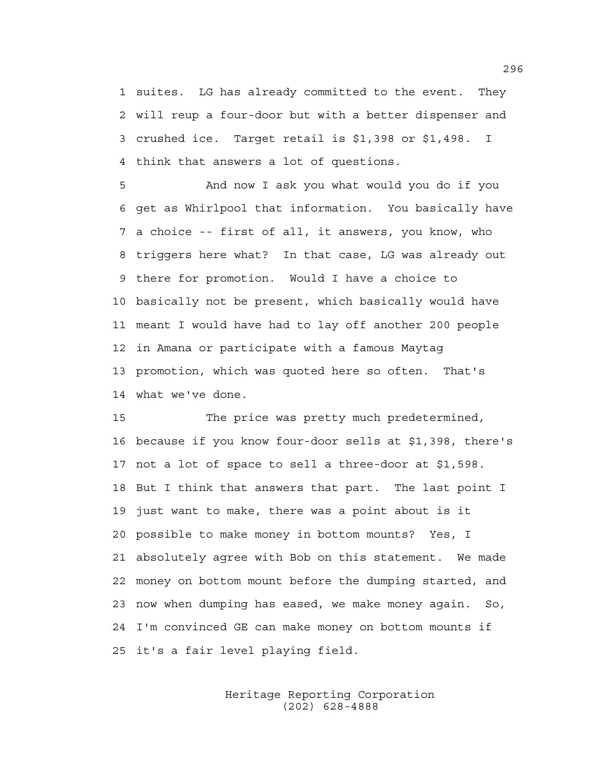suites. LG has already committed to the event. They will reup a four-door but with a better dispenser and crushed ice. Target retail is $1,398 or $1,498. I think that answers a lot of questions.

And now I ask you what would you do if you get as Whirlpool that information. You basically have a choice -- first of all, it answers, you know, who triggers here what? In that case, LG was already out there for promotion. Would I have a choice to basically not be present, which basically would have meant I would have had to lay off another 200 people in Amana or participate with a famous Maytag promotion, which was quoted here so often. That's what we've done.

The price was pretty much predetermined, because if you know four-door sells at $1,398, there's not a lot of space to sell a three-door at $1,598. But I think that answers that part. The last point I just want to make, there was a point about is it possible to make money in bottom mounts? Yes, I absolutely agree with Bob on this statement. We made money on bottom mount before the dumping started, and now when dumping has eased, we make money again. So, I'm convinced GE can make money on bottom mounts if it's a fair level playing field.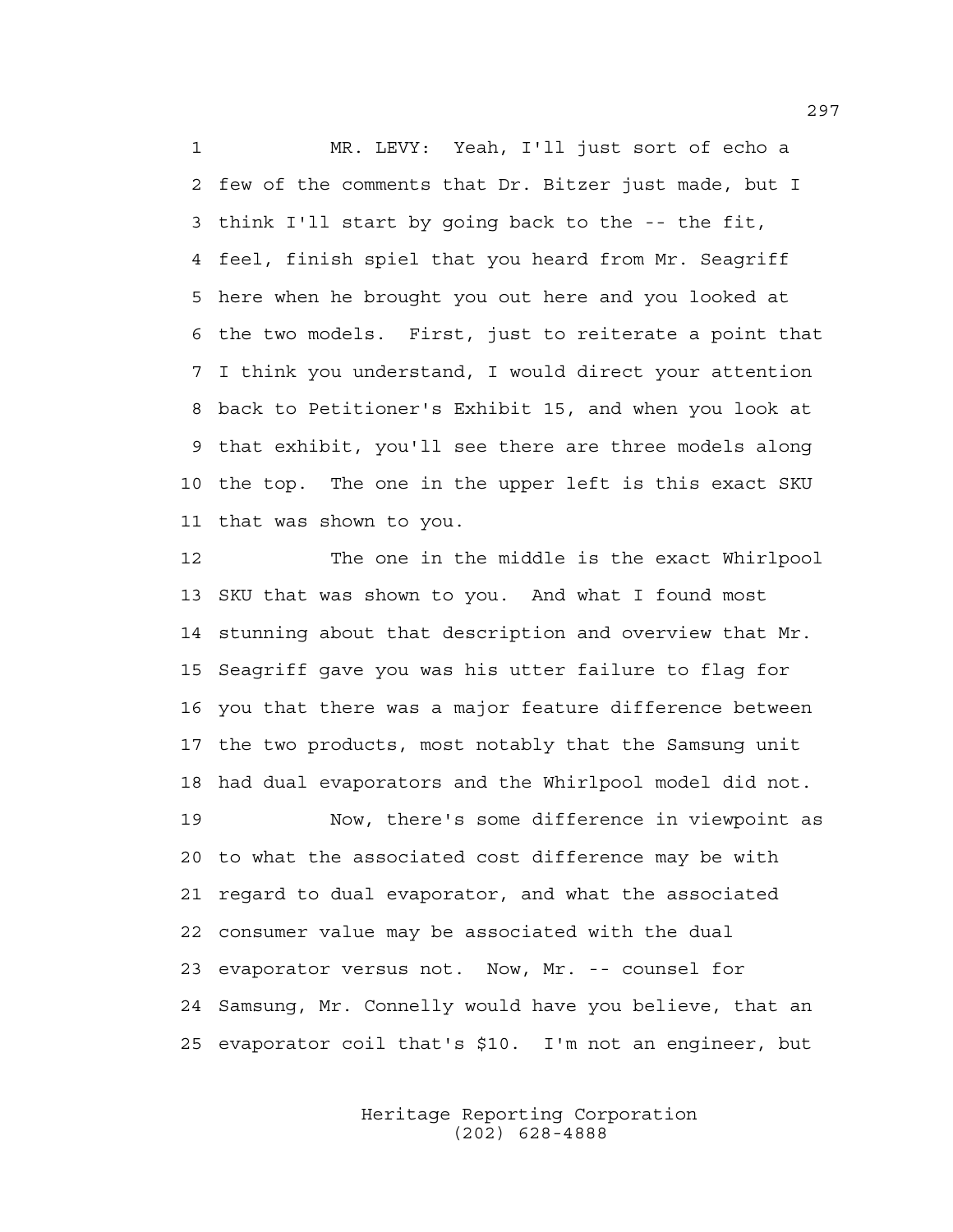MR. LEVY: Yeah, I'll just sort of echo a few of the comments that Dr. Bitzer just made, but I think I'll start by going back to the -- the fit, feel, finish spiel that you heard from Mr. Seagriff here when he brought you out here and you looked at the two models. First, just to reiterate a point that I think you understand, I would direct your attention back to Petitioner's Exhibit 15, and when you look at that exhibit, you'll see there are three models along the top. The one in the upper left is this exact SKU that was shown to you.

The one in the middle is the exact Whirlpool SKU that was shown to you. And what I found most stunning about that description and overview that Mr. Seagriff gave you was his utter failure to flag for you that there was a major feature difference between the two products, most notably that the Samsung unit had dual evaporators and the Whirlpool model did not.

Now, there's some difference in viewpoint as to what the associated cost difference may be with regard to dual evaporator, and what the associated consumer value may be associated with the dual evaporator versus not. Now, Mr. -- counsel for Samsung, Mr. Connelly would have you believe, that an evaporator coil that's $10. I'm not an engineer, but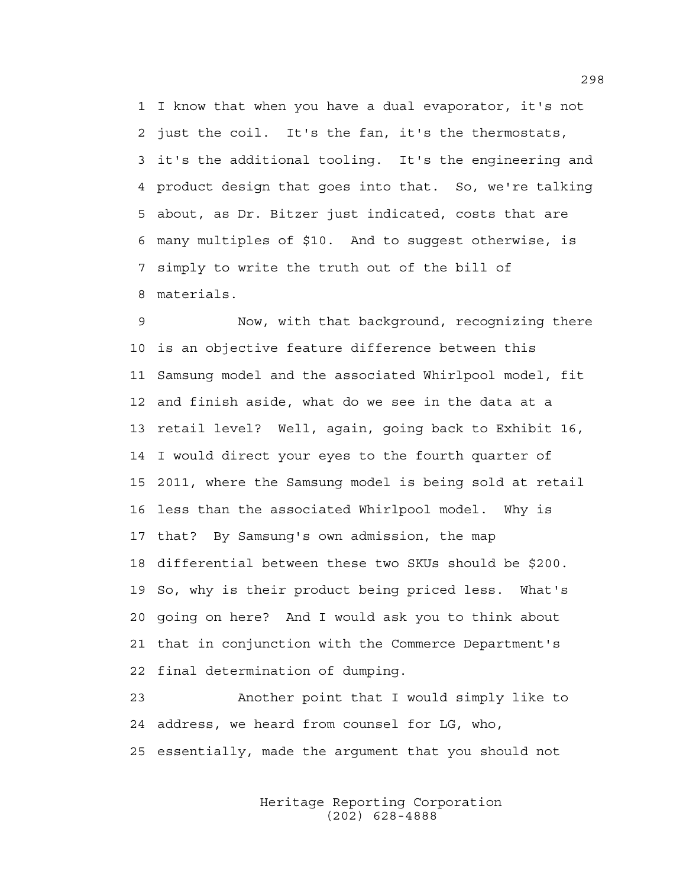1 I know that when you have a dual evaporator, it's not
2 just the coil. It's the fan, it's the thermostats,
3 it's the additional tooling. It's the engineering and
4 product design that goes into that. So, we're talking
5 about, as Dr. Bitzer just indicated, costs that are
6 many multiples of $10. And to suggest otherwise, is
7 simply to write the truth out of the bill of
8 materials.

9 Now, with that background, recognizing there
10 is an objective feature difference between this
11 Samsung model and the associated Whirlpool model, fit
12 and finish aside, what do we see in the data at a
13 retail level? Well, again, going back to Exhibit 16,
14 I would direct your eyes to the fourth quarter of
15 2011, where the Samsung model is being sold at retail
16 less than the associated Whirlpool model. Why is
17 that? By Samsung's own admission, the map
18 differential between these two SKUs should be $200.
19 So, why is their product being priced less. What's
20 going on here? And I would ask you to think about
21 that in conjunction with the Commerce Department's
22 final determination of dumping.

23 Another point that I would simply like to
24 address, we heard from counsel for LG, who,
25 essentially, made the argument that you should not

Heritage Reporting Corporation
(202) 628-4888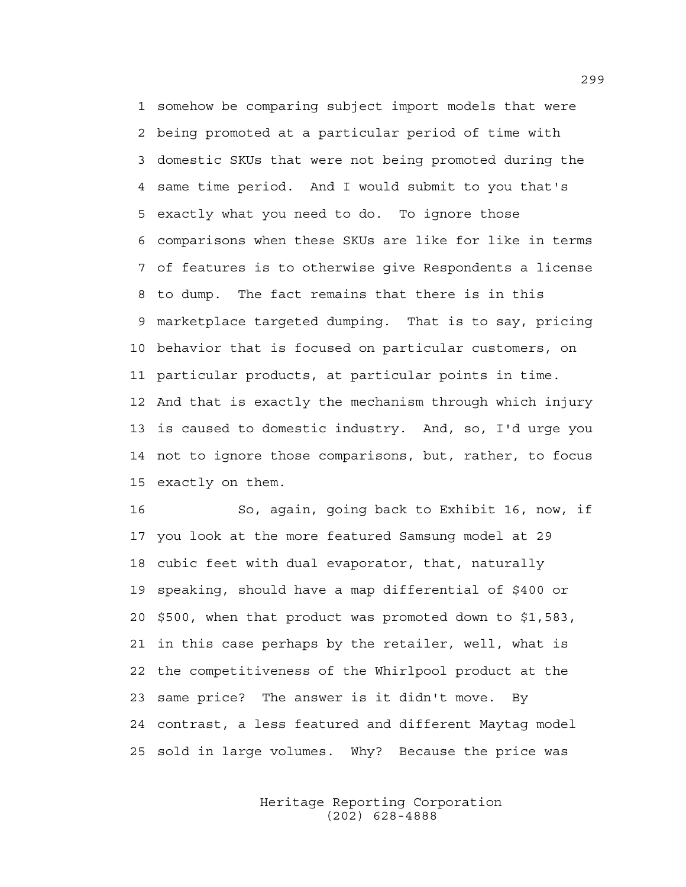somehow be comparing subject import models that were being promoted at a particular period of time with domestic SKUs that were not being promoted during the same time period. And I would submit to you that's exactly what you need to do. To ignore those comparisons when these SKUs are like for like in terms of features is to otherwise give Respondents a license to dump. The fact remains that there is in this marketplace targeted dumping. That is to say, pricing behavior that is focused on particular customers, on particular products, at particular points in time. And that is exactly the mechanism through which injury is caused to domestic industry. And, so, I'd urge you not to ignore those comparisons, but, rather, to focus exactly on them.

So, again, going back to Exhibit 16, now, if you look at the more featured Samsung model at 29 cubic feet with dual evaporator, that, naturally speaking, should have a map differential of $400 or $500, when that product was promoted down to $1,583, in this case perhaps by the retailer, well, what is the competitiveness of the Whirlpool product at the same price? The answer is it didn't move. By contrast, a less featured and different Maytag model sold in large volumes. Why? Because the price was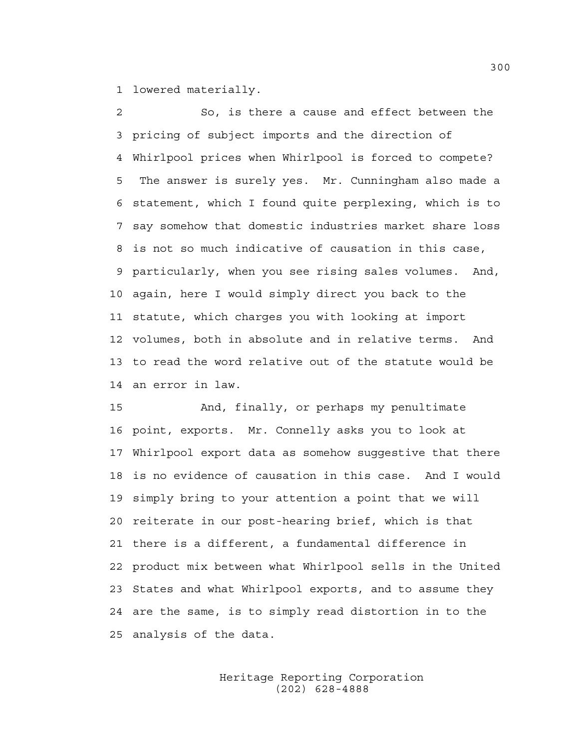lowered materially.

So, is there a cause and effect between the pricing of subject imports and the direction of Whirlpool prices when Whirlpool is forced to compete? The answer is surely yes. Mr. Cunningham also made a statement, which I found quite perplexing, which is to say somehow that domestic industries market share loss is not so much indicative of causation in this case, particularly, when you see rising sales volumes. And, again, here I would simply direct you back to the statute, which charges you with looking at import volumes, both in absolute and in relative terms. And to read the word relative out of the statute would be an error in law.

And, finally, or perhaps my penultimate point, exports. Mr. Connelly asks you to look at Whirlpool export data as somehow suggestive that there is no evidence of causation in this case. And I would simply bring to your attention a point that we will reiterate in our post-hearing brief, which is that there is a different, a fundamental difference in product mix between what Whirlpool sells in the United States and what Whirlpool exports, and to assume they are the same, is to simply read distortion in to the analysis of the data.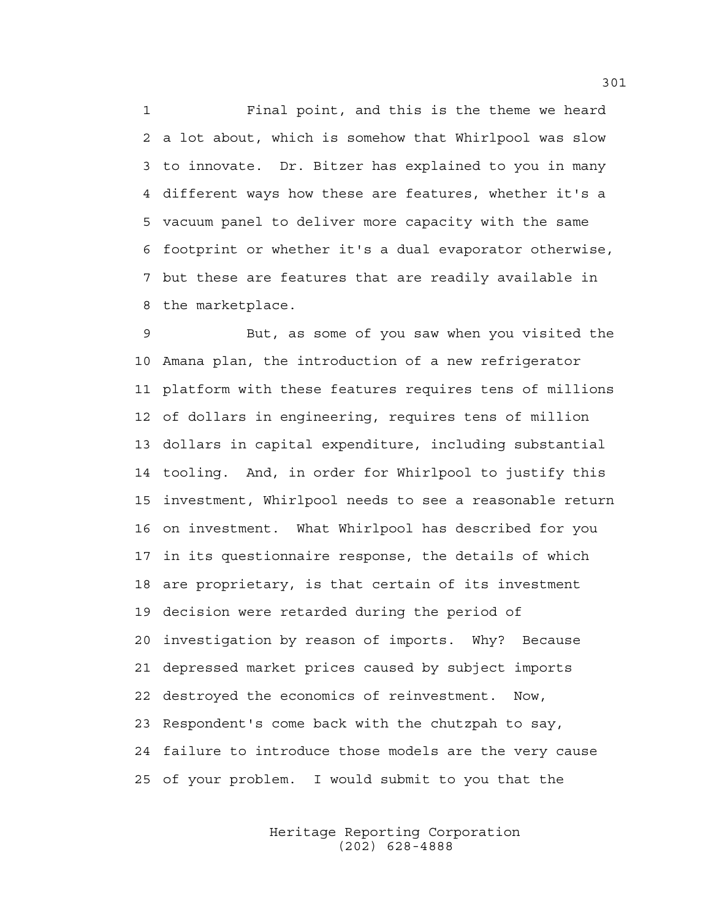Final point, and this is the theme we heard a lot about, which is somehow that Whirlpool was slow to innovate. Dr. Bitzer has explained to you in many different ways how these are features, whether it's a vacuum panel to deliver more capacity with the same footprint or whether it's a dual evaporator otherwise, but these are features that are readily available in the marketplace.

But, as some of you saw when you visited the Amana plan, the introduction of a new refrigerator platform with these features requires tens of millions of dollars in engineering, requires tens of million dollars in capital expenditure, including substantial tooling. And, in order for Whirlpool to justify this investment, Whirlpool needs to see a reasonable return on investment. What Whirlpool has described for you in its questionnaire response, the details of which are proprietary, is that certain of its investment decision were retarded during the period of investigation by reason of imports. Why? Because depressed market prices caused by subject imports destroyed the economics of reinvestment. Now, Respondent's come back with the chutzpah to say, failure to introduce those models are the very cause of your problem. I would submit to you that the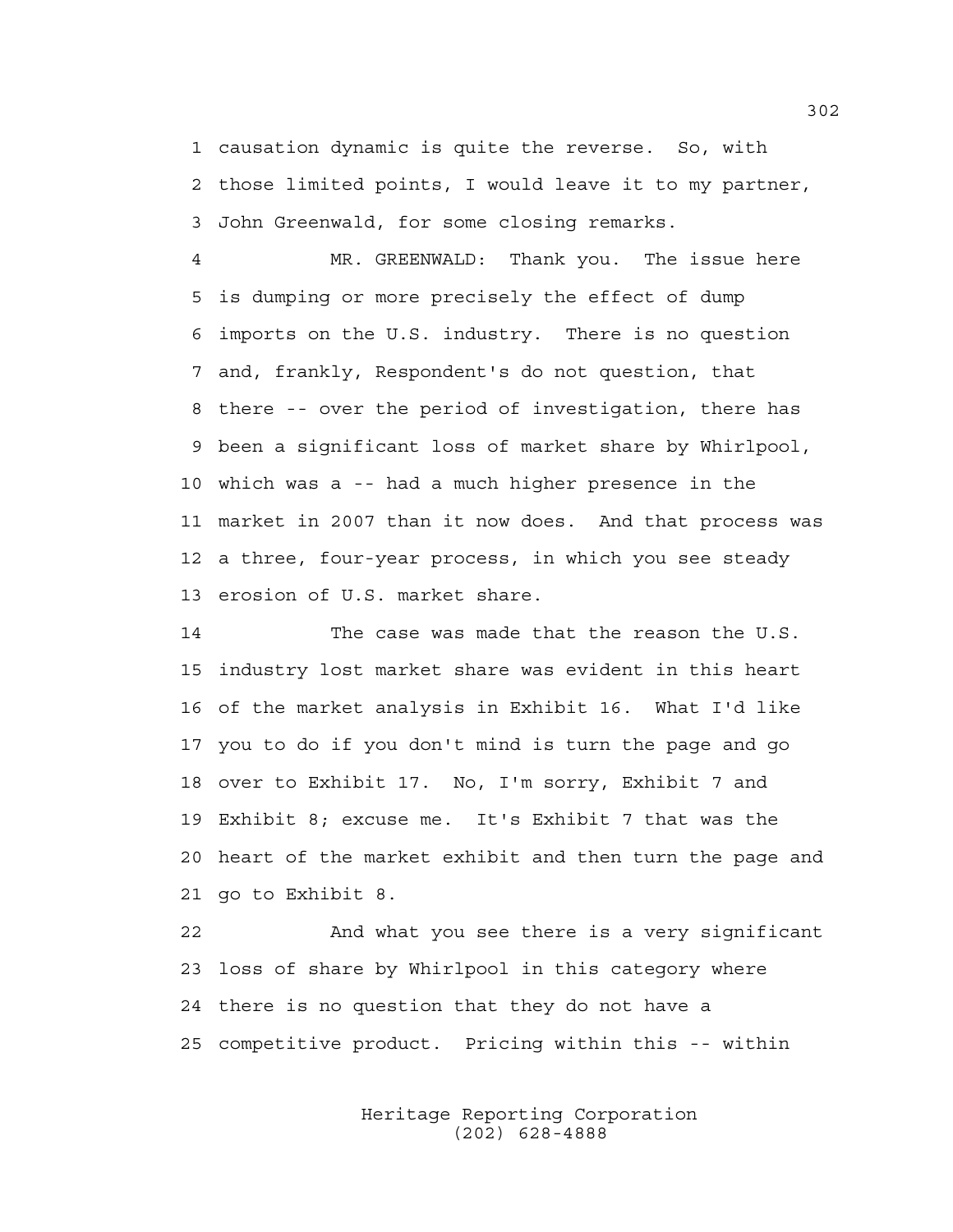1 causation dynamic is quite the reverse. So, with
2 those limited points, I would leave it to my partner,
3 John Greenwald, for some closing remarks.

4 MR. GREENWALD: Thank you. The issue here
5 is dumping or more precisely the effect of dump
6 imports on the U.S. industry. There is no question
7 and, frankly, Respondent's do not question, that
8 there -- over the period of investigation, there has
9 been a significant loss of market share by Whirlpool,
10 which was a -- had a much higher presence in the
11 market in 2007 than it now does. And that process was
12 a three, four-year process, in which you see steady
13 erosion of U.S. market share.

14 The case was made that the reason the U.S.
15 industry lost market share was evident in this heart
16 of the market analysis in Exhibit 16. What I'd like
17 you to do if you don't mind is turn the page and go
18 over to Exhibit 17. No, I'm sorry, Exhibit 7 and
19 Exhibit 8; excuse me. It's Exhibit 7 that was the
20 heart of the market exhibit and then turn the page and
21 go to Exhibit 8.

22 And what you see there is a very significant
23 loss of share by Whirlpool in this category where
24 there is no question that they do not have a
25 competitive product. Pricing within this -- within

Heritage Reporting Corporation
(202) 628-4888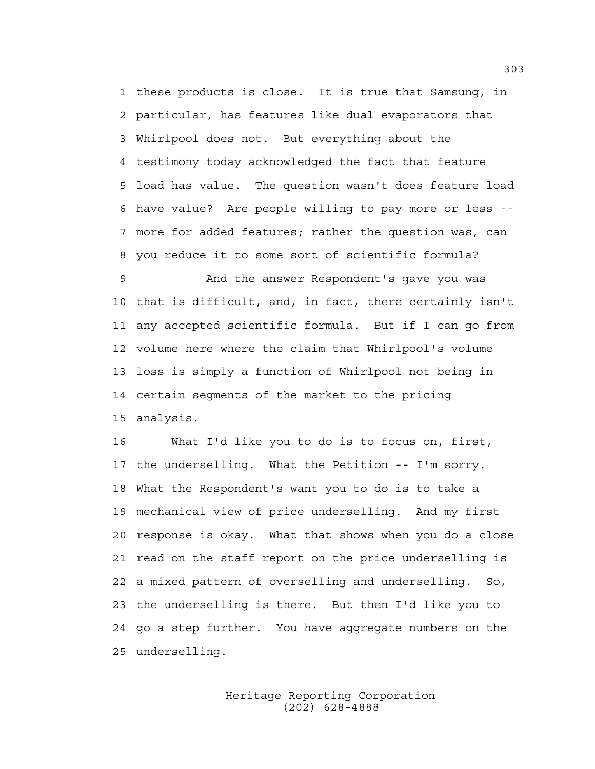these products is close. It is true that Samsung, in particular, has features like dual evaporators that Whirlpool does not. But everything about the testimony today acknowledged the fact that feature load has value. The question wasn't does feature load have value? Are people willing to pay more or less -- more for added features; rather the question was, can you reduce it to some sort of scientific formula?

And the answer Respondent's gave you was that is difficult, and, in fact, there certainly isn't any accepted scientific formula. But if I can go from volume here where the claim that Whirlpool's volume loss is simply a function of Whirlpool not being in certain segments of the market to the pricing analysis.

What I'd like you to do is to focus on, first, the underselling. What the Petition -- I'm sorry. What the Respondent's want you to do is to take a mechanical view of price underselling. And my first response is okay. What that shows when you do a close read on the staff report on the price underselling is a mixed pattern of overselling and underselling. So, the underselling is there. But then I'd like you to go a step further. You have aggregate numbers on the underselling.

Heritage Reporting Corporation
(202) 628-4888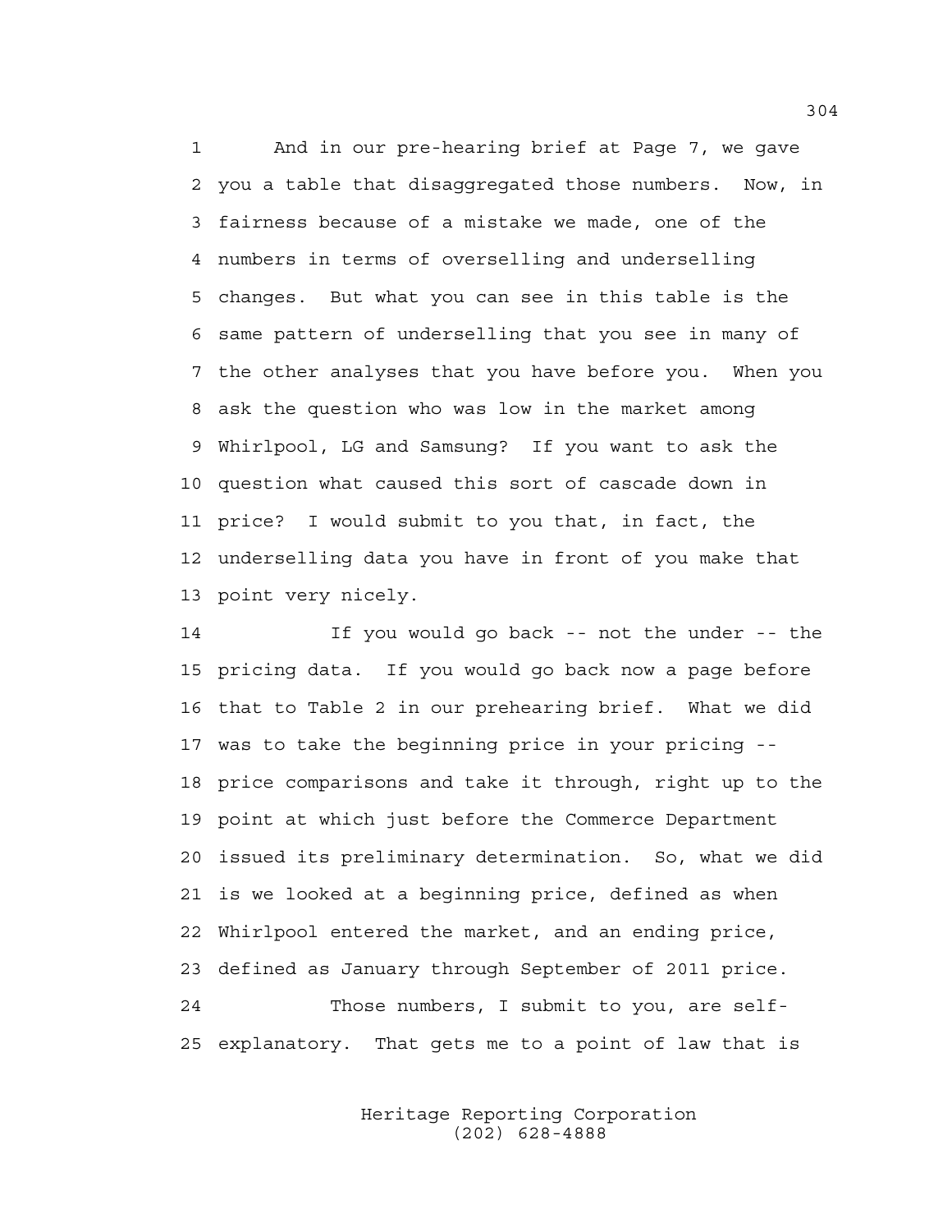And in our pre-hearing brief at Page 7, we gave you a table that disaggregated those numbers. Now, in fairness because of a mistake we made, one of the numbers in terms of overselling and underselling changes. But what you can see in this table is the same pattern of underselling that you see in many of the other analyses that you have before you. When you ask the question who was low in the market among Whirlpool, LG and Samsung? If you want to ask the question what caused this sort of cascade down in price? I would submit to you that, in fact, the underselling data you have in front of you make that point very nicely.

If you would go back -- not the under -- the pricing data. If you would go back now a page before that to Table 2 in our prehearing brief. What we did was to take the beginning price in your pricing -- price comparisons and take it through, right up to the point at which just before the Commerce Department issued its preliminary determination. So, what we did is we looked at a beginning price, defined as when Whirlpool entered the market, and an ending price, defined as January through September of 2011 price.

Those numbers, I submit to you, are self-explanatory. That gets me to a point of law that is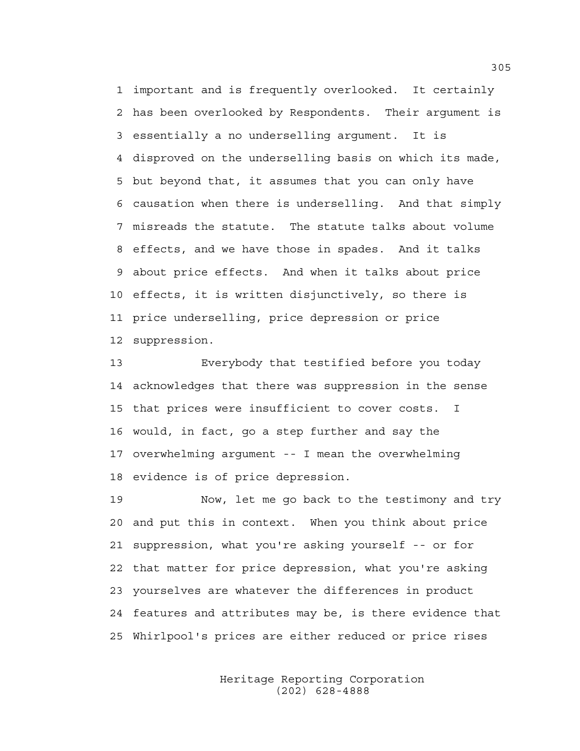important and is frequently overlooked. It certainly has been overlooked by Respondents. Their argument is essentially a no underselling argument. It is disproved on the underselling basis on which its made, but beyond that, it assumes that you can only have causation when there is underselling. And that simply misreads the statute. The statute talks about volume effects, and we have those in spades. And it talks about price effects. And when it talks about price effects, it is written disjunctively, so there is price underselling, price depression or price suppression.

Everybody that testified before you today acknowledges that there was suppression in the sense that prices were insufficient to cover costs. I would, in fact, go a step further and say the overwhelming argument -- I mean the overwhelming evidence is of price depression.

Now, let me go back to the testimony and try and put this in context. When you think about price suppression, what you're asking yourself -- or for that matter for price depression, what you're asking yourselves are whatever the differences in product features and attributes may be, is there evidence that Whirlpool's prices are either reduced or price rises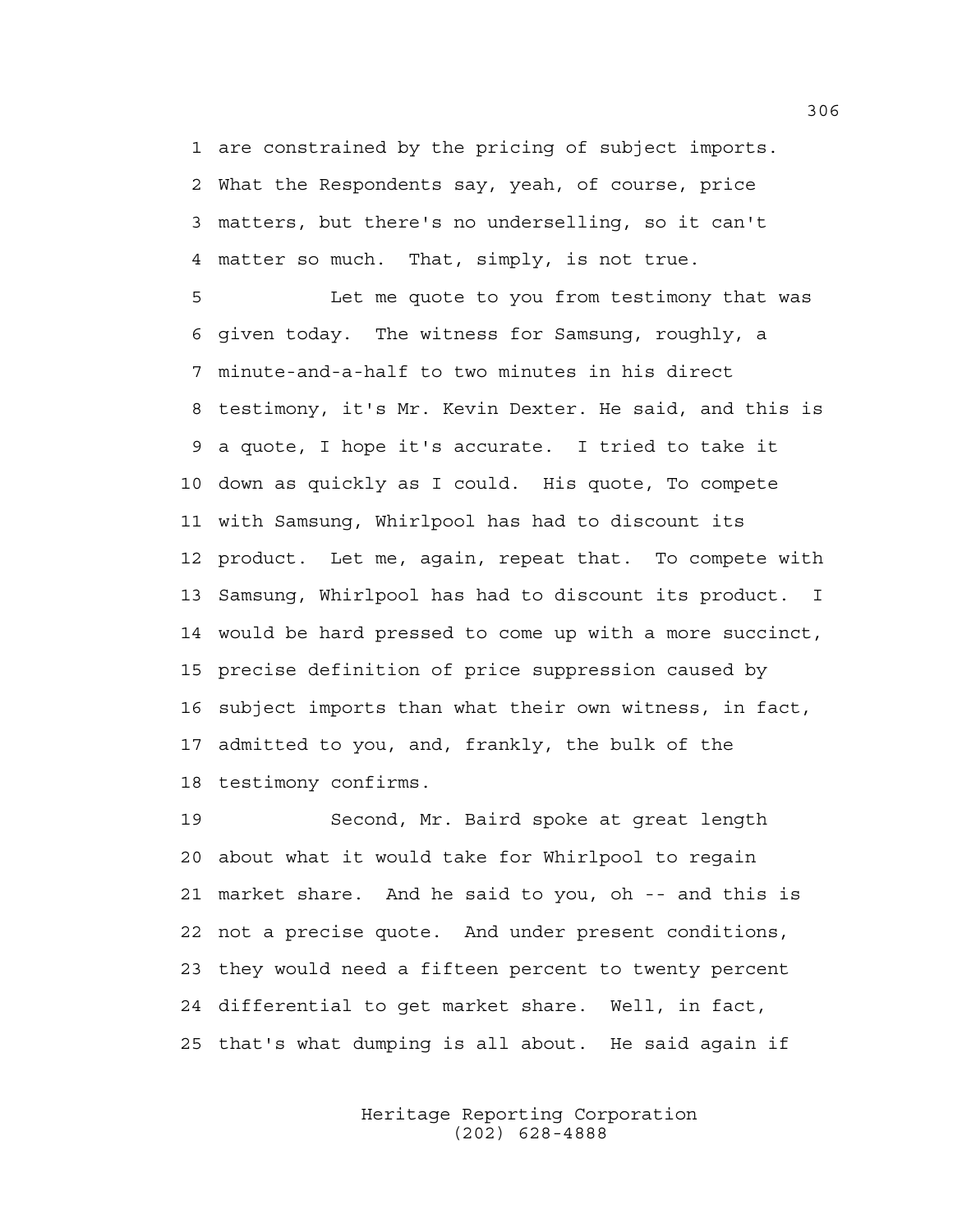are constrained by the pricing of subject imports. What the Respondents say, yeah, of course, price matters, but there's no underselling, so it can't matter so much. That, simply, is not true.

Let me quote to you from testimony that was given today. The witness for Samsung, roughly, a minute-and-a-half to two minutes in his direct testimony, it's Mr. Kevin Dexter. He said, and this is a quote, I hope it's accurate. I tried to take it down as quickly as I could. His quote, To compete with Samsung, Whirlpool has had to discount its product. Let me, again, repeat that. To compete with Samsung, Whirlpool has had to discount its product. I would be hard pressed to come up with a more succinct, precise definition of price suppression caused by subject imports than what their own witness, in fact, admitted to you, and, frankly, the bulk of the testimony confirms.

Second, Mr. Baird spoke at great length about what it would take for Whirlpool to regain market share. And he said to you, oh -- and this is not a precise quote. And under present conditions, they would need a fifteen percent to twenty percent differential to get market share. Well, in fact, that's what dumping is all about. He said again if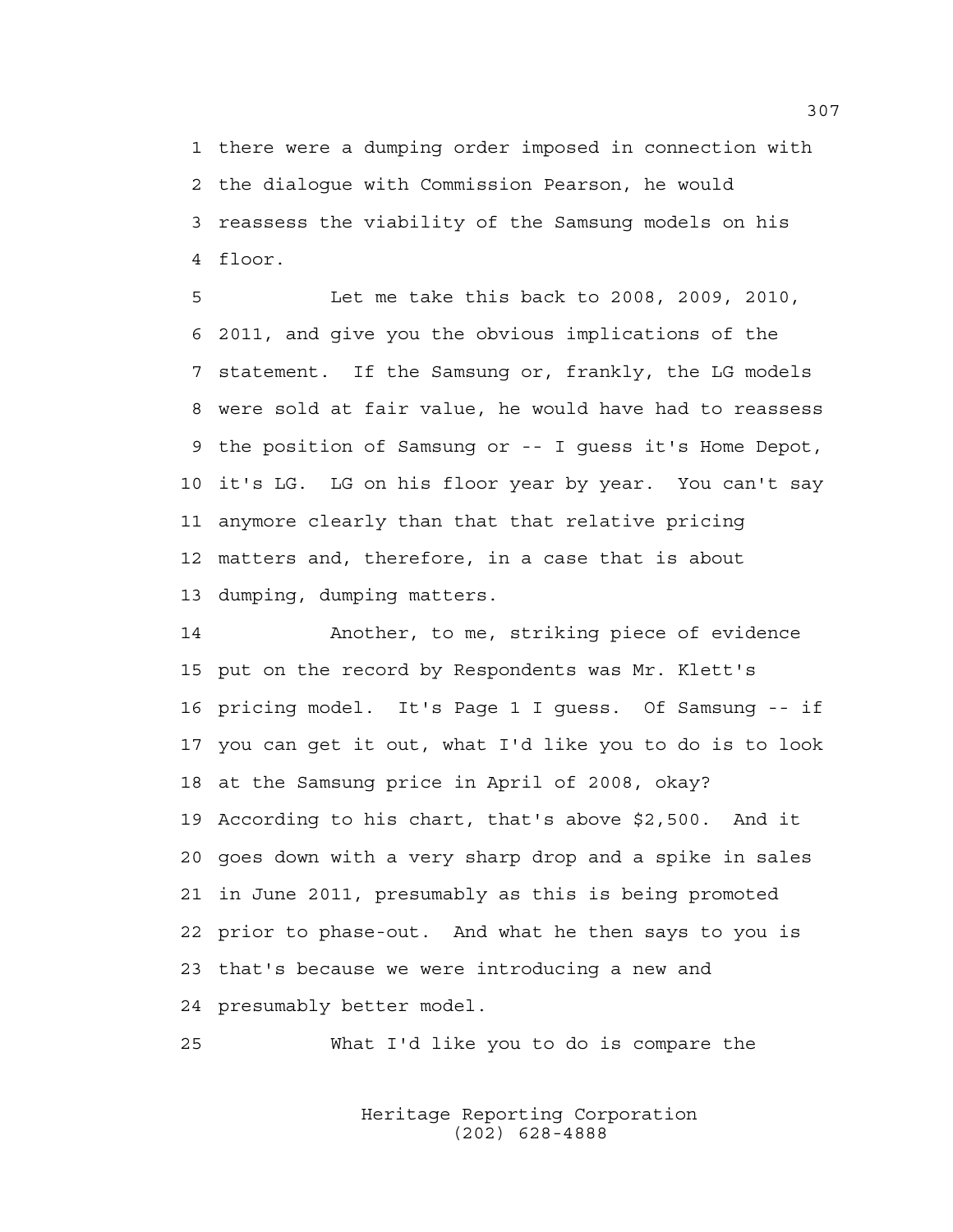there were a dumping order imposed in connection with the dialogue with Commission Pearson, he would reassess the viability of the Samsung models on his floor.

Let me take this back to 2008, 2009, 2010, 2011, and give you the obvious implications of the statement. If the Samsung or, frankly, the LG models were sold at fair value, he would have had to reassess the position of Samsung or -- I guess it's Home Depot, it's LG. LG on his floor year by year. You can't say anymore clearly than that that relative pricing matters and, therefore, in a case that is about dumping, dumping matters.

Another, to me, striking piece of evidence put on the record by Respondents was Mr. Klett's pricing model. It's Page 1 I guess. Of Samsung -- if you can get it out, what I'd like you to do is to look at the Samsung price in April of 2008, okay? According to his chart, that's above $2,500. And it goes down with a very sharp drop and a spike in sales in June 2011, presumably as this is being promoted prior to phase-out. And what he then says to you is that's because we were introducing a new and presumably better model.

What I'd like you to do is compare the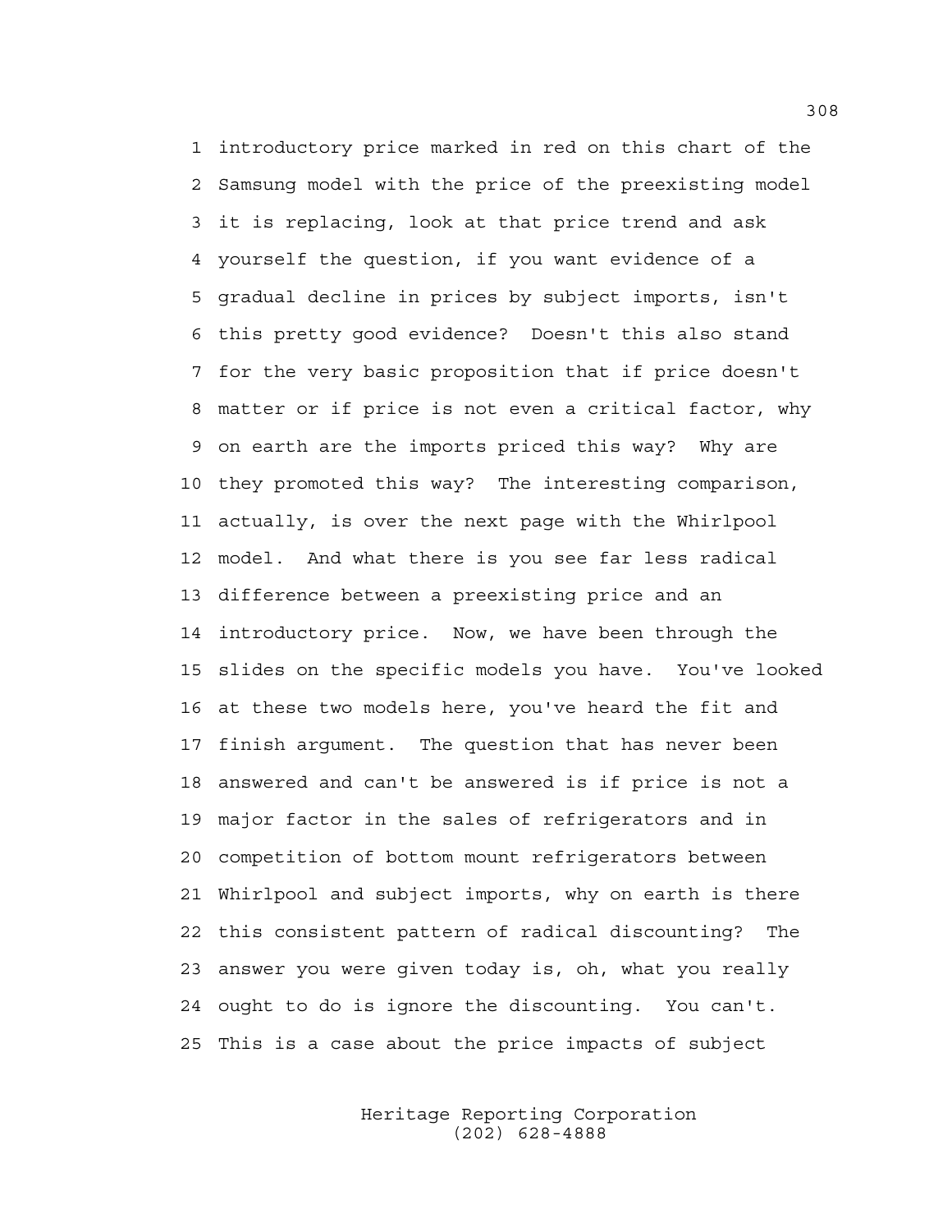1 introductory price marked in red on this chart of the
2 Samsung model with the price of the preexisting model
3 it is replacing, look at that price trend and ask
4 yourself the question, if you want evidence of a
5 gradual decline in prices by subject imports, isn't
6 this pretty good evidence? Doesn't this also stand
7 for the very basic proposition that if price doesn't
8 matter or if price is not even a critical factor, why
9 on earth are the imports priced this way? Why are
10 they promoted this way? The interesting comparison,
11 actually, is over the next page with the Whirlpool
12 model. And what there is you see far less radical
13 difference between a preexisting price and an
14 introductory price. Now, we have been through the
15 slides on the specific models you have. You've looked
16 at these two models here, you've heard the fit and
17 finish argument. The question that has never been
18 answered and can't be answered is if price is not a
19 major factor in the sales of refrigerators and in
20 competition of bottom mount refrigerators between
21 Whirlpool and subject imports, why on earth is there
22 this consistent pattern of radical discounting? The
23 answer you were given today is, oh, what you really
24 ought to do is ignore the discounting. You can't.
25 This is a case about the price impacts of subject

Heritage Reporting Corporation
(202) 628-4888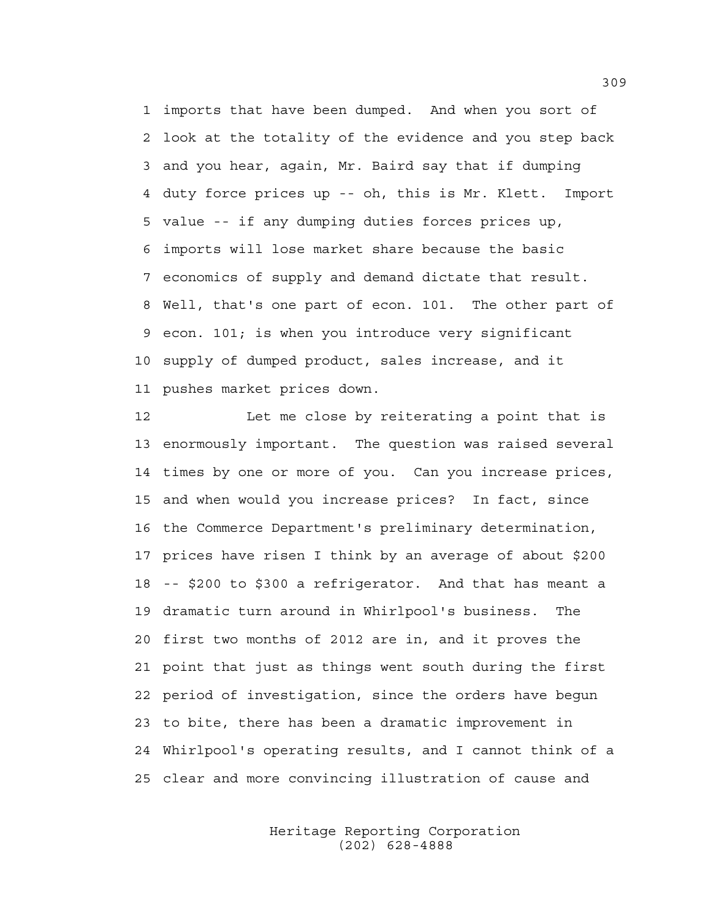imports that have been dumped. And when you sort of look at the totality of the evidence and you step back and you hear, again, Mr. Baird say that if dumping duty force prices up -- oh, this is Mr. Klett. Import value -- if any dumping duties forces prices up, imports will lose market share because the basic economics of supply and demand dictate that result. Well, that's one part of econ. 101. The other part of econ. 101; is when you introduce very significant supply of dumped product, sales increase, and it pushes market prices down.

Let me close by reiterating a point that is enormously important. The question was raised several times by one or more of you. Can you increase prices, and when would you increase prices? In fact, since the Commerce Department's preliminary determination, prices have risen I think by an average of about $200 -- $200 to $300 a refrigerator. And that has meant a dramatic turn around in Whirlpool's business. The first two months of 2012 are in, and it proves the point that just as things went south during the first period of investigation, since the orders have begun to bite, there has been a dramatic improvement in Whirlpool's operating results, and I cannot think of a clear and more convincing illustration of cause and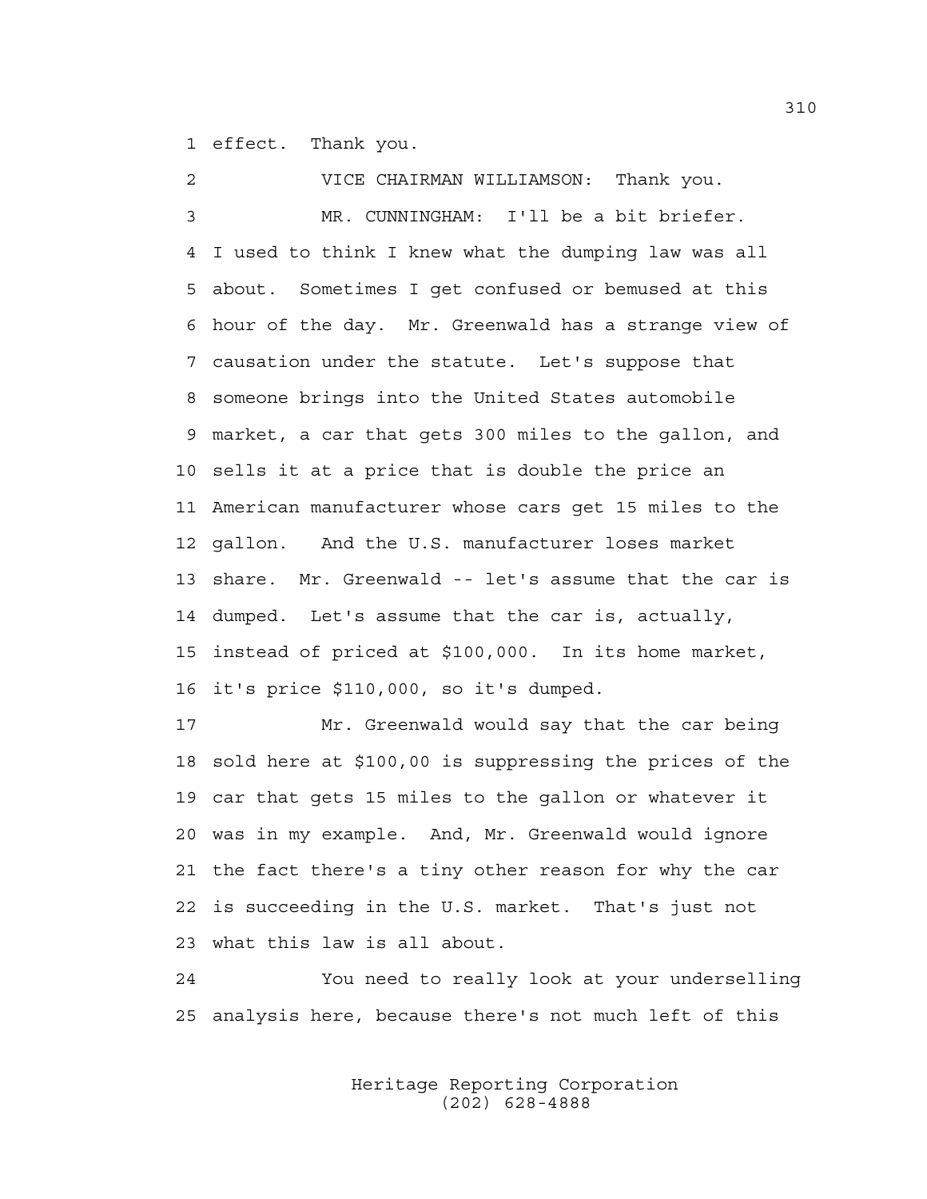effect. Thank you.

VICE CHAIRMAN WILLIAMSON: Thank you.

MR. CUNNINGHAM: I'll be a bit briefer. I used to think I knew what the dumping law was all about. Sometimes I get confused or bemused at this hour of the day. Mr. Greenwald has a strange view of causation under the statute. Let's suppose that someone brings into the United States automobile market, a car that gets 300 miles to the gallon, and sells it at a price that is double the price an American manufacturer whose cars get 15 miles to the gallon. And the U.S. manufacturer loses market share. Mr. Greenwald -- let's assume that the car is dumped. Let's assume that the car is, actually, instead of priced at $100,000. In its home market, it's price $110,000, so it's dumped.

Mr. Greenwald would say that the car being sold here at $100,00 is suppressing the prices of the car that gets 15 miles to the gallon or whatever it was in my example. And, Mr. Greenwald would ignore the fact there's a tiny other reason for why the car is succeeding in the U.S. market. That's just not what this law is all about.

You need to really look at your underselling analysis here, because there's not much left of this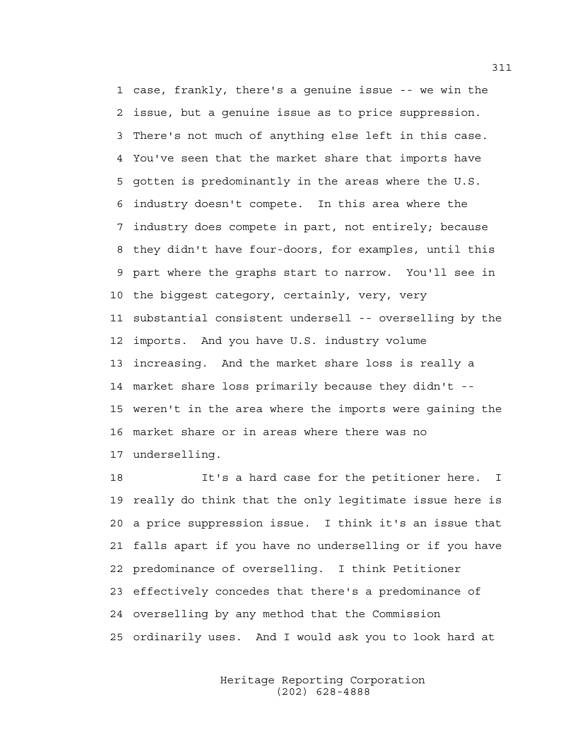case, frankly, there's a genuine issue -- we win the issue, but a genuine issue as to price suppression. There's not much of anything else left in this case. You've seen that the market share that imports have gotten is predominantly in the areas where the U.S. industry doesn't compete. In this area where the industry does compete in part, not entirely; because they didn't have four-doors, for examples, until this part where the graphs start to narrow. You'll see in the biggest category, certainly, very, very substantial consistent undersell -- overselling by the imports. And you have U.S. industry volume increasing. And the market share loss is really a market share loss primarily because they didn't -- weren't in the area where the imports were gaining the market share or in areas where there was no underselling.

It's a hard case for the petitioner here. I really do think that the only legitimate issue here is a price suppression issue. I think it's an issue that falls apart if you have no underselling or if you have predominance of overselling. I think Petitioner effectively concedes that there's a predominance of overselling by any method that the Commission ordinarily uses. And I would ask you to look hard at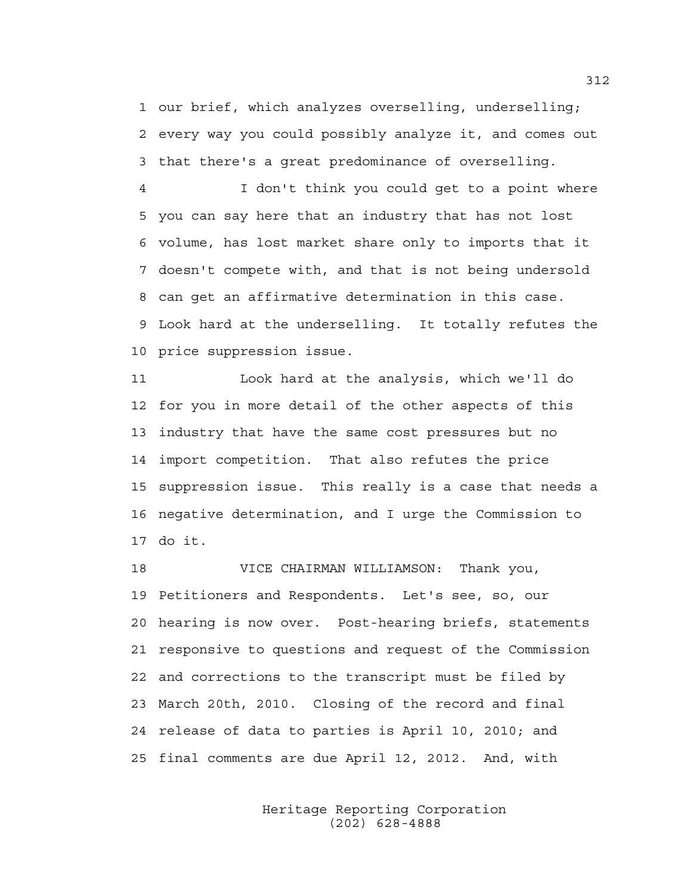1 our brief, which analyzes overselling, underselling;
2 every way you could possibly analyze it, and comes out
3 that there's a great predominance of overselling.

4 I don't think you could get to a point where
5 you can say here that an industry that has not lost
6 volume, has lost market share only to imports that it
7 doesn't compete with, and that is not being undersold
8 can get an affirmative determination in this case.
9 Look hard at the underselling. It totally refutes the
10 price suppression issue.

11 Look hard at the analysis, which we'll do
12 for you in more detail of the other aspects of this
13 industry that have the same cost pressures but no
14 import competition. That also refutes the price
15 suppression issue. This really is a case that needs a
16 negative determination, and I urge the Commission to
17 do it.

18 VICE CHAIRMAN WILLIAMSON: Thank you,
19 Petitioners and Respondents. Let's see, so, our
20 hearing is now over. Post-hearing briefs, statements
21 responsive to questions and request of the Commission
22 and corrections to the transcript must be filed by
23 March 20th, 2010. Closing of the record and final
24 release of data to parties is April 10, 2010; and
25 final comments are due April 12, 2012. And, with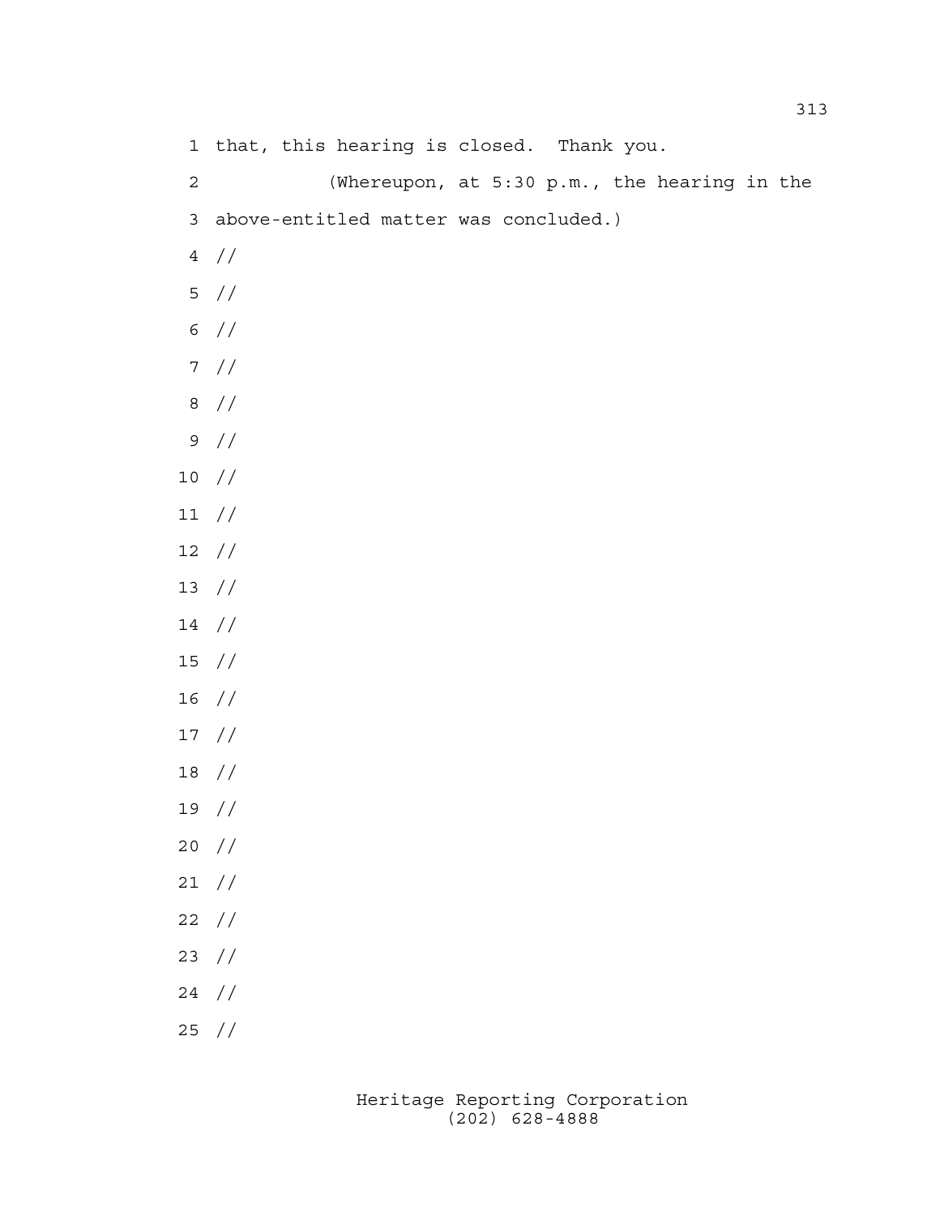that, this hearing is closed. Thank you.

(Whereupon, at 5:30 p.m., the hearing in the above-entitled matter was concluded.)

//

//

//

//

//

//

//

//

//

//

//

//

//

//

//

//

//

//

//

//

//

//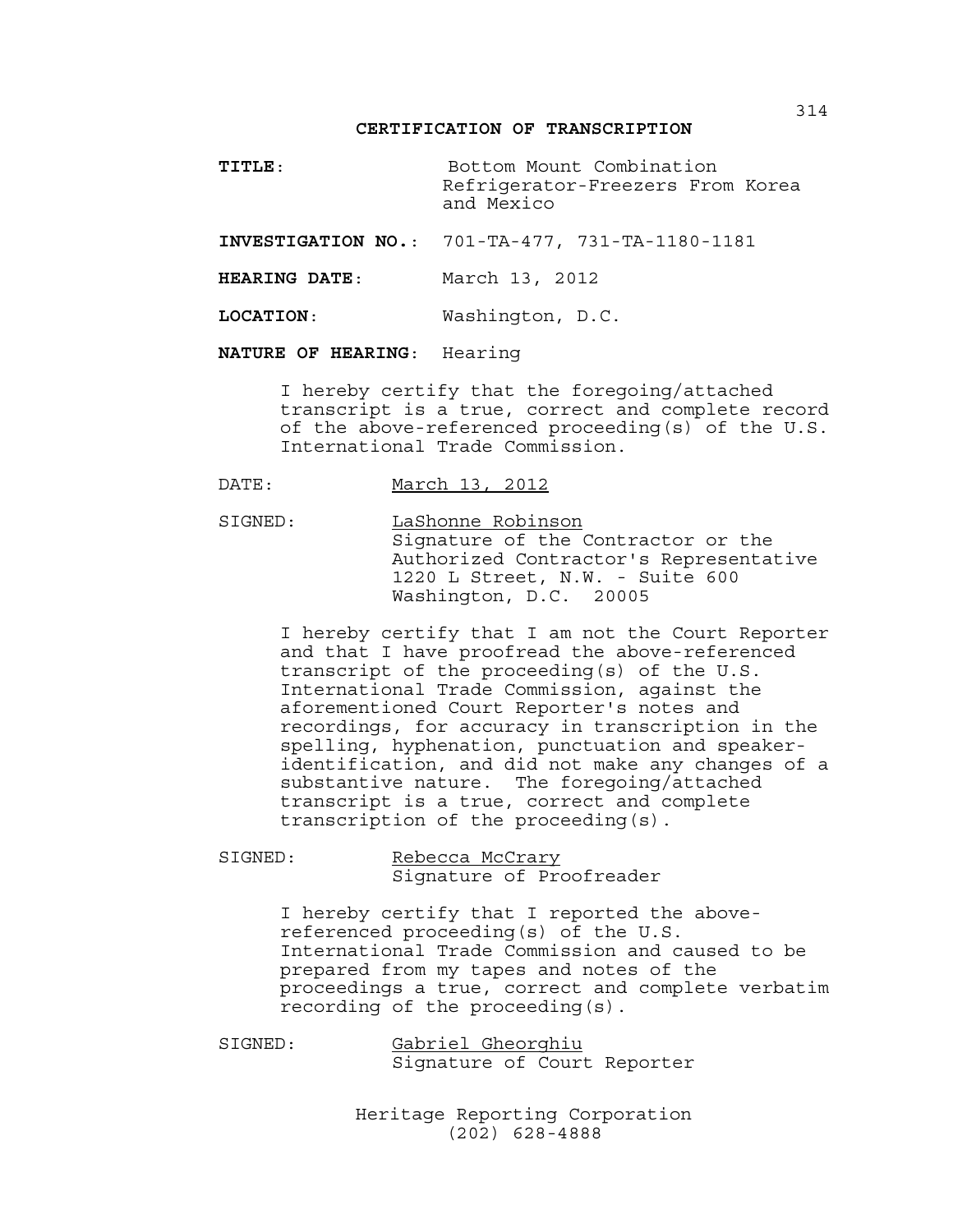## CERTIFICATION OF TRANSCRIPTION

**TITLE**: Bottom Mount Combination Refrigerator-Freezers From Korea and Mexico

**INVESTIGATION NO.**: 701-TA-477, 731-TA-1180-1181

**HEARING DATE**: March 13, 2012

**LOCATION**: Washington, D.C.

**NATURE OF HEARING**: Hearing

I hereby certify that the foregoing/attached transcript is a true, correct and complete record of the above-referenced proceeding(s) of the U.S. International Trade Commission.

DATE: March 13, 2012

SIGNED: LaShonne Robinson
Signature of the Contractor or the Authorized Contractor's Representative
1220 L Street, N.W. - Suite 600
Washington, D.C. 20005

I hereby certify that I am not the Court Reporter and that I have proofread the above-referenced transcript of the proceeding(s) of the U.S. International Trade Commission, against the aforementioned Court Reporter's notes and recordings, for accuracy in transcription in the spelling, hyphenation, punctuation and speaker-identification, and did not make any changes of a substantive nature. The foregoing/attached transcript is a true, correct and complete transcription of the proceeding(s).

SIGNED: Rebecca McCrary
Signature of Proofreader

I hereby certify that I reported the above-referenced proceeding(s) of the U.S. International Trade Commission and caused to be prepared from my tapes and notes of the proceedings a true, correct and complete verbatim recording of the proceeding(s).

SIGNED: Gabriel Gheorghiu
Signature of Court Reporter